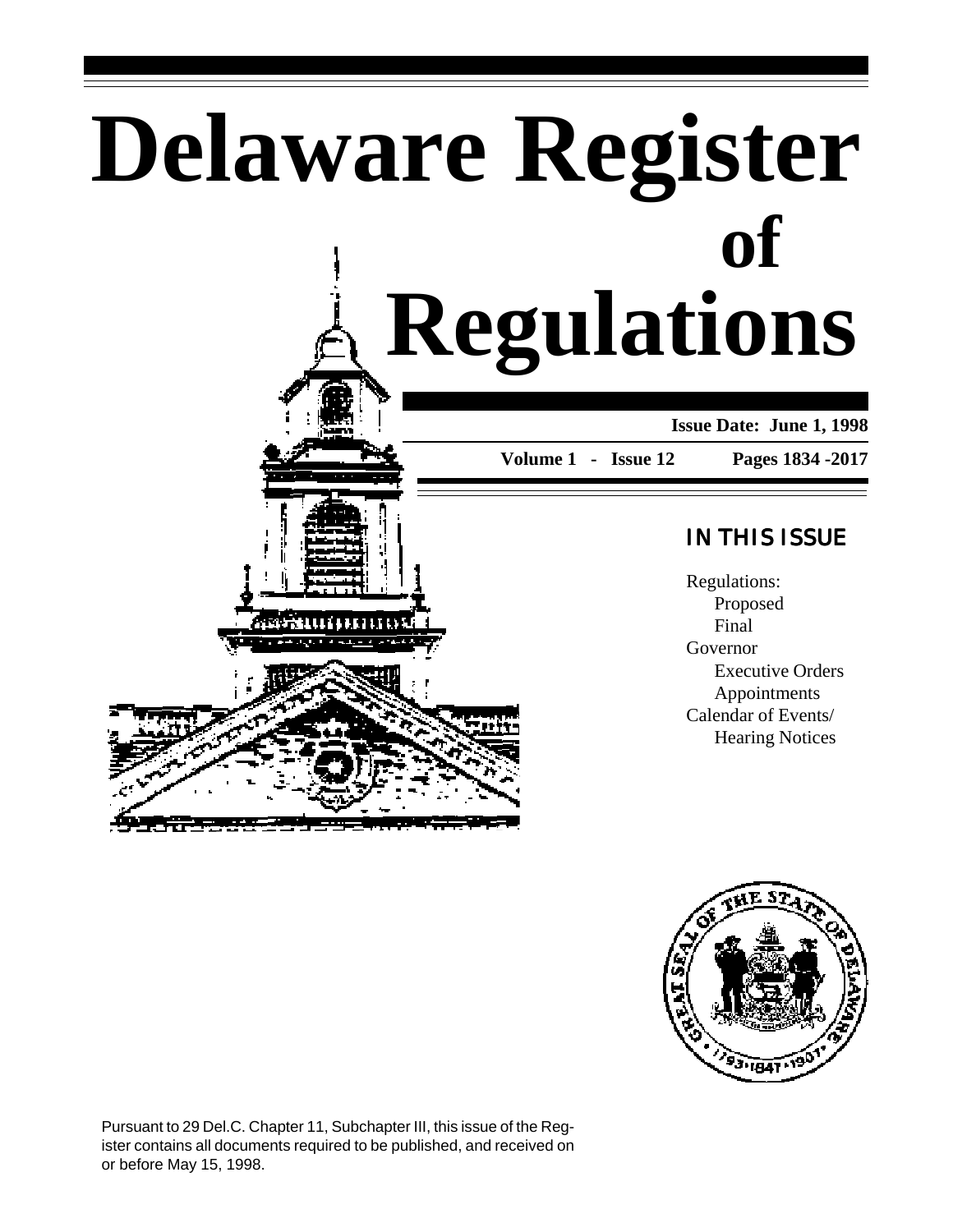# Delaware Register of Regulations

**Issue Date: June 1, 1998**

**Volume 1 - Issue 12** **Pages 1834 -2017**

## IN THIS ISSUE

Regulations:
- Proposed
- Final

Governor
- Executive Orders
- Appointments

Calendar of Events/
- Hearing Notices

Pursuant to 29 Del.C. Chapter 11, Subchapter III, this issue of the Register contains all documents required to be published, and received on or before May 15, 1998.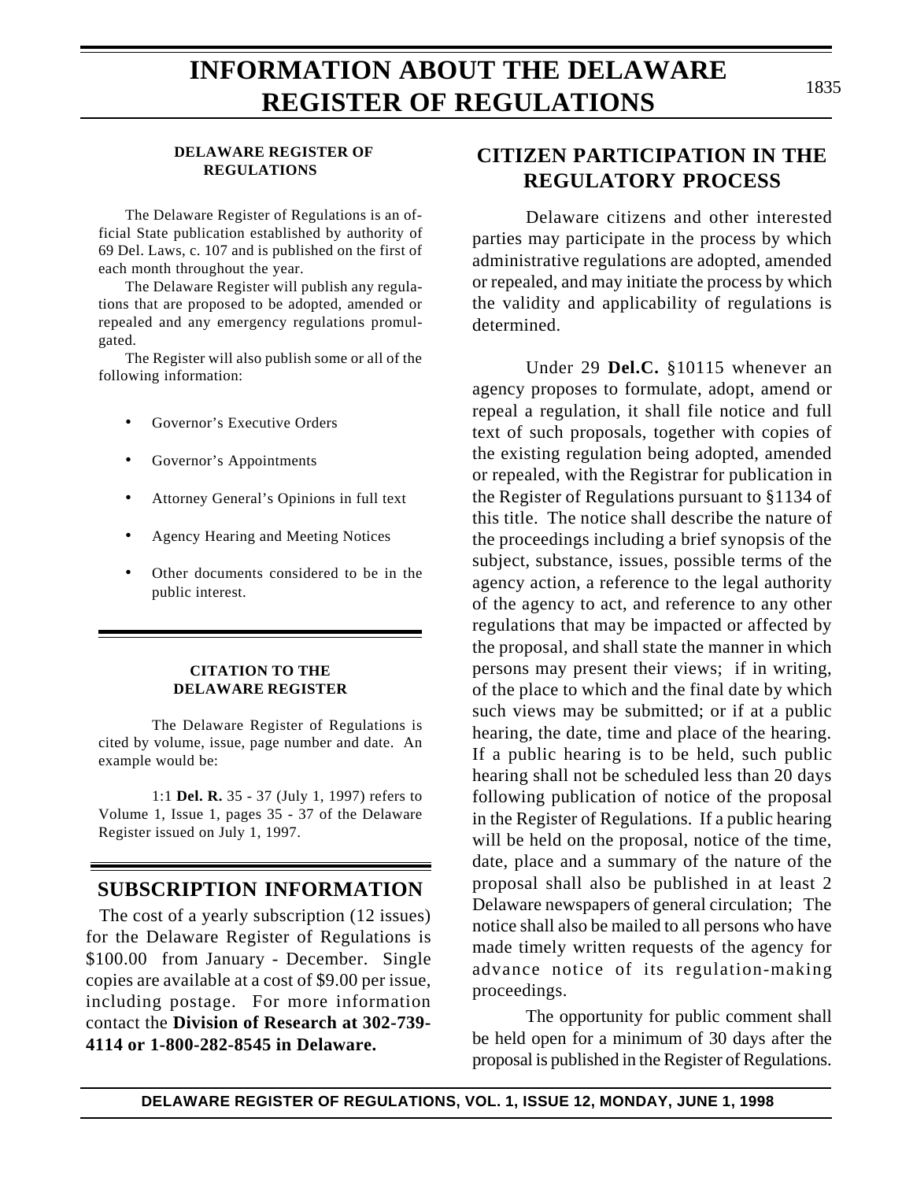# INFORMATION ABOUT THE DELAWARE REGISTER OF REGULATIONS

### DELAWARE REGISTER OF REGULATIONS

The Delaware Register of Regulations is an official State publication established by authority of 69 Del. Laws, c. 107 and is published on the first of each month throughout the year.

The Delaware Register will publish any regulations that are proposed to be adopted, amended or repealed and any emergency regulations promulgated.

The Register will also publish some or all of the following information:

- Governor's Executive Orders
- Governor's Appointments
- Attorney General's Opinions in full text
- Agency Hearing and Meeting Notices
- Other documents considered to be in the public interest.

### CITATION TO THE DELAWARE REGISTER

The Delaware Register of Regulations is cited by volume, issue, page number and date. An example would be:

1:1 **Del. R.** 35 - 37 (July 1, 1997) refers to Volume 1, Issue 1, pages 35 - 37 of the Delaware Register issued on July 1, 1997.

## SUBSCRIPTION INFORMATION

The cost of a yearly subscription (12 issues) for the Delaware Register of Regulations is $100.00 from January - December. Single copies are available at a cost of $9.00 per issue, including postage. For more information contact the **Division of Research at 302-739-4114 or 1-800-282-8545 in Delaware.**

## CITIZEN PARTICIPATION IN THE REGULATORY PROCESS

Delaware citizens and other interested parties may participate in the process by which administrative regulations are adopted, amended or repealed, and may initiate the process by which the validity and applicability of regulations is determined.

Under 29 **Del.C.** §10115 whenever an agency proposes to formulate, adopt, amend or repeal a regulation, it shall file notice and full text of such proposals, together with copies of the existing regulation being adopted, amended or repealed, with the Registrar for publication in the Register of Regulations pursuant to §1134 of this title. The notice shall describe the nature of the proceedings including a brief synopsis of the subject, substance, issues, possible terms of the agency action, a reference to the legal authority of the agency to act, and reference to any other regulations that may be impacted or affected by the proposal, and shall state the manner in which persons may present their views; if in writing, of the place to which and the final date by which such views may be submitted; or if at a public hearing, the date, time and place of the hearing. If a public hearing is to be held, such public hearing shall not be scheduled less than 20 days following publication of notice of the proposal in the Register of Regulations. If a public hearing will be held on the proposal, notice of the time, date, place and a summary of the nature of the proposal shall also be published in at least 2 Delaware newspapers of general circulation; The notice shall also be mailed to all persons who have made timely written requests of the agency for advance notice of its regulation-making proceedings.

The opportunity for public comment shall be held open for a minimum of 30 days after the proposal is published in the Register of Regulations.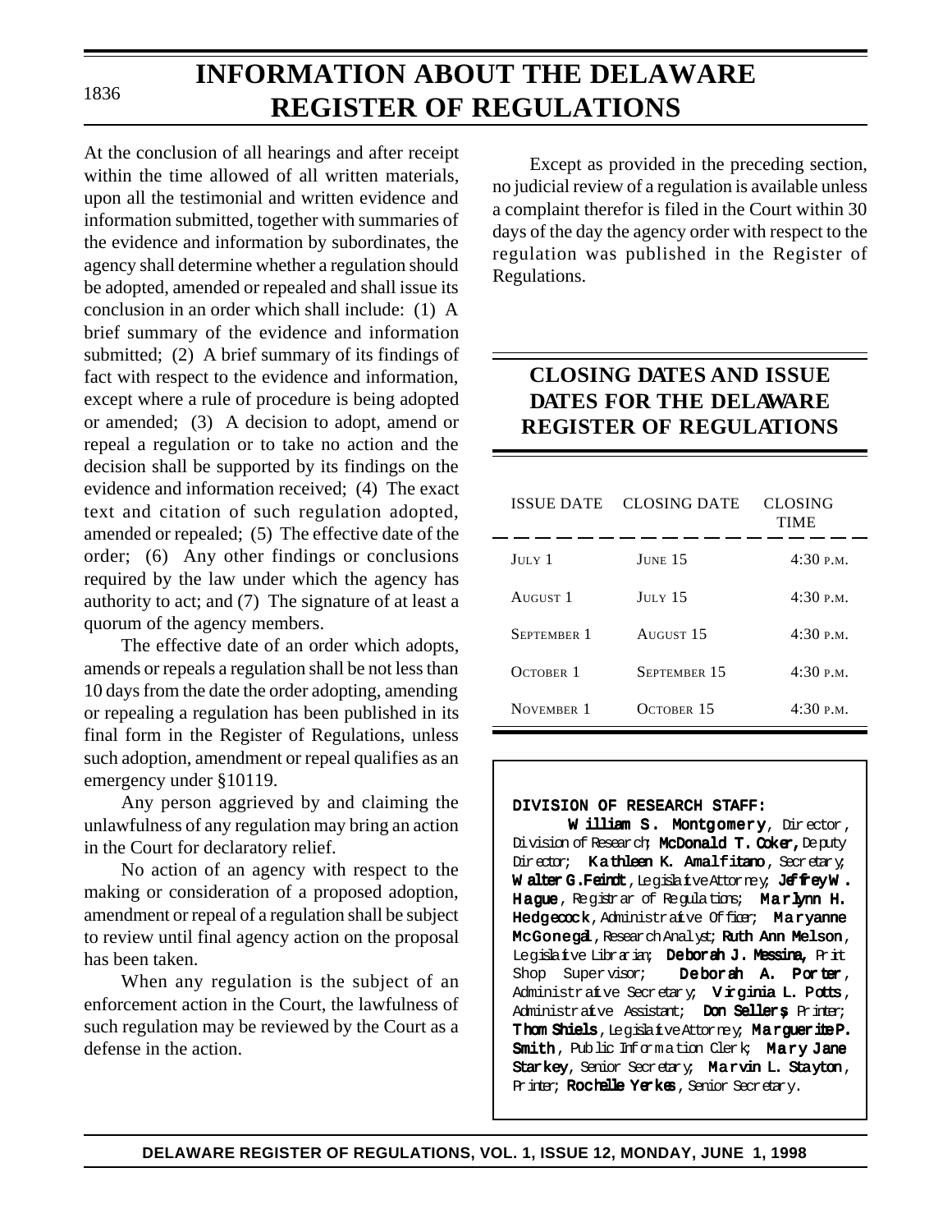# INFORMATION ABOUT THE DELAWARE REGISTER OF REGULATIONS

At the conclusion of all hearings and after receipt within the time allowed of all written materials, upon all the testimonial and written evidence and information submitted, together with summaries of the evidence and information by subordinates, the agency shall determine whether a regulation should be adopted, amended or repealed and shall issue its conclusion in an order which shall include: (1) A brief summary of the evidence and information submitted; (2) A brief summary of its findings of fact with respect to the evidence and information, except where a rule of procedure is being adopted or amended; (3) A decision to adopt, amend or repeal a regulation or to take no action and the decision shall be supported by its findings on the evidence and information received; (4) The exact text and citation of such regulation adopted, amended or repealed; (5) The effective date of the order; (6) Any other findings or conclusions required by the law under which the agency has authority to act; and (7) The signature of at least a quorum of the agency members.

The effective date of an order which adopts, amends or repeals a regulation shall be not less than 10 days from the date the order adopting, amending or repealing a regulation has been published in its final form in the Register of Regulations, unless such adoption, amendment or repeal qualifies as an emergency under §10119.

Any person aggrieved by and claiming the unlawfulness of any regulation may bring an action in the Court for declaratory relief.

No action of an agency with respect to the making or consideration of a proposed adoption, amendment or repeal of a regulation shall be subject to review until final agency action on the proposal has been taken.

When any regulation is the subject of an enforcement action in the Court, the lawfulness of such regulation may be reviewed by the Court as a defense in the action.

Except as provided in the preceding section, no judicial review of a regulation is available unless a complaint therefor is filed in the Court within 30 days of the day the agency order with respect to the regulation was published in the Register of Regulations.

## CLOSING DATES AND ISSUE DATES FOR THE DELAWARE REGISTER OF REGULATIONS

| ISSUE DATE | CLOSING DATE | CLOSING TIME |
|---|---|---|
| July 1 | June 15 | 4:30 p.m. |
| August 1 | July 15 | 4:30 p.m. |
| September 1 | August 15 | 4:30 p.m. |
| October 1 | September 15 | 4:30 p.m. |
| November 1 | October 15 | 4:30 p.m. |

**DIVISION OF RESEARCH STAFF:**

**William S. Montgomery**, Director, Division of Research; **McDonald T. Coker,** Deputy Director; **Kathleen K. Amalfitano**, Secretary; **Walter G. Feindt**, Legislative Attorney; **Jeffrey W. Hague**, Registrar of Regulations; **Marlynn H. Hedgecock**, Administrative Officer; **Maryanne McGonegal**, Research Analyst; **Ruth Ann Melson**, Legislative Librarian; **Deborah J. Messina,** Print Shop Supervisor; **Deborah A. Porter**, Administrative Secretary; **Virginia L. Potts**, Administrative Assistant; **Don Sellers**, Printer; **Thom Shiels**, Legislative Attorney; **Marguerite P. Smith**, Public Information Clerk; **Mary Jane Starkey**, Senior Secretary; **Marvin L. Stayton**, Printer; **Rochelle Yerkes**, Senior Secretary.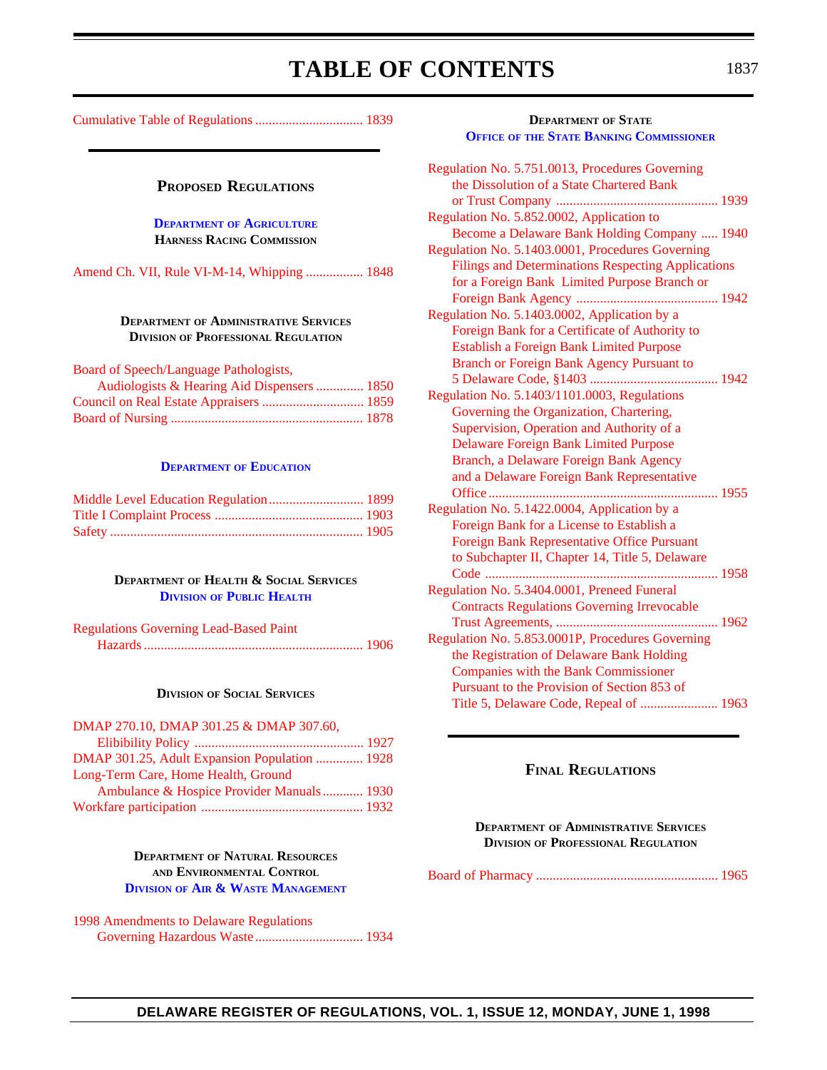# TABLE OF CONTENTS

Cumulative Table of Regulations ................................ 1839

## PROPOSED REGULATIONS

### DEPARTMENT OF AGRICULTURE
**HARNESS RACING COMMISSION**

Amend Ch. VII, Rule VI-M-14, Whipping ................. 1848

### DEPARTMENT OF ADMINISTRATIVE SERVICES
**DIVISION OF PROFESSIONAL REGULATION**

Board of Speech/Language Pathologists, Audiologists & Hearing Aid Dispensers .............. 1850
Council on Real Estate Appraisers .............................. 1859
Board of Nursing ......................................................... 1878

### DEPARTMENT OF EDUCATION

Middle Level Education Regulation............................ 1899
Title I Complaint Process ............................................ 1903
Safety .......................................................................... 1905

### DEPARTMENT OF HEALTH & SOCIAL SERVICES
**DIVISION OF PUBLIC HEALTH**

Regulations Governing Lead-Based Paint Hazards ................................................................. 1906

**DIVISION OF SOCIAL SERVICES**

DMAP 270.10, DMAP 301.25 & DMAP 307.60, Elibibility Policy .................................................. 1927
DMAP 301.25, Adult Expansion Population .............. 1928
Long-Term Care, Home Health, Ground Ambulance & Hospice Provider Manuals............ 1930
Workfare participation ................................................ 1932

### DEPARTMENT OF NATURAL RESOURCES AND ENVIRONMENTAL CONTROL
**DIVISION OF AIR & WASTE MANAGEMENT**

1998 Amendments to Delaware Regulations Governing Hazardous Waste................................ 1934

### DEPARTMENT OF STATE
**OFFICE OF THE STATE BANKING COMMISSIONER**

Regulation No. 5.751.0013, Procedures Governing the Dissolution of a State Chartered Bank or Trust Company ................................................ 1939
Regulation No. 5.852.0002, Application to Become a Delaware Bank Holding Company ..... 1940
Regulation No. 5.1403.0001, Procedures Governing Filings and Determinations Respecting Applications for a Foreign Bank Limited Purpose Branch or Foreign Bank Agency .......................................... 1942
Regulation No. 5.1403.0002, Application by a Foreign Bank for a Certificate of Authority to Establish a Foreign Bank Limited Purpose Branch or Foreign Bank Agency Pursuant to 5 Delaware Code, §1403 ...................................... 1942
Regulation No. 5.1403/1101.0003, Regulations Governing the Organization, Chartering, Supervision, Operation and Authority of a Delaware Foreign Bank Limited Purpose Branch, a Delaware Foreign Bank Agency and a Delaware Foreign Bank Representative Office .................................................................... 1955
Regulation No. 5.1422.0004, Application by a Foreign Bank for a License to Establish a Foreign Bank Representative Office Pursuant to Subchapter II, Chapter 14, Title 5, Delaware Code ..................................................................... 1958
Regulation No. 5.3404.0001, Preneed Funeral Contracts Regulations Governing Irrevocable Trust Agreements, ................................................ 1962
Regulation No. 5.853.0001P, Procedures Governing the Registration of Delaware Bank Holding Companies with the Bank Commissioner Pursuant to the Provision of Section 853 of Title 5, Delaware Code, Repeal of ....................... 1963

## FINAL REGULATIONS

### DEPARTMENT OF ADMINISTRATIVE SERVICES
**DIVISION OF PROFESSIONAL REGULATION**

Board of Pharmacy ...................................................... 1965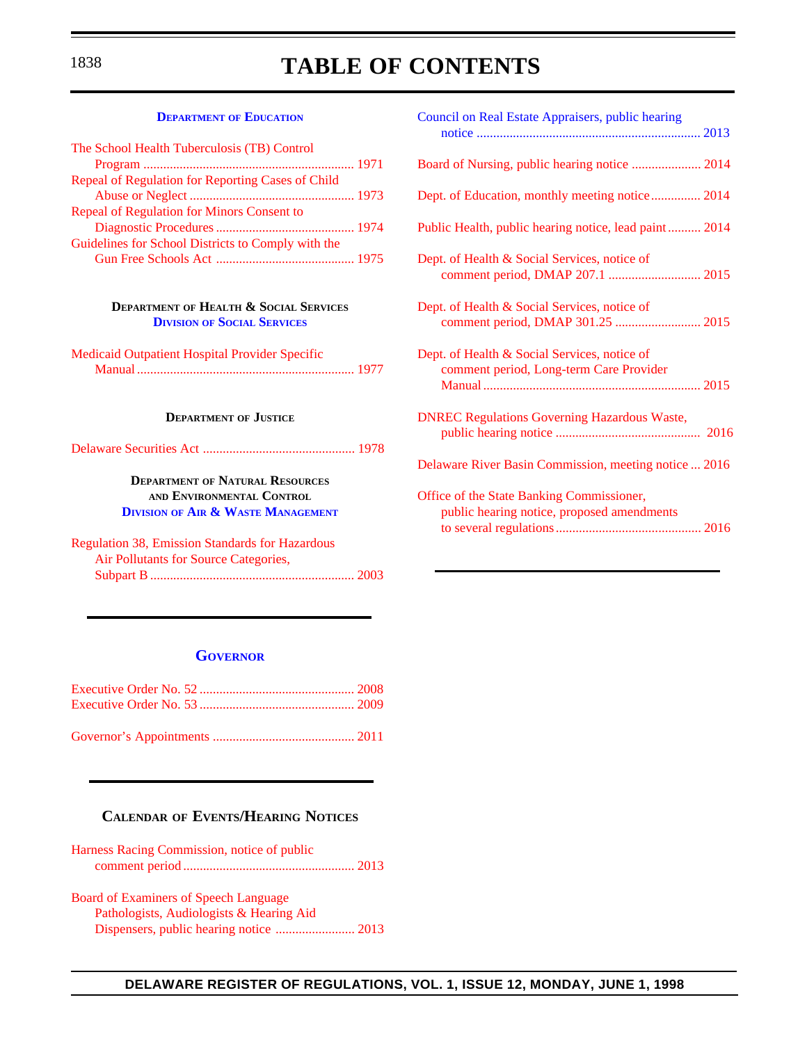# TABLE OF CONTENTS

### DEPARTMENT OF EDUCATION

The School Health Tuberculosis (TB) Control Program ................................................................ 1971

Repeal of Regulation for Reporting Cases of Child Abuse or Neglect .................................................. 1973

Repeal of Regulation for Minors Consent to Diagnostic Procedures .......................................... 1974

Guidelines for School Districts to Comply with the Gun Free Schools Act .......................................... 1975

### DEPARTMENT OF HEALTH & SOCIAL SERVICES
### DIVISION OF SOCIAL SERVICES

Medicaid Outpatient Hospital Provider Specific Manual ................................................................. 1977

### DEPARTMENT OF JUSTICE

Delaware Securities Act .............................................. 1978

### DEPARTMENT OF NATURAL RESOURCES AND ENVIRONMENTAL CONTROL
### DIVISION OF AIR & WASTE MANAGEMENT

Regulation 38, Emission Standards for Hazardous Air Pollutants for Source Categories, Subpart B ............................................................. 2003

## GOVERNOR

Executive Order No. 52 ............................................... 2008

Executive Order No. 53 ............................................... 2009

Governor's Appointments ........................................... 2011

## CALENDAR OF EVENTS/HEARING NOTICES

Harness Racing Commission, notice of public comment period .................................................... 2013

Board of Examiners of Speech Language Pathologists, Audiologists & Hearing Aid Dispensers, public hearing notice ........................ 2013

Council on Real Estate Appraisers, public hearing notice .................................................................... 2013

Board of Nursing, public hearing notice ..................... 2014

Dept. of Education, monthly meeting notice ............... 2014

Public Health, public hearing notice, lead paint .......... 2014

Dept. of Health & Social Services, notice of comment period, DMAP 207.1 ............................ 2015

Dept. of Health & Social Services, notice of comment period, DMAP 301.25 .......................... 2015

Dept. of Health & Social Services, notice of comment period, Long-term Care Provider Manual .................................................................. 2015

DNREC Regulations Governing Hazardous Waste, public hearing notice ............................................ 2016

Delaware River Basin Commission, meeting notice ... 2016

Office of the State Banking Commissioner, public hearing notice, proposed amendments to several regulations ............................................ 2016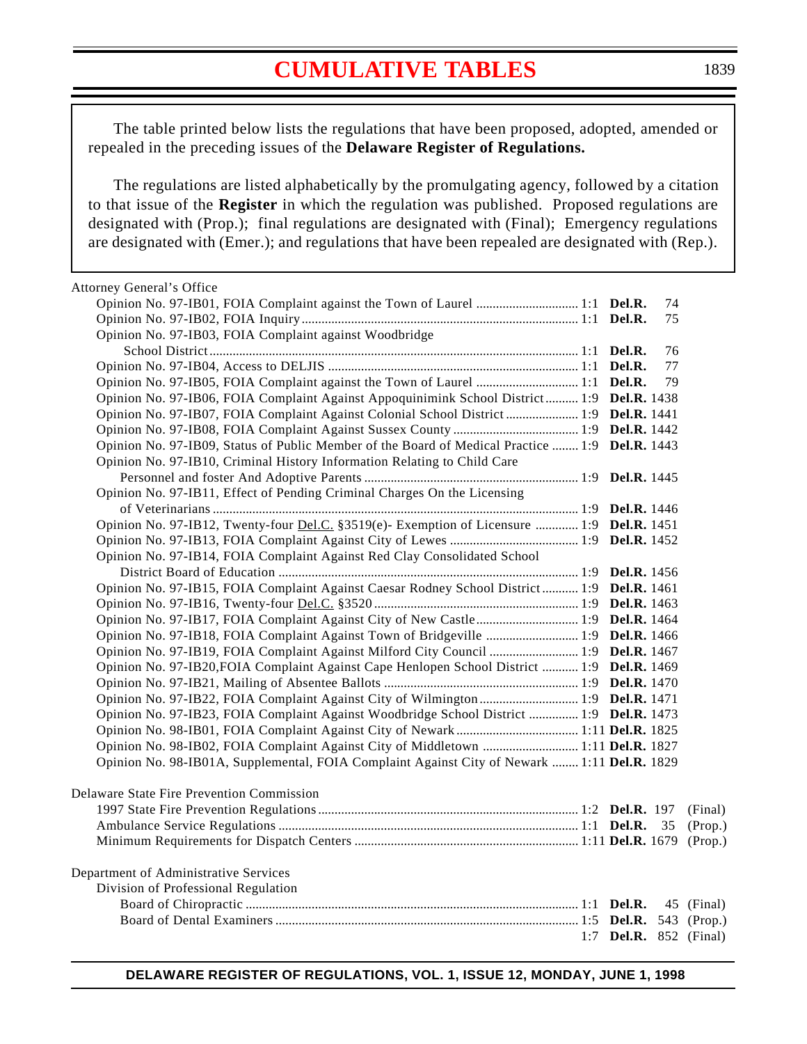# CUMULATIVE TABLES

The table printed below lists the regulations that have been proposed, adopted, amended or repealed in the preceding issues of the **Delaware Register of Regulations.**

The regulations are listed alphabetically by the promulgating agency, followed by a citation to that issue of the **Register** in which the regulation was published. Proposed regulations are designated with (Prop.); final regulations are designated with (Final); Emergency regulations are designated with (Emer.); and regulations that have been repealed are designated with (Rep.).

| Regulation | Issue | Citation | Page | Status |
|---|---|---|---|---|
| **Attorney General's Office** | | | | |
| Opinion No. 97-IB01, FOIA Complaint against the Town of Laurel | 1:1 | **Del.R.** | 74 | |
| Opinion No. 97-IB02, FOIA Inquiry | 1:1 | **Del.R.** | 75 | |
| Opinion No. 97-IB03, FOIA Complaint against Woodbridge School District | 1:1 | **Del.R.** | 76 | |
| Opinion No. 97-IB04, Access to DELJIS | 1:1 | **Del.R.** | 77 | |
| Opinion No. 97-IB05, FOIA Complaint against the Town of Laurel | 1:1 | **Del.R.** | 79 | |
| Opinion No. 97-IB06, FOIA Complaint Against Appoquinimink School District | 1:9 | **Del.R.** | 1438 | |
| Opinion No. 97-IB07, FOIA Complaint Against Colonial School District | 1:9 | **Del.R.** | 1441 | |
| Opinion No. 97-IB08, FOIA Complaint Against Sussex County | 1:9 | **Del.R.** | 1442 | |
| Opinion No. 97-IB09, Status of Public Member of the Board of Medical Practice | 1:9 | **Del.R.** | 1443 | |
| Opinion No. 97-IB10, Criminal History Information Relating to Child Care Personnel and foster And Adoptive Parents | 1:9 | **Del.R.** | 1445 | |
| Opinion No. 97-IB11, Effect of Pending Criminal Charges On the Licensing of Veterinarians | 1:9 | **Del.R.** | 1446 | |
| Opinion No. 97-IB12, Twenty-four Del.C. §3519(e)- Exemption of Licensure | 1:9 | **Del.R.** | 1451 | |
| Opinion No. 97-IB13, FOIA Complaint Against City of Lewes | 1:9 | **Del.R.** | 1452 | |
| Opinion No. 97-IB14, FOIA Complaint Against Red Clay Consolidated School District Board of Education | 1:9 | **Del.R.** | 1456 | |
| Opinion No. 97-IB15, FOIA Complaint Against Caesar Rodney School District | 1:9 | **Del.R.** | 1461 | |
| Opinion No. 97-IB16, Twenty-four Del.C. §3520 | 1:9 | **Del.R.** | 1463 | |
| Opinion No. 97-IB17, FOIA Complaint Against City of New Castle | 1:9 | **Del.R.** | 1464 | |
| Opinion No. 97-IB18, FOIA Complaint Against Town of Bridgeville | 1:9 | **Del.R.** | 1466 | |
| Opinion No. 97-IB19, FOIA Complaint Against Milford City Council | 1:9 | **Del.R.** | 1467 | |
| Opinion No. 97-IB20,FOIA Complaint Against Cape Henlopen School District | 1:9 | **Del.R.** | 1469 | |
| Opinion No. 97-IB21, Mailing of Absentee Ballots | 1:9 | **Del.R.** | 1470 | |
| Opinion No. 97-IB22, FOIA Complaint Against City of Wilmington | 1:9 | **Del.R.** | 1471 | |
| Opinion No. 97-IB23, FOIA Complaint Against Woodbridge School District | 1:9 | **Del.R.** | 1473 | |
| Opinion No. 98-IB01, FOIA Complaint Against City of Newark | 1:11 | **Del.R.** | 1825 | |
| Opinion No. 98-IB02, FOIA Complaint Against City of Middletown | 1:11 | **Del.R.** | 1827 | |
| Opinion No. 98-IB01A, Supplemental, FOIA Complaint Against City of Newark | 1:11 | **Del.R.** | 1829 | |
| **Delaware State Fire Prevention Commission** | | | | |
| 1997 State Fire Prevention Regulations | 1:2 | **Del.R.** | 197 | (Final) |
| Ambulance Service Regulations | 1:1 | **Del.R.** | 35 | (Prop.) |
| Minimum Requirements for Dispatch Centers | 1:11 | **Del.R.** | 1679 | (Prop.) |
| **Department of Administrative Services** | | | | |
| Division of Professional Regulation | | | | |
| Board of Chiropractic | 1:1 | **Del.R.** | 45 | (Final) |
| Board of Dental Examiners | 1:5 | **Del.R.** | 543 | (Prop.) |
| | 1:7 | **Del.R.** | 852 | (Final) |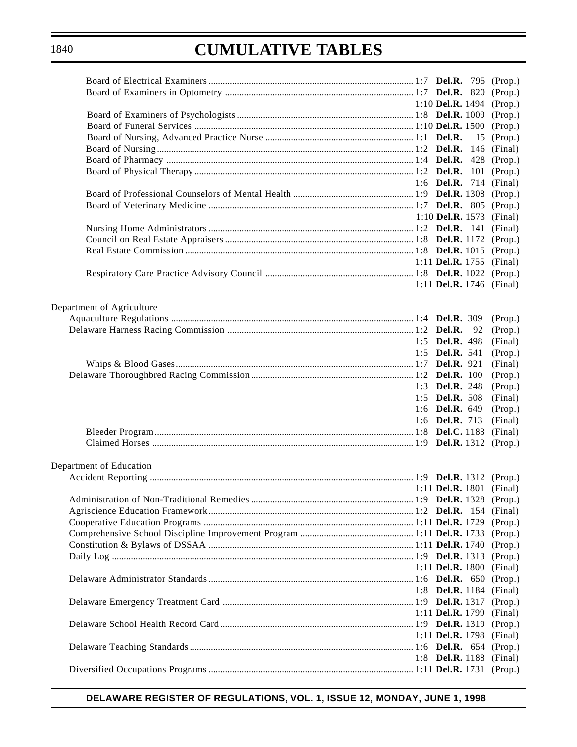# CUMULATIVE TABLES

| Regulation | Issue | Citation | Status |
|---|---|---|---|
| Board of Electrical Examiners | 1:7 | **Del.R.** 795 | (Prop.) |
| Board of Examiners in Optometry | 1:7 | **Del.R.** 820 | (Prop.) |
| | 1:10 | **Del.R.** 1494 | (Prop.) |
| Board of Examiners of Psychologists | 1:8 | **Del.R.** 1009 | (Prop.) |
| Board of Funeral Services | 1:10 | **Del.R.** 1500 | (Prop.) |
| Board of Nursing, Advanced Practice Nurse | 1:1 | **Del.R.** 15 | (Prop.) |
| Board of Nursing | 1:2 | **Del.R.** 146 | (Final) |
| Board of Pharmacy | 1:4 | **Del.R.** 428 | (Prop.) |
| Board of Physical Therapy | 1:2 | **Del.R.** 101 | (Prop.) |
| | 1:6 | **Del.R.** 714 | (Final) |
| Board of Professional Counselors of Mental Health | 1:9 | **Del.R.** 1308 | (Prop.) |
| Board of Veterinary Medicine | 1:7 | **Del.R.** 805 | (Prop.) |
| | 1:10 | **Del.R.** 1573 | (Final) |
| Nursing Home Administrators | 1:2 | **Del.R.** 141 | (Final) |
| Council on Real Estate Appraisers | 1:8 | **Del.R.** 1172 | (Prop.) |
| Real Estate Commission | 1:8 | **Del.R.** 1015 | (Prop.) |
| | 1:11 | **Del.R.** 1755 | (Final) |
| Respiratory Care Practice Advisory Council | 1:8 | **Del.R.** 1022 | (Prop.) |
| | 1:11 | **Del.R.** 1746 | (Final) |

Department of Agriculture

| Regulation | Issue | Citation | Status |
|---|---|---|---|
| Aquaculture Regulations | 1:4 | **Del.R.** 309 | (Prop.) |
| Delaware Harness Racing Commission | 1:2 | **Del.R.** 92 | (Prop.) |
| | 1:5 | **Del.R.** 498 | (Final) |
| | 1:5 | **Del.R.** 541 | (Prop.) |
| Whips & Blood Gases | 1:7 | **Del.R.** 921 | (Final) |
| Delaware Thoroughbred Racing Commission | 1:2 | **Del.R.** 100 | (Prop.) |
| | 1:3 | **Del.R.** 248 | (Prop.) |
| | 1:5 | **Del.R.** 508 | (Final) |
| | 1:6 | **Del.R.** 649 | (Prop.) |
| | 1:6 | **Del.R.** 713 | (Final) |
| Bleeder Program | 1:8 | **Del.C.** 1183 | (Final) |
| Claimed Horses | 1:9 | **Del.R.** 1312 | (Prop.) |

Department of Education

| Regulation | Issue | Citation | Status |
|---|---|---|---|
| Accident Reporting | 1:9 | **Del.R.** 1312 | (Prop.) |
| | 1:11 | **Del.R.** 1801 | (Final) |
| Administration of Non-Traditional Remedies | 1:9 | **Del.R.** 1328 | (Prop.) |
| Agriscience Education Framework | 1:2 | **Del.R.** 154 | (Final) |
| Cooperative Education Programs | 1:11 | **Del.R.** 1729 | (Prop.) |
| Comprehensive School Discipline Improvement Program | 1:11 | **Del.R.** 1733 | (Prop.) |
| Constitution & Bylaws of DSSAA | 1:11 | **Del.R.** 1740 | (Prop.) |
| Daily Log | 1:9 | **Del.R.** 1313 | (Prop.) |
| | 1:11 | **Del.R.** 1800 | (Final) |
| Delaware Administrator Standards | 1:6 | **Del.R.** 650 | (Prop.) |
| | 1:8 | **Del.R.** 1184 | (Final) |
| Delaware Emergency Treatment Card | 1:9 | **Del.R.** 1317 | (Prop.) |
| | 1:11 | **Del.R.** 1799 | (Final) |
| Delaware School Health Record Card | 1:9 | **Del.R.** 1319 | (Prop.) |
| | 1:11 | **Del.R.** 1798 | (Final) |
| Delaware Teaching Standards | 1:6 | **Del.R.** 654 | (Prop.) |
| | 1:8 | **Del.R.** 1188 | (Final) |
| Diversified Occupations Programs | 1:11 | **Del.R.** 1731 | (Prop.) |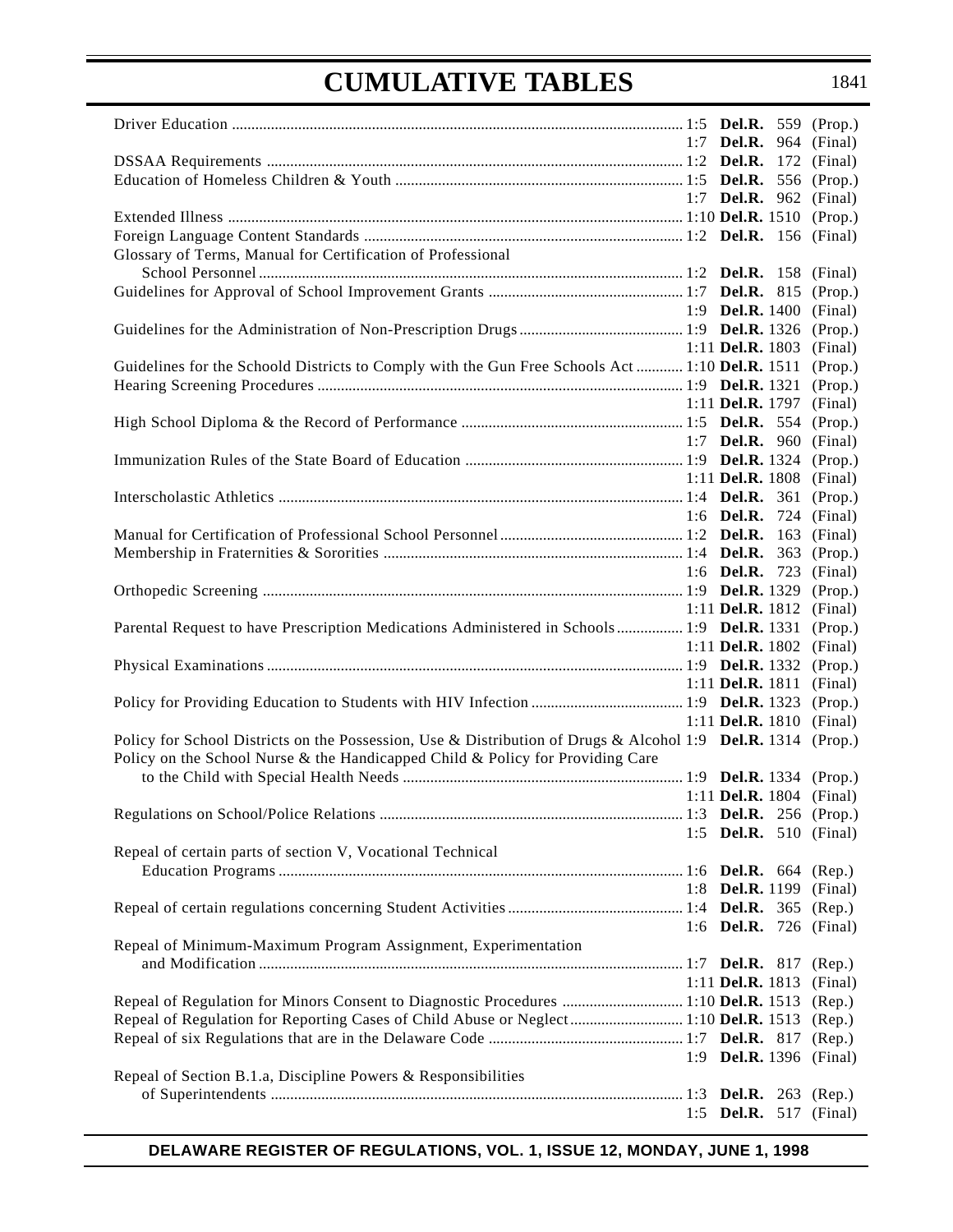## CUMULATIVE TABLES

| Regulation | Citation | Type |
|---|---|---|
| Driver Education | 1:5 **Del.R.** 559 | (Prop.) |
| | 1:7 **Del.R.** 964 | (Final) |
| DSSAA Requirements | 1:2 **Del.R.** 172 | (Final) |
| Education of Homeless Children & Youth | 1:5 **Del.R.** 556 | (Prop.) |
| | 1:7 **Del.R.** 962 | (Final) |
| Extended Illness | 1:10 **Del.R.** 1510 | (Prop.) |
| Foreign Language Content Standards | 1:2 **Del.R.** 156 | (Final) |
| Glossary of Terms, Manual for Certification of Professional School Personnel | 1:2 **Del.R.** 158 | (Final) |
| Guidelines for Approval of School Improvement Grants | 1:7 **Del.R.** 815 | (Prop.) |
| | 1:9 **Del.R.** 1400 | (Final) |
| Guidelines for the Administration of Non-Prescription Drugs | 1:9 **Del.R.** 1326 | (Prop.) |
| | 1:11 **Del.R.** 1803 | (Final) |
| Guidelines for the Schoold Districts to Comply with the Gun Free Schools Act | 1:10 **Del.R.** 1511 | (Prop.) |
| Hearing Screening Procedures | 1:9 **Del.R.** 1321 | (Prop.) |
| | 1:11 **Del.R.** 1797 | (Final) |
| High School Diploma & the Record of Performance | 1:5 **Del.R.** 554 | (Prop.) |
| | 1:7 **Del.R.** 960 | (Final) |
| Immunization Rules of the State Board of Education | 1:9 **Del.R.** 1324 | (Prop.) |
| | 1:11 **Del.R.** 1808 | (Final) |
| Interscholastic Athletics | 1:4 **Del.R.** 361 | (Prop.) |
| | 1:6 **Del.R.** 724 | (Final) |
| Manual for Certification of Professional School Personnel | 1:2 **Del.R.** 163 | (Final) |
| Membership in Fraternities & Sororities | 1:4 **Del.R.** 363 | (Prop.) |
| | 1:6 **Del.R.** 723 | (Final) |
| Orthopedic Screening | 1:9 **Del.R.** 1329 | (Prop.) |
| | 1:11 **Del.R.** 1812 | (Final) |
| Parental Request to have Prescription Medications Administered in Schools | 1:9 **Del.R.** 1331 | (Prop.) |
| | 1:11 **Del.R.** 1802 | (Final) |
| Physical Examinations | 1:9 **Del.R.** 1332 | (Prop.) |
| | 1:11 **Del.R.** 1811 | (Final) |
| Policy for Providing Education to Students with HIV Infection | 1:9 **Del.R.** 1323 | (Prop.) |
| | 1:11 **Del.R.** 1810 | (Final) |
| Policy for School Districts on the Possession, Use & Distribution of Drugs & Alcohol | 1:9 **Del.R.** 1314 | (Prop.) |
| Policy on the School Nurse & the Handicapped Child & Policy for Providing Care to the Child with Special Health Needs | 1:9 **Del.R.** 1334 | (Prop.) |
| | 1:11 **Del.R.** 1804 | (Final) |
| Regulations on School/Police Relations | 1:3 **Del.R.** 256 | (Prop.) |
| | 1:5 **Del.R.** 510 | (Final) |
| Repeal of certain parts of section V, Vocational Technical Education Programs | 1:6 **Del.R.** 664 | (Rep.) |
| | 1:8 **Del.R.** 1199 | (Final) |
| Repeal of certain regulations concerning Student Activities | 1:4 **Del.R.** 365 | (Rep.) |
| | 1:6 **Del.R.** 726 | (Final) |
| Repeal of Minimum-Maximum Program Assignment, Experimentation and Modification | 1:7 **Del.R.** 817 | (Rep.) |
| | 1:11 **Del.R.** 1813 | (Final) |
| Repeal of Regulation for Minors Consent to Diagnostic Procedures | 1:10 **Del.R.** 1513 | (Rep.) |
| Repeal of Regulation for Reporting Cases of Child Abuse or Neglect | 1:10 **Del.R.** 1513 | (Rep.) |
| Repeal of six Regulations that are in the Delaware Code | 1:7 **Del.R.** 817 | (Rep.) |
| | 1:9 **Del.R.** 1396 | (Final) |
| Repeal of Section B.1.a, Discipline Powers & Responsibilities of Superintendents | 1:3 **Del.R.** 263 | (Rep.) |
| | 1:5 **Del.R.** 517 | (Final) |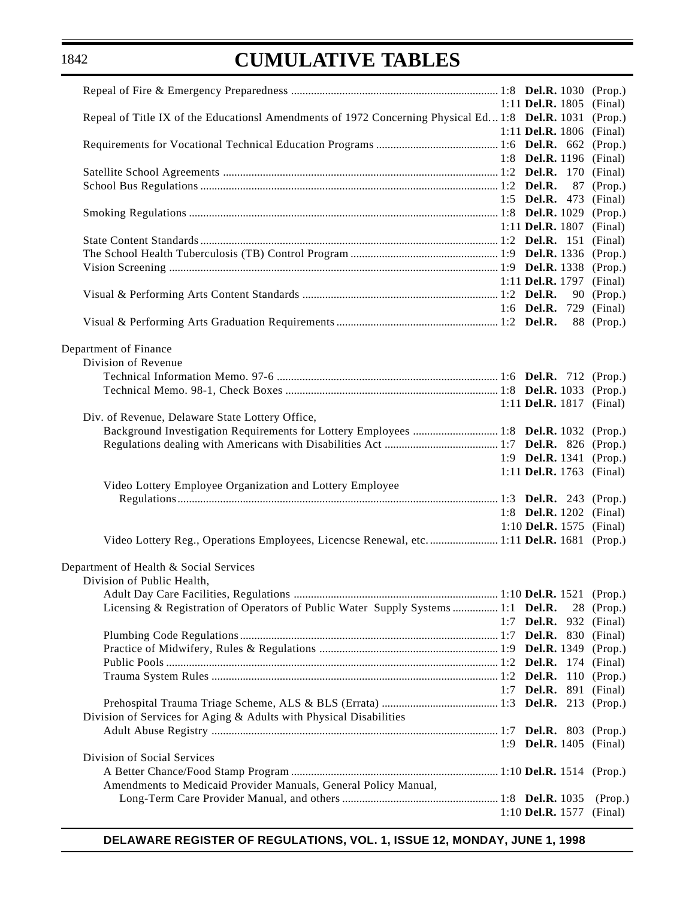# CUMULATIVE TABLES

| Regulation | Issue | Citation | Type |
|---|---|---|---|
| Repeal of Fire & Emergency Preparedness | 1:8 | **Del.R.** 1030 | (Prop.) |
| | 1:11 | **Del.R.** 1805 | (Final) |
| Repeal of Title IX of the Educationsl Amendments of 1972 Concerning Physical Ed. | 1:8 | **Del.R.** 1031 | (Prop.) |
| | 1:11 | **Del.R.** 1806 | (Final) |
| Requirements for Vocational Technical Education Programs | 1:6 | **Del.R.** 662 | (Prop.) |
| | 1:8 | **Del.R.** 1196 | (Final) |
| Satellite School Agreements | 1:2 | **Del.R.** 170 | (Final) |
| School Bus Regulations | 1:2 | **Del.R.** 87 | (Prop.) |
| | 1:5 | **Del.R.** 473 | (Final) |
| Smoking Regulations | 1:8 | **Del.R.** 1029 | (Prop.) |
| | 1:11 | **Del.R.** 1807 | (Final) |
| State Content Standards | 1:2 | **Del.R.** 151 | (Final) |
| The School Health Tuberculosis (TB) Control Program | 1:9 | **Del.R.** 1336 | (Prop.) |
| Vision Screening | 1:9 | **Del.R.** 1338 | (Prop.) |
| | 1:11 | **Del.R.** 1797 | (Final) |
| Visual & Performing Arts Content Standards | 1:2 | **Del.R.** 90 | (Prop.) |
| | 1:6 | **Del.R.** 729 | (Final) |
| Visual & Performing Arts Graduation Requirements | 1:2 | **Del.R.** 88 | (Prop.) |

Department of Finance

Division of Revenue

| Regulation | Issue | Citation | Type |
|---|---|---|---|
| Technical Information Memo. 97-6 | 1:6 | **Del.R.** 712 | (Prop.) |
| Technical Memo. 98-1, Check Boxes | 1:8 | **Del.R.** 1033 | (Prop.) |
| | 1:11 | **Del.R.** 1817 | (Final) |

Div. of Revenue, Delaware State Lottery Office,

| Regulation | Issue | Citation | Type |
|---|---|---|---|
| Background Investigation Requirements for Lottery Employees | 1:8 | **Del.R.** 1032 | (Prop.) |
| Regulations dealing with Americans with Disabilities Act | 1:7 | **Del.R.** 826 | (Prop.) |
| | 1:9 | **Del.R.** 1341 | (Prop.) |
| | 1:11 | **Del.R.** 1763 | (Final) |
| Video Lottery Employee Organization and Lottery Employee Regulations | 1:3 | **Del.R.** 243 | (Prop.) |
| | 1:8 | **Del.R.** 1202 | (Final) |
| | 1:10 | **Del.R.** 1575 | (Final) |
| Video Lottery Reg., Operations Employees, Licencse Renewal, etc. | 1:11 | **Del.R.** 1681 | (Prop.) |

Department of Health & Social Services

Division of Public Health,

| Regulation | Issue | Citation | Type |
|---|---|---|---|
| Adult Day Care Facilities, Regulations | 1:10 | **Del.R.** 1521 | (Prop.) |
| Licensing & Registration of Operators of Public Water Supply Systems | 1:1 | **Del.R.** 28 | (Prop.) |
| | 1:7 | **Del.R.** 932 | (Final) |
| Plumbing Code Regulations | 1:7 | **Del.R.** 830 | (Final) |
| Practice of Midwifery, Rules & Regulations | 1:9 | **Del.R.** 1349 | (Prop.) |
| Public Pools | 1:2 | **Del.R.** 174 | (Final) |
| Trauma System Rules | 1:2 | **Del.R.** 110 | (Prop.) |
| | 1:7 | **Del.R.** 891 | (Final) |
| Prehospital Trauma Triage Scheme, ALS & BLS (Errata) | 1:3 | **Del.R.** 213 | (Prop.) |

Division of Services for Aging & Adults with Physical Disabilities

| Regulation | Issue | Citation | Type |
|---|---|---|---|
| Adult Abuse Registry | 1:7 | **Del.R.** 803 | (Prop.) |
| | 1:9 | **Del.R.** 1405 | (Final) |

Division of Social Services

| Regulation | Issue | Citation | Type |
|---|---|---|---|
| A Better Chance/Food Stamp Program | 1:10 | **Del.R.** 1514 | (Prop.) |
| Amendments to Medicaid Provider Manuals, General Policy Manual, Long-Term Care Provider Manual, and others | 1:8 | **Del.R.** 1035 | (Prop.) |
| | 1:10 | **Del.R.** 1577 | (Final) |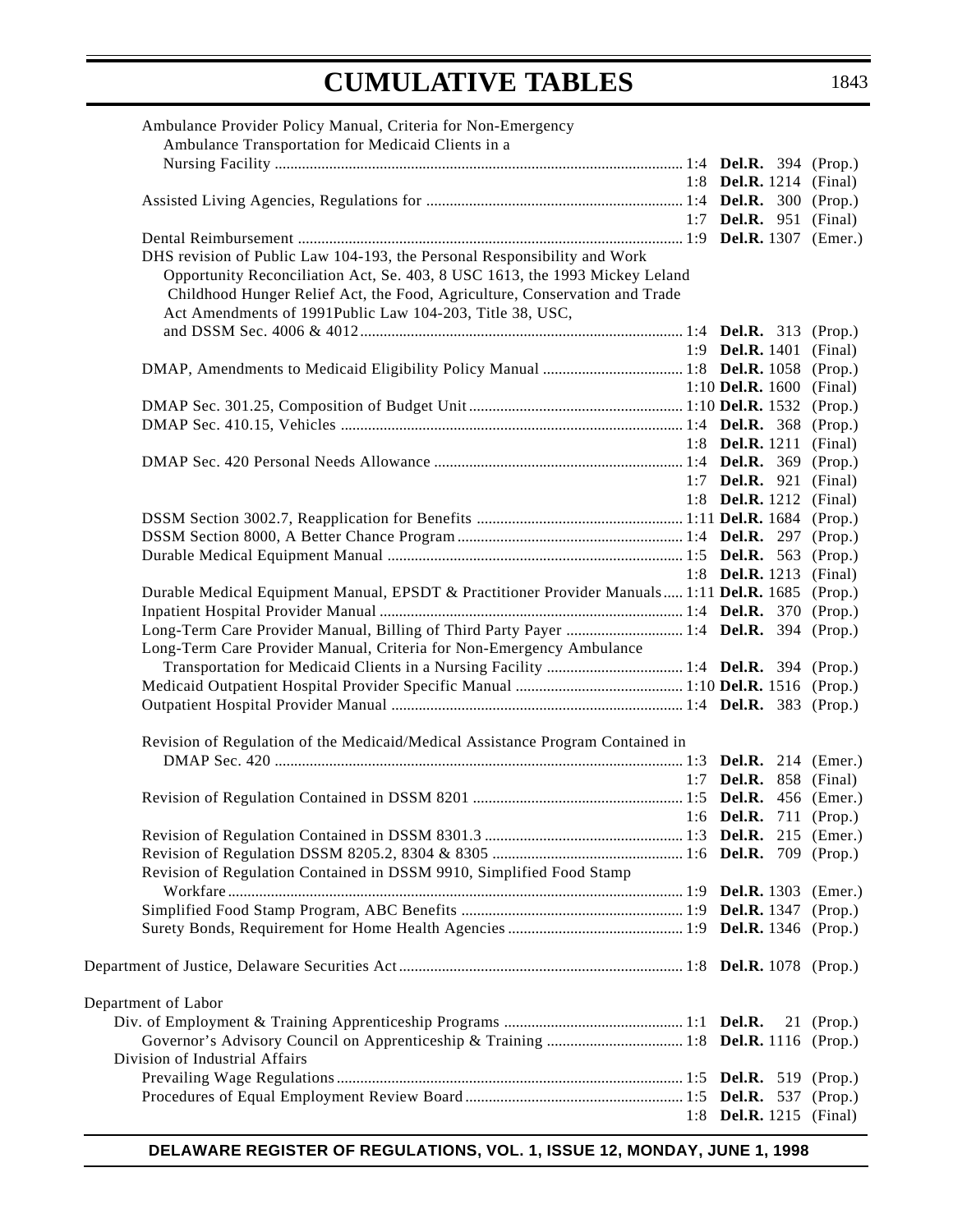# CUMULATIVE TABLES

Ambulance Provider Policy Manual, Criteria for Non-Emergency Ambulance Transportation for Medicaid Clients in a Nursing Facility ........ 1:4 **Del.R.** 394 (Prop.)
1:8 **Del.R.** 1214 (Final)

Assisted Living Agencies, Regulations for ........ 1:4 **Del.R.** 300 (Prop.)
1:7 **Del.R.** 951 (Final)

Dental Reimbursement ........ 1:9 **Del.R.** 1307 (Emer.)

DHS revision of Public Law 104-193, the Personal Responsibility and Work Opportunity Reconciliation Act, Se. 403, 8 USC 1613, the 1993 Mickey Leland Childhood Hunger Relief Act, the Food, Agriculture, Conservation and Trade Act Amendments of 1991Public Law 104-203, Title 38, USC, and DSSM Sec. 4006 & 4012 ........ 1:4 **Del.R.** 313 (Prop.)
1:9 **Del.R.** 1401 (Final)

DMAP, Amendments to Medicaid Eligibility Policy Manual ........ 1:8 **Del.R.** 1058 (Prop.)
1:10 **Del.R.** 1600 (Final)

DMAP Sec. 301.25, Composition of Budget Unit ........ 1:10 **Del.R.** 1532 (Prop.)

DMAP Sec. 410.15, Vehicles ........ 1:4 **Del.R.** 368 (Prop.)
1:8 **Del.R.** 1211 (Final)

DMAP Sec. 420 Personal Needs Allowance ........ 1:4 **Del.R.** 369 (Prop.)
1:7 **Del.R.** 921 (Final)
1:8 **Del.R.** 1212 (Final)

DSSM Section 3002.7, Reapplication for Benefits ........ 1:11 **Del.R.** 1684 (Prop.)

DSSM Section 8000, A Better Chance Program ........ 1:4 **Del.R.** 297 (Prop.)

Durable Medical Equipment Manual ........ 1:5 **Del.R.** 563 (Prop.)
1:8 **Del.R.** 1213 (Final)

Durable Medical Equipment Manual, EPSDT & Practitioner Provider Manuals ........ 1:11 **Del.R.** 1685 (Prop.)

Inpatient Hospital Provider Manual ........ 1:4 **Del.R.** 370 (Prop.)

Long-Term Care Provider Manual, Billing of Third Party Payer ........ 1:4 **Del.R.** 394 (Prop.)

Long-Term Care Provider Manual, Criteria for Non-Emergency Ambulance Transportation for Medicaid Clients in a Nursing Facility ........ 1:4 **Del.R.** 394 (Prop.)

Medicaid Outpatient Hospital Provider Specific Manual ........ 1:10 **Del.R.** 1516 (Prop.)

Outpatient Hospital Provider Manual ........ 1:4 **Del.R.** 383 (Prop.)

Revision of Regulation of the Medicaid/Medical Assistance Program Contained in DMAP Sec. 420 ........ 1:3 **Del.R.** 214 (Emer.)
1:7 **Del.R.** 858 (Final)

Revision of Regulation Contained in DSSM 8201 ........ 1:5 **Del.R.** 456 (Emer.)
1:6 **Del.R.** 711 (Prop.)

Revision of Regulation Contained in DSSM 8301.3 ........ 1:3 **Del.R.** 215 (Emer.)

Revision of Regulation DSSM 8205.2, 8304 & 8305 ........ 1:6 **Del.R.** 709 (Prop.)

Revision of Regulation Contained in DSSM 9910, Simplified Food Stamp Workfare ........ 1:9 **Del.R.** 1303 (Emer.)

Simplified Food Stamp Program, ABC Benefits ........ 1:9 **Del.R.** 1347 (Prop.)

Surety Bonds, Requirement for Home Health Agencies ........ 1:9 **Del.R.** 1346 (Prop.)

Department of Justice, Delaware Securities Act ........ 1:8 **Del.R.** 1078 (Prop.)

Department of Labor

Div. of Employment & Training Apprenticeship Programs ........ 1:1 **Del.R.** 21 (Prop.)

Governor's Advisory Council on Apprenticeship & Training ........ 1:8 **Del.R.** 1116 (Prop.)

Division of Industrial Affairs

Prevailing Wage Regulations ........ 1:5 **Del.R.** 519 (Prop.)

Procedures of Equal Employment Review Board ........ 1:5 **Del.R.** 537 (Prop.)
1:8 **Del.R.** 1215 (Final)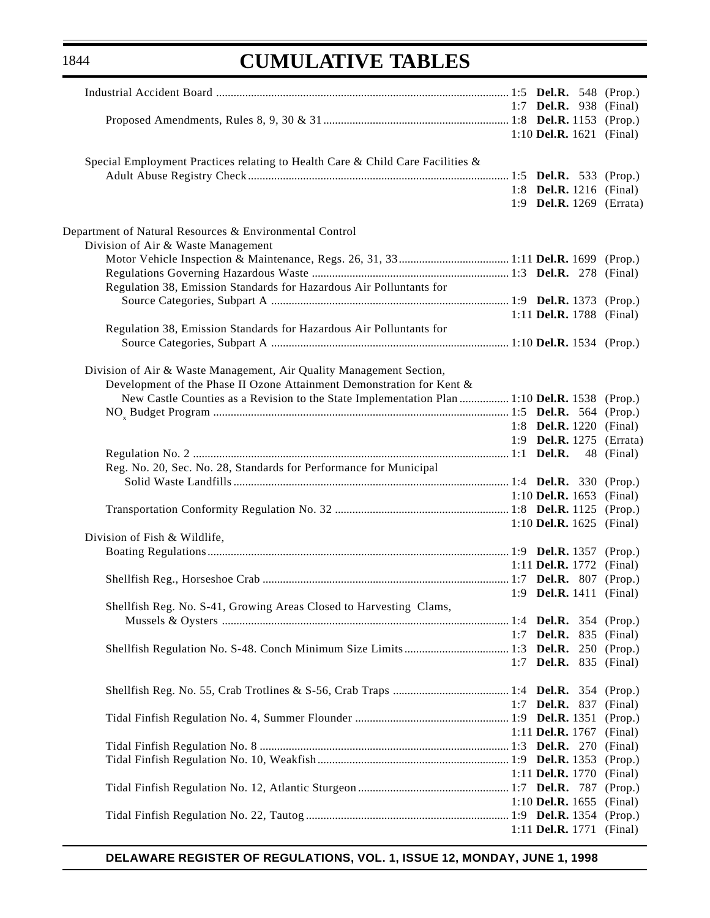# CUMULATIVE TABLES

| | | | | |
|---|---|---|---|---|
| Industrial Accident Board | 1:5 | **Del.R.** | 548 | (Prop.) |
| | 1:7 | **Del.R.** | 938 | (Final) |
| Proposed Amendments, Rules 8, 9, 30 & 31 | 1:8 | **Del.R.** | 1153 | (Prop.) |
| | 1:10 | **Del.R.** | 1621 | (Final) |
| Special Employment Practices relating to Health Care & Child Care Facilities & Adult Abuse Registry Check | 1:5 | **Del.R.** | 533 | (Prop.) |
| | 1:8 | **Del.R.** | 1216 | (Final) |
| | 1:9 | **Del.R.** | 1269 | (Errata) |
| **Department of Natural Resources & Environmental Control** | | | | |
| Division of Air & Waste Management | | | | |
| Motor Vehicle Inspection & Maintenance, Regs. 26, 31, 33 | 1:11 | **Del.R.** | 1699 | (Prop.) |
| Regulations Governing Hazardous Waste | 1:3 | **Del.R.** | 278 | (Final) |
| Regulation 38, Emission Standards for Hazardous Air Polluntants for Source Categories, Subpart A | 1:9 | **Del.R.** | 1373 | (Prop.) |
| | 1:11 | **Del.R.** | 1788 | (Final) |
| Regulation 38, Emission Standards for Hazardous Air Polluntants for Source Categories, Subpart A | 1:10 | **Del.R.** | 1534 | (Prop.) |
| Division of Air & Waste Management, Air Quality Management Section, Development of the Phase II Ozone Attainment Demonstration for Kent & New Castle Counties as a Revision to the State Implementation Plan | 1:10 | **Del.R.** | 1538 | (Prop.) |
| $NO_x$ Budget Program | 1:5 | **Del.R.** | 564 | (Prop.) |
| | 1:8 | **Del.R.** | 1220 | (Final) |
| | 1:9 | **Del.R.** | 1275 | (Errata) |
| Regulation No. 2 | 1:1 | **Del.R.** | 48 | (Final) |
| Reg. No. 20, Sec. No. 28, Standards for Performance for Municipal Solid Waste Landfills | 1:4 | **Del.R.** | 330 | (Prop.) |
| | 1:10 | **Del.R.** | 1653 | (Final) |
| Transportation Conformity Regulation No. 32 | 1:8 | **Del.R.** | 1125 | (Prop.) |
| | 1:10 | **Del.R.** | 1625 | (Final) |
| Division of Fish & Wildlife, | | | | |
| Boating Regulations | 1:9 | **Del.R.** | 1357 | (Prop.) |
| | 1:11 | **Del.R.** | 1772 | (Final) |
| Shellfish Reg., Horseshoe Crab | 1:7 | **Del.R.** | 807 | (Prop.) |
| | 1:9 | **Del.R.** | 1411 | (Final) |
| Shellfish Reg. No. S-41, Growing Areas Closed to Harvesting Clams, Mussels & Oysters | 1:4 | **Del.R.** | 354 | (Prop.) |
| | 1:7 | **Del.R.** | 835 | (Final) |
| Shellfish Regulation No. S-48. Conch Minimum Size Limits | 1:3 | **Del.R.** | 250 | (Prop.) |
| | 1:7 | **Del.R.** | 835 | (Final) |
| Shellfish Reg. No. 55, Crab Trotlines & S-56, Crab Traps | 1:4 | **Del.R.** | 354 | (Prop.) |
| | 1:7 | **Del.R.** | 837 | (Final) |
| Tidal Finfish Regulation No. 4, Summer Flounder | 1:9 | **Del.R.** | 1351 | (Prop.) |
| | 1:11 | **Del.R.** | 1767 | (Final) |
| Tidal Finfish Regulation No. 8 | 1:3 | **Del.R.** | 270 | (Final) |
| Tidal Finfish Regulation No. 10, Weakfish | 1:9 | **Del.R.** | 1353 | (Prop.) |
| | 1:11 | **Del.R.** | 1770 | (Final) |
| Tidal Finfish Regulation No. 12, Atlantic Sturgeon | 1:7 | **Del.R.** | 787 | (Prop.) |
| | 1:10 | **Del.R.** | 1655 | (Final) |
| Tidal Finfish Regulation No. 22, Tautog | 1:9 | **Del.R.** | 1354 | (Prop.) |
| | 1:11 | **Del.R.** | 1771 | (Final) |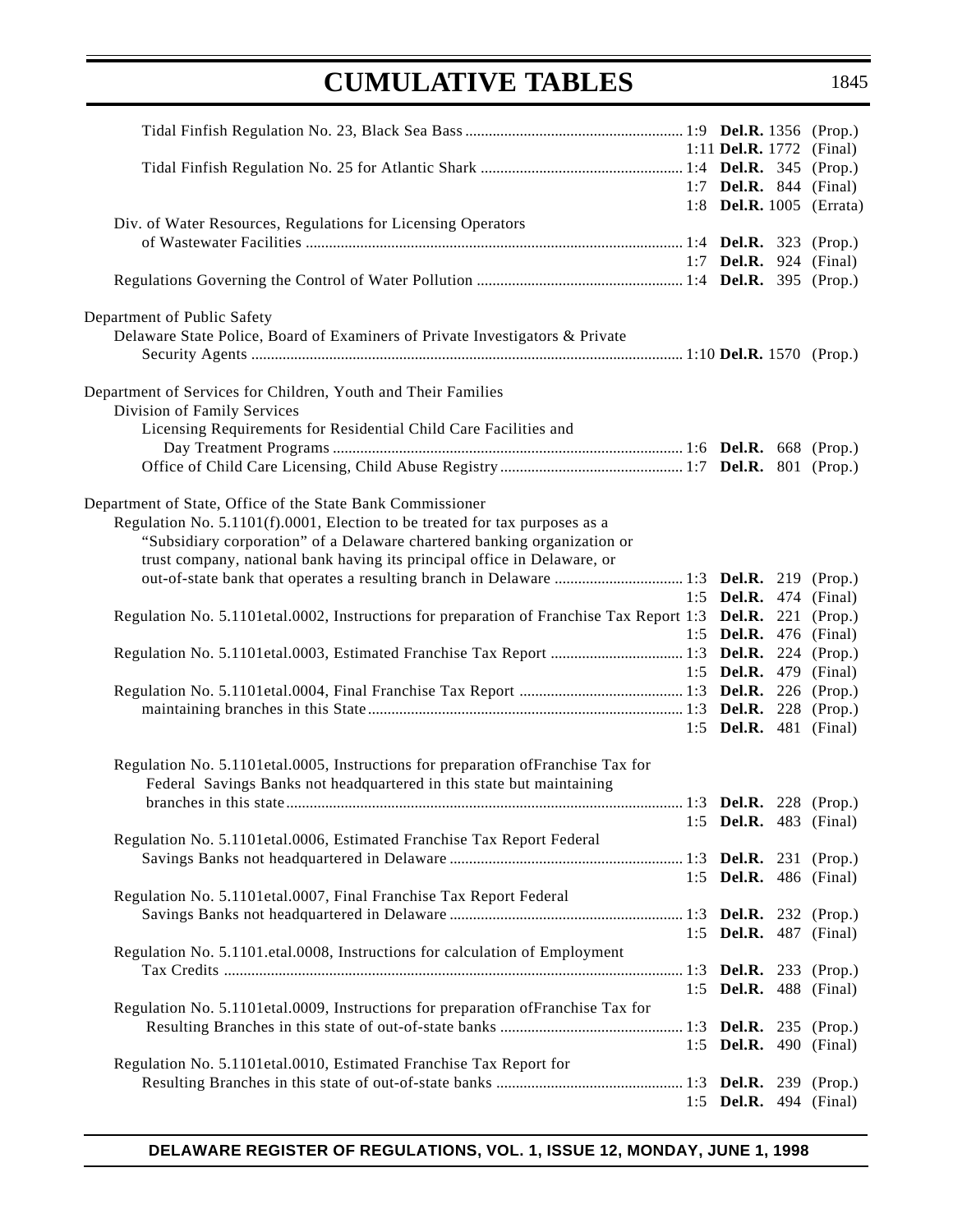# CUMULATIVE TABLES

Tidal Finfish Regulation No. 23, Black Sea Bass ........................................................ 1:9 **Del.R.** 1356 (Prop.)
1:11 **Del.R.** 1772 (Final)

Tidal Finfish Regulation No. 25 for Atlantic Shark .................................................... 1:4 **Del.R.** 345 (Prop.)
1:7 **Del.R.** 844 (Final)
1:8 **Del.R.** 1005 (Errata)

Div. of Water Resources, Regulations for Licensing Operators
of Wastewater Facilities ................................................................................................ 1:4 **Del.R.** 323 (Prop.)
1:7 **Del.R.** 924 (Final)

Regulations Governing the Control of Water Pollution ..................................................... 1:4 **Del.R.** 395 (Prop.)

Department of Public Safety
Delaware State Police, Board of Examiners of Private Investigators & Private
Security Agents ............................................................................................................. 1:10 **Del.R.** 1570 (Prop.)

Department of Services for Children, Youth and Their Families
Division of Family Services
Licensing Requirements for Residential Child Care Facilities and
Day Treatment Programs ......................................................................................... 1:6 **Del.R.** 668 (Prop.)
Office of Child Care Licensing, Child Abuse Registry ............................................... 1:7 **Del.R.** 801 (Prop.)

Department of State, Office of the State Bank Commissioner
Regulation No. 5.1101(f).0001, Election to be treated for tax purposes as a
"Subsidiary corporation" of a Delaware chartered banking organization or
trust company, national bank having its principal office in Delaware, or
out-of-state bank that operates a resulting branch in Delaware ................................ 1:3 **Del.R.** 219 (Prop.)
1:5 **Del.R.** 474 (Final)

Regulation No. 5.1101etal.0002, Instructions for preparation of Franchise Tax Report 1:3 **Del.R.** 221 (Prop.)
1:5 **Del.R.** 476 (Final)

Regulation No. 5.1101etal.0003, Estimated Franchise Tax Report .................................. 1:3 **Del.R.** 224 (Prop.)
1:5 **Del.R.** 479 (Final)

Regulation No. 5.1101etal.0004, Final Franchise Tax Report .......................................... 1:3 **Del.R.** 226 (Prop.)
maintaining branches in this State ................................................................................ 1:3 **Del.R.** 228 (Prop.)
1:5 **Del.R.** 481 (Final)

Regulation No. 5.1101etal.0005, Instructions for preparation ofFranchise Tax for
Federal Savings Banks not headquartered in this state but maintaining
branches in this state ...................................................................................................... 1:3 **Del.R.** 228 (Prop.)
1:5 **Del.R.** 483 (Final)

Regulation No. 5.1101etal.0006, Estimated Franchise Tax Report Federal
Savings Banks not headquartered in Delaware ............................................................ 1:3 **Del.R.** 231 (Prop.)
1:5 **Del.R.** 486 (Final)

Regulation No. 5.1101etal.0007, Final Franchise Tax Report Federal
Savings Banks not headquartered in Delaware ............................................................ 1:3 **Del.R.** 232 (Prop.)
1:5 **Del.R.** 487 (Final)

Regulation No. 5.1101.etal.0008, Instructions for calculation of Employment
Tax Credits ..................................................................................................................... 1:3 **Del.R.** 233 (Prop.)
1:5 **Del.R.** 488 (Final)

Regulation No. 5.1101etal.0009, Instructions for preparation ofFranchise Tax for
Resulting Branches in this state of out-of-state banks ............................................... 1:3 **Del.R.** 235 (Prop.)
1:5 **Del.R.** 490 (Final)

Regulation No. 5.1101etal.0010, Estimated Franchise Tax Report for
Resulting Branches in this state of out-of-state banks ................................................ 1:3 **Del.R.** 239 (Prop.)
1:5 **Del.R.** 494 (Final)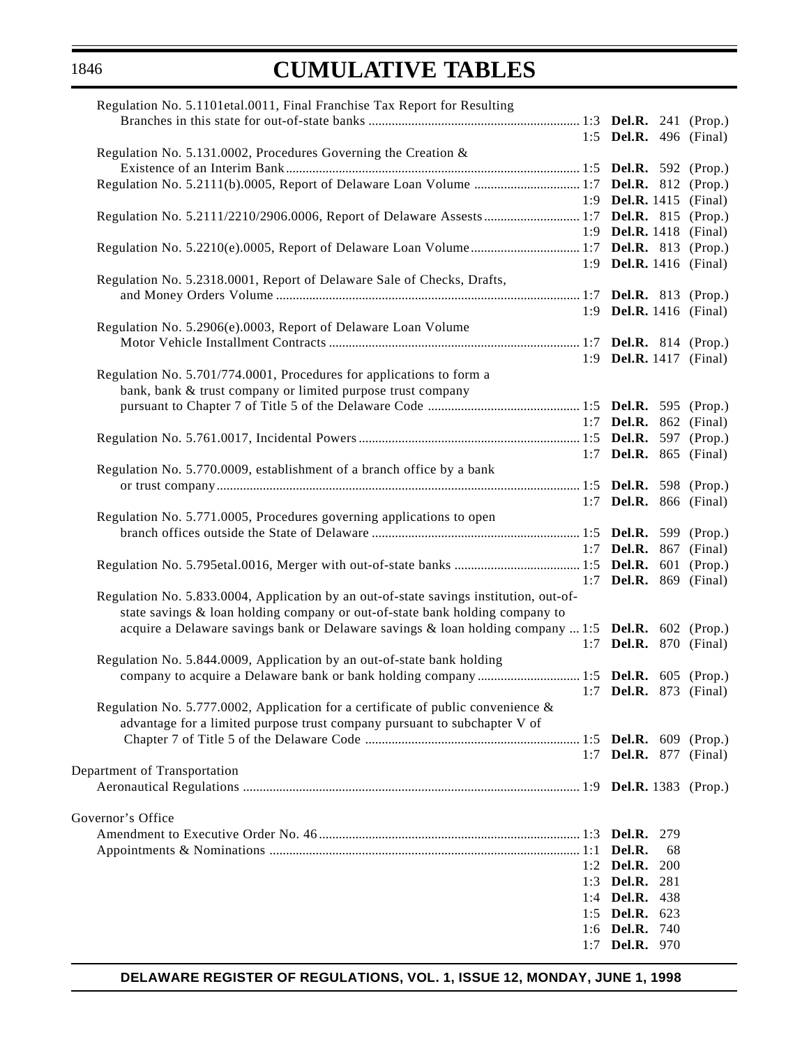# CUMULATIVE TABLES

| Regulation | Issue | Citation | Page | Status |
|---|---|---|---|---|
| Regulation No. 5.1101etal.0011, Final Franchise Tax Report for Resulting Branches in this state for out-of-state banks | 1:3 | **Del.R.** | 241 | (Prop.) |
| | 1:5 | **Del.R.** | 496 | (Final) |
| Regulation No. 5.131.0002, Procedures Governing the Creation & Existence of an Interim Bank | 1:5 | **Del.R.** | 592 | (Prop.) |
| Regulation No. 5.2111(b).0005, Report of Delaware Loan Volume | 1:7 | **Del.R.** | 812 | (Prop.) |
| | 1:9 | **Del.R.** | 1415 | (Final) |
| Regulation No. 5.2111/2210/2906.0006, Report of Delaware Assests | 1:7 | **Del.R.** | 815 | (Prop.) |
| | 1:9 | **Del.R.** | 1418 | (Final) |
| Regulation No. 5.2210(e).0005, Report of Delaware Loan Volume | 1:7 | **Del.R.** | 813 | (Prop.) |
| | 1:9 | **Del.R.** | 1416 | (Final) |
| Regulation No. 5.2318.0001, Report of Delaware Sale of Checks, Drafts, and Money Orders Volume | 1:7 | **Del.R.** | 813 | (Prop.) |
| | 1:9 | **Del.R.** | 1416 | (Final) |
| Regulation No. 5.2906(e).0003, Report of Delaware Loan Volume Motor Vehicle Installment Contracts | 1:7 | **Del.R.** | 814 | (Prop.) |
| | 1:9 | **Del.R.** | 1417 | (Final) |
| Regulation No. 5.701/774.0001, Procedures for applications to form a bank, bank & trust company or limited purpose trust company pursuant to Chapter 7 of Title 5 of the Delaware Code | 1:5 | **Del.R.** | 595 | (Prop.) |
| | 1:7 | **Del.R.** | 862 | (Final) |
| Regulation No. 5.761.0017, Incidental Powers | 1:5 | **Del.R.** | 597 | (Prop.) |
| | 1:7 | **Del.R.** | 865 | (Final) |
| Regulation No. 5.770.0009, establishment of a branch office by a bank or trust company | 1:5 | **Del.R.** | 598 | (Prop.) |
| | 1:7 | **Del.R.** | 866 | (Final) |
| Regulation No. 5.771.0005, Procedures governing applications to open branch offices outside the State of Delaware | 1:5 | **Del.R.** | 599 | (Prop.) |
| | 1:7 | **Del.R.** | 867 | (Final) |
| Regulation No. 5.795etal.0016, Merger with out-of-state banks | 1:5 | **Del.R.** | 601 | (Prop.) |
| | 1:7 | **Del.R.** | 869 | (Final) |
| Regulation No. 5.833.0004, Application by an out-of-state savings institution, out-of-state savings & loan holding company or out-of-state bank holding company to acquire a Delaware savings bank or Delaware savings & loan holding company | 1:5 | **Del.R.** | 602 | (Prop.) |
| | 1:7 | **Del.R.** | 870 | (Final) |
| Regulation No. 5.844.0009, Application by an out-of-state bank holding company to acquire a Delaware bank or bank holding company | 1:5 | **Del.R.** | 605 | (Prop.) |
| | 1:7 | **Del.R.** | 873 | (Final) |
| Regulation No. 5.777.0002, Application for a certificate of public convenience & advantage for a limited purpose trust company pursuant to subchapter V of Chapter 7 of Title 5 of the Delaware Code | 1:5 | **Del.R.** | 609 | (Prop.) |
| | 1:7 | **Del.R.** | 877 | (Final) |
| **Department of Transportation** | | | | |
| Aeronautical Regulations | 1:9 | **Del.R.** | 1383 | (Prop.) |
| **Governor's Office** | | | | |
| Amendment to Executive Order No. 46 | 1:3 | **Del.R.** | 279 | |
| Appointments & Nominations | 1:1 | **Del.R.** | 68 | |
| | 1:2 | **Del.R.** | 200 | |
| | 1:3 | **Del.R.** | 281 | |
| | 1:4 | **Del.R.** | 438 | |
| | 1:5 | **Del.R.** | 623 | |
| | 1:6 | **Del.R.** | 740 | |
| | 1:7 | **Del.R.** | 970 | |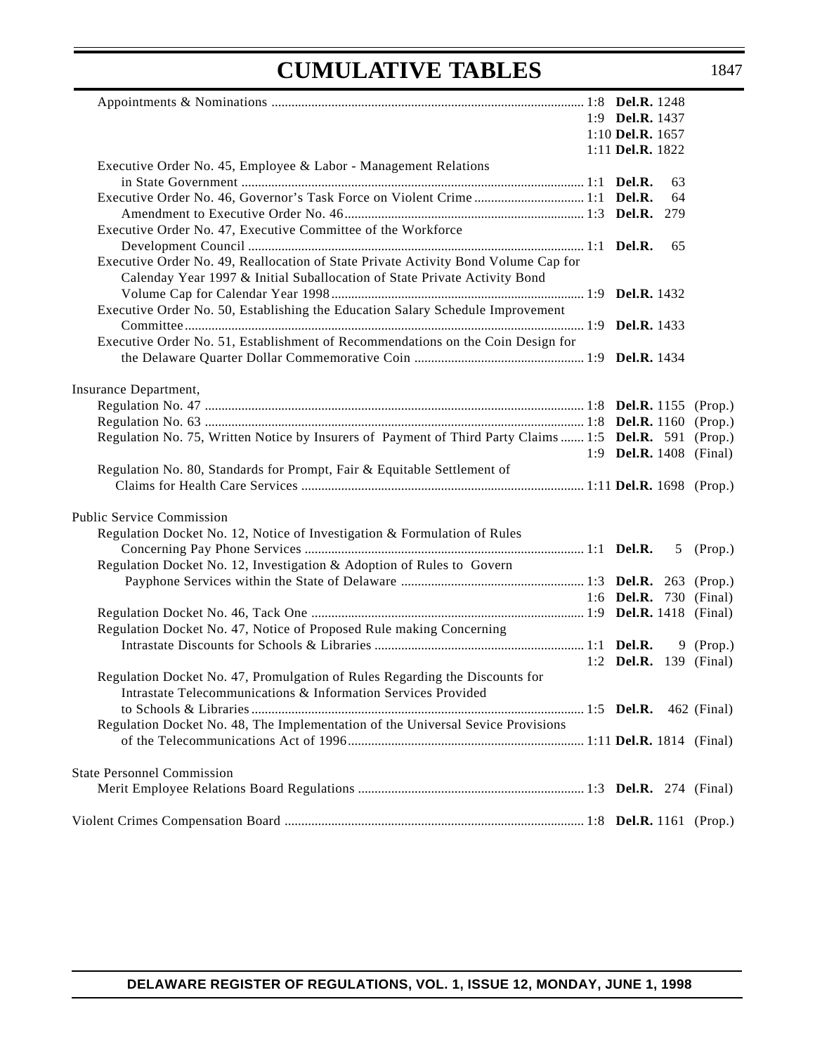# CUMULATIVE TABLES

| | | | |
|---|---|---|---|
| Appointments & Nominations | 1:8 **Del.R.** 1248 | | |
| | 1:9 **Del.R.** 1437 | | |
| | 1:10 **Del.R.** 1657 | | |
| | 1:11 **Del.R.** 1822 | | |
| Executive Order No. 45, Employee & Labor - Management Relations in State Government | 1:1 **Del.R.** 63 | | |
| Executive Order No. 46, Governor's Task Force on Violent Crime | 1:1 **Del.R.** 64 | | |
| Amendment to Executive Order No. 46 | 1:3 **Del.R.** 279 | | |
| Executive Order No. 47, Executive Committee of the Workforce Development Council | 1:1 **Del.R.** 65 | | |
| Executive Order No. 49, Reallocation of State Private Activity Bond Volume Cap for Calenday Year 1997 & Initial Suballocation of State Private Activity Bond Volume Cap for Calendar Year 1998 | 1:9 **Del.R.** 1432 | | |
| Executive Order No. 50, Establishing the Education Salary Schedule Improvement Committee | 1:9 **Del.R.** 1433 | | |
| Executive Order No. 51, Establishment of Recommendations on the Coin Design for the Delaware Quarter Dollar Commemorative Coin | 1:9 **Del.R.** 1434 | | |

**Insurance Department,**

| | | |
|---|---|---|
| Regulation No. 47 | 1:8 **Del.R.** 1155 | (Prop.) |
| Regulation No. 63 | 1:8 **Del.R.** 1160 | (Prop.) |
| Regulation No. 75, Written Notice by Insurers of Payment of Third Party Claims | 1:5 **Del.R.** 591 | (Prop.) |
| | 1:9 **Del.R.** 1408 | (Final) |
| Regulation No. 80, Standards for Prompt, Fair & Equitable Settlement of Claims for Health Care Services | 1:11 **Del.R.** 1698 | (Prop.) |

**Public Service Commission**

| | | |
|---|---|---|
| Regulation Docket No. 12, Notice of Investigation & Formulation of Rules Concerning Pay Phone Services | 1:1 **Del.R.** 5 | (Prop.) |
| Regulation Docket No. 12, Investigation & Adoption of Rules to Govern Payphone Services within the State of Delaware | 1:3 **Del.R.** 263 | (Prop.) |
| | 1:6 **Del.R.** 730 | (Final) |
| Regulation Docket No. 46, Tack One | 1:9 **Del.R.** 1418 | (Final) |
| Regulation Docket No. 47, Notice of Proposed Rule making Concerning Intrastate Discounts for Schools & Libraries | 1:1 **Del.R.** 9 | (Prop.) |
| | 1:2 **Del.R.** 139 | (Final) |
| Regulation Docket No. 47, Promulgation of Rules Regarding the Discounts for Intrastate Telecommunications & Information Services Provided to Schools & Libraries | 1:5 **Del.R.** 462 | (Final) |
| Regulation Docket No. 48, The Implementation of the Universal Sevice Provisions of the Telecommunications Act of 1996 | 1:11 **Del.R.** 1814 | (Final) |

**State Personnel Commission**

| | | |
|---|---|---|
| Merit Employee Relations Board Regulations | 1:3 **Del.R.** 274 | (Final) |

| | | |
|---|---|---|
| Violent Crimes Compensation Board | 1:8 **Del.R.** 1161 | (Prop.) |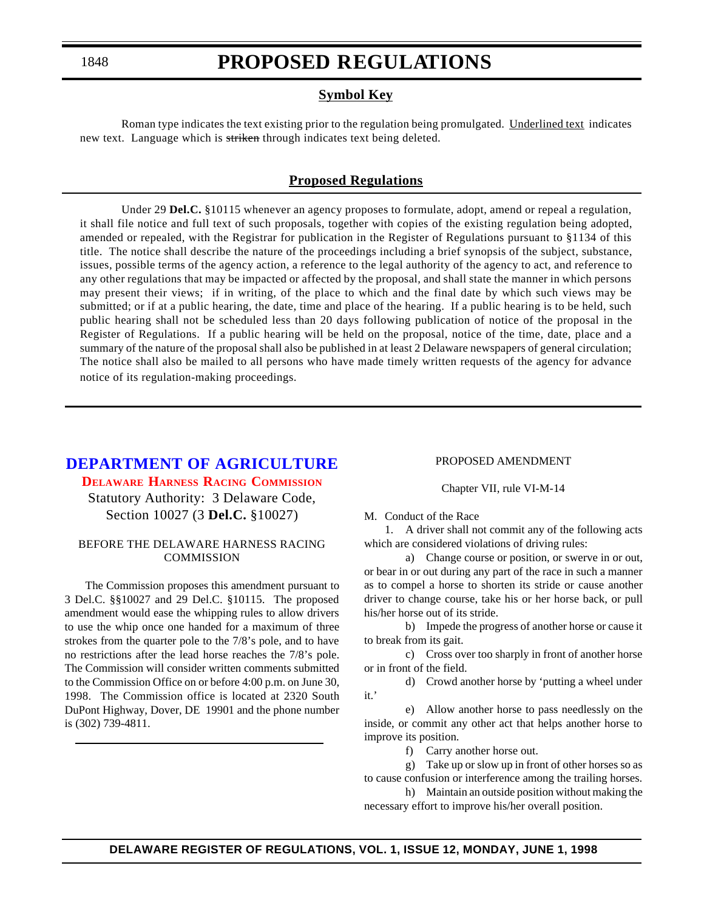# PROPOSED REGULATIONS

## Symbol Key

Roman type indicates the text existing prior to the regulation being promulgated. Underlined text indicates new text. Language which is ~~striken~~ through indicates text being deleted.

## Proposed Regulations

Under 29 **Del.C.** §10115 whenever an agency proposes to formulate, adopt, amend or repeal a regulation, it shall file notice and full text of such proposals, together with copies of the existing regulation being adopted, amended or repealed, with the Registrar for publication in the Register of Regulations pursuant to §1134 of this title. The notice shall describe the nature of the proceedings including a brief synopsis of the subject, substance, issues, possible terms of the agency action, a reference to the legal authority of the agency to act, and reference to any other regulations that may be impacted or affected by the proposal, and shall state the manner in which persons may present their views; if in writing, of the place to which and the final date by which such views may be submitted; or if at a public hearing, the date, time and place of the hearing. If a public hearing is to be held, such public hearing shall not be scheduled less than 20 days following publication of notice of the proposal in the Register of Regulations. If a public hearing will be held on the proposal, notice of the time, date, place and a summary of the nature of the proposal shall also be published in at least 2 Delaware newspapers of general circulation; The notice shall also be mailed to all persons who have made timely written requests of the agency for advance notice of its regulation-making proceedings.

## DEPARTMENT OF AGRICULTURE

### Delaware Harness Racing Commission

Statutory Authority: 3 Delaware Code, Section 10027 (3 **Del.C.** §10027)

BEFORE THE DELAWARE HARNESS RACING COMMISSION

The Commission proposes this amendment pursuant to 3 Del.C. §§10027 and 29 Del.C. §10115. The proposed amendment would ease the whipping rules to allow drivers to use the whip once one handed for a maximum of three strokes from the quarter pole to the 7/8's pole, and to have no restrictions after the lead horse reaches the 7/8's pole. The Commission will consider written comments submitted to the Commission Office on or before 4:00 p.m. on June 30, 1998. The Commission office is located at 2320 South DuPont Highway, Dover, DE 19901 and the phone number is (302) 739-4811.

PROPOSED AMENDMENT

Chapter VII, rule VI-M-14

M. Conduct of the Race

1. A driver shall not commit any of the following acts which are considered violations of driving rules:

a) Change course or position, or swerve in or out, or bear in or out during any part of the race in such a manner as to compel a horse to shorten its stride or cause another driver to change course, take his or her horse back, or pull his/her horse out of its stride.

b) Impede the progress of another horse or cause it to break from its gait.

c) Cross over too sharply in front of another horse or in front of the field.

d) Crowd another horse by 'putting a wheel under it.'

e) Allow another horse to pass needlessly on the inside, or commit any other act that helps another horse to improve its position.

f) Carry another horse out.

g) Take up or slow up in front of other horses so as to cause confusion or interference among the trailing horses.

h) Maintain an outside position without making the necessary effort to improve his/her overall position.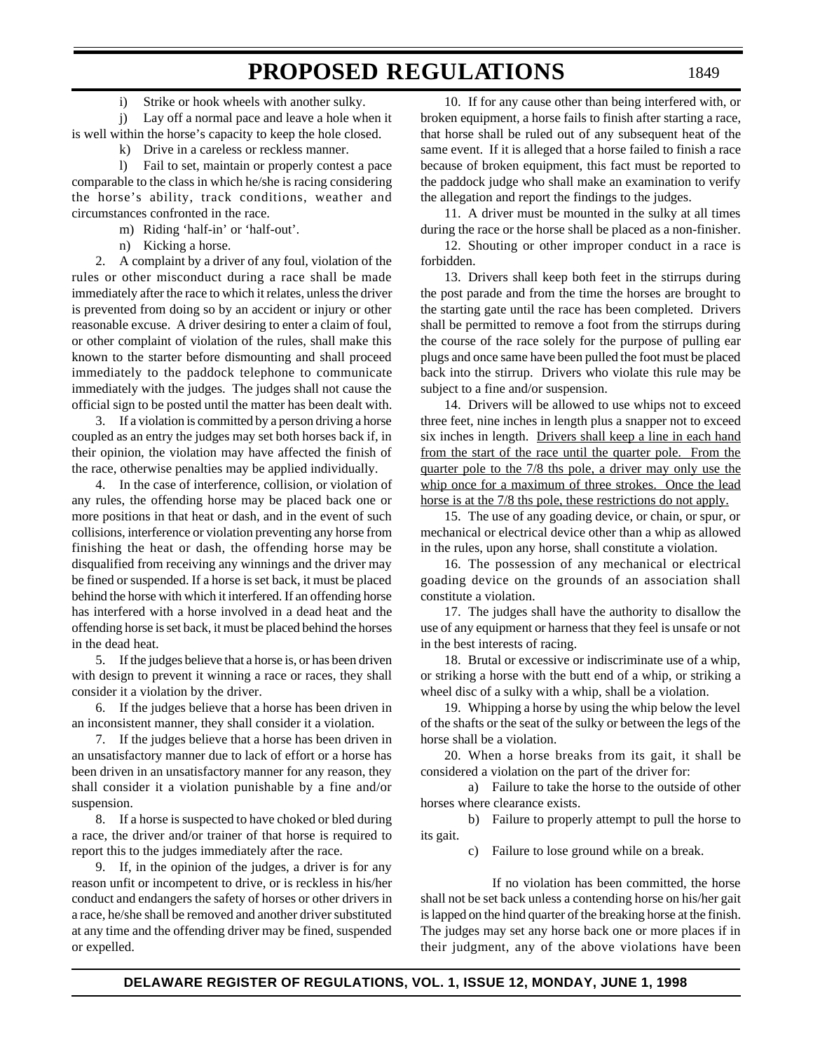i) Strike or hook wheels with another sulky.

j) Lay off a normal pace and leave a hole when it is well within the horse's capacity to keep the hole closed.

k) Drive in a careless or reckless manner.

l) Fail to set, maintain or properly contest a pace comparable to the class in which he/she is racing considering the horse's ability, track conditions, weather and circumstances confronted in the race.

m) Riding 'half-in' or 'half-out'.

n) Kicking a horse.

2. A complaint by a driver of any foul, violation of the rules or other misconduct during a race shall be made immediately after the race to which it relates, unless the driver is prevented from doing so by an accident or injury or other reasonable excuse. A driver desiring to enter a claim of foul, or other complaint of violation of the rules, shall make this known to the starter before dismounting and shall proceed immediately to the paddock telephone to communicate immediately with the judges. The judges shall not cause the official sign to be posted until the matter has been dealt with.

3. If a violation is committed by a person driving a horse coupled as an entry the judges may set both horses back if, in their opinion, the violation may have affected the finish of the race, otherwise penalties may be applied individually.

4. In the case of interference, collision, or violation of any rules, the offending horse may be placed back one or more positions in that heat or dash, and in the event of such collisions, interference or violation preventing any horse from finishing the heat or dash, the offending horse may be disqualified from receiving any winnings and the driver may be fined or suspended. If a horse is set back, it must be placed behind the horse with which it interfered. If an offending horse has interfered with a horse involved in a dead heat and the offending horse is set back, it must be placed behind the horses in the dead heat.

5. If the judges believe that a horse is, or has been driven with design to prevent it winning a race or races, they shall consider it a violation by the driver.

6. If the judges believe that a horse has been driven in an inconsistent manner, they shall consider it a violation.

7. If the judges believe that a horse has been driven in an unsatisfactory manner due to lack of effort or a horse has been driven in an unsatisfactory manner for any reason, they shall consider it a violation punishable by a fine and/or suspension.

8. If a horse is suspected to have choked or bled during a race, the driver and/or trainer of that horse is required to report this to the judges immediately after the race.

9. If, in the opinion of the judges, a driver is for any reason unfit or incompetent to drive, or is reckless in his/her conduct and endangers the safety of horses or other drivers in a race, he/she shall be removed and another driver substituted at any time and the offending driver may be fined, suspended or expelled.

10. If for any cause other than being interfered with, or broken equipment, a horse fails to finish after starting a race, that horse shall be ruled out of any subsequent heat of the same event. If it is alleged that a horse failed to finish a race because of broken equipment, this fact must be reported to the paddock judge who shall make an examination to verify the allegation and report the findings to the judges.

11. A driver must be mounted in the sulky at all times during the race or the horse shall be placed as a non-finisher.

12. Shouting or other improper conduct in a race is forbidden.

13. Drivers shall keep both feet in the stirrups during the post parade and from the time the horses are brought to the starting gate until the race has been completed. Drivers shall be permitted to remove a foot from the stirrups during the course of the race solely for the purpose of pulling ear plugs and once same have been pulled the foot must be placed back into the stirrup. Drivers who violate this rule may be subject to a fine and/or suspension.

14. Drivers will be allowed to use whips not to exceed three feet, nine inches in length plus a snapper not to exceed six inches in length. <u>Drivers shall keep a line in each hand from the start of the race until the quarter pole. From the quarter pole to the 7/8 ths pole, a driver may only use the whip once for a maximum of three strokes. Once the lead horse is at the 7/8 ths pole, these restrictions do not apply.</u>

15. The use of any goading device, or chain, or spur, or mechanical or electrical device other than a whip as allowed in the rules, upon any horse, shall constitute a violation.

16. The possession of any mechanical or electrical goading device on the grounds of an association shall constitute a violation.

17. The judges shall have the authority to disallow the use of any equipment or harness that they feel is unsafe or not in the best interests of racing.

18. Brutal or excessive or indiscriminate use of a whip, or striking a horse with the butt end of a whip, or striking a wheel disc of a sulky with a whip, shall be a violation.

19. Whipping a horse by using the whip below the level of the shafts or the seat of the sulky or between the legs of the horse shall be a violation.

20. When a horse breaks from its gait, it shall be considered a violation on the part of the driver for:

a) Failure to take the horse to the outside of other horses where clearance exists.

b) Failure to properly attempt to pull the horse to its gait.

c) Failure to lose ground while on a break.

If no violation has been committed, the horse shall not be set back unless a contending horse on his/her gait is lapped on the hind quarter of the breaking horse at the finish. The judges may set any horse back one or more places if in their judgment, any of the above violations have been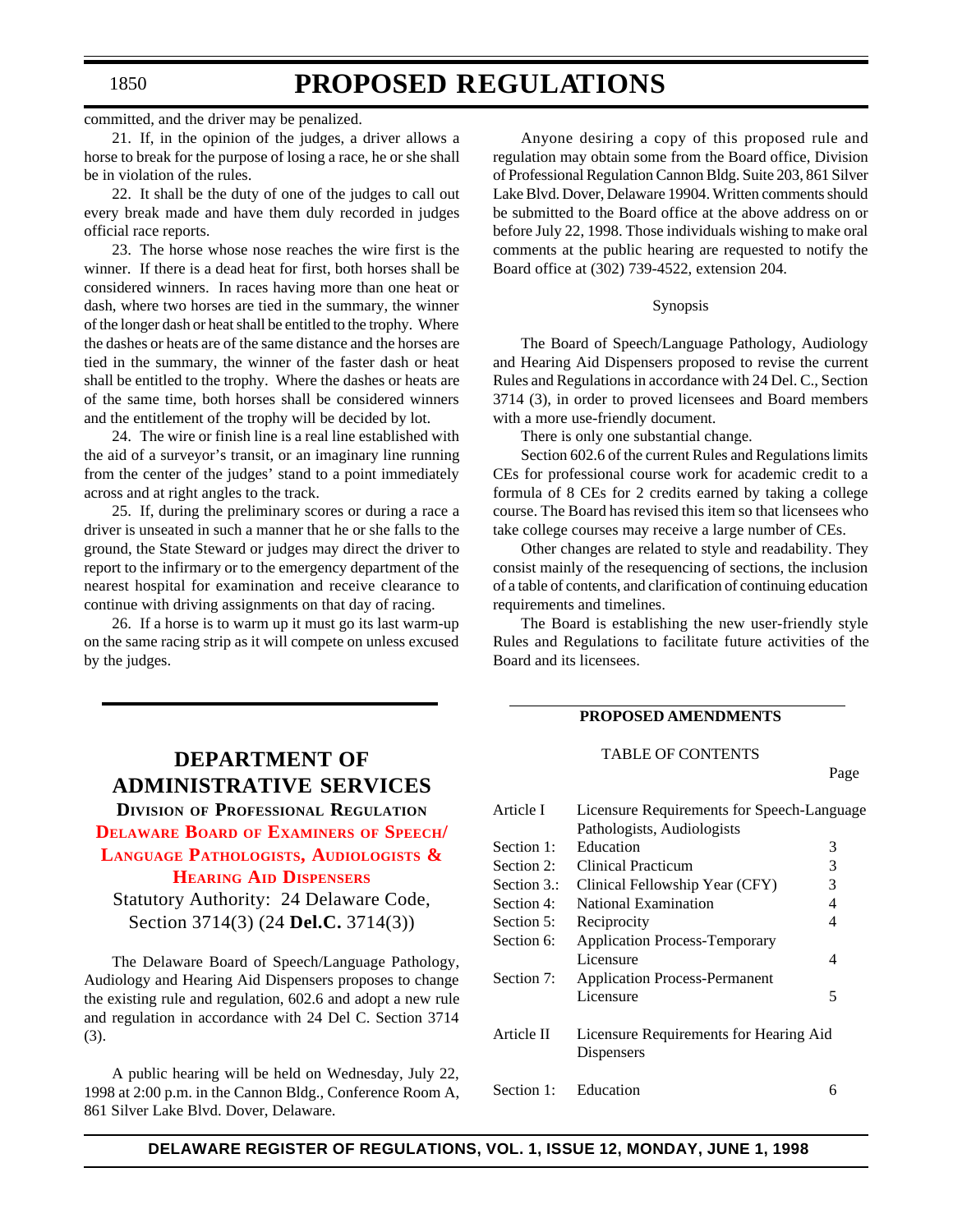committed, and the driver may be penalized.

21. If, in the opinion of the judges, a driver allows a horse to break for the purpose of losing a race, he or she shall be in violation of the rules.

22. It shall be the duty of one of the judges to call out every break made and have them duly recorded in judges official race reports.

23. The horse whose nose reaches the wire first is the winner. If there is a dead heat for first, both horses shall be considered winners. In races having more than one heat or dash, where two horses are tied in the summary, the winner of the longer dash or heat shall be entitled to the trophy. Where the dashes or heats are of the same distance and the horses are tied in the summary, the winner of the faster dash or heat shall be entitled to the trophy. Where the dashes or heats are of the same time, both horses shall be considered winners and the entitlement of the trophy will be decided by lot.

24. The wire or finish line is a real line established with the aid of a surveyor's transit, or an imaginary line running from the center of the judges' stand to a point immediately across and at right angles to the track.

25. If, during the preliminary scores or during a race a driver is unseated in such a manner that he or she falls to the ground, the State Steward or judges may direct the driver to report to the infirmary or to the emergency department of the nearest hospital for examination and receive clearance to continue with driving assignments on that day of racing.

26. If a horse is to warm up it must go its last warm-up on the same racing strip as it will compete on unless excused by the judges.

# DEPARTMENT OF ADMINISTRATIVE SERVICES

## Division of Professional Regulation

## Delaware Board of Examiners of Speech/Language Pathologists, Audiologists & Hearing Aid Dispensers

Statutory Authority: 24 Delaware Code, Section 3714(3) (24 **Del.C.** 3714(3))

The Delaware Board of Speech/Language Pathology, Audiology and Hearing Aid Dispensers proposes to change the existing rule and regulation, 602.6 and adopt a new rule and regulation in accordance with 24 Del C. Section 3714 (3).

A public hearing will be held on Wednesday, July 22, 1998 at 2:00 p.m. in the Cannon Bldg., Conference Room A, 861 Silver Lake Blvd. Dover, Delaware.

Anyone desiring a copy of this proposed rule and regulation may obtain some from the Board office, Division of Professional Regulation Cannon Bldg. Suite 203, 861 Silver Lake Blvd. Dover, Delaware 19904. Written comments should be submitted to the Board office at the above address on or before July 22, 1998. Those individuals wishing to make oral comments at the public hearing are requested to notify the Board office at (302) 739-4522, extension 204.

Synopsis

The Board of Speech/Language Pathology, Audiology and Hearing Aid Dispensers proposed to revise the current Rules and Regulations in accordance with 24 Del. C., Section 3714 (3), in order to proved licensees and Board members with a more use-friendly document.

There is only one substantial change.

Section 602.6 of the current Rules and Regulations limits CEs for professional course work for academic credit to a formula of 8 CEs for 2 credits earned by taking a college course. The Board has revised this item so that licensees who take college courses may receive a large number of CEs.

Other changes are related to style and readability. They consist mainly of the resequencing of sections, the inclusion of a table of contents, and clarification of continuing education requirements and timelines.

The Board is establishing the new user-friendly style Rules and Regulations to facilitate future activities of the Board and its licensees.

**PROPOSED AMENDMENTS**

TABLE OF CONTENTS

| | | Page |
|---|---|---|
| Article I | Licensure Requirements for Speech-Language Pathologists, Audiologists | |
| Section 1: | Education | 3 |
| Section 2: | Clinical Practicum | 3 |
| Section 3.: | Clinical Fellowship Year (CFY) | 3 |
| Section 4: | National Examination | 4 |
| Section 5: | Reciprocity | 4 |
| Section 6: | Application Process-Temporary Licensure | 4 |
| Section 7: | Application Process-Permanent Licensure | 5 |
| Article II | Licensure Requirements for Hearing Aid Dispensers | |
| Section 1: | Education | 6 |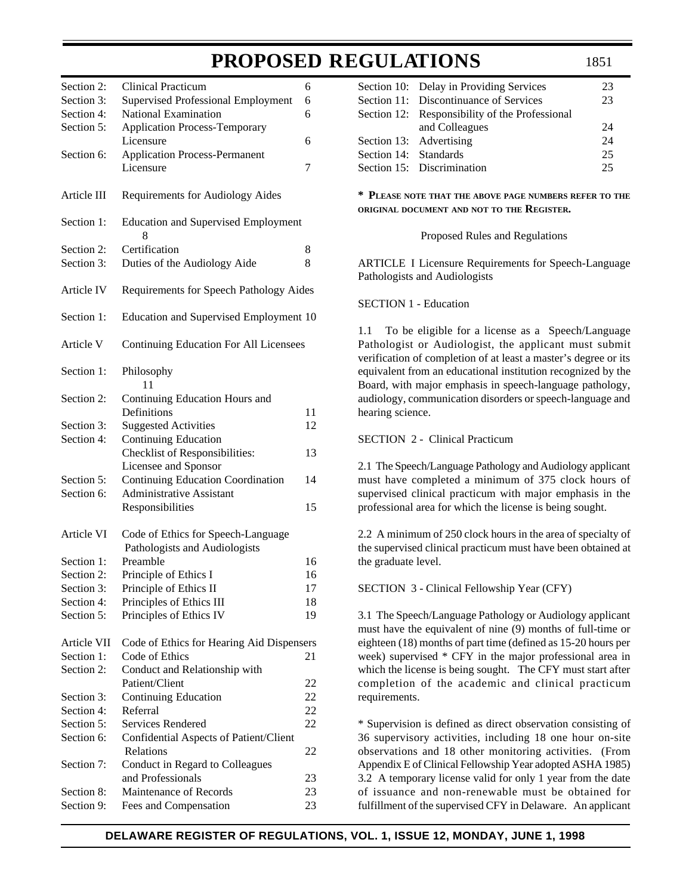| | | |
|---|---|---|
| Section 2: | Clinical Practicum | 6 |
| Section 3: | Supervised Professional Employment | 6 |
| Section 4: | National Examination | 6 |
| Section 5: | Application Process-Temporary Licensure | 6 |
| Section 6: | Application Process-Permanent Licensure | 7 |
| Article III | Requirements for Audiology Aides | |
| Section 1: | Education and Supervised Employment | 8 |
| Section 2: | Certification | 8 |
| Section 3: | Duties of the Audiology Aide | 8 |
| Article IV | Requirements for Speech Pathology Aides | |
| Section 1: | Education and Supervised Employment | 10 |
| Article V | Continuing Education For All Licensees | |
| Section 1: | Philosophy | 11 |
| Section 2: | Continuing Education Hours and Definitions | 11 |
| Section 3: | Suggested Activities | 12 |
| Section 4: | Continuing Education Checklist of Responsibilities: Licensee and Sponsor | 13 |
| Section 5: | Continuing Education Coordination | 14 |
| Section 6: | Administrative Assistant Responsibilities | 15 |
| Article VI | Code of Ethics for Speech-Language Pathologists and Audiologists | |
| Section 1: | Preamble | 16 |
| Section 2: | Principle of Ethics I | 16 |
| Section 3: | Principle of Ethics II | 17 |
| Section 4: | Principles of Ethics III | 18 |
| Section 5: | Principles of Ethics IV | 19 |
| Article VII | Code of Ethics for Hearing Aid Dispensers | |
| Section 1: | Code of Ethics | 21 |
| Section 2: | Conduct and Relationship with Patient/Client | 22 |
| Section 3: | Continuing Education | 22 |
| Section 4: | Referral | 22 |
| Section 5: | Services Rendered | 22 |
| Section 6: | Confidential Aspects of Patient/Client Relations | 22 |
| Section 7: | Conduct in Regard to Colleagues and Professionals | 23 |
| Section 8: | Maintenance of Records | 23 |
| Section 9: | Fees and Compensation | 23 |
| Section 10: | Delay in Providing Services | 23 |
| Section 11: | Discontinuance of Services | 23 |
| Section 12: | Responsibility of the Professional and Colleagues | 24 |
| Section 13: | Advertising | 24 |
| Section 14: | Standards | 25 |
| Section 15: | Discrimination | 25 |

**\* Please note that the above page numbers refer to the original document and not to the Register.**

Proposed Rules and Regulations

ARTICLE I Licensure Requirements for Speech-Language Pathologists and Audiologists

SECTION 1 - Education

1.1 To be eligible for a license as a Speech/Language Pathologist or Audiologist, the applicant must submit verification of completion of at least a master's degree or its equivalent from an educational institution recognized by the Board, with major emphasis in speech-language pathology, audiology, communication disorders or speech-language and hearing science.

SECTION 2 - Clinical Practicum

2.1 The Speech/Language Pathology and Audiology applicant must have completed a minimum of 375 clock hours of supervised clinical practicum with major emphasis in the professional area for which the license is being sought.

2.2 A minimum of 250 clock hours in the area of specialty of the supervised clinical practicum must have been obtained at the graduate level.

SECTION 3 - Clinical Fellowship Year (CFY)

3.1 The Speech/Language Pathology or Audiology applicant must have the equivalent of nine (9) months of full-time or eighteen (18) months of part time (defined as 15-20 hours per week) supervised * CFY in the major professional area in which the license is being sought. The CFY must start after completion of the academic and clinical practicum requirements.

\* Supervision is defined as direct observation consisting of 36 supervisory activities, including 18 one hour on-site observations and 18 other monitoring activities. (From Appendix E of Clinical Fellowship Year adopted ASHA 1985)

3.2 A temporary license valid for only 1 year from the date of issuance and non-renewable must be obtained for fulfillment of the supervised CFY in Delaware. An applicant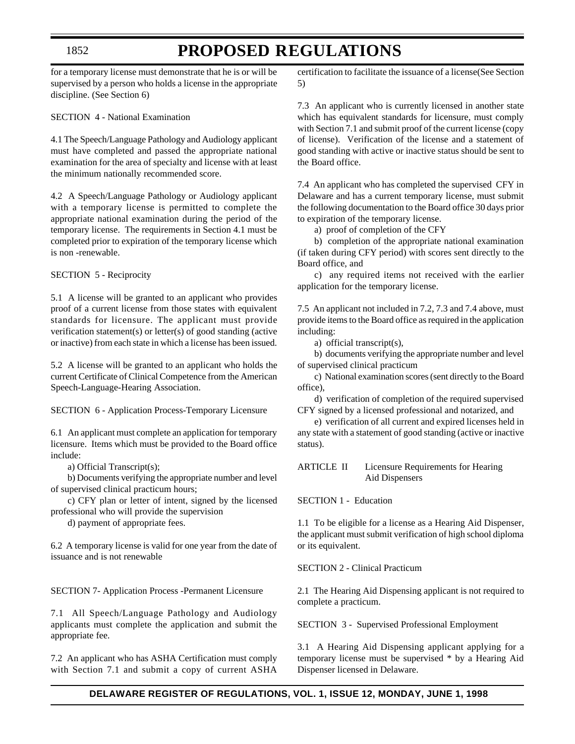for a temporary license must demonstrate that he is or will be supervised by a person who holds a license in the appropriate discipline. (See Section 6)

SECTION 4 - National Examination

4.1 The Speech/Language Pathology and Audiology applicant must have completed and passed the appropriate national examination for the area of specialty and license with at least the minimum nationally recommended score.

4.2 A Speech/Language Pathology or Audiology applicant with a temporary license is permitted to complete the appropriate national examination during the period of the temporary license. The requirements in Section 4.1 must be completed prior to expiration of the temporary license which is non -renewable.

SECTION 5 - Reciprocity

5.1 A license will be granted to an applicant who provides proof of a current license from those states with equivalent standards for licensure. The applicant must provide verification statement(s) or letter(s) of good standing (active or inactive) from each state in which a license has been issued.

5.2 A license will be granted to an applicant who holds the current Certificate of Clinical Competence from the American Speech-Language-Hearing Association.

SECTION 6 - Application Process-Temporary Licensure

6.1 An applicant must complete an application for temporary licensure. Items which must be provided to the Board office include:

a) Official Transcript(s);

b) Documents verifying the appropriate number and level of supervised clinical practicum hours;

c) CFY plan or letter of intent, signed by the licensed professional who will provide the supervision

d) payment of appropriate fees.

6.2 A temporary license is valid for one year from the date of issuance and is not renewable

SECTION 7- Application Process -Permanent Licensure

7.1 All Speech/Language Pathology and Audiology applicants must complete the application and submit the appropriate fee.

7.2 An applicant who has ASHA Certification must comply with Section 7.1 and submit a copy of current ASHA certification to facilitate the issuance of a license(See Section 5)

7.3 An applicant who is currently licensed in another state which has equivalent standards for licensure, must comply with Section 7.1 and submit proof of the current license (copy of license). Verification of the license and a statement of good standing with active or inactive status should be sent to the Board office.

7.4 An applicant who has completed the supervised CFY in Delaware and has a current temporary license, must submit the following documentation to the Board office 30 days prior to expiration of the temporary license.

a) proof of completion of the CFY

b) completion of the appropriate national examination (if taken during CFY period) with scores sent directly to the Board office, and

c) any required items not received with the earlier application for the temporary license.

7.5 An applicant not included in 7.2, 7.3 and 7.4 above, must provide items to the Board office as required in the application including:

a) official transcript(s),

b) documents verifying the appropriate number and level of supervised clinical practicum

c) National examination scores (sent directly to the Board office),

d) verification of completion of the required supervised CFY signed by a licensed professional and notarized, and

e) verification of all current and expired licenses held in any state with a statement of good standing (active or inactive status).

ARTICLE II Licensure Requirements for Hearing Aid Dispensers

SECTION 1 - Education

1.1 To be eligible for a license as a Hearing Aid Dispenser, the applicant must submit verification of high school diploma or its equivalent.

SECTION 2 - Clinical Practicum

2.1 The Hearing Aid Dispensing applicant is not required to complete a practicum.

SECTION 3 - Supervised Professional Employment

3.1 A Hearing Aid Dispensing applicant applying for a temporary license must be supervised * by a Hearing Aid Dispenser licensed in Delaware.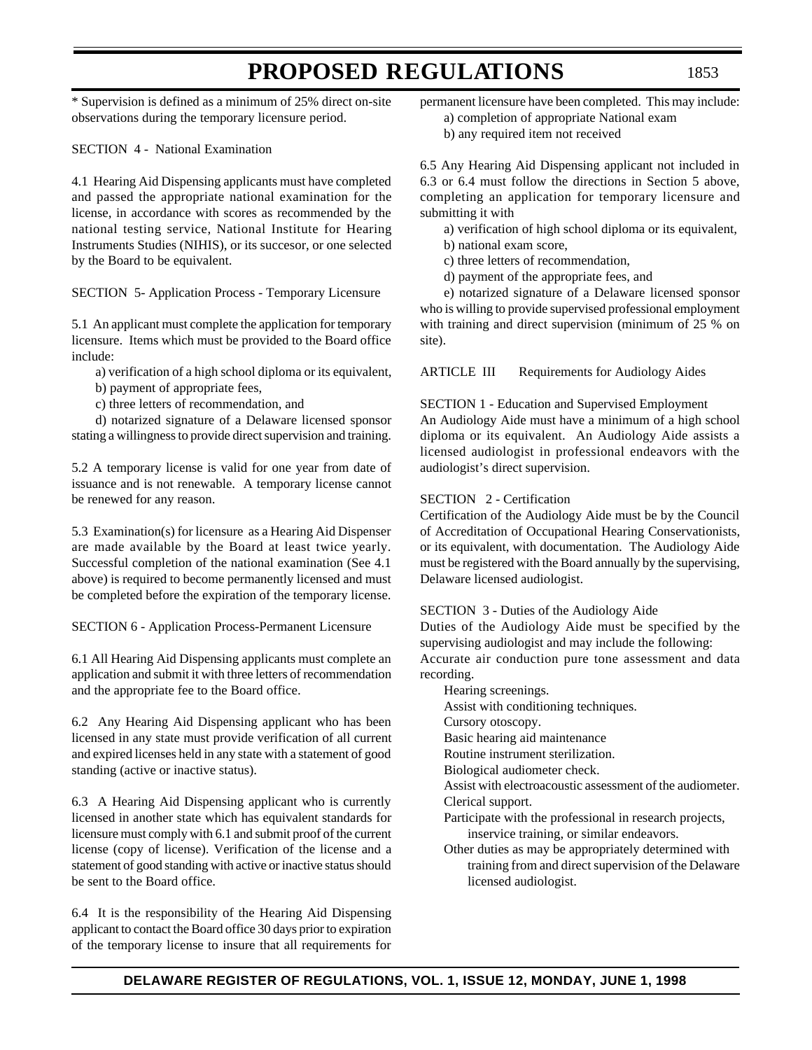* Supervision is defined as a minimum of 25% direct on-site observations during the temporary licensure period.

SECTION 4 - National Examination

4.1 Hearing Aid Dispensing applicants must have completed and passed the appropriate national examination for the license, in accordance with scores as recommended by the national testing service, National Institute for Hearing Instruments Studies (NIHIS), or its succesor, or one selected by the Board to be equivalent.

SECTION 5- Application Process - Temporary Licensure

5.1 An applicant must complete the application for temporary licensure. Items which must be provided to the Board office include:

a) verification of a high school diploma or its equivalent,

b) payment of appropriate fees,

c) three letters of recommendation, and

d) notarized signature of a Delaware licensed sponsor stating a willingness to provide direct supervision and training.

5.2 A temporary license is valid for one year from date of issuance and is not renewable. A temporary license cannot be renewed for any reason.

5.3 Examination(s) for licensure as a Hearing Aid Dispenser are made available by the Board at least twice yearly. Successful completion of the national examination (See 4.1 above) is required to become permanently licensed and must be completed before the expiration of the temporary license.

SECTION 6 - Application Process-Permanent Licensure

6.1 All Hearing Aid Dispensing applicants must complete an application and submit it with three letters of recommendation and the appropriate fee to the Board office.

6.2 Any Hearing Aid Dispensing applicant who has been licensed in any state must provide verification of all current and expired licenses held in any state with a statement of good standing (active or inactive status).

6.3 A Hearing Aid Dispensing applicant who is currently licensed in another state which has equivalent standards for licensure must comply with 6.1 and submit proof of the current license (copy of license). Verification of the license and a statement of good standing with active or inactive status should be sent to the Board office.

6.4 It is the responsibility of the Hearing Aid Dispensing applicant to contact the Board office 30 days prior to expiration of the temporary license to insure that all requirements for permanent licensure have been completed. This may include:

a) completion of appropriate National exam

b) any required item not received

6.5 Any Hearing Aid Dispensing applicant not included in 6.3 or 6.4 must follow the directions in Section 5 above, completing an application for temporary licensure and submitting it with

a) verification of high school diploma or its equivalent,

b) national exam score,

c) three letters of recommendation,

d) payment of the appropriate fees, and

e) notarized signature of a Delaware licensed sponsor who is willing to provide supervised professional employment with training and direct supervision (minimum of 25 % on site).

ARTICLE III Requirements for Audiology Aides

SECTION 1 - Education and Supervised Employment

An Audiology Aide must have a minimum of a high school diploma or its equivalent. An Audiology Aide assists a licensed audiologist in professional endeavors with the audiologist's direct supervision.

SECTION 2 - Certification

Certification of the Audiology Aide must be by the Council of Accreditation of Occupational Hearing Conservationists, or its equivalent, with documentation. The Audiology Aide must be registered with the Board annually by the supervising, Delaware licensed audiologist.

SECTION 3 - Duties of the Audiology Aide

Duties of the Audiology Aide must be specified by the supervising audiologist and may include the following:

Accurate air conduction pure tone assessment and data recording.

Hearing screenings.

Assist with conditioning techniques.

Cursory otoscopy.

Basic hearing aid maintenance

Routine instrument sterilization.

Biological audiometer check.

Assist with electroacoustic assessment of the audiometer.

Clerical support.

Participate with the professional in research projects, inservice training, or similar endeavors.

Other duties as may be appropriately determined with training from and direct supervision of the Delaware licensed audiologist.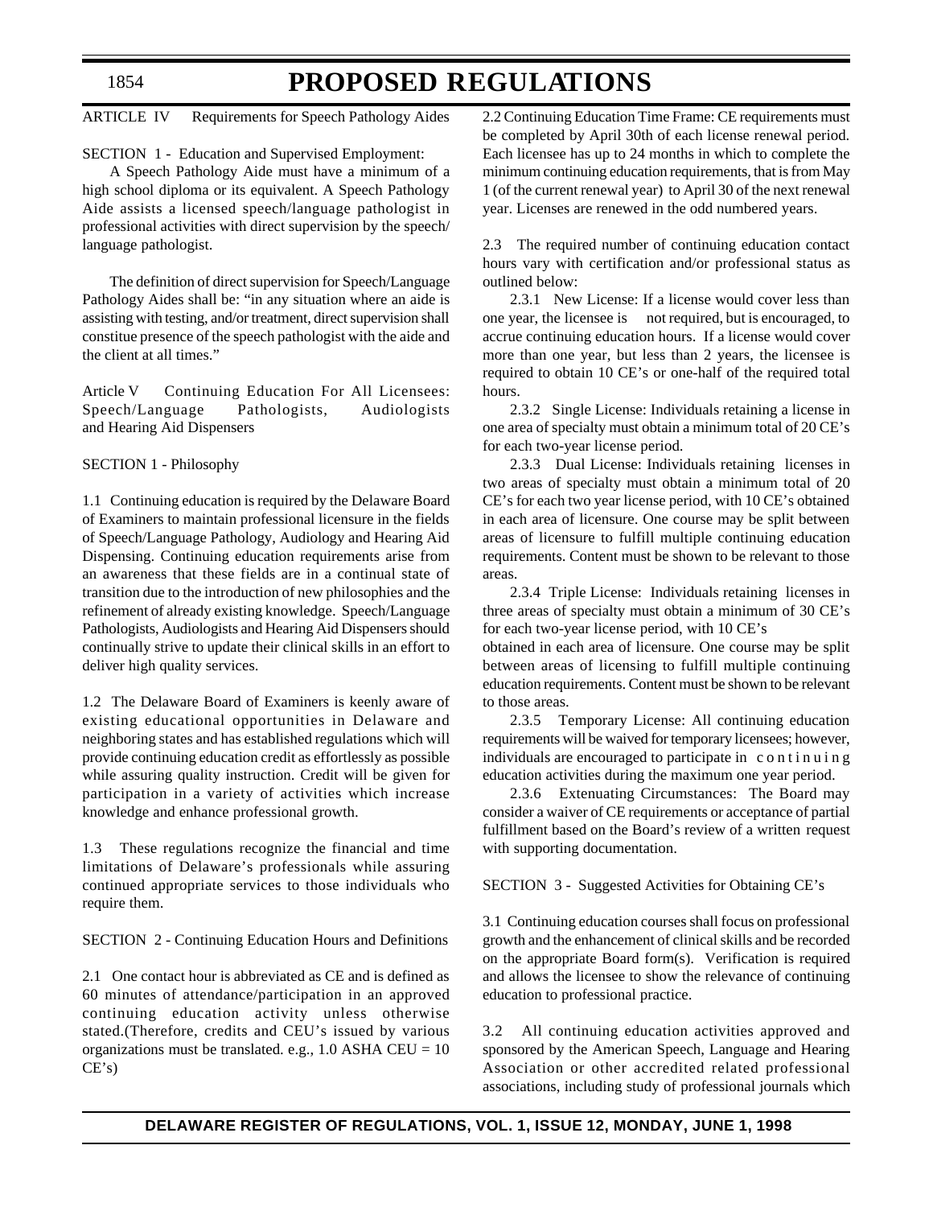ARTICLE IV Requirements for Speech Pathology Aides

SECTION 1 - Education and Supervised Employment:

A Speech Pathology Aide must have a minimum of a high school diploma or its equivalent. A Speech Pathology Aide assists a licensed speech/language pathologist in professional activities with direct supervision by the speech/ language pathologist.

The definition of direct supervision for Speech/Language Pathology Aides shall be: "in any situation where an aide is assisting with testing, and/or treatment, direct supervision shall constitue presence of the speech pathologist with the aide and the client at all times."

Article V Continuing Education For All Licensees: Speech/Language Pathologists, Audiologists and Hearing Aid Dispensers

SECTION 1 - Philosophy

1.1 Continuing education is required by the Delaware Board of Examiners to maintain professional licensure in the fields of Speech/Language Pathology, Audiology and Hearing Aid Dispensing. Continuing education requirements arise from an awareness that these fields are in a continual state of transition due to the introduction of new philosophies and the refinement of already existing knowledge. Speech/Language Pathologists, Audiologists and Hearing Aid Dispensers should continually strive to update their clinical skills in an effort to deliver high quality services.

1.2 The Delaware Board of Examiners is keenly aware of existing educational opportunities in Delaware and neighboring states and has established regulations which will provide continuing education credit as effortlessly as possible while assuring quality instruction. Credit will be given for participation in a variety of activities which increase knowledge and enhance professional growth.

1.3 These regulations recognize the financial and time limitations of Delaware's professionals while assuring continued appropriate services to those individuals who require them.

SECTION 2 - Continuing Education Hours and Definitions

2.1 One contact hour is abbreviated as CE and is defined as 60 minutes of attendance/participation in an approved continuing education activity unless otherwise stated.(Therefore, credits and CEU's issued by various organizations must be translated. e.g., 1.0 ASHA CEU = 10 CE's)

2.2 Continuing Education Time Frame: CE requirements must be completed by April 30th of each license renewal period. Each licensee has up to 24 months in which to complete the minimum continuing education requirements, that is from May 1 (of the current renewal year) to April 30 of the next renewal year. Licenses are renewed in the odd numbered years.

2.3 The required number of continuing education contact hours vary with certification and/or professional status as outlined below:

2.3.1 New License: If a license would cover less than one year, the licensee is not required, but is encouraged, to accrue continuing education hours. If a license would cover more than one year, but less than 2 years, the licensee is required to obtain 10 CE's or one-half of the required total hours.

2.3.2 Single License: Individuals retaining a license in one area of specialty must obtain a minimum total of 20 CE's for each two-year license period.

2.3.3 Dual License: Individuals retaining licenses in two areas of specialty must obtain a minimum total of 20 CE's for each two year license period, with 10 CE's obtained in each area of licensure. One course may be split between areas of licensure to fulfill multiple continuing education requirements. Content must be shown to be relevant to those areas.

2.3.4 Triple License: Individuals retaining licenses in three areas of specialty must obtain a minimum of 30 CE's for each two-year license period, with 10 CE's obtained in each area of licensure. One course may be split between areas of licensing to fulfill multiple continuing education requirements. Content must be shown to be relevant to those areas.

2.3.5 Temporary License: All continuing education requirements will be waived for temporary licensees; however, individuals are encouraged to participate in continuing education activities during the maximum one year period.

2.3.6 Extenuating Circumstances: The Board may consider a waiver of CE requirements or acceptance of partial fulfillment based on the Board's review of a written request with supporting documentation.

SECTION 3 - Suggested Activities for Obtaining CE's

3.1 Continuing education courses shall focus on professional growth and the enhancement of clinical skills and be recorded on the appropriate Board form(s). Verification is required and allows the licensee to show the relevance of continuing education to professional practice.

3.2 All continuing education activities approved and sponsored by the American Speech, Language and Hearing Association or other accredited related professional associations, including study of professional journals which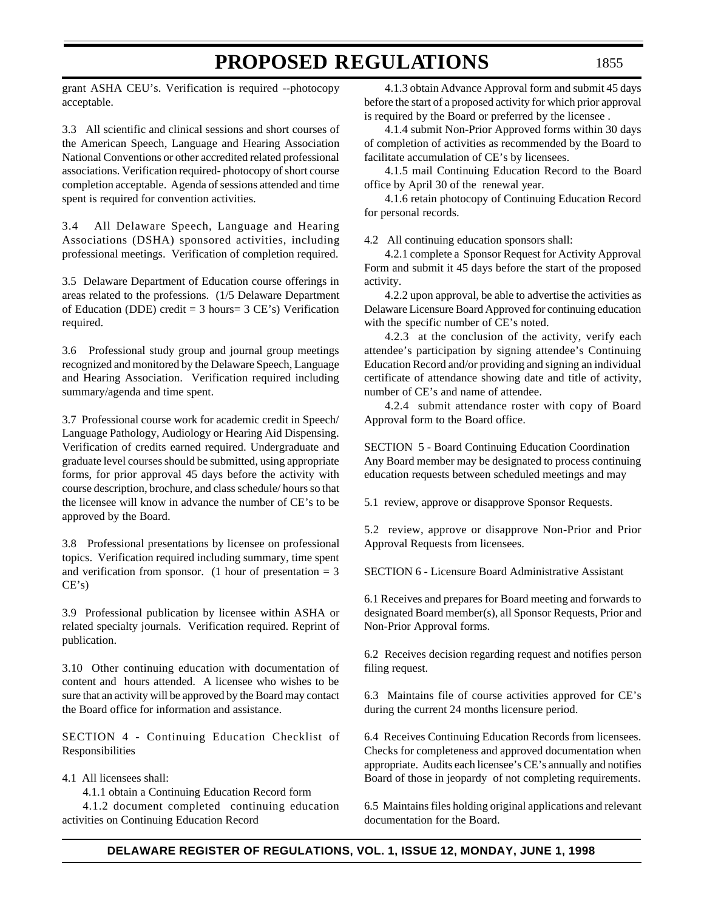grant ASHA CEU's. Verification is required --photocopy acceptable.

3.3 All scientific and clinical sessions and short courses of the American Speech, Language and Hearing Association National Conventions or other accredited related professional associations. Verification required- photocopy of short course completion acceptable. Agenda of sessions attended and time spent is required for convention activities.

3.4 All Delaware Speech, Language and Hearing Associations (DSHA) sponsored activities, including professional meetings. Verification of completion required.

3.5 Delaware Department of Education course offerings in areas related to the professions. (1/5 Delaware Department of Education (DDE) credit = 3 hours= 3 CE's) Verification required.

3.6 Professional study group and journal group meetings recognized and monitored by the Delaware Speech, Language and Hearing Association. Verification required including summary/agenda and time spent.

3.7 Professional course work for academic credit in Speech/Language Pathology, Audiology or Hearing Aid Dispensing. Verification of credits earned required. Undergraduate and graduate level courses should be submitted, using appropriate forms, for prior approval 45 days before the activity with course description, brochure, and class schedule/ hours so that the licensee will know in advance the number of CE's to be approved by the Board.

3.8 Professional presentations by licensee on professional topics. Verification required including summary, time spent and verification from sponsor. (1 hour of presentation = 3 CE's)

3.9 Professional publication by licensee within ASHA or related specialty journals. Verification required. Reprint of publication.

3.10 Other continuing education with documentation of content and hours attended. A licensee who wishes to be sure that an activity will be approved by the Board may contact the Board office for information and assistance.

SECTION 4 - Continuing Education Checklist of Responsibilities

4.1 All licensees shall:

4.1.1 obtain a Continuing Education Record form

4.1.2 document completed continuing education activities on Continuing Education Record

4.1.3 obtain Advance Approval form and submit 45 days before the start of a proposed activity for which prior approval is required by the Board or preferred by the licensee .

4.1.4 submit Non-Prior Approved forms within 30 days of completion of activities as recommended by the Board to facilitate accumulation of CE's by licensees.

4.1.5 mail Continuing Education Record to the Board office by April 30 of the renewal year.

4.1.6 retain photocopy of Continuing Education Record for personal records.

4.2 All continuing education sponsors shall:

4.2.1 complete a Sponsor Request for Activity Approval Form and submit it 45 days before the start of the proposed activity.

4.2.2 upon approval, be able to advertise the activities as Delaware Licensure Board Approved for continuing education with the specific number of CE's noted.

4.2.3 at the conclusion of the activity, verify each attendee's participation by signing attendee's Continuing Education Record and/or providing and signing an individual certificate of attendance showing date and title of activity, number of CE's and name of attendee.

4.2.4 submit attendance roster with copy of Board Approval form to the Board office.

SECTION 5 - Board Continuing Education Coordination
Any Board member may be designated to process continuing education requests between scheduled meetings and may

5.1 review, approve or disapprove Sponsor Requests.

5.2 review, approve or disapprove Non-Prior and Prior Approval Requests from licensees.

SECTION 6 - Licensure Board Administrative Assistant

6.1 Receives and prepares for Board meeting and forwards to designated Board member(s), all Sponsor Requests, Prior and Non-Prior Approval forms.

6.2 Receives decision regarding request and notifies person filing request.

6.3 Maintains file of course activities approved for CE's during the current 24 months licensure period.

6.4 Receives Continuing Education Records from licensees. Checks for completeness and approved documentation when appropriate. Audits each licensee's CE's annually and notifies Board of those in jeopardy of not completing requirements.

6.5 Maintains files holding original applications and relevant documentation for the Board.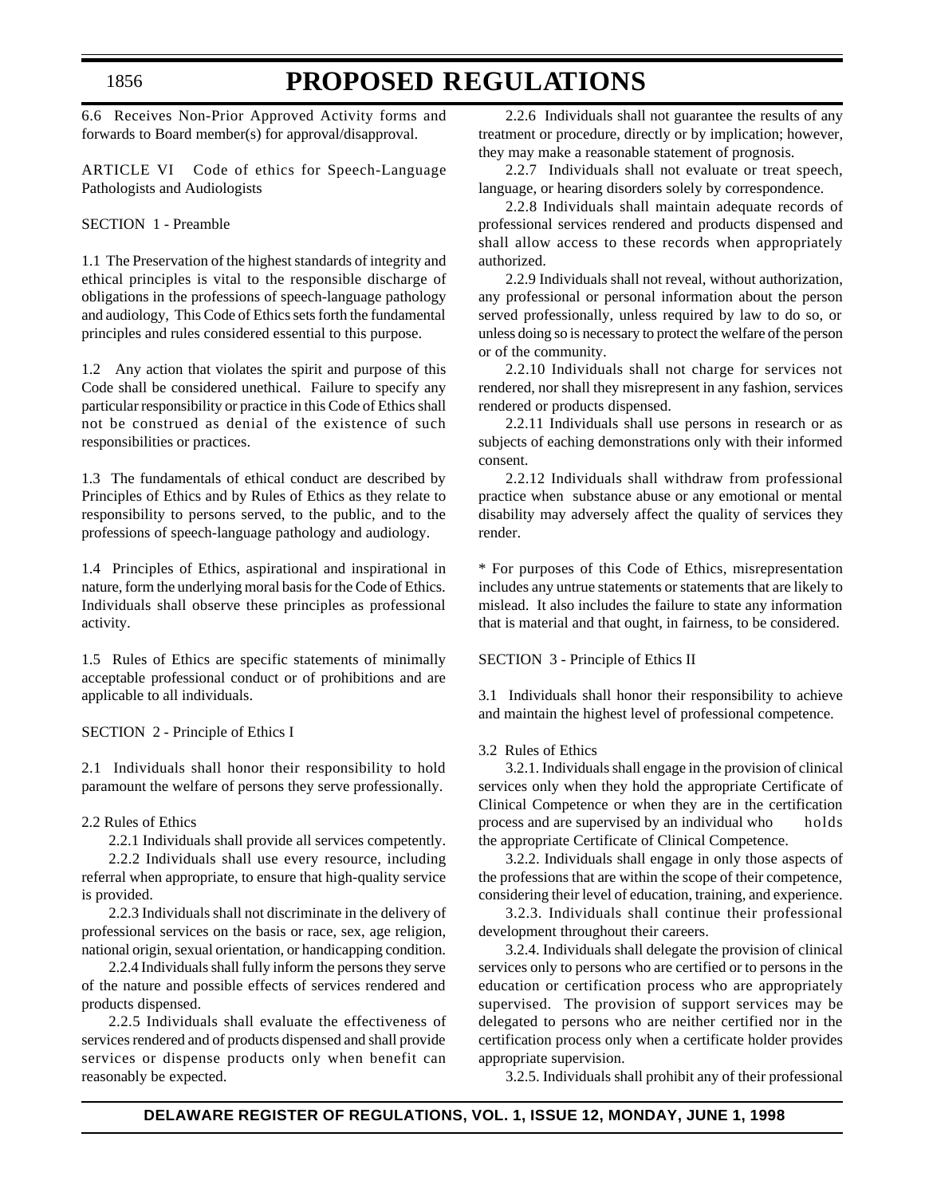6.6 Receives Non-Prior Approved Activity forms and forwards to Board member(s) for approval/disapproval.

ARTICLE VI Code of ethics for Speech-Language Pathologists and Audiologists

SECTION 1 - Preamble

1.1 The Preservation of the highest standards of integrity and ethical principles is vital to the responsible discharge of obligations in the professions of speech-language pathology and audiology, This Code of Ethics sets forth the fundamental principles and rules considered essential to this purpose.

1.2 Any action that violates the spirit and purpose of this Code shall be considered unethical. Failure to specify any particular responsibility or practice in this Code of Ethics shall not be construed as denial of the existence of such responsibilities or practices.

1.3 The fundamentals of ethical conduct are described by Principles of Ethics and by Rules of Ethics as they relate to responsibility to persons served, to the public, and to the professions of speech-language pathology and audiology.

1.4 Principles of Ethics, aspirational and inspirational in nature, form the underlying moral basis for the Code of Ethics. Individuals shall observe these principles as professional activity.

1.5 Rules of Ethics are specific statements of minimally acceptable professional conduct or of prohibitions and are applicable to all individuals.

SECTION 2 - Principle of Ethics I

2.1 Individuals shall honor their responsibility to hold paramount the welfare of persons they serve professionally.

2.2 Rules of Ethics

2.2.1 Individuals shall provide all services competently.

2.2.2 Individuals shall use every resource, including referral when appropriate, to ensure that high-quality service is provided.

2.2.3 Individuals shall not discriminate in the delivery of professional services on the basis or race, sex, age religion, national origin, sexual orientation, or handicapping condition.

2.2.4 Individuals shall fully inform the persons they serve of the nature and possible effects of services rendered and products dispensed.

2.2.5 Individuals shall evaluate the effectiveness of services rendered and of products dispensed and shall provide services or dispense products only when benefit can reasonably be expected.

2.2.6 Individuals shall not guarantee the results of any treatment or procedure, directly or by implication; however, they may make a reasonable statement of prognosis.

2.2.7 Individuals shall not evaluate or treat speech, language, or hearing disorders solely by correspondence.

2.2.8 Individuals shall maintain adequate records of professional services rendered and products dispensed and shall allow access to these records when appropriately authorized.

2.2.9 Individuals shall not reveal, without authorization, any professional or personal information about the person served professionally, unless required by law to do so, or unless doing so is necessary to protect the welfare of the person or of the community.

2.2.10 Individuals shall not charge for services not rendered, nor shall they misrepresent in any fashion, services rendered or products dispensed.

2.2.11 Individuals shall use persons in research or as subjects of eaching demonstrations only with their informed consent.

2.2.12 Individuals shall withdraw from professional practice when substance abuse or any emotional or mental disability may adversely affect the quality of services they render.

\* For purposes of this Code of Ethics, misrepresentation includes any untrue statements or statements that are likely to mislead. It also includes the failure to state any information that is material and that ought, in fairness, to be considered.

SECTION 3 - Principle of Ethics II

3.1 Individuals shall honor their responsibility to achieve and maintain the highest level of professional competence.

3.2 Rules of Ethics

3.2.1. Individuals shall engage in the provision of clinical services only when they hold the appropriate Certificate of Clinical Competence or when they are in the certification process and are supervised by an individual who holds the appropriate Certificate of Clinical Competence.

3.2.2. Individuals shall engage in only those aspects of the professions that are within the scope of their competence, considering their level of education, training, and experience.

3.2.3. Individuals shall continue their professional development throughout their careers.

3.2.4. Individuals shall delegate the provision of clinical services only to persons who are certified or to persons in the education or certification process who are appropriately supervised. The provision of support services may be delegated to persons who are neither certified nor in the certification process only when a certificate holder provides appropriate supervision.

3.2.5. Individuals shall prohibit any of their professional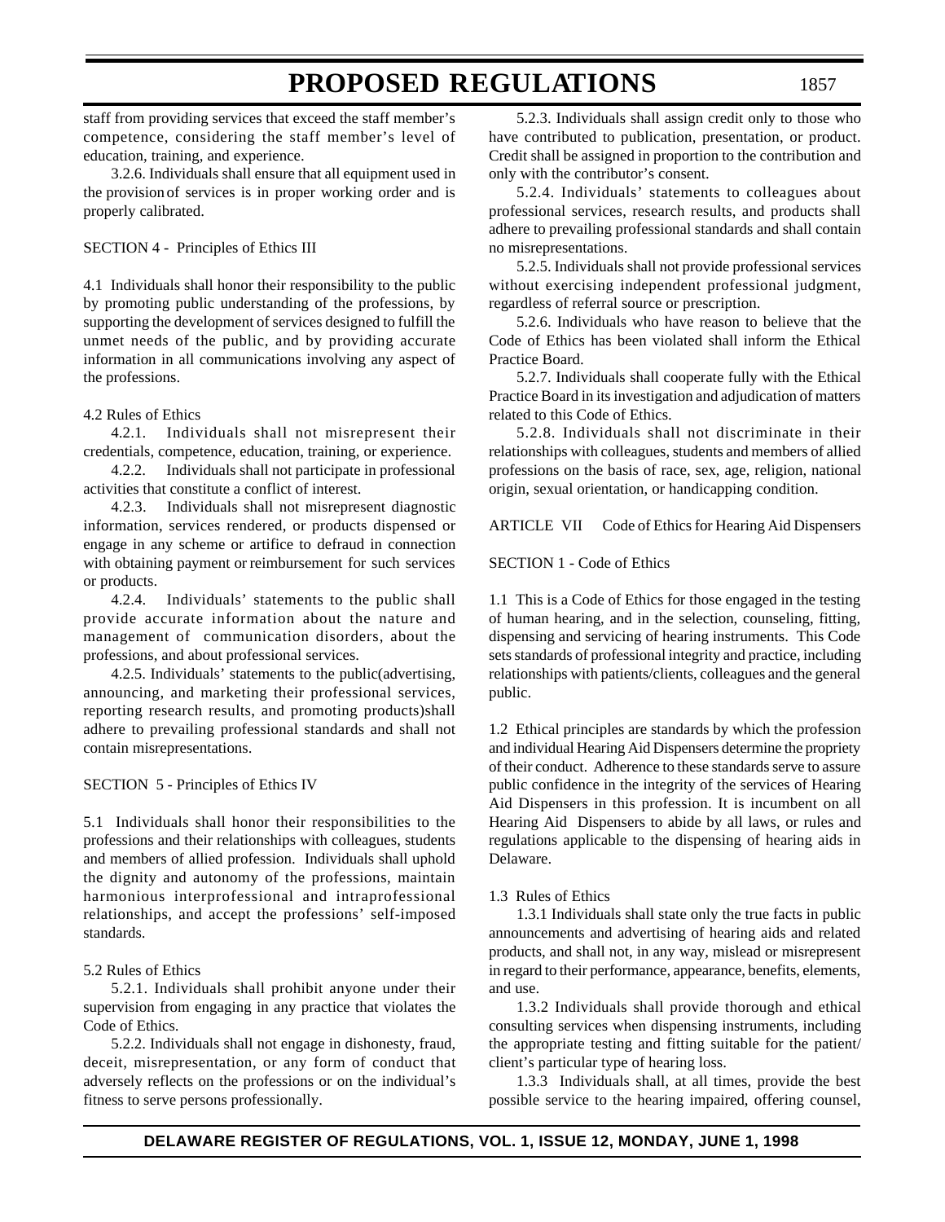staff from providing services that exceed the staff member's competence, considering the staff member's level of education, training, and experience.

3.2.6. Individuals shall ensure that all equipment used in the provision of services is in proper working order and is properly calibrated.

SECTION 4 - Principles of Ethics III

4.1 Individuals shall honor their responsibility to the public by promoting public understanding of the professions, by supporting the development of services designed to fulfill the unmet needs of the public, and by providing accurate information in all communications involving any aspect of the professions.

4.2 Rules of Ethics

4.2.1. Individuals shall not misrepresent their credentials, competence, education, training, or experience.

4.2.2. Individuals shall not participate in professional activities that constitute a conflict of interest.

4.2.3. Individuals shall not misrepresent diagnostic information, services rendered, or products dispensed or engage in any scheme or artifice to defraud in connection with obtaining payment or reimbursement for such services or products.

4.2.4. Individuals' statements to the public shall provide accurate information about the nature and management of communication disorders, about the professions, and about professional services.

4.2.5. Individuals' statements to the public(advertising, announcing, and marketing their professional services, reporting research results, and promoting products)shall adhere to prevailing professional standards and shall not contain misrepresentations.

SECTION 5 - Principles of Ethics IV

5.1 Individuals shall honor their responsibilities to the professions and their relationships with colleagues, students and members of allied profession. Individuals shall uphold the dignity and autonomy of the professions, maintain harmonious interprofessional and intraprofessional relationships, and accept the professions' self-imposed standards.

5.2 Rules of Ethics

5.2.1. Individuals shall prohibit anyone under their supervision from engaging in any practice that violates the Code of Ethics.

5.2.2. Individuals shall not engage in dishonesty, fraud, deceit, misrepresentation, or any form of conduct that adversely reflects on the professions or on the individual's fitness to serve persons professionally.

5.2.3. Individuals shall assign credit only to those who have contributed to publication, presentation, or product. Credit shall be assigned in proportion to the contribution and only with the contributor's consent.

5.2.4. Individuals' statements to colleagues about professional services, research results, and products shall adhere to prevailing professional standards and shall contain no misrepresentations.

5.2.5. Individuals shall not provide professional services without exercising independent professional judgment, regardless of referral source or prescription.

5.2.6. Individuals who have reason to believe that the Code of Ethics has been violated shall inform the Ethical Practice Board.

5.2.7. Individuals shall cooperate fully with the Ethical Practice Board in its investigation and adjudication of matters related to this Code of Ethics.

5.2.8. Individuals shall not discriminate in their relationships with colleagues, students and members of allied professions on the basis of race, sex, age, religion, national origin, sexual orientation, or handicapping condition.

ARTICLE VII Code of Ethics for Hearing Aid Dispensers

SECTION 1 - Code of Ethics

1.1 This is a Code of Ethics for those engaged in the testing of human hearing, and in the selection, counseling, fitting, dispensing and servicing of hearing instruments. This Code sets standards of professional integrity and practice, including relationships with patients/clients, colleagues and the general public.

1.2 Ethical principles are standards by which the profession and individual Hearing Aid Dispensers determine the propriety of their conduct. Adherence to these standards serve to assure public confidence in the integrity of the services of Hearing Aid Dispensers in this profession. It is incumbent on all Hearing Aid Dispensers to abide by all laws, or rules and regulations applicable to the dispensing of hearing aids in Delaware.

1.3 Rules of Ethics

1.3.1 Individuals shall state only the true facts in public announcements and advertising of hearing aids and related products, and shall not, in any way, mislead or misrepresent in regard to their performance, appearance, benefits, elements, and use.

1.3.2 Individuals shall provide thorough and ethical consulting services when dispensing instruments, including the appropriate testing and fitting suitable for the patient/client's particular type of hearing loss.

1.3.3 Individuals shall, at all times, provide the best possible service to the hearing impaired, offering counsel,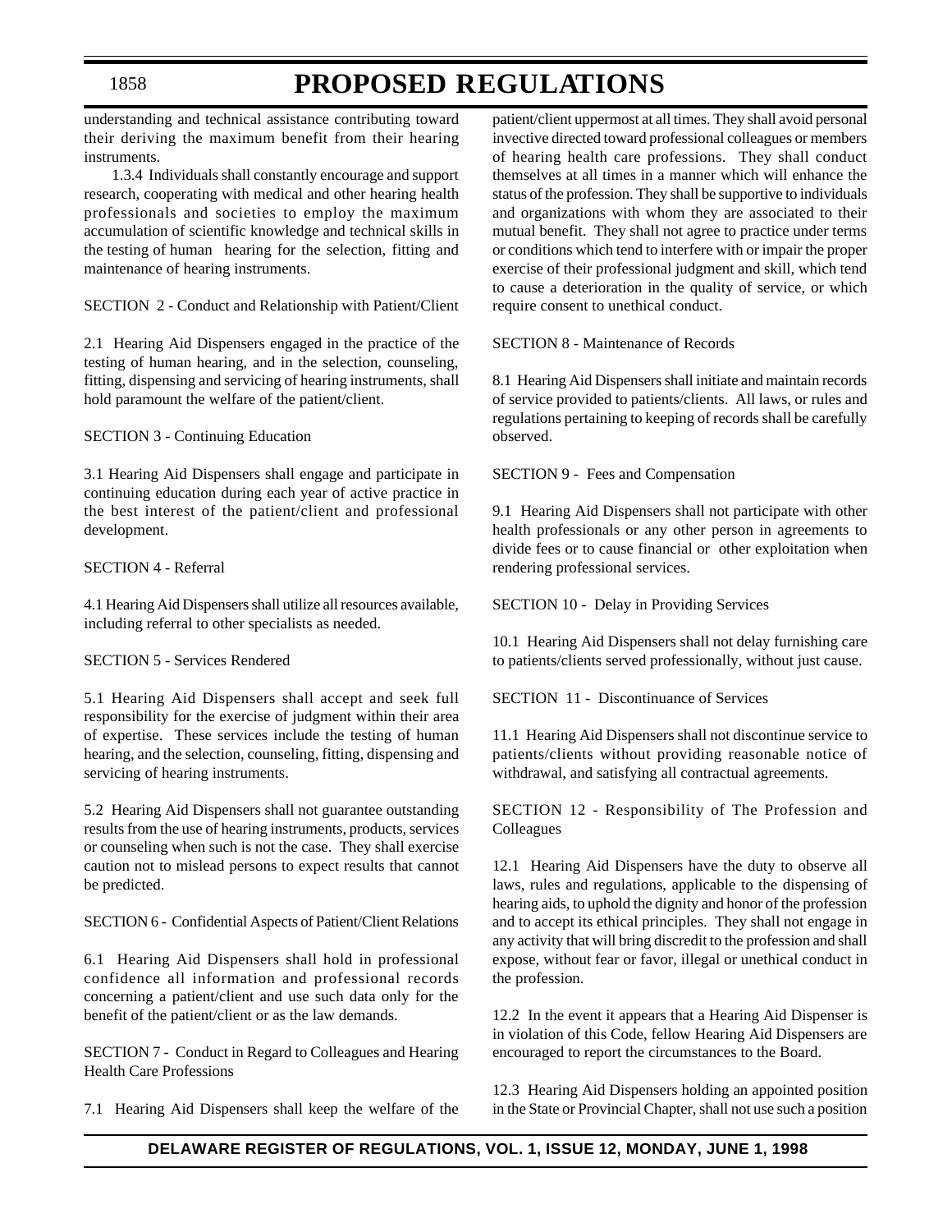understanding and technical assistance contributing toward their deriving the maximum benefit from their hearing instruments.

1.3.4 Individuals shall constantly encourage and support research, cooperating with medical and other hearing health professionals and societies to employ the maximum accumulation of scientific knowledge and technical skills in the testing of human hearing for the selection, fitting and maintenance of hearing instruments.

SECTION 2 - Conduct and Relationship with Patient/Client

2.1 Hearing Aid Dispensers engaged in the practice of the testing of human hearing, and in the selection, counseling, fitting, dispensing and servicing of hearing instruments, shall hold paramount the welfare of the patient/client.

SECTION 3 - Continuing Education

3.1 Hearing Aid Dispensers shall engage and participate in continuing education during each year of active practice in the best interest of the patient/client and professional development.

SECTION 4 - Referral

4.1 Hearing Aid Dispensers shall utilize all resources available, including referral to other specialists as needed.

SECTION 5 - Services Rendered

5.1 Hearing Aid Dispensers shall accept and seek full responsibility for the exercise of judgment within their area of expertise. These services include the testing of human hearing, and the selection, counseling, fitting, dispensing and servicing of hearing instruments.

5.2 Hearing Aid Dispensers shall not guarantee outstanding results from the use of hearing instruments, products, services or counseling when such is not the case. They shall exercise caution not to mislead persons to expect results that cannot be predicted.

SECTION 6 - Confidential Aspects of Patient/Client Relations

6.1 Hearing Aid Dispensers shall hold in professional confidence all information and professional records concerning a patient/client and use such data only for the benefit of the patient/client or as the law demands.

SECTION 7 - Conduct in Regard to Colleagues and Hearing Health Care Professions

7.1 Hearing Aid Dispensers shall keep the welfare of the patient/client uppermost at all times. They shall avoid personal invective directed toward professional colleagues or members of hearing health care professions. They shall conduct themselves at all times in a manner which will enhance the status of the profession. They shall be supportive to individuals and organizations with whom they are associated to their mutual benefit. They shall not agree to practice under terms or conditions which tend to interfere with or impair the proper exercise of their professional judgment and skill, which tend to cause a deterioration in the quality of service, or which require consent to unethical conduct.

SECTION 8 - Maintenance of Records

8.1 Hearing Aid Dispensers shall initiate and maintain records of service provided to patients/clients. All laws, or rules and regulations pertaining to keeping of records shall be carefully observed.

SECTION 9 - Fees and Compensation

9.1 Hearing Aid Dispensers shall not participate with other health professionals or any other person in agreements to divide fees or to cause financial or other exploitation when rendering professional services.

SECTION 10 - Delay in Providing Services

10.1 Hearing Aid Dispensers shall not delay furnishing care to patients/clients served professionally, without just cause.

SECTION 11 - Discontinuance of Services

11.1 Hearing Aid Dispensers shall not discontinue service to patients/clients without providing reasonable notice of withdrawal, and satisfying all contractual agreements.

SECTION 12 - Responsibility of The Profession and Colleagues

12.1 Hearing Aid Dispensers have the duty to observe all laws, rules and regulations, applicable to the dispensing of hearing aids, to uphold the dignity and honor of the profession and to accept its ethical principles. They shall not engage in any activity that will bring discredit to the profession and shall expose, without fear or favor, illegal or unethical conduct in the profession.

12.2 In the event it appears that a Hearing Aid Dispenser is in violation of this Code, fellow Hearing Aid Dispensers are encouraged to report the circumstances to the Board.

12.3 Hearing Aid Dispensers holding an appointed position in the State or Provincial Chapter, shall not use such a position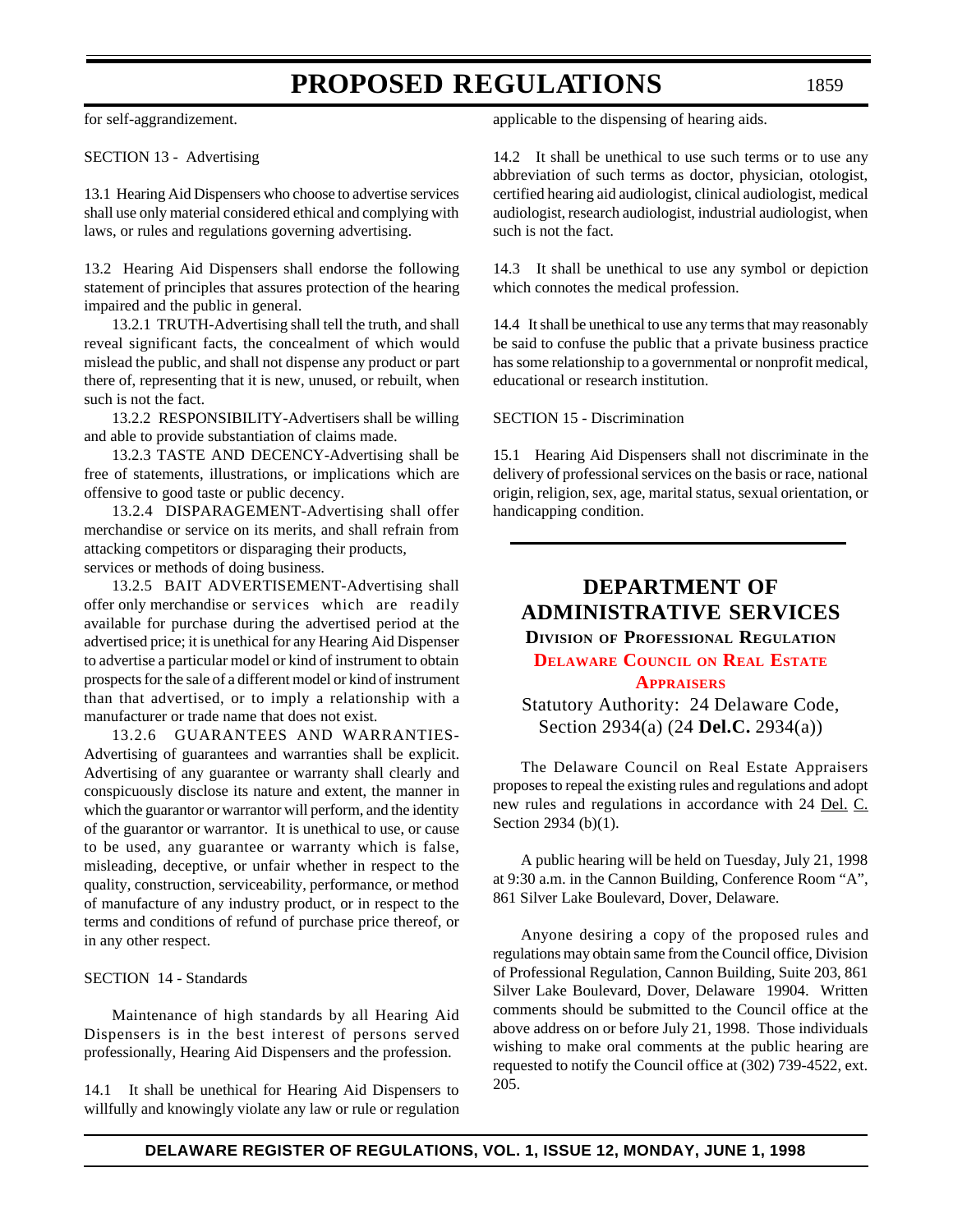for self-aggrandizement.

SECTION 13 - Advertising

13.1 Hearing Aid Dispensers who choose to advertise services shall use only material considered ethical and complying with laws, or rules and regulations governing advertising.

13.2 Hearing Aid Dispensers shall endorse the following statement of principles that assures protection of the hearing impaired and the public in general.

13.2.1 TRUTH-Advertising shall tell the truth, and shall reveal significant facts, the concealment of which would mislead the public, and shall not dispense any product or part there of, representing that it is new, unused, or rebuilt, when such is not the fact.

13.2.2 RESPONSIBILITY-Advertisers shall be willing and able to provide substantiation of claims made.

13.2.3 TASTE AND DECENCY-Advertising shall be free of statements, illustrations, or implications which are offensive to good taste or public decency.

13.2.4 DISPARAGEMENT-Advertising shall offer merchandise or service on its merits, and shall refrain from attacking competitors or disparaging their products, services or methods of doing business.

13.2.5 BAIT ADVERTISEMENT-Advertising shall offer only merchandise or services which are readily available for purchase during the advertised period at the advertised price; it is unethical for any Hearing Aid Dispenser to advertise a particular model or kind of instrument to obtain prospects for the sale of a different model or kind of instrument than that advertised, or to imply a relationship with a manufacturer or trade name that does not exist.

13.2.6 GUARANTEES AND WARRANTIES-Advertising of guarantees and warranties shall be explicit. Advertising of any guarantee or warranty shall clearly and conspicuously disclose its nature and extent, the manner in which the guarantor or warrantor will perform, and the identity of the guarantor or warrantor. It is unethical to use, or cause to be used, any guarantee or warranty which is false, misleading, deceptive, or unfair whether in respect to the quality, construction, serviceability, performance, or method of manufacture of any industry product, or in respect to the terms and conditions of refund of purchase price thereof, or in any other respect.

SECTION 14 - Standards

Maintenance of high standards by all Hearing Aid Dispensers is in the best interest of persons served professionally, Hearing Aid Dispensers and the profession.

14.1 It shall be unethical for Hearing Aid Dispensers to willfully and knowingly violate any law or rule or regulation applicable to the dispensing of hearing aids.

14.2 It shall be unethical to use such terms or to use any abbreviation of such terms as doctor, physician, otologist, certified hearing aid audiologist, clinical audiologist, medical audiologist, research audiologist, industrial audiologist, when such is not the fact.

14.3 It shall be unethical to use any symbol or depiction which connotes the medical profession.

14.4 It shall be unethical to use any terms that may reasonably be said to confuse the public that a private business practice has some relationship to a governmental or nonprofit medical, educational or research institution.

SECTION 15 - Discrimination

15.1 Hearing Aid Dispensers shall not discriminate in the delivery of professional services on the basis or race, national origin, religion, sex, age, marital status, sexual orientation, or handicapping condition.

---

# DEPARTMENT OF ADMINISTRATIVE SERVICES

## Division of Professional Regulation

### Delaware Council on Real Estate Appraisers

Statutory Authority: 24 Delaware Code, Section 2934(a) (24 **Del.C.** 2934(a))

The Delaware Council on Real Estate Appraisers proposes to repeal the existing rules and regulations and adopt new rules and regulations in accordance with 24 Del. C. Section 2934 (b)(1).

A public hearing will be held on Tuesday, July 21, 1998 at 9:30 a.m. in the Cannon Building, Conference Room "A", 861 Silver Lake Boulevard, Dover, Delaware.

Anyone desiring a copy of the proposed rules and regulations may obtain same from the Council office, Division of Professional Regulation, Cannon Building, Suite 203, 861 Silver Lake Boulevard, Dover, Delaware 19904. Written comments should be submitted to the Council office at the above address on or before July 21, 1998. Those individuals wishing to make oral comments at the public hearing are requested to notify the Council office at (302) 739-4522, ext. 205.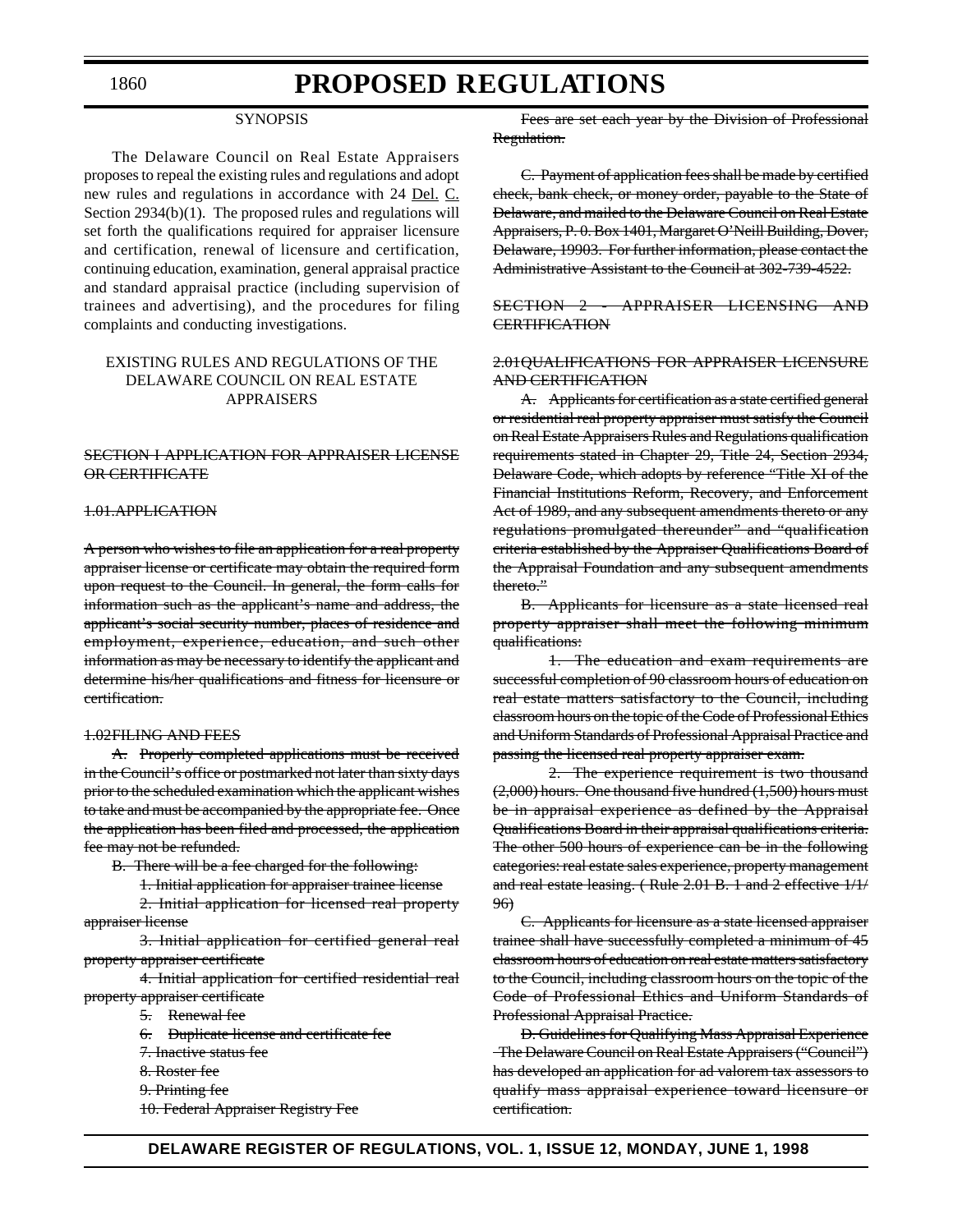# PROPOSED REGULATIONS

SYNOPSIS

The Delaware Council on Real Estate Appraisers proposes to repeal the existing rules and regulations and adopt new rules and regulations in accordance with 24 Del. C. Section 2934(b)(1). The proposed rules and regulations will set forth the qualifications required for appraiser licensure and certification, renewal of licensure and certification, continuing education, examination, general appraisal practice and standard appraisal practice (including supervision of trainees and advertising), and the procedures for filing complaints and conducting investigations.

EXISTING RULES AND REGULATIONS OF THE DELAWARE COUNCIL ON REAL ESTATE APPRAISERS

~~SECTION I APPLICATION FOR APPRAISER LICENSE OR CERTIFICATE~~

~~1.01.APPLICATION~~

~~A person who wishes to file an application for a real property appraiser license or certificate may obtain the required form upon request to the Council. In general, the form calls for information such as the applicant's name and address, the applicant's social security number, places of residence and employment, experience, education, and such other information as may be necessary to identify the applicant and determine his/her qualifications and fitness for licensure or certification.~~

~~1.02FILING AND FEES~~

~~A. Properly completed applications must be received in the Council's office or postmarked not later than sixty days prior to the scheduled examination which the applicant wishes to take and must be accompanied by the appropriate fee. Once the application has been filed and processed, the application fee may not be refunded.~~

~~B. There will be a fee charged for the following:~~

~~1. Initial application for appraiser trainee license~~

~~2. Initial application for licensed real property appraiser license~~

~~3. Initial application for certified general real property appraiser certificate~~

~~4. Initial application for certified residential real property appraiser certificate~~

~~5. Renewal fee~~

~~6. Duplicate license and certificate fee~~

~~7. Inactive status fee~~

~~8. Roster fee~~

~~9. Printing fee~~

~~10. Federal Appraiser Registry Fee~~

~~Fees are set each year by the Division of Professional Regulation.~~

~~C. Payment of application fees shall be made by certified check, bank check, or money order, payable to the State of Delaware, and mailed to the Delaware Council on Real Estate Appraisers, P. 0. Box 1401, Margaret O'Neill Building, Dover, Delaware, 19903. For further information, please contact the Administrative Assistant to the Council at 302-739-4522.~~

~~SECTION 2 - APPRAISER LICENSING AND CERTIFICATION~~

~~2.01QUALIFICATIONS FOR APPRAISER LICENSURE AND CERTIFICATION~~

~~A. Applicants for certification as a state certified general or residential real property appraiser must satisfy the Council on Real Estate Appraisers Rules and Regulations qualification requirements stated in Chapter 29, Title 24, Section 2934, Delaware Code, which adopts by reference "Title XI of the Financial Institutions Reform, Recovery, and Enforcement Act of 1989, and any subsequent amendments thereto or any regulations promulgated thereunder" and "qualification criteria established by the Appraiser Qualifications Board of the Appraisal Foundation and any subsequent amendments thereto."~~

~~B. Applicants for licensure as a state licensed real property appraiser shall meet the following minimum qualifications:~~

~~1. The education and exam requirements are successful completion of 90 classroom hours of education on real estate matters satisfactory to the Council, including classroom hours on the topic of the Code of Professional Ethics and Uniform Standards of Professional Appraisal Practice and passing the licensed real property appraiser exam.~~

~~2. The experience requirement is two thousand (2,000) hours. One thousand five hundred (1,500) hours must be in appraisal experience as defined by the Appraisal Qualifications Board in their appraisal qualifications criteria. The other 500 hours of experience can be in the following categories: real estate sales experience, property management and real estate leasing. ( Rule 2.01 B. 1 and 2 effective 1/1/96)~~

~~C. Applicants for licensure as a state licensed appraiser trainee shall have successfully completed a minimum of 45 classroom hours of education on real estate matters satisfactory to the Council, including classroom hours on the topic of the Code of Professional Ethics and Uniform Standards of Professional Appraisal Practice.~~

~~D. Guidelines for Qualifying Mass Appraisal Experience The Delaware Council on Real Estate Appraisers ("Council") has developed an application for ad valorem tax assessors to qualify mass appraisal experience toward licensure or certification.~~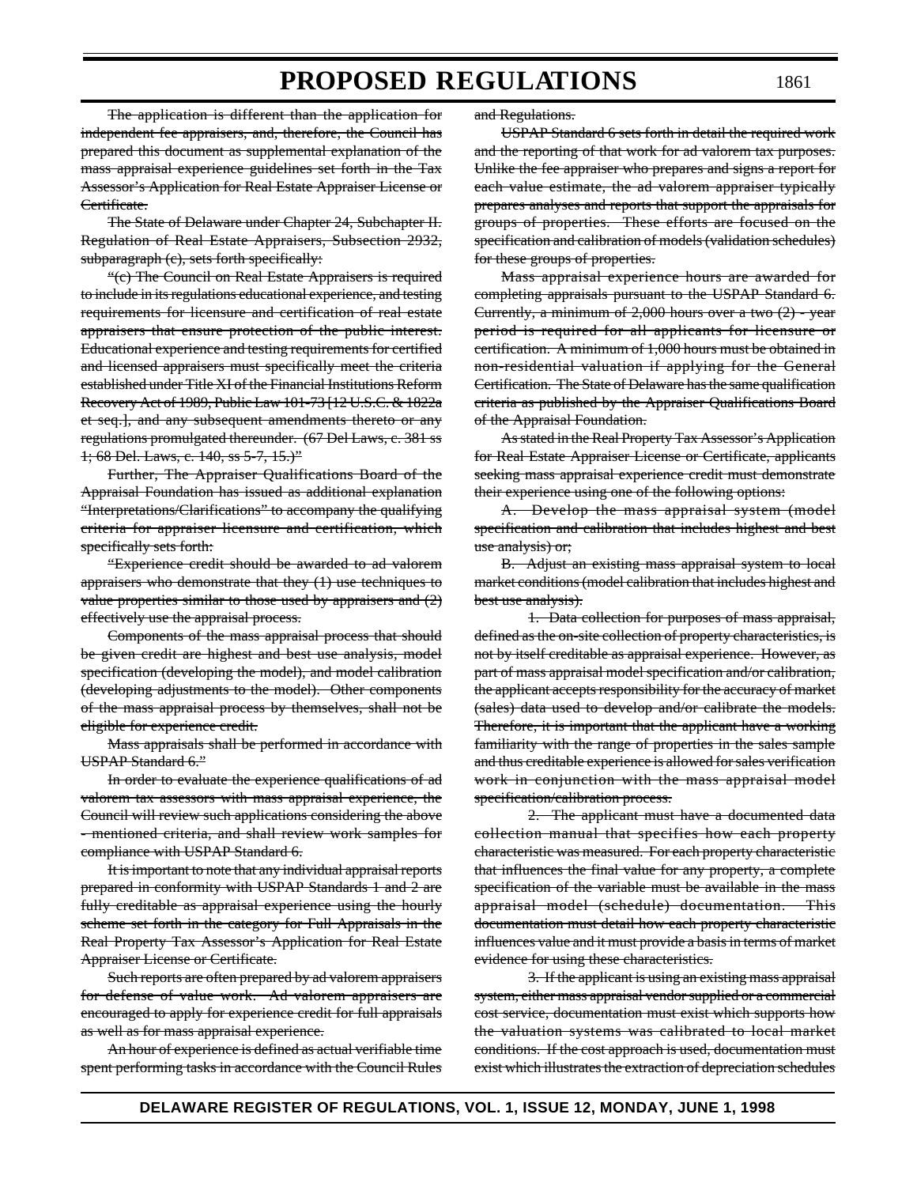~~The application is different than the application for independent fee appraisers, and, therefore, the Council has prepared this document as supplemental explanation of the mass appraisal experience guidelines set forth in the Tax Assessor's Application for Real Estate Appraiser License or Certificate.~~

~~The State of Delaware under Chapter 24, Subchapter II. Regulation of Real Estate Appraisers, Subsection 2932, subparagraph (c), sets forth specifically:~~

~~"(c) The Council on Real Estate Appraisers is required to include in its regulations educational experience, and testing requirements for licensure and certification of real estate appraisers that ensure protection of the public interest. Educational experience and testing requirements for certified and licensed appraisers must specifically meet the criteria established under Title XI of the Financial Institutions Reform Recovery Act of 1989, Public Law 101-73 [12 U.S.C. & 1822a et seq.], and any subsequent amendments thereto or any regulations promulgated thereunder. (67 Del Laws, c. 381 ss 1; 68 Del. Laws, c. 140, ss 5-7, 15.)"~~

~~Further, The Appraiser Qualifications Board of the Appraisal Foundation has issued as additional explanation "Interpretations/Clarifications" to accompany the qualifying criteria for appraiser licensure and certification, which specifically sets forth:~~

~~"Experience credit should be awarded to ad valorem appraisers who demonstrate that they (1) use techniques to value properties similar to those used by appraisers and (2) effectively use the appraisal process.~~

~~Components of the mass appraisal process that should be given credit are highest and best use analysis, model specification (developing the model), and model calibration (developing adjustments to the model). Other components of the mass appraisal process by themselves, shall not be eligible for experience credit.~~

~~Mass appraisals shall be performed in accordance with USPAP Standard 6."~~

~~In order to evaluate the experience qualifications of ad valorem tax assessors with mass appraisal experience, the Council will review such applications considering the above - mentioned criteria, and shall review work samples for compliance with USPAP Standard 6.~~

~~It is important to note that any individual appraisal reports prepared in conformity with USPAP Standards 1 and 2 are fully creditable as appraisal experience using the hourly scheme set forth in the category for Full Appraisals in the Real Property Tax Assessor's Application for Real Estate Appraiser License or Certificate.~~

~~Such reports are often prepared by ad valorem appraisers for defense of value work. Ad valorem appraisers are encouraged to apply for experience credit for full appraisals as well as for mass appraisal experience.~~

~~An hour of experience is defined as actual verifiable time spent performing tasks in accordance with the Council Rules and Regulations.~~

~~USPAP Standard 6 sets forth in detail the required work and the reporting of that work for ad valorem tax purposes. Unlike the fee appraiser who prepares and signs a report for each value estimate, the ad valorem appraiser typically prepares analyses and reports that support the appraisals for groups of properties. These efforts are focused on the specification and calibration of models (validation schedules) for these groups of properties.~~

~~Mass appraisal experience hours are awarded for completing appraisals pursuant to the USPAP Standard 6. Currently, a minimum of 2,000 hours over a two (2) - year period is required for all applicants for licensure or certification. A minimum of 1,000 hours must be obtained in non-residential valuation if applying for the General Certification. The State of Delaware has the same qualification criteria as published by the Appraiser Qualifications Board of the Appraisal Foundation.~~

~~As stated in the Real Property Tax Assessor's Application for Real Estate Appraiser License or Certificate, applicants seeking mass appraisal experience credit must demonstrate their experience using one of the following options:~~

~~A. Develop the mass appraisal system (model specification and calibration that includes highest and best use analysis) or;~~

~~B. Adjust an existing mass appraisal system to local market conditions (model calibration that includes highest and best use analysis).~~

~~1. Data collection for purposes of mass appraisal, defined as the on-site collection of property characteristics, is not by itself creditable as appraisal experience. However, as part of mass appraisal model specification and/or calibration, the applicant accepts responsibility for the accuracy of market (sales) data used to develop and/or calibrate the models. Therefore, it is important that the applicant have a working familiarity with the range of properties in the sales sample and thus creditable experience is allowed for sales verification work in conjunction with the mass appraisal model specification/calibration process.~~

~~2. The applicant must have a documented data collection manual that specifies how each property characteristic was measured. For each property characteristic that influences the final value for any property, a complete specification of the variable must be available in the mass appraisal model (schedule) documentation. This documentation must detail how each property characteristic influences value and it must provide a basis in terms of market evidence for using these characteristics.~~

~~3. If the applicant is using an existing mass appraisal system, either mass appraisal vendor supplied or a commercial cost service, documentation must exist which supports how the valuation systems was calibrated to local market conditions. If the cost approach is used, documentation must exist which illustrates the extraction of depreciation schedules~~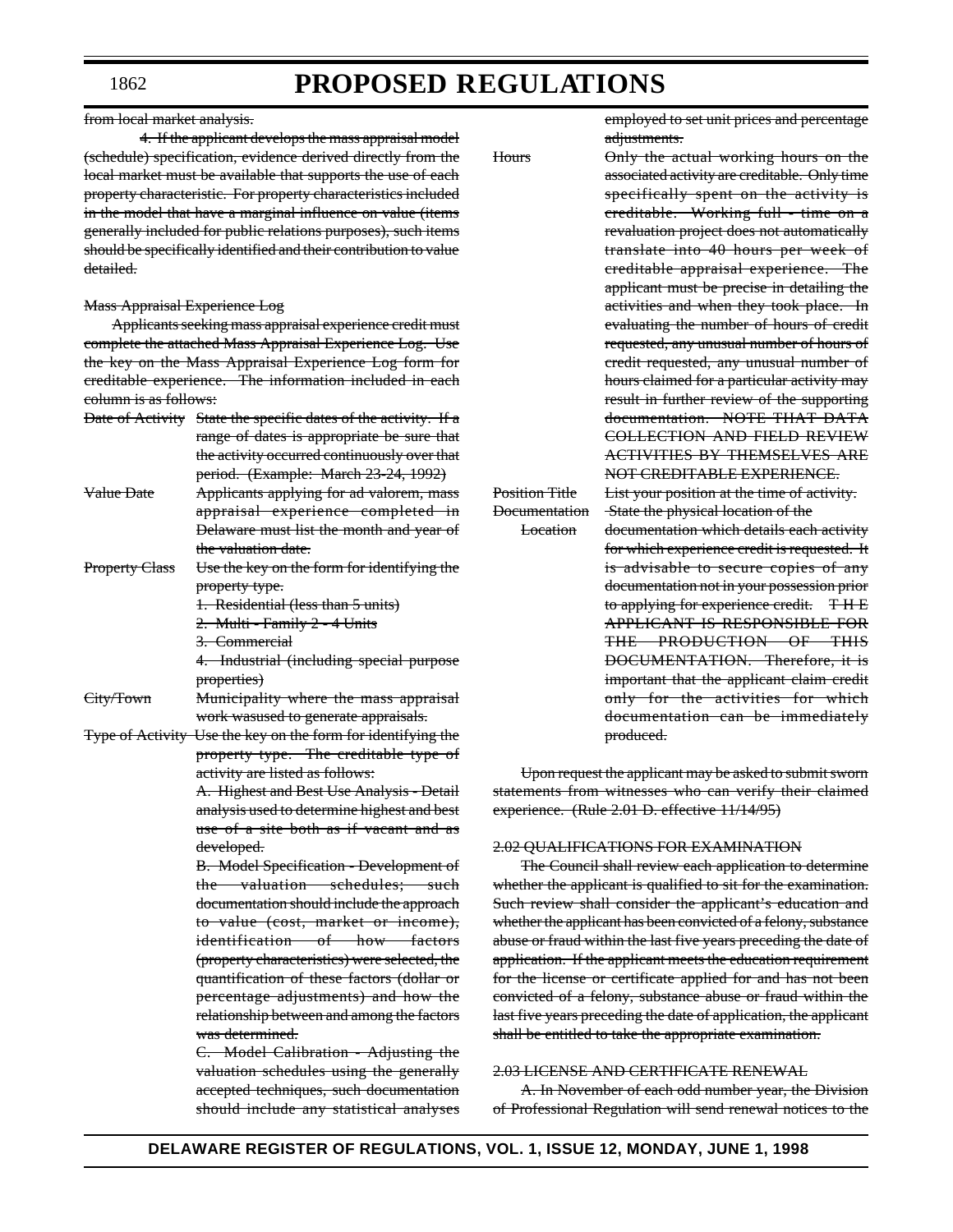from local market analysis.

4. If the applicant develops the mass appraisal model (schedule) specification, evidence derived directly from the local market must be available that supports the use of each property characteristic. For property characteristics included in the model that have a marginal influence on value (items generally included for public relations purposes), such items should be specifically identified and their contribution to value detailed.

Mass Appraisal Experience Log

Applicants seeking mass appraisal experience credit must complete the attached Mass Appraisal Experience Log. Use the key on the Mass Appraisal Experience Log form for creditable experience. The information included in each column is as follows:

| | |
|---|---|
| Date of Activity | State the specific dates of the activity. If a range of dates is appropriate be sure that the activity occurred continuously over that period. (Example: March 23-24, 1992) |
| Value Date | Applicants applying for ad valorem, mass appraisal experience completed in Delaware must list the month and year of the valuation date. |
| Property Class | Use the key on the form for identifying the property type.<br>1. Residential (less than 5 units)<br>2. Multi - Family 2 - 4 Units<br>3. Commercial<br>4. Industrial (including special purpose properties) |
| City/Town | Municipality where the mass appraisal work wasused to generate appraisals. |
| Type of Activity | Use the key on the form for identifying the property type. The creditable type of activity are listed as follows:<br>A. Highest and Best Use Analysis - Detail analysis used to determine highest and best use of a site both as if vacant and as developed.<br>B. Model Specification - Development of the valuation schedules; such documentation should include the approach to value (cost, market or income), identification of how factors (property characteristics) were selected, the quantification of these factors (dollar or percentage adjustments) and how the relationship between and among the factors was determined.<br>C. Model Calibration - Adjusting the valuation schedules using the generally accepted techniques, such documentation should include any statistical analyses employed to set unit prices and percentage adjustments. |
| Hours | Only the actual working hours on the associated activity are creditable. Only time specifically spent on the activity is creditable. Working full - time on a revaluation project does not automatically translate into 40 hours per week of creditable appraisal experience. The applicant must be precise in detailing the activities and when they took place. In evaluating the number of hours of credit requested, any unusual number of hours of credit requested, any unusual number of hours claimed for a particular activity may result in further review of the supporting documentation. NOTE THAT DATA COLLECTION AND FIELD REVIEW ACTIVITIES BY THEMSELVES ARE NOT CREDITABLE EXPERIENCE. |
| Position Title | List your position at the time of activity. |
| Documentation Location | State the physical location of the documentation which details each activity for which experience credit is requested. It is advisable to secure copies of any documentation not in your possession prior to applying for experience credit. THE APPLICANT IS RESPONSIBLE FOR THE PRODUCTION OF THIS DOCUMENTATION. Therefore, it is important that the applicant claim credit only for the activities for which documentation can be immediately produced. |

Upon request the applicant may be asked to submit sworn statements from witnesses who can verify their claimed experience. (Rule 2.01 D. effective 11/14/95)

2.02 QUALIFICATIONS FOR EXAMINATION

The Council shall review each application to determine whether the applicant is qualified to sit for the examination. Such review shall consider the applicant's education and whether the applicant has been convicted of a felony, substance abuse or fraud within the last five years preceding the date of application. If the applicant meets the education requirement for the license or certificate applied for and has not been convicted of a felony, substance abuse or fraud within the last five years preceding the date of application, the applicant shall be entitled to take the appropriate examination.

2.03 LICENSE AND CERTIFICATE RENEWAL

A. In November of each odd number year, the Division of Professional Regulation will send renewal notices to the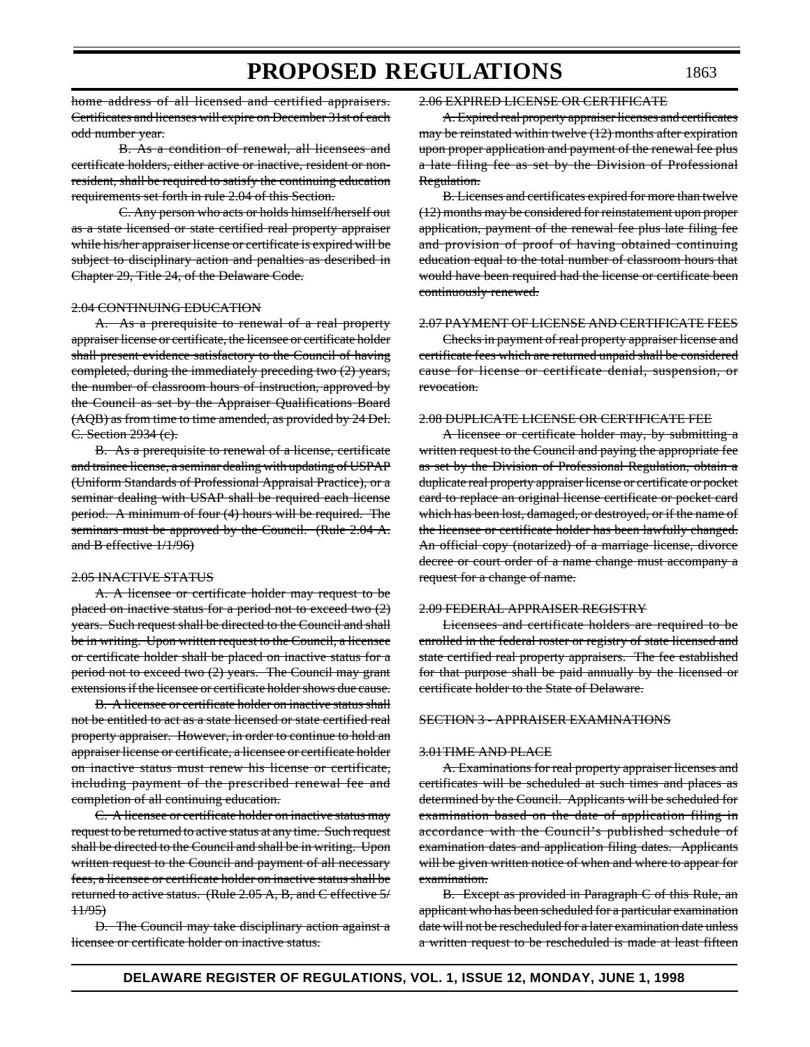home address of all licensed and certified appraisers. Certificates and licenses will expire on December 31st of each odd number year.

B. As a condition of renewal, all licensees and certificate holders, either active or inactive, resident or non-resident, shall be required to satisfy the continuing education requirements set forth in rule 2.04 of this Section.

C. Any person who acts or holds himself/herself out as a state licensed or state certified real property appraiser while his/her appraiser license or certificate is expired will be subject to disciplinary action and penalties as described in Chapter 29, Title 24, of the Delaware Code.

2.04 CONTINUING EDUCATION

A. As a prerequisite to renewal of a real property appraiser license or certificate, the licensee or certificate holder shall present evidence satisfactory to the Council of having completed, during the immediately preceding two (2) years, the number of classroom hours of instruction, approved by the Council as set by the Appraiser Qualifications Board (AQB) as from time to time amended, as provided by 24 Del. C. Section 2934 (c).

B. As a prerequisite to renewal of a license, certificate and trainee license, a seminar dealing with updating of USPAP (Uniform Standards of Professional Appraisal Practice), or a seminar dealing with USAP shall be required each license period. A minimum of four (4) hours will be required. The seminars must be approved by the Council. (Rule 2.04 A. and B effective 1/1/96)

2.05 INACTIVE STATUS

A. A licensee or certificate holder may request to be placed on inactive status for a period not to exceed two (2) years. Such request shall be directed to the Council and shall be in writing. Upon written request to the Council, a licensee or certificate holder shall be placed on inactive status for a period not to exceed two (2) years. The Council may grant extensions if the licensee or certificate holder shows due cause.

B. A licensee or certificate holder on inactive status shall not be entitled to act as a state licensed or state certified real property appraiser. However, in order to continue to hold an appraiser license or certificate, a licensee or certificate holder on inactive status must renew his license or certificate, including payment of the prescribed renewal fee and completion of all continuing education.

C. A licensee or certificate holder on inactive status may request to be returned to active status at any time. Such request shall be directed to the Council and shall be in writing. Upon written request to the Council and payment of all necessary fees, a licensee or certificate holder on inactive status shall be returned to active status. (Rule 2.05 A, B, and C effective 5/11/95)

D. The Council may take disciplinary action against a licensee or certificate holder on inactive status.

2.06 EXPIRED LICENSE OR CERTIFICATE

A. Expired real property appraiser licenses and certificates may be reinstated within twelve (12) months after expiration upon proper application and payment of the renewal fee plus a late filing fee as set by the Division of Professional Regulation.

B. Licenses and certificates expired for more than twelve (12) months may be considered for reinstatement upon proper application, payment of the renewal fee plus late filing fee and provision of proof of having obtained continuing education equal to the total number of classroom hours that would have been required had the license or certificate been continuously renewed.

2.07 PAYMENT OF LICENSE AND CERTIFICATE FEES

Checks in payment of real property appraiser license and certificate fees which are returned unpaid shall be considered cause for license or certificate denial, suspension, or revocation.

2.08 DUPLICATE LICENSE OR CERTIFICATE FEE

A licensee or certificate holder may, by submitting a written request to the Council and paying the appropriate fee as set by the Division of Professional Regulation, obtain a duplicate real property appraiser license or certificate or pocket card to replace an original license certificate or pocket card which has been lost, damaged, or destroyed, or if the name of the licensee or certificate holder has been lawfully changed. An official copy (notarized) of a marriage license, divorce decree or court order of a name change must accompany a request for a change of name.

2.09 FEDERAL APPRAISER REGISTRY

Licensees and certificate holders are required to be enrolled in the federal roster or registry of state licensed and state certified real property appraisers. The fee established for that purpose shall be paid annually by the licensed or certificate holder to the State of Delaware.

SECTION 3 - APPRAISER EXAMINATIONS

3.01TIME AND PLACE

A. Examinations for real property appraiser licenses and certificates will be scheduled at such times and places as determined by the Council. Applicants will be scheduled for examination based on the date of application filing in accordance with the Council's published schedule of examination dates and application filing dates. Applicants will be given written notice of when and where to appear for examination.

B. Except as provided in Paragraph C of this Rule, an applicant who has been scheduled for a particular examination date will not be rescheduled for a later examination date unless a written request to be rescheduled is made at least fifteen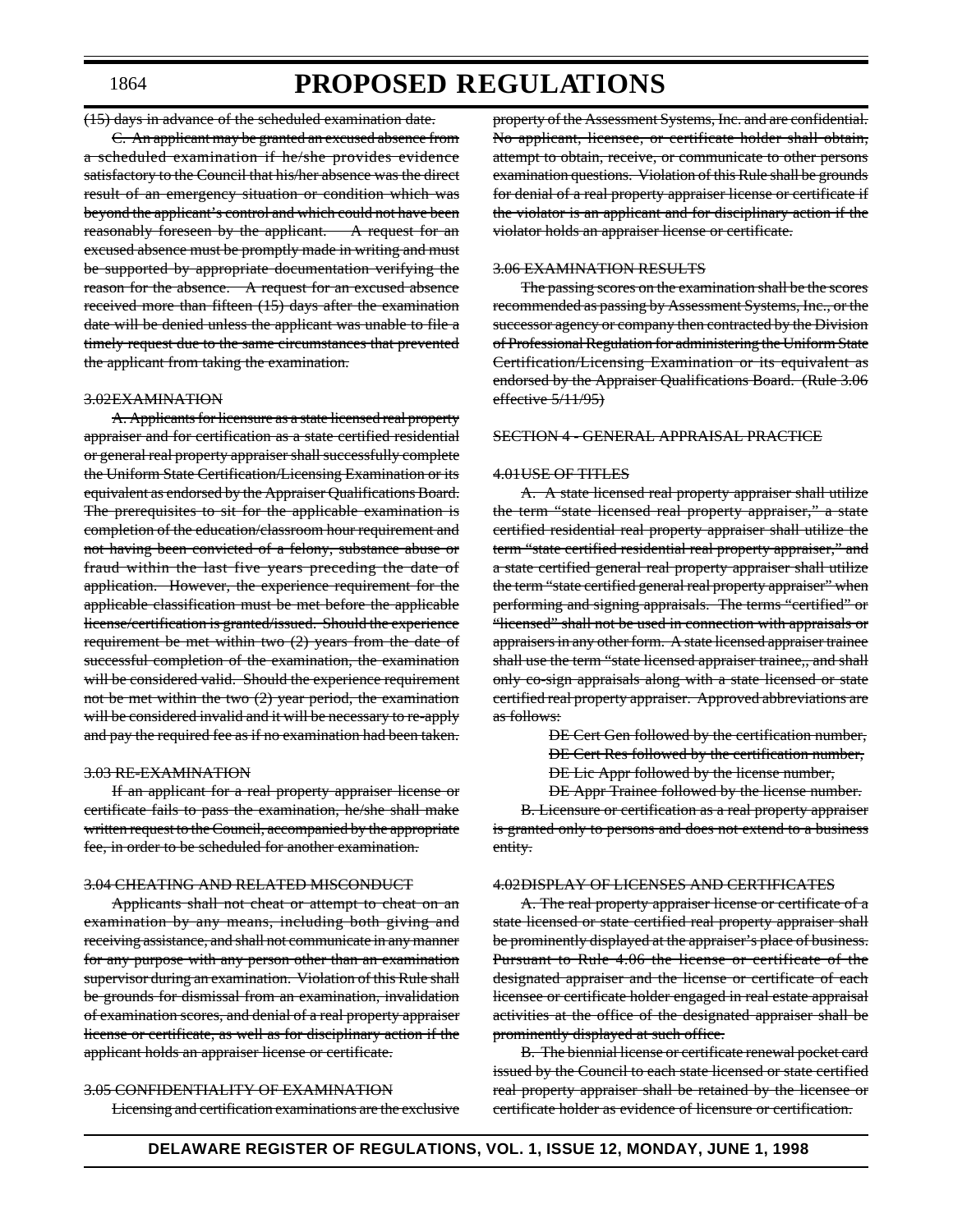(15) days in advance of the scheduled examination date.

C. An applicant may be granted an excused absence from a scheduled examination if he/she provides evidence satisfactory to the Council that his/her absence was the direct result of an emergency situation or condition which was beyond the applicant's control and which could not have been reasonably foreseen by the applicant. A request for an excused absence must be promptly made in writing and must be supported by appropriate documentation verifying the reason for the absence. A request for an excused absence received more than fifteen (15) days after the examination date will be denied unless the applicant was unable to file a timely request due to the same circumstances that prevented the applicant from taking the examination.

3.02EXAMINATION

A. Applicants for licensure as a state licensed real property appraiser and for certification as a state certified residential or general real property appraiser shall successfully complete the Uniform State Certification/Licensing Examination or its equivalent as endorsed by the Appraiser Qualifications Board. The prerequisites to sit for the applicable examination is completion of the education/classroom hour requirement and not having been convicted of a felony, substance abuse or fraud within the last five years preceding the date of application. However, the experience requirement for the applicable classification must be met before the applicable license/certification is granted/issued. Should the experience requirement be met within two (2) years from the date of successful completion of the examination, the examination will be considered valid. Should the experience requirement not be met within the two (2) year period, the examination will be considered invalid and it will be necessary to re-apply and pay the required fee as if no examination had been taken.

3.03 RE-EXAMINATION

If an applicant for a real property appraiser license or certificate fails to pass the examination, he/she shall make written request to the Council, accompanied by the appropriate fee, in order to be scheduled for another examination.

3.04 CHEATING AND RELATED MISCONDUCT

Applicants shall not cheat or attempt to cheat on an examination by any means, including both giving and receiving assistance, and shall not communicate in any manner for any purpose with any person other than an examination supervisor during an examination. Violation of this Rule shall be grounds for dismissal from an examination, invalidation of examination scores, and denial of a real property appraiser license or certificate, as well as for disciplinary action if the applicant holds an appraiser license or certificate.

3.05 CONFIDENTIALITY OF EXAMINATION

Licensing and certification examinations are the exclusive property of the Assessment Systems, Inc. and are confidential. No applicant, licensee, or certificate holder shall obtain, attempt to obtain, receive, or communicate to other persons examination questions. Violation of this Rule shall be grounds for denial of a real property appraiser license or certificate if the violator is an applicant and for disciplinary action if the violator holds an appraiser license or certificate.

3.06 EXAMINATION RESULTS

The passing scores on the examination shall be the scores recommended as passing by Assessment Systems, Inc., or the successor agency or company then contracted by the Division of Professional Regulation for administering the Uniform State Certification/Licensing Examination or its equivalent as endorsed by the Appraiser Qualifications Board. (Rule 3.06 effective 5/11/95)

SECTION 4 - GENERAL APPRAISAL PRACTICE

4.01USE OF TITLES

A. A state licensed real property appraiser shall utilize the term "state licensed real property appraiser," a state certified residential real property appraiser shall utilize the term "state certified residential real property appraiser," and a state certified general real property appraiser shall utilize the term "state certified general real property appraiser" when performing and signing appraisals. The terms "certified" or "licensed" shall not be used in connection with appraisals or appraisers in any other form. A state licensed appraiser trainee shall use the term "state licensed appraiser trainee,, and shall only co-sign appraisals along with a state licensed or state certified real property appraiser. Approved abbreviations are as follows:

DE Cert Gen followed by the certification number,
DE Cert Res followed by the certification number,
DE Lic Appr followed by the license number,
DE Appr Trainee followed by the license number.

B. Licensure or certification as a real property appraiser is granted only to persons and does not extend to a business entity.

4.02DISPLAY OF LICENSES AND CERTIFICATES

A. The real property appraiser license or certificate of a state licensed or state certified real property appraiser shall be prominently displayed at the appraiser's place of business. Pursuant to Rule 4.06 the license or certificate of the designated appraiser and the license or certificate of each licensee or certificate holder engaged in real estate appraisal activities at the office of the designated appraiser shall be prominently displayed at such office.

B. The biennial license or certificate renewal pocket card issued by the Council to each state licensed or state certified real property appraiser shall be retained by the licensee or certificate holder as evidence of licensure or certification.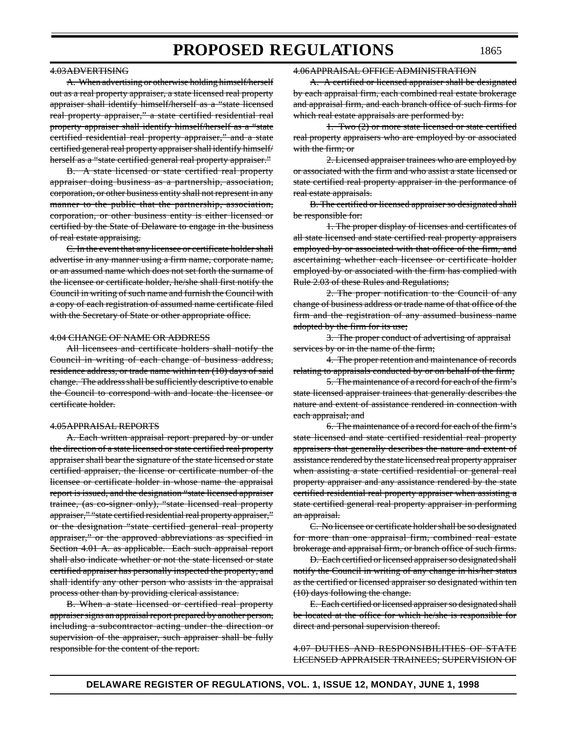~~4.03ADVERTISING~~

~~A. When advertising or otherwise holding himself/herself out as a real property appraiser, a state licensed real property appraiser shall identify himself/herself as a "state licensed real property appraiser," a state certified residential real property appraiser shall identify himself/herself as a "state certified residential real property appraiser," and a state certified general real property appraiser shall identify himself/herself as a "state certified general real property appraiser."~~

~~B. A state licensed or state certified real property appraiser doing business as a partnership, association, corporation, or other business entity shall not represent in any manner to the public that the partnership, association, corporation, or other business entity is either licensed or certified by the State of Delaware to engage in the business of real estate appraising.~~

~~C. In the event that any licensee or certificate holder shall advertise in any manner using a firm name, corporate name, or an assumed name which does not set forth the surname of the licensee or certificate holder, he/she shall first notify the Council in writing of such name and furnish the Council with a copy of each registration of assumed name certificate filed with the Secretary of State or other appropriate office.~~

~~4.04 CHANGE OF NAME OR ADDRESS~~

~~All licensees and certificate holders shall notify the Council in writing of each change of business address, residence address, or trade name within ten (10) days of said change. The address shall be sufficiently descriptive to enable the Council to correspond with and locate the licensee or certificate holder.~~

~~4.05APPRAISAL REPORTS~~

~~A. Each written appraisal report prepared by or under the direction of a state licensed or state certified real property appraiser shall bear the signature of the state licensed or state certified appraiser, the license or certificate number of the licensee or certificate holder in whose name the appraisal report is issued, and the designation "state licensed appraiser trainee, (as co-signer only), "state licensed real property appraiser," "state certified residential real property appraiser," or the designation "state certified general real property appraiser," or the approved abbreviations as specified in Section 4.01 A. as applicable. Each such appraisal report shall also indicate whether or not the state licensed or state certified appraiser has personally inspected the property, and shall identify any other person who assists in the appraisal process other than by providing clerical assistance.~~

~~B. When a state licensed or certified real property appraiser signs an appraisal report prepared by another person, including a subcontractor acting under the direction or supervision of the appraiser, such appraiser shall be fully responsible for the content of the report.~~

~~4.06APPRAISAL OFFICE ADMINISTRATION~~

~~A. A certified or licensed appraiser shall be designated by each appraisal firm, each combined real estate brokerage and appraisal firm, and each branch office of such firms for which real estate appraisals are performed by:~~

~~1. Two (2) or more state licensed or state certified real property appraisers who are employed by or associated with the firm; or~~

~~2. Licensed appraiser trainees who are employed by or associated with the firm and who assist a state licensed or state certified real property appraiser in the performance of real estate appraisals.~~

~~B. The certified or licensed appraiser so designated shall be responsible for:~~

~~1. The proper display of licenses and certificates of all state licensed and state certified real property appraisers employed by or associated with that office of the firm, and ascertaining whether each licensee or certificate holder employed by or associated with the firm has complied with Rule 2.03 of these Rules and Regulations;~~

~~2. The proper notification to the Council of any change of business address or trade name of that office of the firm and the registration of any assumed business name adopted by the firm for its use;~~

~~3. The proper conduct of advertising of appraisal services by or in the name of the firm;~~

~~4. The proper retention and maintenance of records relating to appraisals conducted by or on behalf of the firm;~~

~~5. The maintenance of a record for each of the firm's state licensed appraiser trainees that generally describes the nature and extent of assistance rendered in connection with each appraisal; and~~

~~6. The maintenance of a record for each of the firm's state licensed and state certified residential real property appraisers that generally describes the nature and extent of assistance rendered by the state licensed real property appraiser when assisting a state certified residential or general real property appraiser and any assistance rendered by the state certified residential real property appraiser when assisting a state certified general real property appraiser in performing an appraisal.~~

~~C. No licensee or certificate holder shall be so designated for more than one appraisal firm, combined real estate brokerage and appraisal firm, or branch office of such firms.~~

~~D. Each certified or licensed appraiser so designated shall notify the Council in writing of any change in his/her status as the certified or licensed appraiser so designated within ten (10) days following the change.~~

~~E. Each certified or licensed appraiser so designated shall be located at the office for which he/she is responsible for direct and personal supervision thereof.~~

~~4.07 DUTIES AND RESPONSIBILITIES OF STATE LICENSED APPRAISER TRAINEES; SUPERVISION OF~~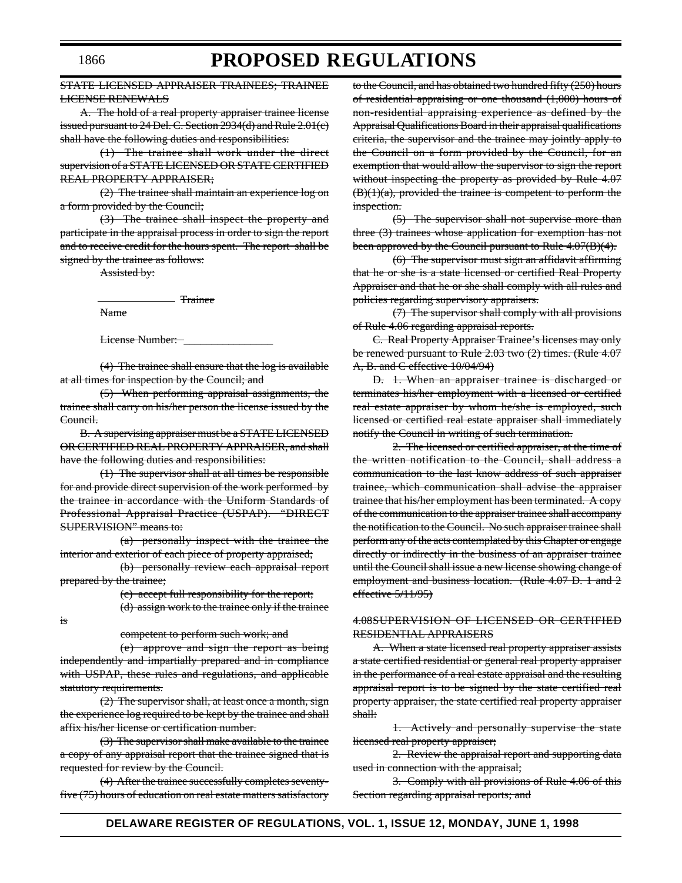~~STATE LICENSED APPRAISER TRAINEES; TRAINEE LICENSE RENEWALS~~

~~A. The hold of a real property appraiser trainee license issued pursuant to 24 Del. C. Section 2934(d) and Rule 2.01(c) shall have the following duties and responsibilities:~~

~~(1) The trainee shall work under the direct supervision of a STATE LICENSED OR STATE CERTIFIED REAL PROPERTY APPRAISER;~~

~~(2) The trainee shall maintain an experience log on a form provided by the Council;~~

~~(3) The trainee shall inspect the property and participate in the appraisal process in order to sign the report and to receive credit for the hours spent. The report shall be signed by the trainee as follows:~~

~~Assisted by:~~

~~_____________ Trainee Name~~

~~License Number: _______________~~

~~(4) The trainee shall ensure that the log is available at all times for inspection by the Council; and~~

~~(5) When performing appraisal assignments, the trainee shall carry on his/her person the license issued by the Council.~~

~~B. A supervising appraiser must be a STATE LICENSED OR CERTIFIED REAL PROPERTY APPRAISER, and shall have the following duties and responsibilities:~~

~~(1) The supervisor shall at all times be responsible for and provide direct supervision of the work performed by the trainee in accordance with the Uniform Standards of Professional Appraisal Practice (USPAP). "DIRECT SUPERVISION" means to:~~

~~(a) personally inspect with the trainee the interior and exterior of each piece of property appraised;~~

~~(b) personally review each appraisal report prepared by the trainee;~~

~~(c) accept full responsibility for the report;~~

~~(d) assign work to the trainee only if the trainee is competent to perform such work; and~~

~~(e) approve and sign the report as being independently and impartially prepared and in compliance with USPAP, these rules and regulations, and applicable statutory requirements.~~

~~(2) The supervisor shall, at least once a month, sign the experience log required to be kept by the trainee and shall affix his/her license or certification number.~~

~~(3) The supervisor shall make available to the trainee a copy of any appraisal report that the trainee signed that is requested for review by the Council.~~

~~(4) After the trainee successfully completes seventy-five (75) hours of education on real estate matters satisfactory to the Council, and has obtained two hundred fifty (250) hours of residential appraising or one thousand (1,000) hours of non-residential appraising experience as defined by the Appraisal Qualifications Board in their appraisal qualifications criteria, the supervisor and the trainee may jointly apply to the Council on a form provided by the Council, for an exemption that would allow the supervisor to sign the report without inspecting the property as provided by Rule 4.07 (B)(1)(a), provided the trainee is competent to perform the inspection.~~

~~(5) The supervisor shall not supervise more than three (3) trainees whose application for exemption has not been approved by the Council pursuant to Rule 4.07(B)(4).~~

~~(6) The supervisor must sign an affidavit affirming that he or she is a state licensed or certified Real Property Appraiser and that he or she shall comply with all rules and policies regarding supervisory appraisers.~~

~~(7) The supervisor shall comply with all provisions of Rule 4.06 regarding appraisal reports.~~

~~C. Real Property Appraiser Trainee's licenses may only be renewed pursuant to Rule 2.03 two (2) times. (Rule 4.07 A, B. and C effective 10/04/94)~~

~~D. 1. When an appraiser trainee is discharged or terminates his/her employment with a licensed or certified real estate appraiser by whom he/she is employed, such licensed or certified real estate appraiser shall immediately notify the Council in writing of such termination.~~

~~2. The licensed or certified appraiser, at the time of the written notification to the Council, shall address a communication to the last know address of such appraiser trainee, which communication shall advise the appraiser trainee that his/her employment has been terminated. A copy of the communication to the appraiser trainee shall accompany the notification to the Council. No such appraiser trainee shall perform any of the acts contemplated by this Chapter or engage directly or indirectly in the business of an appraiser trainee until the Council shall issue a new license showing change of employment and business location. (Rule 4.07 D. 1 and 2 effective 5/11/95)~~

~~4.08 SUPERVISION OF LICENSED OR CERTIFIED RESIDENTIAL APPRAISERS~~

~~A. When a state licensed real property appraiser assists a state certified residential or general real property appraiser in the performance of a real estate appraisal and the resulting appraisal report is to be signed by the state certified real property appraiser, the state certified real property appraiser shall:~~

~~1. Actively and personally supervise the state licensed real property appraiser;~~

~~2. Review the appraisal report and supporting data used in connection with the appraisal;~~

~~3. Comply with all provisions of Rule 4.06 of this Section regarding appraisal reports; and~~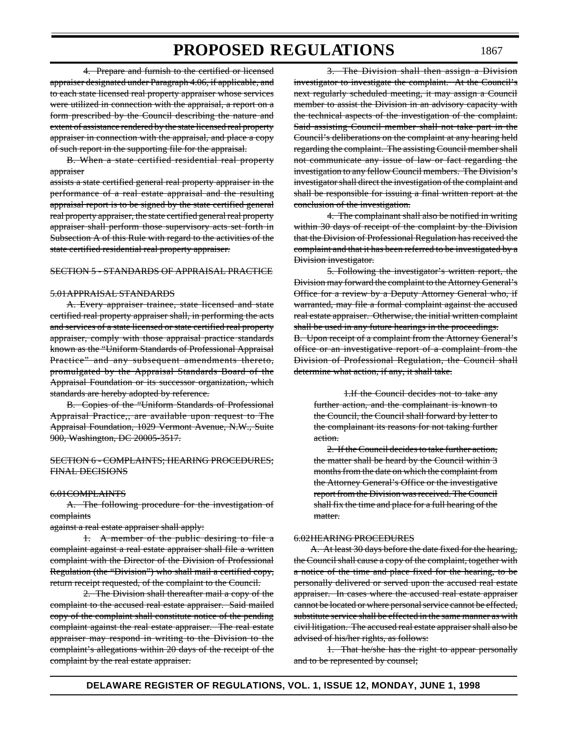4. Prepare and furnish to the certified or licensed appraiser designated under Paragraph 4.06, if applicable, and to each state licensed real property appraiser whose services were utilized in connection with the appraisal, a report on a form prescribed by the Council describing the nature and extent of assistance rendered by the state licensed real property appraiser in connection with the appraisal, and place a copy of such report in the supporting file for the appraisal.

B. When a state certified residential real property appraiser assists a state certified general real property appraiser in the performance of a real estate appraisal and the resulting appraisal report is to be signed by the state certified general real property appraiser, the state certified general real property appraiser shall perform those supervisory acts set forth in Subsection A of this Rule with regard to the activities of the state certified residential real property appraiser.

SECTION 5 - STANDARDS OF APPRAISAL PRACTICE

5.01 APPRAISAL STANDARDS

A. Every appraiser trainee, state licensed and state certified real property appraiser shall, in performing the acts and services of a state licensed or state certified real property appraiser, comply with those appraisal practice standards known as the "Uniform Standards of Professional Appraisal Practice" and any subsequent amendments thereto, promulgated by the Appraisal Standards Board of the Appraisal Foundation or its successor organization, which standards are hereby adopted by reference.

B. Copies of the "Uniform Standards of Professional Appraisal Practice,, are available upon request to The Appraisal Foundation, 1029 Vermont Avenue, N.W., Suite 900, Washington, DC 20005-3517.

SECTION 6 - COMPLAINTS; HEARING PROCEDURES; FINAL DECISIONS

6.01 COMPLAINTS

A. The following procedure for the investigation of complaints against a real estate appraiser shall apply:

1. A member of the public desiring to file a complaint against a real estate appraiser shall file a written complaint with the Director of the Division of Professional Regulation (the "Division") who shall mail a certified copy, return receipt requested, of the complaint to the Council.

2. The Division shall thereafter mail a copy of the complaint to the accused real estate appraiser. Said mailed copy of the complaint shall constitute notice of the pending complaint against the real estate appraiser. The real estate appraiser may respond in writing to the Division to the complaint's allegations within 20 days of the receipt of the complaint by the real estate appraiser.

3. The Division shall then assign a Division investigator to investigate the complaint. At the Council's next regularly scheduled meeting, it may assign a Council member to assist the Division in an advisory capacity with the technical aspects of the investigation of the complaint. Said assisting Council member shall not take part in the Council's deliberations on the complaint at any hearing held regarding the complaint. The assisting Council member shall not communicate any issue of law or fact regarding the investigation to any fellow Council members. The Division's investigator shall direct the investigation of the complaint and shall be responsible for issuing a final written report at the conclusion of the investigation.

4. The complainant shall also be notified in writing within 30 days of receipt of the complaint by the Division that the Division of Professional Regulation has received the complaint and that it has been referred to be investigated by a Division investigator.

5. Following the investigator's written report, the Division may forward the complaint to the Attorney General's Office for a review by a Deputy Attorney General who, if warranted, may file a formal complaint against the accused real estate appraiser. Otherwise, the initial written complaint shall be used in any future hearings in the proceedings.

B. Upon receipt of a complaint from the Attorney General's office or an investigative report of a complaint from the Division of Professional Regulation, the Council shall determine what action, if any, it shall take.

1. If the Council decides not to take any further action, and the complainant is known to the Council, the Council shall forward by letter to the complainant its reasons for not taking further action.

2. If the Council decides to take further action, the matter shall be heard by the Council within 3 months from the date on which the complaint from the Attorney General's Office or the investigative report from the Division was received. The Council shall fix the time and place for a full hearing of the matter.

6.02 HEARING PROCEDURES

A. At least 30 days before the date fixed for the hearing, the Council shall cause a copy of the complaint, together with a notice of the time and place fixed for the hearing, to be personally delivered or served upon the accused real estate appraiser. In cases where the accused real estate appraiser cannot be located or where personal service cannot be effected, substitute service shall be effected in the same manner as with civil litigation. The accused real estate appraiser shall also be advised of his/her rights, as follows:

1. That he/she has the right to appear personally and to be represented by counsel;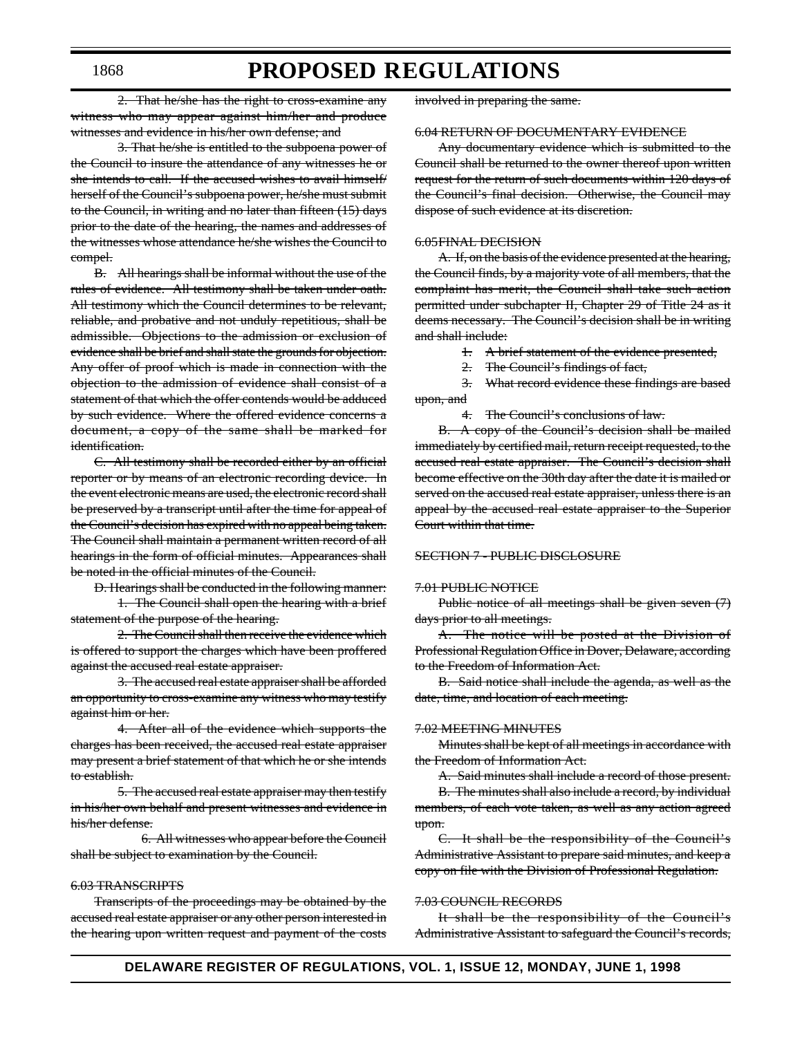~~2. That he/she has the right to cross-examine any witness who may appear against him/her and produce witnesses and evidence in his/her own defense; and~~

~~3. That he/she is entitled to the subpoena power of the Council to insure the attendance of any witnesses he or she intends to call. If the accused wishes to avail himself/herself of the Council's subpoena power, he/she must submit to the Council, in writing and no later than fifteen (15) days prior to the date of the hearing, the names and addresses of the witnesses whose attendance he/she wishes the Council to compel.~~

~~B. All hearings shall be informal without the use of the rules of evidence. All testimony shall be taken under oath. All testimony which the Council determines to be relevant, reliable, and probative and not unduly repetitious, shall be admissible. Objections to the admission or exclusion of evidence shall be brief and shall state the grounds for objection. Any offer of proof which is made in connection with the objection to the admission of evidence shall consist of a statement of that which the offer contends would be adduced by such evidence. Where the offered evidence concerns a document, a copy of the same shall be marked for identification.~~

~~C. All testimony shall be recorded either by an official reporter or by means of an electronic recording device. In the event electronic means are used, the electronic record shall be preserved by a transcript until after the time for appeal of the Council's decision has expired with no appeal being taken. The Council shall maintain a permanent written record of all hearings in the form of official minutes. Appearances shall be noted in the official minutes of the Council.~~

~~D. Hearings shall be conducted in the following manner:~~

~~1. The Council shall open the hearing with a brief statement of the purpose of the hearing.~~

~~2. The Council shall then receive the evidence which is offered to support the charges which have been proffered against the accused real estate appraiser.~~

~~3. The accused real estate appraiser shall be afforded an opportunity to cross-examine any witness who may testify against him or her.~~

~~4. After all of the evidence which supports the charges has been received, the accused real estate appraiser may present a brief statement of that which he or she intends to establish.~~

~~5. The accused real estate appraiser may then testify in his/her own behalf and present witnesses and evidence in his/her defense.~~

~~6. All witnesses who appear before the Council shall be subject to examination by the Council.~~

~~6.03 TRANSCRIPTS~~

~~Transcripts of the proceedings may be obtained by the accused real estate appraiser or any other person interested in the hearing upon written request and payment of the costs involved in preparing the same.~~

~~6.04 RETURN OF DOCUMENTARY EVIDENCE~~

~~Any documentary evidence which is submitted to the Council shall be returned to the owner thereof upon written request for the return of such documents within 120 days of the Council's final decision. Otherwise, the Council may dispose of such evidence at its discretion.~~

~~6.05FINAL DECISION~~

~~A. If, on the basis of the evidence presented at the hearing, the Council finds, by a majority vote of all members, that the complaint has merit, the Council shall take such action permitted under subchapter II, Chapter 29 of Title 24 as it deems necessary. The Council's decision shall be in writing and shall include:~~

~~1. A brief statement of the evidence presented,~~

~~2. The Council's findings of fact,~~

~~3. What record evidence these findings are based upon, and~~

~~4. The Council's conclusions of law.~~

~~B. A copy of the Council's decision shall be mailed immediately by certified mail, return receipt requested, to the accused real estate appraiser. The Council's decision shall become effective on the 30th day after the date it is mailed or served on the accused real estate appraiser, unless there is an appeal by the accused real estate appraiser to the Superior Court within that time.~~

~~SECTION 7 - PUBLIC DISCLOSURE~~

~~7.01 PUBLIC NOTICE~~

~~Public notice of all meetings shall be given seven (7) days prior to all meetings.~~

~~A. The notice will be posted at the Division of Professional Regulation Office in Dover, Delaware, according to the Freedom of Information Act.~~

~~B. Said notice shall include the agenda, as well as the date, time, and location of each meeting.~~

~~7.02 MEETING MINUTES~~

~~Minutes shall be kept of all meetings in accordance with the Freedom of Information Act.~~

~~A. Said minutes shall include a record of those present.~~

~~B. The minutes shall also include a record, by individual members, of each vote taken, as well as any action agreed upon.~~

~~C. It shall be the responsibility of the Council's Administrative Assistant to prepare said minutes, and keep a copy on file with the Division of Professional Regulation.~~

~~7.03 COUNCIL RECORDS~~

~~It shall be the responsibility of the Council's Administrative Assistant to safeguard the Council's records,~~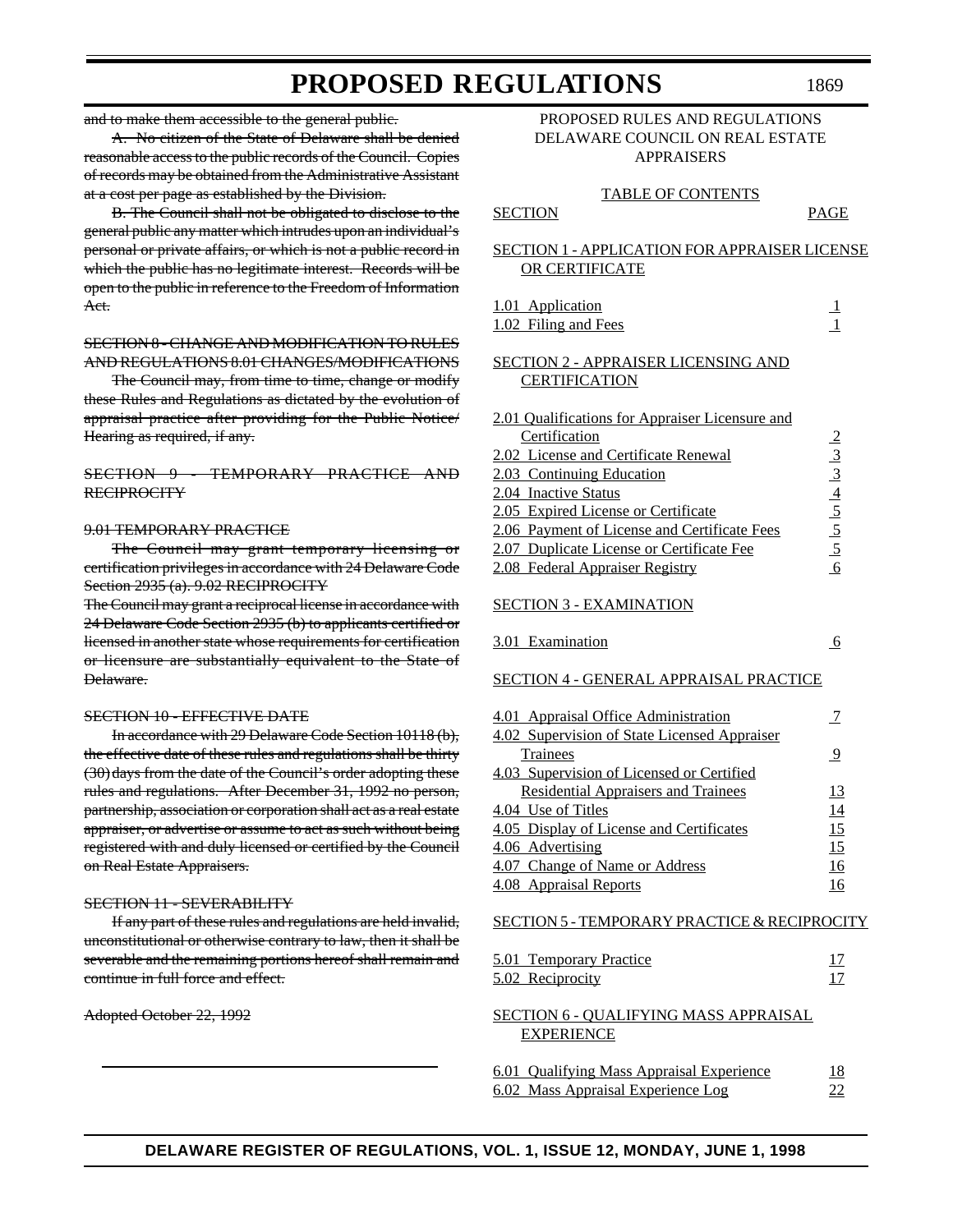~~and to make them accessible to the general public.~~

~~A. No citizen of the State of Delaware shall be denied reasonable access to the public records of the Council. Copies of records may be obtained from the Administrative Assistant at a cost per page as established by the Division.~~

~~B. The Council shall not be obligated to disclose to the general public any matter which intrudes upon an individual's personal or private affairs, or which is not a public record in which the public has no legitimate interest. Records will be open to the public in reference to the Freedom of Information Act.~~

~~SECTION 8 - CHANGE AND MODIFICATION TO RULES AND REGULATIONS 8.01 CHANGES/MODIFICATIONS~~

~~The Council may, from time to time, change or modify these Rules and Regulations as dictated by the evolution of appraisal practice after providing for the Public Notice/ Hearing as required, if any.~~

~~SECTION 9 - TEMPORARY PRACTICE AND RECIPROCITY~~

~~9.01 TEMPORARY PRACTICE~~

~~The Council may grant temporary licensing or certification privileges in accordance with 24 Delaware Code Section 2935 (a). 9.02 RECIPROCITY~~

~~The Council may grant a reciprocal license in accordance with 24 Delaware Code Section 2935 (b) to applicants certified or licensed in another state whose requirements for certification or licensure are substantially equivalent to the State of Delaware.~~

~~SECTION 10 - EFFECTIVE DATE~~

~~In accordance with 29 Delaware Code Section 10118 (b), the effective date of these rules and regulations shall be thirty (30) days from the date of the Council's order adopting these rules and regulations. After December 31, 1992 no person, partnership, association or corporation shall act as a real estate appraiser, or advertise or assume to act as such without being registered with and duly licensed or certified by the Council on Real Estate Appraisers.~~

~~SECTION 11 - SEVERABILITY~~

~~If any part of these rules and regulations are held invalid, unconstitutional or otherwise contrary to law, then it shall be severable and the remaining portions hereof shall remain and continue in full force and effect.~~

~~Adopted October 22, 1992~~

---

PROPOSED RULES AND REGULATIONS
DELAWARE COUNCIL ON REAL ESTATE APPRAISERS

TABLE OF CONTENTS

| SECTION | PAGE |
|---|---|
| **SECTION 1 - APPLICATION FOR APPRAISER LICENSE OR CERTIFICATE** | |
| 1.01 Application | 1 |
| 1.02 Filing and Fees | 1 |
| **SECTION 2 - APPRAISER LICENSING AND CERTIFICATION** | |
| 2.01 Qualifications for Appraiser Licensure and Certification | 2 |
| 2.02 License and Certificate Renewal | 3 |
| 2.03 Continuing Education | 3 |
| 2.04 Inactive Status | 4 |
| 2.05 Expired License or Certificate | 5 |
| 2.06 Payment of License and Certificate Fees | 5 |
| 2.07 Duplicate License or Certificate Fee | 5 |
| 2.08 Federal Appraiser Registry | 6 |
| **SECTION 3 - EXAMINATION** | |
| 3.01 Examination | 6 |
| **SECTION 4 - GENERAL APPRAISAL PRACTICE** | |
| 4.01 Appraisal Office Administration | 7 |
| 4.02 Supervision of State Licensed Appraiser Trainees | 9 |
| 4.03 Supervision of Licensed or Certified Residential Appraisers and Trainees | 13 |
| 4.04 Use of Titles | 14 |
| 4.05 Display of License and Certificates | 15 |
| 4.06 Advertising | 15 |
| 4.07 Change of Name or Address | 16 |
| 4.08 Appraisal Reports | 16 |
| **SECTION 5 - TEMPORARY PRACTICE & RECIPROCITY** | |
| 5.01 Temporary Practice | 17 |
| 5.02 Reciprocity | 17 |
| **SECTION 6 - QUALIFYING MASS APPRAISAL EXPERIENCE** | |
| 6.01 Qualifying Mass Appraisal Experience | 18 |
| 6.02 Mass Appraisal Experience Log | 22 |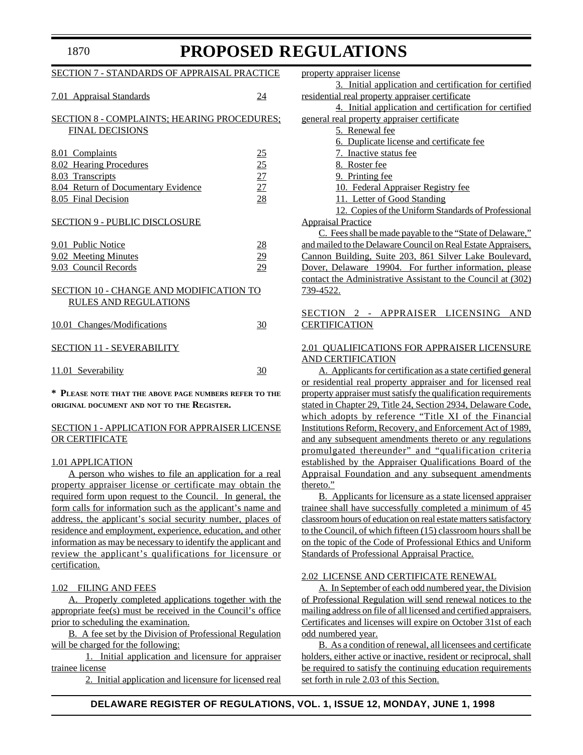SECTION 7 - STANDARDS OF APPRAISAL PRACTICE

| | |
|---|---|
| 7.01 Appraisal Standards | 24 |

SECTION 8 - COMPLAINTS; HEARING PROCEDURES; FINAL DECISIONS

| | |
|---|---|
| 8.01 Complaints | 25 |
| 8.02 Hearing Procedures | 25 |
| 8.03 Transcripts | 27 |
| 8.04 Return of Documentary Evidence | 27 |
| 8.05 Final Decision | 28 |

SECTION 9 - PUBLIC DISCLOSURE

| | |
|---|---|
| 9.01 Public Notice | 28 |
| 9.02 Meeting Minutes | 29 |
| 9.03 Council Records | 29 |

SECTION 10 - CHANGE AND MODIFICATION TO RULES AND REGULATIONS

| | |
|---|---|
| 10.01 Changes/Modifications | 30 |

SECTION 11 - SEVERABILITY

| | |
|---|---|
| 11.01 Severability | 30 |

**\* Please note that the above page numbers refer to the original document and not to the Register.**

SECTION 1 - APPLICATION FOR APPRAISER LICENSE OR CERTIFICATE

1.01 APPLICATION

A person who wishes to file an application for a real property appraiser license or certificate may obtain the required form upon request to the Council. In general, the form calls for information such as the applicant's name and address, the applicant's social security number, places of residence and employment, experience, education, and other information as may be necessary to identify the applicant and review the applicant's qualifications for licensure or certification.

1.02 FILING AND FEES

A. Properly completed applications together with the appropriate fee(s) must be received in the Council's office prior to scheduling the examination.

B. A fee set by the Division of Professional Regulation will be charged for the following:

1. Initial application and licensure for appraiser trainee license
2. Initial application and licensure for licensed real property appraiser license
3. Initial application and certification for certified residential real property appraiser certificate
4. Initial application and certification for certified general real property appraiser certificate
5. Renewal fee
6. Duplicate license and certificate fee
7. Inactive status fee
8. Roster fee
9. Printing fee
10. Federal Appraiser Registry fee
11. Letter of Good Standing
12. Copies of the Uniform Standards of Professional Appraisal Practice

C. Fees shall be made payable to the "State of Delaware," and mailed to the Delaware Council on Real Estate Appraisers, Cannon Building, Suite 203, 861 Silver Lake Boulevard, Dover, Delaware 19904. For further information, please contact the Administrative Assistant to the Council at (302) 739-4522.

SECTION 2 - APPRAISER LICENSING AND CERTIFICATION

2.01 QUALIFICATIONS FOR APPRAISER LICENSURE AND CERTIFICATION

A. Applicants for certification as a state certified general or residential real property appraiser and for licensed real property appraiser must satisfy the qualification requirements stated in Chapter 29, Title 24, Section 2934, Delaware Code, which adopts by reference "Title XI of the Financial Institutions Reform, Recovery, and Enforcement Act of 1989, and any subsequent amendments thereto or any regulations promulgated thereunder" and "qualification criteria established by the Appraiser Qualifications Board of the Appraisal Foundation and any subsequent amendments thereto."

B. Applicants for licensure as a state licensed appraiser trainee shall have successfully completed a minimum of 45 classroom hours of education on real estate matters satisfactory to the Council, of which fifteen (15) classroom hours shall be on the topic of the Code of Professional Ethics and Uniform Standards of Professional Appraisal Practice.

2.02 LICENSE AND CERTIFICATE RENEWAL

A. In September of each odd numbered year, the Division of Professional Regulation will send renewal notices to the mailing address on file of all licensed and certified appraisers. Certificates and licenses will expire on October 31st of each odd numbered year.

B. As a condition of renewal, all licensees and certificate holders, either active or inactive, resident or reciprocal, shall be required to satisfy the continuing education requirements set forth in rule 2.03 of this Section.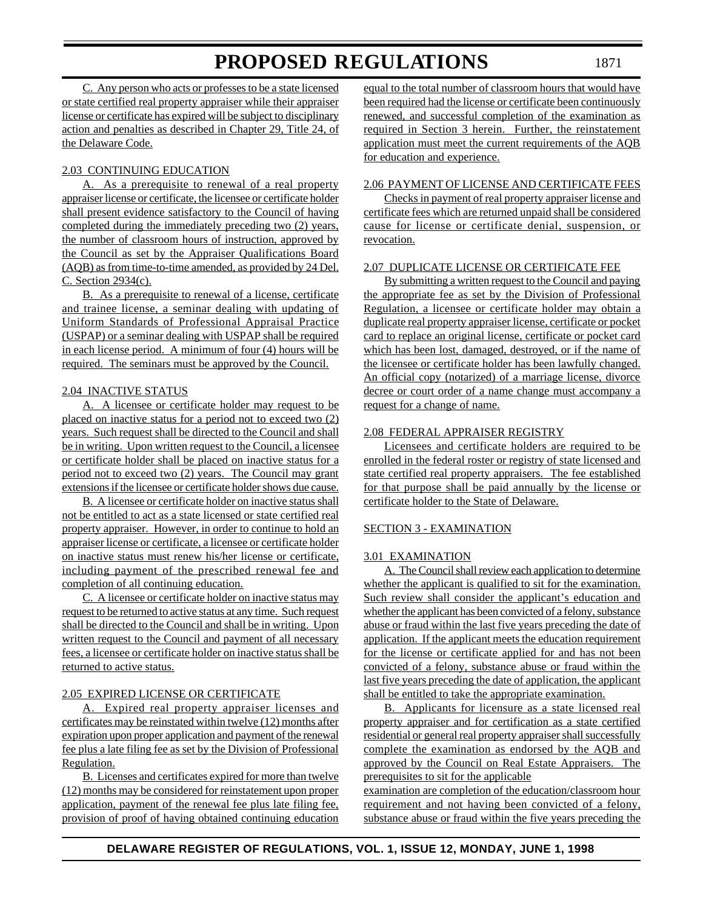C. Any person who acts or professes to be a state licensed or state certified real property appraiser while their appraiser license or certificate has expired will be subject to disciplinary action and penalties as described in Chapter 29, Title 24, of the Delaware Code.

2.03 CONTINUING EDUCATION

A. As a prerequisite to renewal of a real property appraiser license or certificate, the licensee or certificate holder shall present evidence satisfactory to the Council of having completed during the immediately preceding two (2) years, the number of classroom hours of instruction, approved by the Council as set by the Appraiser Qualifications Board (AQB) as from time-to-time amended, as provided by 24 Del. C. Section 2934(c).

B. As a prerequisite to renewal of a license, certificate and trainee license, a seminar dealing with updating of Uniform Standards of Professional Appraisal Practice (USPAP) or a seminar dealing with USPAP shall be required in each license period. A minimum of four (4) hours will be required. The seminars must be approved by the Council.

2.04 INACTIVE STATUS

A. A licensee or certificate holder may request to be placed on inactive status for a period not to exceed two (2) years. Such request shall be directed to the Council and shall be in writing. Upon written request to the Council, a licensee or certificate holder shall be placed on inactive status for a period not to exceed two (2) years. The Council may grant extensions if the licensee or certificate holder shows due cause.

B. A licensee or certificate holder on inactive status shall not be entitled to act as a state licensed or state certified real property appraiser. However, in order to continue to hold an appraiser license or certificate, a licensee or certificate holder on inactive status must renew his/her license or certificate, including payment of the prescribed renewal fee and completion of all continuing education.

C. A licensee or certificate holder on inactive status may request to be returned to active status at any time. Such request shall be directed to the Council and shall be in writing. Upon written request to the Council and payment of all necessary fees, a licensee or certificate holder on inactive status shall be returned to active status.

2.05 EXPIRED LICENSE OR CERTIFICATE

A. Expired real property appraiser licenses and certificates may be reinstated within twelve (12) months after expiration upon proper application and payment of the renewal fee plus a late filing fee as set by the Division of Professional Regulation.

B. Licenses and certificates expired for more than twelve (12) months may be considered for reinstatement upon proper application, payment of the renewal fee plus late filing fee, provision of proof of having obtained continuing education equal to the total number of classroom hours that would have been required had the license or certificate been continuously renewed, and successful completion of the examination as required in Section 3 herein. Further, the reinstatement application must meet the current requirements of the AQB for education and experience.

2.06 PAYMENT OF LICENSE AND CERTIFICATE FEES

Checks in payment of real property appraiser license and certificate fees which are returned unpaid shall be considered cause for license or certificate denial, suspension, or revocation.

2.07 DUPLICATE LICENSE OR CERTIFICATE FEE

By submitting a written request to the Council and paying the appropriate fee as set by the Division of Professional Regulation, a licensee or certificate holder may obtain a duplicate real property appraiser license, certificate or pocket card to replace an original license, certificate or pocket card which has been lost, damaged, destroyed, or if the name of the licensee or certificate holder has been lawfully changed. An official copy (notarized) of a marriage license, divorce decree or court order of a name change must accompany a request for a change of name.

2.08 FEDERAL APPRAISER REGISTRY

Licensees and certificate holders are required to be enrolled in the federal roster or registry of state licensed and state certified real property appraisers. The fee established for that purpose shall be paid annually by the license or certificate holder to the State of Delaware.

SECTION 3 - EXAMINATION

3.01 EXAMINATION

A. The Council shall review each application to determine whether the applicant is qualified to sit for the examination. Such review shall consider the applicant's education and whether the applicant has been convicted of a felony, substance abuse or fraud within the last five years preceding the date of application. If the applicant meets the education requirement for the license or certificate applied for and has not been convicted of a felony, substance abuse or fraud within the last five years preceding the date of application, the applicant shall be entitled to take the appropriate examination.

B. Applicants for licensure as a state licensed real property appraiser and for certification as a state certified residential or general real property appraiser shall successfully complete the examination as endorsed by the AQB and approved by the Council on Real Estate Appraisers. The prerequisites to sit for the applicable examination are completion of the education/classroom hour requirement and not having been convicted of a felony, substance abuse or fraud within the five years preceding the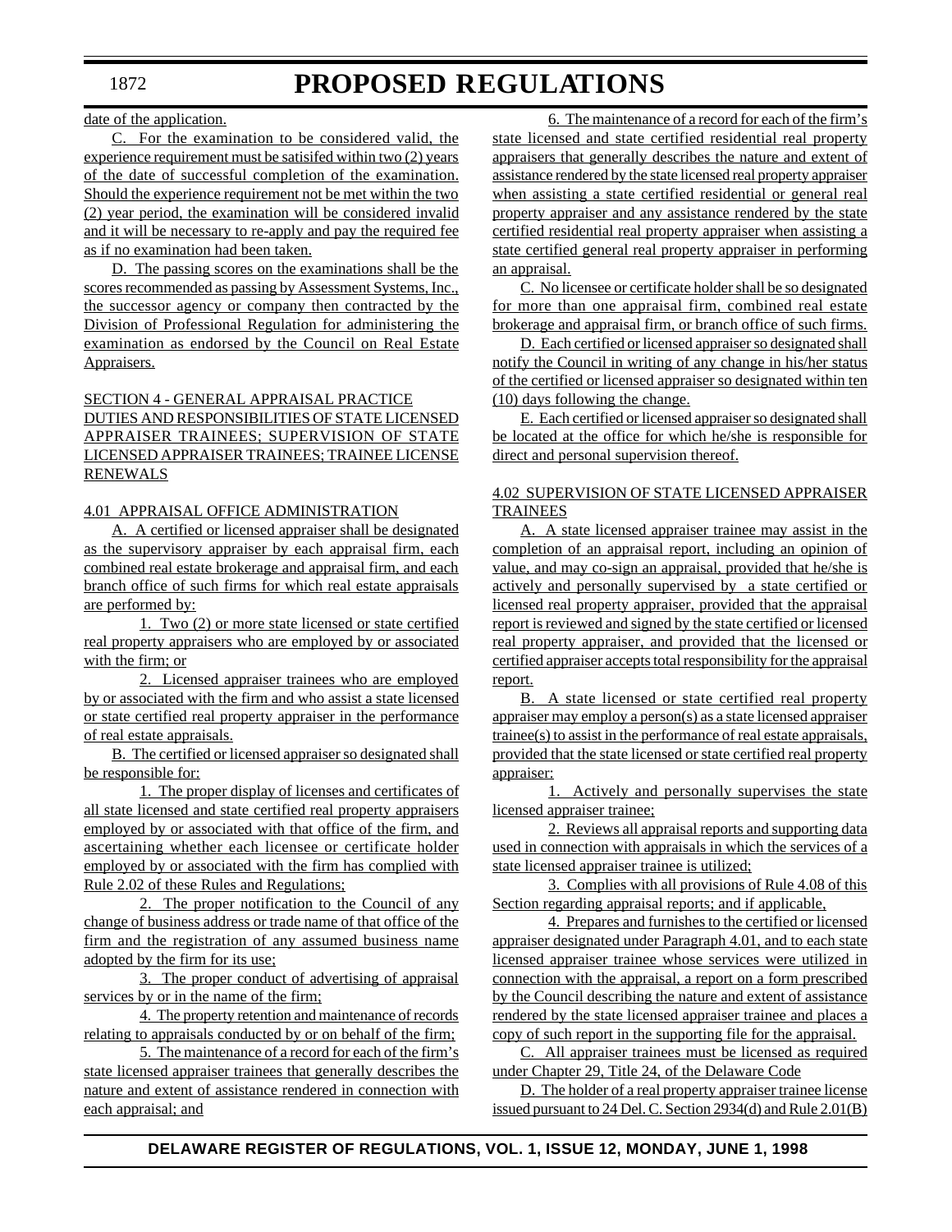date of the application.

C. For the examination to be considered valid, the experience requirement must be satisifed within two (2) years of the date of successful completion of the examination. Should the experience requirement not be met within the two (2) year period, the examination will be considered invalid and it will be necessary to re-apply and pay the required fee as if no examination had been taken.

D. The passing scores on the examinations shall be the scores recommended as passing by Assessment Systems, Inc., the successor agency or company then contracted by the Division of Professional Regulation for administering the examination as endorsed by the Council on Real Estate Appraisers.

SECTION 4 - GENERAL APPRAISAL PRACTICE DUTIES AND RESPONSIBILITIES OF STATE LICENSED APPRAISER TRAINEES; SUPERVISION OF STATE LICENSED APPRAISER TRAINEES; TRAINEE LICENSE RENEWALS

4.01 APPRAISAL OFFICE ADMINISTRATION

A. A certified or licensed appraiser shall be designated as the supervisory appraiser by each appraisal firm, each combined real estate brokerage and appraisal firm, and each branch office of such firms for which real estate appraisals are performed by:

1. Two (2) or more state licensed or state certified real property appraisers who are employed by or associated with the firm; or

2. Licensed appraiser trainees who are employed by or associated with the firm and who assist a state licensed or state certified real property appraiser in the performance of real estate appraisals.

B. The certified or licensed appraiser so designated shall be responsible for:

1. The proper display of licenses and certificates of all state licensed and state certified real property appraisers employed by or associated with that office of the firm, and ascertaining whether each licensee or certificate holder employed by or associated with the firm has complied with Rule 2.02 of these Rules and Regulations;

2. The proper notification to the Council of any change of business address or trade name of that office of the firm and the registration of any assumed business name adopted by the firm for its use;

3. The proper conduct of advertising of appraisal services by or in the name of the firm;

4. The property retention and maintenance of records relating to appraisals conducted by or on behalf of the firm;

5. The maintenance of a record for each of the firm's state licensed appraiser trainees that generally describes the nature and extent of assistance rendered in connection with each appraisal; and

6. The maintenance of a record for each of the firm's state licensed and state certified residential real property appraisers that generally describes the nature and extent of assistance rendered by the state licensed real property appraiser when assisting a state certified residential or general real property appraiser and any assistance rendered by the state certified residential real property appraiser when assisting a state certified general real property appraiser in performing an appraisal.

C. No licensee or certificate holder shall be so designated for more than one appraisal firm, combined real estate brokerage and appraisal firm, or branch office of such firms.

D. Each certified or licensed appraiser so designated shall notify the Council in writing of any change in his/her status of the certified or licensed appraiser so designated within ten (10) days following the change.

E. Each certified or licensed appraiser so designated shall be located at the office for which he/she is responsible for direct and personal supervision thereof.

4.02 SUPERVISION OF STATE LICENSED APPRAISER TRAINEES

A. A state licensed appraiser trainee may assist in the completion of an appraisal report, including an opinion of value, and may co-sign an appraisal, provided that he/she is actively and personally supervised by a state certified or licensed real property appraiser, provided that the appraisal report is reviewed and signed by the state certified or licensed real property appraiser, and provided that the licensed or certified appraiser accepts total responsibility for the appraisal report.

B. A state licensed or state certified real property appraiser may employ a person(s) as a state licensed appraiser trainee(s) to assist in the performance of real estate appraisals, provided that the state licensed or state certified real property appraiser:

1. Actively and personally supervises the state licensed appraiser trainee;

2. Reviews all appraisal reports and supporting data used in connection with appraisals in which the services of a state licensed appraiser trainee is utilized;

3. Complies with all provisions of Rule 4.08 of this Section regarding appraisal reports; and if applicable,

4. Prepares and furnishes to the certified or licensed appraiser designated under Paragraph 4.01, and to each state licensed appraiser trainee whose services were utilized in connection with the appraisal, a report on a form prescribed by the Council describing the nature and extent of assistance rendered by the state licensed appraiser trainee and places a copy of such report in the supporting file for the appraisal.

C. All appraiser trainees must be licensed as required under Chapter 29, Title 24, of the Delaware Code

D. The holder of a real property appraiser trainee license issued pursuant to 24 Del. C. Section 2934(d) and Rule 2.01(B)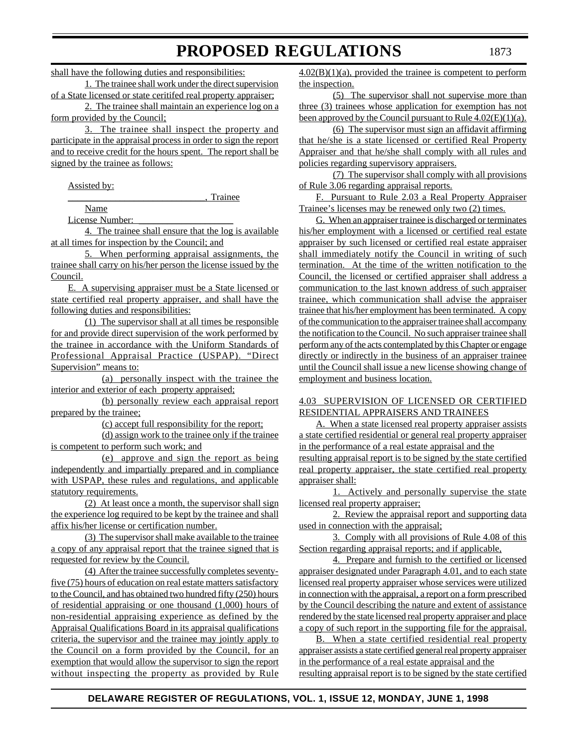shall have the following duties and responsibilities:

1. The trainee shall work under the direct supervision of a State licensed or state ceritifed real property appraiser;

2. The trainee shall maintain an experience log on a form provided by the Council;

3. The trainee shall inspect the property and participate in the appraisal process in order to sign the report and to receive credit for the hours spent. The report shall be signed by the trainee as follows:

Assisted by:

____________________________, Trainee

Name

License Number: ____________________

4. The trainee shall ensure that the log is available at all times for inspection by the Council; and

5. When performing appraisal assignments, the trainee shall carry on his/her person the license issued by the Council.

E. A supervising appraiser must be a State licensed or state certified real property appraiser, and shall have the following duties and responsibilities:

(1) The supervisor shall at all times be responsible for and provide direct supervision of the work performed by the trainee in accordance with the Uniform Standards of Professional Appraisal Practice (USPAP). "Direct Supervision" means to:

(a) personally inspect with the trainee the interior and exterior of each property appraised;

(b) personally review each appraisal report prepared by the trainee;

(c) accept full responsibility for the report;

(d) assign work to the trainee only if the trainee is competent to perform such work; and

(e) approve and sign the report as being independently and impartially prepared and in compliance with USPAP, these rules and regulations, and applicable statutory requirements.

(2) At least once a month, the supervisor shall sign the experience log required to be kept by the trainee and shall affix his/her license or certification number.

(3) The supervisor shall make available to the trainee a copy of any appraisal report that the trainee signed that is requested for review by the Council.

(4) After the trainee successfully completes seventy-five (75) hours of education on real estate matters satisfactory to the Council, and has obtained two hundred fifty (250) hours of residential appraising or one thousand (1,000) hours of non-residential appraising experience as defined by the Appraisal Qualifications Board in its appraisal qualifications criteria, the supervisor and the trainee may jointly apply to the Council on a form provided by the Council, for an exemption that would allow the supervisor to sign the report without inspecting the property as provided by Rule 4.02(B)(1)(a), provided the trainee is competent to perform the inspection.

(5) The supervisor shall not supervise more than three (3) trainees whose application for exemption has not been approved by the Council pursuant to Rule 4.02(E)(1)(a).

(6) The supervisor must sign an affidavit affirming that he/she is a state licensed or certified Real Property Appraiser and that he/she shall comply with all rules and policies regarding supervisory appraisers.

(7) The supervisor shall comply with all provisions of Rule 3.06 regarding appraisal reports.

F. Pursuant to Rule 2.03 a Real Property Appraiser Trainee's licenses may be renewed only two (2) times.

G. When an appraiser trainee is discharged or terminates his/her employment with a licensed or certified real estate appraiser by such licensed or certified real estate appraiser shall immediately notify the Council in writing of such termination. At the time of the written notification to the Council, the licensed or certified appraiser shall address a communication to the last known address of such appraiser trainee, which communication shall advise the appraiser trainee that his/her employment has been terminated. A copy of the communication to the appraiser trainee shall accompany the notification to the Council. No such appraiser trainee shall perform any of the acts contemplated by this Chapter or engage directly or indirectly in the business of an appraiser trainee until the Council shall issue a new license showing change of employment and business location.

4.03 SUPERVISION OF LICENSED OR CERTIFIED RESIDENTIAL APPRAISERS AND TRAINEES

A. When a state licensed real property appraiser assists a state certified residential or general real property appraiser in the performance of a real estate appraisal and the resulting appraisal report is to be signed by the state certified real property appraiser, the state certified real property appraiser shall:

1. Actively and personally supervise the state licensed real property appraiser;

2. Review the appraisal report and supporting data used in connection with the appraisal;

3. Comply with all provisions of Rule 4.08 of this Section regarding appraisal reports; and if applicable,

4. Prepare and furnish to the certified or licensed appraiser designated under Paragraph 4.01, and to each state licensed real property appraiser whose services were utilized in connection with the appraisal, a report on a form prescribed by the Council describing the nature and extent of assistance rendered by the state licensed real property appraiser and place a copy of such report in the supporting file for the appraisal.

B. When a state certified residential real property appraiser assists a state certified general real property appraiser in the performance of a real estate appraisal and the resulting appraisal report is to be signed by the state certified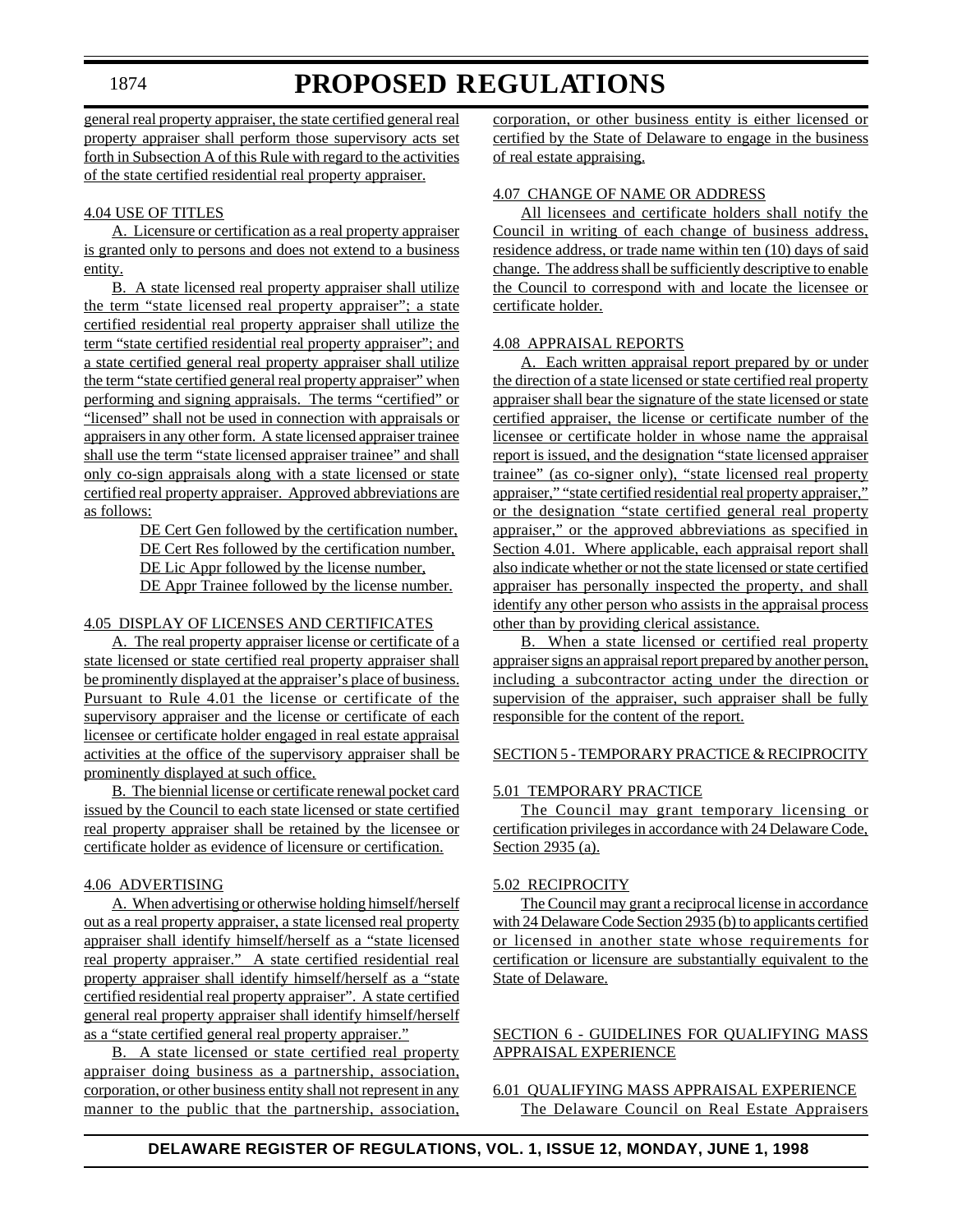general real property appraiser, the state certified general real property appraiser shall perform those supervisory acts set forth in Subsection A of this Rule with regard to the activities of the state certified residential real property appraiser.

4.04 USE OF TITLES

A. Licensure or certification as a real property appraiser is granted only to persons and does not extend to a business entity.

B. A state licensed real property appraiser shall utilize the term "state licensed real property appraiser"; a state certified residential real property appraiser shall utilize the term "state certified residential real property appraiser"; and a state certified general real property appraiser shall utilize the term "state certified general real property appraiser" when performing and signing appraisals. The terms "certified" or "licensed" shall not be used in connection with appraisals or appraisers in any other form. A state licensed appraiser trainee shall use the term "state licensed appraiser trainee" and shall only co-sign appraisals along with a state licensed or state certified real property appraiser. Approved abbreviations are as follows:

DE Cert Gen followed by the certification number,
DE Cert Res followed by the certification number,
DE Lic Appr followed by the license number,
DE Appr Trainee followed by the license number.

4.05 DISPLAY OF LICENSES AND CERTIFICATES

A. The real property appraiser license or certificate of a state licensed or state certified real property appraiser shall be prominently displayed at the appraiser's place of business. Pursuant to Rule 4.01 the license or certificate of the supervisory appraiser and the license or certificate of each licensee or certificate holder engaged in real estate appraisal activities at the office of the supervisory appraiser shall be prominently displayed at such office.

B. The biennial license or certificate renewal pocket card issued by the Council to each state licensed or state certified real property appraiser shall be retained by the licensee or certificate holder as evidence of licensure or certification.

4.06 ADVERTISING

A. When advertising or otherwise holding himself/herself out as a real property appraiser, a state licensed real property appraiser shall identify himself/herself as a "state licensed real property appraiser." A state certified residential real property appraiser shall identify himself/herself as a "state certified residential real property appraiser". A state certified general real property appraiser shall identify himself/herself as a "state certified general real property appraiser."

B. A state licensed or state certified real property appraiser doing business as a partnership, association, corporation, or other business entity shall not represent in any manner to the public that the partnership, association, corporation, or other business entity is either licensed or certified by the State of Delaware to engage in the business of real estate appraising.

4.07 CHANGE OF NAME OR ADDRESS

All licensees and certificate holders shall notify the Council in writing of each change of business address, residence address, or trade name within ten (10) days of said change. The address shall be sufficiently descriptive to enable the Council to correspond with and locate the licensee or certificate holder.

4.08 APPRAISAL REPORTS

A. Each written appraisal report prepared by or under the direction of a state licensed or state certified real property appraiser shall bear the signature of the state licensed or state certified appraiser, the license or certificate number of the licensee or certificate holder in whose name the appraisal report is issued, and the designation "state licensed appraiser trainee" (as co-signer only), "state licensed real property appraiser," "state certified residential real property appraiser," or the designation "state certified general real property appraiser," or the approved abbreviations as specified in Section 4.01. Where applicable, each appraisal report shall also indicate whether or not the state licensed or state certified appraiser has personally inspected the property, and shall identify any other person who assists in the appraisal process other than by providing clerical assistance.

B. When a state licensed or certified real property appraiser signs an appraisal report prepared by another person, including a subcontractor acting under the direction or supervision of the appraiser, such appraiser shall be fully responsible for the content of the report.

SECTION 5 - TEMPORARY PRACTICE & RECIPROCITY

5.01 TEMPORARY PRACTICE

The Council may grant temporary licensing or certification privileges in accordance with 24 Delaware Code, Section 2935 (a).

5.02 RECIPROCITY

The Council may grant a reciprocal license in accordance with 24 Delaware Code Section 2935 (b) to applicants certified or licensed in another state whose requirements for certification or licensure are substantially equivalent to the State of Delaware.

SECTION 6 - GUIDELINES FOR QUALIFYING MASS APPRAISAL EXPERIENCE

6.01 QUALIFYING MASS APPRAISAL EXPERIENCE

The Delaware Council on Real Estate Appraisers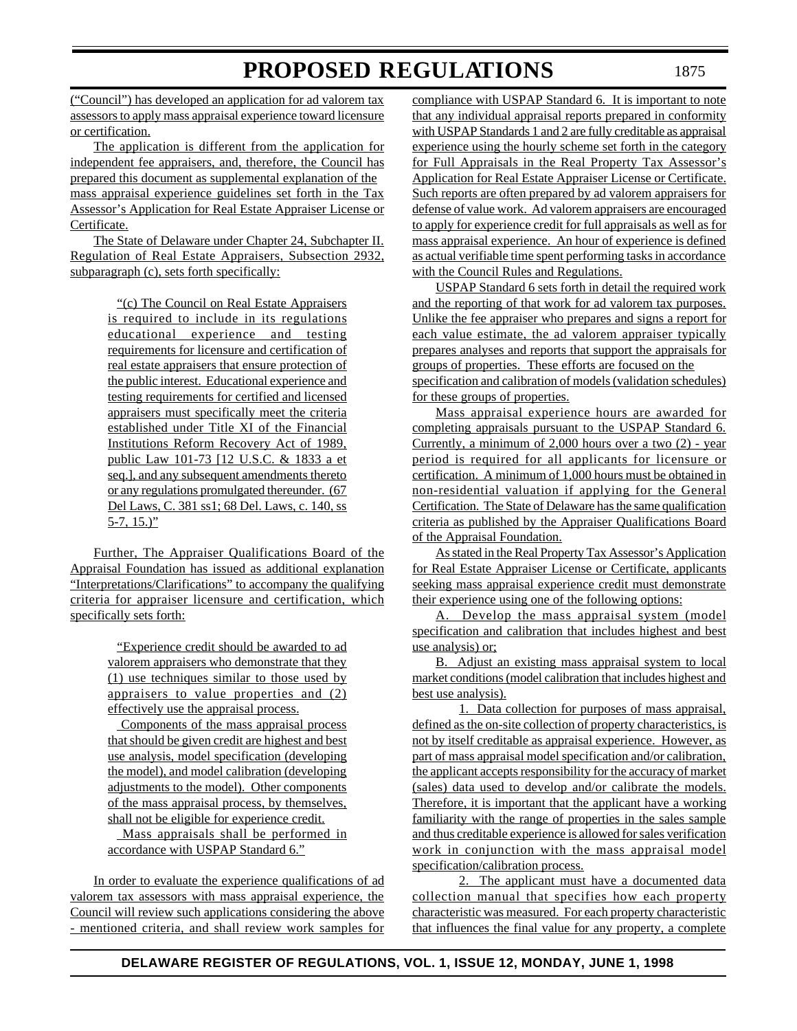("Council") has developed an application for ad valorem tax assessors to apply mass appraisal experience toward licensure or certification.

The application is different from the application for independent fee appraisers, and, therefore, the Council has prepared this document as supplemental explanation of the mass appraisal experience guidelines set forth in the Tax Assessor's Application for Real Estate Appraiser License or Certificate.

The State of Delaware under Chapter 24, Subchapter II. Regulation of Real Estate Appraisers, Subsection 2932, subparagraph (c), sets forth specifically:

> "(c) The Council on Real Estate Appraisers is required to include in its regulations educational experience and testing requirements for licensure and certification of real estate appraisers that ensure protection of the public interest. Educational experience and testing requirements for certified and licensed appraisers must specifically meet the criteria established under Title XI of the Financial Institutions Reform Recovery Act of 1989, public Law 101-73 [12 U.S.C. & 1833 a et seq.], and any subsequent amendments thereto or any regulations promulgated thereunder. (67 Del Laws, C. 381 ss1; 68 Del. Laws, c. 140, ss 5-7, 15.)"

Further, The Appraiser Qualifications Board of the Appraisal Foundation has issued as additional explanation "Interpretations/Clarifications" to accompany the qualifying criteria for appraiser licensure and certification, which specifically sets forth:

> "Experience credit should be awarded to ad valorem appraisers who demonstrate that they (1) use techniques similar to those used by appraisers to value properties and (2) effectively use the appraisal process.
>
> Components of the mass appraisal process that should be given credit are highest and best use analysis, model specification (developing the model), and model calibration (developing adjustments to the model). Other components of the mass appraisal process, by themselves, shall not be eligible for experience credit.
>
> Mass appraisals shall be performed in accordance with USPAP Standard 6."

In order to evaluate the experience qualifications of ad valorem tax assessors with mass appraisal experience, the Council will review such applications considering the above - mentioned criteria, and shall review work samples for compliance with USPAP Standard 6. It is important to note that any individual appraisal reports prepared in conformity with USPAP Standards 1 and 2 are fully creditable as appraisal experience using the hourly scheme set forth in the category for Full Appraisals in the Real Property Tax Assessor's Application for Real Estate Appraiser License or Certificate. Such reports are often prepared by ad valorem appraisers for defense of value work. Ad valorem appraisers are encouraged to apply for experience credit for full appraisals as well as for mass appraisal experience. An hour of experience is defined as actual verifiable time spent performing tasks in accordance with the Council Rules and Regulations.

USPAP Standard 6 sets forth in detail the required work and the reporting of that work for ad valorem tax purposes. Unlike the fee appraiser who prepares and signs a report for each value estimate, the ad valorem appraiser typically prepares analyses and reports that support the appraisals for groups of properties. These efforts are focused on the specification and calibration of models (validation schedules) for these groups of properties.

Mass appraisal experience hours are awarded for completing appraisals pursuant to the USPAP Standard 6. Currently, a minimum of 2,000 hours over a two (2) - year period is required for all applicants for licensure or certification. A minimum of 1,000 hours must be obtained in non-residential valuation if applying for the General Certification. The State of Delaware has the same qualification criteria as published by the Appraiser Qualifications Board of the Appraisal Foundation.

As stated in the Real Property Tax Assessor's Application for Real Estate Appraiser License or Certificate, applicants seeking mass appraisal experience credit must demonstrate their experience using one of the following options:

A. Develop the mass appraisal system (model specification and calibration that includes highest and best use analysis) or;

B. Adjust an existing mass appraisal system to local market conditions (model calibration that includes highest and best use analysis).

1. Data collection for purposes of mass appraisal, defined as the on-site collection of property characteristics, is not by itself creditable as appraisal experience. However, as part of mass appraisal model specification and/or calibration, the applicant accepts responsibility for the accuracy of market (sales) data used to develop and/or calibrate the models. Therefore, it is important that the applicant have a working familiarity with the range of properties in the sales sample and thus creditable experience is allowed for sales verification work in conjunction with the mass appraisal model specification/calibration process.

2. The applicant must have a documented data collection manual that specifies how each property characteristic was measured. For each property characteristic that influences the final value for any property, a complete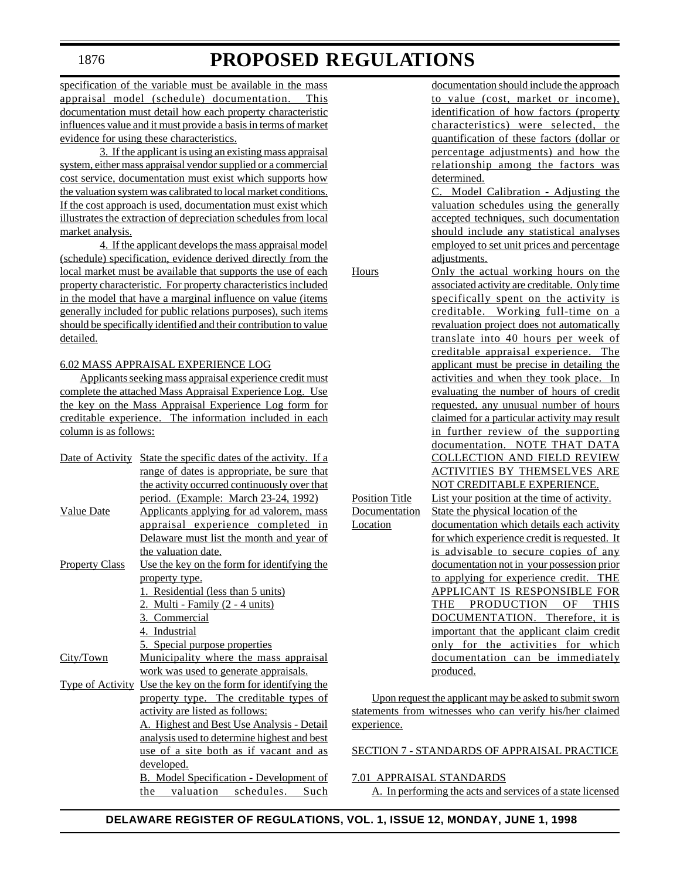specification of the variable must be available in the mass appraisal model (schedule) documentation. This documentation must detail how each property characteristic influences value and it must provide a basis in terms of market evidence for using these characteristics.

3. If the applicant is using an existing mass appraisal system, either mass appraisal vendor supplied or a commercial cost service, documentation must exist which supports how the valuation system was calibrated to local market conditions. If the cost approach is used, documentation must exist which illustrates the extraction of depreciation schedules from local market analysis.

4. If the applicant develops the mass appraisal model (schedule) specification, evidence derived directly from the local market must be available that supports the use of each property characteristic. For property characteristics included in the model that have a marginal influence on value (items generally included for public relations purposes), such items should be specifically identified and their contribution to value detailed.

6.02 MASS APPRAISAL EXPERIENCE LOG

Applicants seeking mass appraisal experience credit must complete the attached Mass Appraisal Experience Log. Use the key on the Mass Appraisal Experience Log form for creditable experience. The information included in each column is as follows:

Date of Activity — State the specific dates of the activity. If a range of dates is appropriate, be sure that the activity occurred continuously over that period. (Example: March 23-24, 1992)

Value Date — Applicants applying for ad valorem, mass appraisal experience completed in Delaware must list the month and year of the valuation date.

Property Class — Use the key on the form for identifying the property type.

1. Residential (less than 5 units)
2. Multi - Family (2 - 4 units)
3. Commercial
4. Industrial
5. Special purpose properties

City/Town — Municipality where the mass appraisal work was used to generate appraisals.

Type of Activity — Use the key on the form for identifying the property type. The creditable types of activity are listed as follows:

A. Highest and Best Use Analysis - Detail analysis used to determine highest and best use of a site both as if vacant and as developed.

B. Model Specification - Development of the valuation schedules. Such documentation should include the approach to value (cost, market or income), identification of how factors (property characteristics) were selected, the quantification of these factors (dollar or percentage adjustments) and how the relationship among the factors was determined.

C. Model Calibration - Adjusting the valuation schedules using the generally accepted techniques, such documentation should include any statistical analyses employed to set unit prices and percentage adjustments.

Hours — Only the actual working hours on the associated activity are creditable. Only time specifically spent on the activity is creditable. Working full-time on a revaluation project does not automatically translate into 40 hours per week of creditable appraisal experience. The applicant must be precise in detailing the activities and when they took place. In evaluating the number of hours of credit requested, any unusual number of hours claimed for a particular activity may result in further review of the supporting documentation. NOTE THAT DATA COLLECTION AND FIELD REVIEW ACTIVITIES BY THEMSELVES ARE NOT CREDITABLE EXPERIENCE.

Position Title — List your position at the time of activity.

Documentation Location — State the physical location of the documentation which details each activity for which experience credit is requested. It is advisable to secure copies of any documentation not in your possession prior to applying for experience credit. THE APPLICANT IS RESPONSIBLE FOR THE PRODUCTION OF THIS DOCUMENTATION. Therefore, it is important that the applicant claim credit only for the activities for which documentation can be immediately produced.

Upon request the applicant may be asked to submit sworn statements from witnesses who can verify his/her claimed experience.

SECTION 7 - STANDARDS OF APPRAISAL PRACTICE

7.01 APPRAISAL STANDARDS

A. In performing the acts and services of a state licensed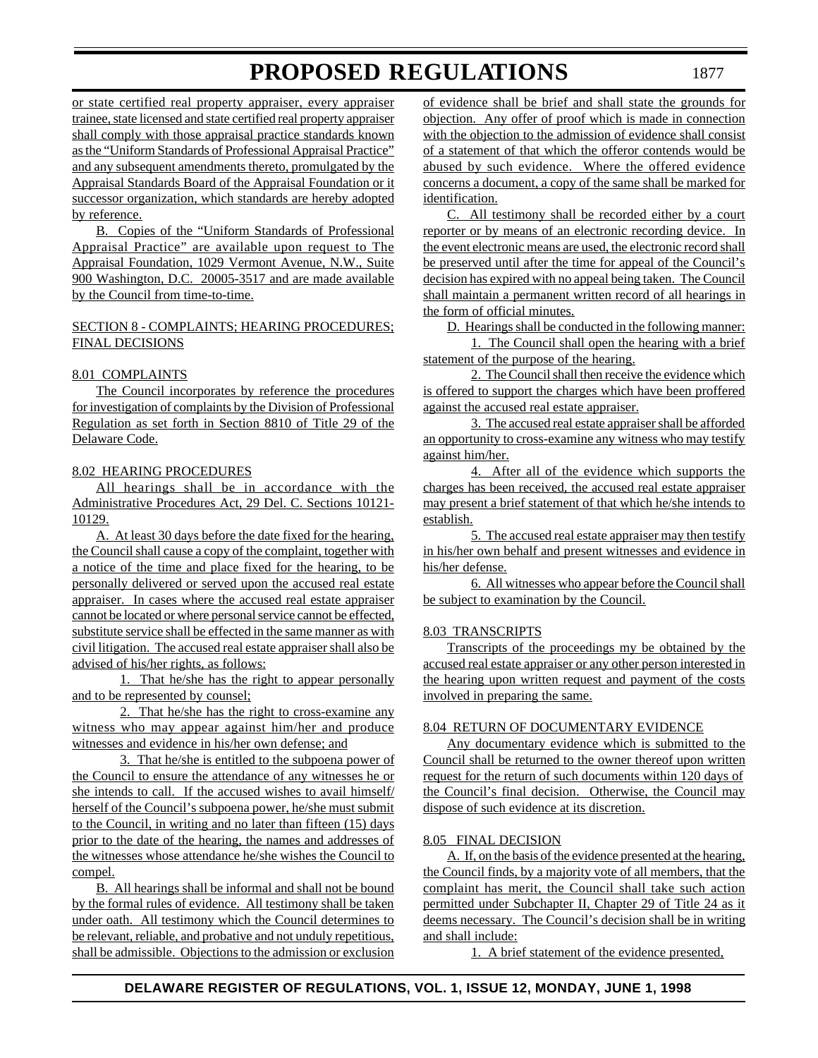or state certified real property appraiser, every appraiser trainee, state licensed and state certified real property appraiser shall comply with those appraisal practice standards known as the "Uniform Standards of Professional Appraisal Practice" and any subsequent amendments thereto, promulgated by the Appraisal Standards Board of the Appraisal Foundation or it successor organization, which standards are hereby adopted by reference.

B. Copies of the "Uniform Standards of Professional Appraisal Practice" are available upon request to The Appraisal Foundation, 1029 Vermont Avenue, N.W., Suite 900 Washington, D.C. 20005-3517 and are made available by the Council from time-to-time.

SECTION 8 - COMPLAINTS; HEARING PROCEDURES; FINAL DECISIONS

8.01 COMPLAINTS

The Council incorporates by reference the procedures for investigation of complaints by the Division of Professional Regulation as set forth in Section 8810 of Title 29 of the Delaware Code.

8.02 HEARING PROCEDURES

All hearings shall be in accordance with the Administrative Procedures Act, 29 Del. C. Sections 10121-10129.

A. At least 30 days before the date fixed for the hearing, the Council shall cause a copy of the complaint, together with a notice of the time and place fixed for the hearing, to be personally delivered or served upon the accused real estate appraiser. In cases where the accused real estate appraiser cannot be located or where personal service cannot be effected, substitute service shall be effected in the same manner as with civil litigation. The accused real estate appraiser shall also be advised of his/her rights, as follows:

1. That he/she has the right to appear personally and to be represented by counsel;

2. That he/she has the right to cross-examine any witness who may appear against him/her and produce witnesses and evidence in his/her own defense; and

3. That he/she is entitled to the subpoena power of the Council to ensure the attendance of any witnesses he or she intends to call. If the accused wishes to avail himself/herself of the Council's subpoena power, he/she must submit to the Council, in writing and no later than fifteen (15) days prior to the date of the hearing, the names and addresses of the witnesses whose attendance he/she wishes the Council to compel.

B. All hearings shall be informal and shall not be bound by the formal rules of evidence. All testimony shall be taken under oath. All testimony which the Council determines to be relevant, reliable, and probative and not unduly repetitious, shall be admissible. Objections to the admission or exclusion of evidence shall be brief and shall state the grounds for objection. Any offer of proof which is made in connection with the objection to the admission of evidence shall consist of a statement of that which the offeror contends would be abused by such evidence. Where the offered evidence concerns a document, a copy of the same shall be marked for identification.

C. All testimony shall be recorded either by a court reporter or by means of an electronic recording device. In the event electronic means are used, the electronic record shall be preserved until after the time for appeal of the Council's decision has expired with no appeal being taken. The Council shall maintain a permanent written record of all hearings in the form of official minutes.

D. Hearings shall be conducted in the following manner:

1. The Council shall open the hearing with a brief statement of the purpose of the hearing.

2. The Council shall then receive the evidence which is offered to support the charges which have been proffered against the accused real estate appraiser.

3. The accused real estate appraiser shall be afforded an opportunity to cross-examine any witness who may testify against him/her.

4. After all of the evidence which supports the charges has been received, the accused real estate appraiser may present a brief statement of that which he/she intends to establish.

5. The accused real estate appraiser may then testify in his/her own behalf and present witnesses and evidence in his/her defense.

6. All witnesses who appear before the Council shall be subject to examination by the Council.

8.03 TRANSCRIPTS

Transcripts of the proceedings my be obtained by the accused real estate appraiser or any other person interested in the hearing upon written request and payment of the costs involved in preparing the same.

8.04 RETURN OF DOCUMENTARY EVIDENCE

Any documentary evidence which is submitted to the Council shall be returned to the owner thereof upon written request for the return of such documents within 120 days of the Council's final decision. Otherwise, the Council may dispose of such evidence at its discretion.

8.05 FINAL DECISION

A. If, on the basis of the evidence presented at the hearing, the Council finds, by a majority vote of all members, that the complaint has merit, the Council shall take such action permitted under Subchapter II, Chapter 29 of Title 24 as it deems necessary. The Council's decision shall be in writing and shall include:

1. A brief statement of the evidence presented,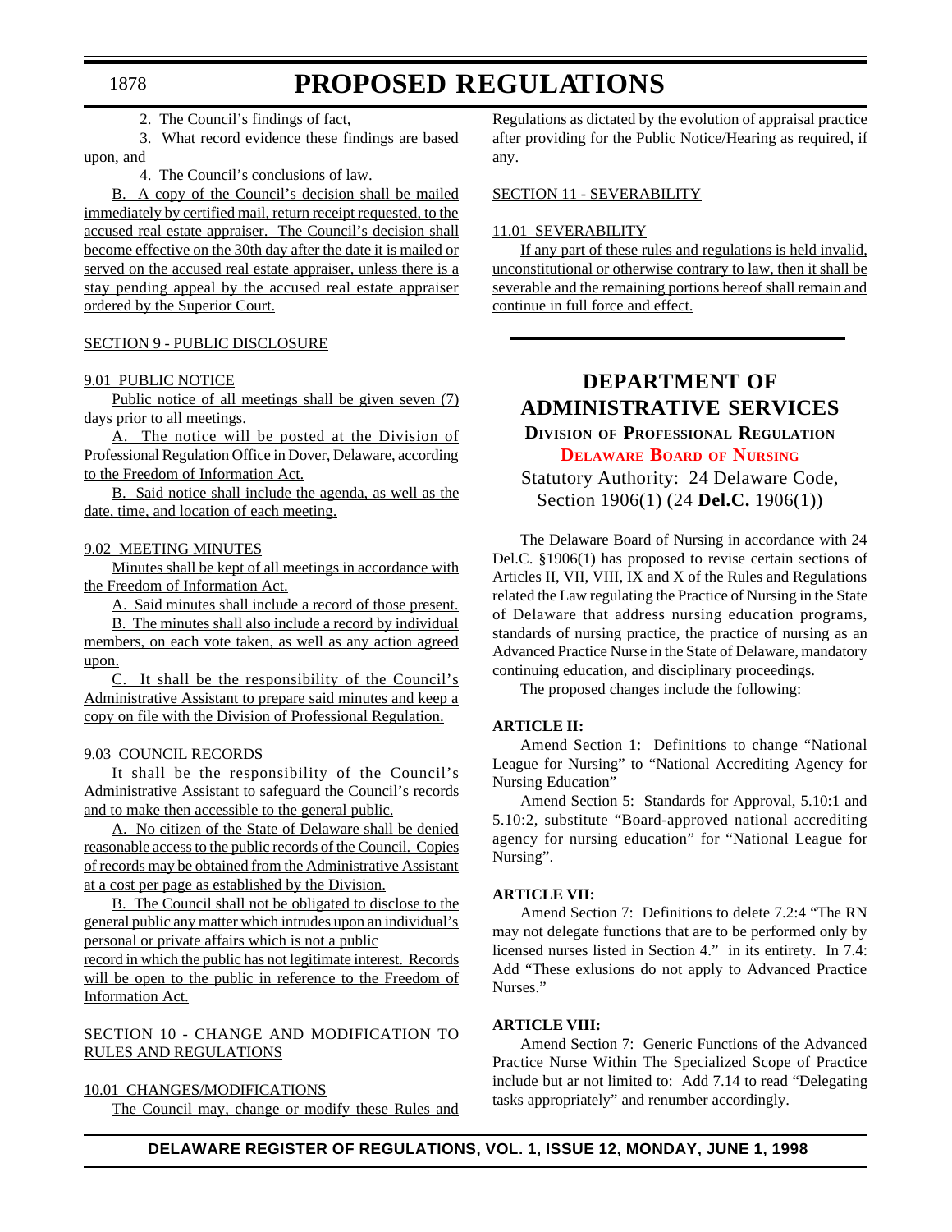2. The Council's findings of fact,

3. What record evidence these findings are based upon, and

4. The Council's conclusions of law.

B. A copy of the Council's decision shall be mailed immediately by certified mail, return receipt requested, to the accused real estate appraiser. The Council's decision shall become effective on the 30th day after the date it is mailed or served on the accused real estate appraiser, unless there is a stay pending appeal by the accused real estate appraiser ordered by the Superior Court.

SECTION 9 - PUBLIC DISCLOSURE

9.01 PUBLIC NOTICE

Public notice of all meetings shall be given seven (7) days prior to all meetings.

A. The notice will be posted at the Division of Professional Regulation Office in Dover, Delaware, according to the Freedom of Information Act.

B. Said notice shall include the agenda, as well as the date, time, and location of each meeting.

9.02 MEETING MINUTES

Minutes shall be kept of all meetings in accordance with the Freedom of Information Act.

A. Said minutes shall include a record of those present.

B. The minutes shall also include a record by individual members, on each vote taken, as well as any action agreed upon.

C. It shall be the responsibility of the Council's Administrative Assistant to prepare said minutes and keep a copy on file with the Division of Professional Regulation.

9.03 COUNCIL RECORDS

It shall be the responsibility of the Council's Administrative Assistant to safeguard the Council's records and to make then accessible to the general public.

A. No citizen of the State of Delaware shall be denied reasonable access to the public records of the Council. Copies of records may be obtained from the Administrative Assistant at a cost per page as established by the Division.

B. The Council shall not be obligated to disclose to the general public any matter which intrudes upon an individual's personal or private affairs which is not a public record in which the public has not legitimate interest. Records will be open to the public in reference to the Freedom of Information Act.

SECTION 10 - CHANGE AND MODIFICATION TO RULES AND REGULATIONS

10.01 CHANGES/MODIFICATIONS

The Council may, change or modify these Rules and Regulations as dictated by the evolution of appraisal practice after providing for the Public Notice/Hearing as required, if any.

SECTION 11 - SEVERABILITY

11.01 SEVERABILITY

If any part of these rules and regulations is held invalid, unconstitutional or otherwise contrary to law, then it shall be severable and the remaining portions hereof shall remain and continue in full force and effect.

---

# DEPARTMENT OF ADMINISTRATIVE SERVICES

## DIVISION OF PROFESSIONAL REGULATION

### DELAWARE BOARD OF NURSING

Statutory Authority: 24 Delaware Code, Section 1906(1) (24 **Del.C.** 1906(1))

The Delaware Board of Nursing in accordance with 24 Del.C. §1906(1) has proposed to revise certain sections of Articles II, VII, VIII, IX and X of the Rules and Regulations related the Law regulating the Practice of Nursing in the State of Delaware that address nursing education programs, standards of nursing practice, the practice of nursing as an Advanced Practice Nurse in the State of Delaware, mandatory continuing education, and disciplinary proceedings.

The proposed changes include the following:

**ARTICLE II:**

Amend Section 1: Definitions to change "National League for Nursing" to "National Accrediting Agency for Nursing Education"

Amend Section 5: Standards for Approval, 5.10:1 and 5.10:2, substitute "Board-approved national accrediting agency for nursing education" for "National League for Nursing".

**ARTICLE VII:**

Amend Section 7: Definitions to delete 7.2:4 "The RN may not delegate functions that are to be performed only by licensed nurses listed in Section 4." in its entirety. In 7.4: Add "These exlusions do not apply to Advanced Practice Nurses."

**ARTICLE VIII:**

Amend Section 7: Generic Functions of the Advanced Practice Nurse Within The Specialized Scope of Practice include but ar not limited to: Add 7.14 to read "Delegating tasks appropriately" and renumber accordingly.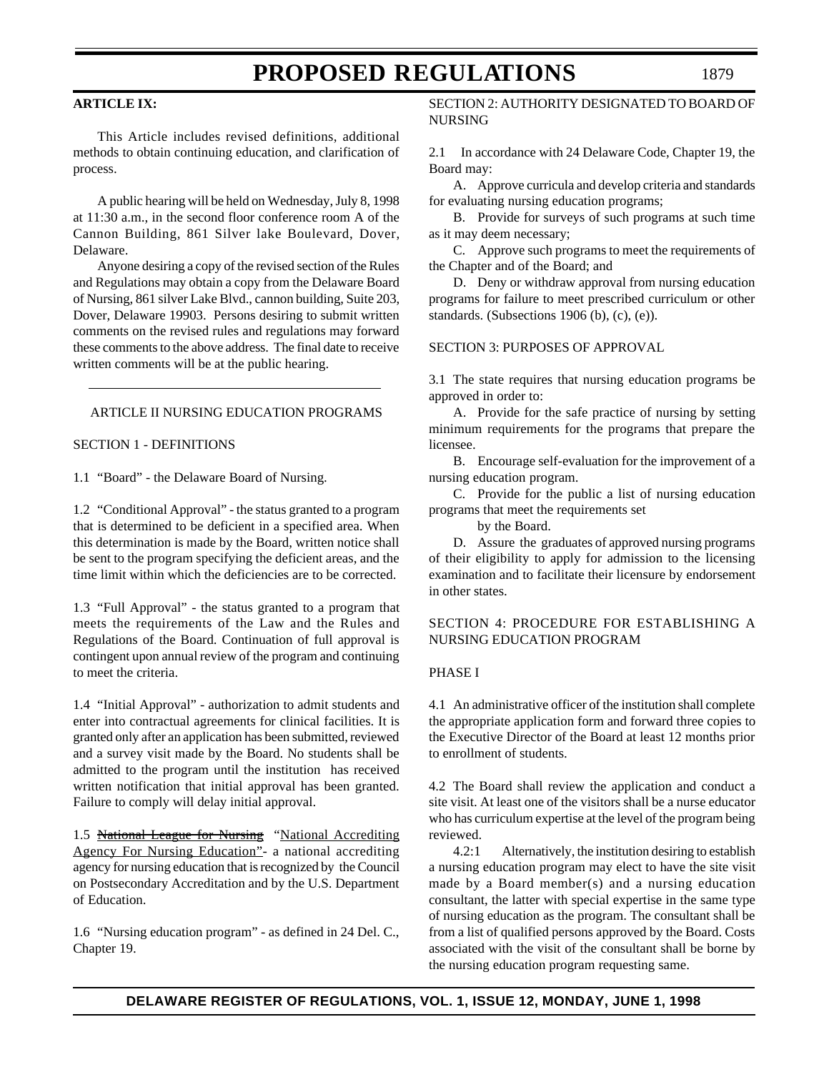**ARTICLE IX:**

This Article includes revised definitions, additional methods to obtain continuing education, and clarification of process.

A public hearing will be held on Wednesday, July 8, 1998 at 11:30 a.m., in the second floor conference room A of the Cannon Building, 861 Silver lake Boulevard, Dover, Delaware.

Anyone desiring a copy of the revised section of the Rules and Regulations may obtain a copy from the Delaware Board of Nursing, 861 silver Lake Blvd., cannon building, Suite 203, Dover, Delaware 19903. Persons desiring to submit written comments on the revised rules and regulations may forward these comments to the above address. The final date to receive written comments will be at the public hearing.

---

ARTICLE II NURSING EDUCATION PROGRAMS

SECTION 1 - DEFINITIONS

1.1 "Board" - the Delaware Board of Nursing.

1.2 "Conditional Approval" - the status granted to a program that is determined to be deficient in a specified area. When this determination is made by the Board, written notice shall be sent to the program specifying the deficient areas, and the time limit within which the deficiencies are to be corrected.

1.3 "Full Approval" - the status granted to a program that meets the requirements of the Law and the Rules and Regulations of the Board. Continuation of full approval is contingent upon annual review of the program and continuing to meet the criteria.

1.4 "Initial Approval" - authorization to admit students and enter into contractual agreements for clinical facilities. It is granted only after an application has been submitted, reviewed and a survey visit made by the Board. No students shall be admitted to the program until the institution has received written notification that initial approval has been granted. Failure to comply will delay initial approval.

1.5 ~~National League for Nursing~~ "National Accrediting Agency For Nursing Education"- a national accrediting agency for nursing education that is recognized by the Council on Postsecondary Accreditation and by the U.S. Department of Education.

1.6 "Nursing education program" - as defined in 24 Del. C., Chapter 19.

SECTION 2: AUTHORITY DESIGNATED TO BOARD OF NURSING

2.1 In accordance with 24 Delaware Code, Chapter 19, the Board may:

A. Approve curricula and develop criteria and standards for evaluating nursing education programs;

B. Provide for surveys of such programs at such time as it may deem necessary;

C. Approve such programs to meet the requirements of the Chapter and of the Board; and

D. Deny or withdraw approval from nursing education programs for failure to meet prescribed curriculum or other standards. (Subsections 1906 (b), (c), (e)).

SECTION 3: PURPOSES OF APPROVAL

3.1 The state requires that nursing education programs be approved in order to:

A. Provide for the safe practice of nursing by setting minimum requirements for the programs that prepare the licensee.

B. Encourage self-evaluation for the improvement of a nursing education program.

C. Provide for the public a list of nursing education programs that meet the requirements set by the Board.

D. Assure the graduates of approved nursing programs of their eligibility to apply for admission to the licensing examination and to facilitate their licensure by endorsement in other states.

SECTION 4: PROCEDURE FOR ESTABLISHING A NURSING EDUCATION PROGRAM

PHASE I

4.1 An administrative officer of the institution shall complete the appropriate application form and forward three copies to the Executive Director of the Board at least 12 months prior to enrollment of students.

4.2 The Board shall review the application and conduct a site visit. At least one of the visitors shall be a nurse educator who has curriculum expertise at the level of the program being reviewed.

4.2:1 Alternatively, the institution desiring to establish a nursing education program may elect to have the site visit made by a Board member(s) and a nursing education consultant, the latter with special expertise in the same type of nursing education as the program. The consultant shall be from a list of qualified persons approved by the Board. Costs associated with the visit of the consultant shall be borne by the nursing education program requesting same.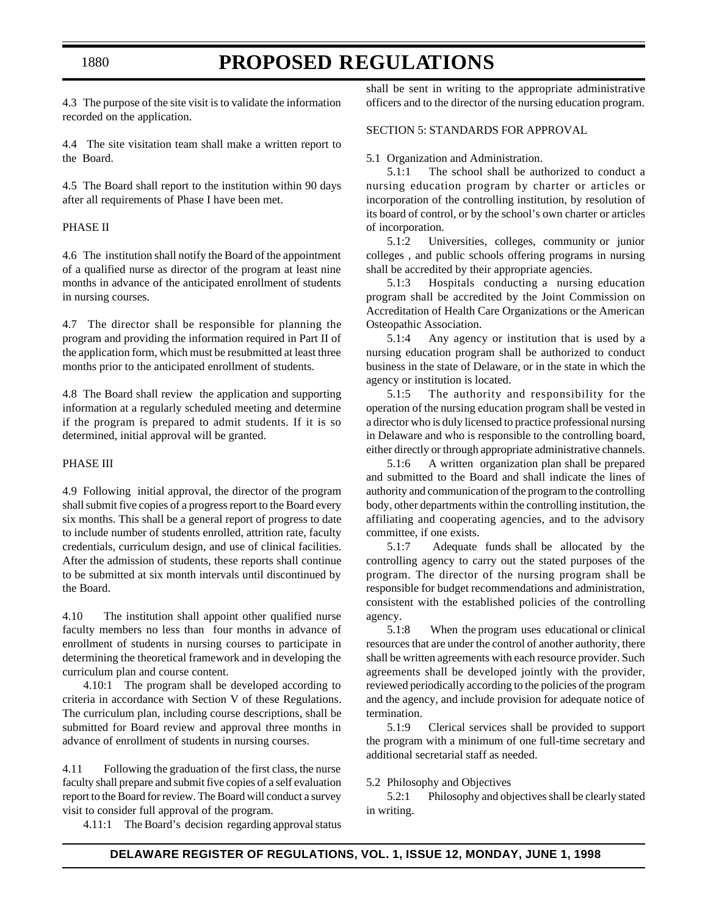4.3 The purpose of the site visit is to validate the information recorded on the application.

4.4 The site visitation team shall make a written report to the Board.

4.5 The Board shall report to the institution within 90 days after all requirements of Phase I have been met.

PHASE II

4.6 The institution shall notify the Board of the appointment of a qualified nurse as director of the program at least nine months in advance of the anticipated enrollment of students in nursing courses.

4.7 The director shall be responsible for planning the program and providing the information required in Part II of the application form, which must be resubmitted at least three months prior to the anticipated enrollment of students.

4.8 The Board shall review the application and supporting information at a regularly scheduled meeting and determine if the program is prepared to admit students. If it is so determined, initial approval will be granted.

PHASE III

4.9 Following initial approval, the director of the program shall submit five copies of a progress report to the Board every six months. This shall be a general report of progress to date to include number of students enrolled, attrition rate, faculty credentials, curriculum design, and use of clinical facilities. After the admission of students, these reports shall continue to be submitted at six month intervals until discontinued by the Board.

4.10 The institution shall appoint other qualified nurse faculty members no less than four months in advance of enrollment of students in nursing courses to participate in determining the theoretical framework and in developing the curriculum plan and course content.

4.10:1 The program shall be developed according to criteria in accordance with Section V of these Regulations. The curriculum plan, including course descriptions, shall be submitted for Board review and approval three months in advance of enrollment of students in nursing courses.

4.11 Following the graduation of the first class, the nurse faculty shall prepare and submit five copies of a self evaluation report to the Board for review. The Board will conduct a survey visit to consider full approval of the program.

4.11:1 The Board's decision regarding approval status shall be sent in writing to the appropriate administrative officers and to the director of the nursing education program.

SECTION 5: STANDARDS FOR APPROVAL

5.1 Organization and Administration.

5.1:1 The school shall be authorized to conduct a nursing education program by charter or articles or incorporation of the controlling institution, by resolution of its board of control, or by the school's own charter or articles of incorporation.

5.1:2 Universities, colleges, community or junior colleges , and public schools offering programs in nursing shall be accredited by their appropriate agencies.

5.1:3 Hospitals conducting a nursing education program shall be accredited by the Joint Commission on Accreditation of Health Care Organizations or the American Osteopathic Association.

5.1:4 Any agency or institution that is used by a nursing education program shall be authorized to conduct business in the state of Delaware, or in the state in which the agency or institution is located.

5.1:5 The authority and responsibility for the operation of the nursing education program shall be vested in a director who is duly licensed to practice professional nursing in Delaware and who is responsible to the controlling board, either directly or through appropriate administrative channels.

5.1:6 A written organization plan shall be prepared and submitted to the Board and shall indicate the lines of authority and communication of the program to the controlling body, other departments within the controlling institution, the affiliating and cooperating agencies, and to the advisory committee, if one exists.

5.1:7 Adequate funds shall be allocated by the controlling agency to carry out the stated purposes of the program. The director of the nursing program shall be responsible for budget recommendations and administration, consistent with the established policies of the controlling agency.

5.1:8 When the program uses educational or clinical resources that are under the control of another authority, there shall be written agreements with each resource provider. Such agreements shall be developed jointly with the provider, reviewed periodically according to the policies of the program and the agency, and include provision for adequate notice of termination.

5.1:9 Clerical services shall be provided to support the program with a minimum of one full-time secretary and additional secretarial staff as needed.

5.2 Philosophy and Objectives

5.2:1 Philosophy and objectives shall be clearly stated in writing.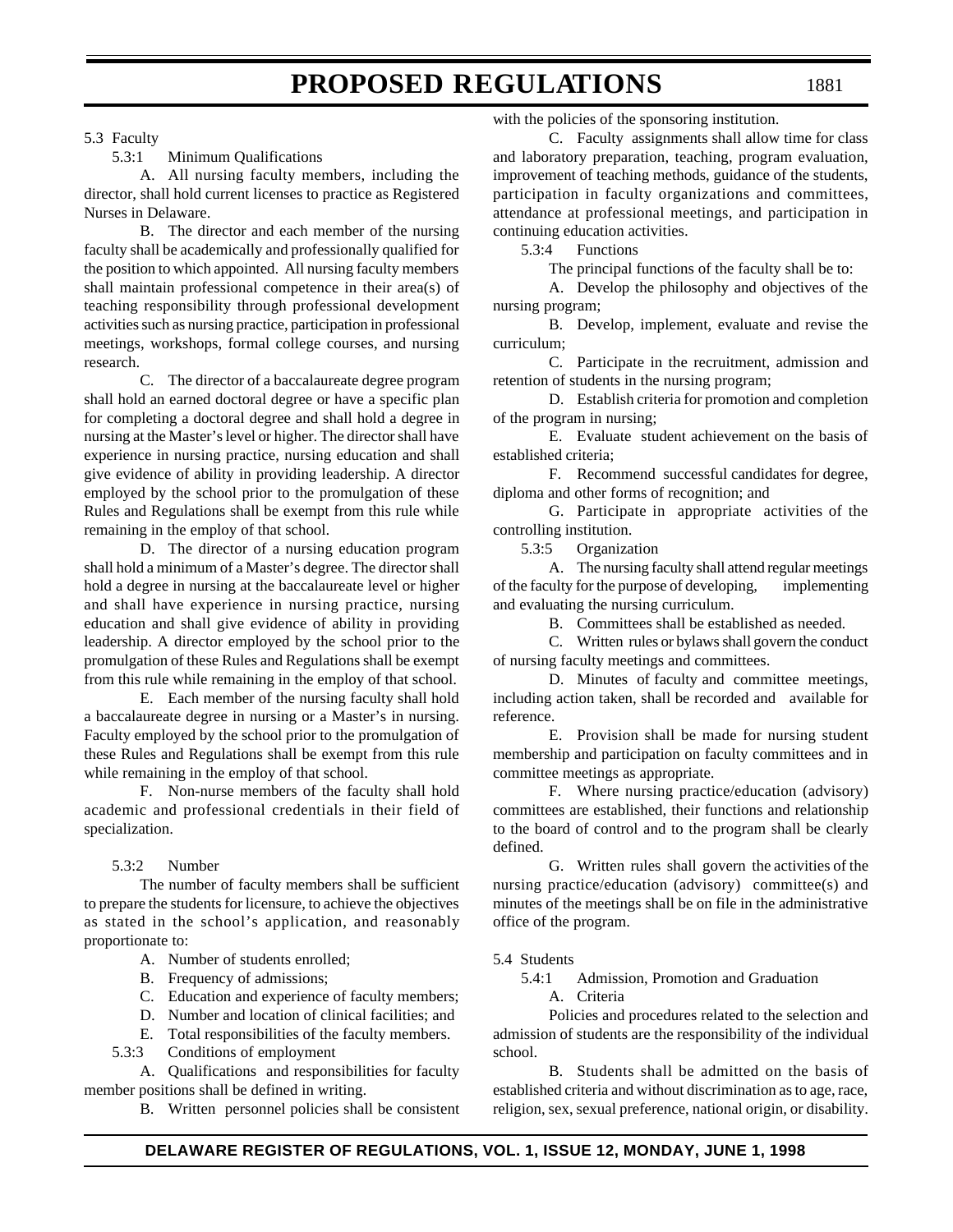5.3 Faculty

5.3:1 Minimum Qualifications

A. All nursing faculty members, including the director, shall hold current licenses to practice as Registered Nurses in Delaware.

B. The director and each member of the nursing faculty shall be academically and professionally qualified for the position to which appointed. All nursing faculty members shall maintain professional competence in their area(s) of teaching responsibility through professional development activities such as nursing practice, participation in professional meetings, workshops, formal college courses, and nursing research.

C. The director of a baccalaureate degree program shall hold an earned doctoral degree or have a specific plan for completing a doctoral degree and shall hold a degree in nursing at the Master's level or higher. The director shall have experience in nursing practice, nursing education and shall give evidence of ability in providing leadership. A director employed by the school prior to the promulgation of these Rules and Regulations shall be exempt from this rule while remaining in the employ of that school.

D. The director of a nursing education program shall hold a minimum of a Master's degree. The director shall hold a degree in nursing at the baccalaureate level or higher and shall have experience in nursing practice, nursing education and shall give evidence of ability in providing leadership. A director employed by the school prior to the promulgation of these Rules and Regulations shall be exempt from this rule while remaining in the employ of that school.

E. Each member of the nursing faculty shall hold a baccalaureate degree in nursing or a Master's in nursing. Faculty employed by the school prior to the promulgation of these Rules and Regulations shall be exempt from this rule while remaining in the employ of that school.

F. Non-nurse members of the faculty shall hold academic and professional credentials in their field of specialization.

5.3:2 Number

The number of faculty members shall be sufficient to prepare the students for licensure, to achieve the objectives as stated in the school's application, and reasonably proportionate to:

A. Number of students enrolled;

B. Frequency of admissions;

C. Education and experience of faculty members;

D. Number and location of clinical facilities; and

E. Total responsibilities of the faculty members.

5.3:3 Conditions of employment

A. Qualifications and responsibilities for faculty member positions shall be defined in writing.

B. Written personnel policies shall be consistent with the policies of the sponsoring institution.

C. Faculty assignments shall allow time for class and laboratory preparation, teaching, program evaluation, improvement of teaching methods, guidance of the students, participation in faculty organizations and committees, attendance at professional meetings, and participation in continuing education activities.

5.3:4 Functions

The principal functions of the faculty shall be to:

A. Develop the philosophy and objectives of the nursing program;

B. Develop, implement, evaluate and revise the curriculum;

C. Participate in the recruitment, admission and retention of students in the nursing program;

D. Establish criteria for promotion and completion of the program in nursing;

E. Evaluate student achievement on the basis of established criteria;

F. Recommend successful candidates for degree, diploma and other forms of recognition; and

G. Participate in appropriate activities of the controlling institution.

5.3:5 Organization

A. The nursing faculty shall attend regular meetings of the faculty for the purpose of developing, implementing and evaluating the nursing curriculum.

B. Committees shall be established as needed.

C. Written rules or bylaws shall govern the conduct of nursing faculty meetings and committees.

D. Minutes of faculty and committee meetings, including action taken, shall be recorded and available for reference.

E. Provision shall be made for nursing student membership and participation on faculty committees and in committee meetings as appropriate.

F. Where nursing practice/education (advisory) committees are established, their functions and relationship to the board of control and to the program shall be clearly defined.

G. Written rules shall govern the activities of the nursing practice/education (advisory) committee(s) and minutes of the meetings shall be on file in the administrative office of the program.

5.4 Students

5.4:1 Admission, Promotion and Graduation

A. Criteria

Policies and procedures related to the selection and admission of students are the responsibility of the individual school.

B. Students shall be admitted on the basis of established criteria and without discrimination as to age, race, religion, sex, sexual preference, national origin, or disability.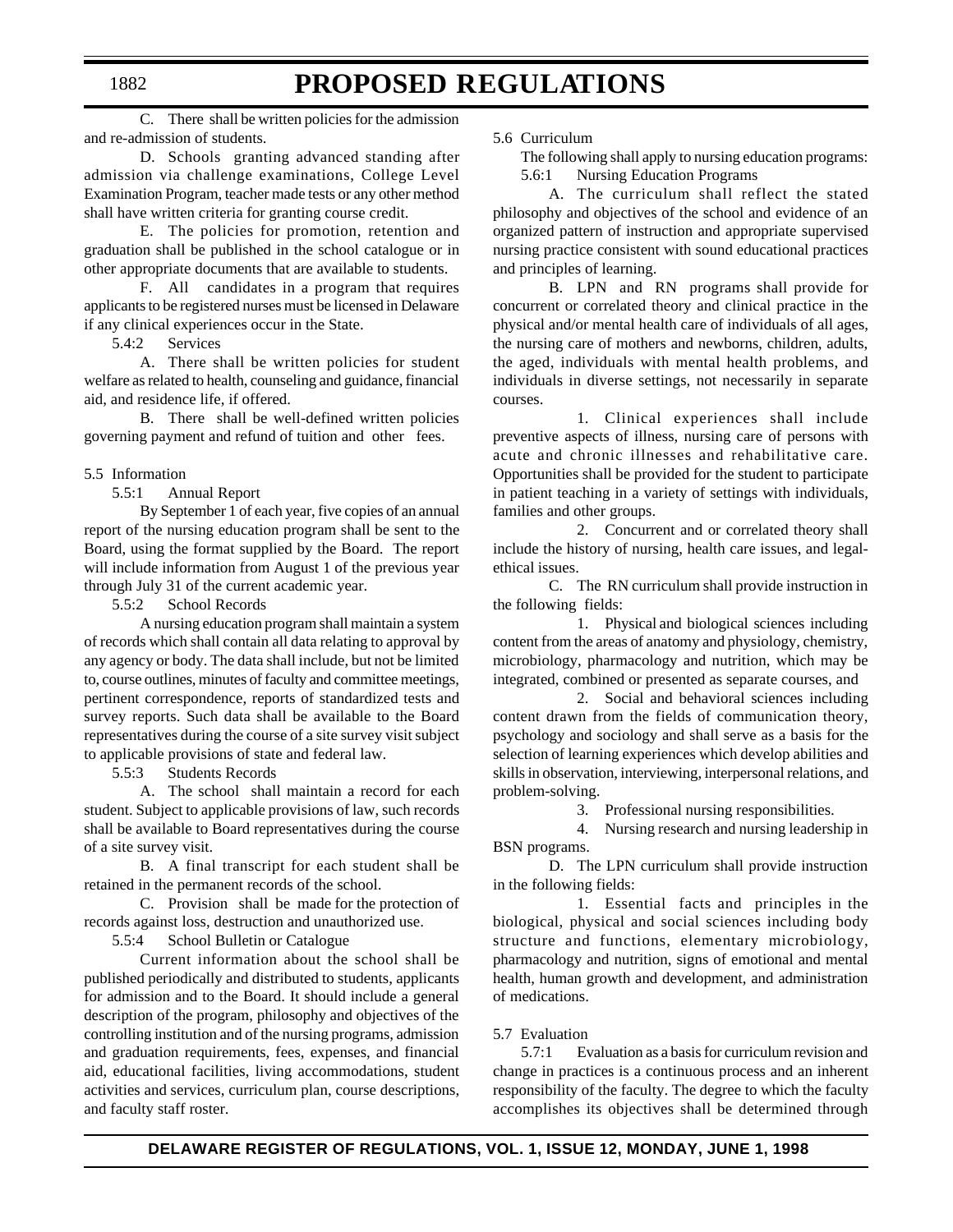C. There shall be written policies for the admission and re-admission of students.

D. Schools granting advanced standing after admission via challenge examinations, College Level Examination Program, teacher made tests or any other method shall have written criteria for granting course credit.

E. The policies for promotion, retention and graduation shall be published in the school catalogue or in other appropriate documents that are available to students.

F. All candidates in a program that requires applicants to be registered nurses must be licensed in Delaware if any clinical experiences occur in the State.

5.4:2 Services

A. There shall be written policies for student welfare as related to health, counseling and guidance, financial aid, and residence life, if offered.

B. There shall be well-defined written policies governing payment and refund of tuition and other fees.

5.5 Information

5.5:1 Annual Report

By September 1 of each year, five copies of an annual report of the nursing education program shall be sent to the Board, using the format supplied by the Board. The report will include information from August 1 of the previous year through July 31 of the current academic year.

5.5:2 School Records

A nursing education program shall maintain a system of records which shall contain all data relating to approval by any agency or body. The data shall include, but not be limited to, course outlines, minutes of faculty and committee meetings, pertinent correspondence, reports of standardized tests and survey reports. Such data shall be available to the Board representatives during the course of a site survey visit subject to applicable provisions of state and federal law.

5.5:3 Students Records

A. The school shall maintain a record for each student. Subject to applicable provisions of law, such records shall be available to Board representatives during the course of a site survey visit.

B. A final transcript for each student shall be retained in the permanent records of the school.

C. Provision shall be made for the protection of records against loss, destruction and unauthorized use.

5.5:4 School Bulletin or Catalogue

Current information about the school shall be published periodically and distributed to students, applicants for admission and to the Board. It should include a general description of the program, philosophy and objectives of the controlling institution and of the nursing programs, admission and graduation requirements, fees, expenses, and financial aid, educational facilities, living accommodations, student activities and services, curriculum plan, course descriptions, and faculty staff roster.

5.6 Curriculum

The following shall apply to nursing education programs:

5.6:1 Nursing Education Programs

A. The curriculum shall reflect the stated philosophy and objectives of the school and evidence of an organized pattern of instruction and appropriate supervised nursing practice consistent with sound educational practices and principles of learning.

B. LPN and RN programs shall provide for concurrent or correlated theory and clinical practice in the physical and/or mental health care of individuals of all ages, the nursing care of mothers and newborns, children, adults, the aged, individuals with mental health problems, and individuals in diverse settings, not necessarily in separate courses.

1. Clinical experiences shall include preventive aspects of illness, nursing care of persons with acute and chronic illnesses and rehabilitative care. Opportunities shall be provided for the student to participate in patient teaching in a variety of settings with individuals, families and other groups.

2. Concurrent and or correlated theory shall include the history of nursing, health care issues, and legal-ethical issues.

C. The RN curriculum shall provide instruction in the following fields:

1. Physical and biological sciences including content from the areas of anatomy and physiology, chemistry, microbiology, pharmacology and nutrition, which may be integrated, combined or presented as separate courses, and

2. Social and behavioral sciences including content drawn from the fields of communication theory, psychology and sociology and shall serve as a basis for the selection of learning experiences which develop abilities and skills in observation, interviewing, interpersonal relations, and problem-solving.

3. Professional nursing responsibilities.

4. Nursing research and nursing leadership in BSN programs.

D. The LPN curriculum shall provide instruction in the following fields:

1. Essential facts and principles in the biological, physical and social sciences including body structure and functions, elementary microbiology, pharmacology and nutrition, signs of emotional and mental health, human growth and development, and administration of medications.

5.7 Evaluation

5.7:1 Evaluation as a basis for curriculum revision and change in practices is a continuous process and an inherent responsibility of the faculty. The degree to which the faculty accomplishes its objectives shall be determined through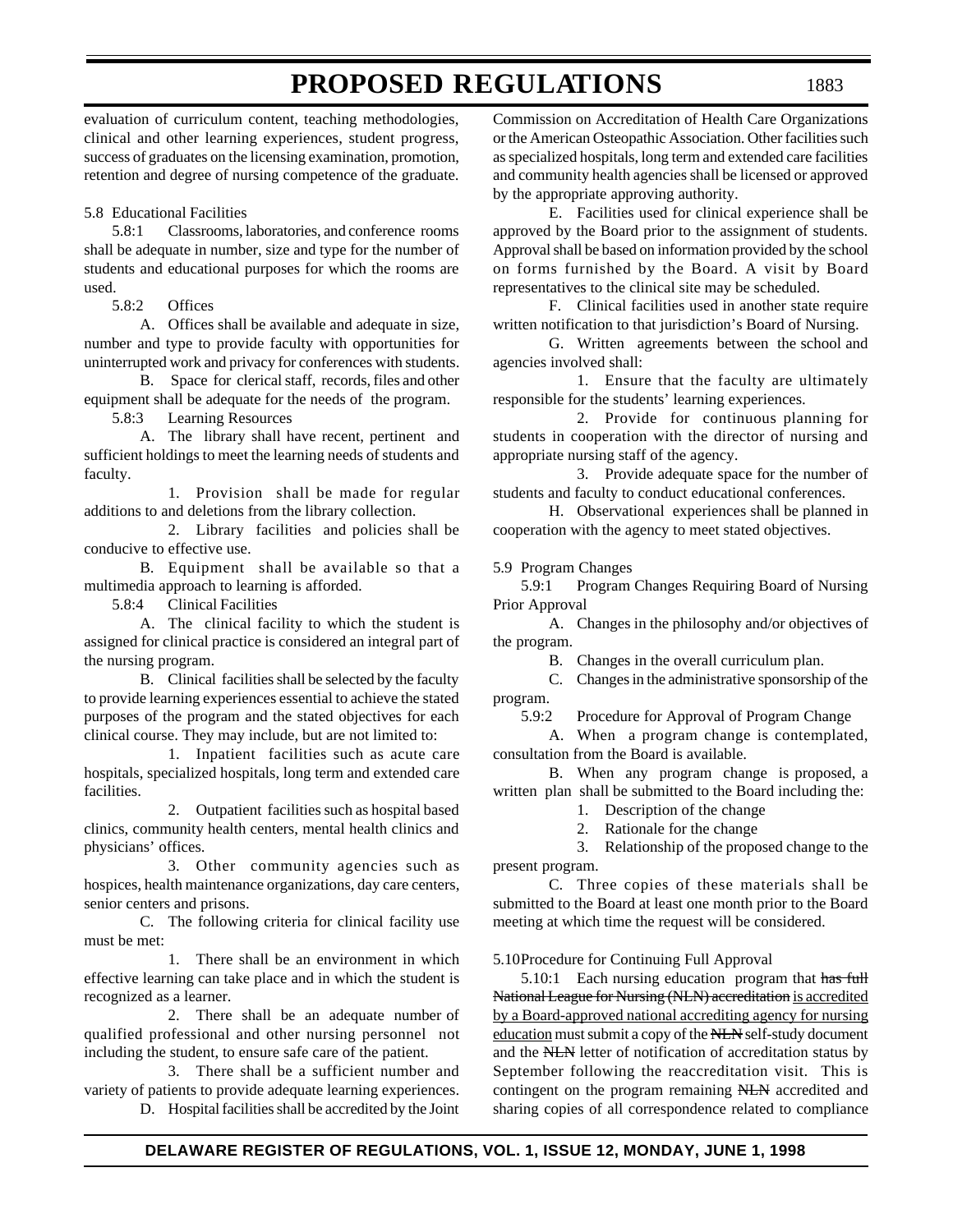evaluation of curriculum content, teaching methodologies, clinical and other learning experiences, student progress, success of graduates on the licensing examination, promotion, retention and degree of nursing competence of the graduate.

5.8 Educational Facilities

5.8:1 Classrooms, laboratories, and conference rooms shall be adequate in number, size and type for the number of students and educational purposes for which the rooms are used.

5.8:2 Offices

A. Offices shall be available and adequate in size, number and type to provide faculty with opportunities for uninterrupted work and privacy for conferences with students.

B. Space for clerical staff, records, files and other equipment shall be adequate for the needs of the program.

5.8:3 Learning Resources

A. The library shall have recent, pertinent and sufficient holdings to meet the learning needs of students and faculty.

1. Provision shall be made for regular additions to and deletions from the library collection.

2. Library facilities and policies shall be conducive to effective use.

B. Equipment shall be available so that a multimedia approach to learning is afforded.

5.8:4 Clinical Facilities

A. The clinical facility to which the student is assigned for clinical practice is considered an integral part of the nursing program.

B. Clinical facilities shall be selected by the faculty to provide learning experiences essential to achieve the stated purposes of the program and the stated objectives for each clinical course. They may include, but are not limited to:

1. Inpatient facilities such as acute care hospitals, specialized hospitals, long term and extended care facilities.

2. Outpatient facilities such as hospital based clinics, community health centers, mental health clinics and physicians' offices.

3. Other community agencies such as hospices, health maintenance organizations, day care centers, senior centers and prisons.

C. The following criteria for clinical facility use must be met:

1. There shall be an environment in which effective learning can take place and in which the student is recognized as a learner.

2. There shall be an adequate number of qualified professional and other nursing personnel not including the student, to ensure safe care of the patient.

3. There shall be a sufficient number and variety of patients to provide adequate learning experiences.

D. Hospital facilities shall be accredited by the Joint Commission on Accreditation of Health Care Organizations or the American Osteopathic Association. Other facilities such as specialized hospitals, long term and extended care facilities and community health agencies shall be licensed or approved by the appropriate approving authority.

E. Facilities used for clinical experience shall be approved by the Board prior to the assignment of students. Approval shall be based on information provided by the school on forms furnished by the Board. A visit by Board representatives to the clinical site may be scheduled.

F. Clinical facilities used in another state require written notification to that jurisdiction's Board of Nursing.

G. Written agreements between the school and agencies involved shall:

1. Ensure that the faculty are ultimately responsible for the students' learning experiences.

2. Provide for continuous planning for students in cooperation with the director of nursing and appropriate nursing staff of the agency.

3. Provide adequate space for the number of students and faculty to conduct educational conferences.

H. Observational experiences shall be planned in cooperation with the agency to meet stated objectives.

5.9 Program Changes

5.9:1 Program Changes Requiring Board of Nursing Prior Approval

A. Changes in the philosophy and/or objectives of the program.

B. Changes in the overall curriculum plan.

C. Changes in the administrative sponsorship of the program.

5.9:2 Procedure for Approval of Program Change

A. When a program change is contemplated, consultation from the Board is available.

B. When any program change is proposed, a written plan shall be submitted to the Board including the:

1. Description of the change
2. Rationale for the change
3. Relationship of the proposed change to the present program.

C. Three copies of these materials shall be submitted to the Board at least one month prior to the Board meeting at which time the request will be considered.

5.10 Procedure for Continuing Full Approval

5.10:1 Each nursing education program that ~~has full National League for Nursing (NLN) accreditation~~ <u>is accredited by a Board-approved national accrediting agency for nursing education</u> must submit a copy of the ~~NLN~~ self-study document and the ~~NLN~~ letter of notification of accreditation status by September following the reaccreditation visit. This is contingent on the program remaining ~~NLN~~ accredited and sharing copies of all correspondence related to compliance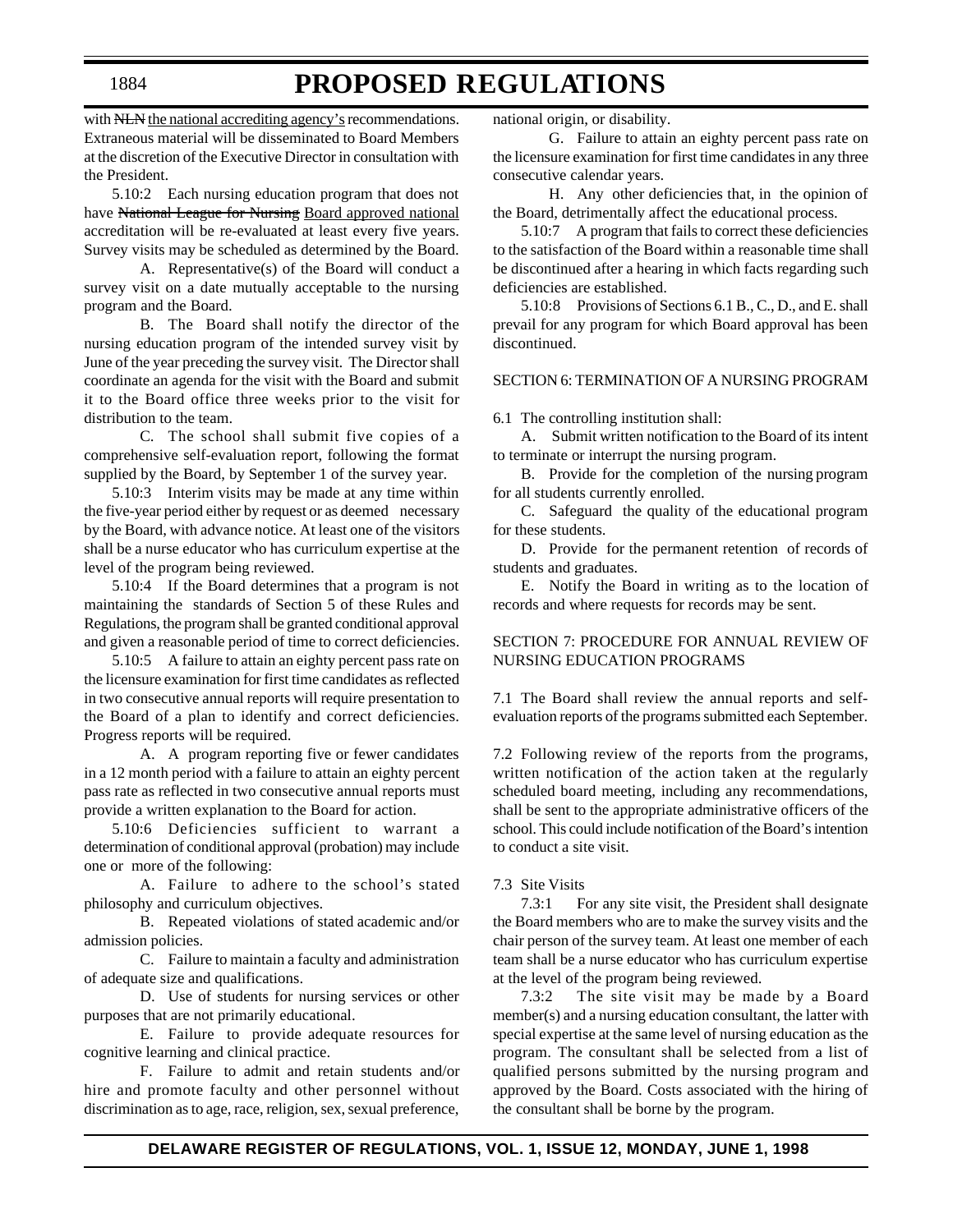with ~~NLN~~ the national accrediting agency's recommendations. Extraneous material will be disseminated to Board Members at the discretion of the Executive Director in consultation with the President.

5.10:2 Each nursing education program that does not have ~~National League for Nursing~~ Board approved national accreditation will be re-evaluated at least every five years. Survey visits may be scheduled as determined by the Board.

A. Representative(s) of the Board will conduct a survey visit on a date mutually acceptable to the nursing program and the Board.

B. The Board shall notify the director of the nursing education program of the intended survey visit by June of the year preceding the survey visit. The Director shall coordinate an agenda for the visit with the Board and submit it to the Board office three weeks prior to the visit for distribution to the team.

C. The school shall submit five copies of a comprehensive self-evaluation report, following the format supplied by the Board, by September 1 of the survey year.

5.10:3 Interim visits may be made at any time within the five-year period either by request or as deemed necessary by the Board, with advance notice. At least one of the visitors shall be a nurse educator who has curriculum expertise at the level of the program being reviewed.

5.10:4 If the Board determines that a program is not maintaining the standards of Section 5 of these Rules and Regulations, the program shall be granted conditional approval and given a reasonable period of time to correct deficiencies.

5.10:5 A failure to attain an eighty percent pass rate on the licensure examination for first time candidates as reflected in two consecutive annual reports will require presentation to the Board of a plan to identify and correct deficiencies. Progress reports will be required.

A. A program reporting five or fewer candidates in a 12 month period with a failure to attain an eighty percent pass rate as reflected in two consecutive annual reports must provide a written explanation to the Board for action.

5.10:6 Deficiencies sufficient to warrant a determination of conditional approval (probation) may include one or more of the following:

A. Failure to adhere to the school's stated philosophy and curriculum objectives.

B. Repeated violations of stated academic and/or admission policies.

C. Failure to maintain a faculty and administration of adequate size and qualifications.

D. Use of students for nursing services or other purposes that are not primarily educational.

E. Failure to provide adequate resources for cognitive learning and clinical practice.

F. Failure to admit and retain students and/or hire and promote faculty and other personnel without discrimination as to age, race, religion, sex, sexual preference, national origin, or disability.

G. Failure to attain an eighty percent pass rate on the licensure examination for first time candidates in any three consecutive calendar years.

H. Any other deficiencies that, in the opinion of the Board, detrimentally affect the educational process.

5.10:7 A program that fails to correct these deficiencies to the satisfaction of the Board within a reasonable time shall be discontinued after a hearing in which facts regarding such deficiencies are established.

5.10:8 Provisions of Sections 6.1 B., C., D., and E. shall prevail for any program for which Board approval has been discontinued.

SECTION 6: TERMINATION OF A NURSING PROGRAM

6.1 The controlling institution shall:

A. Submit written notification to the Board of its intent to terminate or interrupt the nursing program.

B. Provide for the completion of the nursing program for all students currently enrolled.

C. Safeguard the quality of the educational program for these students.

D. Provide for the permanent retention of records of students and graduates.

E. Notify the Board in writing as to the location of records and where requests for records may be sent.

SECTION 7: PROCEDURE FOR ANNUAL REVIEW OF NURSING EDUCATION PROGRAMS

7.1 The Board shall review the annual reports and self-evaluation reports of the programs submitted each September.

7.2 Following review of the reports from the programs, written notification of the action taken at the regularly scheduled board meeting, including any recommendations, shall be sent to the appropriate administrative officers of the school. This could include notification of the Board's intention to conduct a site visit.

7.3 Site Visits

7.3:1 For any site visit, the President shall designate the Board members who are to make the survey visits and the chair person of the survey team. At least one member of each team shall be a nurse educator who has curriculum expertise at the level of the program being reviewed.

7.3:2 The site visit may be made by a Board member(s) and a nursing education consultant, the latter with special expertise at the same level of nursing education as the program. The consultant shall be selected from a list of qualified persons submitted by the nursing program and approved by the Board. Costs associated with the hiring of the consultant shall be borne by the program.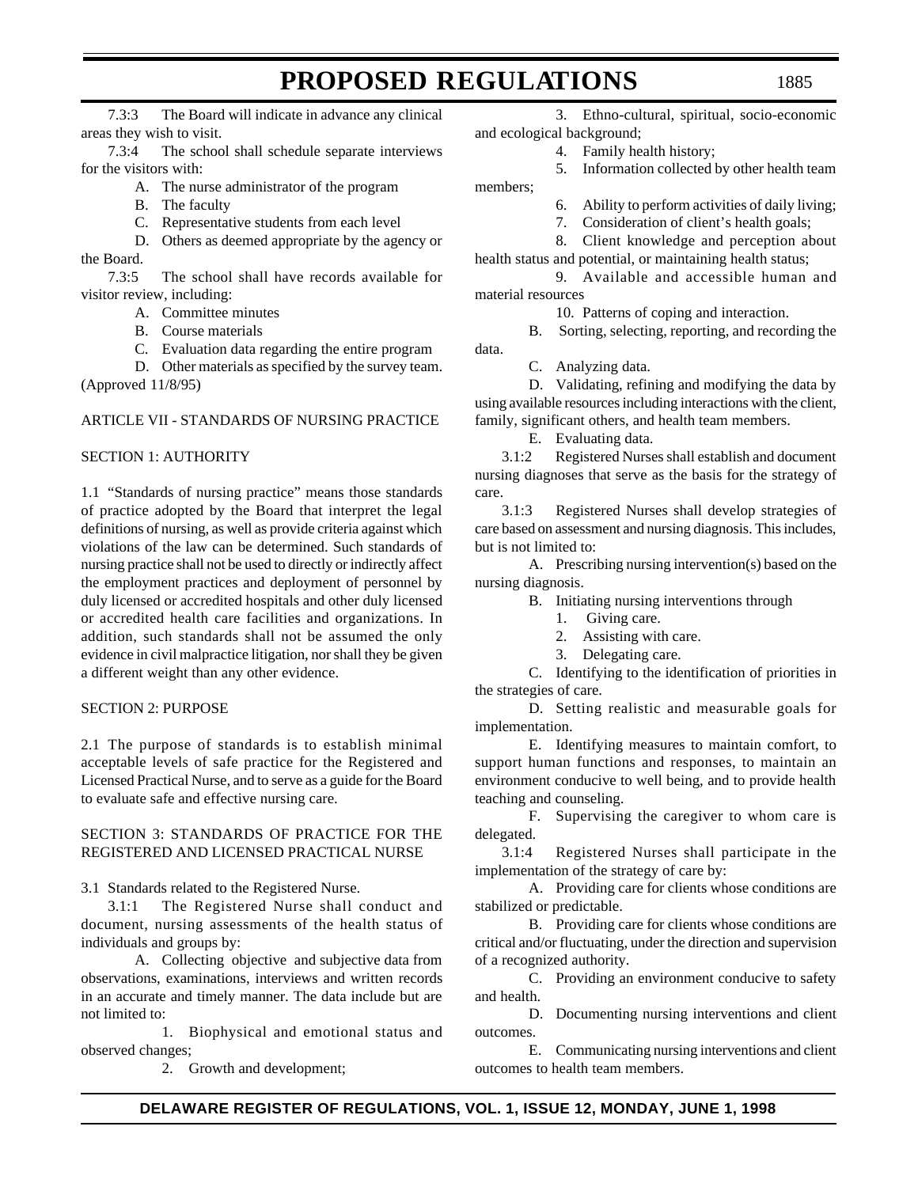7.3:3 The Board will indicate in advance any clinical areas they wish to visit.

7.3:4 The school shall schedule separate interviews for the visitors with:

A. The nurse administrator of the program

B. The faculty

C. Representative students from each level

D. Others as deemed appropriate by the agency or the Board.

7.3:5 The school shall have records available for visitor review, including:

A. Committee minutes

B. Course materials

C. Evaluation data regarding the entire program

D. Other materials as specified by the survey team.

(Approved 11/8/95)

ARTICLE VII - STANDARDS OF NURSING PRACTICE

SECTION 1: AUTHORITY

1.1 "Standards of nursing practice" means those standards of practice adopted by the Board that interpret the legal definitions of nursing, as well as provide criteria against which violations of the law can be determined. Such standards of nursing practice shall not be used to directly or indirectly affect the employment practices and deployment of personnel by duly licensed or accredited hospitals and other duly licensed or accredited health care facilities and organizations. In addition, such standards shall not be assumed the only evidence in civil malpractice litigation, nor shall they be given a different weight than any other evidence.

SECTION 2: PURPOSE

2.1 The purpose of standards is to establish minimal acceptable levels of safe practice for the Registered and Licensed Practical Nurse, and to serve as a guide for the Board to evaluate safe and effective nursing care.

SECTION 3: STANDARDS OF PRACTICE FOR THE REGISTERED AND LICENSED PRACTICAL NURSE

3.1 Standards related to the Registered Nurse.

3.1:1 The Registered Nurse shall conduct and document, nursing assessments of the health status of individuals and groups by:

A. Collecting objective and subjective data from observations, examinations, interviews and written records in an accurate and timely manner. The data include but are not limited to:

1. Biophysical and emotional status and observed changes;

2. Growth and development;

3. Ethno-cultural, spiritual, socio-economic and ecological background;

4. Family health history;

5. Information collected by other health team members;

6. Ability to perform activities of daily living;

7. Consideration of client's health goals;

8. Client knowledge and perception about health status and potential, or maintaining health status;

9. Available and accessible human and material resources

10. Patterns of coping and interaction.

B. Sorting, selecting, reporting, and recording the data.

C. Analyzing data.

D. Validating, refining and modifying the data by using available resources including interactions with the client, family, significant others, and health team members.

E. Evaluating data.

3.1:2 Registered Nurses shall establish and document nursing diagnoses that serve as the basis for the strategy of care.

3.1:3 Registered Nurses shall develop strategies of care based on assessment and nursing diagnosis. This includes, but is not limited to:

A. Prescribing nursing intervention(s) based on the nursing diagnosis.

B. Initiating nursing interventions through

1. Giving care.

2. Assisting with care.

3. Delegating care.

C. Identifying to the identification of priorities in the strategies of care.

D. Setting realistic and measurable goals for implementation.

E. Identifying measures to maintain comfort, to support human functions and responses, to maintain an environment conducive to well being, and to provide health teaching and counseling.

F. Supervising the caregiver to whom care is delegated.

3.1:4 Registered Nurses shall participate in the implementation of the strategy of care by:

A. Providing care for clients whose conditions are stabilized or predictable.

B. Providing care for clients whose conditions are critical and/or fluctuating, under the direction and supervision of a recognized authority.

C. Providing an environment conducive to safety and health.

D. Documenting nursing interventions and client outcomes.

E. Communicating nursing interventions and client outcomes to health team members.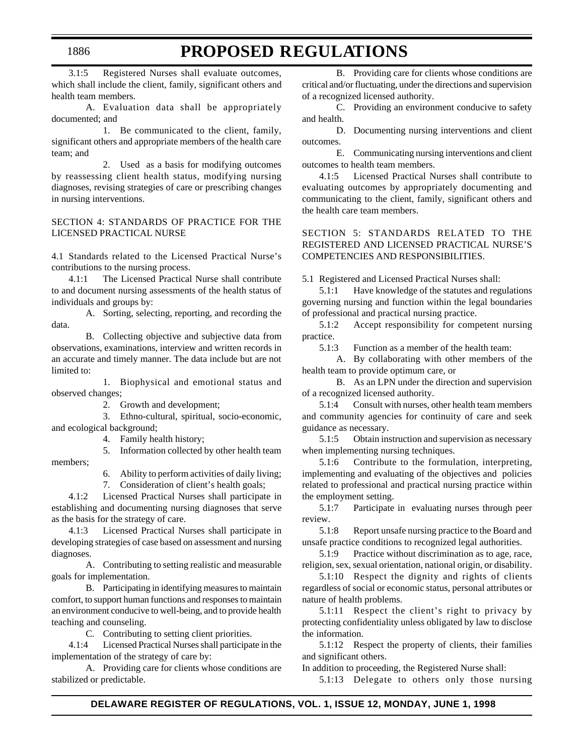3.1:5 Registered Nurses shall evaluate outcomes, which shall include the client, family, significant others and health team members.

A. Evaluation data shall be appropriately documented; and

1. Be communicated to the client, family, significant others and appropriate members of the health care team; and

2. Used as a basis for modifying outcomes by reassessing client health status, modifying nursing diagnoses, revising strategies of care or prescribing changes in nursing interventions.

SECTION 4: STANDARDS OF PRACTICE FOR THE LICENSED PRACTICAL NURSE

4.1 Standards related to the Licensed Practical Nurse's contributions to the nursing process.

4.1:1 The Licensed Practical Nurse shall contribute to and document nursing assessments of the health status of individuals and groups by:

A. Sorting, selecting, reporting, and recording the data.

B. Collecting objective and subjective data from observations, examinations, interview and written records in an accurate and timely manner. The data include but are not limited to:

1. Biophysical and emotional status and observed changes;

2. Growth and development;

3. Ethno-cultural, spiritual, socio-economic, and ecological background;

4. Family health history;

5. Information collected by other health team members;

6. Ability to perform activities of daily living;

7. Consideration of client's health goals;

4.1:2 Licensed Practical Nurses shall participate in establishing and documenting nursing diagnoses that serve as the basis for the strategy of care.

4.1:3 Licensed Practical Nurses shall participate in developing strategies of case based on assessment and nursing diagnoses.

A. Contributing to setting realistic and measurable goals for implementation.

B. Participating in identifying measures to maintain comfort, to support human functions and responses to maintain an environment conducive to well-being, and to provide health teaching and counseling.

C. Contributing to setting client priorities.

4.1:4 Licensed Practical Nurses shall participate in the implementation of the strategy of care by:

A. Providing care for clients whose conditions are stabilized or predictable.

B. Providing care for clients whose conditions are critical and/or fluctuating, under the directions and supervision of a recognized licensed authority.

C. Providing an environment conducive to safety and health.

D. Documenting nursing interventions and client outcomes.

E. Communicating nursing interventions and client outcomes to health team members.

4.1:5 Licensed Practical Nurses shall contribute to evaluating outcomes by appropriately documenting and communicating to the client, family, significant others and the health care team members.

SECTION 5: STANDARDS RELATED TO THE REGISTERED AND LICENSED PRACTICAL NURSE'S COMPETENCIES AND RESPONSIBILITIES.

5.1 Registered and Licensed Practical Nurses shall:

5.1:1 Have knowledge of the statutes and regulations governing nursing and function within the legal boundaries of professional and practical nursing practice.

5.1:2 Accept responsibility for competent nursing practice.

5.1:3 Function as a member of the health team:

A. By collaborating with other members of the health team to provide optimum care, or

B. As an LPN under the direction and supervision of a recognized licensed authority.

5.1:4 Consult with nurses, other health team members and community agencies for continuity of care and seek guidance as necessary.

5.1:5 Obtain instruction and supervision as necessary when implementing nursing techniques.

5.1:6 Contribute to the formulation, interpreting, implementing and evaluating of the objectives and policies related to professional and practical nursing practice within the employment setting.

5.1:7 Participate in evaluating nurses through peer review.

5.1:8 Report unsafe nursing practice to the Board and unsafe practice conditions to recognized legal authorities.

5.1:9 Practice without discrimination as to age, race, religion, sex, sexual orientation, national origin, or disability.

5.1:10 Respect the dignity and rights of clients regardless of social or economic status, personal attributes or nature of health problems.

5.1:11 Respect the client's right to privacy by protecting confidentiality unless obligated by law to disclose the information.

5.1:12 Respect the property of clients, their families and significant others.

In addition to proceeding, the Registered Nurse shall:

5.1:13 Delegate to others only those nursing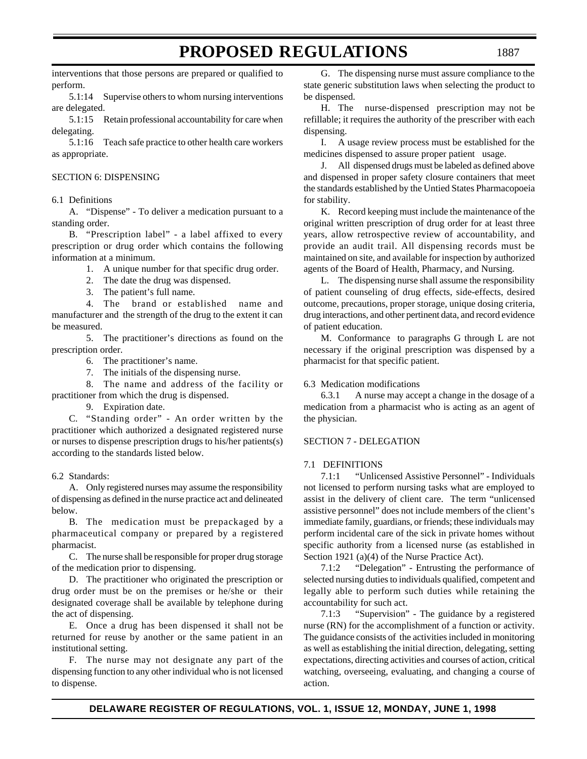interventions that those persons are prepared or qualified to perform.

5.1:14 Supervise others to whom nursing interventions are delegated.

5.1:15 Retain professional accountability for care when delegating.

5.1:16 Teach safe practice to other health care workers as appropriate.

SECTION 6: DISPENSING

6.1 Definitions

A. "Dispense" - To deliver a medication pursuant to a standing order.

B. "Prescription label" - a label affixed to every prescription or drug order which contains the following information at a minimum.

1. A unique number for that specific drug order.
2. The date the drug was dispensed.
3. The patient's full name.
4. The brand or established name and manufacturer and the strength of the drug to the extent it can be measured.
5. The practitioner's directions as found on the prescription order.
6. The practitioner's name.
7. The initials of the dispensing nurse.
8. The name and address of the facility or practitioner from which the drug is dispensed.
9. Expiration date.

C. "Standing order" - An order written by the practitioner which authorized a designated registered nurse or nurses to dispense prescription drugs to his/her patients(s) according to the standards listed below.

6.2 Standards:

A. Only registered nurses may assume the responsibility of dispensing as defined in the nurse practice act and delineated below.

B. The medication must be prepackaged by a pharmaceutical company or prepared by a registered pharmacist.

C. The nurse shall be responsible for proper drug storage of the medication prior to dispensing.

D. The practitioner who originated the prescription or drug order must be on the premises or he/she or their designated coverage shall be available by telephone during the act of dispensing.

E. Once a drug has been dispensed it shall not be returned for reuse by another or the same patient in an institutional setting.

F. The nurse may not designate any part of the dispensing function to any other individual who is not licensed to dispense.

G. The dispensing nurse must assure compliance to the state generic substitution laws when selecting the product to be dispensed.

H. The nurse-dispensed prescription may not be refillable; it requires the authority of the prescriber with each dispensing.

I. A usage review process must be established for the medicines dispensed to assure proper patient usage.

J. All dispensed drugs must be labeled as defined above and dispensed in proper safety closure containers that meet the standards established by the Untied States Pharmacopoeia for stability.

K. Record keeping must include the maintenance of the original written prescription of drug order for at least three years, allow retrospective review of accountability, and provide an audit trail. All dispensing records must be maintained on site, and available for inspection by authorized agents of the Board of Health, Pharmacy, and Nursing.

L. The dispensing nurse shall assume the responsibility of patient counseling of drug effects, side-effects, desired outcome, precautions, proper storage, unique dosing criteria, drug interactions, and other pertinent data, and record evidence of patient education.

M. Conformance to paragraphs G through L are not necessary if the original prescription was dispensed by a pharmacist for that specific patient.

6.3 Medication modifications

6.3.1 A nurse may accept a change in the dosage of a medication from a pharmacist who is acting as an agent of the physician.

SECTION 7 - DELEGATION

7.1 DEFINITIONS

7.1:1 "Unlicensed Assistive Personnel" - Individuals not licensed to perform nursing tasks what are employed to assist in the delivery of client care. The term "unlicensed assistive personnel" does not include members of the client's immediate family, guardians, or friends; these individuals may perform incidental care of the sick in private homes without specific authority from a licensed nurse (as established in Section 1921 (a)(4) of the Nurse Practice Act).

7.1:2 "Delegation" - Entrusting the performance of selected nursing duties to individuals qualified, competent and legally able to perform such duties while retaining the accountability for such act.

7.1:3 "Supervision" - The guidance by a registered nurse (RN) for the accomplishment of a function or activity. The guidance consists of the activities included in monitoring as well as establishing the initial direction, delegating, setting expectations, directing activities and courses of action, critical watching, overseeing, evaluating, and changing a course of action.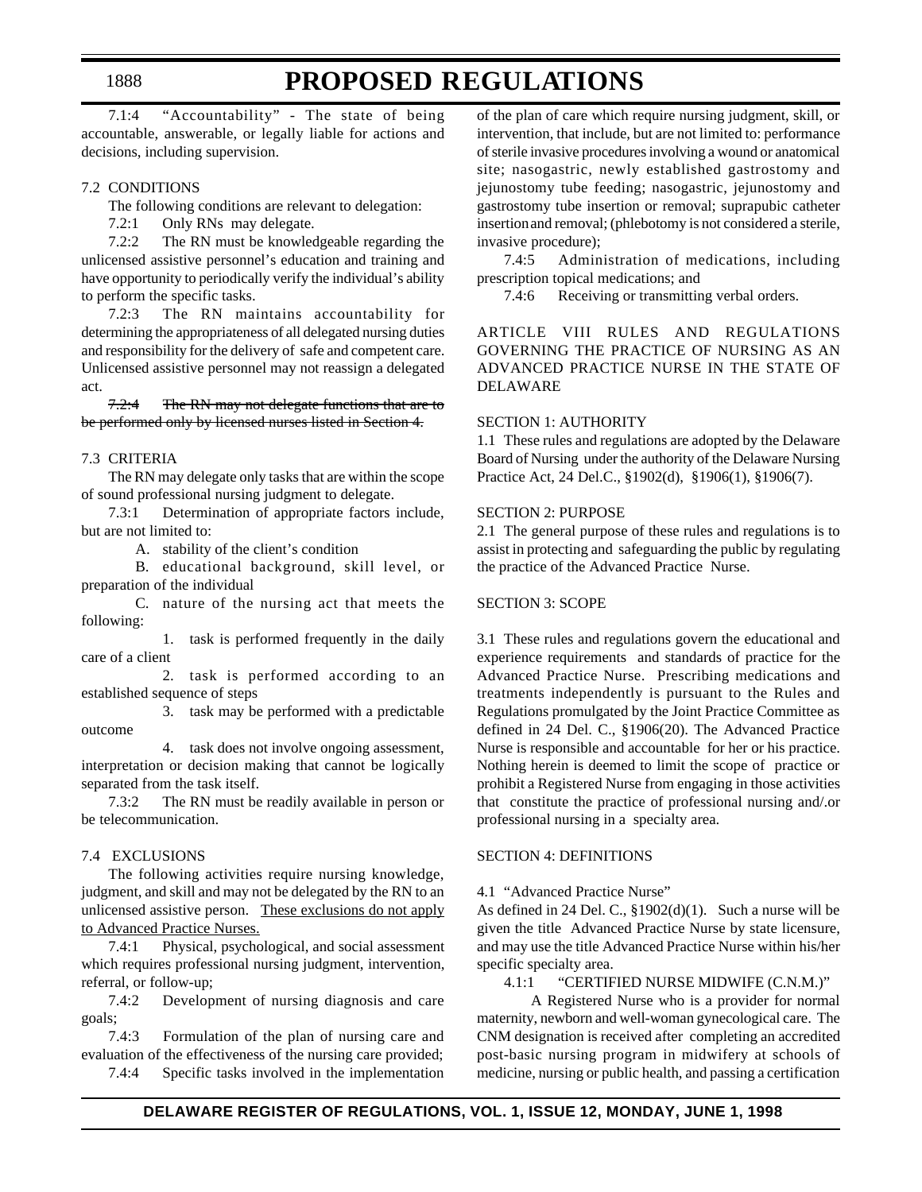7.1:4 "Accountability" - The state of being accountable, answerable, or legally liable for actions and decisions, including supervision.

7.2 CONDITIONS

The following conditions are relevant to delegation:

7.2:1 Only RNs may delegate.

7.2:2 The RN must be knowledgeable regarding the unlicensed assistive personnel's education and training and have opportunity to periodically verify the individual's ability to perform the specific tasks.

7.2:3 The RN maintains accountability for determining the appropriateness of all delegated nursing duties and responsibility for the delivery of safe and competent care. Unlicensed assistive personnel may not reassign a delegated act.

~~7.2:4 The RN may not delegate functions that are to be performed only by licensed nurses listed in Section 4.~~

7.3 CRITERIA

The RN may delegate only tasks that are within the scope of sound professional nursing judgment to delegate.

7.3:1 Determination of appropriate factors include, but are not limited to:

A. stability of the client's condition

B. educational background, skill level, or preparation of the individual

C. nature of the nursing act that meets the following:

1. task is performed frequently in the daily care of a client

2. task is performed according to an established sequence of steps

3. task may be performed with a predictable outcome

4. task does not involve ongoing assessment, interpretation or decision making that cannot be logically separated from the task itself.

7.3:2 The RN must be readily available in person or be telecommunication.

7.4 EXCLUSIONS

The following activities require nursing knowledge, judgment, and skill and may not be delegated by the RN to an unlicensed assistive person. <u>These exclusions do not apply to Advanced Practice Nurses.</u>

7.4:1 Physical, psychological, and social assessment which requires professional nursing judgment, intervention, referral, or follow-up;

7.4:2 Development of nursing diagnosis and care goals;

7.4:3 Formulation of the plan of nursing care and evaluation of the effectiveness of the nursing care provided;

7.4:4 Specific tasks involved in the implementation of the plan of care which require nursing judgment, skill, or intervention, that include, but are not limited to: performance of sterile invasive procedures involving a wound or anatomical site; nasogastric, newly established gastrostomy and jejunostomy tube feeding; nasogastric, jejunostomy and gastrostomy tube insertion or removal; suprapubic catheter insertion and removal; (phlebotomy is not considered a sterile, invasive procedure);

7.4:5 Administration of medications, including prescription topical medications; and

7.4:6 Receiving or transmitting verbal orders.

## ARTICLE VIII RULES AND REGULATIONS GOVERNING THE PRACTICE OF NURSING AS AN ADVANCED PRACTICE NURSE IN THE STATE OF DELAWARE

SECTION 1: AUTHORITY

1.1 These rules and regulations are adopted by the Delaware Board of Nursing under the authority of the Delaware Nursing Practice Act, 24 Del.C., §1902(d), §1906(1), §1906(7).

SECTION 2: PURPOSE

2.1 The general purpose of these rules and regulations is to assist in protecting and safeguarding the public by regulating the practice of the Advanced Practice Nurse.

SECTION 3: SCOPE

3.1 These rules and regulations govern the educational and experience requirements and standards of practice for the Advanced Practice Nurse. Prescribing medications and treatments independently is pursuant to the Rules and Regulations promulgated by the Joint Practice Committee as defined in 24 Del. C., §1906(20). The Advanced Practice Nurse is responsible and accountable for her or his practice. Nothing herein is deemed to limit the scope of practice or prohibit a Registered Nurse from engaging in those activities that constitute the practice of professional nursing and/.or professional nursing in a specialty area.

SECTION 4: DEFINITIONS

4.1 "Advanced Practice Nurse"

As defined in 24 Del. C., §1902(d)(1). Such a nurse will be given the title Advanced Practice Nurse by state licensure, and may use the title Advanced Practice Nurse within his/her specific specialty area.

4.1:1 "CERTIFIED NURSE MIDWIFE (C.N.M.)"

A Registered Nurse who is a provider for normal maternity, newborn and well-woman gynecological care. The CNM designation is received after completing an accredited post-basic nursing program in midwifery at schools of medicine, nursing or public health, and passing a certification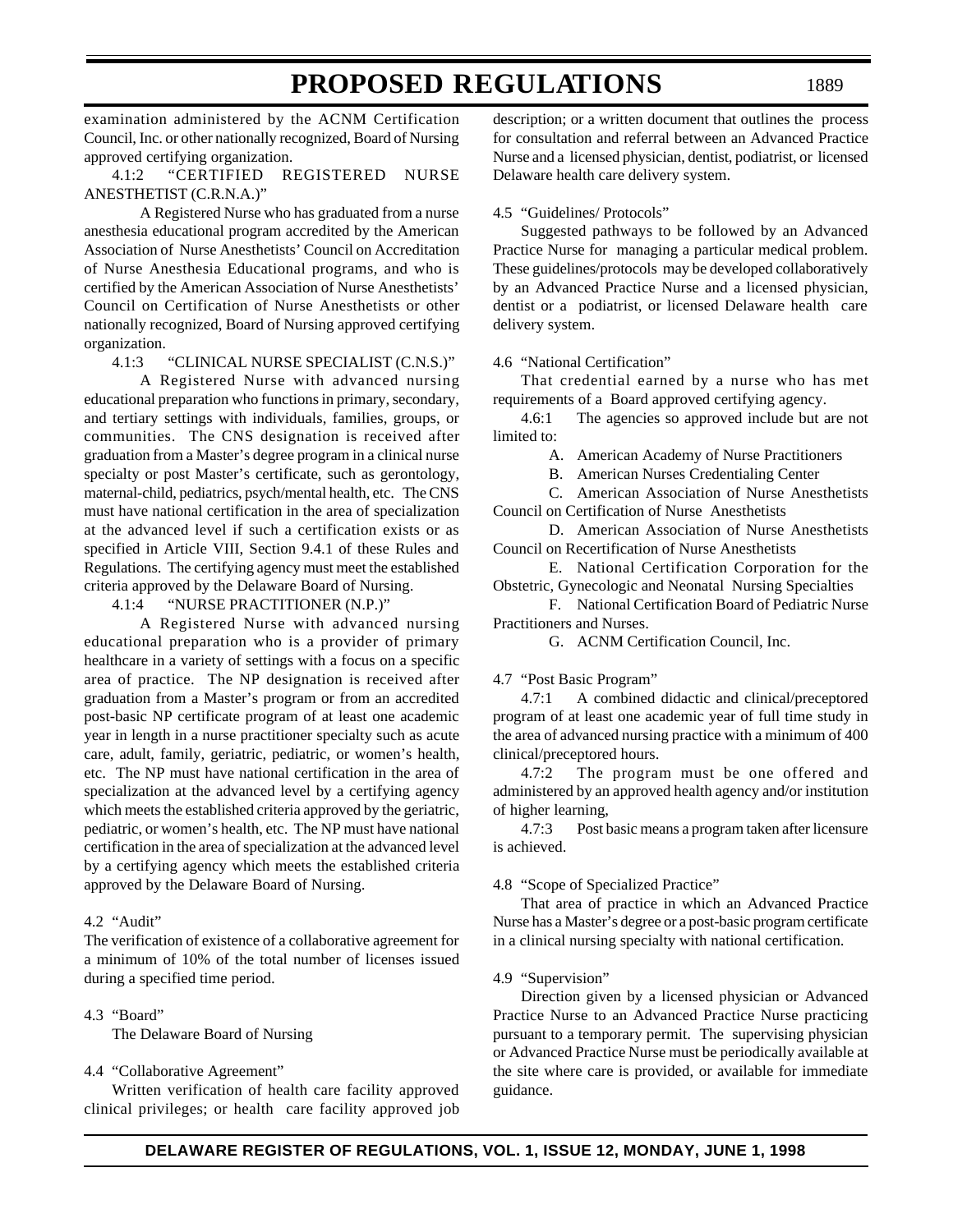examination administered by the ACNM Certification Council, Inc. or other nationally recognized, Board of Nursing approved certifying organization.

4.1:2 "CERTIFIED REGISTERED NURSE ANESTHETIST (C.R.N.A.)"

A Registered Nurse who has graduated from a nurse anesthesia educational program accredited by the American Association of Nurse Anesthetists' Council on Accreditation of Nurse Anesthesia Educational programs, and who is certified by the American Association of Nurse Anesthetists' Council on Certification of Nurse Anesthetists or other nationally recognized, Board of Nursing approved certifying organization.

4.1:3 "CLINICAL NURSE SPECIALIST (C.N.S.)"

A Registered Nurse with advanced nursing educational preparation who functions in primary, secondary, and tertiary settings with individuals, families, groups, or communities. The CNS designation is received after graduation from a Master's degree program in a clinical nurse specialty or post Master's certificate, such as gerontology, maternal-child, pediatrics, psych/mental health, etc. The CNS must have national certification in the area of specialization at the advanced level if such a certification exists or as specified in Article VIII, Section 9.4.1 of these Rules and Regulations. The certifying agency must meet the established criteria approved by the Delaware Board of Nursing.

4.1:4 "NURSE PRACTITIONER (N.P.)"

A Registered Nurse with advanced nursing educational preparation who is a provider of primary healthcare in a variety of settings with a focus on a specific area of practice. The NP designation is received after graduation from a Master's program or from an accredited post-basic NP certificate program of at least one academic year in length in a nurse practitioner specialty such as acute care, adult, family, geriatric, pediatric, or women's health, etc. The NP must have national certification in the area of specialization at the advanced level by a certifying agency which meets the established criteria approved by the geriatric, pediatric, or women's health, etc. The NP must have national certification in the area of specialization at the advanced level by a certifying agency which meets the established criteria approved by the Delaware Board of Nursing.

4.2 "Audit"

The verification of existence of a collaborative agreement for a minimum of 10% of the total number of licenses issued during a specified time period.

4.3 "Board"

The Delaware Board of Nursing

4.4 "Collaborative Agreement"

Written verification of health care facility approved clinical privileges; or health care facility approved job description; or a written document that outlines the process for consultation and referral between an Advanced Practice Nurse and a licensed physician, dentist, podiatrist, or licensed Delaware health care delivery system.

4.5 "Guidelines/ Protocols"

Suggested pathways to be followed by an Advanced Practice Nurse for managing a particular medical problem. These guidelines/protocols may be developed collaboratively by an Advanced Practice Nurse and a licensed physician, dentist or a podiatrist, or licensed Delaware health care delivery system.

4.6 "National Certification"

That credential earned by a nurse who has met requirements of a Board approved certifying agency.

4.6:1 The agencies so approved include but are not limited to:

A. American Academy of Nurse Practitioners

B. American Nurses Credentialing Center

C. American Association of Nurse Anesthetists Council on Certification of Nurse Anesthetists

D. American Association of Nurse Anesthetists Council on Recertification of Nurse Anesthetists

E. National Certification Corporation for the Obstetric, Gynecologic and Neonatal Nursing Specialties

F. National Certification Board of Pediatric Nurse Practitioners and Nurses.

G. ACNM Certification Council, Inc.

4.7 "Post Basic Program"

4.7:1 A combined didactic and clinical/preceptored program of at least one academic year of full time study in the area of advanced nursing practice with a minimum of 400 clinical/preceptored hours.

4.7:2 The program must be one offered and administered by an approved health agency and/or institution of higher learning,

4.7:3 Post basic means a program taken after licensure is achieved.

4.8 "Scope of Specialized Practice"

That area of practice in which an Advanced Practice Nurse has a Master's degree or a post-basic program certificate in a clinical nursing specialty with national certification.

4.9 "Supervision"

Direction given by a licensed physician or Advanced Practice Nurse to an Advanced Practice Nurse practicing pursuant to a temporary permit. The supervising physician or Advanced Practice Nurse must be periodically available at the site where care is provided, or available for immediate guidance.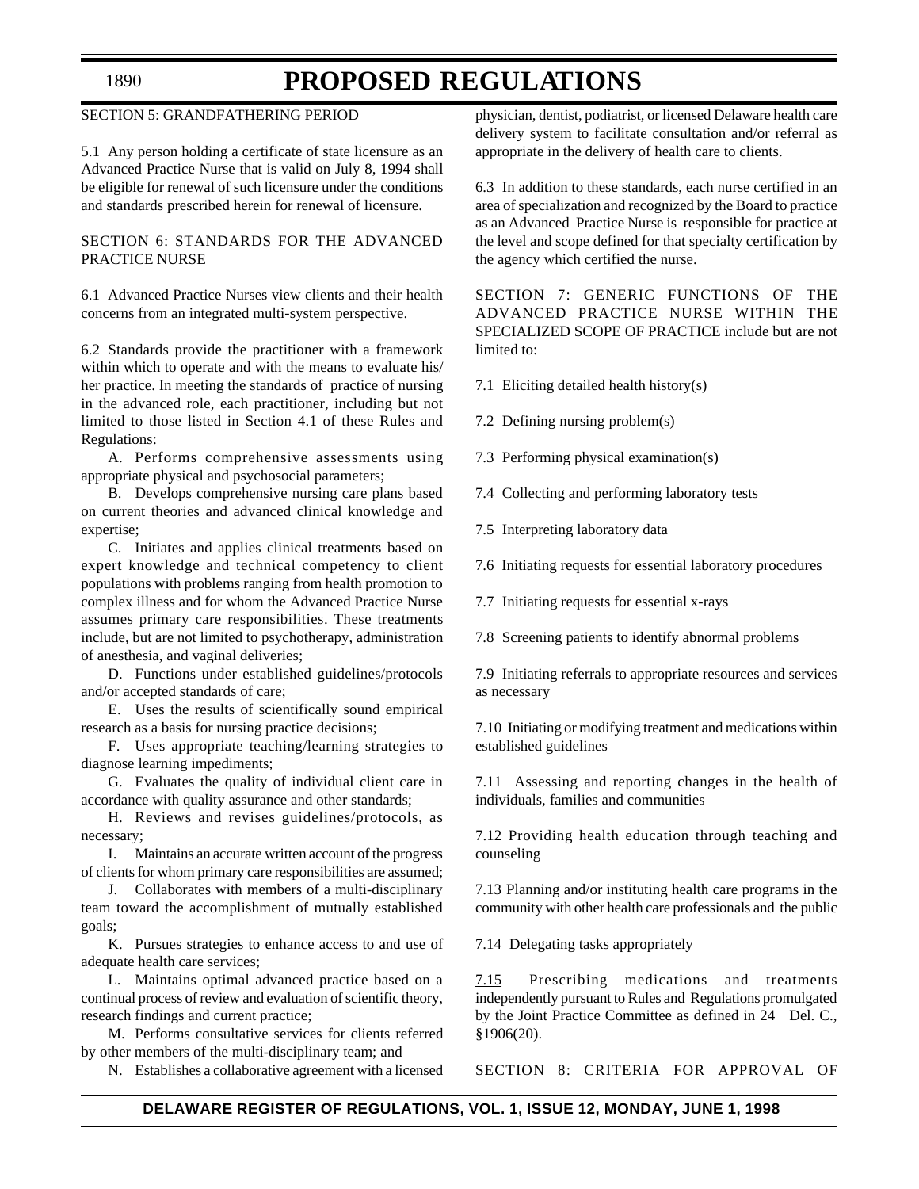SECTION 5: GRANDFATHERING PERIOD

5.1 Any person holding a certificate of state licensure as an Advanced Practice Nurse that is valid on July 8, 1994 shall be eligible for renewal of such licensure under the conditions and standards prescribed herein for renewal of licensure.

SECTION 6: STANDARDS FOR THE ADVANCED PRACTICE NURSE

6.1 Advanced Practice Nurses view clients and their health concerns from an integrated multi-system perspective.

6.2 Standards provide the practitioner with a framework within which to operate and with the means to evaluate his/her practice. In meeting the standards of practice of nursing in the advanced role, each practitioner, including but not limited to those listed in Section 4.1 of these Rules and Regulations:

A. Performs comprehensive assessments using appropriate physical and psychosocial parameters;

B. Develops comprehensive nursing care plans based on current theories and advanced clinical knowledge and expertise;

C. Initiates and applies clinical treatments based on expert knowledge and technical competency to client populations with problems ranging from health promotion to complex illness and for whom the Advanced Practice Nurse assumes primary care responsibilities. These treatments include, but are not limited to psychotherapy, administration of anesthesia, and vaginal deliveries;

D. Functions under established guidelines/protocols and/or accepted standards of care;

E. Uses the results of scientifically sound empirical research as a basis for nursing practice decisions;

F. Uses appropriate teaching/learning strategies to diagnose learning impediments;

G. Evaluates the quality of individual client care in accordance with quality assurance and other standards;

H. Reviews and revises guidelines/protocols, as necessary;

I. Maintains an accurate written account of the progress of clients for whom primary care responsibilities are assumed;

J. Collaborates with members of a multi-disciplinary team toward the accomplishment of mutually established goals;

K. Pursues strategies to enhance access to and use of adequate health care services;

L. Maintains optimal advanced practice based on a continual process of review and evaluation of scientific theory, research findings and current practice;

M. Performs consultative services for clients referred by other members of the multi-disciplinary team; and

N. Establishes a collaborative agreement with a licensed physician, dentist, podiatrist, or licensed Delaware health care delivery system to facilitate consultation and/or referral as appropriate in the delivery of health care to clients.

6.3 In addition to these standards, each nurse certified in an area of specialization and recognized by the Board to practice as an Advanced Practice Nurse is responsible for practice at the level and scope defined for that specialty certification by the agency which certified the nurse.

SECTION 7: GENERIC FUNCTIONS OF THE ADVANCED PRACTICE NURSE WITHIN THE SPECIALIZED SCOPE OF PRACTICE include but are not limited to:

7.1 Eliciting detailed health history(s)

7.2 Defining nursing problem(s)

7.3 Performing physical examination(s)

7.4 Collecting and performing laboratory tests

7.5 Interpreting laboratory data

7.6 Initiating requests for essential laboratory procedures

7.7 Initiating requests for essential x-rays

7.8 Screening patients to identify abnormal problems

7.9 Initiating referrals to appropriate resources and services as necessary

7.10 Initiating or modifying treatment and medications within established guidelines

7.11 Assessing and reporting changes in the health of individuals, families and communities

7.12 Providing health education through teaching and counseling

7.13 Planning and/or instituting health care programs in the community with other health care professionals and the public

<u>7.14 Delegating tasks appropriately</u>

<u>7.15</u> Prescribing medications and treatments independently pursuant to Rules and Regulations promulgated by the Joint Practice Committee as defined in 24 Del. C., §1906(20).

SECTION 8: CRITERIA FOR APPROVAL OF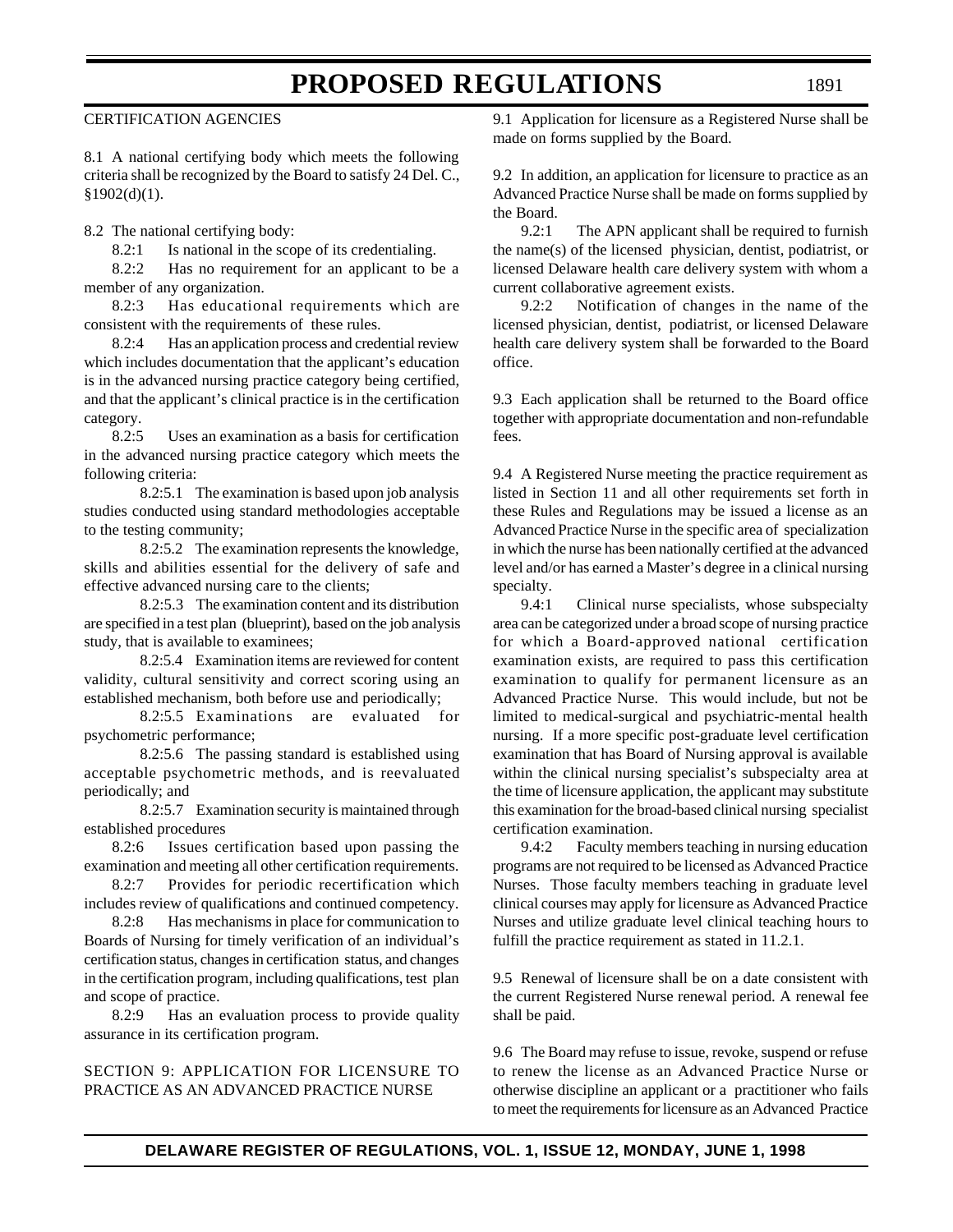CERTIFICATION AGENCIES

8.1 A national certifying body which meets the following criteria shall be recognized by the Board to satisfy 24 Del. C., §1902(d)(1).

8.2 The national certifying body:

8.2:1 Is national in the scope of its credentialing.

8.2:2 Has no requirement for an applicant to be a member of any organization.

8.2:3 Has educational requirements which are consistent with the requirements of these rules.

8.2:4 Has an application process and credential review which includes documentation that the applicant's education is in the advanced nursing practice category being certified, and that the applicant's clinical practice is in the certification category.

8.2:5 Uses an examination as a basis for certification in the advanced nursing practice category which meets the following criteria:

8.2:5.1 The examination is based upon job analysis studies conducted using standard methodologies acceptable to the testing community;

8.2:5.2 The examination represents the knowledge, skills and abilities essential for the delivery of safe and effective advanced nursing care to the clients;

8.2:5.3 The examination content and its distribution are specified in a test plan (blueprint), based on the job analysis study, that is available to examinees;

8.2:5.4 Examination items are reviewed for content validity, cultural sensitivity and correct scoring using an established mechanism, both before use and periodically;

8.2:5.5 Examinations are evaluated for psychometric performance;

8.2:5.6 The passing standard is established using acceptable psychometric methods, and is reevaluated periodically; and

8.2:5.7 Examination security is maintained through established procedures

8.2:6 Issues certification based upon passing the examination and meeting all other certification requirements.

8.2:7 Provides for periodic recertification which includes review of qualifications and continued competency.

8.2:8 Has mechanisms in place for communication to Boards of Nursing for timely verification of an individual's certification status, changes in certification status, and changes in the certification program, including qualifications, test plan and scope of practice.

8.2:9 Has an evaluation process to provide quality assurance in its certification program.

SECTION 9: APPLICATION FOR LICENSURE TO PRACTICE AS AN ADVANCED PRACTICE NURSE

9.1 Application for licensure as a Registered Nurse shall be made on forms supplied by the Board.

9.2 In addition, an application for licensure to practice as an Advanced Practice Nurse shall be made on forms supplied by the Board.

9.2:1 The APN applicant shall be required to furnish the name(s) of the licensed physician, dentist, podiatrist, or licensed Delaware health care delivery system with whom a current collaborative agreement exists.

9.2:2 Notification of changes in the name of the licensed physician, dentist, podiatrist, or licensed Delaware health care delivery system shall be forwarded to the Board office.

9.3 Each application shall be returned to the Board office together with appropriate documentation and non-refundable fees.

9.4 A Registered Nurse meeting the practice requirement as listed in Section 11 and all other requirements set forth in these Rules and Regulations may be issued a license as an Advanced Practice Nurse in the specific area of specialization in which the nurse has been nationally certified at the advanced level and/or has earned a Master's degree in a clinical nursing specialty.

9.4:1 Clinical nurse specialists, whose subspecialty area can be categorized under a broad scope of nursing practice for which a Board-approved national certification examination exists, are required to pass this certification examination to qualify for permanent licensure as an Advanced Practice Nurse. This would include, but not be limited to medical-surgical and psychiatric-mental health nursing. If a more specific post-graduate level certification examination that has Board of Nursing approval is available within the clinical nursing specialist's subspecialty area at the time of licensure application, the applicant may substitute this examination for the broad-based clinical nursing specialist certification examination.

9.4:2 Faculty members teaching in nursing education programs are not required to be licensed as Advanced Practice Nurses. Those faculty members teaching in graduate level clinical courses may apply for licensure as Advanced Practice Nurses and utilize graduate level clinical teaching hours to fulfill the practice requirement as stated in 11.2.1.

9.5 Renewal of licensure shall be on a date consistent with the current Registered Nurse renewal period. A renewal fee shall be paid.

9.6 The Board may refuse to issue, revoke, suspend or refuse to renew the license as an Advanced Practice Nurse or otherwise discipline an applicant or a practitioner who fails to meet the requirements for licensure as an Advanced Practice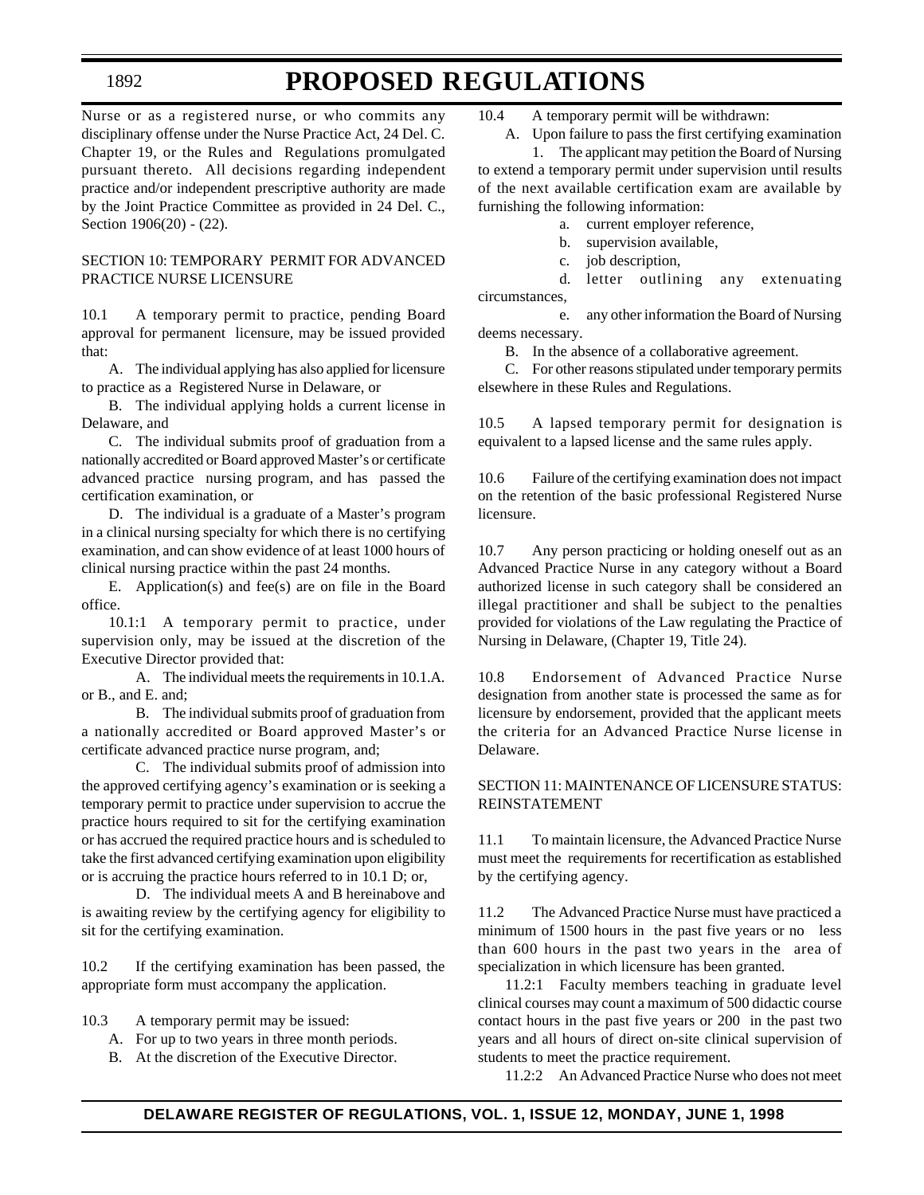Nurse or as a registered nurse, or who commits any disciplinary offense under the Nurse Practice Act, 24 Del. C. Chapter 19, or the Rules and Regulations promulgated pursuant thereto. All decisions regarding independent practice and/or independent prescriptive authority are made by the Joint Practice Committee as provided in 24 Del. C., Section 1906(20) - (22).

SECTION 10: TEMPORARY PERMIT FOR ADVANCED PRACTICE NURSE LICENSURE

10.1 A temporary permit to practice, pending Board approval for permanent licensure, may be issued provided that:

A. The individual applying has also applied for licensure to practice as a Registered Nurse in Delaware, or

B. The individual applying holds a current license in Delaware, and

C. The individual submits proof of graduation from a nationally accredited or Board approved Master's or certificate advanced practice nursing program, and has passed the certification examination, or

D. The individual is a graduate of a Master's program in a clinical nursing specialty for which there is no certifying examination, and can show evidence of at least 1000 hours of clinical nursing practice within the past 24 months.

E. Application(s) and fee(s) are on file in the Board office.

10.1:1 A temporary permit to practice, under supervision only, may be issued at the discretion of the Executive Director provided that:

A. The individual meets the requirements in 10.1.A. or B., and E. and;

B. The individual submits proof of graduation from a nationally accredited or Board approved Master's or certificate advanced practice nurse program, and;

C. The individual submits proof of admission into the approved certifying agency's examination or is seeking a temporary permit to practice under supervision to accrue the practice hours required to sit for the certifying examination or has accrued the required practice hours and is scheduled to take the first advanced certifying examination upon eligibility or is accruing the practice hours referred to in 10.1 D; or,

D. The individual meets A and B hereinabove and is awaiting review by the certifying agency for eligibility to sit for the certifying examination.

10.2 If the certifying examination has been passed, the appropriate form must accompany the application.

10.3 A temporary permit may be issued:

A. For up to two years in three month periods.

B. At the discretion of the Executive Director.

10.4 A temporary permit will be withdrawn:

A. Upon failure to pass the first certifying examination

1. The applicant may petition the Board of Nursing to extend a temporary permit under supervision until results of the next available certification exam are available by furnishing the following information:

a. current employer reference,

b. supervision available,

c. job description,

d. letter outlining any extenuating circumstances,

e. any other information the Board of Nursing deems necessary.

B. In the absence of a collaborative agreement.

C. For other reasons stipulated under temporary permits elsewhere in these Rules and Regulations.

10.5 A lapsed temporary permit for designation is equivalent to a lapsed license and the same rules apply.

10.6 Failure of the certifying examination does not impact on the retention of the basic professional Registered Nurse licensure.

10.7 Any person practicing or holding oneself out as an Advanced Practice Nurse in any category without a Board authorized license in such category shall be considered an illegal practitioner and shall be subject to the penalties provided for violations of the Law regulating the Practice of Nursing in Delaware, (Chapter 19, Title 24).

10.8 Endorsement of Advanced Practice Nurse designation from another state is processed the same as for licensure by endorsement, provided that the applicant meets the criteria for an Advanced Practice Nurse license in Delaware.

SECTION 11: MAINTENANCE OF LICENSURE STATUS: REINSTATEMENT

11.1 To maintain licensure, the Advanced Practice Nurse must meet the requirements for recertification as established by the certifying agency.

11.2 The Advanced Practice Nurse must have practiced a minimum of 1500 hours in the past five years or no less than 600 hours in the past two years in the area of specialization in which licensure has been granted.

11.2:1 Faculty members teaching in graduate level clinical courses may count a maximum of 500 didactic course contact hours in the past five years or 200 in the past two years and all hours of direct on-site clinical supervision of students to meet the practice requirement.

11.2:2 An Advanced Practice Nurse who does not meet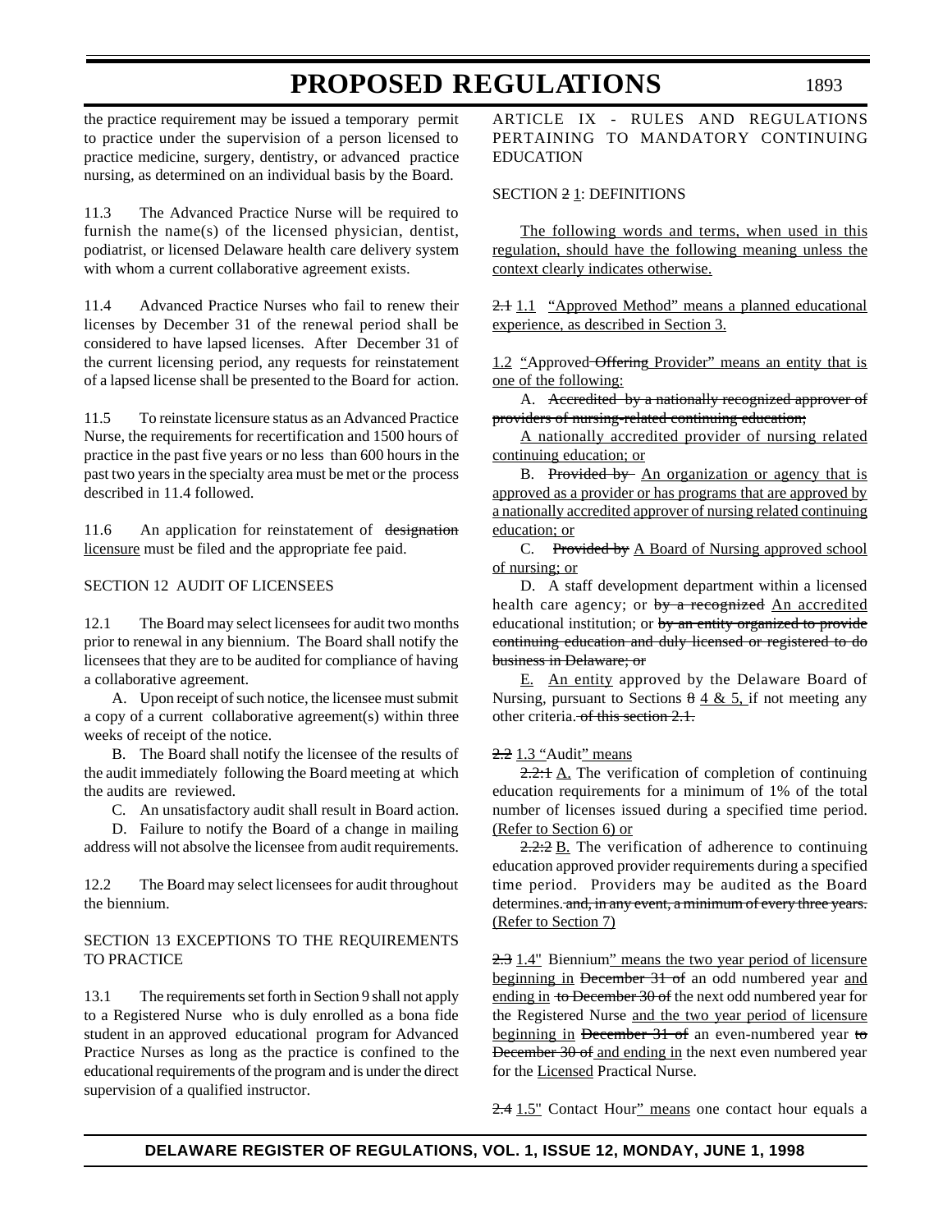the practice requirement may be issued a temporary permit to practice under the supervision of a person licensed to practice medicine, surgery, dentistry, or advanced practice nursing, as determined on an individual basis by the Board.

11.3 The Advanced Practice Nurse will be required to furnish the name(s) of the licensed physician, dentist, podiatrist, or licensed Delaware health care delivery system with whom a current collaborative agreement exists.

11.4 Advanced Practice Nurses who fail to renew their licenses by December 31 of the renewal period shall be considered to have lapsed licenses. After December 31 of the current licensing period, any requests for reinstatement of a lapsed license shall be presented to the Board for action.

11.5 To reinstate licensure status as an Advanced Practice Nurse, the requirements for recertification and 1500 hours of practice in the past five years or no less than 600 hours in the past two years in the specialty area must be met or the process described in 11.4 followed.

11.6 An application for reinstatement of ~~designation~~ <u>licensure</u> must be filed and the appropriate fee paid.

SECTION 12 AUDIT OF LICENSEES

12.1 The Board may select licensees for audit two months prior to renewal in any biennium. The Board shall notify the licensees that they are to be audited for compliance of having a collaborative agreement.

A. Upon receipt of such notice, the licensee must submit a copy of a current collaborative agreement(s) within three weeks of receipt of the notice.

B. The Board shall notify the licensee of the results of the audit immediately following the Board meeting at which the audits are reviewed.

C. An unsatisfactory audit shall result in Board action.

D. Failure to notify the Board of a change in mailing address will not absolve the licensee from audit requirements.

12.2 The Board may select licensees for audit throughout the biennium.

SECTION 13 EXCEPTIONS TO THE REQUIREMENTS TO PRACTICE

13.1 The requirements set forth in Section 9 shall not apply to a Registered Nurse who is duly enrolled as a bona fide student in an approved educational program for Advanced Practice Nurses as long as the practice is confined to the educational requirements of the program and is under the direct supervision of a qualified instructor.

ARTICLE IX - RULES AND REGULATIONS PERTAINING TO MANDATORY CONTINUING EDUCATION

SECTION ~~2~~ <u>1</u>: DEFINITIONS

<u>The following words and terms, when used in this regulation, should have the following meaning unless the context clearly indicates otherwise.</u>

~~2.1~~ <u>1.1</u> <u>"Approved Method" means a planned educational experience, as described in Section 3.</u>

<u>1.2</u> <u>"</u>Approved ~~Offering~~ <u>Provider" means an entity that is one of the following:</u>

A. ~~Accredited by a nationally recognized approver of providers of nursing-related continuing education;~~

<u>A nationally accredited provider of nursing related continuing education; or</u>

B. ~~Provided by~~ <u>An organization or agency that is approved as a provider or has programs that are approved by a nationally accredited approver of nursing related continuing education; or</u>

C. ~~Provided by~~ <u>A Board of Nursing approved school of nursing; or</u>

D. A staff development department within a licensed health care agency; or ~~by a recognized~~ <u>An accredited</u> educational institution; or ~~by an entity organized to provide continuing education and duly licensed or registered to do business in Delaware; or~~

<u>E.</u> <u>An entity</u> approved by the Delaware Board of Nursing, pursuant to Sections ~~8~~ <u>4 & 5,</u> if not meeting any other criteria. ~~of this section 2.1.~~

~~2.2~~ <u>1.3</u> "Audit<u>" means</u>

~~2.2:1~~ <u>A.</u> The verification of completion of continuing education requirements for a minimum of 1% of the total number of licenses issued during a specified time period. <u>(Refer to Section 6) or</u>

~~2.2:2~~ <u>B.</u> The verification of adherence to continuing education approved provider requirements during a specified time period. Providers may be audited as the Board determines. ~~and, in any event, a minimum of every three years.~~ <u>(Refer to Section 7)</u>

~~2.3~~ <u>1.4"</u> Biennium<u>" means the two year period of licensure beginning in</u> ~~December 31 of~~ an odd numbered year <u>and ending in</u> ~~to December 30 of~~ the next odd numbered year for the Registered Nurse <u>and the two year period of licensure beginning in</u> ~~December 31 of~~ an even-numbered year ~~to December 30 of~~ <u>and ending in</u> the next even numbered year for the <u>Licensed</u> Practical Nurse.

~~2.4~~ <u>1.5"</u> Contact Hour<u>" means</u> one contact hour equals a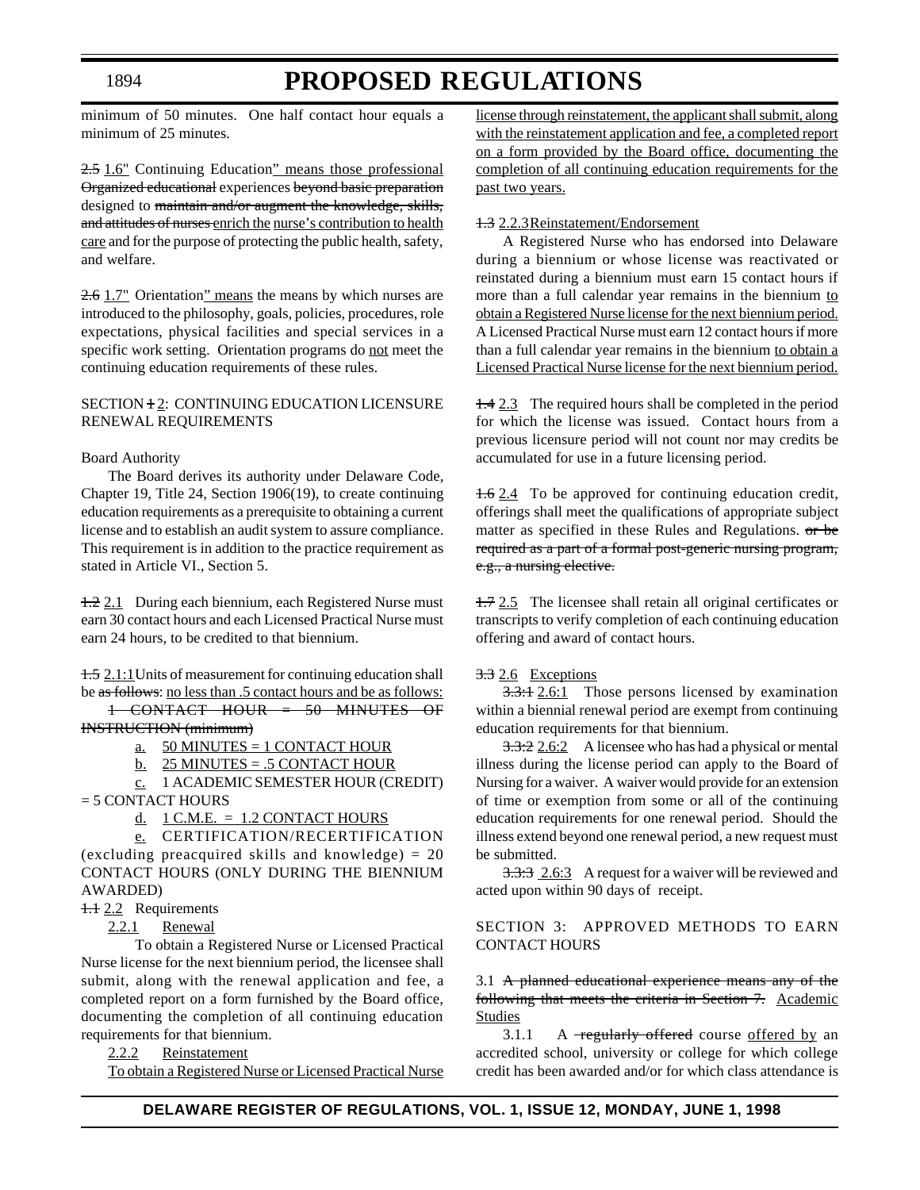minimum of 50 minutes. One half contact hour equals a minimum of 25 minutes.

~~2.5~~ 1.6" Continuing Education" means those professional ~~Organized educational~~ experiences ~~beyond basic preparation~~ designed to ~~maintain and/or augment the knowledge, skills, and attitudes of nurses~~ enrich the nurse's contribution to health care and for the purpose of protecting the public health, safety, and welfare.

~~2.6~~ 1.7" Orientation" means the means by which nurses are introduced to the philosophy, goals, policies, procedures, role expectations, physical facilities and special services in a specific work setting. Orientation programs do not meet the continuing education requirements of these rules.

SECTION ~~1~~ 2: CONTINUING EDUCATION LICENSURE RENEWAL REQUIREMENTS

Board Authority

The Board derives its authority under Delaware Code, Chapter 19, Title 24, Section 1906(19), to create continuing education requirements as a prerequisite to obtaining a current license and to establish an audit system to assure compliance. This requirement is in addition to the practice requirement as stated in Article VI., Section 5.

~~1.2~~ 2.1 During each biennium, each Registered Nurse must earn 30 contact hours and each Licensed Practical Nurse must earn 24 hours, to be credited to that biennium.

~~1.5~~ 2.1:1 Units of measurement for continuing education shall be ~~as follows~~: no less than .5 contact hours and be as follows:

~~1 CONTACT HOUR = 50 MINUTES OF INSTRUCTION (minimum)~~

a. 50 MINUTES = 1 CONTACT HOUR

b. 25 MINUTES = .5 CONTACT HOUR

c. 1 ACADEMIC SEMESTER HOUR (CREDIT) = 5 CONTACT HOURS

d. 1 C.M.E. = 1.2 CONTACT HOURS

e. CERTIFICATION/RECERTIFICATION (excluding preacquired skills and knowledge) = 20 CONTACT HOURS (ONLY DURING THE BIENNIUM AWARDED)

~~1.1~~ 2.2 Requirements

2.2.1 Renewal

To obtain a Registered Nurse or Licensed Practical Nurse license for the next biennium period, the licensee shall submit, along with the renewal application and fee, a completed report on a form furnished by the Board office, documenting the completion of all continuing education requirements for that biennium.

2.2.2 Reinstatement

To obtain a Registered Nurse or Licensed Practical Nurse license through reinstatement, the applicant shall submit, along with the reinstatement application and fee, a completed report on a form provided by the Board office, documenting the completion of all continuing education requirements for the past two years.

~~1.3~~ 2.2.3 Reinstatement/Endorsement

A Registered Nurse who has endorsed into Delaware during a biennium or whose license was reactivated or reinstated during a biennium must earn 15 contact hours if more than a full calendar year remains in the biennium to obtain a Registered Nurse license for the next biennium period. A Licensed Practical Nurse must earn 12 contact hours if more than a full calendar year remains in the biennium to obtain a Licensed Practical Nurse license for the next biennium period.

~~1.4~~ 2.3 The required hours shall be completed in the period for which the license was issued. Contact hours from a previous licensure period will not count nor may credits be accumulated for use in a future licensing period.

~~1.6~~ 2.4 To be approved for continuing education credit, offerings shall meet the qualifications of appropriate subject matter as specified in these Rules and Regulations. ~~or be required as a part of a formal post-generic nursing program, e.g., a nursing elective.~~

~~1.7~~ 2.5 The licensee shall retain all original certificates or transcripts to verify completion of each continuing education offering and award of contact hours.

~~3.3~~ 2.6 Exceptions

~~3.3:1~~ 2.6:1 Those persons licensed by examination within a biennial renewal period are exempt from continuing education requirements for that biennium.

~~3.3:2~~ 2.6:2 A licensee who has had a physical or mental illness during the license period can apply to the Board of Nursing for a waiver. A waiver would provide for an extension of time or exemption from some or all of the continuing education requirements for one renewal period. Should the illness extend beyond one renewal period, a new request must be submitted.

~~3.3:3~~ 2.6:3 A request for a waiver will be reviewed and acted upon within 90 days of receipt.

SECTION 3: APPROVED METHODS TO EARN CONTACT HOURS

3.1 ~~A planned educational experience means any of the following that meets the criteria in Section 7.~~ Academic Studies

3.1.1 A ~~regularly offered~~ course offered by an accredited school, university or college for which college credit has been awarded and/or for which class attendance is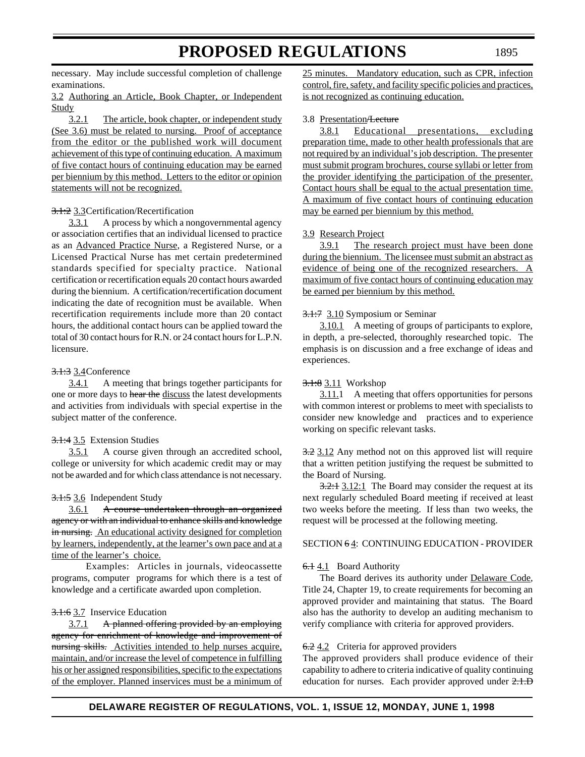necessary. May include successful completion of challenge examinations.

3.2 Authoring an Article, Book Chapter, or Independent Study

3.2.1 The article, book chapter, or independent study (See 3.6) must be related to nursing. Proof of acceptance from the editor or the published work will document achievement of this type of continuing education. A maximum of five contact hours of continuing education may be earned per biennium by this method. Letters to the editor or opinion statements will not be recognized.

~~3.1:2~~ 3.3 Certification/Recertification

3.3.1 A process by which a nongovernmental agency or association certifies that an individual licensed to practice as an Advanced Practice Nurse, a Registered Nurse, or a Licensed Practical Nurse has met certain predetermined standards specified for specialty practice. National certification or recertification equals 20 contact hours awarded during the biennium. A certification/recertification document indicating the date of recognition must be available. When recertification requirements include more than 20 contact hours, the additional contact hours can be applied toward the total of 30 contact hours for R.N. or 24 contact hours for L.P.N. licensure.

~~3.1:3~~ 3.4 Conference

3.4.1 A meeting that brings together participants for one or more days to ~~hear the~~ discuss the latest developments and activities from individuals with special expertise in the subject matter of the conference.

~~3.1:4~~ 3.5 Extension Studies

3.5.1 A course given through an accredited school, college or university for which academic credit may or may not be awarded and for which class attendance is not necessary.

~~3.1:5~~ 3.6 Independent Study

3.6.1 ~~A course undertaken through an organized agency or with an individual to enhance skills and knowledge in nursing.~~ An educational activity designed for completion by learners, independently, at the learner's own pace and at a time of the learner's choice.

Examples: Articles in journals, videocassette programs, computer programs for which there is a test of knowledge and a certificate awarded upon completion.

~~3.1:6~~ 3.7 Inservice Education

3.7.1 ~~A planned offering provided by an employing agency for enrichment of knowledge and improvement of nursing skills.~~ Activities intended to help nurses acquire, maintain, and/or increase the level of competence in fulfilling his or her assigned responsibilities, specific to the expectations of the employer. Planned inservices must be a minimum of 25 minutes. Mandatory education, such as CPR, infection control, fire, safety, and facility specific policies and practices, is not recognized as continuing education.

3.8 Presentation~~/Lecture~~

3.8.1 Educational presentations, excluding preparation time, made to other health professionals that are not required by an individual's job description. The presenter must submit program brochures, course syllabi or letter from the provider identifying the participation of the presenter. Contact hours shall be equal to the actual presentation time. A maximum of five contact hours of continuing education may be earned per biennium by this method.

3.9 Research Project

3.9.1 The research project must have been done during the biennium. The licensee must submit an abstract as evidence of being one of the recognized researchers. A maximum of five contact hours of continuing education may be earned per biennium by this method.

~~3.1:7~~ 3.10 Symposium or Seminar

3.10.1 A meeting of groups of participants to explore, in depth, a pre-selected, thoroughly researched topic. The emphasis is on discussion and a free exchange of ideas and experiences.

~~3.1:8~~ 3.11 Workshop

3.11.1 A meeting that offers opportunities for persons with common interest or problems to meet with specialists to consider new knowledge and practices and to experience working on specific relevant tasks.

~~3.2~~ 3.12 Any method not on this approved list will require that a written petition justifying the request be submitted to the Board of Nursing.

~~3.2:1~~ 3.12:1 The Board may consider the request at its next regularly scheduled Board meeting if received at least two weeks before the meeting. If less than two weeks, the request will be processed at the following meeting.

SECTION ~~6~~ 4: CONTINUING EDUCATION - PROVIDER

~~6.1~~ 4.1 Board Authority

The Board derives its authority under Delaware Code, Title 24, Chapter 19, to create requirements for becoming an approved provider and maintaining that status. The Board also has the authority to develop an auditing mechanism to verify compliance with criteria for approved providers.

~~6.2~~ 4.2 Criteria for approved providers

The approved providers shall produce evidence of their capability to adhere to criteria indicative of quality continuing education for nurses. Each provider approved under ~~2.1.D~~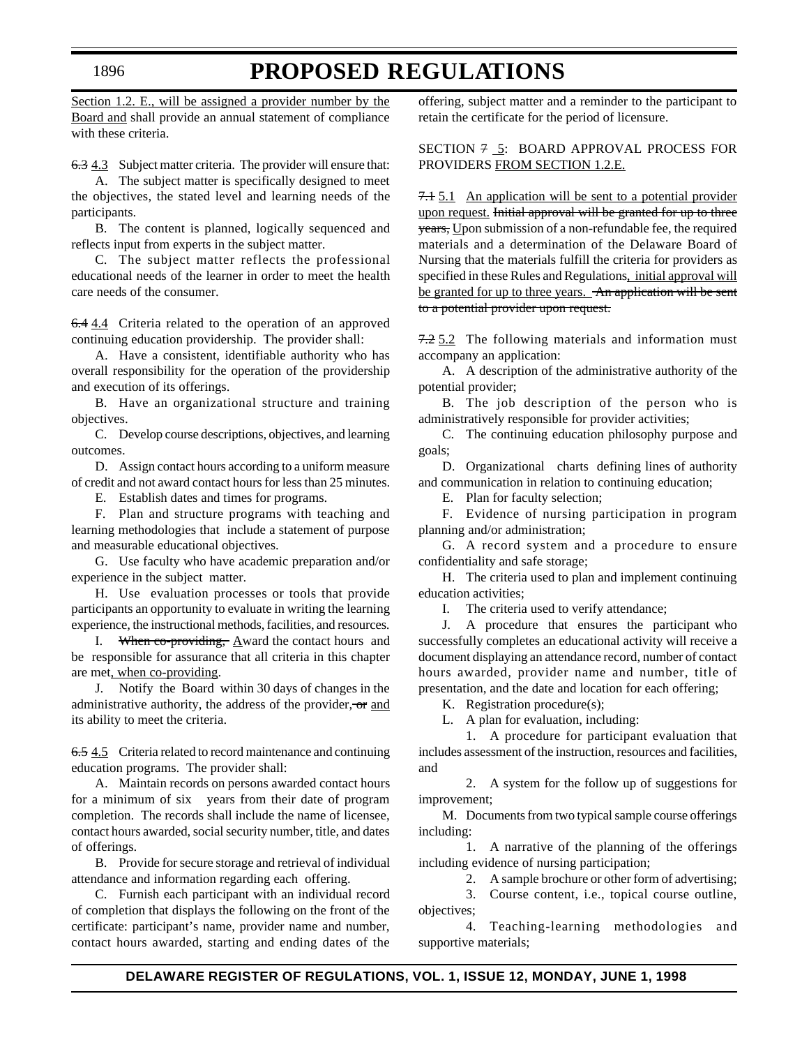Section 1.2. E., will be assigned a provider number by the Board and shall provide an annual statement of compliance with these criteria.

~~6.3~~ 4.3 Subject matter criteria. The provider will ensure that:

A. The subject matter is specifically designed to meet the objectives, the stated level and learning needs of the participants.

B. The content is planned, logically sequenced and reflects input from experts in the subject matter.

C. The subject matter reflects the professional educational needs of the learner in order to meet the health care needs of the consumer.

~~6.4~~ 4.4 Criteria related to the operation of an approved continuing education providership. The provider shall:

A. Have a consistent, identifiable authority who has overall responsibility for the operation of the providership and execution of its offerings.

B. Have an organizational structure and training objectives.

C. Develop course descriptions, objectives, and learning outcomes.

D. Assign contact hours according to a uniform measure of credit and not award contact hours for less than 25 minutes.

E. Establish dates and times for programs.

F. Plan and structure programs with teaching and learning methodologies that include a statement of purpose and measurable educational objectives.

G. Use faculty who have academic preparation and/or experience in the subject matter.

H. Use evaluation processes or tools that provide participants an opportunity to evaluate in writing the learning experience, the instructional methods, facilities, and resources.

I. ~~When co-providing,~~ Award the contact hours and be responsible for assurance that all criteria in this chapter are met, when co-providing.

J. Notify the Board within 30 days of changes in the administrative authority, the address of the provider, ~~or~~ and its ability to meet the criteria.

~~6.5~~ 4.5 Criteria related to record maintenance and continuing education programs. The provider shall:

A. Maintain records on persons awarded contact hours for a minimum of six years from their date of program completion. The records shall include the name of licensee, contact hours awarded, social security number, title, and dates of offerings.

B. Provide for secure storage and retrieval of individual attendance and information regarding each offering.

C. Furnish each participant with an individual record of completion that displays the following on the front of the certificate: participant's name, provider name and number, contact hours awarded, starting and ending dates of the offering, subject matter and a reminder to the participant to retain the certificate for the period of licensure.

SECTION ~~7~~ 5: BOARD APPROVAL PROCESS FOR PROVIDERS FROM SECTION 1.2.E.

~~7.1~~ 5.1 An application will be sent to a potential provider upon request. ~~Initial approval will be granted for up to three years,~~ Upon submission of a non-refundable fee, the required materials and a determination of the Delaware Board of Nursing that the materials fulfill the criteria for providers as specified in these Rules and Regulations, initial approval will be granted for up to three years. ~~An application will be sent to a potential provider upon request.~~

~~7.2~~ 5.2 The following materials and information must accompany an application:

A. A description of the administrative authority of the potential provider;

B. The job description of the person who is administratively responsible for provider activities;

C. The continuing education philosophy purpose and goals;

D. Organizational charts defining lines of authority and communication in relation to continuing education;

E. Plan for faculty selection;

F. Evidence of nursing participation in program planning and/or administration;

G. A record system and a procedure to ensure confidentiality and safe storage;

H. The criteria used to plan and implement continuing education activities;

I. The criteria used to verify attendance;

J. A procedure that ensures the participant who successfully completes an educational activity will receive a document displaying an attendance record, number of contact hours awarded, provider name and number, title of presentation, and the date and location for each offering;

K. Registration procedure(s);

L. A plan for evaluation, including:

1. A procedure for participant evaluation that includes assessment of the instruction, resources and facilities, and

2. A system for the follow up of suggestions for improvement;

M. Documents from two typical sample course offerings including:

1. A narrative of the planning of the offerings including evidence of nursing participation;

2. A sample brochure or other form of advertising;

3. Course content, i.e., topical course outline, objectives;

4. Teaching-learning methodologies and supportive materials;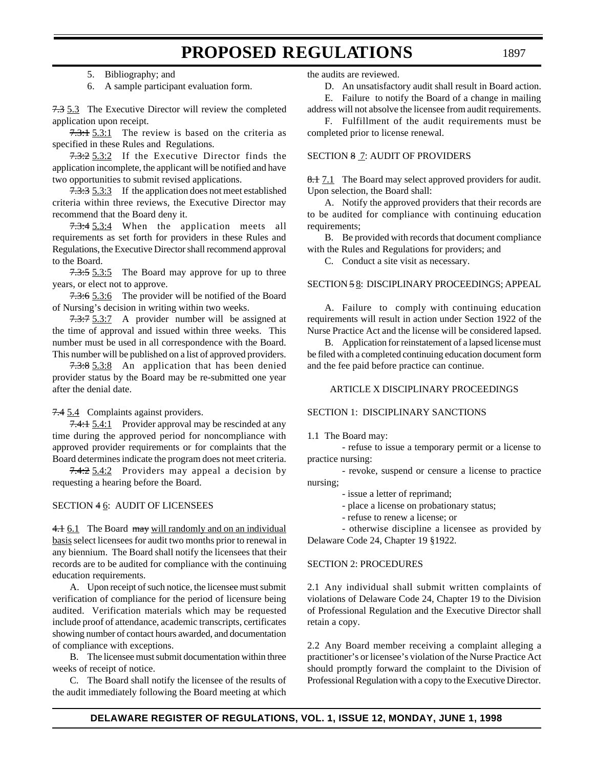5. Bibliography; and

6. A sample participant evaluation form.

~~7.3~~ 5.3 The Executive Director will review the completed application upon receipt.

~~7.3:1~~ 5.3:1 The review is based on the criteria as specified in these Rules and Regulations.

~~7.3:2~~ 5.3:2 If the Executive Director finds the application incomplete, the applicant will be notified and have two opportunities to submit revised applications.

~~7.3:3~~ 5.3:3 If the application does not meet established criteria within three reviews, the Executive Director may recommend that the Board deny it.

~~7.3:4~~ 5.3:4 When the application meets all requirements as set forth for providers in these Rules and Regulations, the Executive Director shall recommend approval to the Board.

~~7.3:5~~ 5.3:5 The Board may approve for up to three years, or elect not to approve.

~~7.3:6~~ 5.3:6 The provider will be notified of the Board of Nursing's decision in writing within two weeks.

~~7.3:7~~ 5.3:7 A provider number will be assigned at the time of approval and issued within three weeks. This number must be used in all correspondence with the Board. This number will be published on a list of approved providers.

~~7.3:8~~ 5.3:8 An application that has been denied provider status by the Board may be re-submitted one year after the denial date.

~~7.4~~ 5.4 Complaints against providers.

~~7.4:1~~ 5.4:1 Provider approval may be rescinded at any time during the approved period for noncompliance with approved provider requirements or for complaints that the Board determines indicate the program does not meet criteria.

~~7.4:2~~ 5.4:2 Providers may appeal a decision by requesting a hearing before the Board.

SECTION ~~4~~ 6: AUDIT OF LICENSEES

~~4.1~~ 6.1 The Board ~~may~~ will randomly and on an individual basis select licensees for audit two months prior to renewal in any biennium. The Board shall notify the licensees that their records are to be audited for compliance with the continuing education requirements.

A. Upon receipt of such notice, the licensee must submit verification of compliance for the period of licensure being audited. Verification materials which may be requested include proof of attendance, academic transcripts, certificates showing number of contact hours awarded, and documentation of compliance with exceptions.

B. The licensee must submit documentation within three weeks of receipt of notice.

C. The Board shall notify the licensee of the results of the audit immediately following the Board meeting at which the audits are reviewed.

D. An unsatisfactory audit shall result in Board action.

E. Failure to notify the Board of a change in mailing address will not absolve the licensee from audit requirements.

F. Fulfillment of the audit requirements must be completed prior to license renewal.

SECTION ~~8~~ 7: AUDIT OF PROVIDERS

~~8.1~~ 7.1 The Board may select approved providers for audit. Upon selection, the Board shall:

A. Notify the approved providers that their records are to be audited for compliance with continuing education requirements;

B. Be provided with records that document compliance with the Rules and Regulations for providers; and

C. Conduct a site visit as necessary.

SECTION ~~5~~ 8: DISCIPLINARY PROCEEDINGS; APPEAL

A. Failure to comply with continuing education requirements will result in action under Section 1922 of the Nurse Practice Act and the license will be considered lapsed.

B. Application for reinstatement of a lapsed license must be filed with a completed continuing education document form and the fee paid before practice can continue.

ARTICLE X DISCIPLINARY PROCEEDINGS

SECTION 1: DISCIPLINARY SANCTIONS

1.1 The Board may:

- refuse to issue a temporary permit or a license to practice nursing:
- revoke, suspend or censure a license to practice nursing;
- issue a letter of reprimand;
- place a license on probationary status;
- refuse to renew a license; or
- otherwise discipline a licensee as provided by Delaware Code 24, Chapter 19 §1922.

SECTION 2: PROCEDURES

2.1 Any individual shall submit written complaints of violations of Delaware Code 24, Chapter 19 to the Division of Professional Regulation and the Executive Director shall retain a copy.

2.2 Any Board member receiving a complaint alleging a practitioner's or licensee's violation of the Nurse Practice Act should promptly forward the complaint to the Division of Professional Regulation with a copy to the Executive Director.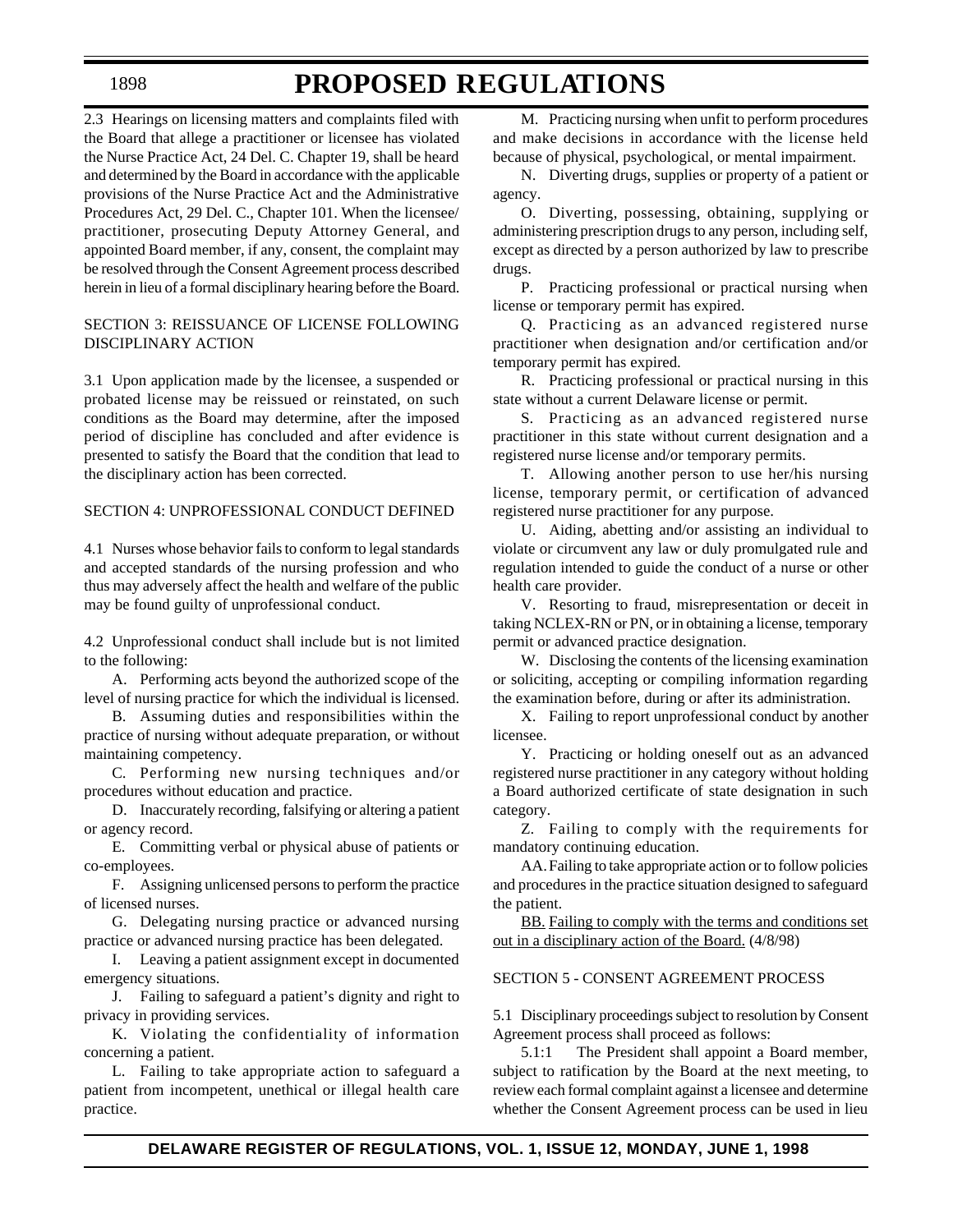2.3 Hearings on licensing matters and complaints filed with the Board that allege a practitioner or licensee has violated the Nurse Practice Act, 24 Del. C. Chapter 19, shall be heard and determined by the Board in accordance with the applicable provisions of the Nurse Practice Act and the Administrative Procedures Act, 29 Del. C., Chapter 101. When the licensee/practitioner, prosecuting Deputy Attorney General, and appointed Board member, if any, consent, the complaint may be resolved through the Consent Agreement process described herein in lieu of a formal disciplinary hearing before the Board.

SECTION 3: REISSUANCE OF LICENSE FOLLOWING DISCIPLINARY ACTION

3.1 Upon application made by the licensee, a suspended or probated license may be reissued or reinstated, on such conditions as the Board may determine, after the imposed period of discipline has concluded and after evidence is presented to satisfy the Board that the condition that lead to the disciplinary action has been corrected.

SECTION 4: UNPROFESSIONAL CONDUCT DEFINED

4.1 Nurses whose behavior fails to conform to legal standards and accepted standards of the nursing profession and who thus may adversely affect the health and welfare of the public may be found guilty of unprofessional conduct.

4.2 Unprofessional conduct shall include but is not limited to the following:

A. Performing acts beyond the authorized scope of the level of nursing practice for which the individual is licensed.

B. Assuming duties and responsibilities within the practice of nursing without adequate preparation, or without maintaining competency.

C. Performing new nursing techniques and/or procedures without education and practice.

D. Inaccurately recording, falsifying or altering a patient or agency record.

E. Committing verbal or physical abuse of patients or co-employees.

F. Assigning unlicensed persons to perform the practice of licensed nurses.

G. Delegating nursing practice or advanced nursing practice or advanced nursing practice has been delegated.

I. Leaving a patient assignment except in documented emergency situations.

J. Failing to safeguard a patient's dignity and right to privacy in providing services.

K. Violating the confidentiality of information concerning a patient.

L. Failing to take appropriate action to safeguard a patient from incompetent, unethical or illegal health care practice.

M. Practicing nursing when unfit to perform procedures and make decisions in accordance with the license held because of physical, psychological, or mental impairment.

N. Diverting drugs, supplies or property of a patient or agency.

O. Diverting, possessing, obtaining, supplying or administering prescription drugs to any person, including self, except as directed by a person authorized by law to prescribe drugs.

P. Practicing professional or practical nursing when license or temporary permit has expired.

Q. Practicing as an advanced registered nurse practitioner when designation and/or certification and/or temporary permit has expired.

R. Practicing professional or practical nursing in this state without a current Delaware license or permit.

S. Practicing as an advanced registered nurse practitioner in this state without current designation and a registered nurse license and/or temporary permits.

T. Allowing another person to use her/his nursing license, temporary permit, or certification of advanced registered nurse practitioner for any purpose.

U. Aiding, abetting and/or assisting an individual to violate or circumvent any law or duly promulgated rule and regulation intended to guide the conduct of a nurse or other health care provider.

V. Resorting to fraud, misrepresentation or deceit in taking NCLEX-RN or PN, or in obtaining a license, temporary permit or advanced practice designation.

W. Disclosing the contents of the licensing examination or soliciting, accepting or compiling information regarding the examination before, during or after its administration.

X. Failing to report unprofessional conduct by another licensee.

Y. Practicing or holding oneself out as an advanced registered nurse practitioner in any category without holding a Board authorized certificate of state designation in such category.

Z. Failing to comply with the requirements for mandatory continuing education.

AA. Failing to take appropriate action or to follow policies and procedures in the practice situation designed to safeguard the patient.

<u>BB. Failing to comply with the terms and conditions set out in a disciplinary action of the Board.</u> (4/8/98)

SECTION 5 - CONSENT AGREEMENT PROCESS

5.1 Disciplinary proceedings subject to resolution by Consent Agreement process shall proceed as follows:

5.1:1 The President shall appoint a Board member, subject to ratification by the Board at the next meeting, to review each formal complaint against a licensee and determine whether the Consent Agreement process can be used in lieu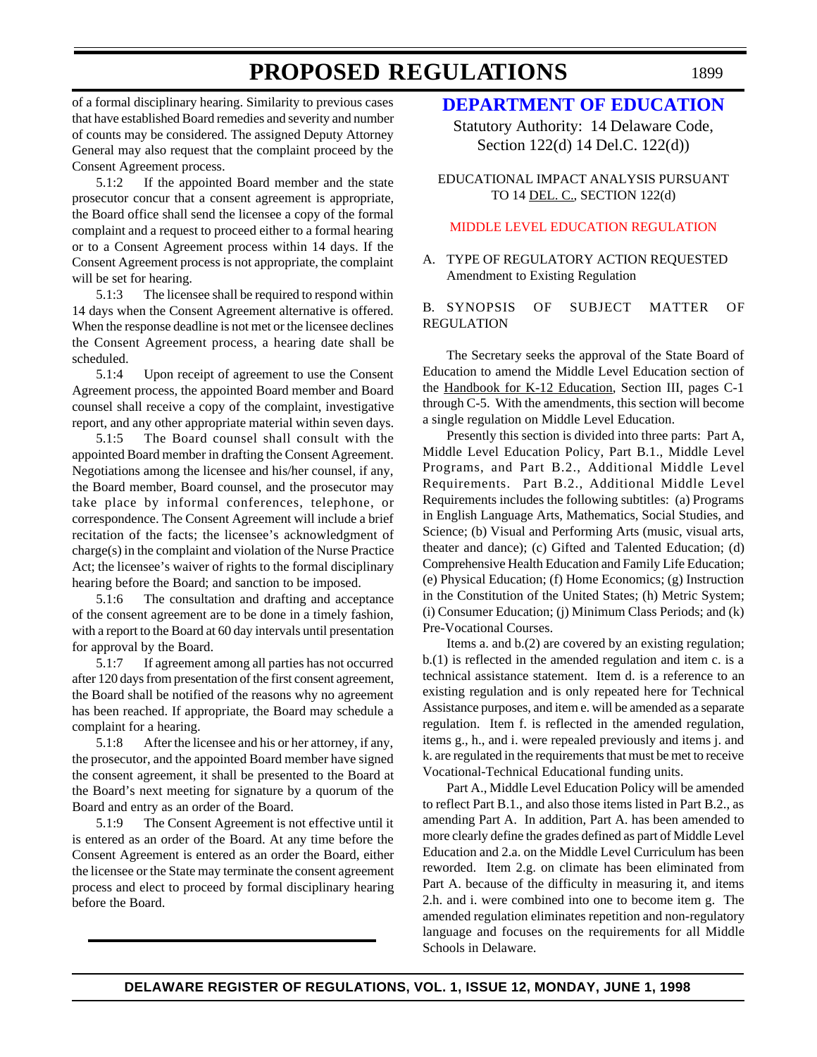of a formal disciplinary hearing. Similarity to previous cases that have established Board remedies and severity and number of counts may be considered. The assigned Deputy Attorney General may also request that the complaint proceed by the Consent Agreement process.

5.1:2 If the appointed Board member and the state prosecutor concur that a consent agreement is appropriate, the Board office shall send the licensee a copy of the formal complaint and a request to proceed either to a formal hearing or to a Consent Agreement process within 14 days. If the Consent Agreement process is not appropriate, the complaint will be set for hearing.

5.1:3 The licensee shall be required to respond within 14 days when the Consent Agreement alternative is offered. When the response deadline is not met or the licensee declines the Consent Agreement process, a hearing date shall be scheduled.

5.1:4 Upon receipt of agreement to use the Consent Agreement process, the appointed Board member and Board counsel shall receive a copy of the complaint, investigative report, and any other appropriate material within seven days.

5.1:5 The Board counsel shall consult with the appointed Board member in drafting the Consent Agreement. Negotiations among the licensee and his/her counsel, if any, the Board member, Board counsel, and the prosecutor may take place by informal conferences, telephone, or correspondence. The Consent Agreement will include a brief recitation of the facts; the licensee's acknowledgment of charge(s) in the complaint and violation of the Nurse Practice Act; the licensee's waiver of rights to the formal disciplinary hearing before the Board; and sanction to be imposed.

5.1:6 The consultation and drafting and acceptance of the consent agreement are to be done in a timely fashion, with a report to the Board at 60 day intervals until presentation for approval by the Board.

5.1:7 If agreement among all parties has not occurred after 120 days from presentation of the first consent agreement, the Board shall be notified of the reasons why no agreement has been reached. If appropriate, the Board may schedule a complaint for a hearing.

5.1:8 After the licensee and his or her attorney, if any, the prosecutor, and the appointed Board member have signed the consent agreement, it shall be presented to the Board at the Board's next meeting for signature by a quorum of the Board and entry as an order of the Board.

5.1:9 The Consent Agreement is not effective until it is entered as an order of the Board. At any time before the Consent Agreement is entered as an order the Board, either the licensee or the State may terminate the consent agreement process and elect to proceed by formal disciplinary hearing before the Board.

## DEPARTMENT OF EDUCATION

Statutory Authority: 14 Delaware Code, Section 122(d) 14 Del.C. 122(d))

EDUCATIONAL IMPACT ANALYSIS PURSUANT TO 14 DEL. C., SECTION 122(d)

MIDDLE LEVEL EDUCATION REGULATION

A. TYPE OF REGULATORY ACTION REQUESTED
Amendment to Existing Regulation

B. SYNOPSIS OF SUBJECT MATTER OF REGULATION

The Secretary seeks the approval of the State Board of Education to amend the Middle Level Education section of the Handbook for K-12 Education, Section III, pages C-1 through C-5. With the amendments, this section will become a single regulation on Middle Level Education.

Presently this section is divided into three parts: Part A, Middle Level Education Policy, Part B.1., Middle Level Programs, and Part B.2., Additional Middle Level Requirements. Part B.2., Additional Middle Level Requirements includes the following subtitles: (a) Programs in English Language Arts, Mathematics, Social Studies, and Science; (b) Visual and Performing Arts (music, visual arts, theater and dance); (c) Gifted and Talented Education; (d) Comprehensive Health Education and Family Life Education; (e) Physical Education; (f) Home Economics; (g) Instruction in the Constitution of the United States; (h) Metric System; (i) Consumer Education; (j) Minimum Class Periods; and (k) Pre-Vocational Courses.

Items a. and b.(2) are covered by an existing regulation; b.(1) is reflected in the amended regulation and item c. is a technical assistance statement. Item d. is a reference to an existing regulation and is only repeated here for Technical Assistance purposes, and item e. will be amended as a separate regulation. Item f. is reflected in the amended regulation, items g., h., and i. were repealed previously and items j. and k. are regulated in the requirements that must be met to receive Vocational-Technical Educational funding units.

Part A., Middle Level Education Policy will be amended to reflect Part B.1., and also those items listed in Part B.2., as amending Part A. In addition, Part A. has been amended to more clearly define the grades defined as part of Middle Level Education and 2.a. on the Middle Level Curriculum has been reworded. Item 2.g. on climate has been eliminated from Part A. because of the difficulty in measuring it, and items 2.h. and i. were combined into one to become item g. The amended regulation eliminates repetition and non-regulatory language and focuses on the requirements for all Middle Schools in Delaware.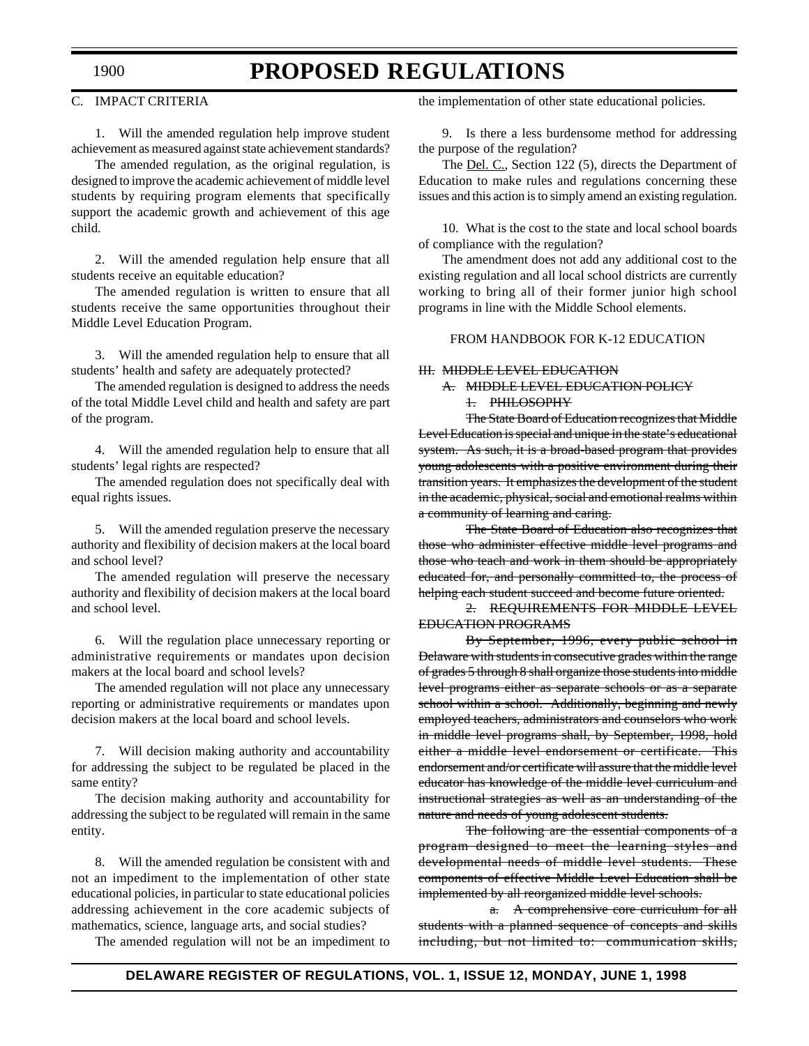C. IMPACT CRITERIA

1. Will the amended regulation help improve student achievement as measured against state achievement standards?

The amended regulation, as the original regulation, is designed to improve the academic achievement of middle level students by requiring program elements that specifically support the academic growth and achievement of this age child.

2. Will the amended regulation help ensure that all students receive an equitable education?

The amended regulation is written to ensure that all students receive the same opportunities throughout their Middle Level Education Program.

3. Will the amended regulation help to ensure that all students' health and safety are adequately protected?

The amended regulation is designed to address the needs of the total Middle Level child and health and safety are part of the program.

4. Will the amended regulation help to ensure that all students' legal rights are respected?

The amended regulation does not specifically deal with equal rights issues.

5. Will the amended regulation preserve the necessary authority and flexibility of decision makers at the local board and school level?

The amended regulation will preserve the necessary authority and flexibility of decision makers at the local board and school level.

6. Will the regulation place unnecessary reporting or administrative requirements or mandates upon decision makers at the local board and school levels?

The amended regulation will not place any unnecessary reporting or administrative requirements or mandates upon decision makers at the local board and school levels.

7. Will decision making authority and accountability for addressing the subject to be regulated be placed in the same entity?

The decision making authority and accountability for addressing the subject to be regulated will remain in the same entity.

8. Will the amended regulation be consistent with and not an impediment to the implementation of other state educational policies, in particular to state educational policies addressing achievement in the core academic subjects of mathematics, science, language arts, and social studies?

The amended regulation will not be an impediment to the implementation of other state educational policies.

9. Is there a less burdensome method for addressing the purpose of the regulation?

The Del. C., Section 122 (5), directs the Department of Education to make rules and regulations concerning these issues and this action is to simply amend an existing regulation.

10. What is the cost to the state and local school boards of compliance with the regulation?

The amendment does not add any additional cost to the existing regulation and all local school districts are currently working to bring all of their former junior high school programs in line with the Middle School elements.

FROM HANDBOOK FOR K-12 EDUCATION

~~III. MIDDLE LEVEL EDUCATION~~

~~A. MIDDLE LEVEL EDUCATION POLICY~~

~~1. PHILOSOPHY~~

~~The State Board of Education recognizes that Middle Level Education is special and unique in the state's educational system. As such, it is a broad-based program that provides young adolescents with a positive environment during their transition years. It emphasizes the development of the student in the academic, physical, social and emotional realms within a community of learning and caring.~~

~~The State Board of Education also recognizes that those who administer effective middle level programs and those who teach and work in them should be appropriately educated for, and personally committed to, the process of helping each student succeed and become future oriented.~~

~~2. REQUIREMENTS FOR MIDDLE LEVEL EDUCATION PROGRAMS~~

~~By September, 1996, every public school in Delaware with students in consecutive grades within the range of grades 5 through 8 shall organize those students into middle level programs either as separate schools or as a separate school within a school. Additionally, beginning and newly employed teachers, administrators and counselors who work in middle level programs shall, by September, 1998, hold either a middle level endorsement or certificate. This endorsement and/or certificate will assure that the middle level educator has knowledge of the middle level curriculum and instructional strategies as well as an understanding of the nature and needs of young adolescent students.~~

~~The following are the essential components of a program designed to meet the learning styles and developmental needs of middle level students. These components of effective Middle Level Education shall be implemented by all reorganized middle level schools.~~

~~a. A comprehensive core curriculum for all students with a planned sequence of concepts and skills including, but not limited to: communication skills,~~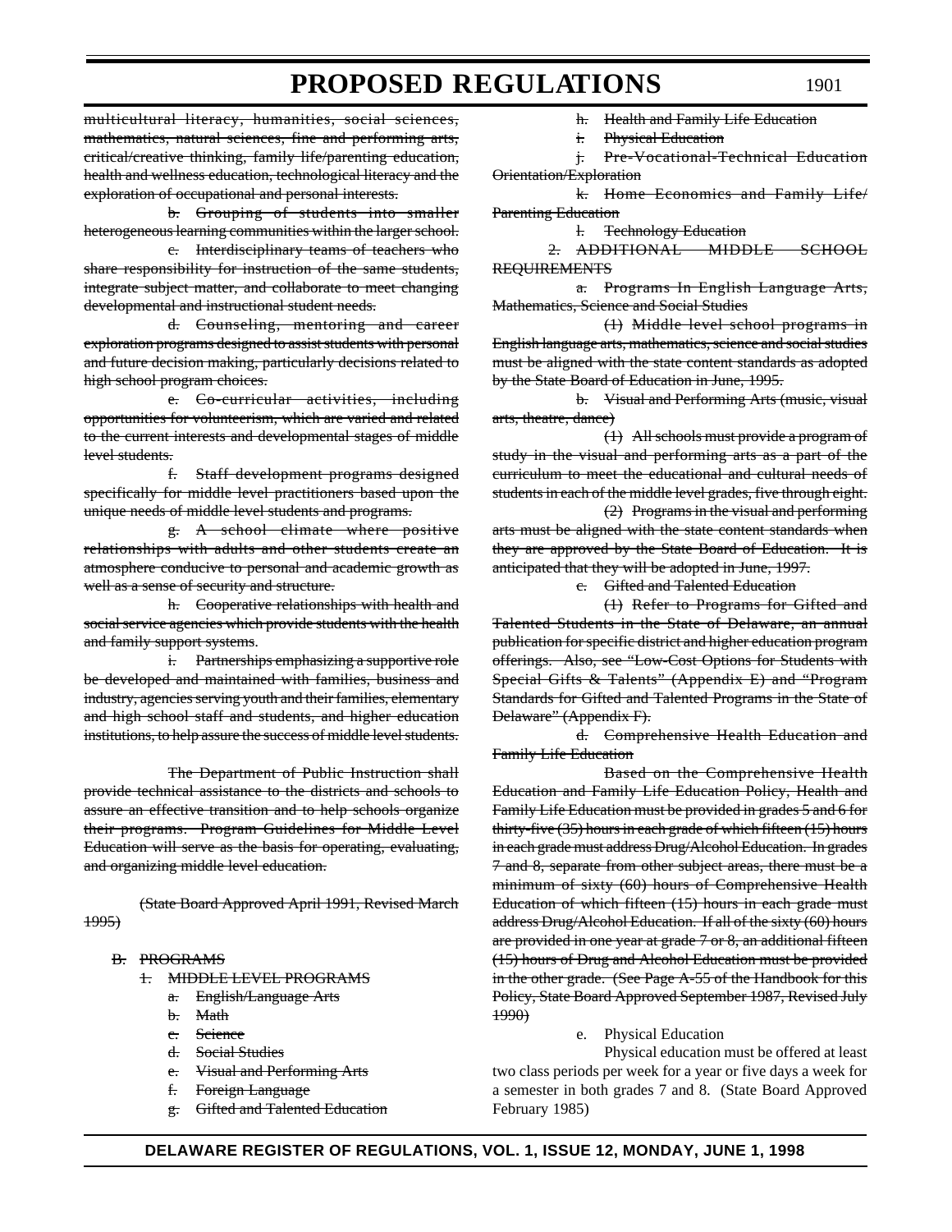~~multicultural literacy, humanities, social sciences, mathematics, natural sciences, fine and performing arts, critical/creative thinking, family life/parenting education, health and wellness education, technological literacy and the exploration of occupational and personal interests.~~

~~b. Grouping of students into smaller heterogeneous learning communities within the larger school.~~

~~c. Interdisciplinary teams of teachers who share responsibility for instruction of the same students, integrate subject matter, and collaborate to meet changing developmental and instructional student needs.~~

~~d. Counseling, mentoring and career exploration programs designed to assist students with personal and future decision making, particularly decisions related to high school program choices.~~

~~e. Co-curricular activities, including opportunities for volunteerism, which are varied and related to the current interests and developmental stages of middle level students.~~

~~f. Staff development programs designed specifically for middle level practitioners based upon the unique needs of middle level students and programs.~~

~~g. A school climate where positive relationships with adults and other students create an atmosphere conducive to personal and academic growth as well as a sense of security and structure.~~

~~h. Cooperative relationships with health and social service agencies which provide students with the health and family support systems.~~

~~i. Partnerships emphasizing a supportive role be developed and maintained with families, business and industry, agencies serving youth and their families, elementary and high school staff and students, and higher education institutions, to help assure the success of middle level students.~~

~~The Department of Public Instruction shall provide technical assistance to the districts and schools to assure an effective transition and to help schools organize their programs. Program Guidelines for Middle Level Education will serve as the basis for operating, evaluating, and organizing middle level education.~~

~~(State Board Approved April 1991, Revised March 1995)~~

~~B. PROGRAMS~~

~~1. MIDDLE LEVEL PROGRAMS~~

~~a. English/Language Arts~~

~~b. Math~~

~~c. Science~~

~~d. Social Studies~~

~~e. Visual and Performing Arts~~

~~f. Foreign Language~~

~~g. Gifted and Talented Education~~

~~h. Health and Family Life Education~~

~~i. Physical Education~~

~~j. Pre-Vocational-Technical Education Orientation/Exploration~~

~~k. Home Economics and Family Life/Parenting Education~~

~~l. Technology Education~~

~~2. ADDITIONAL MIDDLE SCHOOL REQUIREMENTS~~

~~a. Programs In English Language Arts, Mathematics, Science and Social Studies~~

~~(1) Middle level school programs in English language arts, mathematics, science and social studies must be aligned with the state content standards as adopted by the State Board of Education in June, 1995.~~

~~b. Visual and Performing Arts (music, visual arts, theatre, dance)~~

~~(1) All schools must provide a program of study in the visual and performing arts as a part of the curriculum to meet the educational and cultural needs of students in each of the middle level grades, five through eight.~~

~~(2) Programs in the visual and performing arts must be aligned with the state content standards when they are approved by the State Board of Education. It is anticipated that they will be adopted in June, 1997.~~

~~c. Gifted and Talented Education~~

~~(1) Refer to Programs for Gifted and Talented Students in the State of Delaware, an annual publication for specific district and higher education program offerings. Also, see "Low-Cost Options for Students with Special Gifts & Talents" (Appendix E) and "Program Standards for Gifted and Talented Programs in the State of Delaware" (Appendix F).~~

~~d. Comprehensive Health Education and Family Life Education~~

~~Based on the Comprehensive Health Education and Family Life Education Policy, Health and Family Life Education must be provided in grades 5 and 6 for thirty-five (35) hours in each grade of which fifteen (15) hours in each grade must address Drug/Alcohol Education. In grades 7 and 8, separate from other subject areas, there must be a minimum of sixty (60) hours of Comprehensive Health Education of which fifteen (15) hours in each grade must address Drug/Alcohol Education. If all of the sixty (60) hours are provided in one year at grade 7 or 8, an additional fifteen (15) hours of Drug and Alcohol Education must be provided in the other grade. (See Page A-55 of the Handbook for this Policy, State Board Approved September 1987, Revised July 1990)~~

e. Physical Education

Physical education must be offered at least two class periods per week for a year or five days a week for a semester in both grades 7 and 8. (State Board Approved February 1985)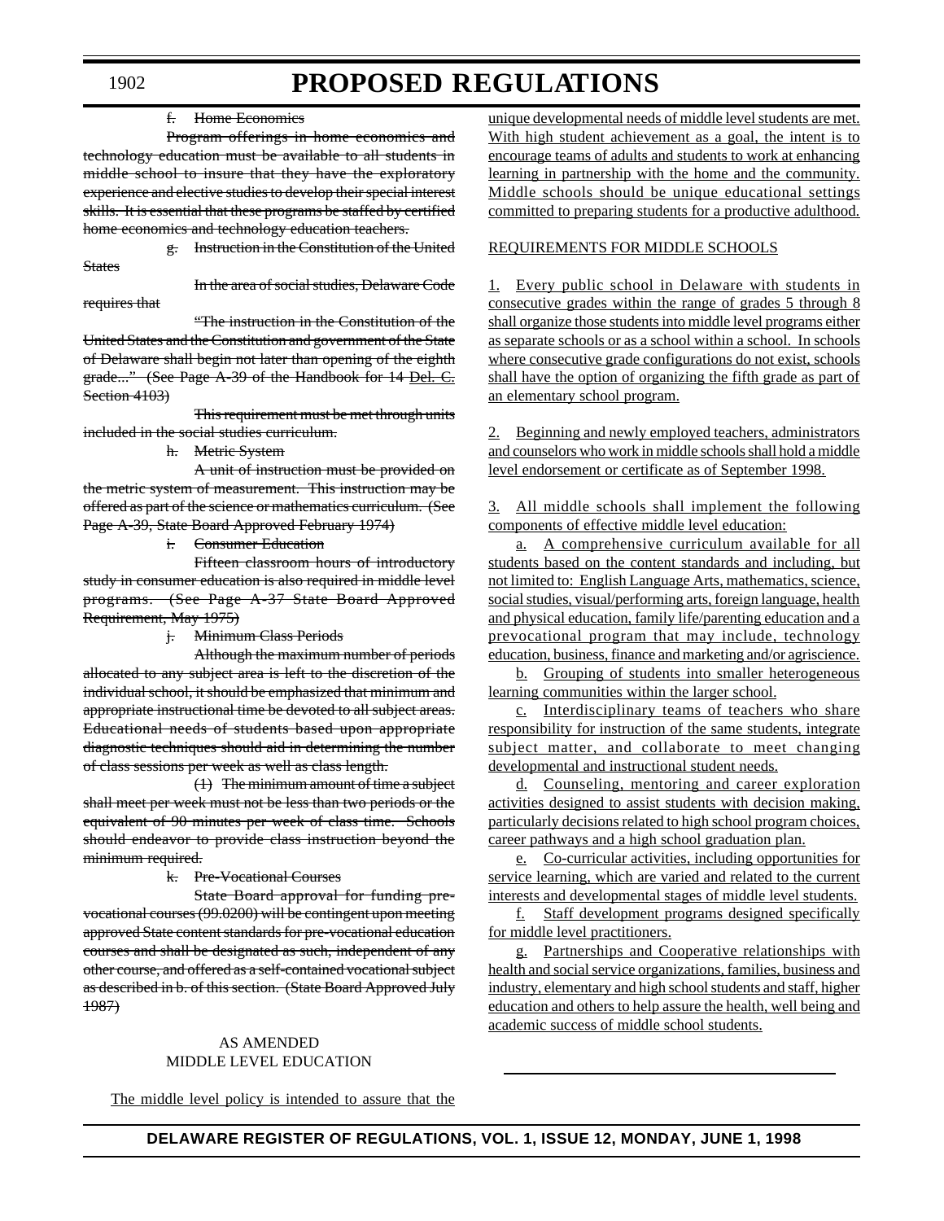f. ~~Home Economics~~

~~Program offerings in home economics and technology education must be available to all students in middle school to insure that they have the exploratory experience and elective studies to develop their special interest skills. It is essential that these programs be staffed by certified home economics and technology education teachers.~~

g. ~~Instruction in the Constitution of the United States~~

~~In the area of social studies, Delaware Code requires that~~

~~"The instruction in the Constitution of the United States and the Constitution and government of the State of Delaware shall begin not later than opening of the eighth grade..." (See Page A-39 of the Handbook for 14 Del. C. Section 4103)~~

~~This requirement must be met through units included in the social studies curriculum.~~

h. ~~Metric System~~

~~A unit of instruction must be provided on the metric system of measurement. This instruction may be offered as part of the science or mathematics curriculum. (See Page A-39, State Board Approved February 1974)~~

i. ~~Consumer Education~~

~~Fifteen classroom hours of introductory study in consumer education is also required in middle level programs. (See Page A-37 State Board Approved Requirement, May 1975)~~

j. ~~Minimum Class Periods~~

~~Although the maximum number of periods allocated to any subject area is left to the discretion of the individual school, it should be emphasized that minimum and appropriate instructional time be devoted to all subject areas. Educational needs of students based upon appropriate diagnostic techniques should aid in determining the number of class sessions per week as well as class length.~~

~~(1) The minimum amount of time a subject shall meet per week must not be less than two periods or the equivalent of 90 minutes per week of class time. Schools should endeavor to provide class instruction beyond the minimum required.~~

k. ~~Pre-Vocational Courses~~

~~State Board approval for funding pre-vocational courses (99.0200) will be contingent upon meeting approved State content standards for pre-vocational education courses and shall be designated as such, independent of any other course, and offered as a self-contained vocational subject as described in b. of this section. (State Board Approved July 1987)~~

AS AMENDED
MIDDLE LEVEL EDUCATION

<u>The middle level policy is intended to assure that the unique developmental needs of middle level students are met. With high student achievement as a goal, the intent is to encourage teams of adults and students to work at enhancing learning in partnership with the home and the community. Middle schools should be unique educational settings committed to preparing students for a productive adulthood.</u>

<u>REQUIREMENTS FOR MIDDLE SCHOOLS</u>

<u>1. Every public school in Delaware with students in consecutive grades within the range of grades 5 through 8 shall organize those students into middle level programs either as separate schools or as a school within a school. In schools where consecutive grade configurations do not exist, schools shall have the option of organizing the fifth grade as part of an elementary school program.</u>

<u>2. Beginning and newly employed teachers, administrators and counselors who work in middle schools shall hold a middle level endorsement or certificate as of September 1998.</u>

<u>3. All middle schools shall implement the following components of effective middle level education:</u>

<u>a. A comprehensive curriculum available for all students based on the content standards and including, but not limited to: English Language Arts, mathematics, science, social studies, visual/performing arts, foreign language, health and physical education, family life/parenting education and a prevocational program that may include, technology education, business, finance and marketing and/or agriscience.</u>

<u>b. Grouping of students into smaller heterogeneous learning communities within the larger school.</u>

<u>c. Interdisciplinary teams of teachers who share responsibility for instruction of the same students, integrate subject matter, and collaborate to meet changing developmental and instructional student needs.</u>

<u>d. Counseling, mentoring and career exploration activities designed to assist students with decision making, particularly decisions related to high school program choices, career pathways and a high school graduation plan.</u>

<u>e. Co-curricular activities, including opportunities for service learning, which are varied and related to the current interests and developmental stages of middle level students.</u>

<u>f. Staff development programs designed specifically for middle level practitioners.</u>

<u>g. Partnerships and Cooperative relationships with health and social service organizations, families, business and industry, elementary and high school students and staff, higher education and others to help assure the health, well being and academic success of middle school students.</u>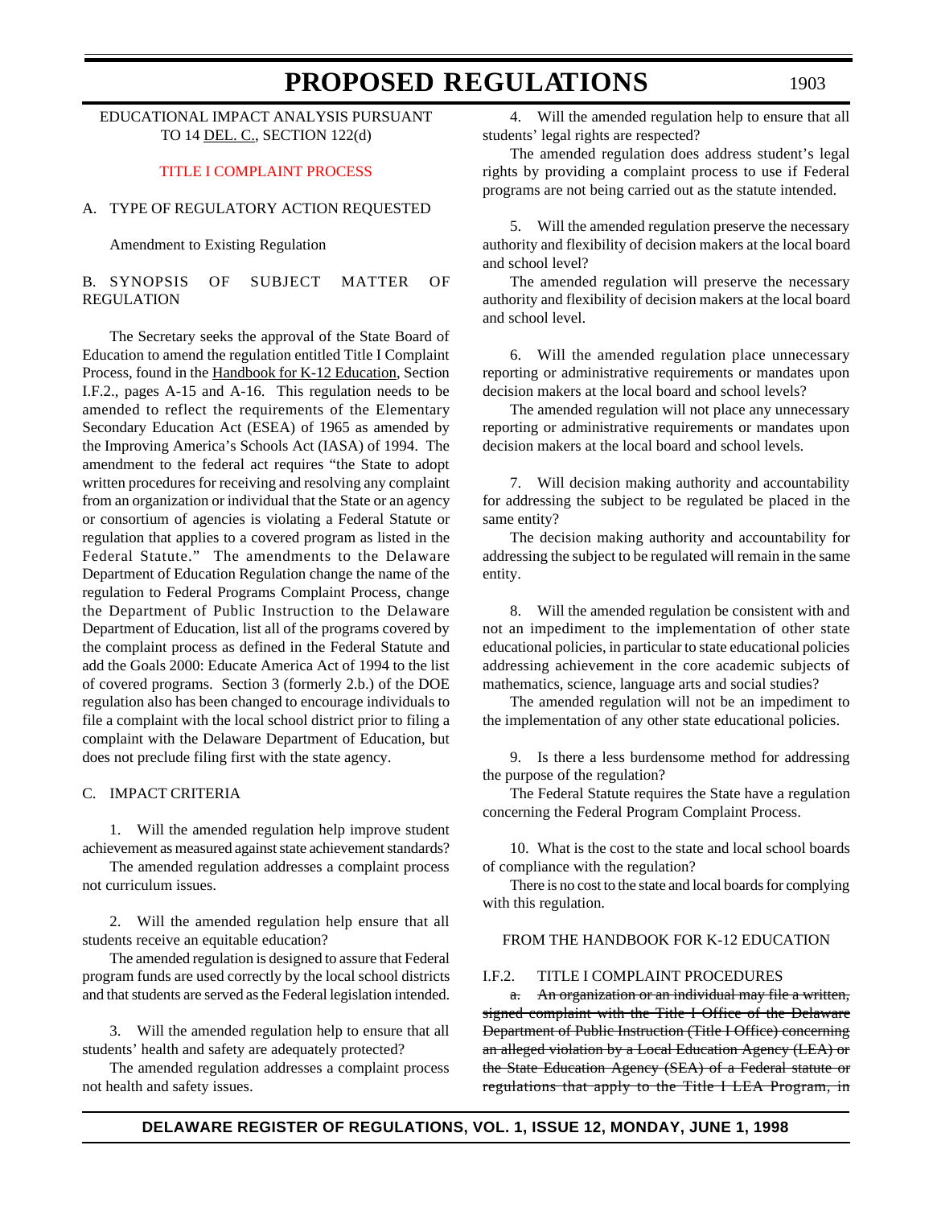EDUCATIONAL IMPACT ANALYSIS PURSUANT TO 14 DEL. C., SECTION 122(d)

TITLE I COMPLAINT PROCESS

A. TYPE OF REGULATORY ACTION REQUESTED

Amendment to Existing Regulation

B. SYNOPSIS OF SUBJECT MATTER OF REGULATION

The Secretary seeks the approval of the State Board of Education to amend the regulation entitled Title I Complaint Process, found in the Handbook for K-12 Education, Section I.F.2., pages A-15 and A-16. This regulation needs to be amended to reflect the requirements of the Elementary Secondary Education Act (ESEA) of 1965 as amended by the Improving America's Schools Act (IASA) of 1994. The amendment to the federal act requires "the State to adopt written procedures for receiving and resolving any complaint from an organization or individual that the State or an agency or consortium of agencies is violating a Federal Statute or regulation that applies to a covered program as listed in the Federal Statute." The amendments to the Delaware Department of Education Regulation change the name of the regulation to Federal Programs Complaint Process, change the Department of Public Instruction to the Delaware Department of Education, list all of the programs covered by the complaint process as defined in the Federal Statute and add the Goals 2000: Educate America Act of 1994 to the list of covered programs. Section 3 (formerly 2.b.) of the DOE regulation also has been changed to encourage individuals to file a complaint with the local school district prior to filing a complaint with the Delaware Department of Education, but does not preclude filing first with the state agency.

C. IMPACT CRITERIA

1. Will the amended regulation help improve student achievement as measured against state achievement standards?

The amended regulation addresses a complaint process not curriculum issues.

2. Will the amended regulation help ensure that all students receive an equitable education?

The amended regulation is designed to assure that Federal program funds are used correctly by the local school districts and that students are served as the Federal legislation intended.

3. Will the amended regulation help to ensure that all students' health and safety are adequately protected?

The amended regulation addresses a complaint process not health and safety issues.

4. Will the amended regulation help to ensure that all students' legal rights are respected?

The amended regulation does address student's legal rights by providing a complaint process to use if Federal programs are not being carried out as the statute intended.

5. Will the amended regulation preserve the necessary authority and flexibility of decision makers at the local board and school level?

The amended regulation will preserve the necessary authority and flexibility of decision makers at the local board and school level.

6. Will the amended regulation place any unnecessary reporting or administrative requirements or mandates upon decision makers at the local board and school levels?

The amended regulation will not place any unnecessary reporting or administrative requirements or mandates upon decision makers at the local board and school levels.

7. Will decision making authority and accountability for addressing the subject to be regulated be placed in the same entity?

The decision making authority and accountability for addressing the subject to be regulated will remain in the same entity.

8. Will the amended regulation be consistent with and not an impediment to the implementation of other state educational policies, in particular to state educational policies addressing achievement in the core academic subjects of mathematics, science, language arts and social studies?

The amended regulation will not be an impediment to the implementation of any other state educational policies.

9. Is there a less burdensome method for addressing the purpose of the regulation?

The Federal Statute requires the State have a regulation concerning the Federal Program Complaint Process.

10. What is the cost to the state and local school boards of compliance with the regulation?

There is no cost to the state and local boards for complying with this regulation.

FROM THE HANDBOOK FOR K-12 EDUCATION

I.F.2. TITLE I COMPLAINT PROCEDURES

~~a. An organization or an individual may file a written, signed complaint with the Title I Office of the Delaware Department of Public Instruction (Title I Office) concerning an alleged violation by a Local Education Agency (LEA) or the State Education Agency (SEA) of a Federal statute or regulations that apply to the Title I LEA Program, in~~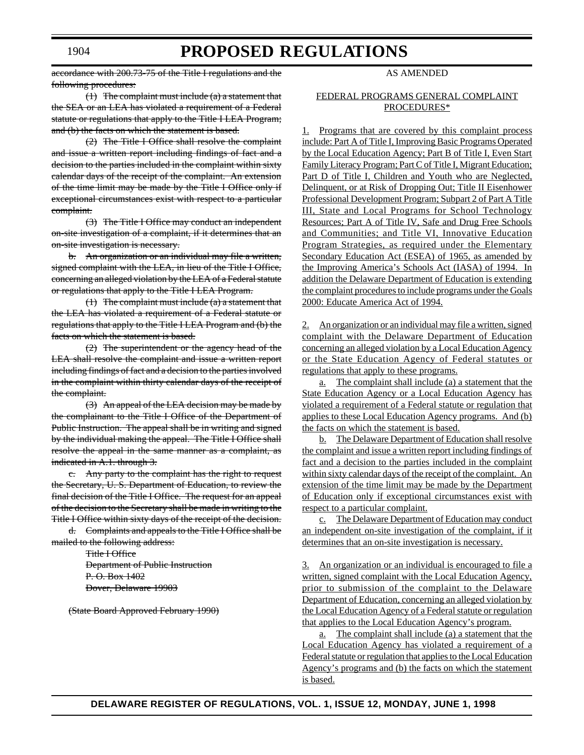~~accordance with 200.73-75 of the Title I regulations and the following procedures:~~

~~(1) The complaint must include (a) a statement that the SEA or an LEA has violated a requirement of a Federal statute or regulations that apply to the Title I LEA Program; and (b) the facts on which the statement is based.~~

~~(2) The Title I Office shall resolve the complaint and issue a written report including findings of fact and a decision to the parties included in the complaint within sixty calendar days of the receipt of the complaint. An extension of the time limit may be made by the Title I Office only if exceptional circumstances exist with respect to a particular complaint.~~

~~(3) The Title I Office may conduct an independent on-site investigation of a complaint, if it determines that an on-site investigation is necessary.~~

~~b. An organization or an individual may file a written, signed complaint with the LEA, in lieu of the Title I Office, concerning an alleged violation by the LEA of a Federal statute or regulations that apply to the Title I LEA Program.~~

~~(1) The complaint must include (a) a statement that the LEA has violated a requirement of a Federal statute or regulations that apply to the Title I LEA Program and (b) the facts on which the statement is based.~~

~~(2) The superintendent or the agency head of the LEA shall resolve the complaint and issue a written report including findings of fact and a decision to the parties involved in the complaint within thirty calendar days of the receipt of the complaint.~~

~~(3) An appeal of the LEA decision may be made by the complainant to the Title I Office of the Department of Public Instruction. The appeal shall be in writing and signed by the individual making the appeal. The Title I Office shall resolve the appeal in the same manner as a complaint, as indicated in A.1. through 3.~~

~~c. Any party to the complaint has the right to request the Secretary, U. S. Department of Education, to review the final decision of the Title I Office. The request for an appeal of the decision to the Secretary shall be made in writing to the Title I Office within sixty days of the receipt of the decision.~~

~~d. Complaints and appeals to the Title I Office shall be mailed to the following address:~~

~~Title I Office~~
~~Department of Public Instruction~~
~~P. O. Box 1402~~
~~Dover, Delaware 19903~~

~~(State Board Approved February 1990)~~

AS AMENDED

FEDERAL PROGRAMS GENERAL COMPLAINT PROCEDURES*

1. Programs that are covered by this complaint process include: Part A of Title I, Improving Basic Programs Operated by the Local Education Agency; Part B of Title I, Even Start Family Literacy Program; Part C of Title I, Migrant Education; Part D of Title I, Children and Youth who are Neglected, Delinquent, or at Risk of Dropping Out; Title II Eisenhower Professional Development Program; Subpart 2 of Part A Title III, State and Local Programs for School Technology Resources; Part A of Title IV, Safe and Drug Free Schools and Communities; and Title VI, Innovative Education Program Strategies, as required under the Elementary Secondary Education Act (ESEA) of 1965, as amended by the Improving America's Schools Act (IASA) of 1994. In addition the Delaware Department of Education is extending the complaint procedures to include programs under the Goals 2000: Educate America Act of 1994.

2. An organization or an individual may file a written, signed complaint with the Delaware Department of Education concerning an alleged violation by a Local Education Agency or the State Education Agency of Federal statutes or regulations that apply to these programs.

a. The complaint shall include (a) a statement that the State Education Agency or a Local Education Agency has violated a requirement of a Federal statute or regulation that applies to these Local Education Agency programs. And (b) the facts on which the statement is based.

b. The Delaware Department of Education shall resolve the complaint and issue a written report including findings of fact and a decision to the parties included in the complaint within sixty calendar days of the receipt of the complaint. An extension of the time limit may be made by the Department of Education only if exceptional circumstances exist with respect to a particular complaint.

c. The Delaware Department of Education may conduct an independent on-site investigation of the complaint, if it determines that an on-site investigation is necessary.

3. An organization or an individual is encouraged to file a written, signed complaint with the Local Education Agency, prior to submission of the complaint to the Delaware Department of Education, concerning an alleged violation by the Local Education Agency of a Federal statute or regulation that applies to the Local Education Agency's program.

a. The complaint shall include (a) a statement that the Local Education Agency has violated a requirement of a Federal statute or regulation that applies to the Local Education Agency's programs and (b) the facts on which the statement is based.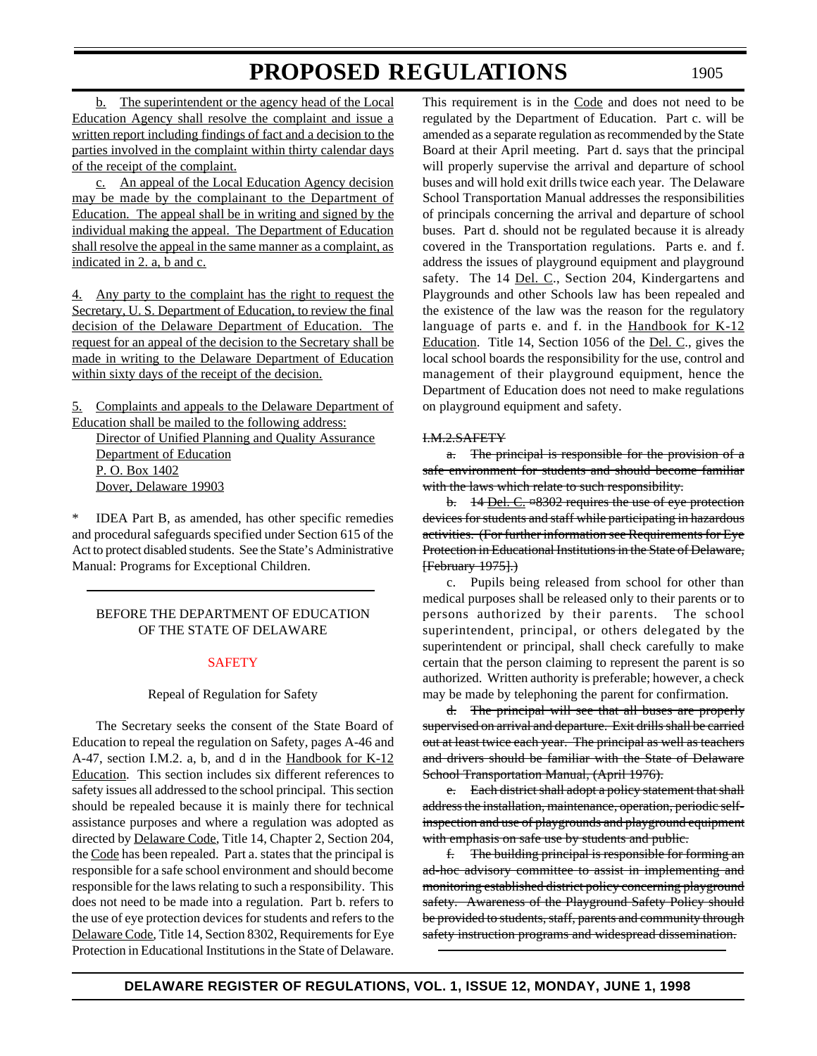b. The superintendent or the agency head of the Local Education Agency shall resolve the complaint and issue a written report including findings of fact and a decision to the parties involved in the complaint within thirty calendar days of the receipt of the complaint.

c. An appeal of the Local Education Agency decision may be made by the complainant to the Department of Education. The appeal shall be in writing and signed by the individual making the appeal. The Department of Education shall resolve the appeal in the same manner as a complaint, as indicated in 2. a, b and c.

4. Any party to the complaint has the right to request the Secretary, U. S. Department of Education, to review the final decision of the Delaware Department of Education. The request for an appeal of the decision to the Secretary shall be made in writing to the Delaware Department of Education within sixty days of the receipt of the decision.

5. Complaints and appeals to the Delaware Department of Education shall be mailed to the following address:

Director of Unified Planning and Quality Assurance
Department of Education
P. O. Box 1402
Dover, Delaware 19903

\* IDEA Part B, as amended, has other specific remedies and procedural safeguards specified under Section 615 of the Act to protect disabled students. See the State's Administrative Manual: Programs for Exceptional Children.

---

BEFORE THE DEPARTMENT OF EDUCATION
OF THE STATE OF DELAWARE

## SAFETY

Repeal of Regulation for Safety

The Secretary seeks the consent of the State Board of Education to repeal the regulation on Safety, pages A-46 and A-47, section I.M.2. a, b, and d in the Handbook for K-12 Education. This section includes six different references to safety issues all addressed to the school principal. This section should be repealed because it is mainly there for technical assistance purposes and where a regulation was adopted as directed by Delaware Code, Title 14, Chapter 2, Section 204, the Code has been repealed. Part a. states that the principal is responsible for a safe school environment and should become responsible for the laws relating to such a responsibility. This does not need to be made into a regulation. Part b. refers to the use of eye protection devices for students and refers to the Delaware Code, Title 14, Section 8302, Requirements for Eye Protection in Educational Institutions in the State of Delaware. This requirement is in the Code and does not need to be regulated by the Department of Education. Part c. will be amended as a separate regulation as recommended by the State Board at their April meeting. Part d. says that the principal will properly supervise the arrival and departure of school buses and will hold exit drills twice each year. The Delaware School Transportation Manual addresses the responsibilities of principals concerning the arrival and departure of school buses. Part d. should not be regulated because it is already covered in the Transportation regulations. Parts e. and f. address the issues of playground equipment and playground safety. The 14 Del. C., Section 204, Kindergartens and Playgrounds and other Schools law has been repealed and the existence of the law was the reason for the regulatory language of parts e. and f. in the Handbook for K-12 Education. Title 14, Section 1056 of the Del. C., gives the local school boards the responsibility for the use, control and management of their playground equipment, hence the Department of Education does not need to make regulations on playground equipment and safety.

~~I.M.2.SAFETY~~

~~a. The principal is responsible for the provision of a safe environment for students and should become familiar with the laws which relate to such responsibility.~~

~~b. 14 Del. C. ¤8302 requires the use of eye protection devices for students and staff while participating in hazardous activities. (For further information see Requirements for Eye Protection in Educational Institutions in the State of Delaware, [February 1975].)~~

c. Pupils being released from school for other than medical purposes shall be released only to their parents or to persons authorized by their parents. The school superintendent, principal, or others delegated by the superintendent or principal, shall check carefully to make certain that the person claiming to represent the parent is so authorized. Written authority is preferable; however, a check may be made by telephoning the parent for confirmation.

~~d. The principal will see that all buses are properly supervised on arrival and departure. Exit drills shall be carried out at least twice each year. The principal as well as teachers and drivers should be familiar with the State of Delaware School Transportation Manual, (April 1976).~~

~~e. Each district shall adopt a policy statement that shall address the installation, maintenance, operation, periodic self-inspection and use of playgrounds and playground equipment with emphasis on safe use by students and public.~~

~~f. The building principal is responsible for forming an ad-hoc advisory committee to assist in implementing and monitoring established district policy concerning playground safety. Awareness of the Playground Safety Policy should be provided to students, staff, parents and community through safety instruction programs and widespread dissemination.~~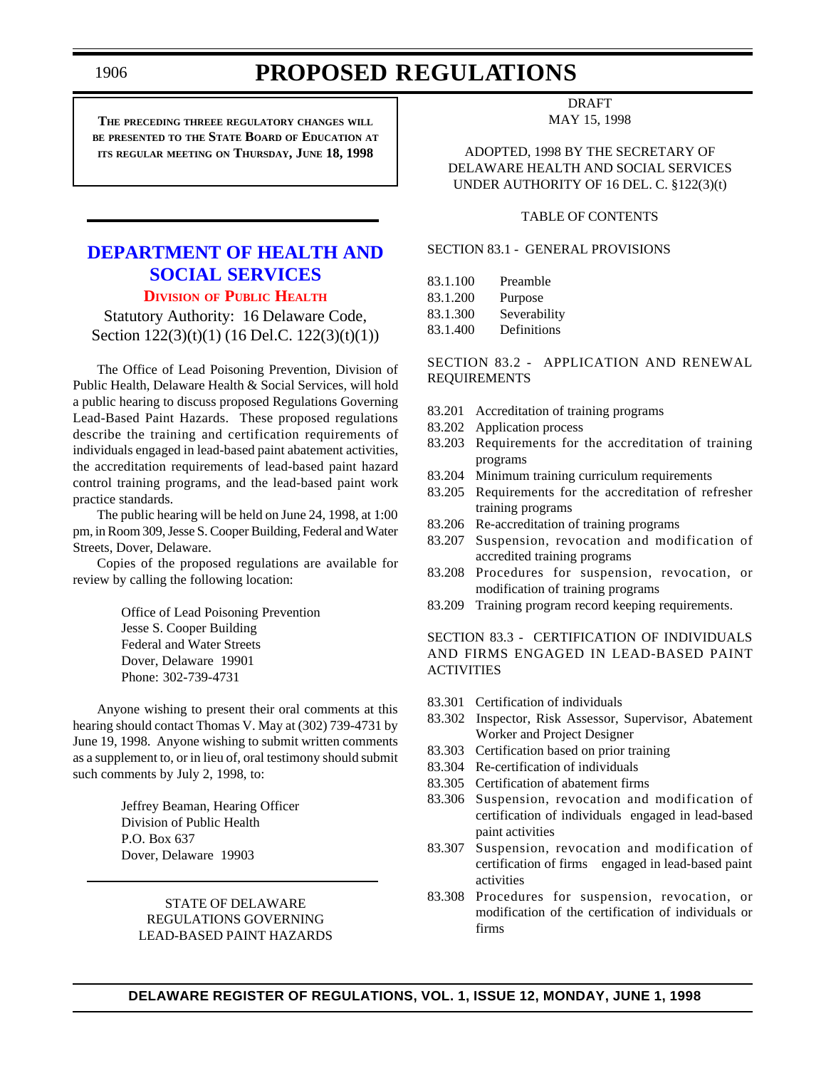**THE PRECEDING THREEE REGULATORY CHANGES WILL BE PRESENTED TO THE STATE BOARD OF EDUCATION AT ITS REGULAR MEETING ON THURSDAY, JUNE 18, 1998**

## DEPARTMENT OF HEALTH AND SOCIAL SERVICES

### DIVISION OF PUBLIC HEALTH

Statutory Authority: 16 Delaware Code, Section 122(3)(t)(1) (16 Del.C. 122(3)(t)(1))

The Office of Lead Poisoning Prevention, Division of Public Health, Delaware Health & Social Services, will hold a public hearing to discuss proposed Regulations Governing Lead-Based Paint Hazards. These proposed regulations describe the training and certification requirements of individuals engaged in lead-based paint abatement activities, the accreditation requirements of lead-based paint hazard control training programs, and the lead-based paint work practice standards.

The public hearing will be held on June 24, 1998, at 1:00 pm, in Room 309, Jesse S. Cooper Building, Federal and Water Streets, Dover, Delaware.

Copies of the proposed regulations are available for review by calling the following location:

Office of Lead Poisoning Prevention
Jesse S. Cooper Building
Federal and Water Streets
Dover, Delaware 19901
Phone: 302-739-4731

Anyone wishing to present their oral comments at this hearing should contact Thomas V. May at (302) 739-4731 by June 19, 1998. Anyone wishing to submit written comments as a supplement to, or in lieu of, oral testimony should submit such comments by July 2, 1998, to:

Jeffrey Beaman, Hearing Officer
Division of Public Health
P.O. Box 637
Dover, Delaware 19903

STATE OF DELAWARE
REGULATIONS GOVERNING
LEAD-BASED PAINT HAZARDS

DRAFT
MAY 15, 1998

ADOPTED, 1998 BY THE SECRETARY OF DELAWARE HEALTH AND SOCIAL SERVICES UNDER AUTHORITY OF 16 DEL. C. §122(3)(t)

TABLE OF CONTENTS

SECTION 83.1 - GENERAL PROVISIONS

83.1.100 Preamble
83.1.200 Purpose
83.1.300 Severability
83.1.400 Definitions

SECTION 83.2 - APPLICATION AND RENEWAL REQUIREMENTS

83.201 Accreditation of training programs
83.202 Application process
83.203 Requirements for the accreditation of training programs
83.204 Minimum training curriculum requirements
83.205 Requirements for the accreditation of refresher training programs
83.206 Re-accreditation of training programs
83.207 Suspension, revocation and modification of accredited training programs
83.208 Procedures for suspension, revocation, or modification of training programs
83.209 Training program record keeping requirements.

SECTION 83.3 - CERTIFICATION OF INDIVIDUALS AND FIRMS ENGAGED IN LEAD-BASED PAINT ACTIVITIES

83.301 Certification of individuals
83.302 Inspector, Risk Assessor, Supervisor, Abatement Worker and Project Designer
83.303 Certification based on prior training
83.304 Re-certification of individuals
83.305 Certification of abatement firms
83.306 Suspension, revocation and modification of certification of individuals engaged in lead-based paint activities
83.307 Suspension, revocation and modification of certification of firms engaged in lead-based paint activities
83.308 Procedures for suspension, revocation, or modification of the certification of individuals or firms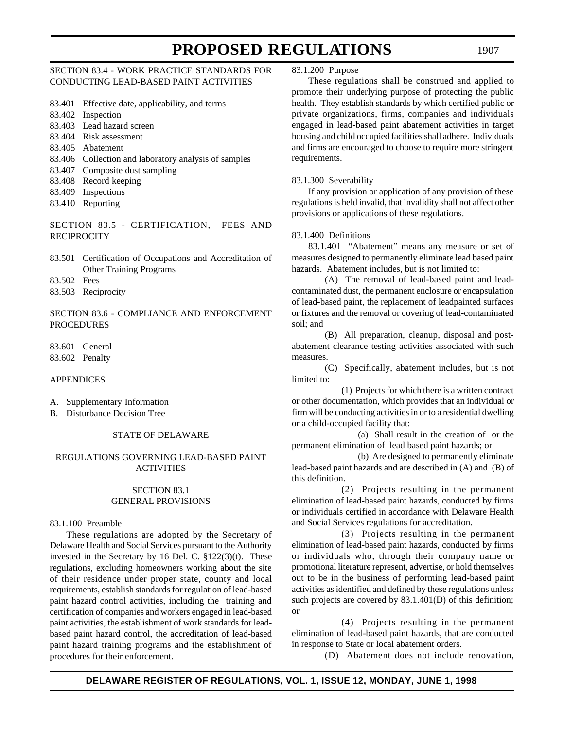SECTION 83.4 - WORK PRACTICE STANDARDS FOR CONDUCTING LEAD-BASED PAINT ACTIVITIES

83.401 Effective date, applicability, and terms
83.402 Inspection
83.403 Lead hazard screen
83.404 Risk assessment
83.405 Abatement
83.406 Collection and laboratory analysis of samples
83.407 Composite dust sampling
83.408 Record keeping
83.409 Inspections
83.410 Reporting

SECTION 83.5 - CERTIFICATION, FEES AND RECIPROCITY

83.501 Certification of Occupations and Accreditation of Other Training Programs
83.502 Fees
83.503 Reciprocity

SECTION 83.6 - COMPLIANCE AND ENFORCEMENT PROCEDURES

83.601 General
83.602 Penalty

APPENDICES

A. Supplementary Information
B. Disturbance Decision Tree

STATE OF DELAWARE

REGULATIONS GOVERNING LEAD-BASED PAINT ACTIVITIES

SECTION 83.1
GENERAL PROVISIONS

83.1.100 Preamble

These regulations are adopted by the Secretary of Delaware Health and Social Services pursuant to the Authority invested in the Secretary by 16 Del. C. §122(3)(t). These regulations, excluding homeowners working about the site of their residence under proper state, county and local requirements, establish standards for regulation of lead-based paint hazard control activities, including the training and certification of companies and workers engaged in lead-based paint activities, the establishment of work standards for lead-based paint hazard control, the accreditation of lead-based paint hazard training programs and the establishment of procedures for their enforcement.

83.1.200 Purpose

These regulations shall be construed and applied to promote their underlying purpose of protecting the public health. They establish standards by which certified public or private organizations, firms, companies and individuals engaged in lead-based paint abatement activities in target housing and child occupied facilities shall adhere. Individuals and firms are encouraged to choose to require more stringent requirements.

83.1.300 Severability

If any provision or application of any provision of these regulations is held invalid, that invalidity shall not affect other provisions or applications of these regulations.

83.1.400 Definitions

83.1.401 "Abatement" means any measure or set of measures designed to permanently eliminate lead based paint hazards. Abatement includes, but is not limited to:

(A) The removal of lead-based paint and lead-contaminated dust, the permanent enclosure or encapsulation of lead-based paint, the replacement of leadpainted surfaces or fixtures and the removal or covering of lead-contaminated soil; and

(B) All preparation, cleanup, disposal and post-abatement clearance testing activities associated with such measures.

(C) Specifically, abatement includes, but is not limited to:

(1) Projects for which there is a written contract or other documentation, which provides that an individual or firm will be conducting activities in or to a residential dwelling or a child-occupied facility that:

(a) Shall result in the creation of or the permanent elimination of lead based paint hazards; or

(b) Are designed to permanently eliminate lead-based paint hazards and are described in (A) and (B) of this definition.

(2) Projects resulting in the permanent elimination of lead-based paint hazards, conducted by firms or individuals certified in accordance with Delaware Health and Social Services regulations for accreditation.

(3) Projects resulting in the permanent elimination of lead-based paint hazards, conducted by firms or individuals who, through their company name or promotional literature represent, advertise, or hold themselves out to be in the business of performing lead-based paint activities as identified and defined by these regulations unless such projects are covered by 83.1.401(D) of this definition; or

(4) Projects resulting in the permanent elimination of lead-based paint hazards, that are conducted in response to State or local abatement orders.

(D) Abatement does not include renovation,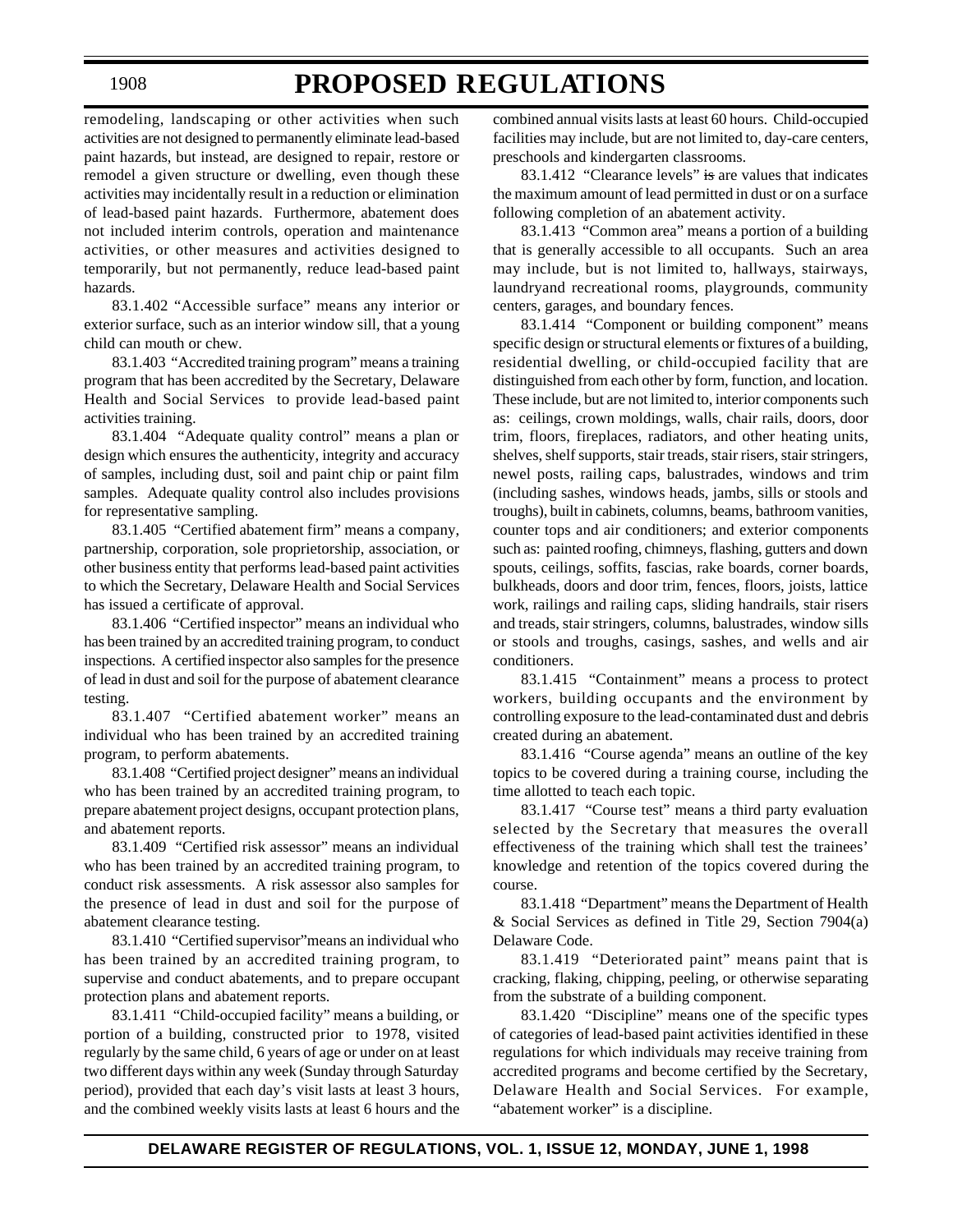remodeling, landscaping or other activities when such activities are not designed to permanently eliminate lead-based paint hazards, but instead, are designed to repair, restore or remodel a given structure or dwelling, even though these activities may incidentally result in a reduction or elimination of lead-based paint hazards. Furthermore, abatement does not included interim controls, operation and maintenance activities, or other measures and activities designed to temporarily, but not permanently, reduce lead-based paint hazards.

83.1.402 "Accessible surface" means any interior or exterior surface, such as an interior window sill, that a young child can mouth or chew.

83.1.403 "Accredited training program" means a training program that has been accredited by the Secretary, Delaware Health and Social Services to provide lead-based paint activities training.

83.1.404 "Adequate quality control" means a plan or design which ensures the authenticity, integrity and accuracy of samples, including dust, soil and paint chip or paint film samples. Adequate quality control also includes provisions for representative sampling.

83.1.405 "Certified abatement firm" means a company, partnership, corporation, sole proprietorship, association, or other business entity that performs lead-based paint activities to which the Secretary, Delaware Health and Social Services has issued a certificate of approval.

83.1.406 "Certified inspector" means an individual who has been trained by an accredited training program, to conduct inspections. A certified inspector also samples for the presence of lead in dust and soil for the purpose of abatement clearance testing.

83.1.407 "Certified abatement worker" means an individual who has been trained by an accredited training program, to perform abatements.

83.1.408 "Certified project designer" means an individual who has been trained by an accredited training program, to prepare abatement project designs, occupant protection plans, and abatement reports.

83.1.409 "Certified risk assessor" means an individual who has been trained by an accredited training program, to conduct risk assessments. A risk assessor also samples for the presence of lead in dust and soil for the purpose of abatement clearance testing.

83.1.410 "Certified supervisor" means an individual who has been trained by an accredited training program, to supervise and conduct abatements, and to prepare occupant protection plans and abatement reports.

83.1.411 "Child-occupied facility" means a building, or portion of a building, constructed prior to 1978, visited regularly by the same child, 6 years of age or under on at least two different days within any week (Sunday through Saturday period), provided that each day's visit lasts at least 3 hours, and the combined weekly visits lasts at least 6 hours and the combined annual visits lasts at least 60 hours. Child-occupied facilities may include, but are not limited to, day-care centers, preschools and kindergarten classrooms.

83.1.412 "Clearance levels" ~~is~~ are values that indicates the maximum amount of lead permitted in dust or on a surface following completion of an abatement activity.

83.1.413 "Common area" means a portion of a building that is generally accessible to all occupants. Such an area may include, but is not limited to, hallways, stairways, laundryand recreational rooms, playgrounds, community centers, garages, and boundary fences.

83.1.414 "Component or building component" means specific design or structural elements or fixtures of a building, residential dwelling, or child-occupied facility that are distinguished from each other by form, function, and location. These include, but are not limited to, interior components such as: ceilings, crown moldings, walls, chair rails, doors, door trim, floors, fireplaces, radiators, and other heating units, shelves, shelf supports, stair treads, stair risers, stair stringers, newel posts, railing caps, balustrades, windows and trim (including sashes, windows heads, jambs, sills or stools and troughs), built in cabinets, columns, beams, bathroom vanities, counter tops and air conditioners; and exterior components such as: painted roofing, chimneys, flashing, gutters and down spouts, ceilings, soffits, fascias, rake boards, corner boards, bulkheads, doors and door trim, fences, floors, joists, lattice work, railings and railing caps, sliding handrails, stair risers and treads, stair stringers, columns, balustrades, window sills or stools and troughs, casings, sashes, and wells and air conditioners.

83.1.415 "Containment" means a process to protect workers, building occupants and the environment by controlling exposure to the lead-contaminated dust and debris created during an abatement.

83.1.416 "Course agenda" means an outline of the key topics to be covered during a training course, including the time allotted to teach each topic.

83.1.417 "Course test" means a third party evaluation selected by the Secretary that measures the overall effectiveness of the training which shall test the trainees' knowledge and retention of the topics covered during the course.

83.1.418 "Department" means the Department of Health & Social Services as defined in Title 29, Section 7904(a) Delaware Code.

83.1.419 "Deteriorated paint" means paint that is cracking, flaking, chipping, peeling, or otherwise separating from the substrate of a building component.

83.1.420 "Discipline" means one of the specific types of categories of lead-based paint activities identified in these regulations for which individuals may receive training from accredited programs and become certified by the Secretary, Delaware Health and Social Services. For example, "abatement worker" is a discipline.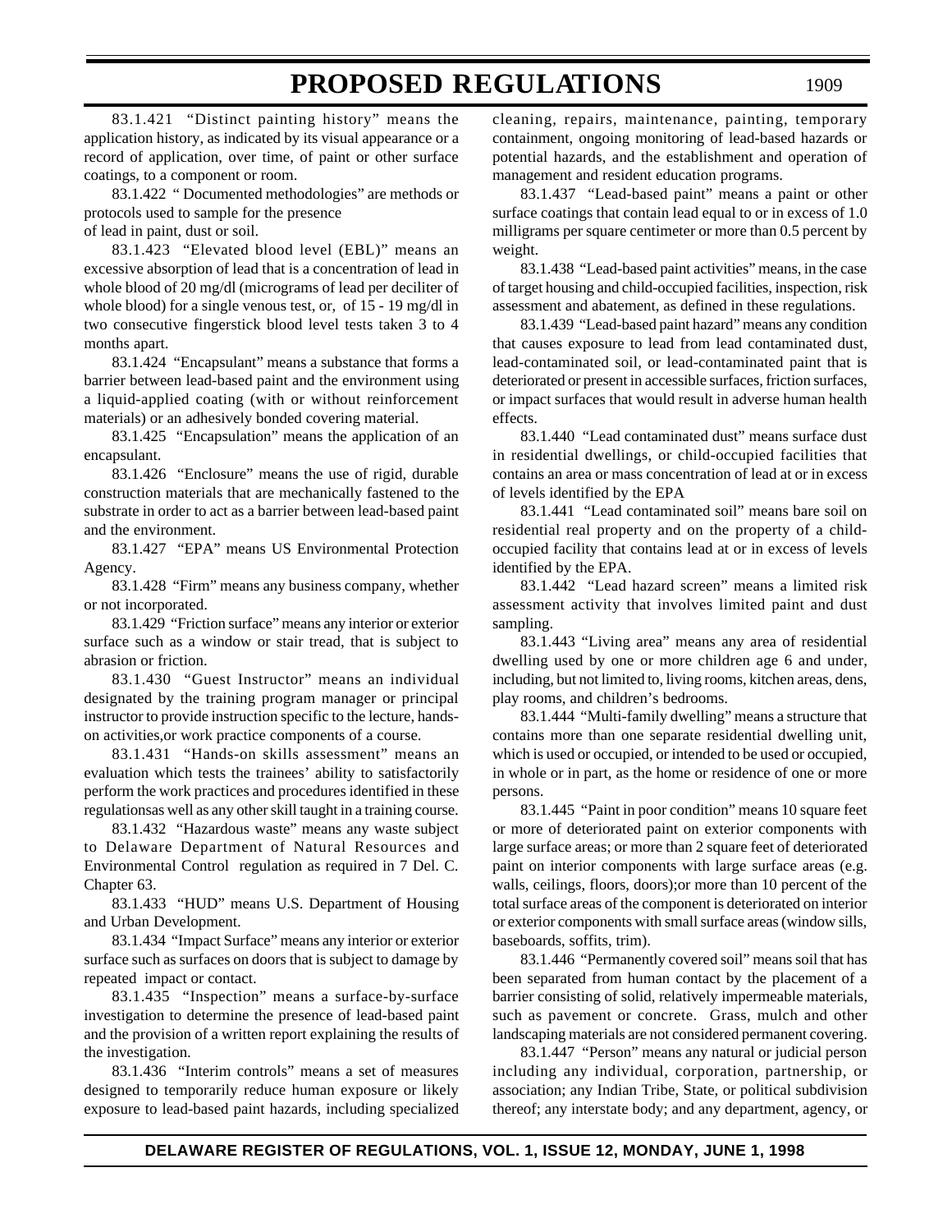83.1.421 "Distinct painting history" means the application history, as indicated by its visual appearance or a record of application, over time, of paint or other surface coatings, to a component or room.

83.1.422 " Documented methodologies" are methods or protocols used to sample for the presence of lead in paint, dust or soil.

83.1.423 "Elevated blood level (EBL)" means an excessive absorption of lead that is a concentration of lead in whole blood of 20 mg/dl (micrograms of lead per deciliter of whole blood) for a single venous test, or, of 15 - 19 mg/dl in two consecutive fingerstick blood level tests taken 3 to 4 months apart.

83.1.424 "Encapsulant" means a substance that forms a barrier between lead-based paint and the environment using a liquid-applied coating (with or without reinforcement materials) or an adhesively bonded covering material.

83.1.425 "Encapsulation" means the application of an encapsulant.

83.1.426 "Enclosure" means the use of rigid, durable construction materials that are mechanically fastened to the substrate in order to act as a barrier between lead-based paint and the environment.

83.1.427 "EPA" means US Environmental Protection Agency.

83.1.428 "Firm" means any business company, whether or not incorporated.

83.1.429 "Friction surface" means any interior or exterior surface such as a window or stair tread, that is subject to abrasion or friction.

83.1.430 "Guest Instructor" means an individual designated by the training program manager or principal instructor to provide instruction specific to the lecture, hands-on activities,or work practice components of a course.

83.1.431 "Hands-on skills assessment" means an evaluation which tests the trainees' ability to satisfactorily perform the work practices and procedures identified in these regulationsas well as any other skill taught in a training course.

83.1.432 "Hazardous waste" means any waste subject to Delaware Department of Natural Resources and Environmental Control regulation as required in 7 Del. C. Chapter 63.

83.1.433 "HUD" means U.S. Department of Housing and Urban Development.

83.1.434 "Impact Surface" means any interior or exterior surface such as surfaces on doors that is subject to damage by repeated impact or contact.

83.1.435 "Inspection" means a surface-by-surface investigation to determine the presence of lead-based paint and the provision of a written report explaining the results of the investigation.

83.1.436 "Interim controls" means a set of measures designed to temporarily reduce human exposure or likely exposure to lead-based paint hazards, including specialized cleaning, repairs, maintenance, painting, temporary containment, ongoing monitoring of lead-based hazards or potential hazards, and the establishment and operation of management and resident education programs.

83.1.437 "Lead-based paint" means a paint or other surface coatings that contain lead equal to or in excess of 1.0 milligrams per square centimeter or more than 0.5 percent by weight.

83.1.438 "Lead-based paint activities" means, in the case of target housing and child-occupied facilities, inspection, risk assessment and abatement, as defined in these regulations.

83.1.439 "Lead-based paint hazard" means any condition that causes exposure to lead from lead contaminated dust, lead-contaminated soil, or lead-contaminated paint that is deteriorated or present in accessible surfaces, friction surfaces, or impact surfaces that would result in adverse human health effects.

83.1.440 "Lead contaminated dust" means surface dust in residential dwellings, or child-occupied facilities that contains an area or mass concentration of lead at or in excess of levels identified by the EPA

83.1.441 "Lead contaminated soil" means bare soil on residential real property and on the property of a child-occupied facility that contains lead at or in excess of levels identified by the EPA.

83.1.442 "Lead hazard screen" means a limited risk assessment activity that involves limited paint and dust sampling.

83.1.443 "Living area" means any area of residential dwelling used by one or more children age 6 and under, including, but not limited to, living rooms, kitchen areas, dens, play rooms, and children's bedrooms.

83.1.444 "Multi-family dwelling" means a structure that contains more than one separate residential dwelling unit, which is used or occupied, or intended to be used or occupied, in whole or in part, as the home or residence of one or more persons.

83.1.445 "Paint in poor condition" means 10 square feet or more of deteriorated paint on exterior components with large surface areas; or more than 2 square feet of deteriorated paint on interior components with large surface areas (e.g. walls, ceilings, floors, doors);or more than 10 percent of the total surface areas of the component is deteriorated on interior or exterior components with small surface areas (window sills, baseboards, soffits, trim).

83.1.446 "Permanently covered soil" means soil that has been separated from human contact by the placement of a barrier consisting of solid, relatively impermeable materials, such as pavement or concrete. Grass, mulch and other landscaping materials are not considered permanent covering.

83.1.447 "Person" means any natural or judicial person including any individual, corporation, partnership, or association; any Indian Tribe, State, or political subdivision thereof; any interstate body; and any department, agency, or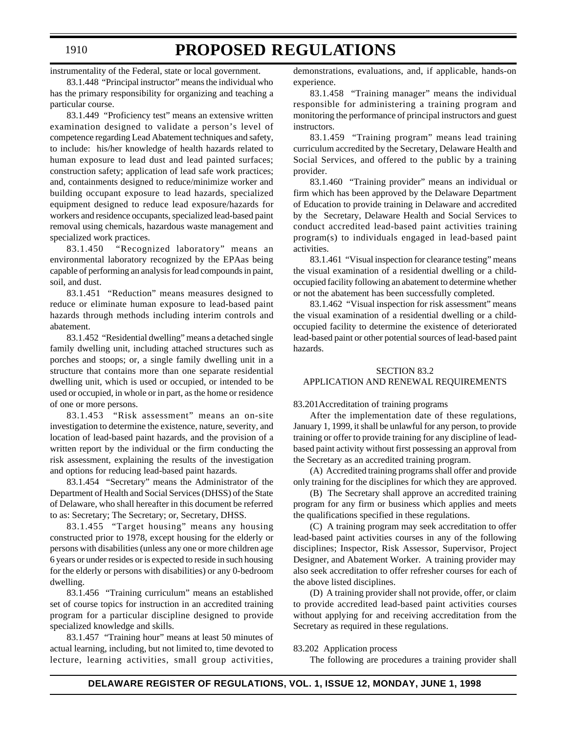instrumentality of the Federal, state or local government.

83.1.448 "Principal instructor" means the individual who has the primary responsibility for organizing and teaching a particular course.

83.1.449 "Proficiency test" means an extensive written examination designed to validate a person's level of competence regarding Lead Abatement techniques and safety, to include: his/her knowledge of health hazards related to human exposure to lead dust and lead painted surfaces; construction safety; application of lead safe work practices; and, containments designed to reduce/minimize worker and building occupant exposure to lead hazards, specialized equipment designed to reduce lead exposure/hazards for workers and residence occupants, specialized lead-based paint removal using chemicals, hazardous waste management and specialized work practices.

83.1.450 "Recognized laboratory" means an environmental laboratory recognized by the EPAas being capable of performing an analysis for lead compounds in paint, soil, and dust.

83.1.451 "Reduction" means measures designed to reduce or eliminate human exposure to lead-based paint hazards through methods including interim controls and abatement.

83.1.452 "Residential dwelling" means a detached single family dwelling unit, including attached structures such as porches and stoops; or, a single family dwelling unit in a structure that contains more than one separate residential dwelling unit, which is used or occupied, or intended to be used or occupied, in whole or in part, as the home or residence of one or more persons.

83.1.453 "Risk assessment" means an on-site investigation to determine the existence, nature, severity, and location of lead-based paint hazards, and the provision of a written report by the individual or the firm conducting the risk assessment, explaining the results of the investigation and options for reducing lead-based paint hazards.

83.1.454 "Secretary" means the Administrator of the Department of Health and Social Services (DHSS) of the State of Delaware, who shall hereafter in this document be referred to as: Secretary; The Secretary; or, Secretary, DHSS.

83.1.455 "Target housing" means any housing constructed prior to 1978, except housing for the elderly or persons with disabilities (unless any one or more children age 6 years or under resides or is expected to reside in such housing for the elderly or persons with disabilities) or any 0-bedroom dwelling.

83.1.456 "Training curriculum" means an established set of course topics for instruction in an accredited training program for a particular discipline designed to provide specialized knowledge and skills.

83.1.457 "Training hour" means at least 50 minutes of actual learning, including, but not limited to, time devoted to lecture, learning activities, small group activities, demonstrations, evaluations, and, if applicable, hands-on experience.

83.1.458 "Training manager" means the individual responsible for administering a training program and monitoring the performance of principal instructors and guest instructors.

83.1.459 "Training program" means lead training curriculum accredited by the Secretary, Delaware Health and Social Services, and offered to the public by a training provider.

83.1.460 "Training provider" means an individual or firm which has been approved by the Delaware Department of Education to provide training in Delaware and accredited by the Secretary, Delaware Health and Social Services to conduct accredited lead-based paint activities training program(s) to individuals engaged in lead-based paint activities.

83.1.461 "Visual inspection for clearance testing" means the visual examination of a residential dwelling or a child-occupied facility following an abatement to determine whether or not the abatement has been successfully completed.

83.1.462 "Visual inspection for risk assessment" means the visual examination of a residential dwelling or a child-occupied facility to determine the existence of deteriorated lead-based paint or other potential sources of lead-based paint hazards.

## SECTION 83.2
## APPLICATION AND RENEWAL REQUIREMENTS

83.201Accreditation of training programs

After the implementation date of these regulations, January 1, 1999, it shall be unlawful for any person, to provide training or offer to provide training for any discipline of lead-based paint activity without first possessing an approval from the Secretary as an accredited training program.

(A) Accredited training programs shall offer and provide only training for the disciplines for which they are approved.

(B) The Secretary shall approve an accredited training program for any firm or business which applies and meets the qualifications specified in these regulations.

(C) A training program may seek accreditation to offer lead-based paint activities courses in any of the following disciplines; Inspector, Risk Assessor, Supervisor, Project Designer, and Abatement Worker. A training provider may also seek accreditation to offer refresher courses for each of the above listed disciplines.

(D) A training provider shall not provide, offer, or claim to provide accredited lead-based paint activities courses without applying for and receiving accreditation from the Secretary as required in these regulations.

83.202 Application process

The following are procedures a training provider shall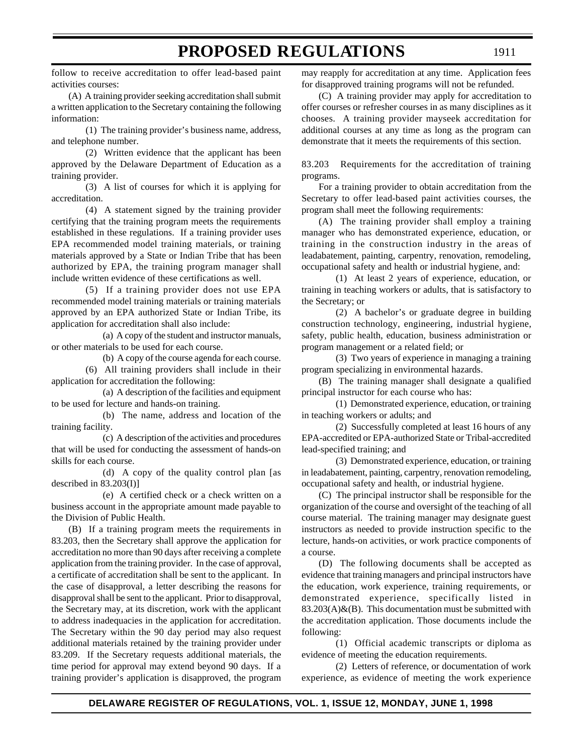follow to receive accreditation to offer lead-based paint activities courses:

(A) A training provider seeking accreditation shall submit a written application to the Secretary containing the following information:

(1) The training provider's business name, address, and telephone number.

(2) Written evidence that the applicant has been approved by the Delaware Department of Education as a training provider.

(3) A list of courses for which it is applying for accreditation.

(4) A statement signed by the training provider certifying that the training program meets the requirements established in these regulations. If a training provider uses EPA recommended model training materials, or training materials approved by a State or Indian Tribe that has been authorized by EPA, the training program manager shall include written evidence of these certifications as well.

(5) If a training provider does not use EPA recommended model training materials or training materials approved by an EPA authorized State or Indian Tribe, its application for accreditation shall also include:

(a) A copy of the student and instructor manuals, or other materials to be used for each course.

(b) A copy of the course agenda for each course.

(6) All training providers shall include in their application for accreditation the following:

(a) A description of the facilities and equipment to be used for lecture and hands-on training.

(b) The name, address and location of the training facility.

(c) A description of the activities and procedures that will be used for conducting the assessment of hands-on skills for each course.

(d) A copy of the quality control plan [as described in 83.203(I)]

(e) A certified check or a check written on a business account in the appropriate amount made payable to the Division of Public Health.

(B) If a training program meets the requirements in 83.203, then the Secretary shall approve the application for accreditation no more than 90 days after receiving a complete application from the training provider. In the case of approval, a certificate of accreditation shall be sent to the applicant. In the case of disapproval, a letter describing the reasons for disapproval shall be sent to the applicant. Prior to disapproval, the Secretary may, at its discretion, work with the applicant to address inadequacies in the application for accreditation. The Secretary within the 90 day period may also request additional materials retained by the training provider under 83.209. If the Secretary requests additional materials, the time period for approval may extend beyond 90 days. If a training provider's application is disapproved, the program may reapply for accreditation at any time. Application fees for disapproved training programs will not be refunded.

(C) A training provider may apply for accreditation to offer courses or refresher courses in as many disciplines as it chooses. A training provider mayseek accreditation for additional courses at any time as long as the program can demonstrate that it meets the requirements of this section.

83.203 Requirements for the accreditation of training programs.

For a training provider to obtain accreditation from the Secretary to offer lead-based paint activities courses, the program shall meet the following requirements:

(A) The training provider shall employ a training manager who has demonstrated experience, education, or training in the construction industry in the areas of leadabatement, painting, carpentry, renovation, remodeling, occupational safety and health or industrial hygiene, and:

(1) At least 2 years of experience, education, or training in teaching workers or adults, that is satisfactory to the Secretary; or

(2) A bachelor's or graduate degree in building construction technology, engineering, industrial hygiene, safety, public health, education, business administration or program management or a related field; or

(3) Two years of experience in managing a training program specializing in environmental hazards.

(B) The training manager shall designate a qualified principal instructor for each course who has:

(1) Demonstrated experience, education, or training in teaching workers or adults; and

(2) Successfully completed at least 16 hours of any EPA-accredited or EPA-authorized State or Tribal-accredited lead-specified training; and

(3) Demonstrated experience, education, or training in leadabatement, painting, carpentry, renovation remodeling, occupational safety and health, or industrial hygiene.

(C) The principal instructor shall be responsible for the organization of the course and oversight of the teaching of all course material. The training manager may designate guest instructors as needed to provide instruction specific to the lecture, hands-on activities, or work practice components of a course.

(D) The following documents shall be accepted as evidence that training managers and principal instructors have the education, work experience, training requirements, or demonstrated experience, specifically listed in 83.203(A)&(B). This documentation must be submitted with the accreditation application. Those documents include the following:

(1) Official academic transcripts or diploma as evidence of meeting the education requirements.

(2) Letters of reference, or documentation of work experience, as evidence of meeting the work experience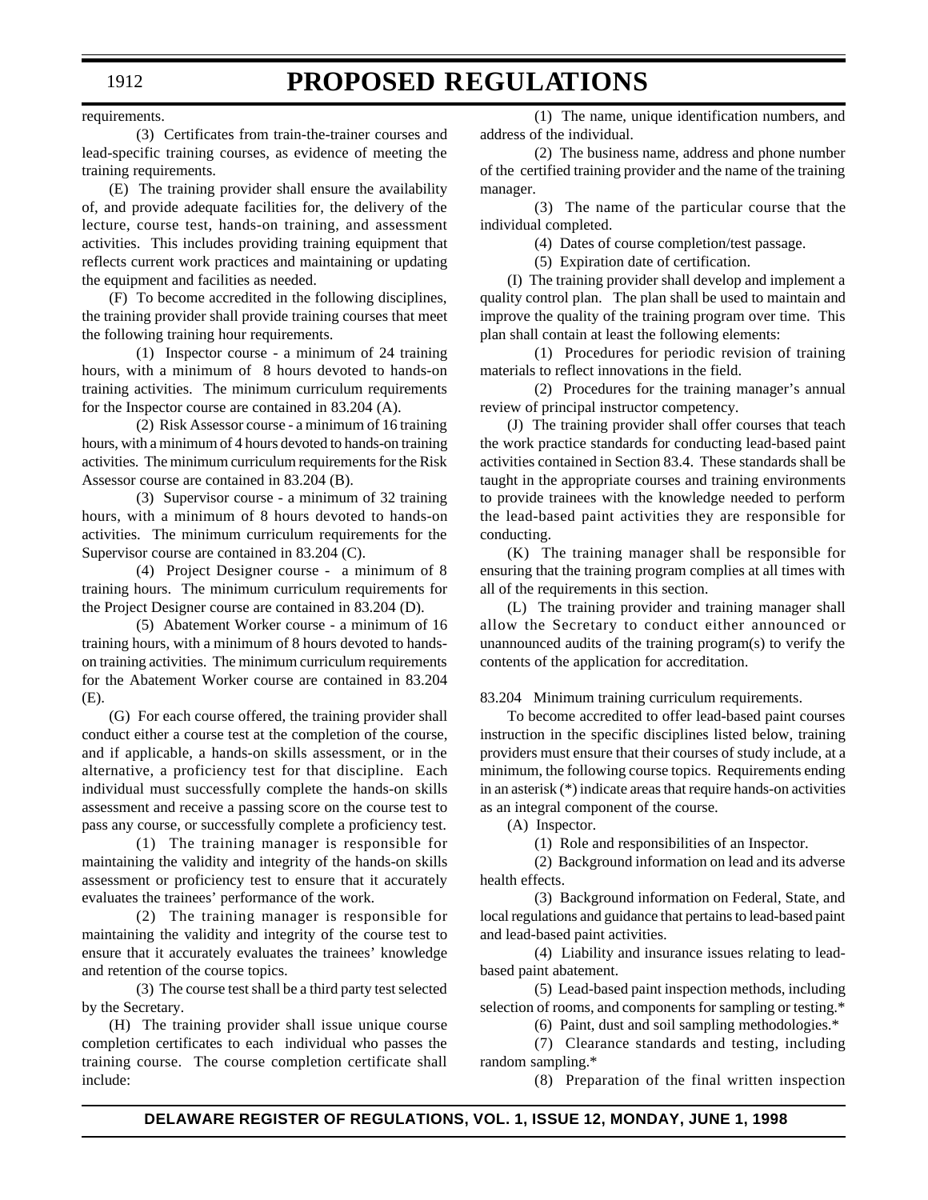requirements.

(3) Certificates from train-the-trainer courses and lead-specific training courses, as evidence of meeting the training requirements.

(E) The training provider shall ensure the availability of, and provide adequate facilities for, the delivery of the lecture, course test, hands-on training, and assessment activities. This includes providing training equipment that reflects current work practices and maintaining or updating the equipment and facilities as needed.

(F) To become accredited in the following disciplines, the training provider shall provide training courses that meet the following training hour requirements.

(1) Inspector course - a minimum of 24 training hours, with a minimum of 8 hours devoted to hands-on training activities. The minimum curriculum requirements for the Inspector course are contained in 83.204 (A).

(2) Risk Assessor course - a minimum of 16 training hours, with a minimum of 4 hours devoted to hands-on training activities. The minimum curriculum requirements for the Risk Assessor course are contained in 83.204 (B).

(3) Supervisor course - a minimum of 32 training hours, with a minimum of 8 hours devoted to hands-on activities. The minimum curriculum requirements for the Supervisor course are contained in 83.204 (C).

(4) Project Designer course - a minimum of 8 training hours. The minimum curriculum requirements for the Project Designer course are contained in 83.204 (D).

(5) Abatement Worker course - a minimum of 16 training hours, with a minimum of 8 hours devoted to hands-on training activities. The minimum curriculum requirements for the Abatement Worker course are contained in 83.204 (E).

(G) For each course offered, the training provider shall conduct either a course test at the completion of the course, and if applicable, a hands-on skills assessment, or in the alternative, a proficiency test for that discipline. Each individual must successfully complete the hands-on skills assessment and receive a passing score on the course test to pass any course, or successfully complete a proficiency test.

(1) The training manager is responsible for maintaining the validity and integrity of the hands-on skills assessment or proficiency test to ensure that it accurately evaluates the trainees' performance of the work.

(2) The training manager is responsible for maintaining the validity and integrity of the course test to ensure that it accurately evaluates the trainees' knowledge and retention of the course topics.

(3) The course test shall be a third party test selected by the Secretary.

(H) The training provider shall issue unique course completion certificates to each individual who passes the training course. The course completion certificate shall include:

(1) The name, unique identification numbers, and address of the individual.

(2) The business name, address and phone number of the certified training provider and the name of the training manager.

(3) The name of the particular course that the individual completed.

(4) Dates of course completion/test passage.

(5) Expiration date of certification.

(I) The training provider shall develop and implement a quality control plan. The plan shall be used to maintain and improve the quality of the training program over time. This plan shall contain at least the following elements:

(1) Procedures for periodic revision of training materials to reflect innovations in the field.

(2) Procedures for the training manager's annual review of principal instructor competency.

(J) The training provider shall offer courses that teach the work practice standards for conducting lead-based paint activities contained in Section 83.4. These standards shall be taught in the appropriate courses and training environments to provide trainees with the knowledge needed to perform the lead-based paint activities they are responsible for conducting.

(K) The training manager shall be responsible for ensuring that the training program complies at all times with all of the requirements in this section.

(L) The training provider and training manager shall allow the Secretary to conduct either announced or unannounced audits of the training program(s) to verify the contents of the application for accreditation.

83.204 Minimum training curriculum requirements.

To become accredited to offer lead-based paint courses instruction in the specific disciplines listed below, training providers must ensure that their courses of study include, at a minimum, the following course topics. Requirements ending in an asterisk (*) indicate areas that require hands-on activities as an integral component of the course.

(A) Inspector.

(1) Role and responsibilities of an Inspector.

(2) Background information on lead and its adverse health effects.

(3) Background information on Federal, State, and local regulations and guidance that pertains to lead-based paint and lead-based paint activities.

(4) Liability and insurance issues relating to lead-based paint abatement.

(5) Lead-based paint inspection methods, including selection of rooms, and components for sampling or testing.*

(6) Paint, dust and soil sampling methodologies.*

(7) Clearance standards and testing, including random sampling.*

(8) Preparation of the final written inspection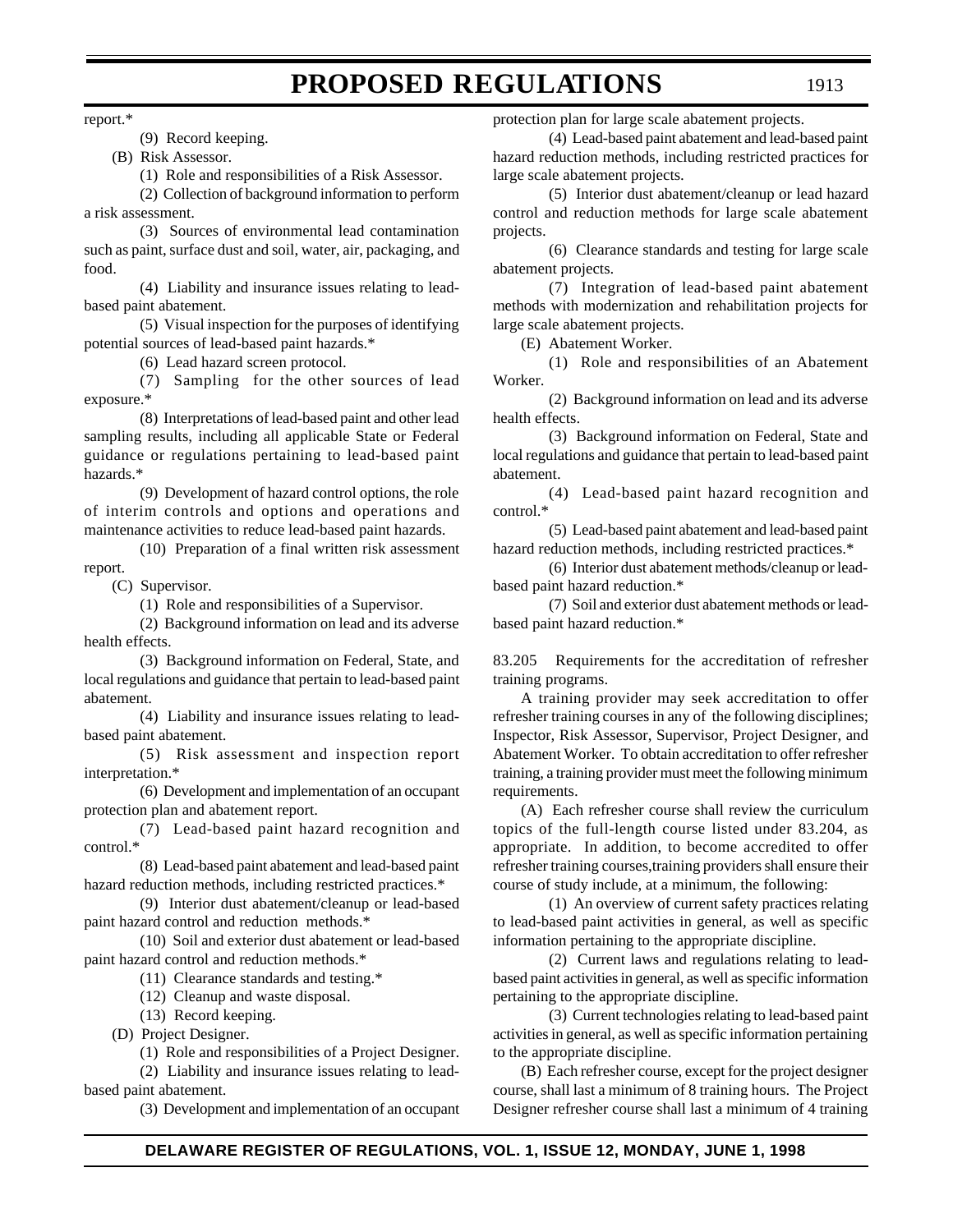report.*

(9) Record keeping.

(B) Risk Assessor.

(1) Role and responsibilities of a Risk Assessor.

(2) Collection of background information to perform a risk assessment.

(3) Sources of environmental lead contamination such as paint, surface dust and soil, water, air, packaging, and food.

(4) Liability and insurance issues relating to lead-based paint abatement.

(5) Visual inspection for the purposes of identifying potential sources of lead-based paint hazards.*

(6) Lead hazard screen protocol.

(7) Sampling for the other sources of lead exposure.*

(8) Interpretations of lead-based paint and other lead sampling results, including all applicable State or Federal guidance or regulations pertaining to lead-based paint hazards.*

(9) Development of hazard control options, the role of interim controls and options and operations and maintenance activities to reduce lead-based paint hazards.

(10) Preparation of a final written risk assessment report.

(C) Supervisor.

(1) Role and responsibilities of a Supervisor.

(2) Background information on lead and its adverse health effects.

(3) Background information on Federal, State, and local regulations and guidance that pertain to lead-based paint abatement.

(4) Liability and insurance issues relating to lead-based paint abatement.

(5) Risk assessment and inspection report interpretation.*

(6) Development and implementation of an occupant protection plan and abatement report.

(7) Lead-based paint hazard recognition and control.*

(8) Lead-based paint abatement and lead-based paint hazard reduction methods, including restricted practices.*

(9) Interior dust abatement/cleanup or lead-based paint hazard control and reduction methods.*

(10) Soil and exterior dust abatement or lead-based paint hazard control and reduction methods.*

(11) Clearance standards and testing.*

(12) Cleanup and waste disposal.

(13) Record keeping.

(D) Project Designer.

(1) Role and responsibilities of a Project Designer.

(2) Liability and insurance issues relating to lead-based paint abatement.

(3) Development and implementation of an occupant protection plan for large scale abatement projects.

(4) Lead-based paint abatement and lead-based paint hazard reduction methods, including restricted practices for large scale abatement projects.

(5) Interior dust abatement/cleanup or lead hazard control and reduction methods for large scale abatement projects.

(6) Clearance standards and testing for large scale abatement projects.

(7) Integration of lead-based paint abatement methods with modernization and rehabilitation projects for large scale abatement projects.

(E) Abatement Worker.

(1) Role and responsibilities of an Abatement Worker.

(2) Background information on lead and its adverse health effects.

(3) Background information on Federal, State and local regulations and guidance that pertain to lead-based paint abatement.

(4) Lead-based paint hazard recognition and control.*

(5) Lead-based paint abatement and lead-based paint hazard reduction methods, including restricted practices.*

(6) Interior dust abatement methods/cleanup or lead-based paint hazard reduction.*

(7) Soil and exterior dust abatement methods or lead-based paint hazard reduction.*

83.205 Requirements for the accreditation of refresher training programs.

A training provider may seek accreditation to offer refresher training courses in any of the following disciplines; Inspector, Risk Assessor, Supervisor, Project Designer, and Abatement Worker. To obtain accreditation to offer refresher training, a training provider must meet the following minimum requirements.

(A) Each refresher course shall review the curriculum topics of the full-length course listed under 83.204, as appropriate. In addition, to become accredited to offer refresher training courses,training providers shall ensure their course of study include, at a minimum, the following:

(1) An overview of current safety practices relating to lead-based paint activities in general, as well as specific information pertaining to the appropriate discipline.

(2) Current laws and regulations relating to lead-based paint activities in general, as well as specific information pertaining to the appropriate discipline.

(3) Current technologies relating to lead-based paint activities in general, as well as specific information pertaining to the appropriate discipline.

(B) Each refresher course, except for the project designer course, shall last a minimum of 8 training hours. The Project Designer refresher course shall last a minimum of 4 training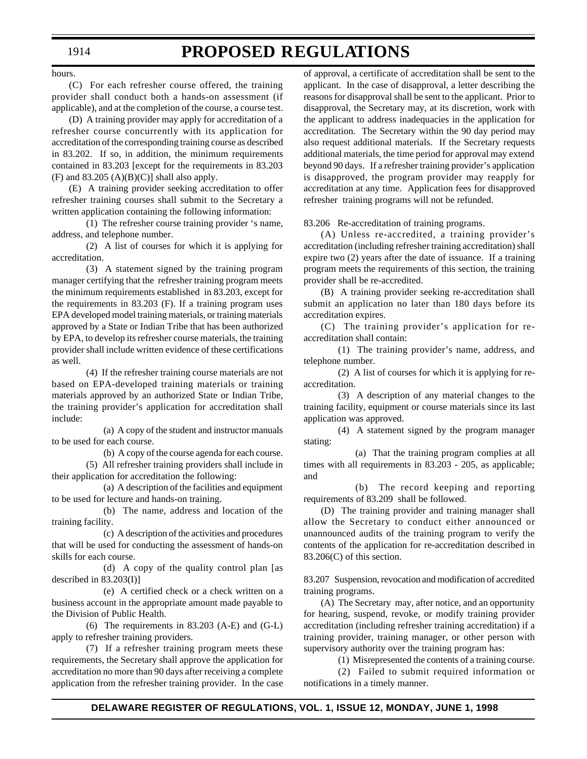hours.

(C) For each refresher course offered, the training provider shall conduct both a hands-on assessment (if applicable), and at the completion of the course, a course test.

(D) A training provider may apply for accreditation of a refresher course concurrently with its application for accreditation of the corresponding training course as described in 83.202. If so, in addition, the minimum requirements contained in 83.203 [except for the requirements in 83.203 (F) and 83.205 (A)(B)(C)] shall also apply.

(E) A training provider seeking accreditation to offer refresher training courses shall submit to the Secretary a written application containing the following information:

(1) The refresher course training provider 's name, address, and telephone number.

(2) A list of courses for which it is applying for accreditation.

(3) A statement signed by the training program manager certifying that the refresher training program meets the minimum requirements established in 83.203, except for the requirements in 83.203 (F). If a training program uses EPA developed model training materials, or training materials approved by a State or Indian Tribe that has been authorized by EPA, to develop its refresher course materials, the training provider shall include written evidence of these certifications as well.

(4) If the refresher training course materials are not based on EPA-developed training materials or training materials approved by an authorized State or Indian Tribe, the training provider's application for accreditation shall include:

(a) A copy of the student and instructor manuals to be used for each course.

(b) A copy of the course agenda for each course.

(5) All refresher training providers shall include in their application for accreditation the following:

(a) A description of the facilities and equipment to be used for lecture and hands-on training.

(b) The name, address and location of the training facility.

(c) A description of the activities and procedures that will be used for conducting the assessment of hands-on skills for each course.

(d) A copy of the quality control plan [as described in 83.203(I)]

(e) A certified check or a check written on a business account in the appropriate amount made payable to the Division of Public Health.

(6) The requirements in 83.203 (A-E) and (G-L) apply to refresher training providers.

(7) If a refresher training program meets these requirements, the Secretary shall approve the application for accreditation no more than 90 days after receiving a complete application from the refresher training provider. In the case of approval, a certificate of accreditation shall be sent to the applicant. In the case of disapproval, a letter describing the reasons for disapproval shall be sent to the applicant. Prior to disapproval, the Secretary may, at its discretion, work with the applicant to address inadequacies in the application for accreditation. The Secretary within the 90 day period may also request additional materials. If the Secretary requests additional materials, the time period for approval may extend beyond 90 days. If a refresher training provider's application is disapproved, the program provider may reapply for accreditation at any time. Application fees for disapproved refresher training programs will not be refunded.

83.206 Re-accreditation of training programs.

(A) Unless re-accredited, a training provider's accreditation (including refresher training accreditation) shall expire two (2) years after the date of issuance. If a training program meets the requirements of this section, the training provider shall be re-accredited.

(B) A training provider seeking re-accreditation shall submit an application no later than 180 days before its accreditation expires.

(C) The training provider's application for re-accreditation shall contain:

(1) The training provider's name, address, and telephone number.

(2) A list of courses for which it is applying for re-accreditation.

(3) A description of any material changes to the training facility, equipment or course materials since its last application was approved.

(4) A statement signed by the program manager stating:

(a) That the training program complies at all times with all requirements in 83.203 - 205, as applicable; and

(b) The record keeping and reporting requirements of 83.209 shall be followed.

(D) The training provider and training manager shall allow the Secretary to conduct either announced or unannounced audits of the training program to verify the contents of the application for re-accreditation described in 83.206(C) of this section.

83.207 Suspension, revocation and modification of accredited training programs.

(A) The Secretary may, after notice, and an opportunity for hearing, suspend, revoke, or modify training provider accreditation (including refresher training accreditation) if a training provider, training manager, or other person with supervisory authority over the training program has:

(1) Misrepresented the contents of a training course.

(2) Failed to submit required information or notifications in a timely manner.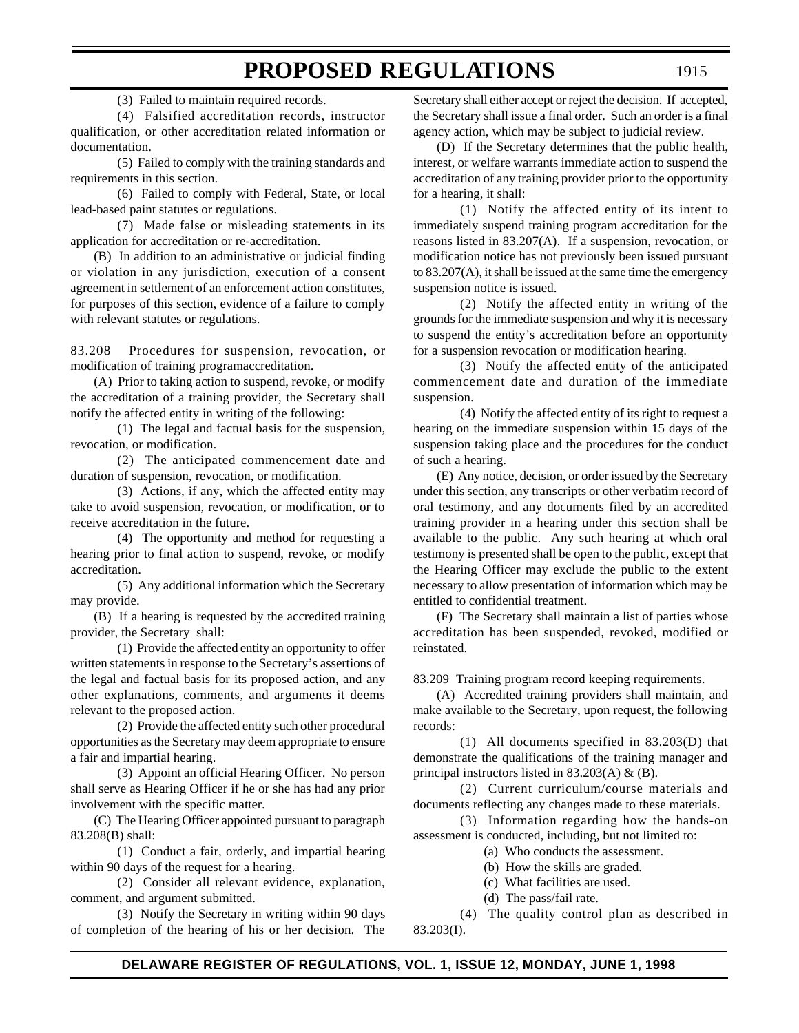(3) Failed to maintain required records.

(4) Falsified accreditation records, instructor qualification, or other accreditation related information or documentation.

(5) Failed to comply with the training standards and requirements in this section.

(6) Failed to comply with Federal, State, or local lead-based paint statutes or regulations.

(7) Made false or misleading statements in its application for accreditation or re-accreditation.

(B) In addition to an administrative or judicial finding or violation in any jurisdiction, execution of a consent agreement in settlement of an enforcement action constitutes, for purposes of this section, evidence of a failure to comply with relevant statutes or regulations.

83.208 Procedures for suspension, revocation, or modification of training programaccreditation.

(A) Prior to taking action to suspend, revoke, or modify the accreditation of a training provider, the Secretary shall notify the affected entity in writing of the following:

(1) The legal and factual basis for the suspension, revocation, or modification.

(2) The anticipated commencement date and duration of suspension, revocation, or modification.

(3) Actions, if any, which the affected entity may take to avoid suspension, revocation, or modification, or to receive accreditation in the future.

(4) The opportunity and method for requesting a hearing prior to final action to suspend, revoke, or modify accreditation.

(5) Any additional information which the Secretary may provide.

(B) If a hearing is requested by the accredited training provider, the Secretary shall:

(1) Provide the affected entity an opportunity to offer written statements in response to the Secretary's assertions of the legal and factual basis for its proposed action, and any other explanations, comments, and arguments it deems relevant to the proposed action.

(2) Provide the affected entity such other procedural opportunities as the Secretary may deem appropriate to ensure a fair and impartial hearing.

(3) Appoint an official Hearing Officer. No person shall serve as Hearing Officer if he or she has had any prior involvement with the specific matter.

(C) The Hearing Officer appointed pursuant to paragraph 83.208(B) shall:

(1) Conduct a fair, orderly, and impartial hearing within 90 days of the request for a hearing.

(2) Consider all relevant evidence, explanation, comment, and argument submitted.

(3) Notify the Secretary in writing within 90 days of completion of the hearing of his or her decision. The Secretary shall either accept or reject the decision. If accepted, the Secretary shall issue a final order. Such an order is a final agency action, which may be subject to judicial review.

(D) If the Secretary determines that the public health, interest, or welfare warrants immediate action to suspend the accreditation of any training provider prior to the opportunity for a hearing, it shall:

(1) Notify the affected entity of its intent to immediately suspend training program accreditation for the reasons listed in 83.207(A). If a suspension, revocation, or modification notice has not previously been issued pursuant to 83.207(A), it shall be issued at the same time the emergency suspension notice is issued.

(2) Notify the affected entity in writing of the grounds for the immediate suspension and why it is necessary to suspend the entity's accreditation before an opportunity for a suspension revocation or modification hearing.

(3) Notify the affected entity of the anticipated commencement date and duration of the immediate suspension.

(4) Notify the affected entity of its right to request a hearing on the immediate suspension within 15 days of the suspension taking place and the procedures for the conduct of such a hearing.

(E) Any notice, decision, or order issued by the Secretary under this section, any transcripts or other verbatim record of oral testimony, and any documents filed by an accredited training provider in a hearing under this section shall be available to the public. Any such hearing at which oral testimony is presented shall be open to the public, except that the Hearing Officer may exclude the public to the extent necessary to allow presentation of information which may be entitled to confidential treatment.

(F) The Secretary shall maintain a list of parties whose accreditation has been suspended, revoked, modified or reinstated.

83.209 Training program record keeping requirements.

(A) Accredited training providers shall maintain, and make available to the Secretary, upon request, the following records:

(1) All documents specified in 83.203(D) that demonstrate the qualifications of the training manager and principal instructors listed in 83.203(A) & (B).

(2) Current curriculum/course materials and documents reflecting any changes made to these materials.

(3) Information regarding how the hands-on assessment is conducted, including, but not limited to:

(a) Who conducts the assessment.

(b) How the skills are graded.

(c) What facilities are used.

(d) The pass/fail rate.

(4) The quality control plan as described in 83.203(I).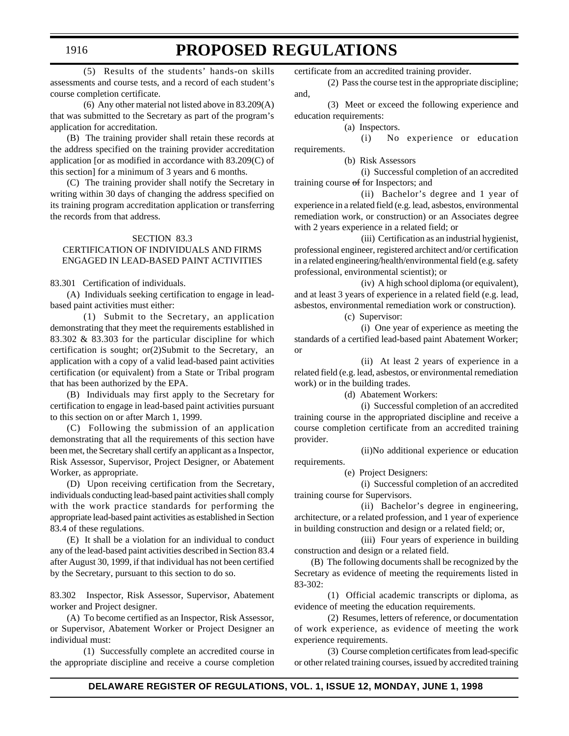(5) Results of the students' hands-on skills assessments and course tests, and a record of each student's course completion certificate.

(6) Any other material not listed above in 83.209(A) that was submitted to the Secretary as part of the program's application for accreditation.

(B) The training provider shall retain these records at the address specified on the training provider accreditation application [or as modified in accordance with 83.209(C) of this section] for a minimum of 3 years and 6 months.

(C) The training provider shall notify the Secretary in writing within 30 days of changing the address specified on its training program accreditation application or transferring the records from that address.

## SECTION 83.3
## CERTIFICATION OF INDIVIDUALS AND FIRMS ENGAGED IN LEAD-BASED PAINT ACTIVITIES

83.301 Certification of individuals.

(A) Individuals seeking certification to engage in lead-based paint activities must either:

(1) Submit to the Secretary, an application demonstrating that they meet the requirements established in 83.302 & 83.303 for the particular discipline for which certification is sought; or(2)Submit to the Secretary, an application with a copy of a valid lead-based paint activities certification (or equivalent) from a State or Tribal program that has been authorized by the EPA.

(B) Individuals may first apply to the Secretary for certification to engage in lead-based paint activities pursuant to this section on or after March 1, 1999.

(C) Following the submission of an application demonstrating that all the requirements of this section have been met, the Secretary shall certify an applicant as a Inspector, Risk Assessor, Supervisor, Project Designer, or Abatement Worker, as appropriate.

(D) Upon receiving certification from the Secretary, individuals conducting lead-based paint activities shall comply with the work practice standards for performing the appropriate lead-based paint activities as established in Section 83.4 of these regulations.

(E) It shall be a violation for an individual to conduct any of the lead-based paint activities described in Section 83.4 after August 30, 1999, if that individual has not been certified by the Secretary, pursuant to this section to do so.

83.302 Inspector, Risk Assessor, Supervisor, Abatement worker and Project designer.

(A) To become certified as an Inspector, Risk Assessor, or Supervisor, Abatement Worker or Project Designer an individual must:

(1) Successfully complete an accredited course in the appropriate discipline and receive a course completion certificate from an accredited training provider.

(2) Pass the course test in the appropriate discipline; and,

(3) Meet or exceed the following experience and education requirements:

(a) Inspectors.

(i) No experience or education requirements.

(b) Risk Assessors

(i) Successful completion of an accredited training course ~~of~~ for Inspectors; and

(ii) Bachelor's degree and 1 year of experience in a related field (e.g. lead, asbestos, environmental remediation work, or construction) or an Associates degree with 2 years experience in a related field; or

(iii) Certification as an industrial hygienist, professional engineer, registered architect and/or certification in a related engineering/health/environmental field (e.g. safety professional, environmental scientist); or

(iv) A high school diploma (or equivalent), and at least 3 years of experience in a related field (e.g. lead, asbestos, environmental remediation work or construction).

(c) Supervisor:

(i) One year of experience as meeting the standards of a certified lead-based paint Abatement Worker; or

(ii) At least 2 years of experience in a related field (e.g. lead, asbestos, or environmental remediation work) or in the building trades.

(d) Abatement Workers:

(i) Successful completion of an accredited training course in the appropriated discipline and receive a course completion certificate from an accredited training provider.

(ii)No additional experience or education requirements.

(e) Project Designers:

(i) Successful completion of an accredited training course for Supervisors.

(ii) Bachelor's degree in engineering, architecture, or a related profession, and 1 year of experience in building construction and design or a related field; or,

(iii) Four years of experience in building construction and design or a related field.

(B) The following documents shall be recognized by the Secretary as evidence of meeting the requirements listed in 83-302:

(1) Official academic transcripts or diploma, as evidence of meeting the education requirements.

(2) Resumes, letters of reference, or documentation of work experience, as evidence of meeting the work experience requirements.

(3) Course completion certificates from lead-specific or other related training courses, issued by accredited training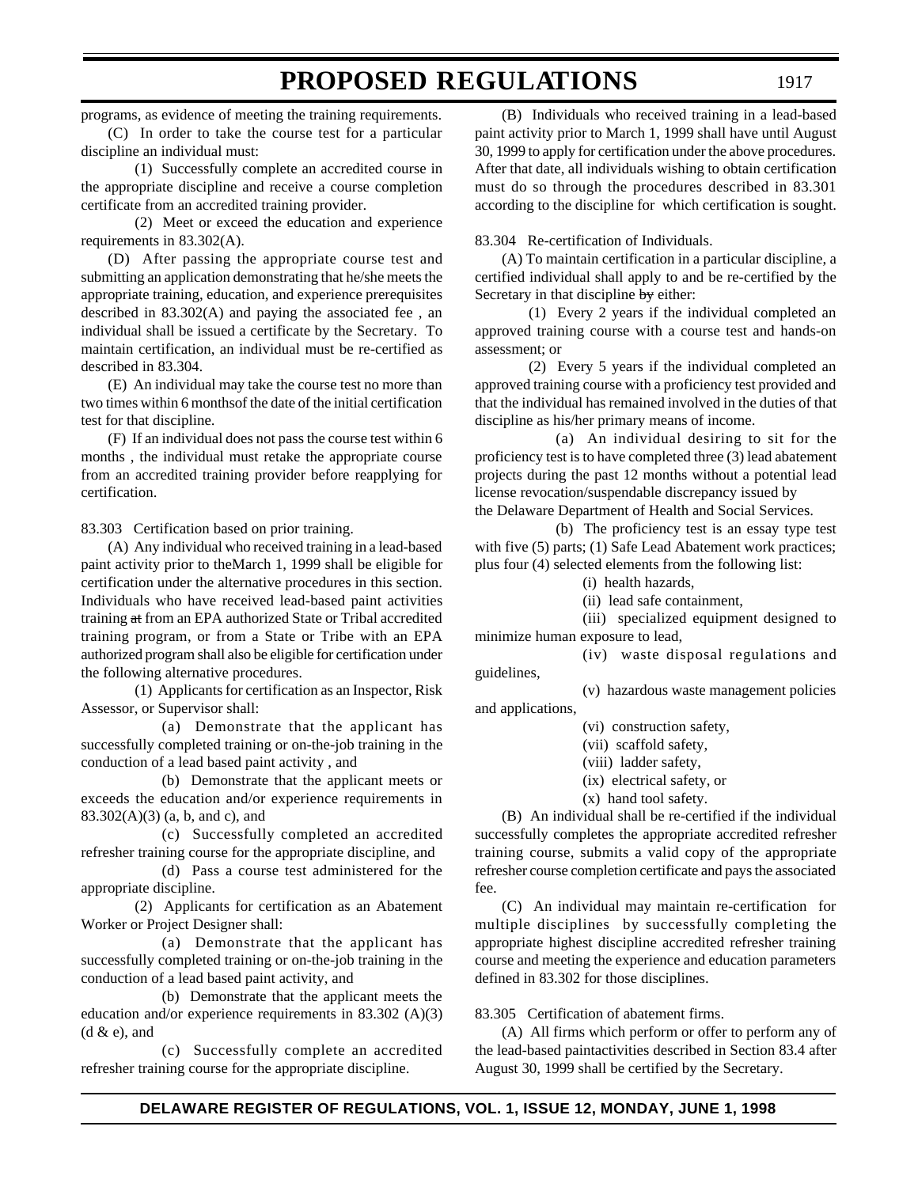programs, as evidence of meeting the training requirements.

(C) In order to take the course test for a particular discipline an individual must:

(1) Successfully complete an accredited course in the appropriate discipline and receive a course completion certificate from an accredited training provider.

(2) Meet or exceed the education and experience requirements in 83.302(A).

(D) After passing the appropriate course test and submitting an application demonstrating that he/she meets the appropriate training, education, and experience prerequisites described in 83.302(A) and paying the associated fee , an individual shall be issued a certificate by the Secretary. To maintain certification, an individual must be re-certified as described in 83.304.

(E) An individual may take the course test no more than two times within 6 monthsof the date of the initial certification test for that discipline.

(F) If an individual does not pass the course test within 6 months , the individual must retake the appropriate course from an accredited training provider before reapplying for certification.

83.303 Certification based on prior training.

(A) Any individual who received training in a lead-based paint activity prior to theMarch 1, 1999 shall be eligible for certification under the alternative procedures in this section. Individuals who have received lead-based paint activities training ~~at~~ from an EPA authorized State or Tribal accredited training program, or from a State or Tribe with an EPA authorized program shall also be eligible for certification under the following alternative procedures.

(1) Applicants for certification as an Inspector, Risk Assessor, or Supervisor shall:

(a) Demonstrate that the applicant has successfully completed training or on-the-job training in the conduction of a lead based paint activity , and

(b) Demonstrate that the applicant meets or exceeds the education and/or experience requirements in 83.302(A)(3) (a, b, and c), and

(c) Successfully completed an accredited refresher training course for the appropriate discipline, and

(d) Pass a course test administered for the appropriate discipline.

(2) Applicants for certification as an Abatement Worker or Project Designer shall:

(a) Demonstrate that the applicant has successfully completed training or on-the-job training in the conduction of a lead based paint activity, and

(b) Demonstrate that the applicant meets the education and/or experience requirements in 83.302 (A)(3) (d & e), and

(c) Successfully complete an accredited refresher training course for the appropriate discipline.

(B) Individuals who received training in a lead-based paint activity prior to March 1, 1999 shall have until August 30, 1999 to apply for certification under the above procedures. After that date, all individuals wishing to obtain certification must do so through the procedures described in 83.301 according to the discipline for which certification is sought.

83.304 Re-certification of Individuals.

(A) To maintain certification in a particular discipline, a certified individual shall apply to and be re-certified by the Secretary in that discipline ~~by~~ either:

(1) Every 2 years if the individual completed an approved training course with a course test and hands-on assessment; or

(2) Every 5 years if the individual completed an approved training course with a proficiency test provided and that the individual has remained involved in the duties of that discipline as his/her primary means of income.

(a) An individual desiring to sit for the proficiency test is to have completed three (3) lead abatement projects during the past 12 months without a potential lead license revocation/suspendable discrepancy issued by the Delaware Department of Health and Social Services.

(b) The proficiency test is an essay type test with five (5) parts; (1) Safe Lead Abatement work practices; plus four (4) selected elements from the following list:

(i) health hazards,

(ii) lead safe containment,

(iii) specialized equipment designed to minimize human exposure to lead,

(iv) waste disposal regulations and guidelines,

(v) hazardous waste management policies and applications,

(vi) construction safety,

(vii) scaffold safety,

(viii) ladder safety,

(ix) electrical safety, or

(x) hand tool safety.

(B) An individual shall be re-certified if the individual successfully completes the appropriate accredited refresher training course, submits a valid copy of the appropriate refresher course completion certificate and pays the associated fee.

(C) An individual may maintain re-certification for multiple disciplines by successfully completing the appropriate highest discipline accredited refresher training course and meeting the experience and education parameters defined in 83.302 for those disciplines.

83.305 Certification of abatement firms.

(A) All firms which perform or offer to perform any of the lead-based paintactivities described in Section 83.4 after August 30, 1999 shall be certified by the Secretary.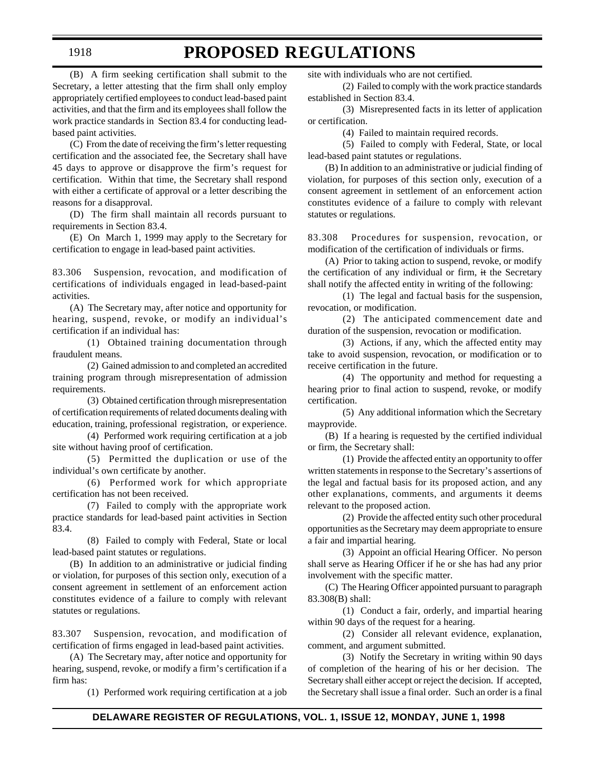(B) A firm seeking certification shall submit to the Secretary, a letter attesting that the firm shall only employ appropriately certified employees to conduct lead-based paint activities, and that the firm and its employees shall follow the work practice standards in Section 83.4 for conducting lead-based paint activities.

(C) From the date of receiving the firm's letter requesting certification and the associated fee, the Secretary shall have 45 days to approve or disapprove the firm's request for certification. Within that time, the Secretary shall respond with either a certificate of approval or a letter describing the reasons for a disapproval.

(D) The firm shall maintain all records pursuant to requirements in Section 83.4.

(E) On March 1, 1999 may apply to the Secretary for certification to engage in lead-based paint activities.

83.306 Suspension, revocation, and modification of certifications of individuals engaged in lead-based-paint activities.

(A) The Secretary may, after notice and opportunity for hearing, suspend, revoke, or modify an individual's certification if an individual has:

(1) Obtained training documentation through fraudulent means.

(2) Gained admission to and completed an accredited training program through misrepresentation of admission requirements.

(3) Obtained certification through misrepresentation of certification requirements of related documents dealing with education, training, professional registration, or experience.

(4) Performed work requiring certification at a job site without having proof of certification.

(5) Permitted the duplication or use of the individual's own certificate by another.

(6) Performed work for which appropriate certification has not been received.

(7) Failed to comply with the appropriate work practice standards for lead-based paint activities in Section 83.4.

(8) Failed to comply with Federal, State or local lead-based paint statutes or regulations.

(B) In addition to an administrative or judicial finding or violation, for purposes of this section only, execution of a consent agreement in settlement of an enforcement action constitutes evidence of a failure to comply with relevant statutes or regulations.

83.307 Suspension, revocation, and modification of certification of firms engaged in lead-based paint activities.

(A) The Secretary may, after notice and opportunity for hearing, suspend, revoke, or modify a firm's certification if a firm has:

(1) Performed work requiring certification at a job site with individuals who are not certified.

(2) Failed to comply with the work practice standards established in Section 83.4.

(3) Misrepresented facts in its letter of application or certification.

(4) Failed to maintain required records.

(5) Failed to comply with Federal, State, or local lead-based paint statutes or regulations.

(B) In addition to an administrative or judicial finding of violation, for purposes of this section only, execution of a consent agreement in settlement of an enforcement action constitutes evidence of a failure to comply with relevant statutes or regulations.

83.308 Procedures for suspension, revocation, or modification of the certification of individuals or firms.

(A) Prior to taking action to suspend, revoke, or modify the certification of any individual or firm, ~~it~~ the Secretary shall notify the affected entity in writing of the following:

(1) The legal and factual basis for the suspension, revocation, or modification.

(2) The anticipated commencement date and duration of the suspension, revocation or modification.

(3) Actions, if any, which the affected entity may take to avoid suspension, revocation, or modification or to receive certification in the future.

(4) The opportunity and method for requesting a hearing prior to final action to suspend, revoke, or modify certification.

(5) Any additional information which the Secretary mayprovide.

(B) If a hearing is requested by the certified individual or firm, the Secretary shall:

(1) Provide the affected entity an opportunity to offer written statements in response to the Secretary's assertions of the legal and factual basis for its proposed action, and any other explanations, comments, and arguments it deems relevant to the proposed action.

(2) Provide the affected entity such other procedural opportunities as the Secretary may deem appropriate to ensure a fair and impartial hearing.

(3) Appoint an official Hearing Officer. No person shall serve as Hearing Officer if he or she has had any prior involvement with the specific matter.

(C) The Hearing Officer appointed pursuant to paragraph 83.308(B) shall:

(1) Conduct a fair, orderly, and impartial hearing within 90 days of the request for a hearing.

(2) Consider all relevant evidence, explanation, comment, and argument submitted.

(3) Notify the Secretary in writing within 90 days of completion of the hearing of his or her decision. The Secretary shall either accept or reject the decision. If accepted, the Secretary shall issue a final order. Such an order is a final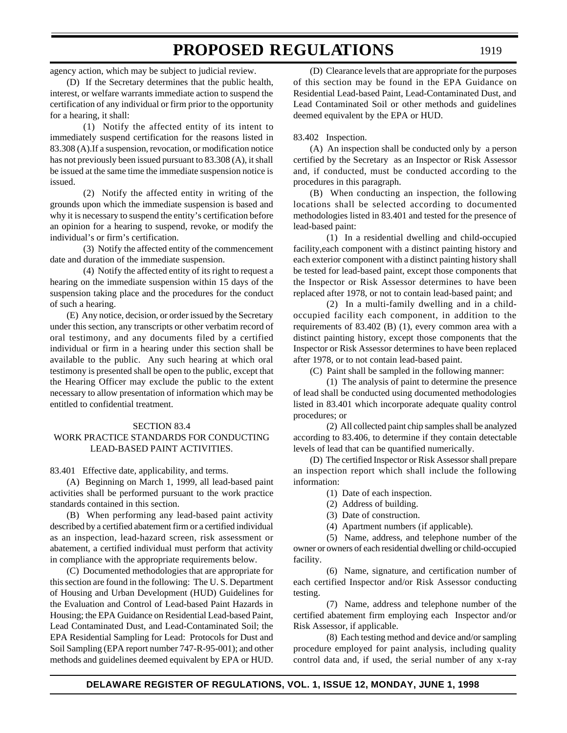agency action, which may be subject to judicial review.

(D) If the Secretary determines that the public health, interest, or welfare warrants immediate action to suspend the certification of any individual or firm prior to the opportunity for a hearing, it shall:

(1) Notify the affected entity of its intent to immediately suspend certification for the reasons listed in 83.308 (A).If a suspension, revocation, or modification notice has not previously been issued pursuant to 83.308 (A), it shall be issued at the same time the immediate suspension notice is issued.

(2) Notify the affected entity in writing of the grounds upon which the immediate suspension is based and why it is necessary to suspend the entity's certification before an opinion for a hearing to suspend, revoke, or modify the individual's or firm's certification.

(3) Notify the affected entity of the commencement date and duration of the immediate suspension.

(4) Notify the affected entity of its right to request a hearing on the immediate suspension within 15 days of the suspension taking place and the procedures for the conduct of such a hearing.

(E) Any notice, decision, or order issued by the Secretary under this section, any transcripts or other verbatim record of oral testimony, and any documents filed by a certified individual or firm in a hearing under this section shall be available to the public. Any such hearing at which oral testimony is presented shall be open to the public, except that the Hearing Officer may exclude the public to the extent necessary to allow presentation of information which may be entitled to confidential treatment.

## SECTION 83.4
## WORK PRACTICE STANDARDS FOR CONDUCTING LEAD-BASED PAINT ACTIVITIES.

83.401 Effective date, applicability, and terms.

(A) Beginning on March 1, 1999, all lead-based paint activities shall be performed pursuant to the work practice standards contained in this section.

(B) When performing any lead-based paint activity described by a certified abatement firm or a certified individual as an inspection, lead-hazard screen, risk assessment or abatement, a certified individual must perform that activity in compliance with the appropriate requirements below.

(C) Documented methodologies that are appropriate for this section are found in the following: The U. S. Department of Housing and Urban Development (HUD) Guidelines for the Evaluation and Control of Lead-based Paint Hazards in Housing; the EPA Guidance on Residential Lead-based Paint, Lead Contaminated Dust, and Lead-Contaminated Soil; the EPA Residential Sampling for Lead: Protocols for Dust and Soil Sampling (EPA report number 747-R-95-001); and other methods and guidelines deemed equivalent by EPA or HUD.

(D) Clearance levels that are appropriate for the purposes of this section may be found in the EPA Guidance on Residential Lead-based Paint, Lead-Contaminated Dust, and Lead Contaminated Soil or other methods and guidelines deemed equivalent by the EPA or HUD.

83.402 Inspection.

(A) An inspection shall be conducted only by a person certified by the Secretary as an Inspector or Risk Assessor and, if conducted, must be conducted according to the procedures in this paragraph.

(B) When conducting an inspection, the following locations shall be selected according to documented methodologies listed in 83.401 and tested for the presence of lead-based paint:

(1) In a residential dwelling and child-occupied facility,each component with a distinct painting history and each exterior component with a distinct painting history shall be tested for lead-based paint, except those components that the Inspector or Risk Assessor determines to have been replaced after 1978, or not to contain lead-based paint; and

(2) In a multi-family dwelling and in a child-occupied facility each component, in addition to the requirements of 83.402 (B) (1), every common area with a distinct painting history, except those components that the Inspector or Risk Assessor determines to have been replaced after 1978, or to not contain lead-based paint.

(C) Paint shall be sampled in the following manner:

(1) The analysis of paint to determine the presence of lead shall be conducted using documented methodologies listed in 83.401 which incorporate adequate quality control procedures; or

(2) All collected paint chip samples shall be analyzed according to 83.406, to determine if they contain detectable levels of lead that can be quantified numerically.

(D) The certified Inspector or Risk Assessor shall prepare an inspection report which shall include the following information:

(1) Date of each inspection.

(2) Address of building.

(3) Date of construction.

(4) Apartment numbers (if applicable).

(5) Name, address, and telephone number of the owner or owners of each residential dwelling or child-occupied facility.

(6) Name, signature, and certification number of each certified Inspector and/or Risk Assessor conducting testing.

(7) Name, address and telephone number of the certified abatement firm employing each Inspector and/or Risk Assessor, if applicable.

(8) Each testing method and device and/or sampling procedure employed for paint analysis, including quality control data and, if used, the serial number of any x-ray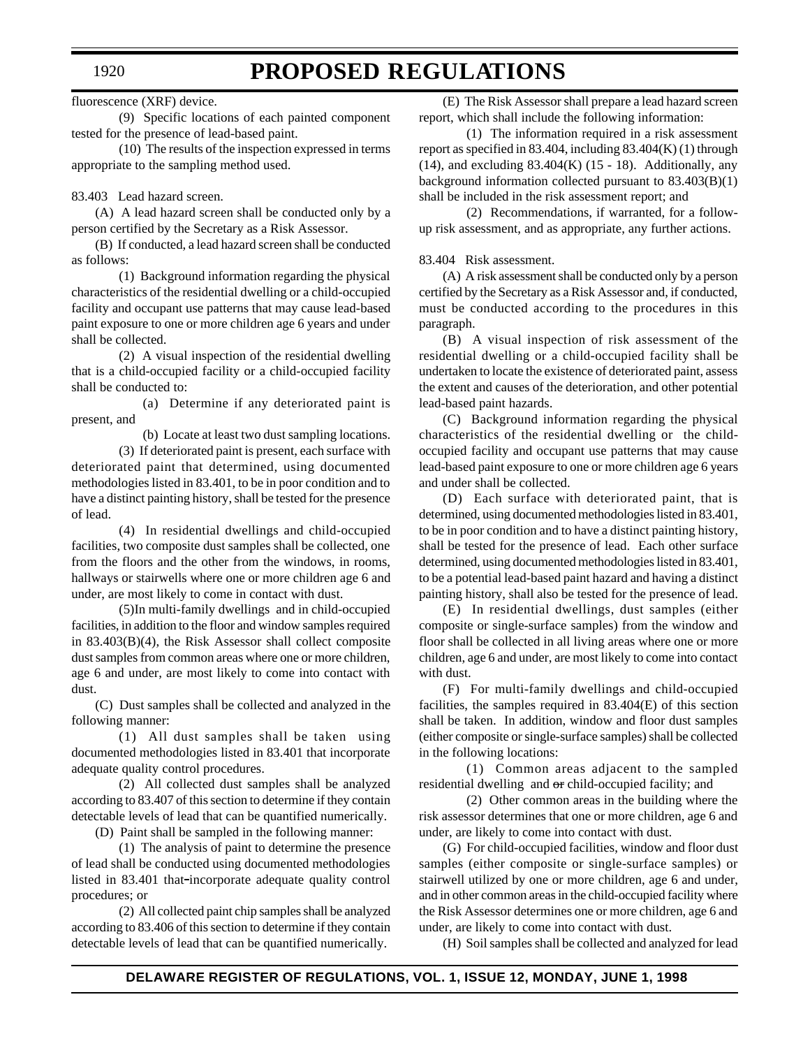fluorescence (XRF) device.

(9) Specific locations of each painted component tested for the presence of lead-based paint.

(10) The results of the inspection expressed in terms appropriate to the sampling method used.

83.403 Lead hazard screen.

(A) A lead hazard screen shall be conducted only by a person certified by the Secretary as a Risk Assessor.

(B) If conducted, a lead hazard screen shall be conducted as follows:

(1) Background information regarding the physical characteristics of the residential dwelling or a child-occupied facility and occupant use patterns that may cause lead-based paint exposure to one or more children age 6 years and under shall be collected.

(2) A visual inspection of the residential dwelling that is a child-occupied facility or a child-occupied facility shall be conducted to:

(a) Determine if any deteriorated paint is present, and

(b) Locate at least two dust sampling locations.

(3) If deteriorated paint is present, each surface with deteriorated paint that determined, using documented methodologies listed in 83.401, to be in poor condition and to have a distinct painting history, shall be tested for the presence of lead.

(4) In residential dwellings and child-occupied facilities, two composite dust samples shall be collected, one from the floors and the other from the windows, in rooms, hallways or stairwells where one or more children age 6 and under, are most likely to come in contact with dust.

(5)In multi-family dwellings and in child-occupied facilities, in addition to the floor and window samples required in 83.403(B)(4), the Risk Assessor shall collect composite dust samples from common areas where one or more children, age 6 and under, are most likely to come into contact with dust.

(C) Dust samples shall be collected and analyzed in the following manner:

(1) All dust samples shall be taken using documented methodologies listed in 83.401 that incorporate adequate quality control procedures.

(2) All collected dust samples shall be analyzed according to 83.407 of this section to determine if they contain detectable levels of lead that can be quantified numerically.

(D) Paint shall be sampled in the following manner:

(1) The analysis of paint to determine the presence of lead shall be conducted using documented methodologies listed in 83.401 that-incorporate adequate quality control procedures; or

(2) All collected paint chip samples shall be analyzed according to 83.406 of this section to determine if they contain detectable levels of lead that can be quantified numerically.

(E) The Risk Assessor shall prepare a lead hazard screen report, which shall include the following information:

(1) The information required in a risk assessment report as specified in 83.404, including 83.404(K) (1) through (14), and excluding 83.404(K) (15 - 18). Additionally, any background information collected pursuant to 83.403(B)(1) shall be included in the risk assessment report; and

(2) Recommendations, if warranted, for a follow-up risk assessment, and as appropriate, any further actions.

83.404 Risk assessment.

(A) A risk assessment shall be conducted only by a person certified by the Secretary as a Risk Assessor and, if conducted, must be conducted according to the procedures in this paragraph.

(B) A visual inspection of risk assessment of the residential dwelling or a child-occupied facility shall be undertaken to locate the existence of deteriorated paint, assess the extent and causes of the deterioration, and other potential lead-based paint hazards.

(C) Background information regarding the physical characteristics of the residential dwelling or the child-occupied facility and occupant use patterns that may cause lead-based paint exposure to one or more children age 6 years and under shall be collected.

(D) Each surface with deteriorated paint, that is determined, using documented methodologies listed in 83.401, to be in poor condition and to have a distinct painting history, shall be tested for the presence of lead. Each other surface determined, using documented methodologies listed in 83.401, to be a potential lead-based paint hazard and having a distinct painting history, shall also be tested for the presence of lead.

(E) In residential dwellings, dust samples (either composite or single-surface samples) from the window and floor shall be collected in all living areas where one or more children, age 6 and under, are most likely to come into contact with dust.

(F) For multi-family dwellings and child-occupied facilities, the samples required in 83.404(E) of this section shall be taken. In addition, window and floor dust samples (either composite or single-surface samples) shall be collected in the following locations:

(1) Common areas adjacent to the sampled residential dwelling and ~~or~~ child-occupied facility; and

(2) Other common areas in the building where the risk assessor determines that one or more children, age 6 and under, are likely to come into contact with dust.

(G) For child-occupied facilities, window and floor dust samples (either composite or single-surface samples) or stairwell utilized by one or more children, age 6 and under, and in other common areas in the child-occupied facility where the Risk Assessor determines one or more children, age 6 and under, are likely to come into contact with dust.

(H) Soil samples shall be collected and analyzed for lead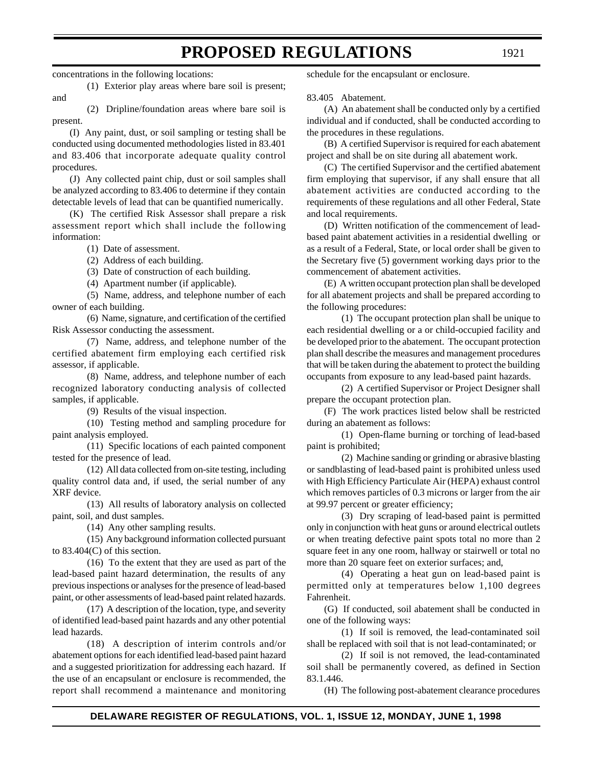concentrations in the following locations:

(1) Exterior play areas where bare soil is present; and

(2) Dripline/foundation areas where bare soil is present.

(I) Any paint, dust, or soil sampling or testing shall be conducted using documented methodologies listed in 83.401 and 83.406 that incorporate adequate quality control procedures.

(J) Any collected paint chip, dust or soil samples shall be analyzed according to 83.406 to determine if they contain detectable levels of lead that can be quantified numerically.

(K) The certified Risk Assessor shall prepare a risk assessment report which shall include the following information:

(1) Date of assessment.

(2) Address of each building.

(3) Date of construction of each building.

(4) Apartment number (if applicable).

(5) Name, address, and telephone number of each owner of each building.

(6) Name, signature, and certification of the certified Risk Assessor conducting the assessment.

(7) Name, address, and telephone number of the certified abatement firm employing each certified risk assessor, if applicable.

(8) Name, address, and telephone number of each recognized laboratory conducting analysis of collected samples, if applicable.

(9) Results of the visual inspection.

(10) Testing method and sampling procedure for paint analysis employed.

(11) Specific locations of each painted component tested for the presence of lead.

(12) All data collected from on-site testing, including quality control data and, if used, the serial number of any XRF device.

(13) All results of laboratory analysis on collected paint, soil, and dust samples.

(14) Any other sampling results.

(15) Any background information collected pursuant to 83.404(C) of this section.

(16) To the extent that they are used as part of the lead-based paint hazard determination, the results of any previous inspections or analyses for the presence of lead-based paint, or other assessments of lead-based paint related hazards.

(17) A description of the location, type, and severity of identified lead-based paint hazards and any other potential lead hazards.

(18) A description of interim controls and/or abatement options for each identified lead-based paint hazard and a suggested prioritization for addressing each hazard. If the use of an encapsulant or enclosure is recommended, the report shall recommend a maintenance and monitoring schedule for the encapsulant or enclosure.

83.405 Abatement.

(A) An abatement shall be conducted only by a certified individual and if conducted, shall be conducted according to the procedures in these regulations.

(B) A certified Supervisor is required for each abatement project and shall be on site during all abatement work.

(C) The certified Supervisor and the certified abatement firm employing that supervisor, if any shall ensure that all abatement activities are conducted according to the requirements of these regulations and all other Federal, State and local requirements.

(D) Written notification of the commencement of lead-based paint abatement activities in a residential dwelling or as a result of a Federal, State, or local order shall be given to the Secretary five (5) government working days prior to the commencement of abatement activities.

(E) A written occupant protection plan shall be developed for all abatement projects and shall be prepared according to the following procedures:

(1) The occupant protection plan shall be unique to each residential dwelling or a or child-occupied facility and be developed prior to the abatement. The occupant protection plan shall describe the measures and management procedures that will be taken during the abatement to protect the building occupants from exposure to any lead-based paint hazards.

(2) A certified Supervisor or Project Designer shall prepare the occupant protection plan.

(F) The work practices listed below shall be restricted during an abatement as follows:

(1) Open-flame burning or torching of lead-based paint is prohibited;

(2) Machine sanding or grinding or abrasive blasting or sandblasting of lead-based paint is prohibited unless used with High Efficiency Particulate Air (HEPA) exhaust control which removes particles of 0.3 microns or larger from the air at 99.97 percent or greater efficiency;

(3) Dry scraping of lead-based paint is permitted only in conjunction with heat guns or around electrical outlets or when treating defective paint spots total no more than 2 square feet in any one room, hallway or stairwell or total no more than 20 square feet on exterior surfaces; and,

(4) Operating a heat gun on lead-based paint is permitted only at temperatures below 1,100 degrees Fahrenheit.

(G) If conducted, soil abatement shall be conducted in one of the following ways:

(1) If soil is removed, the lead-contaminated soil shall be replaced with soil that is not lead-contaminated; or

(2) If soil is not removed, the lead-contaminated soil shall be permanently covered, as defined in Section 83.1.446.

(H) The following post-abatement clearance procedures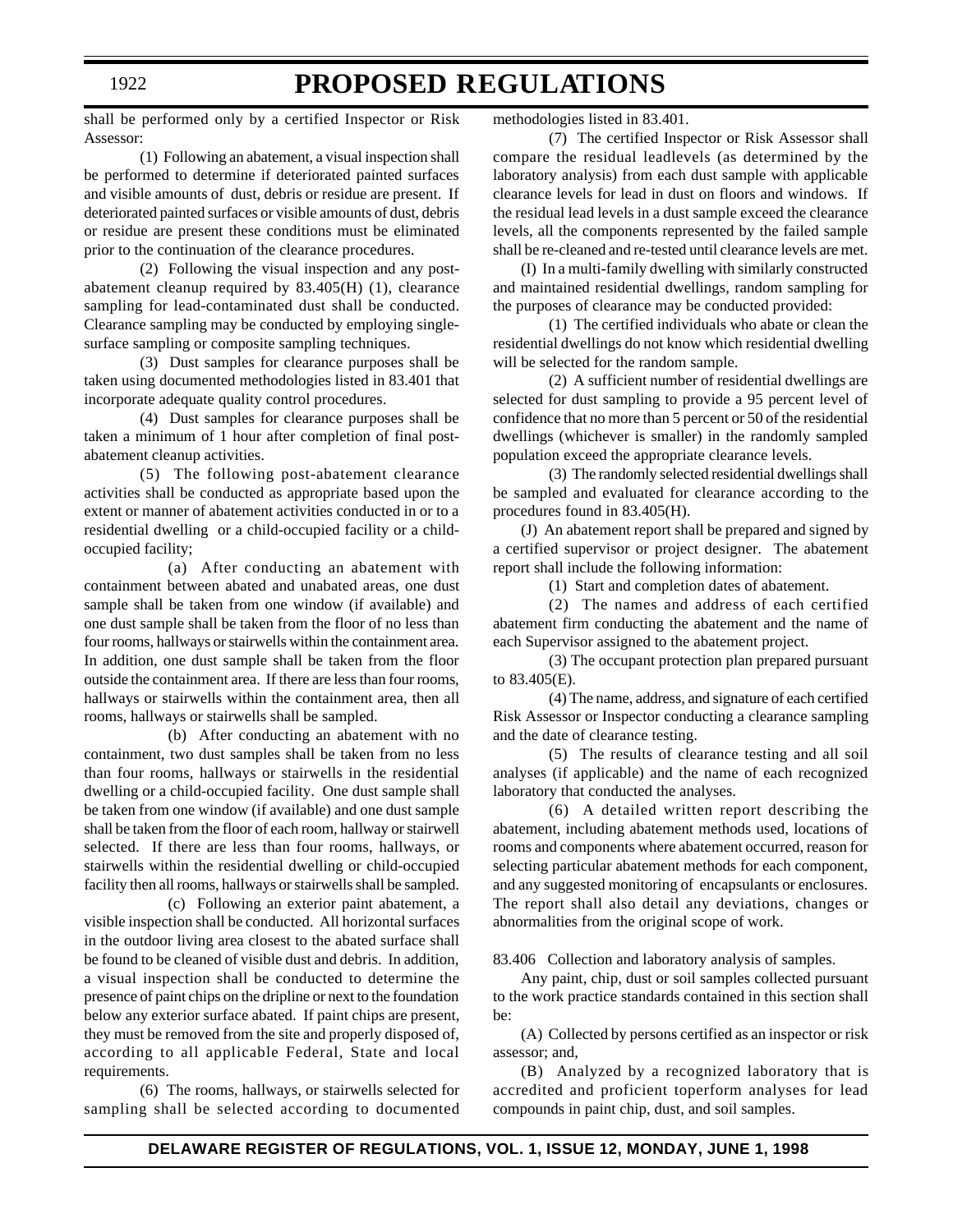shall be performed only by a certified Inspector or Risk Assessor:

(1) Following an abatement, a visual inspection shall be performed to determine if deteriorated painted surfaces and visible amounts of dust, debris or residue are present. If deteriorated painted surfaces or visible amounts of dust, debris or residue are present these conditions must be eliminated prior to the continuation of the clearance procedures.

(2) Following the visual inspection and any post-abatement cleanup required by 83.405(H) (1), clearance sampling for lead-contaminated dust shall be conducted. Clearance sampling may be conducted by employing single-surface sampling or composite sampling techniques.

(3) Dust samples for clearance purposes shall be taken using documented methodologies listed in 83.401 that incorporate adequate quality control procedures.

(4) Dust samples for clearance purposes shall be taken a minimum of 1 hour after completion of final post-abatement cleanup activities.

(5) The following post-abatement clearance activities shall be conducted as appropriate based upon the extent or manner of abatement activities conducted in or to a residential dwelling or a child-occupied facility or a child-occupied facility;

(a) After conducting an abatement with containment between abated and unabated areas, one dust sample shall be taken from one window (if available) and one dust sample shall be taken from the floor of no less than four rooms, hallways or stairwells within the containment area. In addition, one dust sample shall be taken from the floor outside the containment area. If there are less than four rooms, hallways or stairwells within the containment area, then all rooms, hallways or stairwells shall be sampled.

(b) After conducting an abatement with no containment, two dust samples shall be taken from no less than four rooms, hallways or stairwells in the residential dwelling or a child-occupied facility. One dust sample shall be taken from one window (if available) and one dust sample shall be taken from the floor of each room, hallway or stairwell selected. If there are less than four rooms, hallways, or stairwells within the residential dwelling or child-occupied facility then all rooms, hallways or stairwells shall be sampled.

(c) Following an exterior paint abatement, a visible inspection shall be conducted. All horizontal surfaces in the outdoor living area closest to the abated surface shall be found to be cleaned of visible dust and debris. In addition, a visual inspection shall be conducted to determine the presence of paint chips on the dripline or next to the foundation below any exterior surface abated. If paint chips are present, they must be removed from the site and properly disposed of, according to all applicable Federal, State and local requirements.

(6) The rooms, hallways, or stairwells selected for sampling shall be selected according to documented methodologies listed in 83.401.

(7) The certified Inspector or Risk Assessor shall compare the residual leadlevels (as determined by the laboratory analysis) from each dust sample with applicable clearance levels for lead in dust on floors and windows. If the residual lead levels in a dust sample exceed the clearance levels, all the components represented by the failed sample shall be re-cleaned and re-tested until clearance levels are met.

(I) In a multi-family dwelling with similarly constructed and maintained residential dwellings, random sampling for the purposes of clearance may be conducted provided:

(1) The certified individuals who abate or clean the residential dwellings do not know which residential dwelling will be selected for the random sample.

(2) A sufficient number of residential dwellings are selected for dust sampling to provide a 95 percent level of confidence that no more than 5 percent or 50 of the residential dwellings (whichever is smaller) in the randomly sampled population exceed the appropriate clearance levels.

(3) The randomly selected residential dwellings shall be sampled and evaluated for clearance according to the procedures found in 83.405(H).

(J) An abatement report shall be prepared and signed by a certified supervisor or project designer. The abatement report shall include the following information:

(1) Start and completion dates of abatement.

(2) The names and address of each certified abatement firm conducting the abatement and the name of each Supervisor assigned to the abatement project.

(3) The occupant protection plan prepared pursuant to 83.405(E).

(4) The name, address, and signature of each certified Risk Assessor or Inspector conducting a clearance sampling and the date of clearance testing.

(5) The results of clearance testing and all soil analyses (if applicable) and the name of each recognized laboratory that conducted the analyses.

(6) A detailed written report describing the abatement, including abatement methods used, locations of rooms and components where abatement occurred, reason for selecting particular abatement methods for each component, and any suggested monitoring of encapsulants or enclosures. The report shall also detail any deviations, changes or abnormalities from the original scope of work.

83.406 Collection and laboratory analysis of samples.

Any paint, chip, dust or soil samples collected pursuant to the work practice standards contained in this section shall be:

(A) Collected by persons certified as an inspector or risk assessor; and,

(B) Analyzed by a recognized laboratory that is accredited and proficient toperform analyses for lead compounds in paint chip, dust, and soil samples.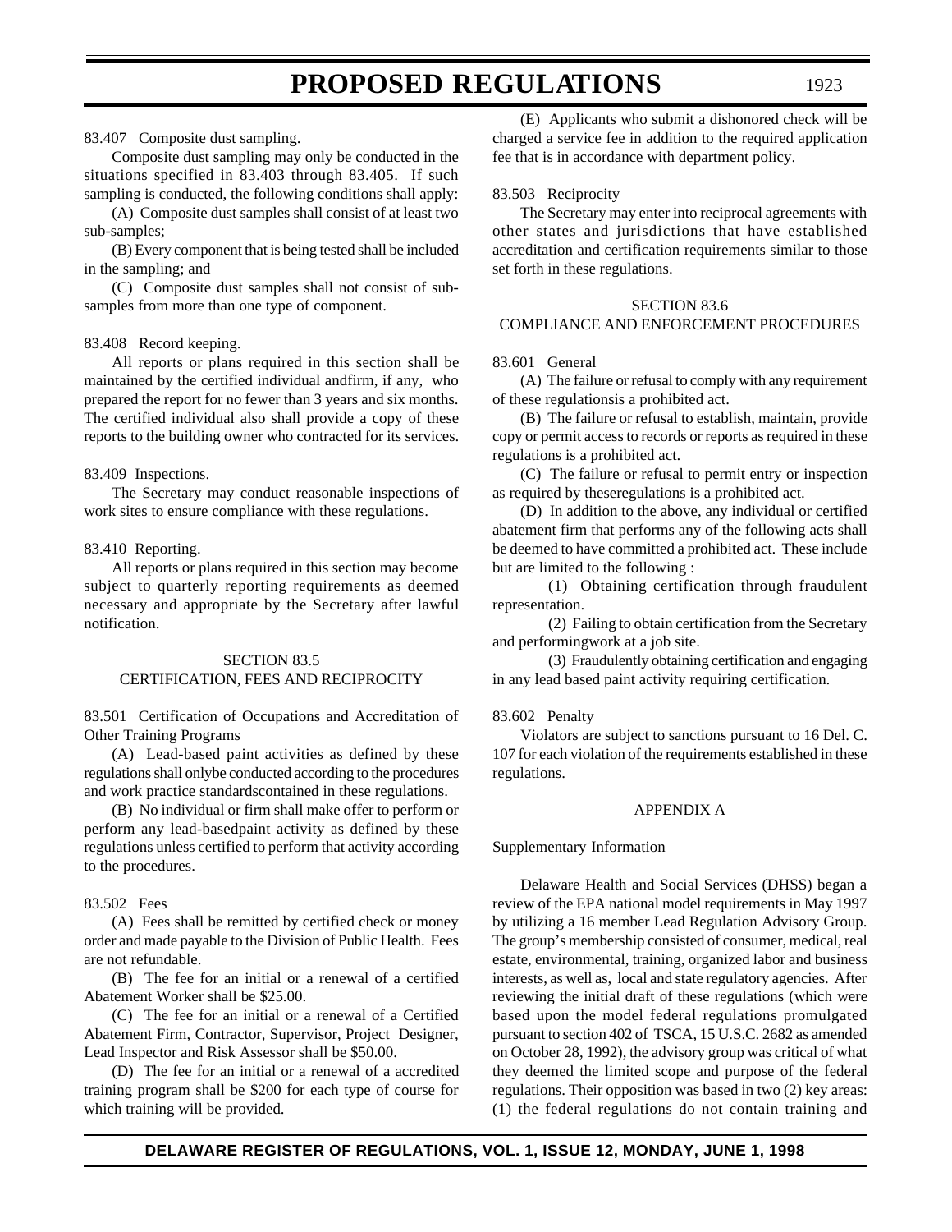83.407 Composite dust sampling.

Composite dust sampling may only be conducted in the situations specified in 83.403 through 83.405. If such sampling is conducted, the following conditions shall apply:

(A) Composite dust samples shall consist of at least two sub-samples;

(B) Every component that is being tested shall be included in the sampling; and

(C) Composite dust samples shall not consist of sub-samples from more than one type of component.

83.408 Record keeping.

All reports or plans required in this section shall be maintained by the certified individual andfirm, if any, who prepared the report for no fewer than 3 years and six months. The certified individual also shall provide a copy of these reports to the building owner who contracted for its services.

83.409 Inspections.

The Secretary may conduct reasonable inspections of work sites to ensure compliance with these regulations.

83.410 Reporting.

All reports or plans required in this section may become subject to quarterly reporting requirements as deemed necessary and appropriate by the Secretary after lawful notification.

SECTION 83.5
CERTIFICATION, FEES AND RECIPROCITY

83.501 Certification of Occupations and Accreditation of Other Training Programs

(A) Lead-based paint activities as defined by these regulations shall onlybe conducted according to the procedures and work practice standardscontained in these regulations.

(B) No individual or firm shall make offer to perform or perform any lead-basedpaint activity as defined by these regulations unless certified to perform that activity according to the procedures.

83.502 Fees

(A) Fees shall be remitted by certified check or money order and made payable to the Division of Public Health. Fees are not refundable.

(B) The fee for an initial or a renewal of a certified Abatement Worker shall be $25.00.

(C) The fee for an initial or a renewal of a Certified Abatement Firm, Contractor, Supervisor, Project Designer, Lead Inspector and Risk Assessor shall be $50.00.

(D) The fee for an initial or a renewal of a accredited training program shall be $200 for each type of course for which training will be provided.

(E) Applicants who submit a dishonored check will be charged a service fee in addition to the required application fee that is in accordance with department policy.

83.503 Reciprocity

The Secretary may enter into reciprocal agreements with other states and jurisdictions that have established accreditation and certification requirements similar to those set forth in these regulations.

SECTION 83.6
COMPLIANCE AND ENFORCEMENT PROCEDURES

83.601 General

(A) The failure or refusal to comply with any requirement of these regulationsis a prohibited act.

(B) The failure or refusal to establish, maintain, provide copy or permit access to records or reports as required in these regulations is a prohibited act.

(C) The failure or refusal to permit entry or inspection as required by theseregulations is a prohibited act.

(D) In addition to the above, any individual or certified abatement firm that performs any of the following acts shall be deemed to have committed a prohibited act. These include but are limited to the following :

(1) Obtaining certification through fraudulent representation.

(2) Failing to obtain certification from the Secretary and performingwork at a job site.

(3) Fraudulently obtaining certification and engaging in any lead based paint activity requiring certification.

83.602 Penalty

Violators are subject to sanctions pursuant to 16 Del. C. 107 for each violation of the requirements established in these regulations.

APPENDIX A

Supplementary Information

Delaware Health and Social Services (DHSS) began a review of the EPA national model requirements in May 1997 by utilizing a 16 member Lead Regulation Advisory Group. The group's membership consisted of consumer, medical, real estate, environmental, training, organized labor and business interests, as well as, local and state regulatory agencies. After reviewing the initial draft of these regulations (which were based upon the model federal regulations promulgated pursuant to section 402 of TSCA, 15 U.S.C. 2682 as amended on October 28, 1992), the advisory group was critical of what they deemed the limited scope and purpose of the federal regulations. Their opposition was based in two (2) key areas: (1) the federal regulations do not contain training and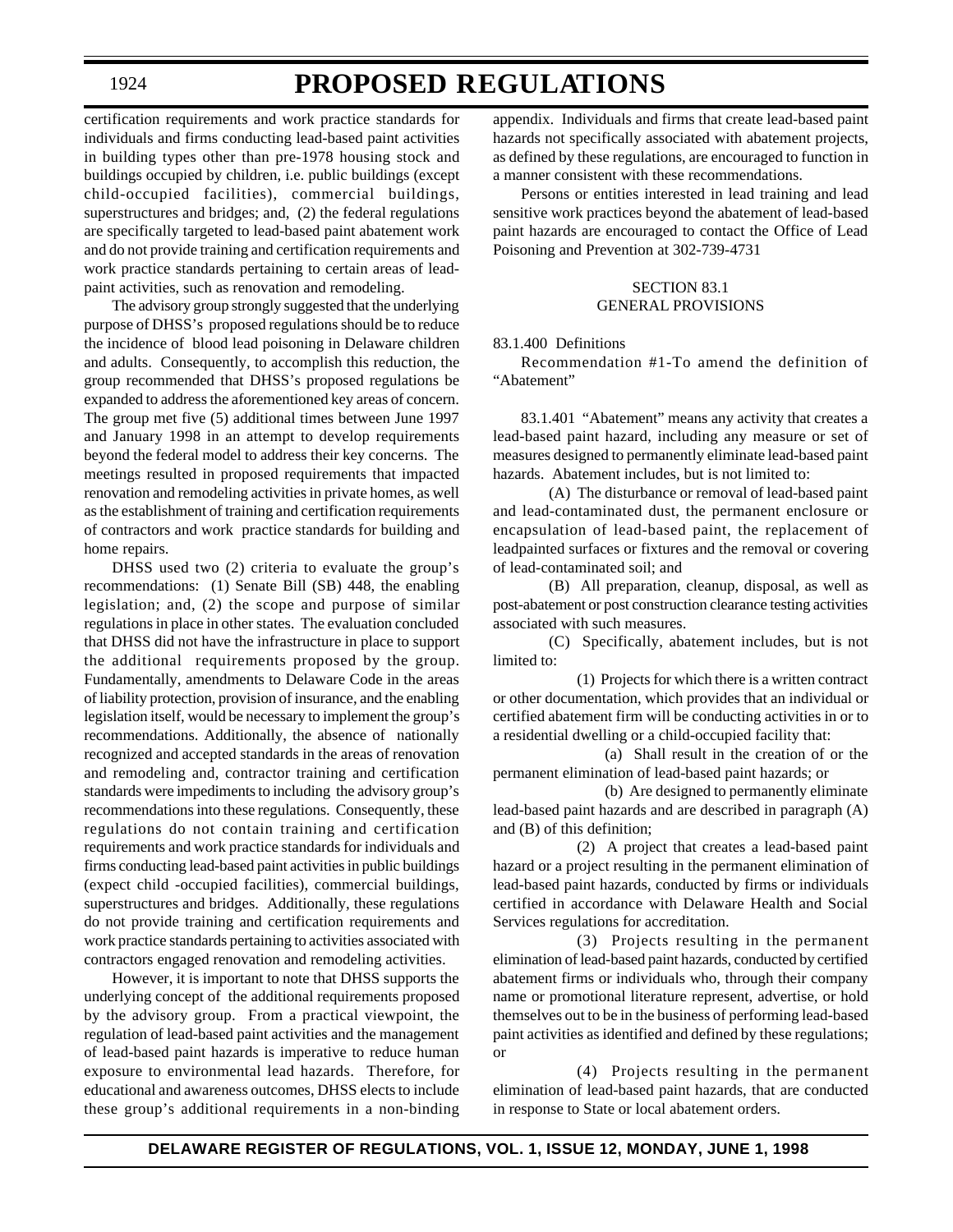certification requirements and work practice standards for individuals and firms conducting lead-based paint activities in building types other than pre-1978 housing stock and buildings occupied by children, i.e. public buildings (except child-occupied facilities), commercial buildings, superstructures and bridges; and, (2) the federal regulations are specifically targeted to lead-based paint abatement work and do not provide training and certification requirements and work practice standards pertaining to certain areas of lead-paint activities, such as renovation and remodeling.

The advisory group strongly suggested that the underlying purpose of DHSS's proposed regulations should be to reduce the incidence of blood lead poisoning in Delaware children and adults. Consequently, to accomplish this reduction, the group recommended that DHSS's proposed regulations be expanded to address the aforementioned key areas of concern. The group met five (5) additional times between June 1997 and January 1998 in an attempt to develop requirements beyond the federal model to address their key concerns. The meetings resulted in proposed requirements that impacted renovation and remodeling activities in private homes, as well as the establishment of training and certification requirements of contractors and work practice standards for building and home repairs.

DHSS used two (2) criteria to evaluate the group's recommendations: (1) Senate Bill (SB) 448, the enabling legislation; and, (2) the scope and purpose of similar regulations in place in other states. The evaluation concluded that DHSS did not have the infrastructure in place to support the additional requirements proposed by the group. Fundamentally, amendments to Delaware Code in the areas of liability protection, provision of insurance, and the enabling legislation itself, would be necessary to implement the group's recommendations. Additionally, the absence of nationally recognized and accepted standards in the areas of renovation and remodeling and, contractor training and certification standards were impediments to including the advisory group's recommendations into these regulations. Consequently, these regulations do not contain training and certification requirements and work practice standards for individuals and firms conducting lead-based paint activities in public buildings (expect child -occupied facilities), commercial buildings, superstructures and bridges. Additionally, these regulations do not provide training and certification requirements and work practice standards pertaining to activities associated with contractors engaged renovation and remodeling activities.

However, it is important to note that DHSS supports the underlying concept of the additional requirements proposed by the advisory group. From a practical viewpoint, the regulation of lead-based paint activities and the management of lead-based paint hazards is imperative to reduce human exposure to environmental lead hazards. Therefore, for educational and awareness outcomes, DHSS elects to include these group's additional requirements in a non-binding appendix. Individuals and firms that create lead-based paint hazards not specifically associated with abatement projects, as defined by these regulations, are encouraged to function in a manner consistent with these recommendations.

Persons or entities interested in lead training and lead sensitive work practices beyond the abatement of lead-based paint hazards are encouraged to contact the Office of Lead Poisoning and Prevention at 302-739-4731

SECTION 83.1
GENERAL PROVISIONS

83.1.400 Definitions

Recommendation #1-To amend the definition of "Abatement"

83.1.401 "Abatement" means any activity that creates a lead-based paint hazard, including any measure or set of measures designed to permanently eliminate lead-based paint hazards. Abatement includes, but is not limited to:

(A) The disturbance or removal of lead-based paint and lead-contaminated dust, the permanent enclosure or encapsulation of lead-based paint, the replacement of leadpainted surfaces or fixtures and the removal or covering of lead-contaminated soil; and

(B) All preparation, cleanup, disposal, as well as post-abatement or post construction clearance testing activities associated with such measures.

(C) Specifically, abatement includes, but is not limited to:

(1) Projects for which there is a written contract or other documentation, which provides that an individual or certified abatement firm will be conducting activities in or to a residential dwelling or a child-occupied facility that:

(a) Shall result in the creation of or the permanent elimination of lead-based paint hazards; or

(b) Are designed to permanently eliminate lead-based paint hazards and are described in paragraph (A) and (B) of this definition;

(2) A project that creates a lead-based paint hazard or a project resulting in the permanent elimination of lead-based paint hazards, conducted by firms or individuals certified in accordance with Delaware Health and Social Services regulations for accreditation.

(3) Projects resulting in the permanent elimination of lead-based paint hazards, conducted by certified abatement firms or individuals who, through their company name or promotional literature represent, advertise, or hold themselves out to be in the business of performing lead-based paint activities as identified and defined by these regulations; or

(4) Projects resulting in the permanent elimination of lead-based paint hazards, that are conducted in response to State or local abatement orders.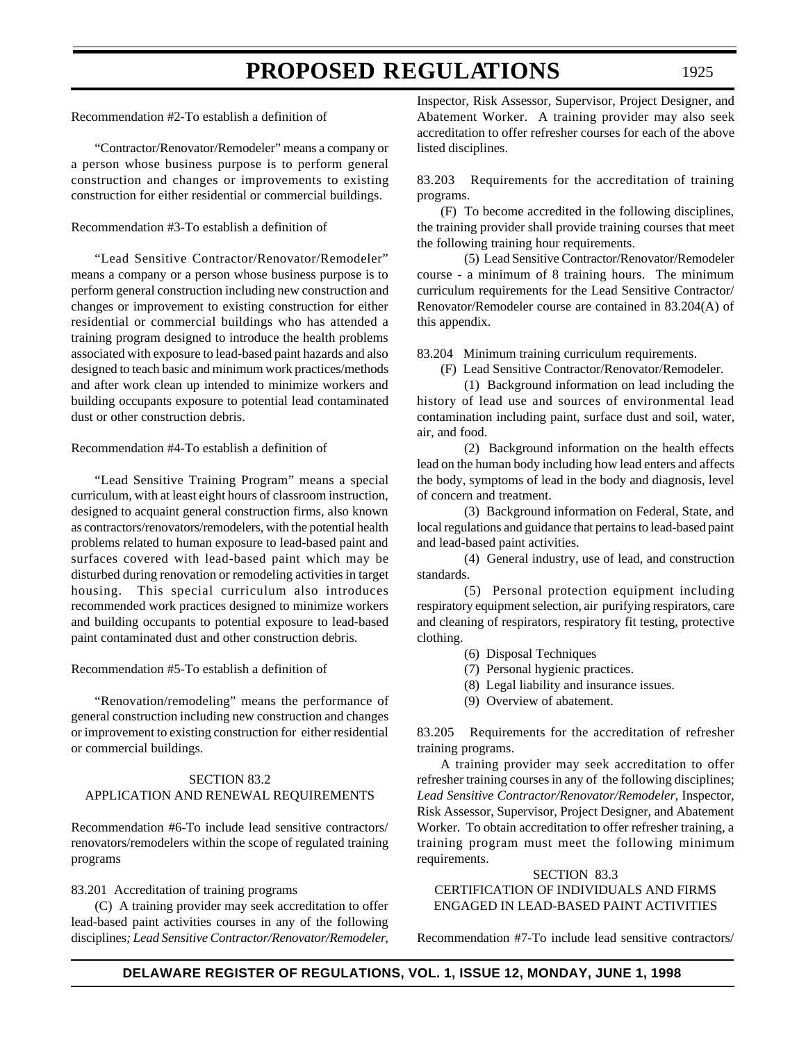Recommendation #2-To establish a definition of

"Contractor/Renovator/Remodeler" means a company or a person whose business purpose is to perform general construction and changes or improvements to existing construction for either residential or commercial buildings.

Recommendation #3-To establish a definition of

"Lead Sensitive Contractor/Renovator/Remodeler" means a company or a person whose business purpose is to perform general construction including new construction and changes or improvement to existing construction for either residential or commercial buildings who has attended a training program designed to introduce the health problems associated with exposure to lead-based paint hazards and also designed to teach basic and minimum work practices/methods and after work clean up intended to minimize workers and building occupants exposure to potential lead contaminated dust or other construction debris.

Recommendation #4-To establish a definition of

"Lead Sensitive Training Program" means a special curriculum, with at least eight hours of classroom instruction, designed to acquaint general construction firms, also known as contractors/renovators/remodelers, with the potential health problems related to human exposure to lead-based paint and surfaces covered with lead-based paint which may be disturbed during renovation or remodeling activities in target housing. This special curriculum also introduces recommended work practices designed to minimize workers and building occupants to potential exposure to lead-based paint contaminated dust and other construction debris.

Recommendation #5-To establish a definition of

"Renovation/remodeling" means the performance of general construction including new construction and changes or improvement to existing construction for either residential or commercial buildings.

## SECTION 83.2
## APPLICATION AND RENEWAL REQUIREMENTS

Recommendation #6-To include lead sensitive contractors/renovators/remodelers within the scope of regulated training programs

83.201 Accreditation of training programs

(C) A training provider may seek accreditation to offer lead-based paint activities courses in any of the following disciplines*; Lead Sensitive Contractor/Renovator/Remodeler*, Inspector, Risk Assessor, Supervisor, Project Designer, and Abatement Worker. A training provider may also seek accreditation to offer refresher courses for each of the above listed disciplines.

83.203 Requirements for the accreditation of training programs.

(F) To become accredited in the following disciplines, the training provider shall provide training courses that meet the following training hour requirements.

(5) Lead Sensitive Contractor/Renovator/Remodeler course - a minimum of 8 training hours. The minimum curriculum requirements for the Lead Sensitive Contractor/Renovator/Remodeler course are contained in 83.204(A) of this appendix.

83.204 Minimum training curriculum requirements.

(F) Lead Sensitive Contractor/Renovator/Remodeler.

(1) Background information on lead including the history of lead use and sources of environmental lead contamination including paint, surface dust and soil, water, air, and food.

(2) Background information on the health effects lead on the human body including how lead enters and affects the body, symptoms of lead in the body and diagnosis, level of concern and treatment.

(3) Background information on Federal, State, and local regulations and guidance that pertains to lead-based paint and lead-based paint activities.

(4) General industry, use of lead, and construction standards.

(5) Personal protection equipment including respiratory equipment selection, air purifying respirators, care and cleaning of respirators, respiratory fit testing, protective clothing.

(6) Disposal Techniques

(7) Personal hygienic practices.

(8) Legal liability and insurance issues.

(9) Overview of abatement.

83.205 Requirements for the accreditation of refresher training programs.

A training provider may seek accreditation to offer refresher training courses in any of the following disciplines; *Lead Sensitive Contractor/Renovator/Remodeler*, Inspector, Risk Assessor, Supervisor, Project Designer, and Abatement Worker. To obtain accreditation to offer refresher training, a training program must meet the following minimum requirements.

## SECTION 83.3
## CERTIFICATION OF INDIVIDUALS AND FIRMS ENGAGED IN LEAD-BASED PAINT ACTIVITIES

Recommendation #7-To include lead sensitive contractors/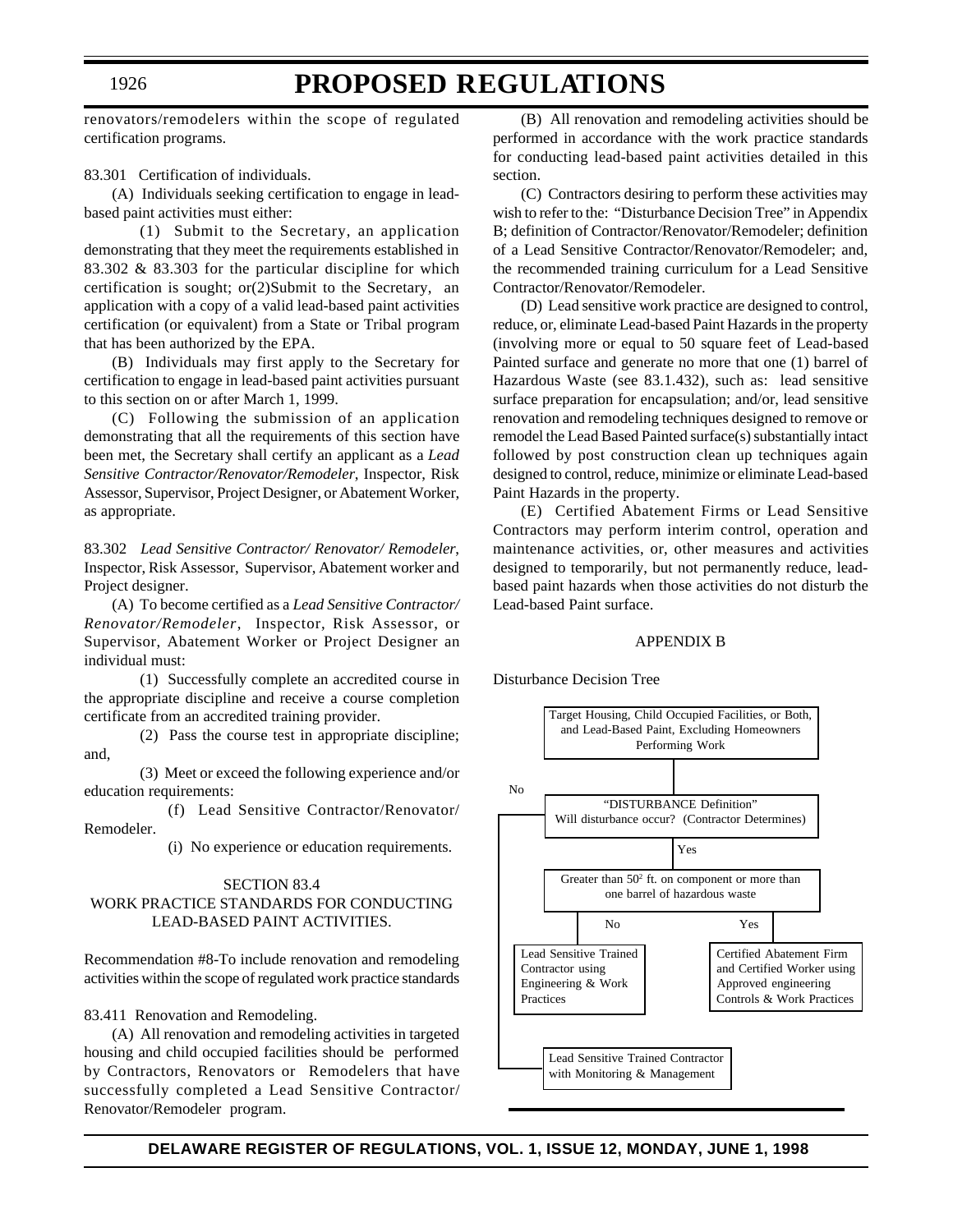renovators/remodelers within the scope of regulated certification programs.

83.301 Certification of individuals.

(A) Individuals seeking certification to engage in lead-based paint activities must either:

(1) Submit to the Secretary, an application demonstrating that they meet the requirements established in 83.302 & 83.303 for the particular discipline for which certification is sought; or(2)Submit to the Secretary, an application with a copy of a valid lead-based paint activities certification (or equivalent) from a State or Tribal program that has been authorized by the EPA.

(B) Individuals may first apply to the Secretary for certification to engage in lead-based paint activities pursuant to this section on or after March 1, 1999.

(C) Following the submission of an application demonstrating that all the requirements of this section have been met, the Secretary shall certify an applicant as a *Lead Sensitive Contractor/Renovator/Remodeler*, Inspector, Risk Assessor, Supervisor, Project Designer, or Abatement Worker, as appropriate.

83.302 *Lead Sensitive Contractor/ Renovator/ Remodeler*, Inspector, Risk Assessor, Supervisor, Abatement worker and Project designer.

(A) To become certified as a *Lead Sensitive Contractor/ Renovator/Remodeler*, Inspector, Risk Assessor, or Supervisor, Abatement Worker or Project Designer an individual must:

(1) Successfully complete an accredited course in the appropriate discipline and receive a course completion certificate from an accredited training provider.

(2) Pass the course test in appropriate discipline; and,

(3) Meet or exceed the following experience and/or education requirements:

(f) Lead Sensitive Contractor/Renovator/ Remodeler.

(i) No experience or education requirements.

SECTION 83.4
WORK PRACTICE STANDARDS FOR CONDUCTING LEAD-BASED PAINT ACTIVITIES.

Recommendation #8-To include renovation and remodeling activities within the scope of regulated work practice standards

83.411 Renovation and Remodeling.

(A) All renovation and remodeling activities in targeted housing and child occupied facilities should be performed by Contractors, Renovators or Remodelers that have successfully completed a Lead Sensitive Contractor/ Renovator/Remodeler program.

(B) All renovation and remodeling activities should be performed in accordance with the work practice standards for conducting lead-based paint activities detailed in this section.

(C) Contractors desiring to perform these activities may wish to refer to the: "Disturbance Decision Tree" in Appendix B; definition of Contractor/Renovator/Remodeler; definition of a Lead Sensitive Contractor/Renovator/Remodeler; and, the recommended training curriculum for a Lead Sensitive Contractor/Renovator/Remodeler.

(D) Lead sensitive work practice are designed to control, reduce, or, eliminate Lead-based Paint Hazards in the property (involving more or equal to 50 square feet of Lead-based Painted surface and generate no more that one (1) barrel of Hazardous Waste (see 83.1.432), such as: lead sensitive surface preparation for encapsulation; and/or, lead sensitive renovation and remodeling techniques designed to remove or remodel the Lead Based Painted surface(s) substantially intact followed by post construction clean up techniques again designed to control, reduce, minimize or eliminate Lead-based Paint Hazards in the property.

(E) Certified Abatement Firms or Lead Sensitive Contractors may perform interim control, operation and maintenance activities, or, other measures and activities designed to temporarily, but not permanently reduce, lead-based paint hazards when those activities do not disturb the Lead-based Paint surface.

APPENDIX B

Disturbance Decision Tree

Target Housing, Child Occupied Facilities, or Both, and Lead-Based Paint, Excluding Homeowners Performing Work

"DISTURBANCE Definition" Will disturbance occur? (Contractor Determines)

- No → Lead Sensitive Trained Contractor with Monitoring & Management
- Yes → Greater than $50^2$ ft. on component or more than one barrel of hazardous waste
  - No → Lead Sensitive Trained Contractor using Engineering & Work Practices
  - Yes → Certified Abatement Firm and Certified Worker using Approved engineering Controls & Work Practices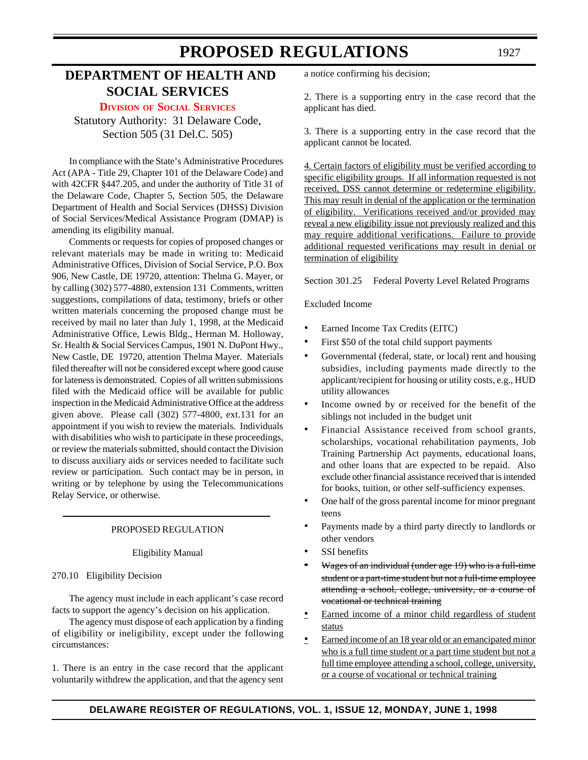# PROPOSED REGULATIONS

## DEPARTMENT OF HEALTH AND SOCIAL SERVICES

### Division of Social Services

Statutory Authority: 31 Delaware Code, Section 505 (31 Del.C. 505)

In compliance with the State's Administrative Procedures Act (APA - Title 29, Chapter 101 of the Delaware Code) and with 42CFR §447.205, and under the authority of Title 31 of the Delaware Code, Chapter 5, Section 505, the Delaware Department of Health and Social Services (DHSS) Division of Social Services/Medical Assistance Program (DMAP) is amending its eligibility manual.

Comments or requests for copies of proposed changes or relevant materials may be made in writing to: Medicaid Administrative Offices, Division of Social Service, P.O. Box 906, New Castle, DE 19720, attention: Thelma G. Mayer, or by calling (302) 577-4880, extension 131 Comments, written suggestions, compilations of data, testimony, briefs or other written materials concerning the proposed change must be received by mail no later than July 1, 1998, at the Medicaid Administrative Office, Lewis Bldg., Herman M. Holloway, Sr. Health & Social Services Campus, 1901 N. DuPont Hwy., New Castle, DE 19720, attention Thelma Mayer. Materials filed thereafter will not be considered except where good cause for lateness is demonstrated. Copies of all written submissions filed with the Medicaid office will be available for public inspection in the Medicaid Administrative Office at the address given above. Please call (302) 577-4800, ext.131 for an appointment if you wish to review the materials. Individuals with disabilities who wish to participate in these proceedings, or review the materials submitted, should contact the Division to discuss auxiliary aids or services needed to facilitate such review or participation. Such contact may be in person, in writing or by telephone by using the Telecommunications Relay Service, or otherwise.

---

PROPOSED REGULATION

Eligibility Manual

270.10 Eligibility Decision

The agency must include in each applicant's case record facts to support the agency's decision on his application.

The agency must dispose of each application by a finding of eligibility or ineligibility, except under the following circumstances:

1. There is an entry in the case record that the applicant voluntarily withdrew the application, and that the agency sent a notice confirming his decision;

2. There is a supporting entry in the case record that the applicant has died.

3. There is a supporting entry in the case record that the applicant cannot be located.

<u>4. Certain factors of eligibility must be verified according to specific eligibility groups. If all information requested is not received, DSS cannot determine or redetermine eligibility. This may result in denial of the application or the termination of eligibility. Verifications received and/or provided may reveal a new eligibility issue not previously realized and this may require additional verifications. Failure to provide additional requested verifications may result in denial or termination of eligibility</u>

Section 301.25 Federal Poverty Level Related Programs

Excluded Income

- Earned Income Tax Credits (EITC)
- First $50 of the total child support payments
- Governmental (federal, state, or local) rent and housing subsidies, including payments made directly to the applicant/recipient for housing or utility costs, e.g., HUD utility allowances
- Income owned by or received for the benefit of the siblings not included in the budget unit
- Financial Assistance received from school grants, scholarships, vocational rehabilitation payments, Job Training Partnership Act payments, educational loans, and other loans that are expected to be repaid. Also exclude other financial assistance received that is intended for books, tuition, or other self-sufficiency expenses.
- One half of the gross parental income for minor pregnant teens
- Payments made by a third party directly to landlords or other vendors
- SSI benefits
- ~~Wages of an individual (under age 19) who is a full-time student or a part-time student but not a full-time employee attending a school, college, university, or a course of vocational or technical training~~
- <u>Earned income of a minor child regardless of student status</u>
- <u>Earned income of an 18 year old or an emancipated minor who is a full time student or a part time student but not a full time employee attending a school, college, university, or a course of vocational or technical training</u>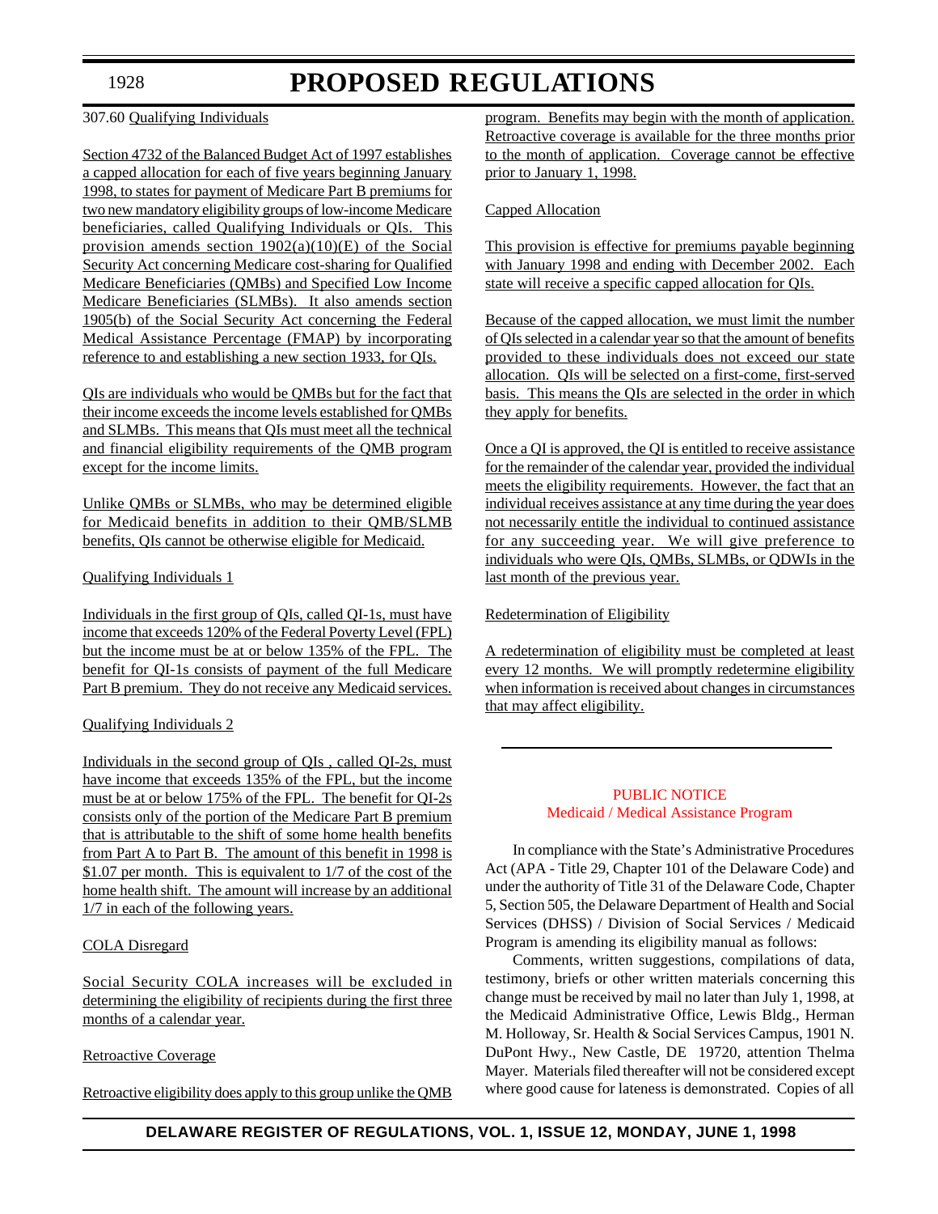307.60 Qualifying Individuals

Section 4732 of the Balanced Budget Act of 1997 establishes a capped allocation for each of five years beginning January 1998, to states for payment of Medicare Part B premiums for two new mandatory eligibility groups of low-income Medicare beneficiaries, called Qualifying Individuals or QIs. This provision amends section 1902(a)(10)(E) of the Social Security Act concerning Medicare cost-sharing for Qualified Medicare Beneficiaries (QMBs) and Specified Low Income Medicare Beneficiaries (SLMBs). It also amends section 1905(b) of the Social Security Act concerning the Federal Medical Assistance Percentage (FMAP) by incorporating reference to and establishing a new section 1933, for QIs.

QIs are individuals who would be QMBs but for the fact that their income exceeds the income levels established for QMBs and SLMBs. This means that QIs must meet all the technical and financial eligibility requirements of the QMB program except for the income limits.

Unlike QMBs or SLMBs, who may be determined eligible for Medicaid benefits in addition to their QMB/SLMB benefits, QIs cannot be otherwise eligible for Medicaid.

Qualifying Individuals 1

Individuals in the first group of QIs, called QI-1s, must have income that exceeds 120% of the Federal Poverty Level (FPL) but the income must be at or below 135% of the FPL. The benefit for QI-1s consists of payment of the full Medicare Part B premium. They do not receive any Medicaid services.

Qualifying Individuals 2

Individuals in the second group of QIs , called QI-2s, must have income that exceeds 135% of the FPL, but the income must be at or below 175% of the FPL. The benefit for QI-2s consists only of the portion of the Medicare Part B premium that is attributable to the shift of some home health benefits from Part A to Part B. The amount of this benefit in 1998 is $1.07 per month. This is equivalent to 1/7 of the cost of the home health shift. The amount will increase by an additional 1/7 in each of the following years.

COLA Disregard

Social Security COLA increases will be excluded in determining the eligibility of recipients during the first three months of a calendar year.

Retroactive Coverage

Retroactive eligibility does apply to this group unlike the QMB program. Benefits may begin with the month of application. Retroactive coverage is available for the three months prior to the month of application. Coverage cannot be effective prior to January 1, 1998.

Capped Allocation

This provision is effective for premiums payable beginning with January 1998 and ending with December 2002. Each state will receive a specific capped allocation for QIs.

Because of the capped allocation, we must limit the number of QIs selected in a calendar year so that the amount of benefits provided to these individuals does not exceed our state allocation. QIs will be selected on a first-come, first-served basis. This means the QIs are selected in the order in which they apply for benefits.

Once a QI is approved, the QI is entitled to receive assistance for the remainder of the calendar year, provided the individual meets the eligibility requirements. However, the fact that an individual receives assistance at any time during the year does not necessarily entitle the individual to continued assistance for any succeeding year. We will give preference to individuals who were QIs, QMBs, SLMBs, or QDWIs in the last month of the previous year.

Redetermination of Eligibility

A redetermination of eligibility must be completed at least every 12 months. We will promptly redetermine eligibility when information is received about changes in circumstances that may affect eligibility.

---

PUBLIC NOTICE
Medicaid / Medical Assistance Program

In compliance with the State's Administrative Procedures Act (APA - Title 29, Chapter 101 of the Delaware Code) and under the authority of Title 31 of the Delaware Code, Chapter 5, Section 505, the Delaware Department of Health and Social Services (DHSS) / Division of Social Services / Medicaid Program is amending its eligibility manual as follows:

Comments, written suggestions, compilations of data, testimony, briefs or other written materials concerning this change must be received by mail no later than July 1, 1998, at the Medicaid Administrative Office, Lewis Bldg., Herman M. Holloway, Sr. Health & Social Services Campus, 1901 N. DuPont Hwy., New Castle, DE 19720, attention Thelma Mayer. Materials filed thereafter will not be considered except where good cause for lateness is demonstrated. Copies of all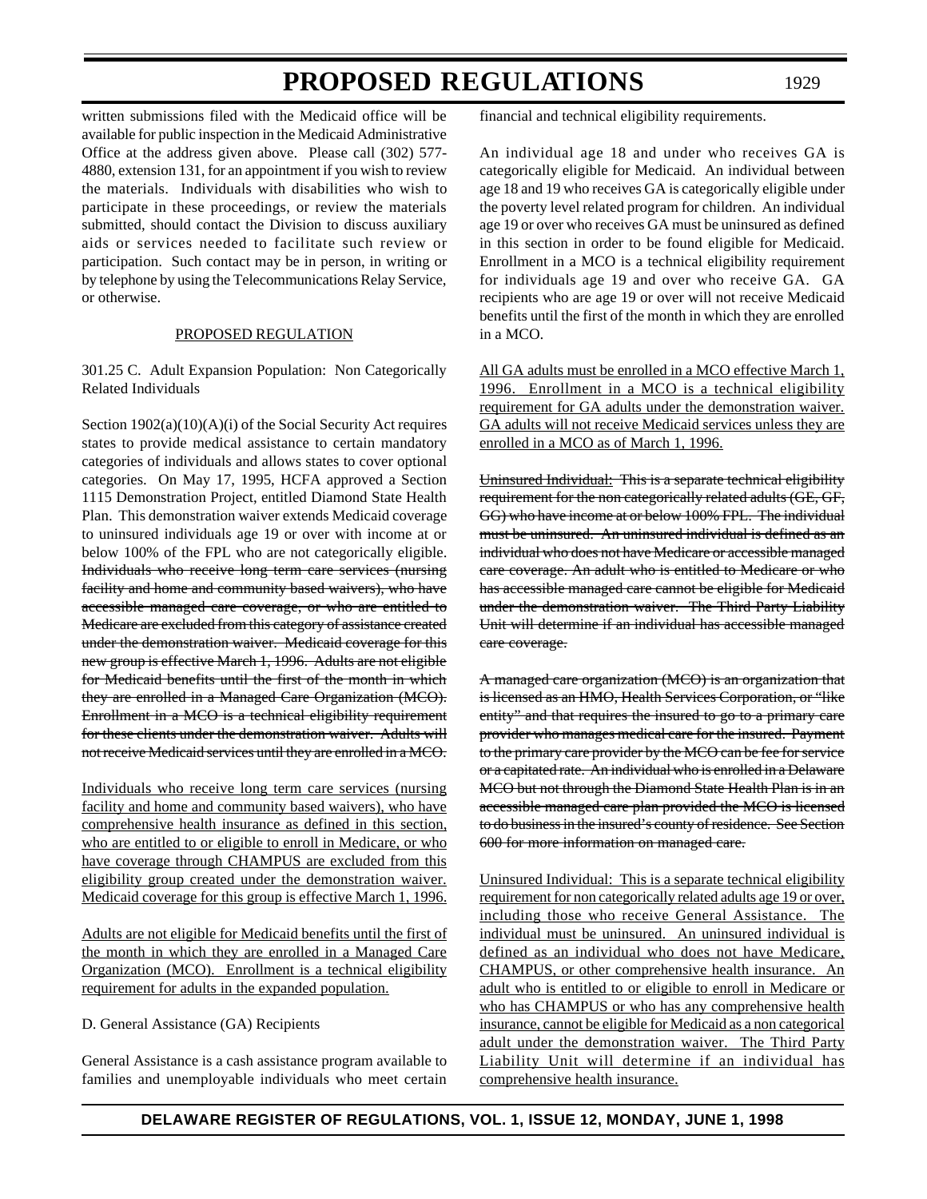written submissions filed with the Medicaid office will be available for public inspection in the Medicaid Administrative Office at the address given above. Please call (302) 577-4880, extension 131, for an appointment if you wish to review the materials. Individuals with disabilities who wish to participate in these proceedings, or review the materials submitted, should contact the Division to discuss auxiliary aids or services needed to facilitate such review or participation. Such contact may be in person, in writing or by telephone by using the Telecommunications Relay Service, or otherwise.

<u>PROPOSED REGULATION</u>

301.25 C. Adult Expansion Population: Non Categorically Related Individuals

Section 1902(a)(10)(A)(i) of the Social Security Act requires states to provide medical assistance to certain mandatory categories of individuals and allows states to cover optional categories. On May 17, 1995, HCFA approved a Section 1115 Demonstration Project, entitled Diamond State Health Plan. This demonstration waiver extends Medicaid coverage to uninsured individuals age 19 or over with income at or below 100% of the FPL who are not categorically eligible. ~~Individuals who receive long term care services (nursing facility and home and community based waivers), who have accessible managed care coverage, or who are entitled to Medicare are excluded from this category of assistance created under the demonstration waiver. Medicaid coverage for this new group is effective March 1, 1996. Adults are not eligible for Medicaid benefits until the first of the month in which they are enrolled in a Managed Care Organization (MCO). Enrollment in a MCO is a technical eligibility requirement for these clients under the demonstration waiver. Adults will not receive Medicaid services until they are enrolled in a MCO.~~

<u>Individuals who receive long term care services (nursing facility and home and community based waivers), who have comprehensive health insurance as defined in this section, who are entitled to or eligible to enroll in Medicare, or who have coverage through CHAMPUS are excluded from this eligibility group created under the demonstration waiver. Medicaid coverage for this group is effective March 1, 1996.</u>

<u>Adults are not eligible for Medicaid benefits until the first of the month in which they are enrolled in a Managed Care Organization (MCO). Enrollment is a technical eligibility requirement for adults in the expanded population.</u>

D. General Assistance (GA) Recipients

General Assistance is a cash assistance program available to families and unemployable individuals who meet certain financial and technical eligibility requirements.

An individual age 18 and under who receives GA is categorically eligible for Medicaid. An individual between age 18 and 19 who receives GA is categorically eligible under the poverty level related program for children. An individual age 19 or over who receives GA must be uninsured as defined in this section in order to be found eligible for Medicaid. Enrollment in a MCO is a technical eligibility requirement for individuals age 19 and over who receive GA. GA recipients who are age 19 or over will not receive Medicaid benefits until the first of the month in which they are enrolled in a MCO.

<u>All GA adults must be enrolled in a MCO effective March 1, 1996. Enrollment in a MCO is a technical eligibility requirement for GA adults under the demonstration waiver. GA adults will not receive Medicaid services unless they are enrolled in a MCO as of March 1, 1996.</u>

~~<u>Uninsured Individual:</u> This is a separate technical eligibility requirement for the non categorically related adults (GE, GF, GG) who have income at or below 100% FPL. The individual must be uninsured. An uninsured individual is defined as an individual who does not have Medicare or accessible managed care coverage. An adult who is entitled to Medicare or who has accessible managed care cannot be eligible for Medicaid under the demonstration waiver. The Third Party Liability Unit will determine if an individual has accessible managed care coverage.~~

~~A managed care organization (MCO) is an organization that is licensed as an HMO, Health Services Corporation, or "like entity" and that requires the insured to go to a primary care provider who manages medical care for the insured. Payment to the primary care provider by the MCO can be fee for service or a capitated rate. An individual who is enrolled in a Delaware MCO but not through the Diamond State Health Plan is in an accessible managed care plan provided the MCO is licensed to do business in the insured's county of residence. See Section 600 for more information on managed care.~~

<u>Uninsured Individual: This is a separate technical eligibility requirement for non categorically related adults age 19 or over, including those who receive General Assistance. The individual must be uninsured. An uninsured individual is defined as an individual who does not have Medicare, CHAMPUS, or other comprehensive health insurance. An adult who is entitled to or eligible to enroll in Medicare or who has CHAMPUS or who has any comprehensive health insurance, cannot be eligible for Medicaid as a non categorical adult under the demonstration waiver. The Third Party Liability Unit will determine if an individual has comprehensive health insurance.</u>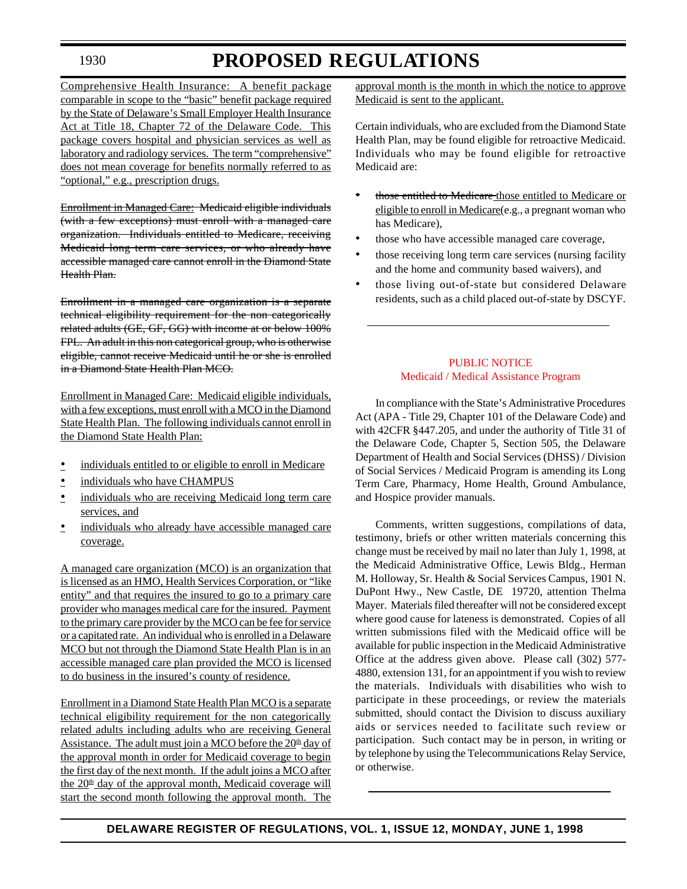Comprehensive Health Insurance: A benefit package comparable in scope to the "basic" benefit package required by the State of Delaware's Small Employer Health Insurance Act at Title 18, Chapter 72 of the Delaware Code. This package covers hospital and physician services as well as laboratory and radiology services. The term "comprehensive" does not mean coverage for benefits normally referred to as "optional," e.g., prescription drugs.

~~Enrollment in Managed Care: Medicaid eligible individuals (with a few exceptions) must enroll with a managed care organization. Individuals entitled to Medicare, receiving Medicaid long term care services, or who already have accessible managed care cannot enroll in the Diamond State Health Plan.~~

~~Enrollment in a managed care organization is a separate technical eligibility requirement for the non categorically related adults (GE, GF, GG) with income at or below 100% FPL. An adult in this non categorical group, who is otherwise eligible, cannot receive Medicaid until he or she is enrolled in a Diamond State Health Plan MCO.~~

Enrollment in Managed Care: Medicaid eligible individuals, with a few exceptions, must enroll with a MCO in the Diamond State Health Plan. The following individuals cannot enroll in the Diamond State Health Plan:

- individuals entitled to or eligible to enroll in Medicare
- individuals who have CHAMPUS
- individuals who are receiving Medicaid long term care services, and
- individuals who already have accessible managed care coverage.

A managed care organization (MCO) is an organization that is licensed as an HMO, Health Services Corporation, or "like entity" and that requires the insured to go to a primary care provider who manages medical care for the insured. Payment to the primary care provider by the MCO can be fee for service or a capitated rate. An individual who is enrolled in a Delaware MCO but not through the Diamond State Health Plan is in an accessible managed care plan provided the MCO is licensed to do business in the insured's county of residence.

Enrollment in a Diamond State Health Plan MCO is a separate technical eligibility requirement for the non categorically related adults including adults who are receiving General Assistance. The adult must join a MCO before the 20th day of the approval month in order for Medicaid coverage to begin the first day of the next month. If the adult joins a MCO after the 20th day of the approval month, Medicaid coverage will start the second month following the approval month. The approval month is the month in which the notice to approve Medicaid is sent to the applicant.

Certain individuals, who are excluded from the Diamond State Health Plan, may be found eligible for retroactive Medicaid. Individuals who may be found eligible for retroactive Medicaid are:

- ~~those entitled to Medicare~~ those entitled to Medicare or eligible to enroll in Medicare(e.g., a pregnant woman who has Medicare),
- those who have accessible managed care coverage,
- those receiving long term care services (nursing facility and the home and community based waivers), and
- those living out-of-state but considered Delaware residents, such as a child placed out-of-state by DSCYF.

---

PUBLIC NOTICE

Medicaid / Medical Assistance Program

In compliance with the State's Administrative Procedures Act (APA - Title 29, Chapter 101 of the Delaware Code) and with 42CFR §447.205, and under the authority of Title 31 of the Delaware Code, Chapter 5, Section 505, the Delaware Department of Health and Social Services (DHSS) / Division of Social Services / Medicaid Program is amending its Long Term Care, Pharmacy, Home Health, Ground Ambulance, and Hospice provider manuals.

Comments, written suggestions, compilations of data, testimony, briefs or other written materials concerning this change must be received by mail no later than July 1, 1998, at the Medicaid Administrative Office, Lewis Bldg., Herman M. Holloway, Sr. Health & Social Services Campus, 1901 N. DuPont Hwy., New Castle, DE 19720, attention Thelma Mayer. Materials filed thereafter will not be considered except where good cause for lateness is demonstrated. Copies of all written submissions filed with the Medicaid office will be available for public inspection in the Medicaid Administrative Office at the address given above. Please call (302) 577-4880, extension 131, for an appointment if you wish to review the materials. Individuals with disabilities who wish to participate in these proceedings, or review the materials submitted, should contact the Division to discuss auxiliary aids or services needed to facilitate such review or participation. Such contact may be in person, in writing or by telephone by using the Telecommunications Relay Service, or otherwise.

---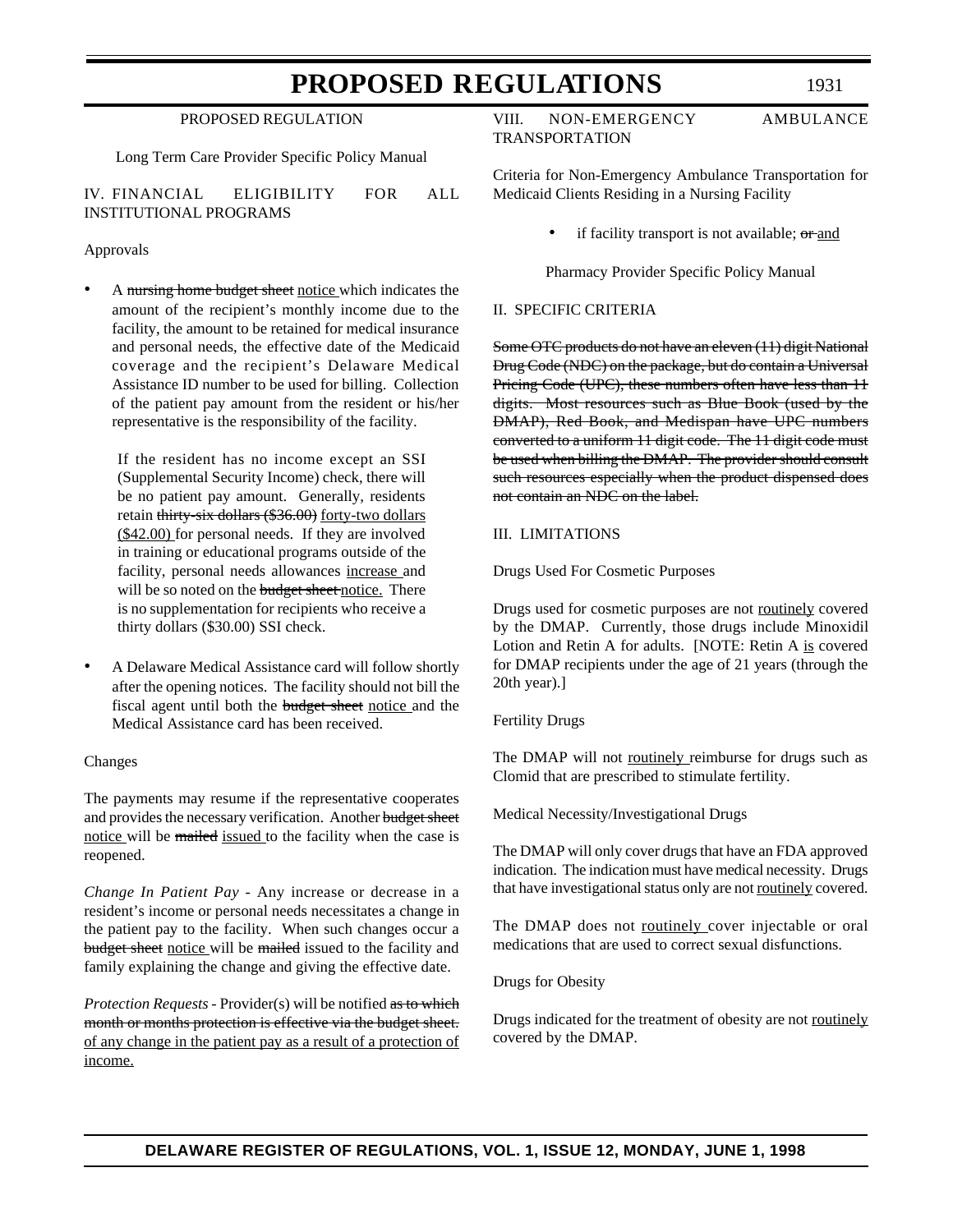# PROPOSED REGULATIONS

PROPOSED REGULATION

Long Term Care Provider Specific Policy Manual

IV. FINANCIAL ELIGIBILITY FOR ALL INSTITUTIONAL PROGRAMS

Approvals

- A ~~nursing home budget sheet~~ <u>notice</u> which indicates the amount of the recipient's monthly income due to the facility, the amount to be retained for medical insurance and personal needs, the effective date of the Medicaid coverage and the recipient's Delaware Medical Assistance ID number to be used for billing. Collection of the patient pay amount from the resident or his/her representative is the responsibility of the facility.

  If the resident has no income except an SSI (Supplemental Security Income) check, there will be no patient pay amount. Generally, residents retain ~~thirty-six dollars ($36.00)~~ <u>forty-two dollars ($42.00)</u> for personal needs. If they are involved in training or educational programs outside of the facility, personal needs allowances <u>increase</u> and will be so noted on the ~~budget sheet~~ <u>notice.</u> There is no supplementation for recipients who receive a thirty dollars ($30.00) SSI check.

- A Delaware Medical Assistance card will follow shortly after the opening notices. The facility should not bill the fiscal agent until both the ~~budget sheet~~ <u>notice</u> and the Medical Assistance card has been received.

Changes

The payments may resume if the representative cooperates and provides the necessary verification. Another ~~budget sheet~~ <u>notice</u> will be ~~mailed~~ <u>issued</u> to the facility when the case is reopened.

*Change In Patient Pay* - Any increase or decrease in a resident's income or personal needs necessitates a change in the patient pay to the facility. When such changes occur a ~~budget sheet~~ <u>notice</u> will be ~~mailed~~ issued to the facility and family explaining the change and giving the effective date.

*Protection Requests* - Provider(s) will be notified ~~as to which month or months protection is effective via the budget sheet.~~ <u>of any change in the patient pay as a result of a protection of income.</u>

VIII. NON-EMERGENCY AMBULANCE TRANSPORTATION

Criteria for Non-Emergency Ambulance Transportation for Medicaid Clients Residing in a Nursing Facility

- if facility transport is not available; ~~or~~ <u>and</u>

Pharmacy Provider Specific Policy Manual

II. SPECIFIC CRITERIA

~~Some OTC products do not have an eleven (11) digit National Drug Code (NDC) on the package, but do contain a Universal Pricing Code (UPC), these numbers often have less than 11 digits. Most resources such as Blue Book (used by the DMAP), Red Book, and Medispan have UPC numbers converted to a uniform 11 digit code. The 11 digit code must be used when billing the DMAP. The provider should consult such resources especially when the product dispensed does not contain an NDC on the label.~~

III. LIMITATIONS

Drugs Used For Cosmetic Purposes

Drugs used for cosmetic purposes are not <u>routinely</u> covered by the DMAP. Currently, those drugs include Minoxidil Lotion and Retin A for adults. [NOTE: Retin A <u>is</u> covered for DMAP recipients under the age of 21 years (through the 20th year).]

Fertility Drugs

The DMAP will not <u>routinely</u> reimburse for drugs such as Clomid that are prescribed to stimulate fertility.

Medical Necessity/Investigational Drugs

The DMAP will only cover drugs that have an FDA approved indication. The indication must have medical necessity. Drugs that have investigational status only are not <u>routinely</u> covered.

The DMAP does not <u>routinely</u> cover injectable or oral medications that are used to correct sexual disfunctions.

Drugs for Obesity

Drugs indicated for the treatment of obesity are not <u>routinely</u> covered by the DMAP.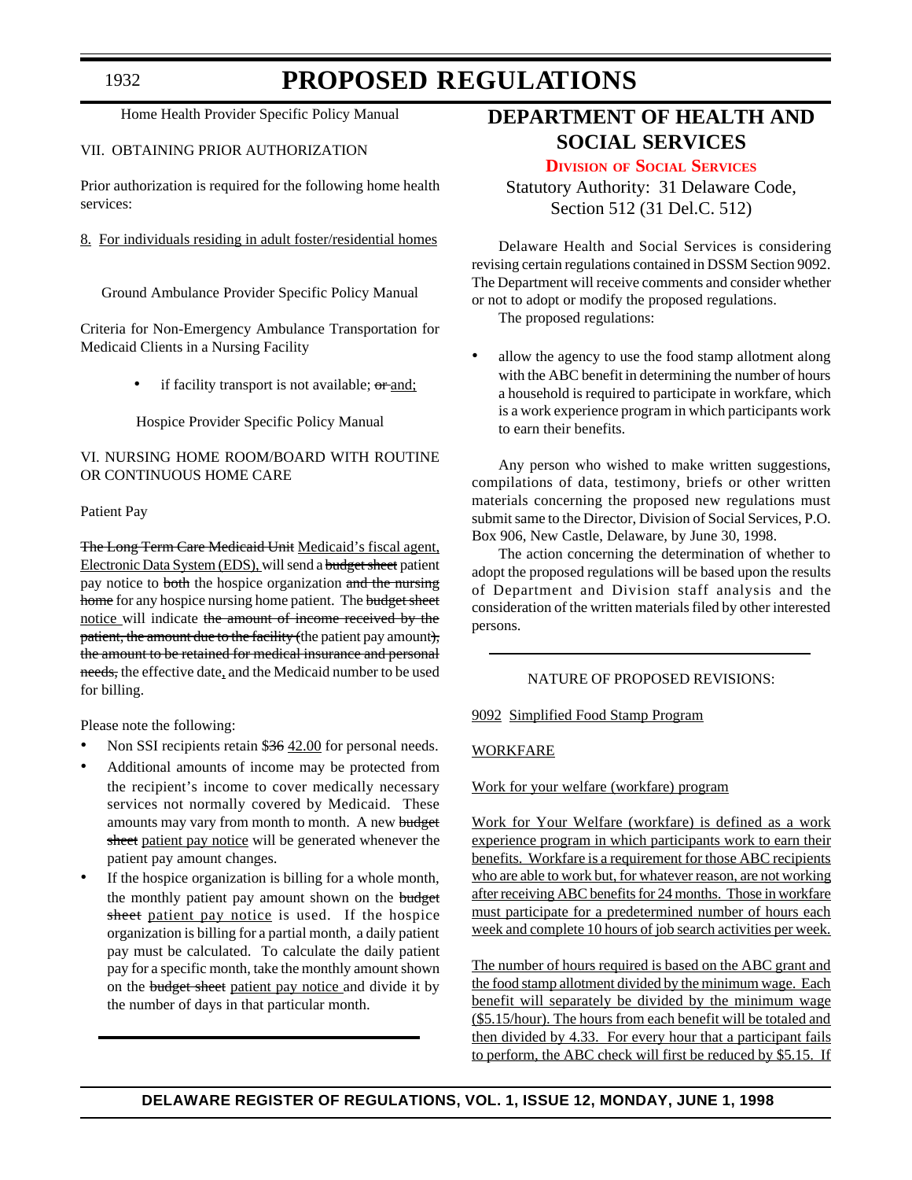Home Health Provider Specific Policy Manual

VII. OBTAINING PRIOR AUTHORIZATION

Prior authorization is required for the following home health services:

<u>8. For individuals residing in adult foster/residential homes</u>

Ground Ambulance Provider Specific Policy Manual

Criteria for Non-Emergency Ambulance Transportation for Medicaid Clients in a Nursing Facility

- if facility transport is not available; ~~or~~ <u>and;</u>

Hospice Provider Specific Policy Manual

VI. NURSING HOME ROOM/BOARD WITH ROUTINE OR CONTINUOUS HOME CARE

Patient Pay

~~The Long Term Care Medicaid Unit~~ <u>Medicaid's fiscal agent, Electronic Data System (EDS),</u> will send a ~~budget sheet~~ patient pay notice to ~~both~~ the hospice organization ~~and the nursing home~~ for any hospice nursing home patient. The ~~budget sheet~~ <u>notice</u> will indicate ~~the amount of income received by the patient, the amount due to the facility (~~the patient pay amount~~), the amount to be retained for medical insurance and personal needs,~~ the effective date<u>,</u> and the Medicaid number to be used for billing.

Please note the following:

- Non SSI recipients retain ~~$36~~ <u>42.00</u> for personal needs.
- Additional amounts of income may be protected from the recipient's income to cover medically necessary services not normally covered by Medicaid. These amounts may vary from month to month. A new ~~budget sheet~~ <u>patient pay notice</u> will be generated whenever the patient pay amount changes.
- If the hospice organization is billing for a whole month, the monthly patient pay amount shown on the ~~budget sheet~~ <u>patient pay notice</u> is used. If the hospice organization is billing for a partial month, a daily patient pay must be calculated. To calculate the daily patient pay for a specific month, take the monthly amount shown on the ~~budget sheet~~ <u>patient pay notice</u> and divide it by the number of days in that particular month.

---

# DEPARTMENT OF HEALTH AND SOCIAL SERVICES

## Division of Social Services

Statutory Authority: 31 Delaware Code, Section 512 (31 Del.C. 512)

Delaware Health and Social Services is considering revising certain regulations contained in DSSM Section 9092. The Department will receive comments and consider whether or not to adopt or modify the proposed regulations.

The proposed regulations:

- allow the agency to use the food stamp allotment along with the ABC benefit in determining the number of hours a household is required to participate in workfare, which is a work experience program in which participants work to earn their benefits.

Any person who wished to make written suggestions, compilations of data, testimony, briefs or other written materials concerning the proposed new regulations must submit same to the Director, Division of Social Services, P.O. Box 906, New Castle, Delaware, by June 30, 1998.

The action concerning the determination of whether to adopt the proposed regulations will be based upon the results of Department and Division staff analysis and the consideration of the written materials filed by other interested persons.

---

NATURE OF PROPOSED REVISIONS:

<u>9092 Simplified Food Stamp Program</u>

<u>WORKFARE</u>

<u>Work for your welfare (workfare) program</u>

<u>Work for Your Welfare (workfare) is defined as a work experience program in which participants work to earn their benefits. Workfare is a requirement for those ABC recipients who are able to work but, for whatever reason, are not working after receiving ABC benefits for 24 months. Those in workfare must participate for a predetermined number of hours each week and complete 10 hours of job search activities per week.</u>

<u>The number of hours required is based on the ABC grant and the food stamp allotment divided by the minimum wage. Each benefit will separately be divided by the minimum wage ($5.15/hour). The hours from each benefit will be totaled and then divided by 4.33. For every hour that a participant fails to perform, the ABC check will first be reduced by $5.15. If</u>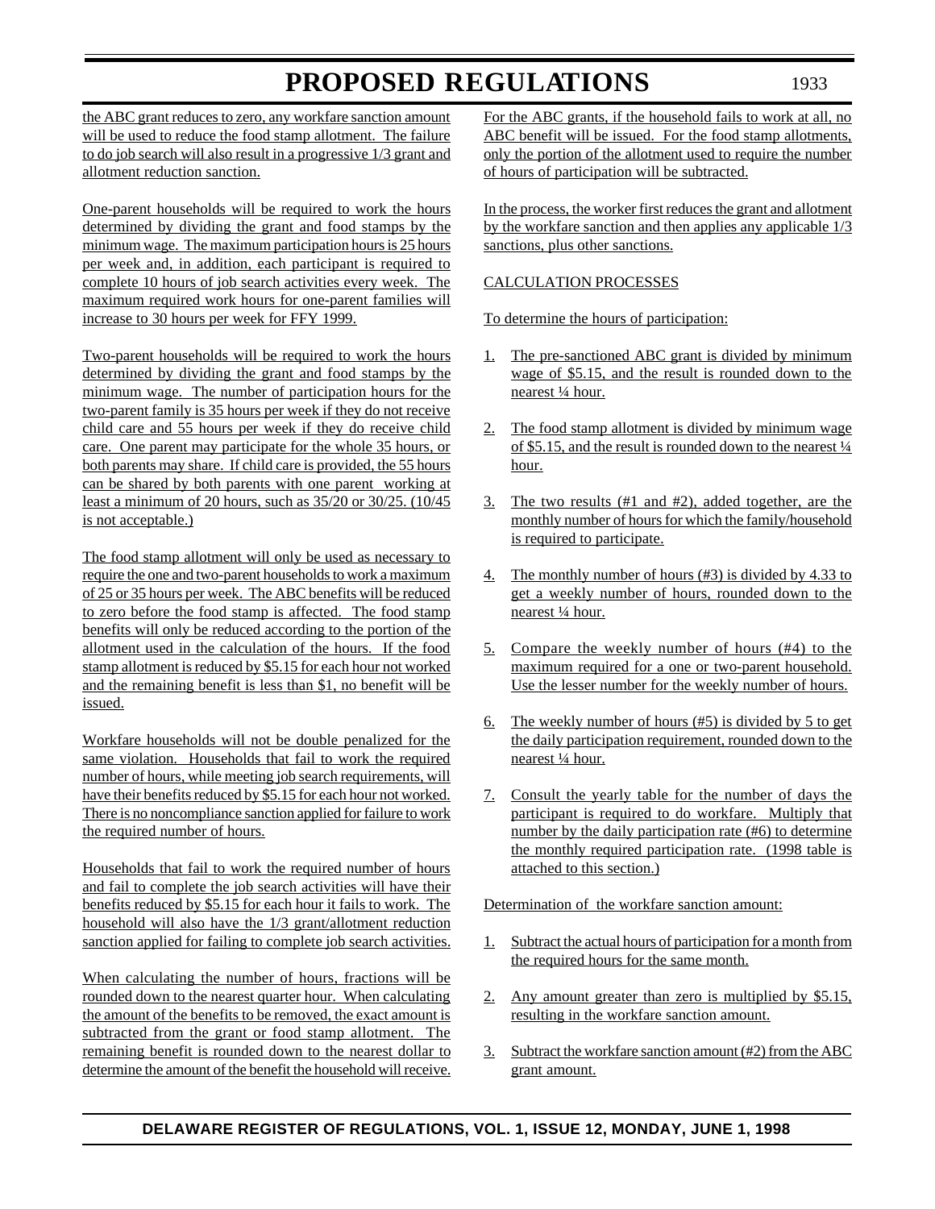the ABC grant reduces to zero, any workfare sanction amount will be used to reduce the food stamp allotment. The failure to do job search will also result in a progressive 1/3 grant and allotment reduction sanction.

One-parent households will be required to work the hours determined by dividing the grant and food stamps by the minimum wage. The maximum participation hours is 25 hours per week and, in addition, each participant is required to complete 10 hours of job search activities every week. The maximum required work hours for one-parent families will increase to 30 hours per week for FFY 1999.

Two-parent households will be required to work the hours determined by dividing the grant and food stamps by the minimum wage. The number of participation hours for the two-parent family is 35 hours per week if they do not receive child care and 55 hours per week if they do receive child care. One parent may participate for the whole 35 hours, or both parents may share. If child care is provided, the 55 hours can be shared by both parents with one parent working at least a minimum of 20 hours, such as 35/20 or 30/25. (10/45 is not acceptable.)

The food stamp allotment will only be used as necessary to require the one and two-parent households to work a maximum of 25 or 35 hours per week. The ABC benefits will be reduced to zero before the food stamp is affected. The food stamp benefits will only be reduced according to the portion of the allotment used in the calculation of the hours. If the food stamp allotment is reduced by $5.15 for each hour not worked and the remaining benefit is less than $1, no benefit will be issued.

Workfare households will not be double penalized for the same violation. Households that fail to work the required number of hours, while meeting job search requirements, will have their benefits reduced by $5.15 for each hour not worked. There is no noncompliance sanction applied for failure to work the required number of hours.

Households that fail to work the required number of hours and fail to complete the job search activities will have their benefits reduced by $5.15 for each hour it fails to work. The household will also have the 1/3 grant/allotment reduction sanction applied for failing to complete job search activities.

When calculating the number of hours, fractions will be rounded down to the nearest quarter hour. When calculating the amount of the benefits to be removed, the exact amount is subtracted from the grant or food stamp allotment. The remaining benefit is rounded down to the nearest dollar to determine the amount of the benefit the household will receive. For the ABC grants, if the household fails to work at all, no ABC benefit will be issued. For the food stamp allotments, only the portion of the allotment used to require the number of hours of participation will be subtracted.

In the process, the worker first reduces the grant and allotment by the workfare sanction and then applies any applicable 1/3 sanctions, plus other sanctions.

CALCULATION PROCESSES

To determine the hours of participation:

1. The pre-sanctioned ABC grant is divided by minimum wage of $5.15, and the result is rounded down to the nearest ¼ hour.
2. The food stamp allotment is divided by minimum wage of $5.15, and the result is rounded down to the nearest ¼ hour.
3. The two results (#1 and #2), added together, are the monthly number of hours for which the family/household is required to participate.
4. The monthly number of hours (#3) is divided by 4.33 to get a weekly number of hours, rounded down to the nearest ¼ hour.
5. Compare the weekly number of hours (#4) to the maximum required for a one or two-parent household. Use the lesser number for the weekly number of hours.
6. The weekly number of hours (#5) is divided by 5 to get the daily participation requirement, rounded down to the nearest ¼ hour.
7. Consult the yearly table for the number of days the participant is required to do workfare. Multiply that number by the daily participation rate (#6) to determine the monthly required participation rate. (1998 table is attached to this section.)

Determination of the workfare sanction amount:

1. Subtract the actual hours of participation for a month from the required hours for the same month.
2. Any amount greater than zero is multiplied by $5.15, resulting in the workfare sanction amount.
3. Subtract the workfare sanction amount (#2) from the ABC grant amount.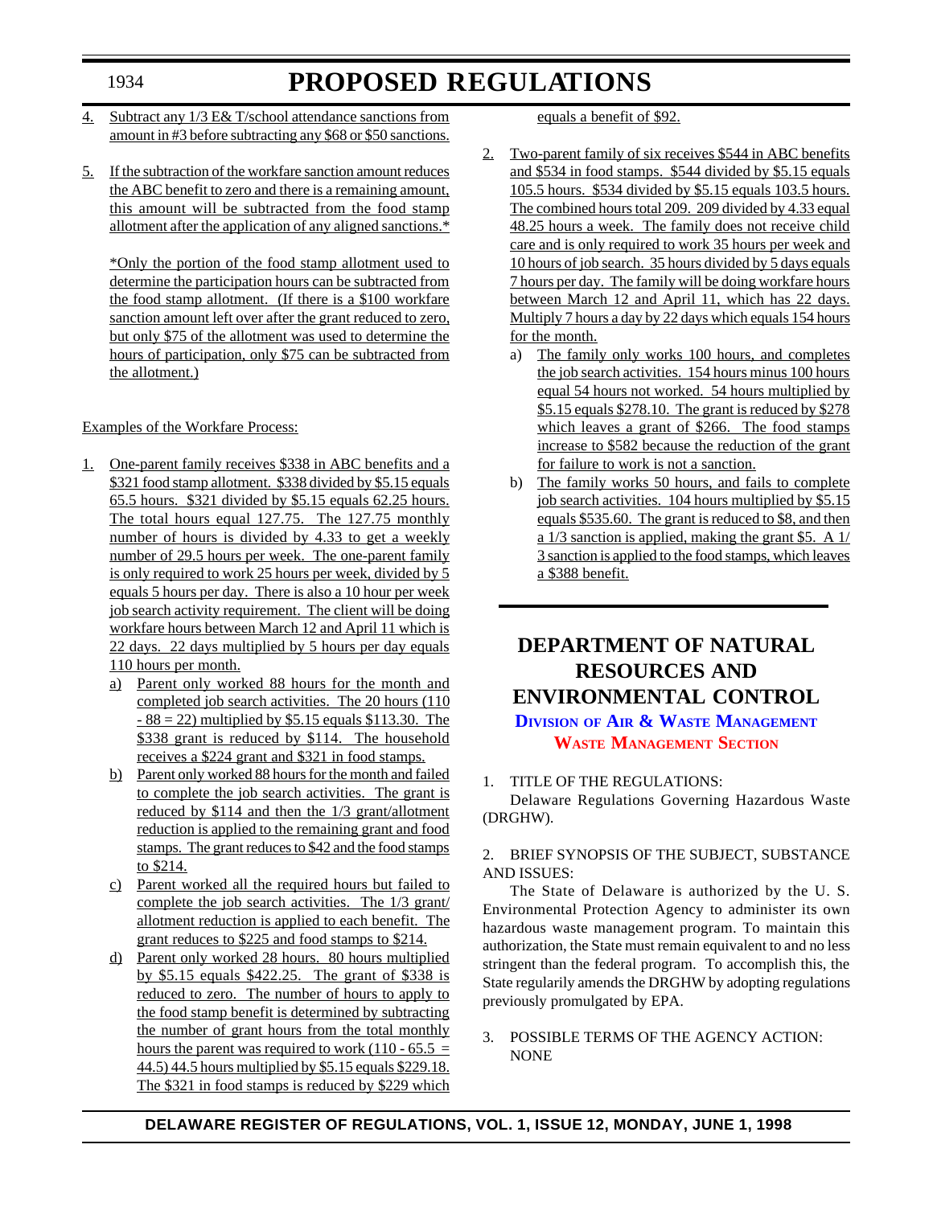4. Subtract any 1/3 E& T/school attendance sanctions from amount in #3 before subtracting any $68 or $50 sanctions.

5. If the subtraction of the workfare sanction amount reduces the ABC benefit to zero and there is a remaining amount, this amount will be subtracted from the food stamp allotment after the application of any aligned sanctions.*

   *Only the portion of the food stamp allotment used to determine the participation hours can be subtracted from the food stamp allotment. (If there is a $100 workfare sanction amount left over after the grant reduced to zero, but only $75 of the allotment was used to determine the hours of participation, only $75 can be subtracted from the allotment.)

Examples of the Workfare Process:

1. One-parent family receives $338 in ABC benefits and a $321 food stamp allotment. $338 divided by $5.15 equals 65.5 hours. $321 divided by $5.15 equals 62.25 hours. The total hours equal 127.75. The 127.75 monthly number of hours is divided by 4.33 to get a weekly number of 29.5 hours per week. The one-parent family is only required to work 25 hours per week, divided by 5 equals 5 hours per day. There is also a 10 hour per week job search activity requirement. The client will be doing workfare hours between March 12 and April 11 which is 22 days. 22 days multiplied by 5 hours per day equals 110 hours per month.
   a) Parent only worked 88 hours for the month and completed job search activities. The 20 hours (110 - 88 = 22) multiplied by $5.15 equals $113.30. The $338 grant is reduced by $114. The household receives a $224 grant and $321 in food stamps.
   b) Parent only worked 88 hours for the month and failed to complete the job search activities. The grant is reduced by $114 and then the 1/3 grant/allotment reduction is applied to the remaining grant and food stamps. The grant reduces to $42 and the food stamps to $214.
   c) Parent worked all the required hours but failed to complete the job search activities. The 1/3 grant/allotment reduction is applied to each benefit. The grant reduces to $225 and food stamps to $214.
   d) Parent only worked 28 hours. 80 hours multiplied by $5.15 equals $422.25. The grant of $338 is reduced to zero. The number of hours to apply to the food stamp benefit is determined by subtracting the number of grant hours from the total monthly hours the parent was required to work (110 - 65.5 = 44.5) 44.5 hours multiplied by $5.15 equals $229.18. The $321 in food stamps is reduced by $229 which equals a benefit of $92.

2. Two-parent family of six receives $544 in ABC benefits and $534 in food stamps. $544 divided by $5.15 equals 105.5 hours. $534 divided by $5.15 equals 103.5 hours. The combined hours total 209. 209 divided by 4.33 equal 48.25 hours a week. The family does not receive child care and is only required to work 35 hours per week and 10 hours of job search. 35 hours divided by 5 days equals 7 hours per day. The family will be doing workfare hours between March 12 and April 11, which has 22 days. Multiply 7 hours a day by 22 days which equals 154 hours for the month.
   a) The family only works 100 hours, and completes the job search activities. 154 hours minus 100 hours equal 54 hours not worked. 54 hours multiplied by $5.15 equals $278.10. The grant is reduced by $278 which leaves a grant of $266. The food stamps increase to $582 because the reduction of the grant for failure to work is not a sanction.
   b) The family works 50 hours, and fails to complete job search activities. 104 hours multiplied by $5.15 equals $535.60. The grant is reduced to $8, and then a 1/3 sanction is applied, making the grant $5. A 1/3 sanction is applied to the food stamps, which leaves a $388 benefit.

# DEPARTMENT OF NATURAL RESOURCES AND ENVIRONMENTAL CONTROL

## Division of Air & Waste Management

## Waste Management Section

1. TITLE OF THE REGULATIONS:

Delaware Regulations Governing Hazardous Waste (DRGHW).

2. BRIEF SYNOPSIS OF THE SUBJECT, SUBSTANCE AND ISSUES:

The State of Delaware is authorized by the U. S. Environmental Protection Agency to administer its own hazardous waste management program. To maintain this authorization, the State must remain equivalent to and no less stringent than the federal program. To accomplish this, the State regularly amends the DRGHW by adopting regulations previously promulgated by EPA.

3. POSSIBLE TERMS OF THE AGENCY ACTION:
NONE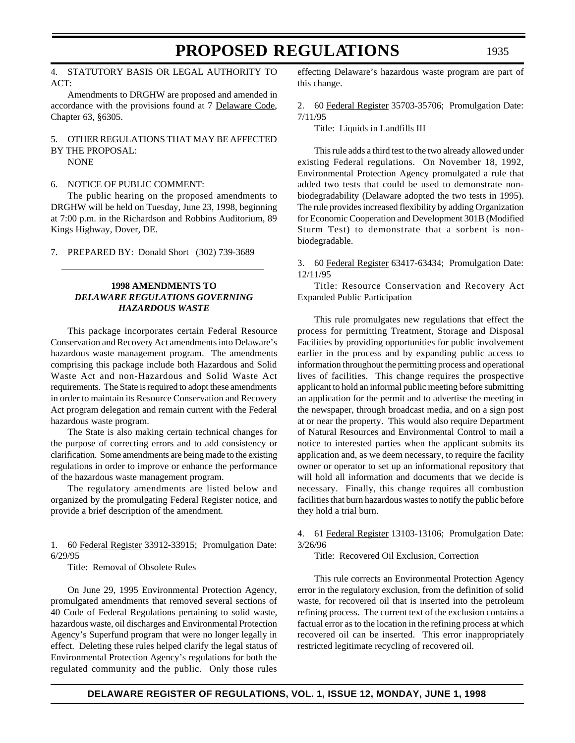4. STATUTORY BASIS OR LEGAL AUTHORITY TO ACT:

Amendments to DRGHW are proposed and amended in accordance with the provisions found at 7 Delaware Code, Chapter 63, §6305.

5. OTHER REGULATIONS THAT MAY BE AFFECTED BY THE PROPOSAL:

NONE

6. NOTICE OF PUBLIC COMMENT:

The public hearing on the proposed amendments to DRGHW will be held on Tuesday, June 23, 1998, beginning at 7:00 p.m. in the Richardson and Robbins Auditorium, 89 Kings Highway, Dover, DE.

7. PREPARED BY: Donald Short (302) 739-3689

---

**1998 AMENDMENTS TO**
***DELAWARE REGULATIONS GOVERNING HAZARDOUS WASTE***

This package incorporates certain Federal Resource Conservation and Recovery Act amendments into Delaware's hazardous waste management program. The amendments comprising this package include both Hazardous and Solid Waste Act and non-Hazardous and Solid Waste Act requirements. The State is required to adopt these amendments in order to maintain its Resource Conservation and Recovery Act program delegation and remain current with the Federal hazardous waste program.

The State is also making certain technical changes for the purpose of correcting errors and to add consistency or clarification. Some amendments are being made to the existing regulations in order to improve or enhance the performance of the hazardous waste management program.

The regulatory amendments are listed below and organized by the promulgating Federal Register notice, and provide a brief description of the amendment.

1. 60 Federal Register 33912-33915; Promulgation Date: 6/29/95

Title: Removal of Obsolete Rules

On June 29, 1995 Environmental Protection Agency, promulgated amendments that removed several sections of 40 Code of Federal Regulations pertaining to solid waste, hazardous waste, oil discharges and Environmental Protection Agency's Superfund program that were no longer legally in effect. Deleting these rules helped clarify the legal status of Environmental Protection Agency's regulations for both the regulated community and the public. Only those rules effecting Delaware's hazardous waste program are part of this change.

2. 60 Federal Register 35703-35706; Promulgation Date: 7/11/95

Title: Liquids in Landfills III

This rule adds a third test to the two already allowed under existing Federal regulations. On November 18, 1992, Environmental Protection Agency promulgated a rule that added two tests that could be used to demonstrate non-biodegradability (Delaware adopted the two tests in 1995). The rule provides increased flexibility by adding Organization for Economic Cooperation and Development 301B (Modified Sturm Test) to demonstrate that a sorbent is non-biodegradable.

3. 60 Federal Register 63417-63434; Promulgation Date: 12/11/95

Title: Resource Conservation and Recovery Act Expanded Public Participation

This rule promulgates new regulations that effect the process for permitting Treatment, Storage and Disposal Facilities by providing opportunities for public involvement earlier in the process and by expanding public access to information throughout the permitting process and operational lives of facilities. This change requires the prospective applicant to hold an informal public meeting before submitting an application for the permit and to advertise the meeting in the newspaper, through broadcast media, and on a sign post at or near the property. This would also require Department of Natural Resources and Environmental Control to mail a notice to interested parties when the applicant submits its application and, as we deem necessary, to require the facility owner or operator to set up an informational repository that will hold all information and documents that we decide is necessary. Finally, this change requires all combustion facilities that burn hazardous wastes to notify the public before they hold a trial burn.

4. 61 Federal Register 13103-13106; Promulgation Date: 3/26/96

Title: Recovered Oil Exclusion, Correction

This rule corrects an Environmental Protection Agency error in the regulatory exclusion, from the definition of solid waste, for recovered oil that is inserted into the petroleum refining process. The current text of the exclusion contains a factual error as to the location in the refining process at which recovered oil can be inserted. This error inappropriately restricted legitimate recycling of recovered oil.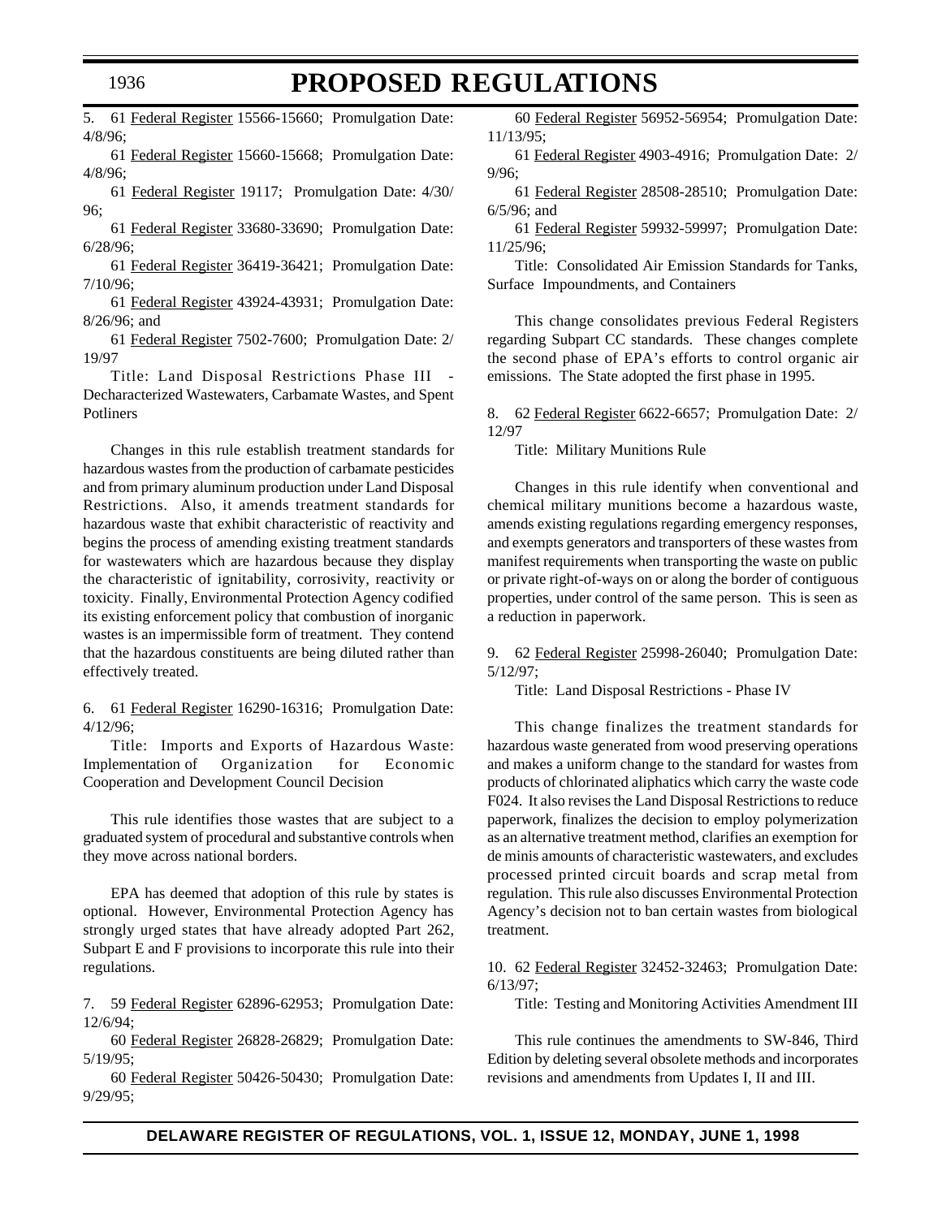5. 61 Federal Register 15566-15660; Promulgation Date: 4/8/96;

61 Federal Register 15660-15668; Promulgation Date: 4/8/96;

61 Federal Register 19117; Promulgation Date: 4/30/96;

61 Federal Register 33680-33690; Promulgation Date: 6/28/96;

61 Federal Register 36419-36421; Promulgation Date: 7/10/96;

61 Federal Register 43924-43931; Promulgation Date: 8/26/96; and

61 Federal Register 7502-7600; Promulgation Date: 2/19/97

Title: Land Disposal Restrictions Phase III - Decharacterized Wastewaters, Carbamate Wastes, and Spent Potliners

Changes in this rule establish treatment standards for hazardous wastes from the production of carbamate pesticides and from primary aluminum production under Land Disposal Restrictions. Also, it amends treatment standards for hazardous waste that exhibit characteristic of reactivity and begins the process of amending existing treatment standards for wastewaters which are hazardous because they display the characteristic of ignitability, corrosivity, reactivity or toxicity. Finally, Environmental Protection Agency codified its existing enforcement policy that combustion of inorganic wastes is an impermissible form of treatment. They contend that the hazardous constituents are being diluted rather than effectively treated.

6. 61 Federal Register 16290-16316; Promulgation Date: 4/12/96;

Title: Imports and Exports of Hazardous Waste: Implementation of Organization for Economic Cooperation and Development Council Decision

This rule identifies those wastes that are subject to a graduated system of procedural and substantive controls when they move across national borders.

EPA has deemed that adoption of this rule by states is optional. However, Environmental Protection Agency has strongly urged states that have already adopted Part 262, Subpart E and F provisions to incorporate this rule into their regulations.

7. 59 Federal Register 62896-62953; Promulgation Date: 12/6/94;

60 Federal Register 26828-26829; Promulgation Date: 5/19/95;

60 Federal Register 50426-50430; Promulgation Date: 9/29/95;

60 Federal Register 56952-56954; Promulgation Date: 11/13/95;

61 Federal Register 4903-4916; Promulgation Date: 2/9/96;

61 Federal Register 28508-28510; Promulgation Date: 6/5/96; and

61 Federal Register 59932-59997; Promulgation Date: 11/25/96;

Title: Consolidated Air Emission Standards for Tanks, Surface Impoundments, and Containers

This change consolidates previous Federal Registers regarding Subpart CC standards. These changes complete the second phase of EPA's efforts to control organic air emissions. The State adopted the first phase in 1995.

8. 62 Federal Register 6622-6657; Promulgation Date: 2/12/97

Title: Military Munitions Rule

Changes in this rule identify when conventional and chemical military munitions become a hazardous waste, amends existing regulations regarding emergency responses, and exempts generators and transporters of these wastes from manifest requirements when transporting the waste on public or private right-of-ways on or along the border of contiguous properties, under control of the same person. This is seen as a reduction in paperwork.

9. 62 Federal Register 25998-26040; Promulgation Date: 5/12/97;

Title: Land Disposal Restrictions - Phase IV

This change finalizes the treatment standards for hazardous waste generated from wood preserving operations and makes a uniform change to the standard for wastes from products of chlorinated aliphatics which carry the waste code F024. It also revises the Land Disposal Restrictions to reduce paperwork, finalizes the decision to employ polymerization as an alternative treatment method, clarifies an exemption for de minis amounts of characteristic wastewaters, and excludes processed printed circuit boards and scrap metal from regulation. This rule also discusses Environmental Protection Agency's decision not to ban certain wastes from biological treatment.

10. 62 Federal Register 32452-32463; Promulgation Date: 6/13/97;

Title: Testing and Monitoring Activities Amendment III

This rule continues the amendments to SW-846, Third Edition by deleting several obsolete methods and incorporates revisions and amendments from Updates I, II and III.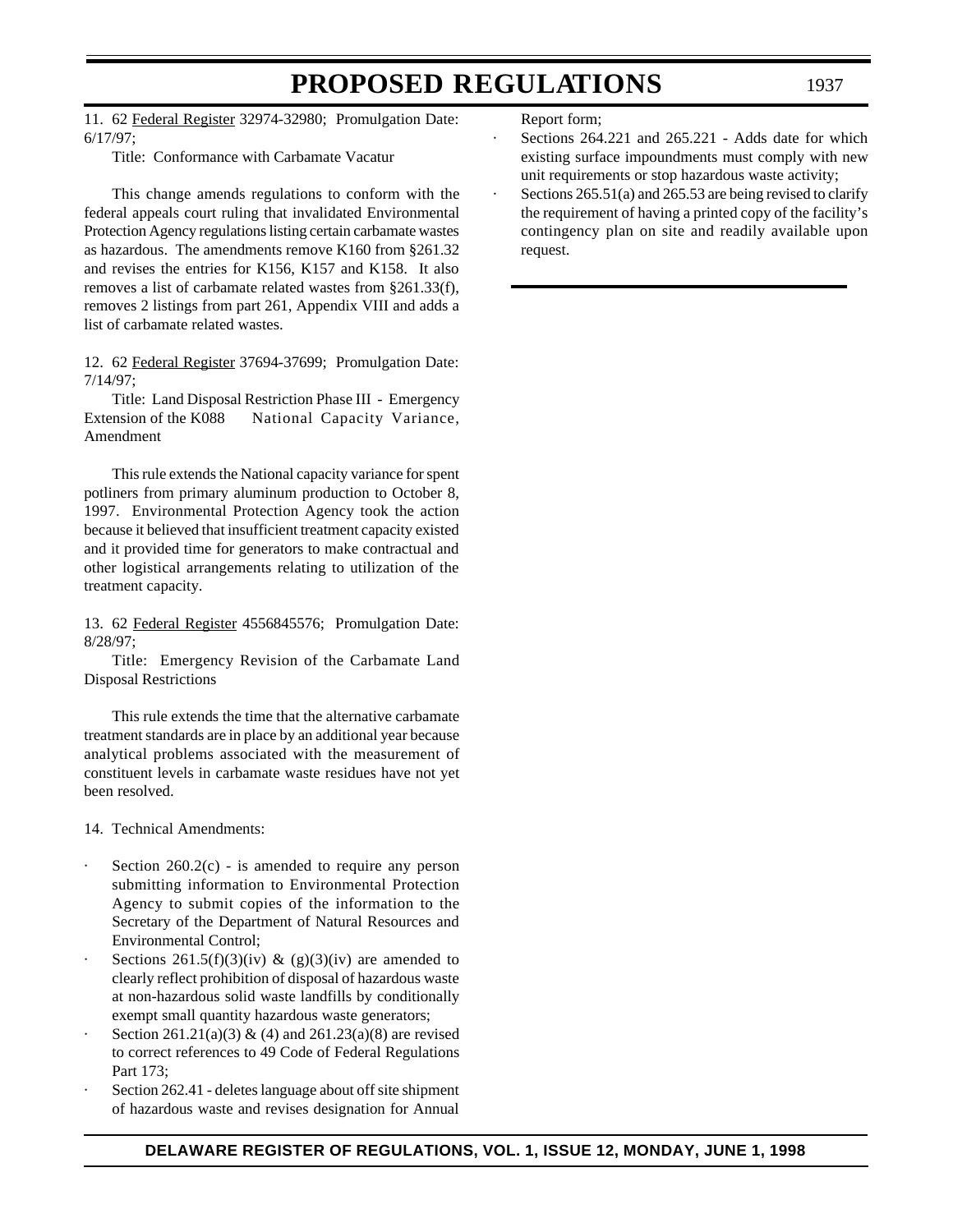11. 62 Federal Register 32974-32980; Promulgation Date: 6/17/97;

Title: Conformance with Carbamate Vacatur

This change amends regulations to conform with the federal appeals court ruling that invalidated Environmental Protection Agency regulations listing certain carbamate wastes as hazardous. The amendments remove K160 from §261.32 and revises the entries for K156, K157 and K158. It also removes a list of carbamate related wastes from §261.33(f), removes 2 listings from part 261, Appendix VIII and adds a list of carbamate related wastes.

12. 62 Federal Register 37694-37699; Promulgation Date: 7/14/97;

Title: Land Disposal Restriction Phase III - Emergency Extension of the K088 National Capacity Variance, Amendment

This rule extends the National capacity variance for spent potliners from primary aluminum production to October 8, 1997. Environmental Protection Agency took the action because it believed that insufficient treatment capacity existed and it provided time for generators to make contractual and other logistical arrangements relating to utilization of the treatment capacity.

13. 62 Federal Register 4556845576; Promulgation Date: 8/28/97;

Title: Emergency Revision of the Carbamate Land Disposal Restrictions

This rule extends the time that the alternative carbamate treatment standards are in place by an additional year because analytical problems associated with the measurement of constituent levels in carbamate waste residues have not yet been resolved.

14. Technical Amendments:

- Section 260.2(c) - is amended to require any person submitting information to Environmental Protection Agency to submit copies of the information to the Secretary of the Department of Natural Resources and Environmental Control;
- Sections 261.5(f)(3)(iv) & (g)(3)(iv) are amended to clearly reflect prohibition of disposal of hazardous waste at non-hazardous solid waste landfills by conditionally exempt small quantity hazardous waste generators;
- Section 261.21(a)(3) & (4) and 261.23(a)(8) are revised to correct references to 49 Code of Federal Regulations Part 173;
- Section 262.41 - deletes language about off site shipment of hazardous waste and revises designation for Annual Report form;
- Sections 264.221 and 265.221 - Adds date for which existing surface impoundments must comply with new unit requirements or stop hazardous waste activity;
- Sections 265.51(a) and 265.53 are being revised to clarify the requirement of having a printed copy of the facility's contingency plan on site and readily available upon request.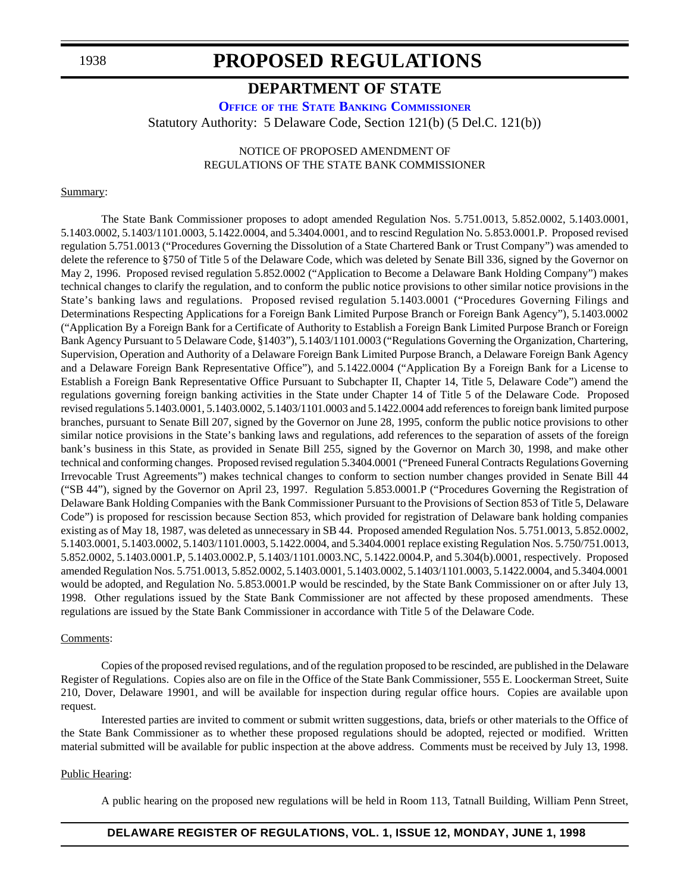# PROPOSED REGULATIONS

## DEPARTMENT OF STATE

### OFFICE OF THE STATE BANKING COMMISSIONER

Statutory Authority: 5 Delaware Code, Section 121(b) (5 Del.C. 121(b))

NOTICE OF PROPOSED AMENDMENT OF
REGULATIONS OF THE STATE BANK COMMISSIONER

Summary:

The State Bank Commissioner proposes to adopt amended Regulation Nos. 5.751.0013, 5.852.0002, 5.1403.0001, 5.1403.0002, 5.1403/1101.0003, 5.1422.0004, and 5.3404.0001, and to rescind Regulation No. 5.853.0001.P. Proposed revised regulation 5.751.0013 ("Procedures Governing the Dissolution of a State Chartered Bank or Trust Company") was amended to delete the reference to §750 of Title 5 of the Delaware Code, which was deleted by Senate Bill 336, signed by the Governor on May 2, 1996. Proposed revised regulation 5.852.0002 ("Application to Become a Delaware Bank Holding Company") makes technical changes to clarify the regulation, and to conform the public notice provisions to other similar notice provisions in the State's banking laws and regulations. Proposed revised regulation 5.1403.0001 ("Procedures Governing Filings and Determinations Respecting Applications for a Foreign Bank Limited Purpose Branch or Foreign Bank Agency"), 5.1403.0002 ("Application By a Foreign Bank for a Certificate of Authority to Establish a Foreign Bank Limited Purpose Branch or Foreign Bank Agency Pursuant to 5 Delaware Code, §1403"), 5.1403/1101.0003 ("Regulations Governing the Organization, Chartering, Supervision, Operation and Authority of a Delaware Foreign Bank Limited Purpose Branch, a Delaware Foreign Bank Agency and a Delaware Foreign Bank Representative Office"), and 5.1422.0004 ("Application By a Foreign Bank for a License to Establish a Foreign Bank Representative Office Pursuant to Subchapter II, Chapter 14, Title 5, Delaware Code") amend the regulations governing foreign banking activities in the State under Chapter 14 of Title 5 of the Delaware Code. Proposed revised regulations 5.1403.0001, 5.1403.0002, 5.1403/1101.0003 and 5.1422.0004 add references to foreign bank limited purpose branches, pursuant to Senate Bill 207, signed by the Governor on June 28, 1995, conform the public notice provisions to other similar notice provisions in the State's banking laws and regulations, add references to the separation of assets of the foreign bank's business in this State, as provided in Senate Bill 255, signed by the Governor on March 30, 1998, and make other technical and conforming changes. Proposed revised regulation 5.3404.0001 ("Preneed Funeral Contracts Regulations Governing Irrevocable Trust Agreements") makes technical changes to conform to section number changes provided in Senate Bill 44 ("SB 44"), signed by the Governor on April 23, 1997. Regulation 5.853.0001.P ("Procedures Governing the Registration of Delaware Bank Holding Companies with the Bank Commissioner Pursuant to the Provisions of Section 853 of Title 5, Delaware Code") is proposed for rescission because Section 853, which provided for registration of Delaware bank holding companies existing as of May 18, 1987, was deleted as unnecessary in SB 44. Proposed amended Regulation Nos. 5.751.0013, 5.852.0002, 5.1403.0001, 5.1403.0002, 5.1403/1101.0003, 5.1422.0004, and 5.3404.0001 replace existing Regulation Nos. 5.750/751.0013, 5.852.0002, 5.1403.0001.P, 5.1403.0002.P, 5.1403/1101.0003.NC, 5.1422.0004.P, and 5.304(b).0001, respectively. Proposed amended Regulation Nos. 5.751.0013, 5.852.0002, 5.1403.0001, 5.1403.0002, 5.1403/1101.0003, 5.1422.0004, and 5.3404.0001 would be adopted, and Regulation No. 5.853.0001.P would be rescinded, by the State Bank Commissioner on or after July 13, 1998. Other regulations issued by the State Bank Commissioner are not affected by these proposed amendments. These regulations are issued by the State Bank Commissioner in accordance with Title 5 of the Delaware Code.

Comments:

Copies of the proposed revised regulations, and of the regulation proposed to be rescinded, are published in the Delaware Register of Regulations. Copies also are on file in the Office of the State Bank Commissioner, 555 E. Loockerman Street, Suite 210, Dover, Delaware 19901, and will be available for inspection during regular office hours. Copies are available upon request.

Interested parties are invited to comment or submit written suggestions, data, briefs or other materials to the Office of the State Bank Commissioner as to whether these proposed regulations should be adopted, rejected or modified. Written material submitted will be available for public inspection at the above address. Comments must be received by July 13, 1998.

Public Hearing:

A public hearing on the proposed new regulations will be held in Room 113, Tatnall Building, William Penn Street,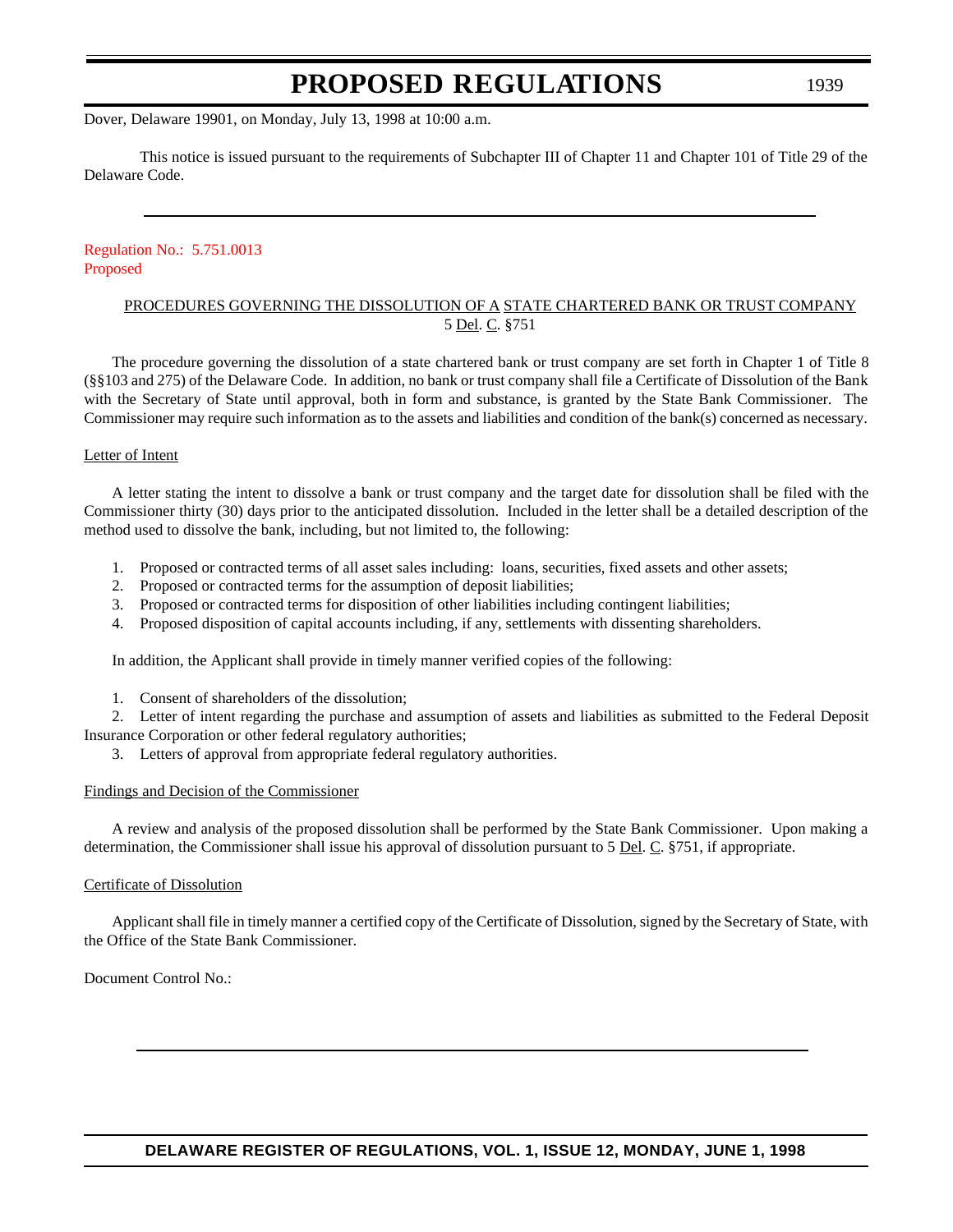Dover, Delaware 19901, on Monday, July 13, 1998 at 10:00 a.m.

This notice is issued pursuant to the requirements of Subchapter III of Chapter 11 and Chapter 101 of Title 29 of the Delaware Code.

---

Regulation No.: 5.751.0013
Proposed

PROCEDURES GOVERNING THE DISSOLUTION OF A STATE CHARTERED BANK OR TRUST COMPANY
5 Del. C. §751

The procedure governing the dissolution of a state chartered bank or trust company are set forth in Chapter 1 of Title 8 (§§103 and 275) of the Delaware Code. In addition, no bank or trust company shall file a Certificate of Dissolution of the Bank with the Secretary of State until approval, both in form and substance, is granted by the State Bank Commissioner. The Commissioner may require such information as to the assets and liabilities and condition of the bank(s) concerned as necessary.

Letter of Intent

A letter stating the intent to dissolve a bank or trust company and the target date for dissolution shall be filed with the Commissioner thirty (30) days prior to the anticipated dissolution. Included in the letter shall be a detailed description of the method used to dissolve the bank, including, but not limited to, the following:

1. Proposed or contracted terms of all asset sales including: loans, securities, fixed assets and other assets;
2. Proposed or contracted terms for the assumption of deposit liabilities;
3. Proposed or contracted terms for disposition of other liabilities including contingent liabilities;
4. Proposed disposition of capital accounts including, if any, settlements with dissenting shareholders.

In addition, the Applicant shall provide in timely manner verified copies of the following:

1. Consent of shareholders of the dissolution;
2. Letter of intent regarding the purchase and assumption of assets and liabilities as submitted to the Federal Deposit Insurance Corporation or other federal regulatory authorities;
3. Letters of approval from appropriate federal regulatory authorities.

Findings and Decision of the Commissioner

A review and analysis of the proposed dissolution shall be performed by the State Bank Commissioner. Upon making a determination, the Commissioner shall issue his approval of dissolution pursuant to 5 Del. C. §751, if appropriate.

Certificate of Dissolution

Applicant shall file in timely manner a certified copy of the Certificate of Dissolution, signed by the Secretary of State, with the Office of the State Bank Commissioner.

Document Control No.:

---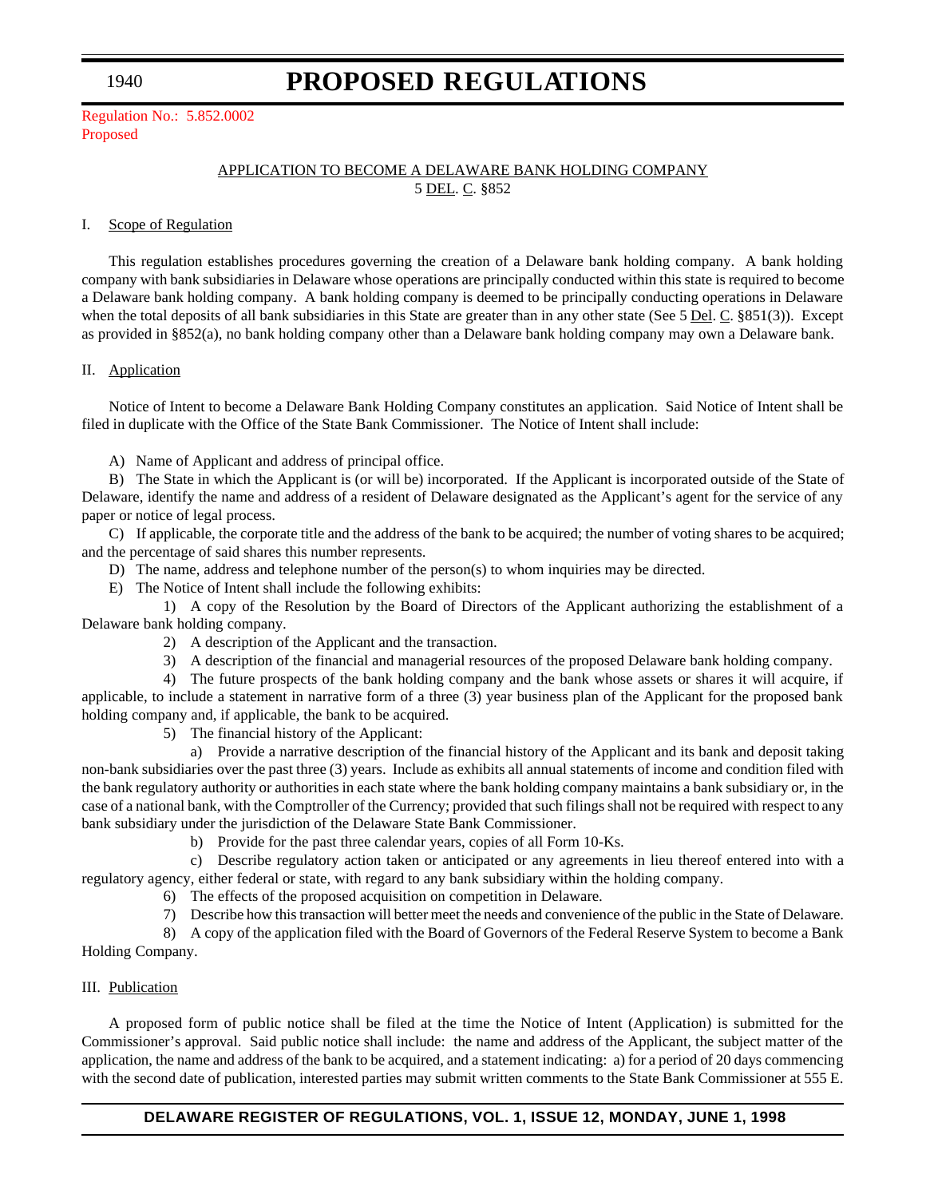Regulation No.: 5.852.0002
Proposed

## APPLICATION TO BECOME A DELAWARE BANK HOLDING COMPANY
5 DEL. C. §852

### I. Scope of Regulation

This regulation establishes procedures governing the creation of a Delaware bank holding company. A bank holding company with bank subsidiaries in Delaware whose operations are principally conducted within this state is required to become a Delaware bank holding company. A bank holding company is deemed to be principally conducting operations in Delaware when the total deposits of all bank subsidiaries in this State are greater than in any other state (See 5 Del. C. §851(3)). Except as provided in §852(a), no bank holding company other than a Delaware bank holding company may own a Delaware bank.

### II. Application

Notice of Intent to become a Delaware Bank Holding Company constitutes an application. Said Notice of Intent shall be filed in duplicate with the Office of the State Bank Commissioner. The Notice of Intent shall include:

A) Name of Applicant and address of principal office.

B) The State in which the Applicant is (or will be) incorporated. If the Applicant is incorporated outside of the State of Delaware, identify the name and address of a resident of Delaware designated as the Applicant's agent for the service of any paper or notice of legal process.

C) If applicable, the corporate title and the address of the bank to be acquired; the number of voting shares to be acquired; and the percentage of said shares this number represents.

D) The name, address and telephone number of the person(s) to whom inquiries may be directed.

E) The Notice of Intent shall include the following exhibits:

1) A copy of the Resolution by the Board of Directors of the Applicant authorizing the establishment of a Delaware bank holding company.

2) A description of the Applicant and the transaction.

3) A description of the financial and managerial resources of the proposed Delaware bank holding company.

4) The future prospects of the bank holding company and the bank whose assets or shares it will acquire, if applicable, to include a statement in narrative form of a three (3) year business plan of the Applicant for the proposed bank holding company and, if applicable, the bank to be acquired.

5) The financial history of the Applicant:

a) Provide a narrative description of the financial history of the Applicant and its bank and deposit taking non-bank subsidiaries over the past three (3) years. Include as exhibits all annual statements of income and condition filed with the bank regulatory authority or authorities in each state where the bank holding company maintains a bank subsidiary or, in the case of a national bank, with the Comptroller of the Currency; provided that such filings shall not be required with respect to any bank subsidiary under the jurisdiction of the Delaware State Bank Commissioner.

b) Provide for the past three calendar years, copies of all Form 10-Ks.

c) Describe regulatory action taken or anticipated or any agreements in lieu thereof entered into with a regulatory agency, either federal or state, with regard to any bank subsidiary within the holding company.

6) The effects of the proposed acquisition on competition in Delaware.

7) Describe how this transaction will better meet the needs and convenience of the public in the State of Delaware.

8) A copy of the application filed with the Board of Governors of the Federal Reserve System to become a Bank Holding Company.

### III. Publication

A proposed form of public notice shall be filed at the time the Notice of Intent (Application) is submitted for the Commissioner's approval. Said public notice shall include: the name and address of the Applicant, the subject matter of the application, the name and address of the bank to be acquired, and a statement indicating: a) for a period of 20 days commencing with the second date of publication, interested parties may submit written comments to the State Bank Commissioner at 555 E.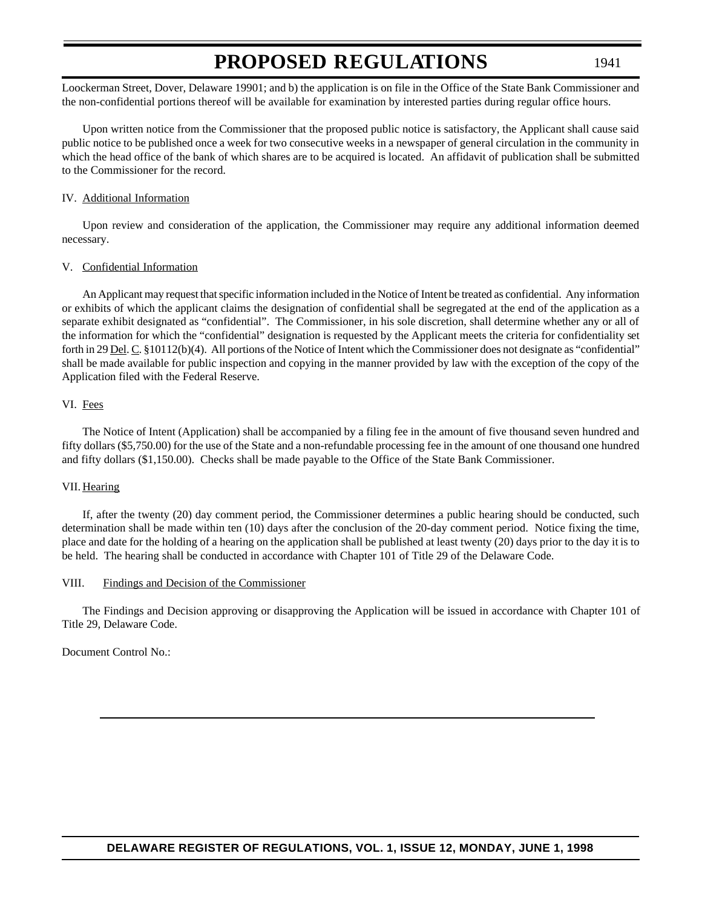Loockerman Street, Dover, Delaware 19901; and b) the application is on file in the Office of the State Bank Commissioner and the non-confidential portions thereof will be available for examination by interested parties during regular office hours.

Upon written notice from the Commissioner that the proposed public notice is satisfactory, the Applicant shall cause said public notice to be published once a week for two consecutive weeks in a newspaper of general circulation in the community in which the head office of the bank of which shares are to be acquired is located. An affidavit of publication shall be submitted to the Commissioner for the record.

IV. Additional Information

Upon review and consideration of the application, the Commissioner may require any additional information deemed necessary.

V. Confidential Information

An Applicant may request that specific information included in the Notice of Intent be treated as confidential. Any information or exhibits of which the applicant claims the designation of confidential shall be segregated at the end of the application as a separate exhibit designated as "confidential". The Commissioner, in his sole discretion, shall determine whether any or all of the information for which the "confidential" designation is requested by the Applicant meets the criteria for confidentiality set forth in 29 Del. C. §10112(b)(4). All portions of the Notice of Intent which the Commissioner does not designate as "confidential" shall be made available for public inspection and copying in the manner provided by law with the exception of the copy of the Application filed with the Federal Reserve.

VI. Fees

The Notice of Intent (Application) shall be accompanied by a filing fee in the amount of five thousand seven hundred and fifty dollars ($5,750.00) for the use of the State and a non-refundable processing fee in the amount of one thousand one hundred and fifty dollars ($1,150.00). Checks shall be made payable to the Office of the State Bank Commissioner.

VII. Hearing

If, after the twenty (20) day comment period, the Commissioner determines a public hearing should be conducted, such determination shall be made within ten (10) days after the conclusion of the 20-day comment period. Notice fixing the time, place and date for the holding of a hearing on the application shall be published at least twenty (20) days prior to the day it is to be held. The hearing shall be conducted in accordance with Chapter 101 of Title 29 of the Delaware Code.

VIII. Findings and Decision of the Commissioner

The Findings and Decision approving or disapproving the Application will be issued in accordance with Chapter 101 of Title 29, Delaware Code.

Document Control No.: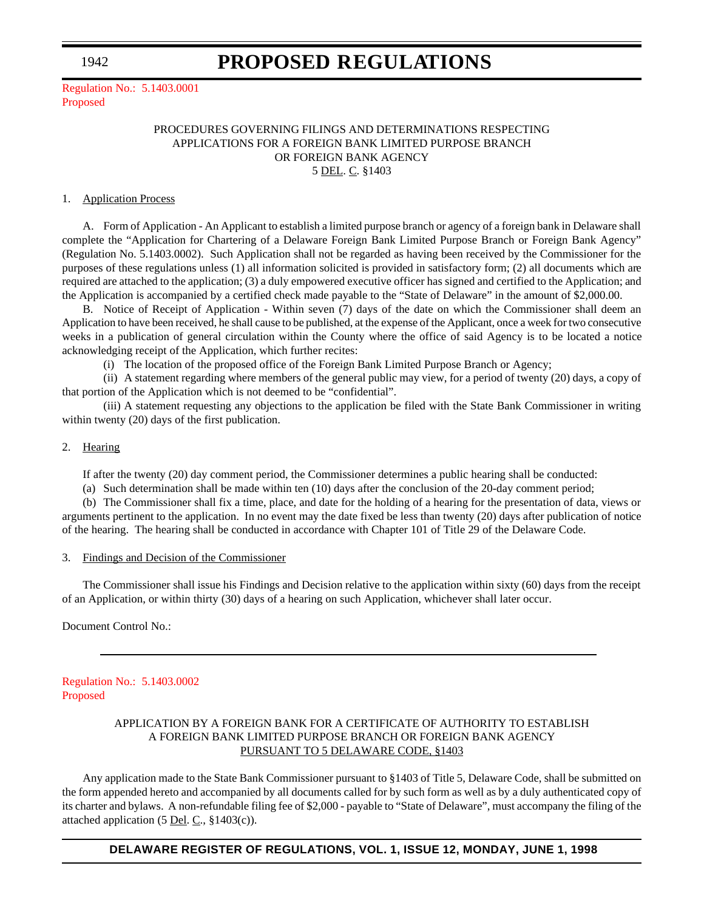Regulation No.: 5.1403.0001
Proposed

PROCEDURES GOVERNING FILINGS AND DETERMINATIONS RESPECTING APPLICATIONS FOR A FOREIGN BANK LIMITED PURPOSE BRANCH OR FOREIGN BANK AGENCY
5 DEL. C. §1403

1. Application Process

A. Form of Application - An Applicant to establish a limited purpose branch or agency of a foreign bank in Delaware shall complete the "Application for Chartering of a Delaware Foreign Bank Limited Purpose Branch or Foreign Bank Agency" (Regulation No. 5.1403.0002). Such Application shall not be regarded as having been received by the Commissioner for the purposes of these regulations unless (1) all information solicited is provided in satisfactory form; (2) all documents which are required are attached to the application; (3) a duly empowered executive officer has signed and certified to the Application; and the Application is accompanied by a certified check made payable to the "State of Delaware" in the amount of $2,000.00.

B. Notice of Receipt of Application - Within seven (7) days of the date on which the Commissioner shall deem an Application to have been received, he shall cause to be published, at the expense of the Applicant, once a week for two consecutive weeks in a publication of general circulation within the County where the office of said Agency is to be located a notice acknowledging receipt of the Application, which further recites:

(i) The location of the proposed office of the Foreign Bank Limited Purpose Branch or Agency;

(ii) A statement regarding where members of the general public may view, for a period of twenty (20) days, a copy of that portion of the Application which is not deemed to be "confidential".

(iii) A statement requesting any objections to the application be filed with the State Bank Commissioner in writing within twenty (20) days of the first publication.

2. Hearing

If after the twenty (20) day comment period, the Commissioner determines a public hearing shall be conducted:

(a) Such determination shall be made within ten (10) days after the conclusion of the 20-day comment period;

(b) The Commissioner shall fix a time, place, and date for the holding of a hearing for the presentation of data, views or arguments pertinent to the application. In no event may the date fixed be less than twenty (20) days after publication of notice of the hearing. The hearing shall be conducted in accordance with Chapter 101 of Title 29 of the Delaware Code.

3. Findings and Decision of the Commissioner

The Commissioner shall issue his Findings and Decision relative to the application within sixty (60) days from the receipt of an Application, or within thirty (30) days of a hearing on such Application, whichever shall later occur.

Document Control No.:

---

Regulation No.: 5.1403.0002
Proposed

APPLICATION BY A FOREIGN BANK FOR A CERTIFICATE OF AUTHORITY TO ESTABLISH A FOREIGN BANK LIMITED PURPOSE BRANCH OR FOREIGN BANK AGENCY
PURSUANT TO 5 DELAWARE CODE, §1403

Any application made to the State Bank Commissioner pursuant to §1403 of Title 5, Delaware Code, shall be submitted on the form appended hereto and accompanied by all documents called for by such form as well as by a duly authenticated copy of its charter and bylaws. A non-refundable filing fee of $2,000 - payable to "State of Delaware", must accompany the filing of the attached application (5 Del. C., §1403(c)).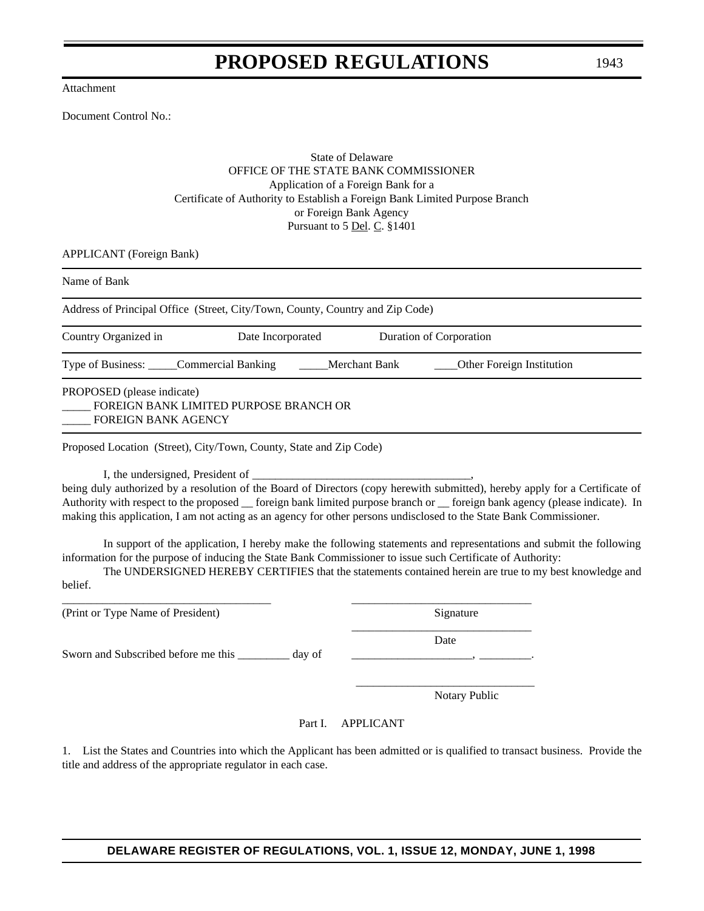Attachment

Document Control No.:

State of Delaware
OFFICE OF THE STATE BANK COMMISSIONER
Application of a Foreign Bank for a
Certificate of Authority to Establish a Foreign Bank Limited Purpose Branch
or Foreign Bank Agency
Pursuant to 5 Del. C. §1401

APPLICANT (Foreign Bank)

---

Name of Bank

---

Address of Principal Office (Street, City/Town, County, Country and Zip Code)

---

Country Organized in    Date Incorporated    Duration of Corporation

---

Type of Business: _____Commercial Banking    _____Merchant Bank    ____Other Foreign Institution

---

PROPOSED (please indicate)
_____ FOREIGN BANK LIMITED PURPOSE BRANCH OR
_____ FOREIGN BANK AGENCY

---

Proposed Location (Street), City/Town, County, State and Zip Code)

I, the undersigned, President of _____________________________________, being duly authorized by a resolution of the Board of Directors (copy herewith submitted), hereby apply for a Certificate of Authority with respect to the proposed __ foreign bank limited purpose branch or __ foreign bank agency (please indicate). In making this application, I am not acting as an agency for other persons undisclosed to the State Bank Commissioner.

In support of the application, I hereby make the following statements and representations and submit the following information for the purpose of inducing the State Bank Commissioner to issue such Certificate of Authority:

The UNDERSIGNED HEREBY CERTIFIES that the statements contained herein are true to my best knowledge and belief.

___________________________________    ______________________________
(Print or Type Name of President)    Signature

______________________________
Date

Sworn and Subscribed before me this _________ day of    _____________________, _________.

______________________________
Notary Public

Part I. APPLICANT

1. List the States and Countries into which the Applicant has been admitted or is qualified to transact business. Provide the title and address of the appropriate regulator in each case.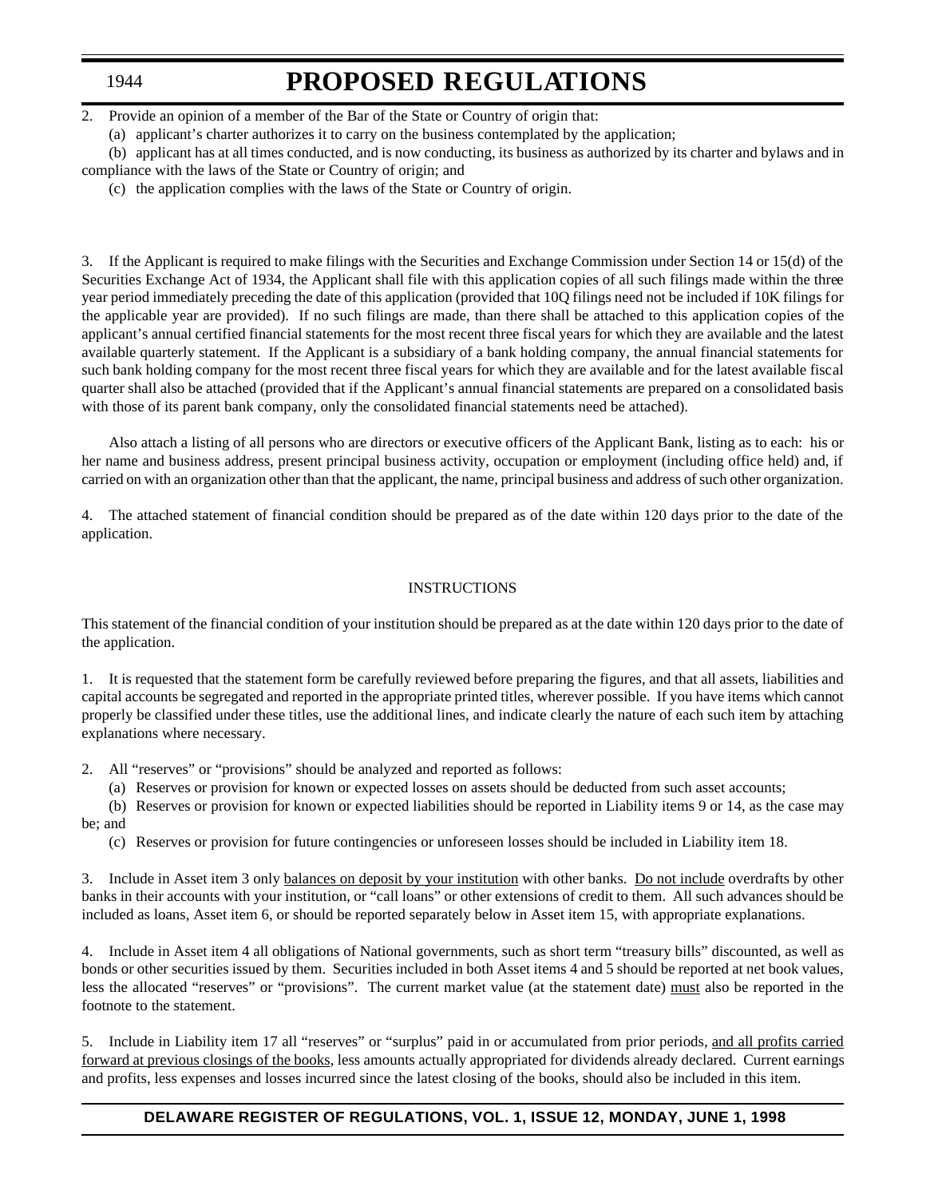2. Provide an opinion of a member of the Bar of the State or Country of origin that:

(a) applicant's charter authorizes it to carry on the business contemplated by the application;

(b) applicant has at all times conducted, and is now conducting, its business as authorized by its charter and bylaws and in compliance with the laws of the State or Country of origin; and

(c) the application complies with the laws of the State or Country of origin.

3. If the Applicant is required to make filings with the Securities and Exchange Commission under Section 14 or 15(d) of the Securities Exchange Act of 1934, the Applicant shall file with this application copies of all such filings made within the three year period immediately preceding the date of this application (provided that 10Q filings need not be included if 10K filings for the applicable year are provided). If no such filings are made, than there shall be attached to this application copies of the applicant's annual certified financial statements for the most recent three fiscal years for which they are available and the latest available quarterly statement. If the Applicant is a subsidiary of a bank holding company, the annual financial statements for such bank holding company for the most recent three fiscal years for which they are available and for the latest available fiscal quarter shall also be attached (provided that if the Applicant's annual financial statements are prepared on a consolidated basis with those of its parent bank company, only the consolidated financial statements need be attached).

Also attach a listing of all persons who are directors or executive officers of the Applicant Bank, listing as to each: his or her name and business address, present principal business activity, occupation or employment (including office held) and, if carried on with an organization other than that the applicant, the name, principal business and address of such other organization.

4. The attached statement of financial condition should be prepared as of the date within 120 days prior to the date of the application.

INSTRUCTIONS

This statement of the financial condition of your institution should be prepared as at the date within 120 days prior to the date of the application.

1. It is requested that the statement form be carefully reviewed before preparing the figures, and that all assets, liabilities and capital accounts be segregated and reported in the appropriate printed titles, wherever possible. If you have items which cannot properly be classified under these titles, use the additional lines, and indicate clearly the nature of each such item by attaching explanations where necessary.

2. All "reserves" or "provisions" should be analyzed and reported as follows:

(a) Reserves or provision for known or expected losses on assets should be deducted from such asset accounts;

(b) Reserves or provision for known or expected liabilities should be reported in Liability items 9 or 14, as the case may be; and

(c) Reserves or provision for future contingencies or unforeseen losses should be included in Liability item 18.

3. Include in Asset item 3 only balances on deposit by your institution with other banks. Do not include overdrafts by other banks in their accounts with your institution, or "call loans" or other extensions of credit to them. All such advances should be included as loans, Asset item 6, or should be reported separately below in Asset item 15, with appropriate explanations.

4. Include in Asset item 4 all obligations of National governments, such as short term "treasury bills" discounted, as well as bonds or other securities issued by them. Securities included in both Asset items 4 and 5 should be reported at net book values, less the allocated "reserves" or "provisions". The current market value (at the statement date) must also be reported in the footnote to the statement.

5. Include in Liability item 17 all "reserves" or "surplus" paid in or accumulated from prior periods, and all profits carried forward at previous closings of the books, less amounts actually appropriated for dividends already declared. Current earnings and profits, less expenses and losses incurred since the latest closing of the books, should also be included in this item.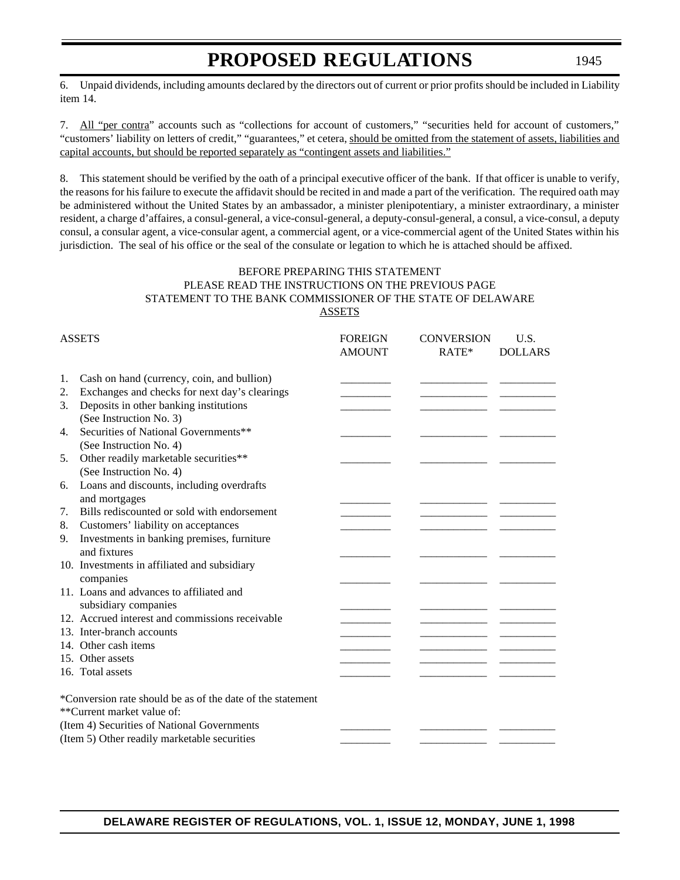6. Unpaid dividends, including amounts declared by the directors out of current or prior profits should be included in Liability item 14.

7. <u>All "per contra</u>" accounts such as "collections for account of customers," "securities held for account of customers," "customers' liability on letters of credit," "guarantees," et cetera, <u>should be omitted from the statement of assets, liabilities and capital accounts, but should be reported separately as "contingent assets and liabilities."</u>

8. This statement should be verified by the oath of a principal executive officer of the bank. If that officer is unable to verify, the reasons for his failure to execute the affidavit should be recited in and made a part of the verification. The required oath may be administered without the United States by an ambassador, a minister plenipotentiary, a minister extraordinary, a minister resident, a charge d'affaires, a consul-general, a vice-consul-general, a deputy-consul-general, a consul, a vice-consul, a deputy consul, a consular agent, a vice-consular agent, a commercial agent, or a vice-commercial agent of the United States within his jurisdiction. The seal of his office or the seal of the consulate or legation to which he is attached should be affixed.

BEFORE PREPARING THIS STATEMENT
PLEASE READ THE INSTRUCTIONS ON THE PREVIOUS PAGE
STATEMENT TO THE BANK COMMISSIONER OF THE STATE OF DELAWARE
<u>ASSETS</u>

| ASSETS | FOREIGN AMOUNT | CONVERSION RATE* | U.S. DOLLARS |
|---|---|---|---|
| 1. Cash on hand (currency, coin, and bullion) | ________ | ________ | ________ |
| 2. Exchanges and checks for next day's clearings | ________ | ________ | ________ |
| 3. Deposits in other banking institutions (See Instruction No. 3) | ________ | ________ | ________ |
| 4. Securities of National Governments** (See Instruction No. 4) | ________ | ________ | ________ |
| 5. Other readily marketable securities** (See Instruction No. 4) | ________ | ________ | ________ |
| 6. Loans and discounts, including overdrafts and mortgages | ________ | ________ | ________ |
| 7. Bills rediscounted or sold with endorsement | ________ | ________ | ________ |
| 8. Customers' liability on acceptances | ________ | ________ | ________ |
| 9. Investments in banking premises, furniture and fixtures | ________ | ________ | ________ |
| 10. Investments in affiliated and subsidiary companies | ________ | ________ | ________ |
| 11. Loans and advances to affiliated and subsidiary companies | ________ | ________ | ________ |
| 12. Accrued interest and commissions receivable | ________ | ________ | ________ |
| 13. Inter-branch accounts | ________ | ________ | ________ |
| 14. Other cash items | ________ | ________ | ________ |
| 15. Other assets | ________ | ________ | ________ |
| 16. Total assets | ________ | ________ | ________ |

*Conversion rate should be as of the date of the statement
**Current market value of:

| | | | |
|---|---|---|---|
| (Item 4) Securities of National Governments | ________ | ________ | ________ |
| (Item 5) Other readily marketable securities | ________ | ________ | ________ |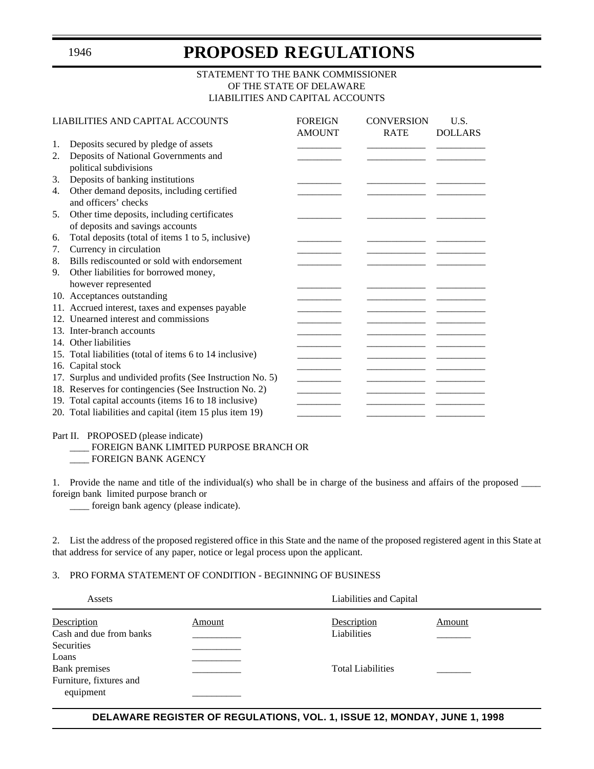STATEMENT TO THE BANK COMMISSIONER
OF THE STATE OF DELAWARE
LIABILITIES AND CAPITAL ACCOUNTS

| LIABILITIES AND CAPITAL ACCOUNTS | FOREIGN AMOUNT | CONVERSION RATE | U.S. DOLLARS |
|---|---|---|---|
| 1. Deposits secured by pledge of assets | ________ | ___________ | _________ |
| 2. Deposits of National Governments and political subdivisions | ________ | ___________ | _________ |
| 3. Deposits of banking institutions | ________ | ___________ | _________ |
| 4. Other demand deposits, including certified and officers' checks | ________ | ___________ | _________ |
| 5. Other time deposits, including certificates of deposits and savings accounts | ________ | ___________ | _________ |
| 6. Total deposits (total of items 1 to 5, inclusive) | ________ | ___________ | _________ |
| 7. Currency in circulation | ________ | ___________ | _________ |
| 8. Bills rediscounted or sold with endorsement | ________ | ___________ | _________ |
| 9. Other liabilities for borrowed money, however represented | ________ | ___________ | _________ |
| 10. Acceptances outstanding | ________ | ___________ | _________ |
| 11. Accrued interest, taxes and expenses payable | ________ | ___________ | _________ |
| 12. Unearned interest and commissions | ________ | ___________ | _________ |
| 13. Inter-branch accounts | ________ | ___________ | _________ |
| 14. Other liabilities | ________ | ___________ | _________ |
| 15. Total liabilities (total of items 6 to 14 inclusive) | ________ | ___________ | _________ |
| 16. Capital stock | ________ | ___________ | _________ |
| 17. Surplus and undivided profits (See Instruction No. 5) | ________ | ___________ | _________ |
| 18. Reserves for contingencies (See Instruction No. 2) | ________ | ___________ | _________ |
| 19. Total capital accounts (items 16 to 18 inclusive) | ________ | ___________ | _________ |
| 20. Total liabilities and capital (item 15 plus item 19) | ________ | ___________ | _________ |

Part II. PROPOSED (please indicate)

____ FOREIGN BANK LIMITED PURPOSE BRANCH OR

____ FOREIGN BANK AGENCY

1. Provide the name and title of the individual(s) who shall be in charge of the business and affairs of the proposed ____ foreign bank limited purpose branch or

____ foreign bank agency (please indicate).

2. List the address of the proposed registered office in this State and the name of the proposed registered agent in this State at that address for service of any paper, notice or legal process upon the applicant.

3. PRO FORMA STATEMENT OF CONDITION - BEGINNING OF BUSINESS

| Assets | | Liabilities and Capital | |
|---|---|---|---|
| Description | Amount | Description | Amount |
| Cash and due from banks | _________ | Liabilities | _______ |
| Securities | _________ | | |
| Loans | _________ | | |
| Bank premises | _________ | Total Liabilities | _______ |
| Furniture, fixtures and equipment | _________ | | |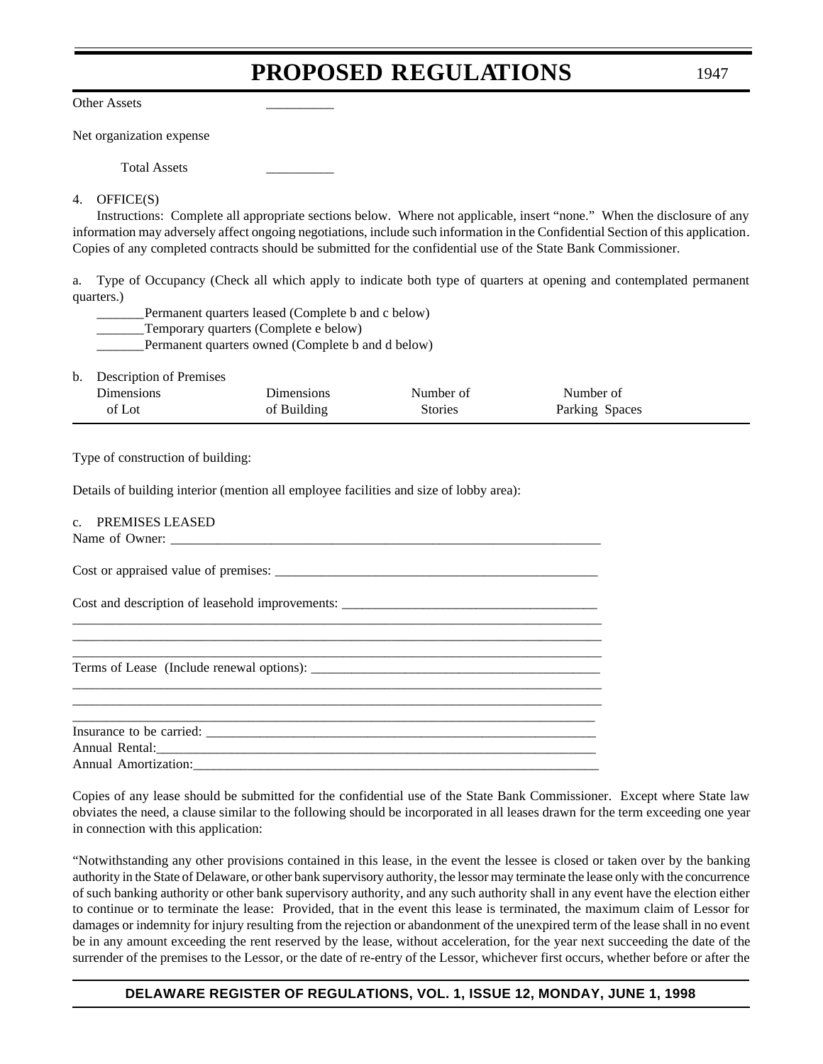Other Assets __________

Net organization expense

Total Assets __________

4. OFFICE(S)

Instructions: Complete all appropriate sections below. Where not applicable, insert "none." When the disclosure of any information may adversely affect ongoing negotiations, include such information in the Confidential Section of this application. Copies of any completed contracts should be submitted for the confidential use of the State Bank Commissioner.

a. Type of Occupancy (Check all which apply to indicate both type of quarters at opening and contemplated permanent quarters.)

_______Permanent quarters leased (Complete b and c below)
_______Temporary quarters (Complete e below)
_______Permanent quarters owned (Complete b and d below)

b. Description of Premises

| Dimensions of Lot | Dimensions of Building | Number of Stories | Number of Parking Spaces |
|---|---|---|---|
| | | | |

Type of construction of building:

Details of building interior (mention all employee facilities and size of lobby area):

c. PREMISES LEASED

Name of Owner: ____________________________________________________________

Cost or appraised value of premises: ______________________________________________

Cost and description of leasehold improvements: _____________________________________
_____________________________________________________________________________
_____________________________________________________________________________
_____________________________________________________________________________

Terms of Lease (Include renewal options): __________________________________________
_____________________________________________________________________________
_____________________________________________________________________________
_____________________________________________________________________________

Insurance to be carried: ______________________________________________________
Annual Rental:____________________________________________________________
Annual Amortization:_______________________________________________________

Copies of any lease should be submitted for the confidential use of the State Bank Commissioner. Except where State law obviates the need, a clause similar to the following should be incorporated in all leases drawn for the term exceeding one year in connection with this application:

"Notwithstanding any other provisions contained in this lease, in the event the lessee is closed or taken over by the banking authority in the State of Delaware, or other bank supervisory authority, the lessor may terminate the lease only with the concurrence of such banking authority or other bank supervisory authority, and any such authority shall in any event have the election either to continue or to terminate the lease: Provided, that in the event this lease is terminated, the maximum claim of Lessor for damages or indemnity for injury resulting from the rejection or abandonment of the unexpired term of the lease shall in no event be in any amount exceeding the rent reserved by the lease, without acceleration, for the year next succeeding the date of the surrender of the premises to the Lessor, or the date of re-entry of the Lessor, whichever first occurs, whether before or after the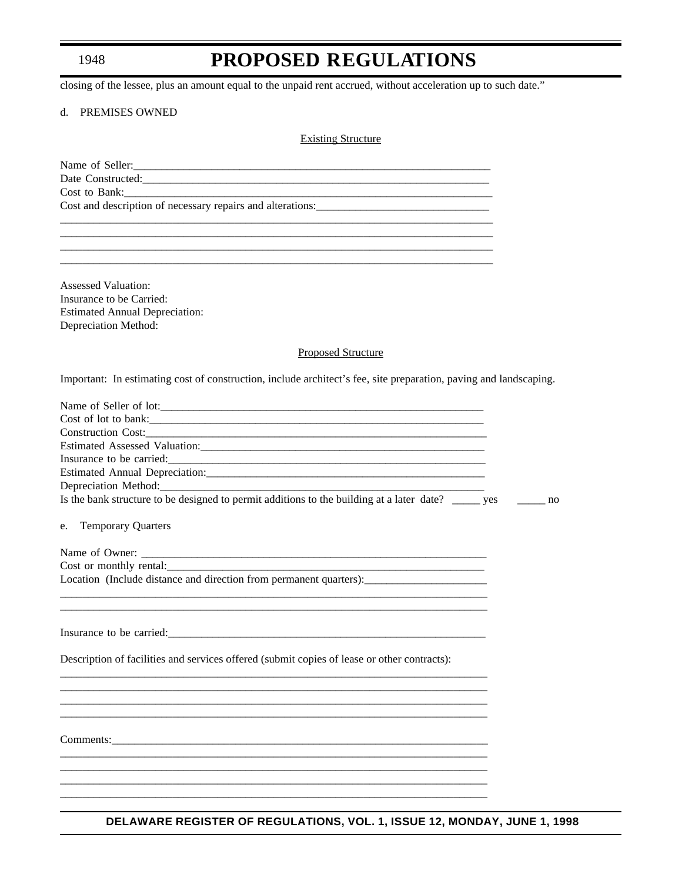closing of the lessee, plus an amount equal to the unpaid rent accrued, without acceleration up to such date."

d. PREMISES OWNED

Existing Structure

Name of Seller:_______________________________________________________________

Date Constructed:_____________________________________________________________

Cost to Bank:_________________________________________________________________

Cost and description of necessary repairs and alterations:______________________________

______________________________________________________________________________

______________________________________________________________________________

______________________________________________________________________________

______________________________________________________________________________

Assessed Valuation:

Insurance to be Carried:

Estimated Annual Depreciation:

Depreciation Method:

Proposed Structure

Important: In estimating cost of construction, include architect's fee, site preparation, paving and landscaping.

Name of Seller of lot:___________________________________________________________

Cost of lot to bank:_____________________________________________________________

Construction Cost:______________________________________________________________

Estimated Assessed Valuation:____________________________________________________

Insurance to be carried:_________________________________________________________

Estimated Annual Depreciation:___________________________________________________

Depreciation Method:___________________________________________________________

Is the bank structure to be designed to permit additions to the building at a later date? _____ yes _____ no

e. Temporary Quarters

Name of Owner: _______________________________________________________________

Cost or monthly rental:__________________________________________________________

Location (Include distance and direction from permanent quarters):______________________

______________________________________________________________________________

______________________________________________________________________________

Insurance to be carried:__________________________________________________________

Description of facilities and services offered (submit copies of lease or other contracts):

______________________________________________________________________________

______________________________________________________________________________

______________________________________________________________________________

______________________________________________________________________________

Comments:____________________________________________________________________

______________________________________________________________________________

______________________________________________________________________________

______________________________________________________________________________

______________________________________________________________________________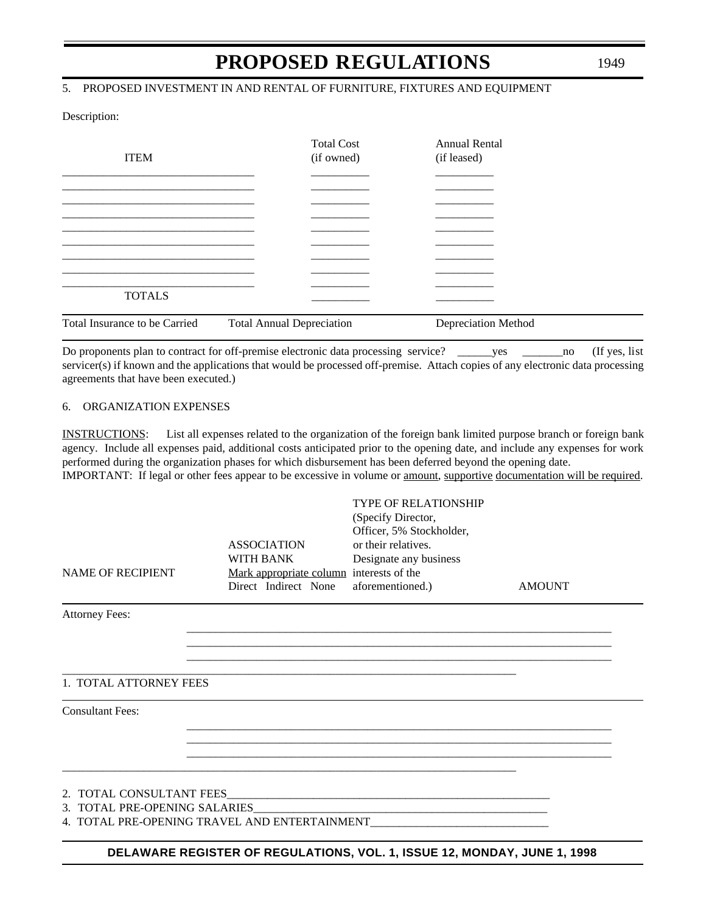5. PROPOSED INVESTMENT IN AND RENTAL OF FURNITURE, FIXTURES AND EQUIPMENT

Description:

| ITEM | Total Cost (if owned) | Annual Rental (if leased) |
|---|---|---|
| ________________________________ | __________ | __________ |
| ________________________________ | __________ | __________ |
| ________________________________ | __________ | __________ |
| ________________________________ | __________ | __________ |
| ________________________________ | __________ | __________ |
| ________________________________ | __________ | __________ |
| ________________________________ | __________ | __________ |
| ________________________________ | __________ | __________ |
| ________________________________ | __________ | __________ |
| TOTALS | __________ | __________ |

| Total Insurance to be Carried | Total Annual Depreciation | Depreciation Method |
|---|---|---|
| | | |

Do proponents plan to contract for off-premise electronic data processing service? ______yes _______no (If yes, list servicer(s) if known and the applications that would be processed off-premise. Attach copies of any electronic data processing agreements that have been executed.)

6. ORGANIZATION EXPENSES

INSTRUCTIONS: List all expenses related to the organization of the foreign bank limited purpose branch or foreign bank agency. Include all expenses paid, additional costs anticipated prior to the opening date, and include any expenses for work performed during the organization phases for which disbursement has been deferred beyond the opening date.
IMPORTANT: If legal or other fees appear to be excessive in volume or amount, supportive documentation will be required.

| NAME OF RECIPIENT | ASSOCIATION WITH BANK Mark appropriate column Direct Indirect None | TYPE OF RELATIONSHIP (Specify Director, Officer, 5% Stockholder, or their relatives. Designate any business interests of the aforementioned.) | AMOUNT |
|---|---|---|---|
| Attorney Fees: | | | |
| | ______________ | ______________ | ______________ |
| | ______________ | ______________ | ______________ |
| | ______________ | ______________ | ______________ |
| 1. TOTAL ATTORNEY FEES | | | |
| Consultant Fees: | | | |
| | ______________ | ______________ | ______________ |
| | ______________ | ______________ | ______________ |
| | ______________ | ______________ | ______________ |

2. TOTAL CONSULTANT FEES__________________________________________________________

3. TOTAL PRE-OPENING SALARIES____________________________________________________

4. TOTAL PRE-OPENING TRAVEL AND ENTERTAINMENT______________________________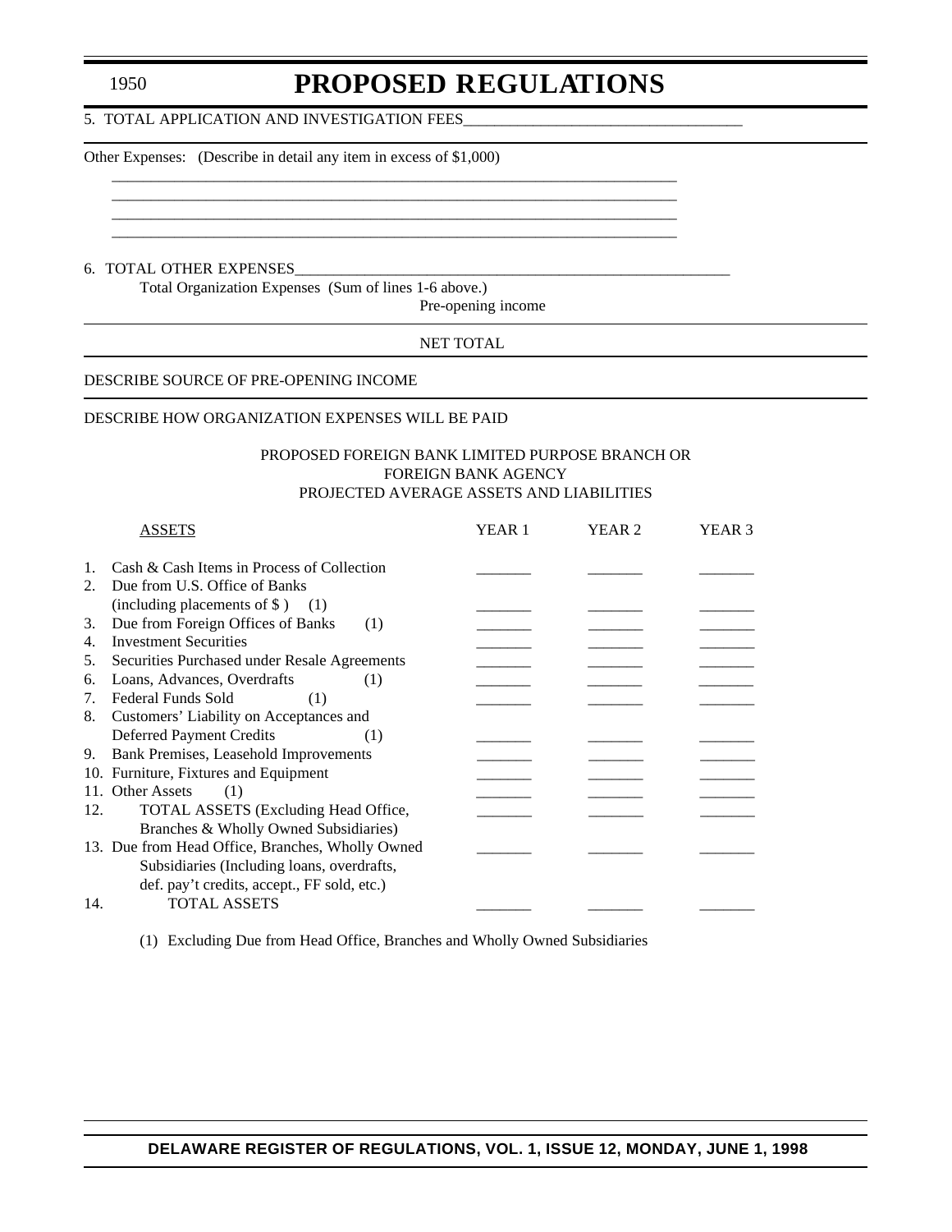5. TOTAL APPLICATION AND INVESTIGATION FEES___________________________________

Other Expenses: (Describe in detail any item in excess of $1,000)

___________________________________________________________________________
___________________________________________________________________________
___________________________________________________________________________
___________________________________________________________________________

6. TOTAL OTHER EXPENSES_________________________________________________________

Total Organization Expenses (Sum of lines 1-6 above.)

Pre-opening income

NET TOTAL

DESCRIBE SOURCE OF PRE-OPENING INCOME

DESCRIBE HOW ORGANIZATION EXPENSES WILL BE PAID

PROPOSED FOREIGN BANK LIMITED PURPOSE BRANCH OR
FOREIGN BANK AGENCY
PROJECTED AVERAGE ASSETS AND LIABILITIES

| ASSETS | YEAR 1 | YEAR 2 | YEAR 3 |
|---|---|---|---|
| 1. Cash & Cash Items in Process of Collection | _______ | _______ | _______ |
| 2. Due from U.S. Office of Banks (including placements of $ ) (1) | _______ | _______ | _______ |
| 3. Due from Foreign Offices of Banks (1) | _______ | _______ | _______ |
| 4. Investment Securities | _______ | _______ | _______ |
| 5. Securities Purchased under Resale Agreements | _______ | _______ | _______ |
| 6. Loans, Advances, Overdrafts (1) | _______ | _______ | _______ |
| 7. Federal Funds Sold (1) | _______ | _______ | _______ |
| 8. Customers' Liability on Acceptances and Deferred Payment Credits (1) | _______ | _______ | _______ |
| 9. Bank Premises, Leasehold Improvements | _______ | _______ | _______ |
| 10. Furniture, Fixtures and Equipment | _______ | _______ | _______ |
| 11. Other Assets (1) | _______ | _______ | _______ |
| 12. TOTAL ASSETS (Excluding Head Office, Branches & Wholly Owned Subsidiaries) | _______ | _______ | _______ |
| 13. Due from Head Office, Branches, Wholly Owned Subsidiaries (Including loans, overdrafts, def. pay't credits, accept., FF sold, etc.) | _______ | _______ | _______ |
| 14. TOTAL ASSETS | _______ | _______ | _______ |

(1) Excluding Due from Head Office, Branches and Wholly Owned Subsidiaries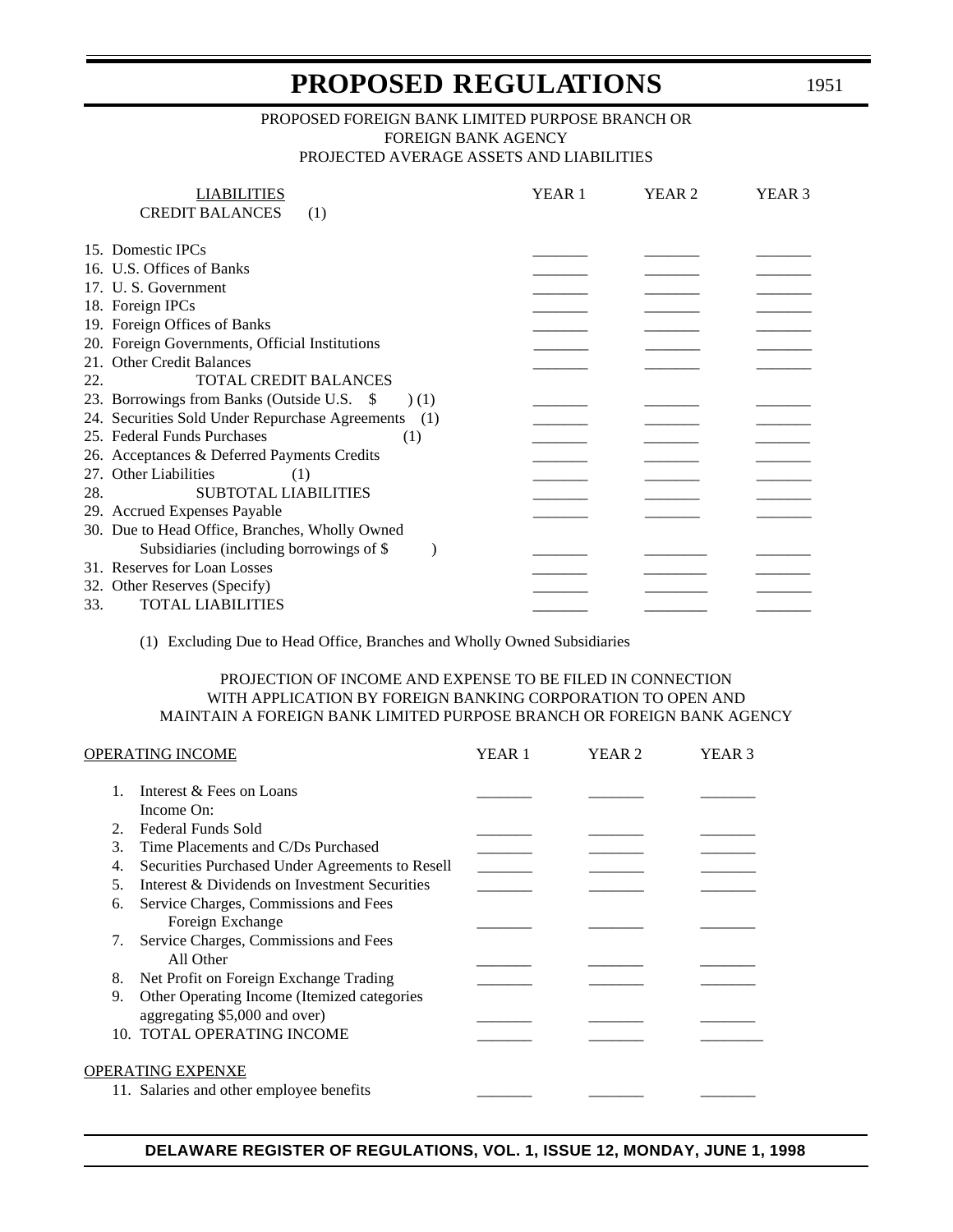PROPOSED FOREIGN BANK LIMITED PURPOSE BRANCH OR
FOREIGN BANK AGENCY
PROJECTED AVERAGE ASSETS AND LIABILITIES

| LIABILITIES<br>CREDIT BALANCES (1) | YEAR 1 | YEAR 2 | YEAR 3 |
|---|---|---|---|
| 15. Domestic IPCs | _______ | _______ | _______ |
| 16. U.S. Offices of Banks | _______ | _______ | _______ |
| 17. U. S. Government | _______ | _______ | _______ |
| 18. Foreign IPCs | _______ | _______ | _______ |
| 19. Foreign Offices of Banks | _______ | _______ | _______ |
| 20. Foreign Governments, Official Institutions | _______ | _______ | _______ |
| 21. Other Credit Balances | _______ | _______ | _______ |
| 22. TOTAL CREDIT BALANCES | | | |
| 23. Borrowings from Banks (Outside U.S. $ ) (1) | _______ | _______ | _______ |
| 24. Securities Sold Under Repurchase Agreements (1) | _______ | _______ | _______ |
| 25. Federal Funds Purchases (1) | _______ | _______ | _______ |
| 26. Acceptances & Deferred Payments Credits | _______ | _______ | _______ |
| 27. Other Liabilities (1) | _______ | _______ | _______ |
| 28. SUBTOTAL LIABILITIES | _______ | _______ | _______ |
| 29. Accrued Expenses Payable | _______ | _______ | _______ |
| 30. Due to Head Office, Branches, Wholly Owned Subsidiaries (including borrowings of $ ) | _______ | _______ | _______ |
| 31. Reserves for Loan Losses | _______ | _______ | _______ |
| 32. Other Reserves (Specify) | _______ | _______ | _______ |
| 33. TOTAL LIABILITIES | _______ | _______ | _______ |

(1) Excluding Due to Head Office, Branches and Wholly Owned Subsidiaries

PROJECTION OF INCOME AND EXPENSE TO BE FILED IN CONNECTION
WITH APPLICATION BY FOREIGN BANKING CORPORATION TO OPEN AND
MAINTAIN A FOREIGN BANK LIMITED PURPOSE BRANCH OR FOREIGN BANK AGENCY

| OPERATING INCOME | YEAR 1 | YEAR 2 | YEAR 3 |
|---|---|---|---|
| 1. Interest & Fees on Loans | _______ | _______ | _______ |
| Income On: | | | |
| 2. Federal Funds Sold | _______ | _______ | _______ |
| 3. Time Placements and C/Ds Purchased | _______ | _______ | _______ |
| 4. Securities Purchased Under Agreements to Resell | _______ | _______ | _______ |
| 5. Interest & Dividends on Investment Securities | _______ | _______ | _______ |
| 6. Service Charges, Commissions and Fees Foreign Exchange | _______ | _______ | _______ |
| 7. Service Charges, Commissions and Fees All Other | _______ | _______ | _______ |
| 8. Net Profit on Foreign Exchange Trading | _______ | _______ | _______ |
| 9. Other Operating Income (Itemized categories aggregating $5,000 and over) | _______ | _______ | _______ |
| 10. TOTAL OPERATING INCOME | _______ | _______ | _______ |
| **OPERATING EXPENXE** | | | |
| 11. Salaries and other employee benefits | _______ | _______ | _______ |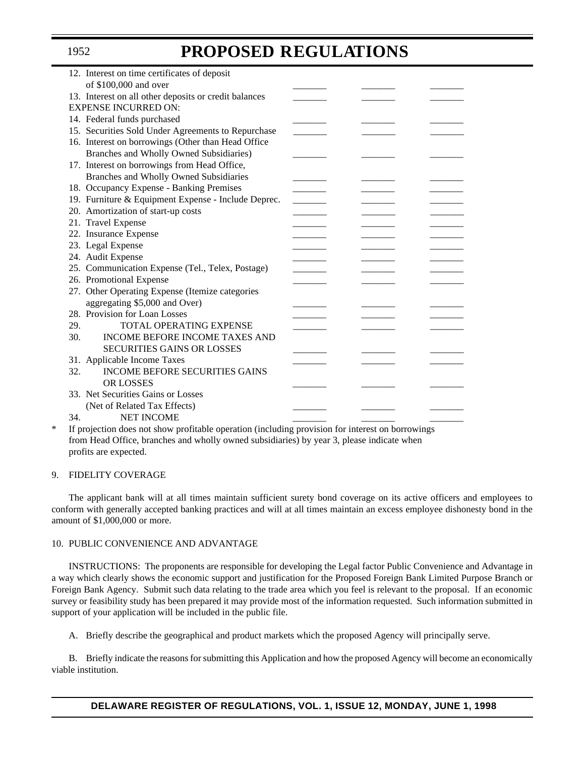| | | | |
|---|---|---|---|
| 12. Interest on time certificates of deposit of $100,000 and over | _______ | _______ | _______ |
| 13. Interest on all other deposits or credit balances | _______ | _______ | _______ |
| EXPENSE INCURRED ON: | | | |
| 14. Federal funds purchased | _______ | _______ | _______ |
| 15. Securities Sold Under Agreements to Repurchase | _______ | _______ | _______ |
| 16. Interest on borrowings (Other than Head Office Branches and Wholly Owned Subsidiaries) | _______ | _______ | _______ |
| 17. Interest on borrowings from Head Office, Branches and Wholly Owned Subsidiaries | _______ | _______ | _______ |
| 18. Occupancy Expense - Banking Premises | _______ | _______ | _______ |
| 19. Furniture & Equipment Expense - Include Deprec. | _______ | _______ | _______ |
| 20. Amortization of start-up costs | _______ | _______ | _______ |
| 21. Travel Expense | _______ | _______ | _______ |
| 22. Insurance Expense | _______ | _______ | _______ |
| 23. Legal Expense | _______ | _______ | _______ |
| 24. Audit Expense | _______ | _______ | _______ |
| 25. Communication Expense (Tel., Telex, Postage) | _______ | _______ | _______ |
| 26. Promotional Expense | _______ | _______ | _______ |
| 27. Other Operating Expense (Itemize categories aggregating $5,000 and Over) | _______ | _______ | _______ |
| 28. Provision for Loan Losses | _______ | _______ | _______ |
| 29. TOTAL OPERATING EXPENSE | _______ | _______ | _______ |
| 30. INCOME BEFORE INCOME TAXES AND SECURITIES GAINS OR LOSSES | _______ | _______ | _______ |
| 31. Applicable Income Taxes | _______ | _______ | _______ |
| 32. INCOME BEFORE SECURITIES GAINS OR LOSSES | _______ | _______ | _______ |
| 33. Net Securities Gains or Losses (Net of Related Tax Effects) | _______ | _______ | _______ |
| 34. NET INCOME | _______ | _______ | _______ |

\* If projection does not show profitable operation (including provision for interest on borrowings from Head Office, branches and wholly owned subsidiaries) by year 3, please indicate when profits are expected.

9. FIDELITY COVERAGE

The applicant bank will at all times maintain sufficient surety bond coverage on its active officers and employees to conform with generally accepted banking practices and will at all times maintain an excess employee dishonesty bond in the amount of $1,000,000 or more.

10. PUBLIC CONVENIENCE AND ADVANTAGE

INSTRUCTIONS: The proponents are responsible for developing the Legal factor Public Convenience and Advantage in a way which clearly shows the economic support and justification for the Proposed Foreign Bank Limited Purpose Branch or Foreign Bank Agency. Submit such data relating to the trade area which you feel is relevant to the proposal. If an economic survey or feasibility study has been prepared it may provide most of the information requested. Such information submitted in support of your application will be included in the public file.

A. Briefly describe the geographical and product markets which the proposed Agency will principally serve.

B. Briefly indicate the reasons for submitting this Application and how the proposed Agency will become an economically viable institution.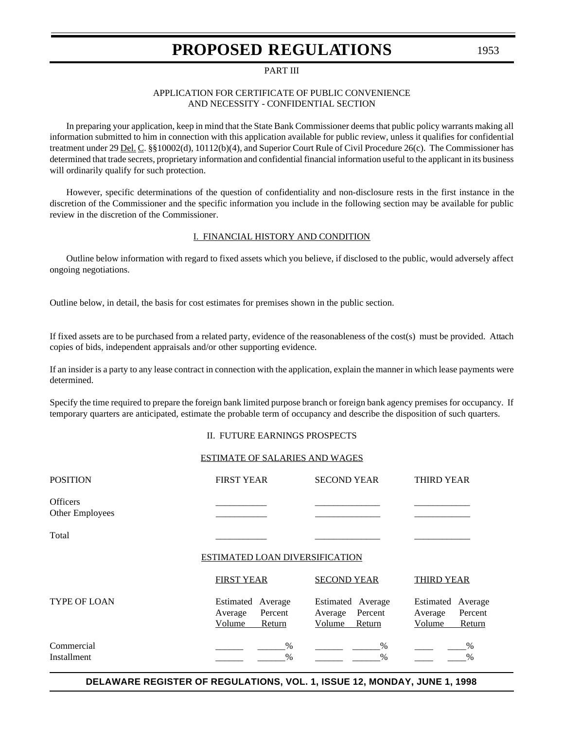PART III

APPLICATION FOR CERTIFICATE OF PUBLIC CONVENIENCE AND NECESSITY - CONFIDENTIAL SECTION

In preparing your application, keep in mind that the State Bank Commissioner deems that public policy warrants making all information submitted to him in connection with this application available for public review, unless it qualifies for confidential treatment under 29 Del. C. §§10002(d), 10112(b)(4), and Superior Court Rule of Civil Procedure 26(c). The Commissioner has determined that trade secrets, proprietary information and confidential financial information useful to the applicant in its business will ordinarily qualify for such protection.

However, specific determinations of the question of confidentiality and non-disclosure rests in the first instance in the discretion of the Commissioner and the specific information you include in the following section may be available for public review in the discretion of the Commissioner.

I. FINANCIAL HISTORY AND CONDITION

Outline below information with regard to fixed assets which you believe, if disclosed to the public, would adversely affect ongoing negotiations.

Outline below, in detail, the basis for cost estimates for premises shown in the public section.

If fixed assets are to be purchased from a related party, evidence of the reasonableness of the cost(s) must be provided. Attach copies of bids, independent appraisals and/or other supporting evidence.

If an insider is a party to any lease contract in connection with the application, explain the manner in which lease payments were determined.

Specify the time required to prepare the foreign bank limited purpose branch or foreign bank agency premises for occupancy. If temporary quarters are anticipated, estimate the probable term of occupancy and describe the disposition of such quarters.

II. FUTURE EARNINGS PROSPECTS

ESTIMATE OF SALARIES AND WAGES

| POSITION | FIRST YEAR | SECOND YEAR | THIRD YEAR |
|---|---|---|---|
| Officers | ___________ | ______________ | ____________ |
| Other Employees | ___________ | ______________ | ____________ |
| Total | ___________ | ______________ | ____________ |

ESTIMATED LOAN DIVERSIFICATION

| | FIRST YEAR | | SECOND YEAR | | THIRD YEAR | |
|---|---|---|---|---|---|---|
| TYPE OF LOAN | Estimated Average Volume | Average Percent Return | Estimated Average Volume | Average Percent Return | Estimated Average Volume | Average Percent Return |
| Commercial | ______ | ______% | ______ | ______% | ____ | ____% |
| Installment | ______ | ______% | ______ | ______% | ____ | ____% |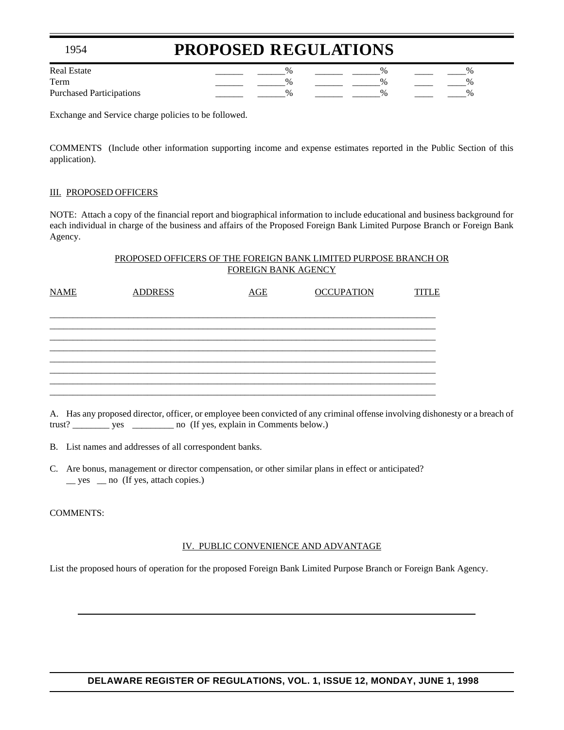| | | | | | | |
|---|---|---|---|---|---|---|
| Real Estate | ______ | ______% | ______ | ______% | ____ | ____% |
| Term | ______ | ______% | ______ | ______% | ____ | ____% |
| Purchased Participations | ______ | ______% | ______ | ______% | ____ | ____% |

Exchange and Service charge policies to be followed.

COMMENTS (Include other information supporting income and expense estimates reported in the Public Section of this application).

III. PROPOSED OFFICERS

NOTE: Attach a copy of the financial report and biographical information to include educational and business background for each individual in charge of the business and affairs of the Proposed Foreign Bank Limited Purpose Branch or Foreign Bank Agency.

PROPOSED OFFICERS OF THE FOREIGN BANK LIMITED PURPOSE BRANCH OR FOREIGN BANK AGENCY

| NAME | ADDRESS | AGE | OCCUPATION | TITLE |
|---|---|---|---|---|
| | | | | |
| | | | | |
| | | | | |
| | | | | |
| | | | | |
| | | | | |
| | | | | |
| | | | | |

A. Has any proposed director, officer, or employee been convicted of any criminal offense involving dishonesty or a breach of trust? ________ yes _________ no (If yes, explain in Comments below.)

B. List names and addresses of all correspondent banks.

C. Are bonus, management or director compensation, or other similar plans in effect or anticipated?
__ yes __ no (If yes, attach copies.)

COMMENTS:

IV. PUBLIC CONVENIENCE AND ADVANTAGE

List the proposed hours of operation for the proposed Foreign Bank Limited Purpose Branch or Foreign Bank Agency.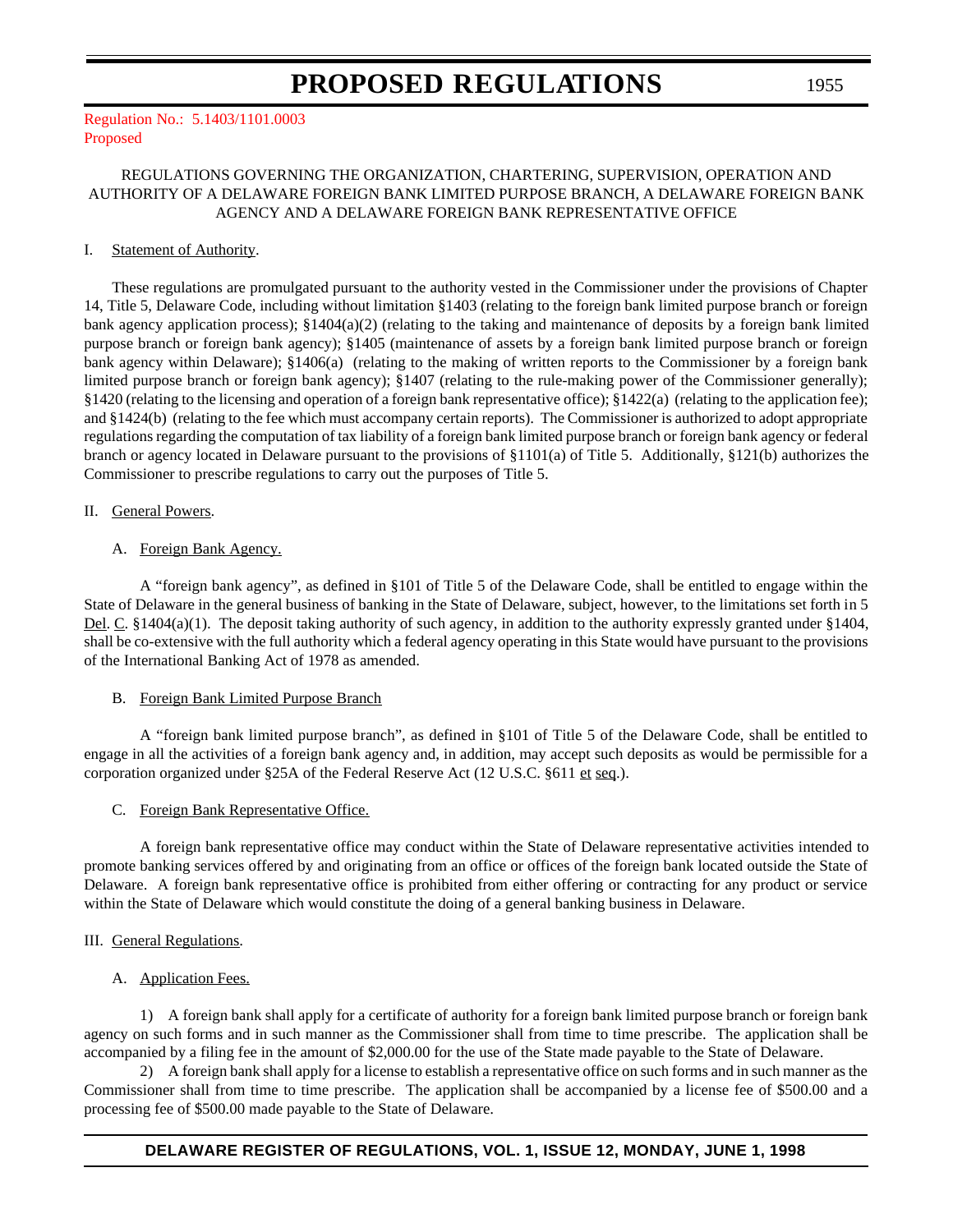Regulation No.: 5.1403/1101.0003
Proposed

REGULATIONS GOVERNING THE ORGANIZATION, CHARTERING, SUPERVISION, OPERATION AND AUTHORITY OF A DELAWARE FOREIGN BANK LIMITED PURPOSE BRANCH, A DELAWARE FOREIGN BANK AGENCY AND A DELAWARE FOREIGN BANK REPRESENTATIVE OFFICE

I. Statement of Authority.

These regulations are promulgated pursuant to the authority vested in the Commissioner under the provisions of Chapter 14, Title 5, Delaware Code, including without limitation §1403 (relating to the foreign bank limited purpose branch or foreign bank agency application process); §1404(a)(2) (relating to the taking and maintenance of deposits by a foreign bank limited purpose branch or foreign bank agency); §1405 (maintenance of assets by a foreign bank limited purpose branch or foreign bank agency within Delaware); §1406(a) (relating to the making of written reports to the Commissioner by a foreign bank limited purpose branch or foreign bank agency); §1407 (relating to the rule-making power of the Commissioner generally); §1420 (relating to the licensing and operation of a foreign bank representative office); §1422(a) (relating to the application fee); and §1424(b) (relating to the fee which must accompany certain reports). The Commissioner is authorized to adopt appropriate regulations regarding the computation of tax liability of a foreign bank limited purpose branch or foreign bank agency or federal branch or agency located in Delaware pursuant to the provisions of §1101(a) of Title 5. Additionally, §121(b) authorizes the Commissioner to prescribe regulations to carry out the purposes of Title 5.

II. General Powers.

A. Foreign Bank Agency.

A "foreign bank agency", as defined in §101 of Title 5 of the Delaware Code, shall be entitled to engage within the State of Delaware in the general business of banking in the State of Delaware, subject, however, to the limitations set forth in 5 Del. C. §1404(a)(1). The deposit taking authority of such agency, in addition to the authority expressly granted under §1404, shall be co-extensive with the full authority which a federal agency operating in this State would have pursuant to the provisions of the International Banking Act of 1978 as amended.

B. Foreign Bank Limited Purpose Branch

A "foreign bank limited purpose branch", as defined in §101 of Title 5 of the Delaware Code, shall be entitled to engage in all the activities of a foreign bank agency and, in addition, may accept such deposits as would be permissible for a corporation organized under §25A of the Federal Reserve Act (12 U.S.C. §611 et seq.).

C. Foreign Bank Representative Office.

A foreign bank representative office may conduct within the State of Delaware representative activities intended to promote banking services offered by and originating from an office or offices of the foreign bank located outside the State of Delaware. A foreign bank representative office is prohibited from either offering or contracting for any product or service within the State of Delaware which would constitute the doing of a general banking business in Delaware.

III. General Regulations.

A. Application Fees.

1) A foreign bank shall apply for a certificate of authority for a foreign bank limited purpose branch or foreign bank agency on such forms and in such manner as the Commissioner shall from time to time prescribe. The application shall be accompanied by a filing fee in the amount of $2,000.00 for the use of the State made payable to the State of Delaware.

2) A foreign bank shall apply for a license to establish a representative office on such forms and in such manner as the Commissioner shall from time to time prescribe. The application shall be accompanied by a license fee of $500.00 and a processing fee of $500.00 made payable to the State of Delaware.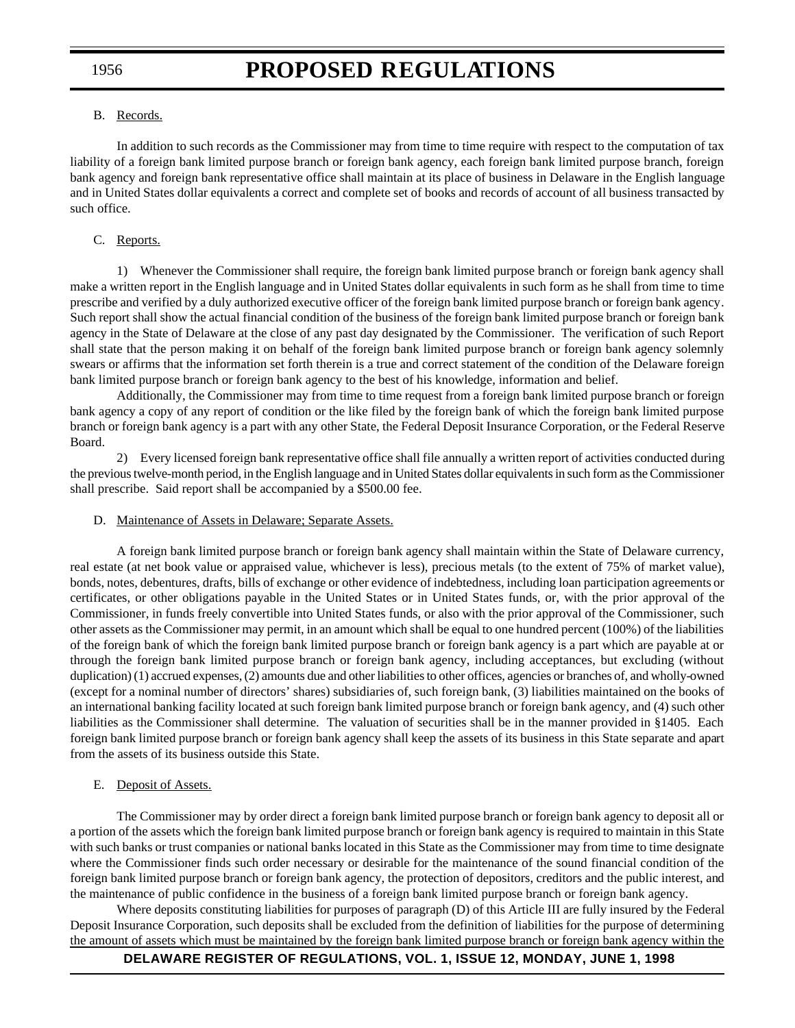B. Records.

In addition to such records as the Commissioner may from time to time require with respect to the computation of tax liability of a foreign bank limited purpose branch or foreign bank agency, each foreign bank limited purpose branch, foreign bank agency and foreign bank representative office shall maintain at its place of business in Delaware in the English language and in United States dollar equivalents a correct and complete set of books and records of account of all business transacted by such office.

C. Reports.

1) Whenever the Commissioner shall require, the foreign bank limited purpose branch or foreign bank agency shall make a written report in the English language and in United States dollar equivalents in such form as he shall from time to time prescribe and verified by a duly authorized executive officer of the foreign bank limited purpose branch or foreign bank agency. Such report shall show the actual financial condition of the business of the foreign bank limited purpose branch or foreign bank agency in the State of Delaware at the close of any past day designated by the Commissioner. The verification of such Report shall state that the person making it on behalf of the foreign bank limited purpose branch or foreign bank agency solemnly swears or affirms that the information set forth therein is a true and correct statement of the condition of the Delaware foreign bank limited purpose branch or foreign bank agency to the best of his knowledge, information and belief.

Additionally, the Commissioner may from time to time request from a foreign bank limited purpose branch or foreign bank agency a copy of any report of condition or the like filed by the foreign bank of which the foreign bank limited purpose branch or foreign bank agency is a part with any other State, the Federal Deposit Insurance Corporation, or the Federal Reserve Board.

2) Every licensed foreign bank representative office shall file annually a written report of activities conducted during the previous twelve-month period, in the English language and in United States dollar equivalents in such form as the Commissioner shall prescribe. Said report shall be accompanied by a $500.00 fee.

D. Maintenance of Assets in Delaware; Separate Assets.

A foreign bank limited purpose branch or foreign bank agency shall maintain within the State of Delaware currency, real estate (at net book value or appraised value, whichever is less), precious metals (to the extent of 75% of market value), bonds, notes, debentures, drafts, bills of exchange or other evidence of indebtedness, including loan participation agreements or certificates, or other obligations payable in the United States or in United States funds, or, with the prior approval of the Commissioner, in funds freely convertible into United States funds, or also with the prior approval of the Commissioner, such other assets as the Commissioner may permit, in an amount which shall be equal to one hundred percent (100%) of the liabilities of the foreign bank of which the foreign bank limited purpose branch or foreign bank agency is a part which are payable at or through the foreign bank limited purpose branch or foreign bank agency, including acceptances, but excluding (without duplication) (1) accrued expenses, (2) amounts due and other liabilities to other offices, agencies or branches of, and wholly-owned (except for a nominal number of directors' shares) subsidiaries of, such foreign bank, (3) liabilities maintained on the books of an international banking facility located at such foreign bank limited purpose branch or foreign bank agency, and (4) such other liabilities as the Commissioner shall determine. The valuation of securities shall be in the manner provided in §1405. Each foreign bank limited purpose branch or foreign bank agency shall keep the assets of its business in this State separate and apart from the assets of its business outside this State.

E. Deposit of Assets.

The Commissioner may by order direct a foreign bank limited purpose branch or foreign bank agency to deposit all or a portion of the assets which the foreign bank limited purpose branch or foreign bank agency is required to maintain in this State with such banks or trust companies or national banks located in this State as the Commissioner may from time to time designate where the Commissioner finds such order necessary or desirable for the maintenance of the sound financial condition of the foreign bank limited purpose branch or foreign bank agency, the protection of depositors, creditors and the public interest, and the maintenance of public confidence in the business of a foreign bank limited purpose branch or foreign bank agency.

Where deposits constituting liabilities for purposes of paragraph (D) of this Article III are fully insured by the Federal Deposit Insurance Corporation, such deposits shall be excluded from the definition of liabilities for the purpose of determining the amount of assets which must be maintained by the foreign bank limited purpose branch or foreign bank agency within the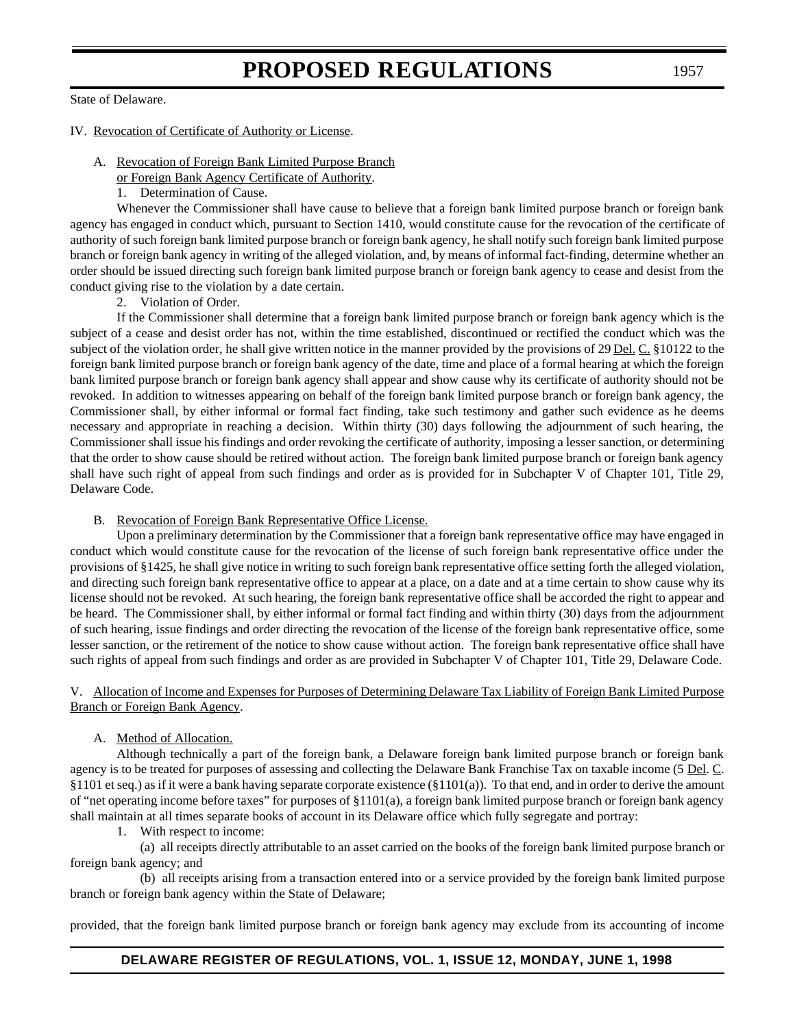State of Delaware.

IV. Revocation of Certificate of Authority or License.

A. Revocation of Foreign Bank Limited Purpose Branch or Foreign Bank Agency Certificate of Authority.

1. Determination of Cause.

Whenever the Commissioner shall have cause to believe that a foreign bank limited purpose branch or foreign bank agency has engaged in conduct which, pursuant to Section 1410, would constitute cause for the revocation of the certificate of authority of such foreign bank limited purpose branch or foreign bank agency, he shall notify such foreign bank limited purpose branch or foreign bank agency in writing of the alleged violation, and, by means of informal fact-finding, determine whether an order should be issued directing such foreign bank limited purpose branch or foreign bank agency to cease and desist from the conduct giving rise to the violation by a date certain.

2. Violation of Order.

If the Commissioner shall determine that a foreign bank limited purpose branch or foreign bank agency which is the subject of a cease and desist order has not, within the time established, discontinued or rectified the conduct which was the subject of the violation order, he shall give written notice in the manner provided by the provisions of 29 Del. C. §10122 to the foreign bank limited purpose branch or foreign bank agency of the date, time and place of a formal hearing at which the foreign bank limited purpose branch or foreign bank agency shall appear and show cause why its certificate of authority should not be revoked. In addition to witnesses appearing on behalf of the foreign bank limited purpose branch or foreign bank agency, the Commissioner shall, by either informal or formal fact finding, take such testimony and gather such evidence as he deems necessary and appropriate in reaching a decision. Within thirty (30) days following the adjournment of such hearing, the Commissioner shall issue his findings and order revoking the certificate of authority, imposing a lesser sanction, or determining that the order to show cause should be retired without action. The foreign bank limited purpose branch or foreign bank agency shall have such right of appeal from such findings and order as is provided for in Subchapter V of Chapter 101, Title 29, Delaware Code.

B. Revocation of Foreign Bank Representative Office License.

Upon a preliminary determination by the Commissioner that a foreign bank representative office may have engaged in conduct which would constitute cause for the revocation of the license of such foreign bank representative office under the provisions of §1425, he shall give notice in writing to such foreign bank representative office setting forth the alleged violation, and directing such foreign bank representative office to appear at a place, on a date and at a time certain to show cause why its license should not be revoked. At such hearing, the foreign bank representative office shall be accorded the right to appear and be heard. The Commissioner shall, by either informal or formal fact finding and within thirty (30) days from the adjournment of such hearing, issue findings and order directing the revocation of the license of the foreign bank representative office, some lesser sanction, or the retirement of the notice to show cause without action. The foreign bank representative office shall have such rights of appeal from such findings and order as are provided in Subchapter V of Chapter 101, Title 29, Delaware Code.

V. Allocation of Income and Expenses for Purposes of Determining Delaware Tax Liability of Foreign Bank Limited Purpose Branch or Foreign Bank Agency.

A. Method of Allocation.

Although technically a part of the foreign bank, a Delaware foreign bank limited purpose branch or foreign bank agency is to be treated for purposes of assessing and collecting the Delaware Bank Franchise Tax on taxable income (5 Del. C. §1101 et seq.) as if it were a bank having separate corporate existence (§1101(a)). To that end, and in order to derive the amount of "net operating income before taxes" for purposes of §1101(a), a foreign bank limited purpose branch or foreign bank agency shall maintain at all times separate books of account in its Delaware office which fully segregate and portray:

1. With respect to income:

(a) all receipts directly attributable to an asset carried on the books of the foreign bank limited purpose branch or foreign bank agency; and

(b) all receipts arising from a transaction entered into or a service provided by the foreign bank limited purpose branch or foreign bank agency within the State of Delaware;

provided, that the foreign bank limited purpose branch or foreign bank agency may exclude from its accounting of income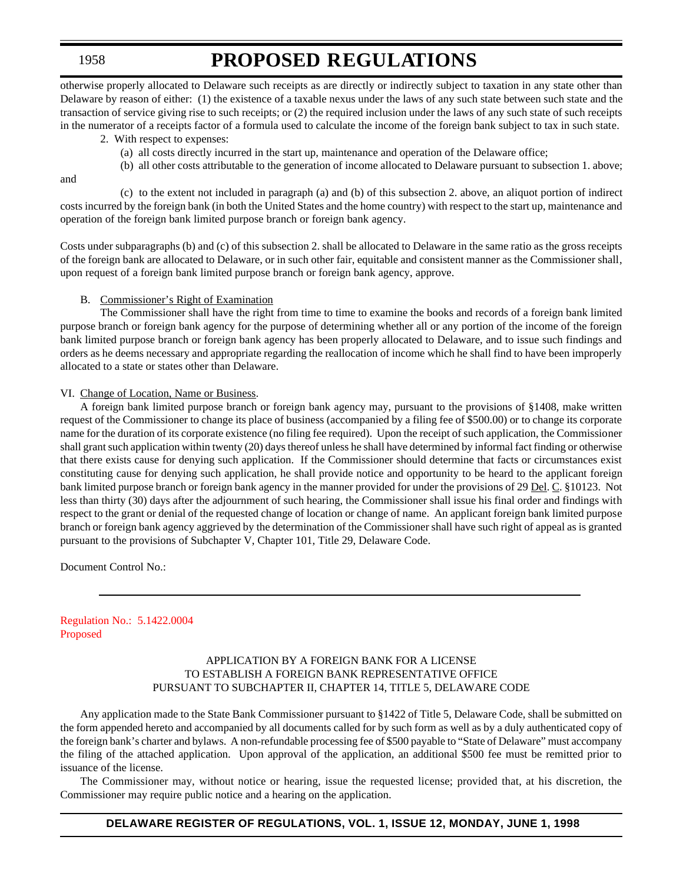otherwise properly allocated to Delaware such receipts as are directly or indirectly subject to taxation in any state other than Delaware by reason of either: (1) the existence of a taxable nexus under the laws of any such state between such state and the transaction of service giving rise to such receipts; or (2) the required inclusion under the laws of any such state of such receipts in the numerator of a receipts factor of a formula used to calculate the income of the foreign bank subject to tax in such state.

2. With respect to expenses:

(a) all costs directly incurred in the start up, maintenance and operation of the Delaware office;

(b) all other costs attributable to the generation of income allocated to Delaware pursuant to subsection 1. above; and

(c) to the extent not included in paragraph (a) and (b) of this subsection 2. above, an aliquot portion of indirect costs incurred by the foreign bank (in both the United States and the home country) with respect to the start up, maintenance and operation of the foreign bank limited purpose branch or foreign bank agency.

Costs under subparagraphs (b) and (c) of this subsection 2. shall be allocated to Delaware in the same ratio as the gross receipts of the foreign bank are allocated to Delaware, or in such other fair, equitable and consistent manner as the Commissioner shall, upon request of a foreign bank limited purpose branch or foreign bank agency, approve.

B. Commissioner's Right of Examination

The Commissioner shall have the right from time to time to examine the books and records of a foreign bank limited purpose branch or foreign bank agency for the purpose of determining whether all or any portion of the income of the foreign bank limited purpose branch or foreign bank agency has been properly allocated to Delaware, and to issue such findings and orders as he deems necessary and appropriate regarding the reallocation of income which he shall find to have been improperly allocated to a state or states other than Delaware.

VI. Change of Location, Name or Business.

A foreign bank limited purpose branch or foreign bank agency may, pursuant to the provisions of §1408, make written request of the Commissioner to change its place of business (accompanied by a filing fee of $500.00) or to change its corporate name for the duration of its corporate existence (no filing fee required). Upon the receipt of such application, the Commissioner shall grant such application within twenty (20) days thereof unless he shall have determined by informal fact finding or otherwise that there exists cause for denying such application. If the Commissioner should determine that facts or circumstances exist constituting cause for denying such application, he shall provide notice and opportunity to be heard to the applicant foreign bank limited purpose branch or foreign bank agency in the manner provided for under the provisions of 29 Del. C. §10123. Not less than thirty (30) days after the adjournment of such hearing, the Commissioner shall issue his final order and findings with respect to the grant or denial of the requested change of location or change of name. An applicant foreign bank limited purpose branch or foreign bank agency aggrieved by the determination of the Commissioner shall have such right of appeal as is granted pursuant to the provisions of Subchapter V, Chapter 101, Title 29, Delaware Code.

Document Control No.:

---

Regulation No.: 5.1422.0004
Proposed

APPLICATION BY A FOREIGN BANK FOR A LICENSE
TO ESTABLISH A FOREIGN BANK REPRESENTATIVE OFFICE
PURSUANT TO SUBCHAPTER II, CHAPTER 14, TITLE 5, DELAWARE CODE

Any application made to the State Bank Commissioner pursuant to §1422 of Title 5, Delaware Code, shall be submitted on the form appended hereto and accompanied by all documents called for by such form as well as by a duly authenticated copy of the foreign bank's charter and bylaws. A non-refundable processing fee of $500 payable to "State of Delaware" must accompany the filing of the attached application. Upon approval of the application, an additional $500 fee must be remitted prior to issuance of the license.

The Commissioner may, without notice or hearing, issue the requested license; provided that, at his discretion, the Commissioner may require public notice and a hearing on the application.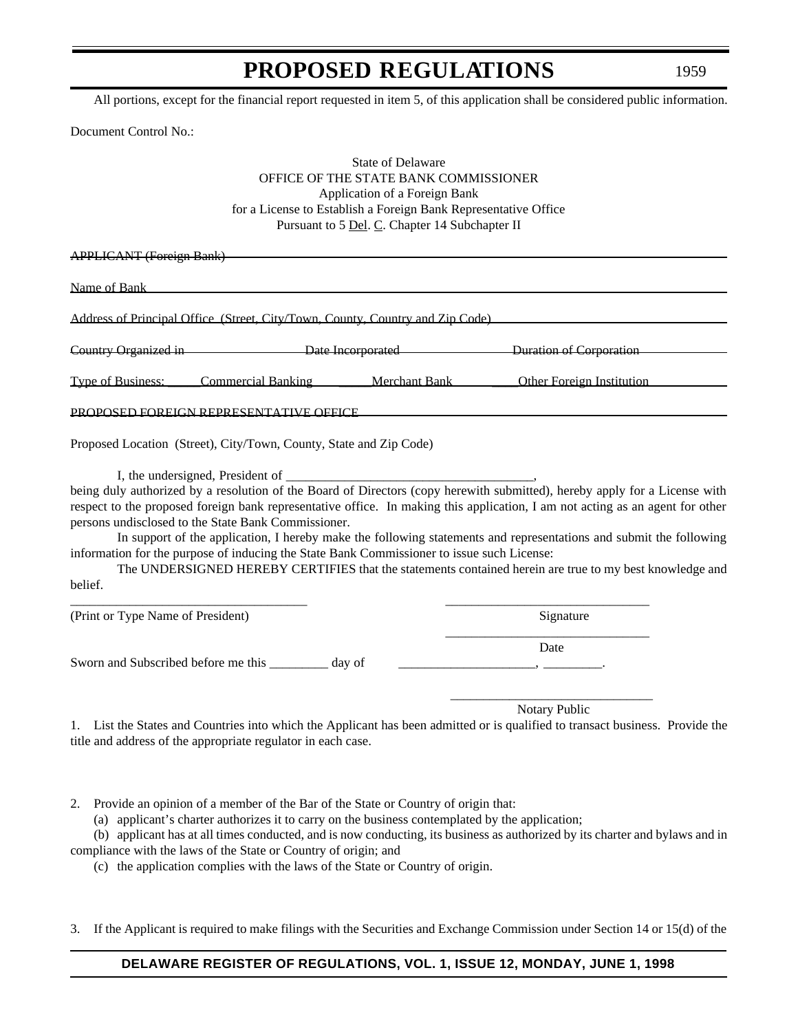All portions, except for the financial report requested in item 5, of this application shall be considered public information.

Document Control No.:

State of Delaware
OFFICE OF THE STATE BANK COMMISSIONER
Application of a Foreign Bank
for a License to Establish a Foreign Bank Representative Office
Pursuant to 5 Del. C. Chapter 14 Subchapter II

~~APPLICANT (Foreign Bank)~~

Name of Bank

~~Address of Principal Office (Street, City/Town, County, Country and Zip Code)~~

~~Country Organized in~~ ~~Date Incorporated~~ ~~Duration of Corporation~~

~~Type of Business: \_\_\_\_\_Commercial Banking \_\_\_\_\_Merchant Bank \_\_\_\_Other Foreign Institution~~

~~PROPOSED FOREIGN REPRESENTATIVE OFFICE~~

Proposed Location (Street), City/Town, County, State and Zip Code)

I, the undersigned, President of ______________________________________, being duly authorized by a resolution of the Board of Directors (copy herewith submitted), hereby apply for a License with respect to the proposed foreign bank representative office. In making this application, I am not acting as an agent for other persons undisclosed to the State Bank Commissioner.

In support of the application, I hereby make the following statements and representations and submit the following information for the purpose of inducing the State Bank Commissioner to issue such License:

The UNDERSIGNED HEREBY CERTIFIES that the statements contained herein are true to my best knowledge and belief.

\_\_\_\_\_\_\_\_\_\_\_\_\_\_\_\_\_\_\_\_\_\_\_\_\_\_\_\_\_\_\_\_\_\_\_\_ \_\_\_\_\_\_\_\_\_\_\_\_\_\_\_\_\_\_\_\_\_\_\_\_\_\_\_\_\_\_\_
(Print or Type Name of President) Signature

\_\_\_\_\_\_\_\_\_\_\_\_\_\_\_\_\_\_\_\_\_\_\_\_\_\_\_\_\_\_\_
Date

Sworn and Subscribed before me this _________ day of _____________________, _________.

\_\_\_\_\_\_\_\_\_\_\_\_\_\_\_\_\_\_\_\_\_\_\_\_\_\_\_\_\_\_\_
Notary Public

1. List the States and Countries into which the Applicant has been admitted or is qualified to transact business. Provide the title and address of the appropriate regulator in each case.

2. Provide an opinion of a member of the Bar of the State or Country of origin that:

(a) applicant's charter authorizes it to carry on the business contemplated by the application;

(b) applicant has at all times conducted, and is now conducting, its business as authorized by its charter and bylaws and in compliance with the laws of the State or Country of origin; and

(c) the application complies with the laws of the State or Country of origin.

3. If the Applicant is required to make filings with the Securities and Exchange Commission under Section 14 or 15(d) of the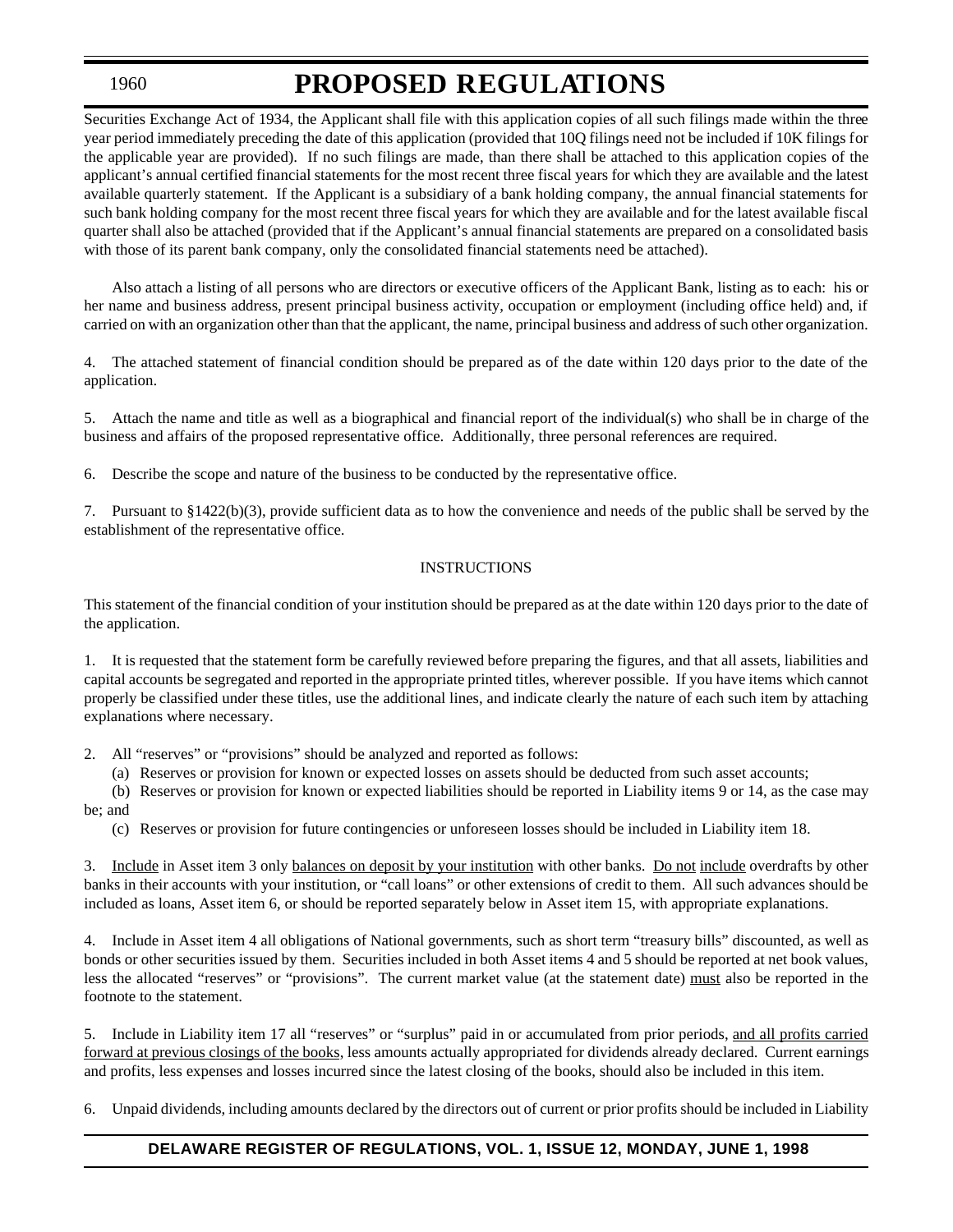Securities Exchange Act of 1934, the Applicant shall file with this application copies of all such filings made within the three year period immediately preceding the date of this application (provided that 10Q filings need not be included if 10K filings for the applicable year are provided). If no such filings are made, than there shall be attached to this application copies of the applicant's annual certified financial statements for the most recent three fiscal years for which they are available and the latest available quarterly statement. If the Applicant is a subsidiary of a bank holding company, the annual financial statements for such bank holding company for the most recent three fiscal years for which they are available and for the latest available fiscal quarter shall also be attached (provided that if the Applicant's annual financial statements are prepared on a consolidated basis with those of its parent bank company, only the consolidated financial statements need be attached).

Also attach a listing of all persons who are directors or executive officers of the Applicant Bank, listing as to each: his or her name and business address, present principal business activity, occupation or employment (including office held) and, if carried on with an organization other than that the applicant, the name, principal business and address of such other organization.

4. The attached statement of financial condition should be prepared as of the date within 120 days prior to the date of the application.

5. Attach the name and title as well as a biographical and financial report of the individual(s) who shall be in charge of the business and affairs of the proposed representative office. Additionally, three personal references are required.

6. Describe the scope and nature of the business to be conducted by the representative office.

7. Pursuant to §1422(b)(3), provide sufficient data as to how the convenience and needs of the public shall be served by the establishment of the representative office.

INSTRUCTIONS

This statement of the financial condition of your institution should be prepared as at the date within 120 days prior to the date of the application.

1. It is requested that the statement form be carefully reviewed before preparing the figures, and that all assets, liabilities and capital accounts be segregated and reported in the appropriate printed titles, wherever possible. If you have items which cannot properly be classified under these titles, use the additional lines, and indicate clearly the nature of each such item by attaching explanations where necessary.

2. All "reserves" or "provisions" should be analyzed and reported as follows:

(a) Reserves or provision for known or expected losses on assets should be deducted from such asset accounts;

(b) Reserves or provision for known or expected liabilities should be reported in Liability items 9 or 14, as the case may be; and

(c) Reserves or provision for future contingencies or unforeseen losses should be included in Liability item 18.

3. Include in Asset item 3 only balances on deposit by your institution with other banks. Do not include overdrafts by other banks in their accounts with your institution, or "call loans" or other extensions of credit to them. All such advances should be included as loans, Asset item 6, or should be reported separately below in Asset item 15, with appropriate explanations.

4. Include in Asset item 4 all obligations of National governments, such as short term "treasury bills" discounted, as well as bonds or other securities issued by them. Securities included in both Asset items 4 and 5 should be reported at net book values, less the allocated "reserves" or "provisions". The current market value (at the statement date) must also be reported in the footnote to the statement.

5. Include in Liability item 17 all "reserves" or "surplus" paid in or accumulated from prior periods, and all profits carried forward at previous closings of the books, less amounts actually appropriated for dividends already declared. Current earnings and profits, less expenses and losses incurred since the latest closing of the books, should also be included in this item.

6. Unpaid dividends, including amounts declared by the directors out of current or prior profits should be included in Liability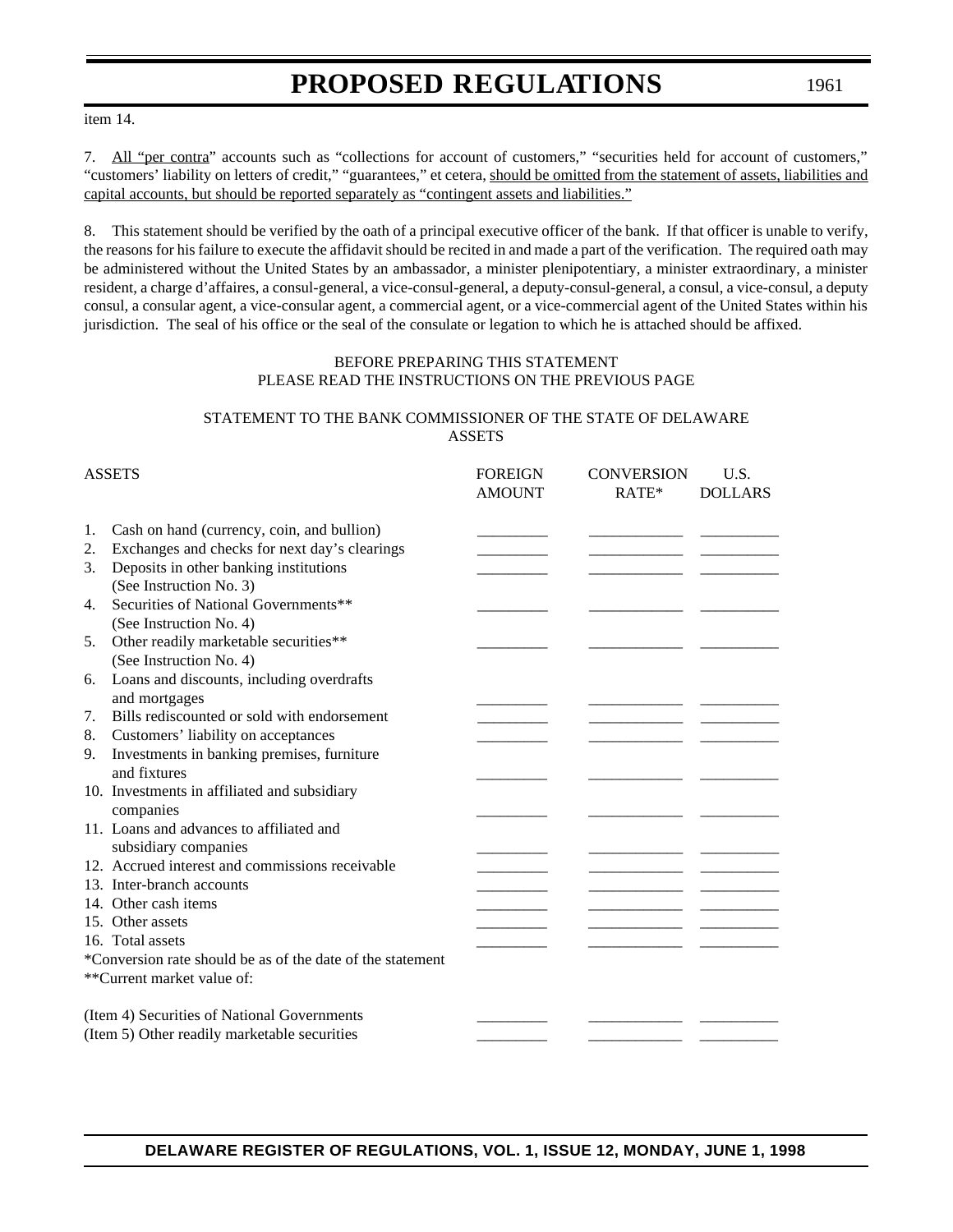item 14.

7. <u>All "per contra</u>" accounts such as "collections for account of customers," "securities held for account of customers," "customers' liability on letters of credit," "guarantees," et cetera, <u>should be omitted from the statement of assets, liabilities and capital accounts, but should be reported separately as "contingent assets and liabilities."</u>

8. This statement should be verified by the oath of a principal executive officer of the bank. If that officer is unable to verify, the reasons for his failure to execute the affidavit should be recited in and made a part of the verification. The required oath may be administered without the United States by an ambassador, a minister plenipotentiary, a minister extraordinary, a minister resident, a charge d'affaires, a consul-general, a vice-consul-general, a deputy-consul-general, a consul, a vice-consul, a deputy consul, a consular agent, a vice-consular agent, a commercial agent, or a vice-commercial agent of the United States within his jurisdiction. The seal of his office or the seal of the consulate or legation to which he is attached should be affixed.

BEFORE PREPARING THIS STATEMENT
PLEASE READ THE INSTRUCTIONS ON THE PREVIOUS PAGE

STATEMENT TO THE BANK COMMISSIONER OF THE STATE OF DELAWARE
ASSETS

| ASSETS | FOREIGN AMOUNT | CONVERSION RATE* | U.S. DOLLARS |
|---|---|---|---|
| 1. Cash on hand (currency, coin, and bullion) | ________ | ________ | ________ |
| 2. Exchanges and checks for next day's clearings | ________ | ________ | ________ |
| 3. Deposits in other banking institutions (See Instruction No. 3) | ________ | ________ | ________ |
| 4. Securities of National Governments** (See Instruction No. 4) | ________ | ________ | ________ |
| 5. Other readily marketable securities** (See Instruction No. 4) | ________ | ________ | ________ |
| 6. Loans and discounts, including overdrafts and mortgages | ________ | ________ | ________ |
| 7. Bills rediscounted or sold with endorsement | ________ | ________ | ________ |
| 8. Customers' liability on acceptances | ________ | ________ | ________ |
| 9. Investments in banking premises, furniture and fixtures | ________ | ________ | ________ |
| 10. Investments in affiliated and subsidiary companies | ________ | ________ | ________ |
| 11. Loans and advances to affiliated and subsidiary companies | ________ | ________ | ________ |
| 12. Accrued interest and commissions receivable | ________ | ________ | ________ |
| 13. Inter-branch accounts | ________ | ________ | ________ |
| 14. Other cash items | ________ | ________ | ________ |
| 15. Other assets | ________ | ________ | ________ |
| 16. Total assets | ________ | ________ | ________ |

*Conversion rate should be as of the date of the statement
**Current market value of:

| | | | |
|---|---|---|---|
| (Item 4) Securities of National Governments | ________ | ________ | ________ |
| (Item 5) Other readily marketable securities | ________ | ________ | ________ |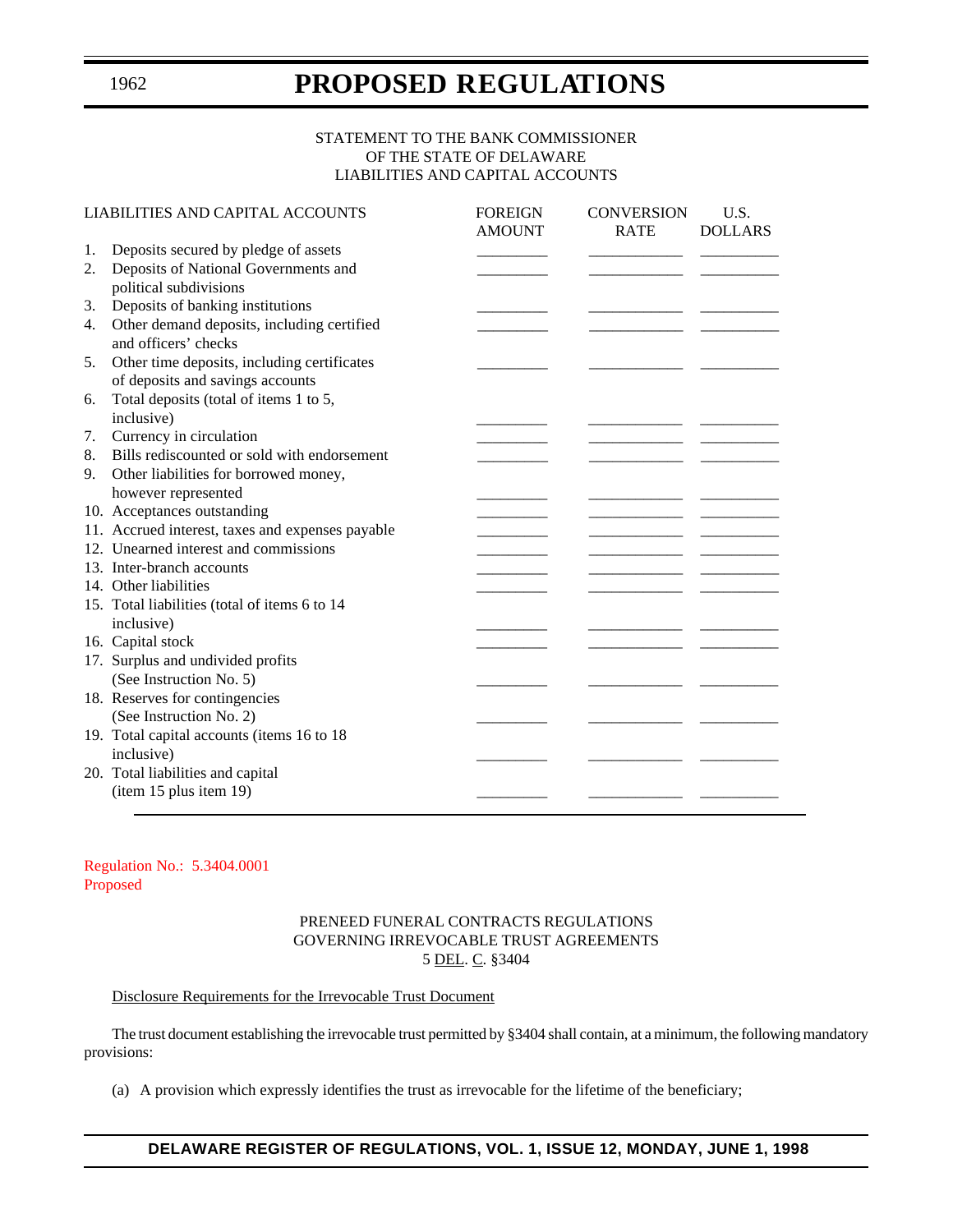STATEMENT TO THE BANK COMMISSIONER
OF THE STATE OF DELAWARE
LIABILITIES AND CAPITAL ACCOUNTS

| LIABILITIES AND CAPITAL ACCOUNTS | FOREIGN AMOUNT | CONVERSION RATE | U.S. DOLLARS |
|---|---|---|---|
| 1. Deposits secured by pledge of assets | ________ | ___________ | _________ |
| 2. Deposits of National Governments and political subdivisions | ________ | ___________ | _________ |
| 3. Deposits of banking institutions | ________ | ___________ | _________ |
| 4. Other demand deposits, including certified and officers' checks | ________ | ___________ | _________ |
| 5. Other time deposits, including certificates of deposits and savings accounts | ________ | ___________ | _________ |
| 6. Total deposits (total of items 1 to 5, inclusive) | ________ | ___________ | _________ |
| 7. Currency in circulation | ________ | ___________ | _________ |
| 8. Bills rediscounted or sold with endorsement | ________ | ___________ | _________ |
| 9. Other liabilities for borrowed money, however represented | ________ | ___________ | _________ |
| 10. Acceptances outstanding | ________ | ___________ | _________ |
| 11. Accrued interest, taxes and expenses payable | ________ | ___________ | _________ |
| 12. Unearned interest and commissions | ________ | ___________ | _________ |
| 13. Inter-branch accounts | ________ | ___________ | _________ |
| 14. Other liabilities | ________ | ___________ | _________ |
| 15. Total liabilities (total of items 6 to 14 inclusive) | ________ | ___________ | _________ |
| 16. Capital stock | ________ | ___________ | _________ |
| 17. Surplus and undivided profits (See Instruction No. 5) | ________ | ___________ | _________ |
| 18. Reserves for contingencies (See Instruction No. 2) | ________ | ___________ | _________ |
| 19. Total capital accounts (items 16 to 18 inclusive) | ________ | ___________ | _________ |
| 20. Total liabilities and capital (item 15 plus item 19) | ________ | ___________ | _________ |

Regulation No.: 5.3404.0001
Proposed

PRENEED FUNERAL CONTRACTS REGULATIONS
GOVERNING IRREVOCABLE TRUST AGREEMENTS
5 DEL. C. §3404

Disclosure Requirements for the Irrevocable Trust Document

The trust document establishing the irrevocable trust permitted by §3404 shall contain, at a minimum, the following mandatory provisions:

(a) A provision which expressly identifies the trust as irrevocable for the lifetime of the beneficiary;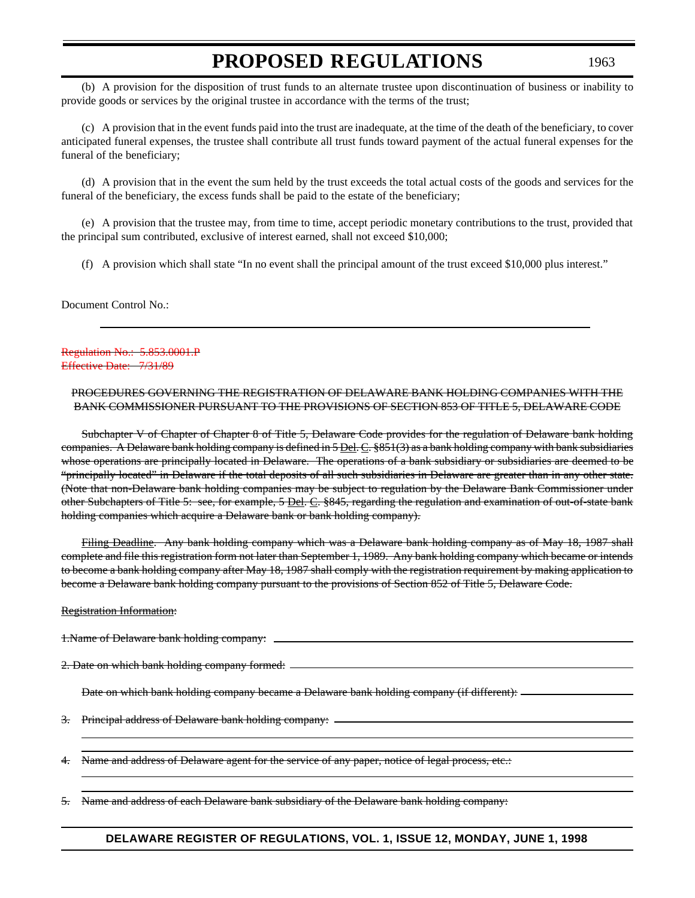(b) A provision for the disposition of trust funds to an alternate trustee upon discontinuation of business or inability to provide goods or services by the original trustee in accordance with the terms of the trust;

(c) A provision that in the event funds paid into the trust are inadequate, at the time of the death of the beneficiary, to cover anticipated funeral expenses, the trustee shall contribute all trust funds toward payment of the actual funeral expenses for the funeral of the beneficiary;

(d) A provision that in the event the sum held by the trust exceeds the total actual costs of the goods and services for the funeral of the beneficiary, the excess funds shall be paid to the estate of the beneficiary;

(e) A provision that the trustee may, from time to time, accept periodic monetary contributions to the trust, provided that the principal sum contributed, exclusive of interest earned, shall not exceed $10,000;

(f) A provision which shall state "In no event shall the principal amount of the trust exceed $10,000 plus interest."

Document Control No.:

---

~~Regulation No.: 5.853.0001.P~~
~~Effective Date: 7/31/89~~

~~PROCEDURES GOVERNING THE REGISTRATION OF DELAWARE BANK HOLDING COMPANIES WITH THE BANK COMMISSIONER PURSUANT TO THE PROVISIONS OF SECTION 853 OF TITLE 5, DELAWARE CODE~~

~~Subchapter V of Chapter of Chapter 8 of Title 5, Delaware Code provides for the regulation of Delaware bank holding companies. A Delaware bank holding company is defined in 5 Del. C. §851(3) as a bank holding company with bank subsidiaries whose operations are principally located in Delaware. The operations of a bank subsidiary or subsidiaries are deemed to be "principally located" in Delaware if the total deposits of all such subsidiaries in Delaware are greater than in any other state. (Note that non-Delaware bank holding companies may be subject to regulation by the Delaware Bank Commissioner under other Subchapters of Title 5: see, for example, 5 Del. C. §845, regarding the regulation and examination of out-of-state bank holding companies which acquire a Delaware bank or bank holding company).~~

~~Filing Deadline. Any bank holding company which was a Delaware bank holding company as of May 18, 1987 shall complete and file this registration form not later than September 1, 1989. Any bank holding company which became or intends to become a bank holding company after May 18, 1987 shall comply with the registration requirement by making application to become a Delaware bank holding company pursuant to the provisions of Section 852 of Title 5, Delaware Code.~~

~~Registration Information:~~

~~1.Name of Delaware bank holding company:~~ \_\_\_\_\_\_\_\_\_\_\_\_\_\_\_\_\_\_\_\_\_\_\_\_\_\_\_\_\_\_\_\_\_\_\_\_\_\_\_\_

~~2. Date on which bank holding company formed:~~ \_\_\_\_\_\_\_\_\_\_\_\_\_\_\_\_\_\_\_\_\_\_\_\_\_\_\_\_\_\_\_\_\_\_\_\_\_\_\_\_

~~Date on which bank holding company became a Delaware bank holding company (if different):~~ \_\_\_\_\_\_\_\_\_\_\_\_\_\_\_\_

~~3. Principal address of Delaware bank holding company:~~ \_\_\_\_\_\_\_\_\_\_\_\_\_\_\_\_\_\_\_\_\_\_\_\_\_\_\_\_\_\_\_\_\_\_\_\_\_\_\_\_

\_\_\_\_\_\_\_\_\_\_\_\_\_\_\_\_\_\_\_\_\_\_\_\_\_\_\_\_\_\_\_\_\_\_\_\_\_\_\_\_\_\_\_\_\_\_\_\_\_\_\_\_\_\_\_\_\_\_\_\_\_\_\_\_\_\_\_\_\_\_\_\_\_\_\_\_\_\_

\_\_\_\_\_\_\_\_\_\_\_\_\_\_\_\_\_\_\_\_\_\_\_\_\_\_\_\_\_\_\_\_\_\_\_\_\_\_\_\_\_\_\_\_\_\_\_\_\_\_\_\_\_\_\_\_\_\_\_\_\_\_\_\_\_\_\_\_\_\_\_\_\_\_\_\_\_\_

~~4. Name and address of Delaware agent for the service of any paper, notice of legal process, etc.:~~

\_\_\_\_\_\_\_\_\_\_\_\_\_\_\_\_\_\_\_\_\_\_\_\_\_\_\_\_\_\_\_\_\_\_\_\_\_\_\_\_\_\_\_\_\_\_\_\_\_\_\_\_\_\_\_\_\_\_\_\_\_\_\_\_\_\_\_\_\_\_\_\_\_\_\_\_\_\_

\_\_\_\_\_\_\_\_\_\_\_\_\_\_\_\_\_\_\_\_\_\_\_\_\_\_\_\_\_\_\_\_\_\_\_\_\_\_\_\_\_\_\_\_\_\_\_\_\_\_\_\_\_\_\_\_\_\_\_\_\_\_\_\_\_\_\_\_\_\_\_\_\_\_\_\_\_\_

~~5. Name and address of each Delaware bank subsidiary of the Delaware bank holding company:~~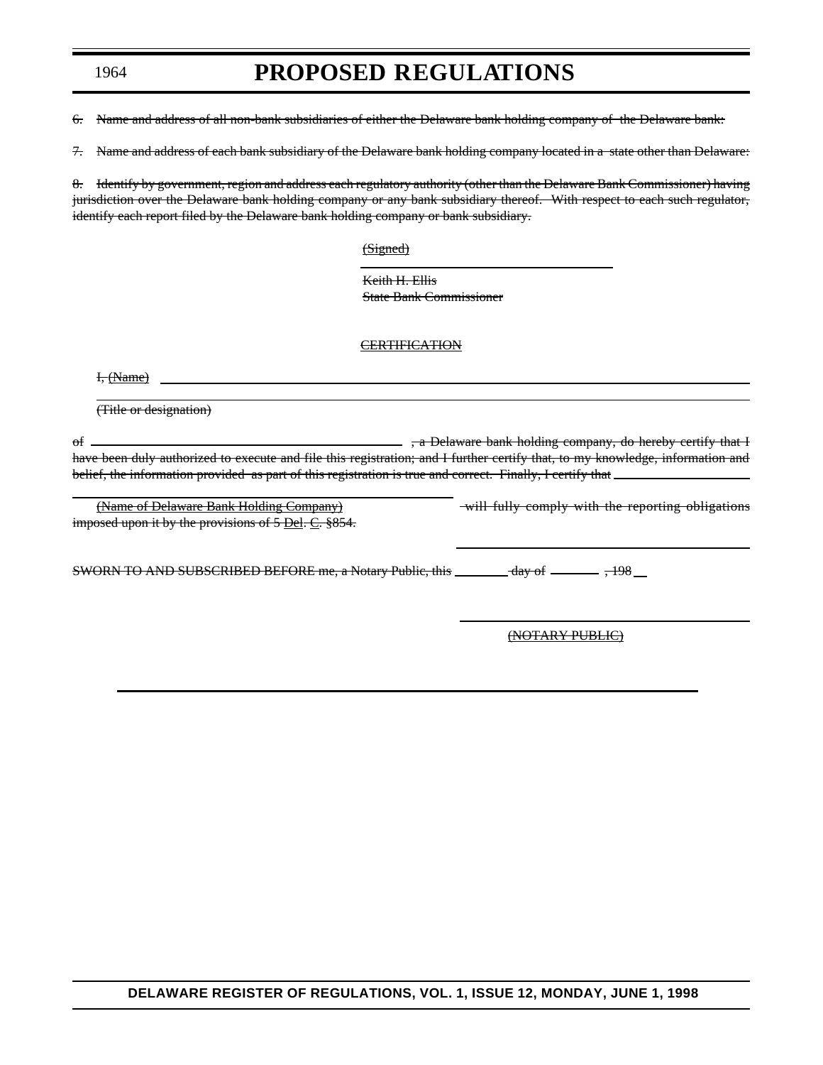~~6. Name and address of all non-bank subsidiaries of either the Delaware bank holding company of the Delaware bank:~~

~~7. Name and address of each bank subsidiary of the Delaware bank holding company located in a state other than Delaware:~~

~~8. Identify by government, region and address each regulatory authority (other than the Delaware Bank Commissioner) having jurisdiction over the Delaware bank holding company or any bank subsidiary thereof. With respect to each such regulator, identify each report filed by the Delaware bank holding company or bank subsidiary.~~

~~(Signed)~~

\_\_\_\_\_\_\_\_\_\_\_\_\_\_\_\_\_\_\_\_\_\_\_\_\_\_\_\_\_\_\_\_

~~Keith H. Ellis~~
~~State Bank Commissioner~~

~~CERTIFICATION~~

~~I, (Name)~~ \_\_\_\_\_\_\_\_\_\_\_\_\_\_\_\_\_\_\_\_\_\_\_\_\_\_\_\_\_\_\_\_\_\_\_\_\_\_\_\_\_\_\_\_\_\_\_\_

~~(Title or designation)~~

~~of~~ \_\_\_\_\_\_\_\_\_\_\_\_\_\_\_\_\_\_\_\_\_\_\_\_\_\_\_\_\_\_\_\_\_\_\_\_ ~~, a Delaware bank holding company, do hereby certify that I have been duly authorized to execute and file this registration; and I further certify that, to my knowledge, information and belief, the information provided as part of this registration is true and correct. Finally, I certify that~~ \_\_\_\_\_\_\_\_\_\_\_\_\_\_\_\_\_\_\_\_

\_\_\_\_\_\_\_\_\_\_\_\_\_\_\_\_\_\_\_\_\_\_\_\_\_\_\_\_\_\_\_\_\_\_\_\_\_\_\_\_

~~(Name of Delaware Bank Holding Company) will fully comply with the reporting obligations imposed upon it by the provisions of 5 Del. C. §854.~~

\_\_\_\_\_\_\_\_\_\_\_\_\_\_\_\_\_\_\_\_\_\_\_\_\_\_\_\_\_\_\_\_

~~SWORN TO AND SUBSCRIBED BEFORE me, a Notary Public, this~~ \_\_\_\_\_\_\_\_ ~~day of~~ \_\_\_\_\_\_\_\_ ~~, 198~~ \_\_

\_\_\_\_\_\_\_\_\_\_\_\_\_\_\_\_\_\_\_\_\_\_\_\_\_\_\_\_\_\_\_\_

~~(NOTARY PUBLIC)~~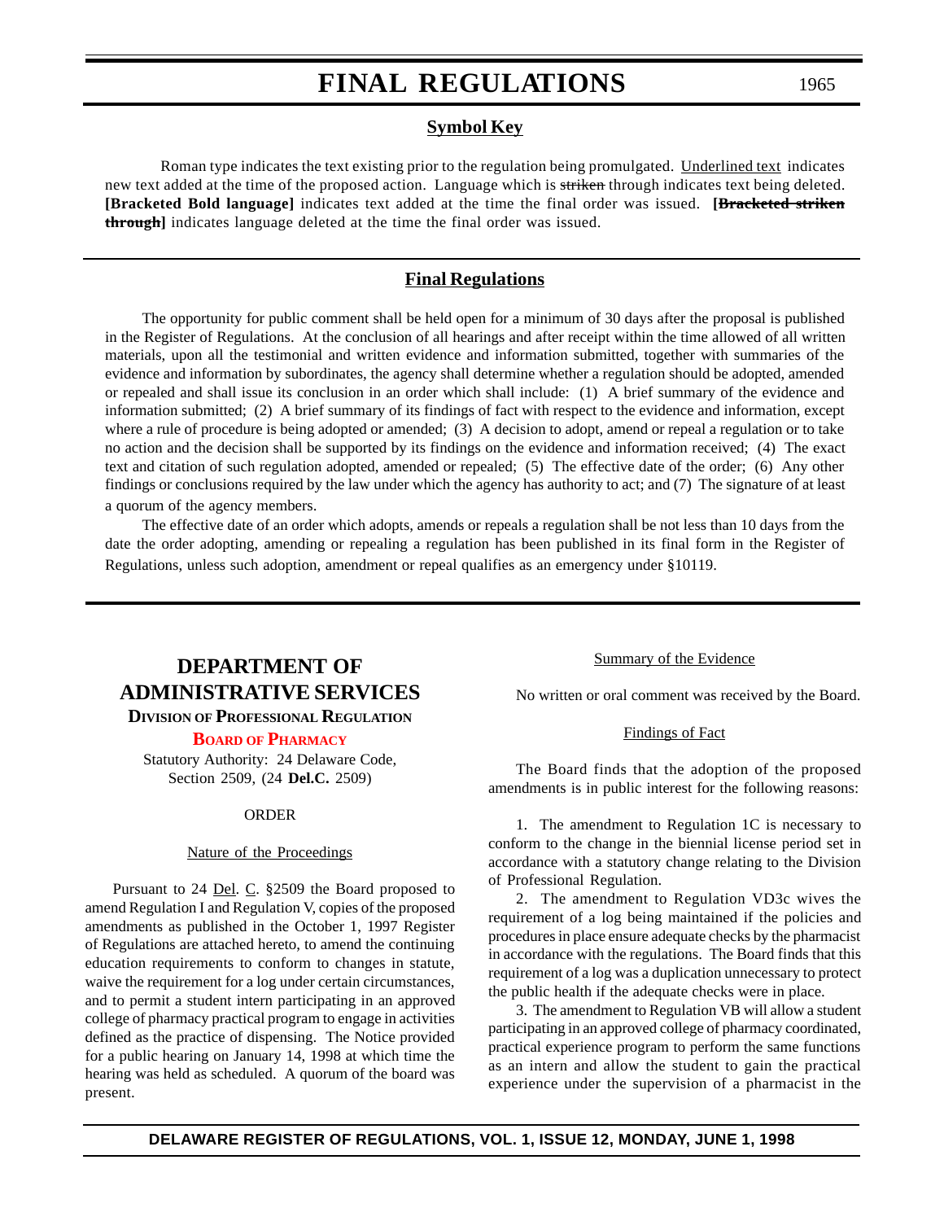# FINAL REGULATIONS

## Symbol Key

Roman type indicates the text existing prior to the regulation being promulgated. Underlined text indicates new text added at the time of the proposed action. Language which is ~~striken~~ through indicates text being deleted. **[Bracketed Bold language]** indicates text added at the time the final order was issued. **[~~Bracketed striken through~~]** indicates language deleted at the time the final order was issued.

## Final Regulations

The opportunity for public comment shall be held open for a minimum of 30 days after the proposal is published in the Register of Regulations. At the conclusion of all hearings and after receipt within the time allowed of all written materials, upon all the testimonial and written evidence and information submitted, together with summaries of the evidence and information by subordinates, the agency shall determine whether a regulation should be adopted, amended or repealed and shall issue its conclusion in an order which shall include: (1) A brief summary of the evidence and information submitted; (2) A brief summary of its findings of fact with respect to the evidence and information, except where a rule of procedure is being adopted or amended; (3) A decision to adopt, amend or repeal a regulation or to take no action and the decision shall be supported by its findings on the evidence and information received; (4) The exact text and citation of such regulation adopted, amended or repealed; (5) The effective date of the order; (6) Any other findings or conclusions required by the law under which the agency has authority to act; and (7) The signature of at least a quorum of the agency members.

The effective date of an order which adopts, amends or repeals a regulation shall be not less than 10 days from the date the order adopting, amending or repealing a regulation has been published in its final form in the Register of Regulations, unless such adoption, amendment or repeal qualifies as an emergency under §10119.

# DEPARTMENT OF ADMINISTRATIVE SERVICES

### DIVISION OF PROFESSIONAL REGULATION

### BOARD OF PHARMACY

Statutory Authority: 24 Delaware Code, Section 2509, (24 **Del.C.** 2509)

ORDER

Nature of the Proceedings

Pursuant to 24 Del. C. §2509 the Board proposed to amend Regulation I and Regulation V, copies of the proposed amendments as published in the October 1, 1997 Register of Regulations are attached hereto, to amend the continuing education requirements to conform to changes in statute, waive the requirement for a log under certain circumstances, and to permit a student intern participating in an approved college of pharmacy practical program to engage in activities defined as the practice of dispensing. The Notice provided for a public hearing on January 14, 1998 at which time the hearing was held as scheduled. A quorum of the board was present.

Summary of the Evidence

No written or oral comment was received by the Board.

Findings of Fact

The Board finds that the adoption of the proposed amendments is in public interest for the following reasons:

1. The amendment to Regulation 1C is necessary to conform to the change in the biennial license period set in accordance with a statutory change relating to the Division of Professional Regulation.

2. The amendment to Regulation VD3c wives the requirement of a log being maintained if the policies and procedures in place ensure adequate checks by the pharmacist in accordance with the regulations. The Board finds that this requirement of a log was a duplication unnecessary to protect the public health if the adequate checks were in place.

3. The amendment to Regulation VB will allow a student participating in an approved college of pharmacy coordinated, practical experience program to perform the same functions as an intern and allow the student to gain the practical experience under the supervision of a pharmacist in the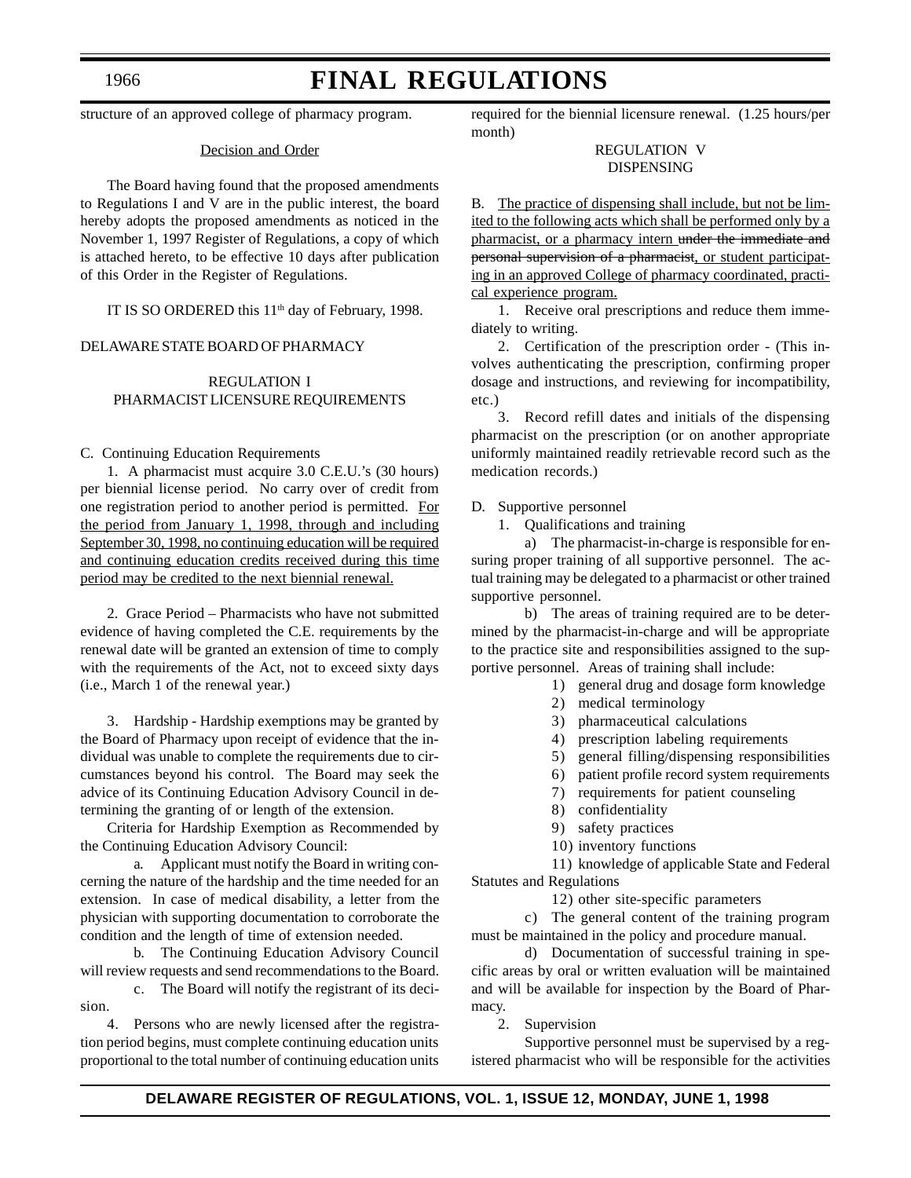structure of an approved college of pharmacy program.

Decision and Order

The Board having found that the proposed amendments to Regulations I and V are in the public interest, the board hereby adopts the proposed amendments as noticed in the November 1, 1997 Register of Regulations, a copy of which is attached hereto, to be effective 10 days after publication of this Order in the Register of Regulations.

IT IS SO ORDERED this 11th day of February, 1998.

DELAWARE STATE BOARD OF PHARMACY

REGULATION I
PHARMACIST LICENSURE REQUIREMENTS

C. Continuing Education Requirements

1. A pharmacist must acquire 3.0 C.E.U.'s (30 hours) per biennial license period. No carry over of credit from one registration period to another period is permitted. <u>For the period from January 1, 1998, through and including September 30, 1998, no continuing education will be required and continuing education credits received during this time period may be credited to the next biennial renewal.</u>

2. Grace Period – Pharmacists who have not submitted evidence of having completed the C.E. requirements by the renewal date will be granted an extension of time to comply with the requirements of the Act, not to exceed sixty days (i.e., March 1 of the renewal year.)

3. Hardship - Hardship exemptions may be granted by the Board of Pharmacy upon receipt of evidence that the individual was unable to complete the requirements due to circumstances beyond his control. The Board may seek the advice of its Continuing Education Advisory Council in determining the granting of or length of the extension.

Criteria for Hardship Exemption as Recommended by the Continuing Education Advisory Council:

a. Applicant must notify the Board in writing concerning the nature of the hardship and the time needed for an extension. In case of medical disability, a letter from the physician with supporting documentation to corroborate the condition and the length of time of extension needed.

b. The Continuing Education Advisory Council will review requests and send recommendations to the Board.

c. The Board will notify the registrant of its decision.

4. Persons who are newly licensed after the registration period begins, must complete continuing education units proportional to the total number of continuing education units required for the biennial licensure renewal. (1.25 hours/per month)

REGULATION V
DISPENSING

B. <u>The practice of dispensing shall include, but not be limited to the following acts which shall be performed only by a pharmacist, or a pharmacy intern</u> ~~under the immediate and personal supervision of a pharmacist~~<u>, or student participating in an approved College of pharmacy coordinated, practical experience program.</u>

1. Receive oral prescriptions and reduce them immediately to writing.

2. Certification of the prescription order - (This involves authenticating the prescription, confirming proper dosage and instructions, and reviewing for incompatibility, etc.)

3. Record refill dates and initials of the dispensing pharmacist on the prescription (or on another appropriate uniformly maintained readily retrievable record such as the medication records.)

D. Supportive personnel

1. Qualifications and training

a) The pharmacist-in-charge is responsible for ensuring proper training of all supportive personnel. The actual training may be delegated to a pharmacist or other trained supportive personnel.

b) The areas of training required are to be determined by the pharmacist-in-charge and will be appropriate to the practice site and responsibilities assigned to the supportive personnel. Areas of training shall include:

1) general drug and dosage form knowledge
2) medical terminology
3) pharmaceutical calculations
4) prescription labeling requirements
5) general filling/dispensing responsibilities
6) patient profile record system requirements
7) requirements for patient counseling
8) confidentiality
9) safety practices
10) inventory functions
11) knowledge of applicable State and Federal Statutes and Regulations
12) other site-specific parameters

c) The general content of the training program must be maintained in the policy and procedure manual.

d) Documentation of successful training in specific areas by oral or written evaluation will be maintained and will be available for inspection by the Board of Pharmacy.

2. Supervision

Supportive personnel must be supervised by a registered pharmacist who will be responsible for the activities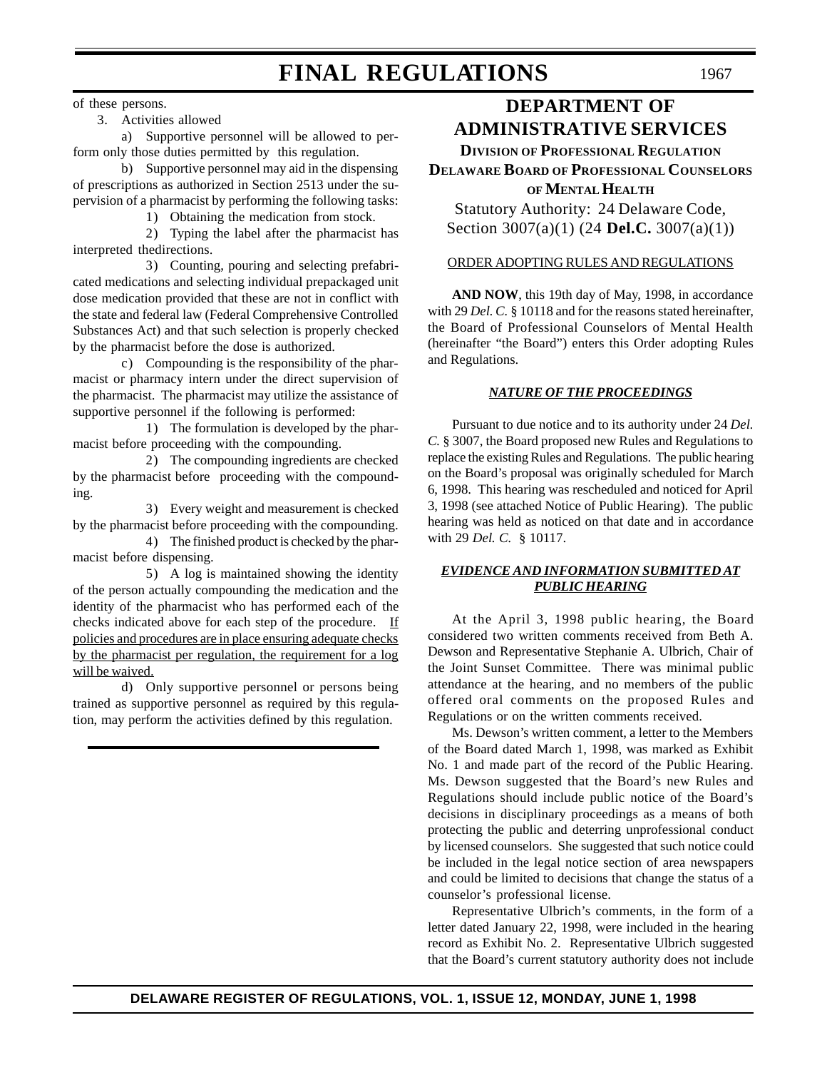of these persons.

3. Activities allowed

a) Supportive personnel will be allowed to perform only those duties permitted by this regulation.

b) Supportive personnel may aid in the dispensing of prescriptions as authorized in Section 2513 under the supervision of a pharmacist by performing the following tasks:

1) Obtaining the medication from stock.

2) Typing the label after the pharmacist has interpreted thedirections.

3) Counting, pouring and selecting prefabricated medications and selecting individual prepackaged unit dose medication provided that these are not in conflict with the state and federal law (Federal Comprehensive Controlled Substances Act) and that such selection is properly checked by the pharmacist before the dose is authorized.

c) Compounding is the responsibility of the pharmacist or pharmacy intern under the direct supervision of the pharmacist. The pharmacist may utilize the assistance of supportive personnel if the following is performed:

1) The formulation is developed by the pharmacist before proceeding with the compounding.

2) The compounding ingredients are checked by the pharmacist before proceeding with the compounding.

3) Every weight and measurement is checked by the pharmacist before proceeding with the compounding.

4) The finished product is checked by the pharmacist before dispensing.

5) A log is maintained showing the identity of the person actually compounding the medication and the identity of the pharmacist who has performed each of the checks indicated above for each step of the procedure. <u>If policies and procedures are in place ensuring adequate checks by the pharmacist per regulation, the requirement for a log will be waived.</u>

d) Only supportive personnel or persons being trained as supportive personnel as required by this regulation, may perform the activities defined by this regulation.

# DEPARTMENT OF ADMINISTRATIVE SERVICES

## DIVISION OF PROFESSIONAL REGULATION

## DELAWARE BOARD OF PROFESSIONAL COUNSELORS OF MENTAL HEALTH

Statutory Authority: 24 Delaware Code, Section 3007(a)(1) (24 **Del.C.** 3007(a)(1))

<u>ORDER ADOPTING RULES AND REGULATIONS</u>

**AND NOW**, this 19th day of May, 1998, in accordance with 29 *Del. C.* § 10118 and for the reasons stated hereinafter, the Board of Professional Counselors of Mental Health (hereinafter "the Board") enters this Order adopting Rules and Regulations.

***<u>NATURE OF THE PROCEEDINGS</u>***

Pursuant to due notice and to its authority under 24 *Del. C.* § 3007, the Board proposed new Rules and Regulations to replace the existing Rules and Regulations. The public hearing on the Board's proposal was originally scheduled for March 6, 1998. This hearing was rescheduled and noticed for April 3, 1998 (see attached Notice of Public Hearing). The public hearing was held as noticed on that date and in accordance with 29 *Del. C.* § 10117.

***<u>EVIDENCE AND INFORMATION SUBMITTED AT PUBLIC HEARING</u>***

At the April 3, 1998 public hearing, the Board considered two written comments received from Beth A. Dewson and Representative Stephanie A. Ulbrich, Chair of the Joint Sunset Committee. There was minimal public attendance at the hearing, and no members of the public offered oral comments on the proposed Rules and Regulations or on the written comments received.

Ms. Dewson's written comment, a letter to the Members of the Board dated March 1, 1998, was marked as Exhibit No. 1 and made part of the record of the Public Hearing. Ms. Dewson suggested that the Board's new Rules and Regulations should include public notice of the Board's decisions in disciplinary proceedings as a means of both protecting the public and deterring unprofessional conduct by licensed counselors. She suggested that such notice could be included in the legal notice section of area newspapers and could be limited to decisions that change the status of a counselor's professional license.

Representative Ulbrich's comments, in the form of a letter dated January 22, 1998, were included in the hearing record as Exhibit No. 2. Representative Ulbrich suggested that the Board's current statutory authority does not include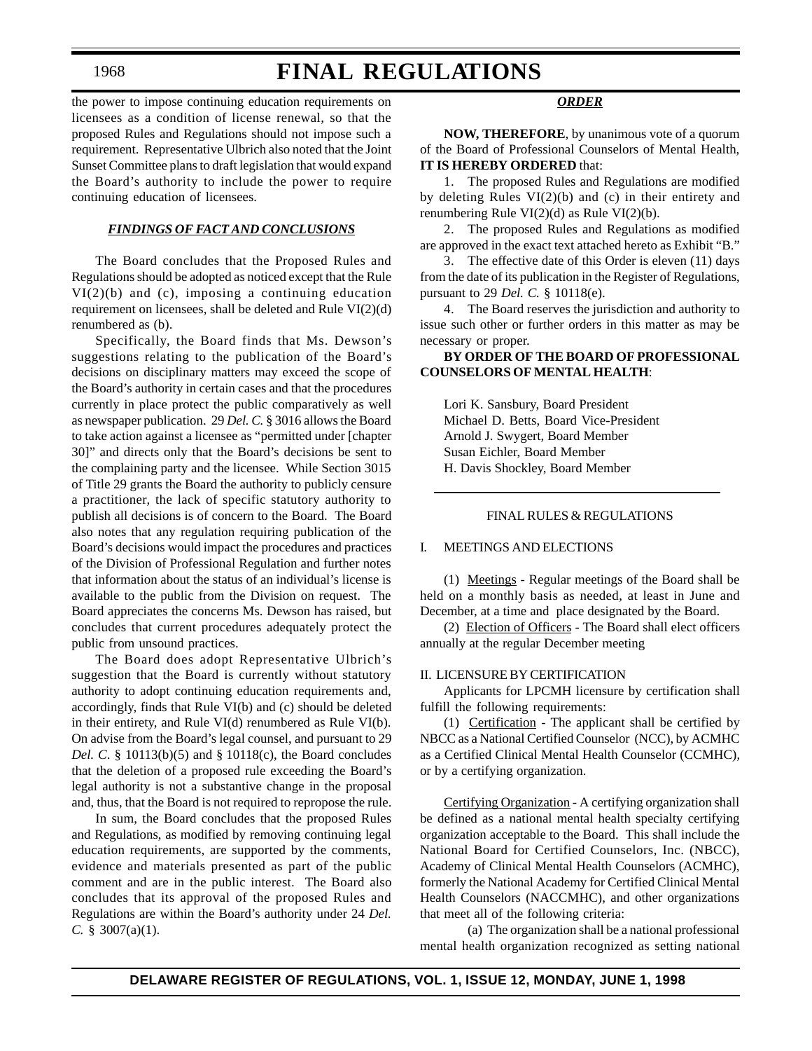the power to impose continuing education requirements on licensees as a condition of license renewal, so that the proposed Rules and Regulations should not impose such a requirement. Representative Ulbrich also noted that the Joint Sunset Committee plans to draft legislation that would expand the Board's authority to include the power to require continuing education of licensees.

***FINDINGS OF FACT AND CONCLUSIONS***

The Board concludes that the Proposed Rules and Regulations should be adopted as noticed except that the Rule VI(2)(b) and (c), imposing a continuing education requirement on licensees, shall be deleted and Rule VI(2)(d) renumbered as (b).

Specifically, the Board finds that Ms. Dewson's suggestions relating to the publication of the Board's decisions on disciplinary matters may exceed the scope of the Board's authority in certain cases and that the procedures currently in place protect the public comparatively as well as newspaper publication. 29 *Del. C.* § 3016 allows the Board to take action against a licensee as "permitted under [chapter 30]" and directs only that the Board's decisions be sent to the complaining party and the licensee. While Section 3015 of Title 29 grants the Board the authority to publicly censure a practitioner, the lack of specific statutory authority to publish all decisions is of concern to the Board. The Board also notes that any regulation requiring publication of the Board's decisions would impact the procedures and practices of the Division of Professional Regulation and further notes that information about the status of an individual's license is available to the public from the Division on request. The Board appreciates the concerns Ms. Dewson has raised, but concludes that current procedures adequately protect the public from unsound practices.

The Board does adopt Representative Ulbrich's suggestion that the Board is currently without statutory authority to adopt continuing education requirements and, accordingly, finds that Rule VI(b) and (c) should be deleted in their entirety, and Rule VI(d) renumbered as Rule VI(b). On advise from the Board's legal counsel, and pursuant to 29 *Del. C*. § 10113(b)(5) and § 10118(c), the Board concludes that the deletion of a proposed rule exceeding the Board's legal authority is not a substantive change in the proposal and, thus, that the Board is not required to repropose the rule.

In sum, the Board concludes that the proposed Rules and Regulations, as modified by removing continuing legal education requirements, are supported by the comments, evidence and materials presented as part of the public comment and are in the public interest. The Board also concludes that its approval of the proposed Rules and Regulations are within the Board's authority under 24 *Del. C.* § 3007(a)(1).

***ORDER***

**NOW, THEREFORE**, by unanimous vote of a quorum of the Board of Professional Counselors of Mental Health, **IT IS HEREBY ORDERED** that:

1. The proposed Rules and Regulations are modified by deleting Rules VI(2)(b) and (c) in their entirety and renumbering Rule VI(2)(d) as Rule VI(2)(b).

2. The proposed Rules and Regulations as modified are approved in the exact text attached hereto as Exhibit "B."

3. The effective date of this Order is eleven (11) days from the date of its publication in the Register of Regulations, pursuant to 29 *Del. C.* § 10118(e).

4. The Board reserves the jurisdiction and authority to issue such other or further orders in this matter as may be necessary or proper.

**BY ORDER OF THE BOARD OF PROFESSIONAL COUNSELORS OF MENTAL HEALTH**:

Lori K. Sansbury, Board President
Michael D. Betts, Board Vice-President
Arnold J. Swygert, Board Member
Susan Eichler, Board Member
H. Davis Shockley, Board Member

---

FINAL RULES & REGULATIONS

I. MEETINGS AND ELECTIONS

(1) Meetings - Regular meetings of the Board shall be held on a monthly basis as needed, at least in June and December, at a time and place designated by the Board.

(2) Election of Officers - The Board shall elect officers annually at the regular December meeting

II. LICENSURE BY CERTIFICATION

Applicants for LPCMH licensure by certification shall fulfill the following requirements:

(1) Certification - The applicant shall be certified by NBCC as a National Certified Counselor (NCC), by ACMHC as a Certified Clinical Mental Health Counselor (CCMHC), or by a certifying organization.

Certifying Organization - A certifying organization shall be defined as a national mental health specialty certifying organization acceptable to the Board. This shall include the National Board for Certified Counselors, Inc. (NBCC), Academy of Clinical Mental Health Counselors (ACMHC), formerly the National Academy for Certified Clinical Mental Health Counselors (NACCMHC), and other organizations that meet all of the following criteria:

(a) The organization shall be a national professional mental health organization recognized as setting national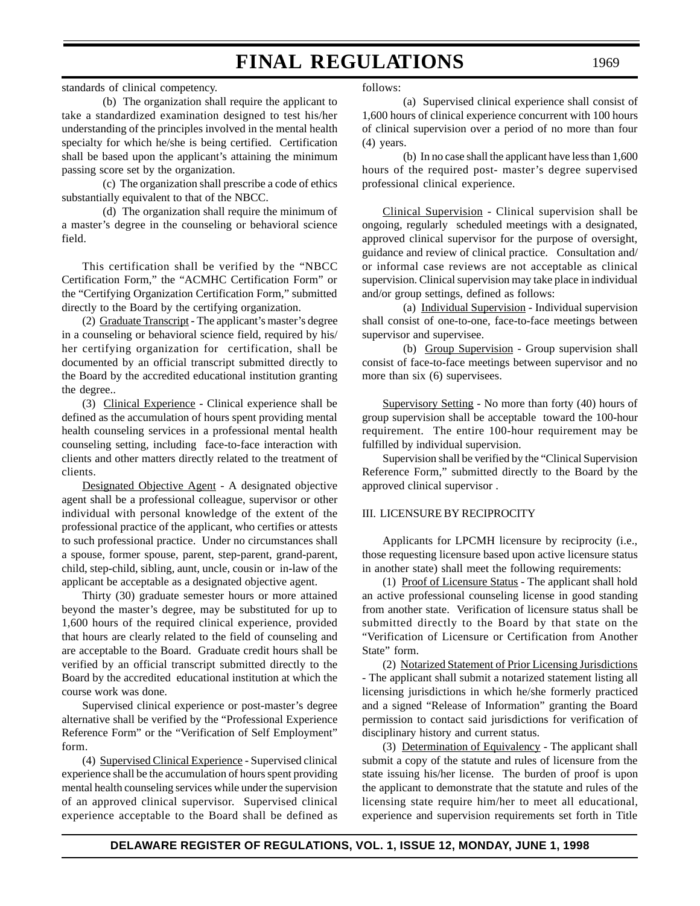standards of clinical competency.

(b) The organization shall require the applicant to take a standardized examination designed to test his/her understanding of the principles involved in the mental health specialty for which he/she is being certified. Certification shall be based upon the applicant's attaining the minimum passing score set by the organization.

(c) The organization shall prescribe a code of ethics substantially equivalent to that of the NBCC.

(d) The organization shall require the minimum of a master's degree in the counseling or behavioral science field.

This certification shall be verified by the "NBCC Certification Form," the "ACMHC Certification Form" or the "Certifying Organization Certification Form," submitted directly to the Board by the certifying organization.

(2) Graduate Transcript - The applicant's master's degree in a counseling or behavioral science field, required by his/her certifying organization for certification, shall be documented by an official transcript submitted directly to the Board by the accredited educational institution granting the degree..

(3) Clinical Experience - Clinical experience shall be defined as the accumulation of hours spent providing mental health counseling services in a professional mental health counseling setting, including face-to-face interaction with clients and other matters directly related to the treatment of clients.

Designated Objective Agent - A designated objective agent shall be a professional colleague, supervisor or other individual with personal knowledge of the extent of the professional practice of the applicant, who certifies or attests to such professional practice. Under no circumstances shall a spouse, former spouse, parent, step-parent, grand-parent, child, step-child, sibling, aunt, uncle, cousin or in-law of the applicant be acceptable as a designated objective agent.

Thirty (30) graduate semester hours or more attained beyond the master's degree, may be substituted for up to 1,600 hours of the required clinical experience, provided that hours are clearly related to the field of counseling and are acceptable to the Board. Graduate credit hours shall be verified by an official transcript submitted directly to the Board by the accredited educational institution at which the course work was done.

Supervised clinical experience or post-master's degree alternative shall be verified by the "Professional Experience Reference Form" or the "Verification of Self Employment" form.

(4) Supervised Clinical Experience - Supervised clinical experience shall be the accumulation of hours spent providing mental health counseling services while under the supervision of an approved clinical supervisor. Supervised clinical experience acceptable to the Board shall be defined as follows:

(a) Supervised clinical experience shall consist of 1,600 hours of clinical experience concurrent with 100 hours of clinical supervision over a period of no more than four (4) years.

(b) In no case shall the applicant have less than 1,600 hours of the required post- master's degree supervised professional clinical experience.

Clinical Supervision - Clinical supervision shall be ongoing, regularly scheduled meetings with a designated, approved clinical supervisor for the purpose of oversight, guidance and review of clinical practice. Consultation and/or informal case reviews are not acceptable as clinical supervision. Clinical supervision may take place in individual and/or group settings, defined as follows:

(a) Individual Supervision - Individual supervision shall consist of one-to-one, face-to-face meetings between supervisor and supervisee.

(b) Group Supervision - Group supervision shall consist of face-to-face meetings between supervisor and no more than six (6) supervisees.

Supervisory Setting - No more than forty (40) hours of group supervision shall be acceptable toward the 100-hour requirement. The entire 100-hour requirement may be fulfilled by individual supervision.

Supervision shall be verified by the "Clinical Supervision Reference Form," submitted directly to the Board by the approved clinical supervisor .

III. LICENSURE BY RECIPROCITY

Applicants for LPCMH licensure by reciprocity (i.e., those requesting licensure based upon active licensure status in another state) shall meet the following requirements:

(1) Proof of Licensure Status - The applicant shall hold an active professional counseling license in good standing from another state. Verification of licensure status shall be submitted directly to the Board by that state on the "Verification of Licensure or Certification from Another State" form.

(2) Notarized Statement of Prior Licensing Jurisdictions - The applicant shall submit a notarized statement listing all licensing jurisdictions in which he/she formerly practiced and a signed "Release of Information" granting the Board permission to contact said jurisdictions for verification of disciplinary history and current status.

(3) Determination of Equivalency - The applicant shall submit a copy of the statute and rules of licensure from the state issuing his/her license. The burden of proof is upon the applicant to demonstrate that the statute and rules of the licensing state require him/her to meet all educational, experience and supervision requirements set forth in Title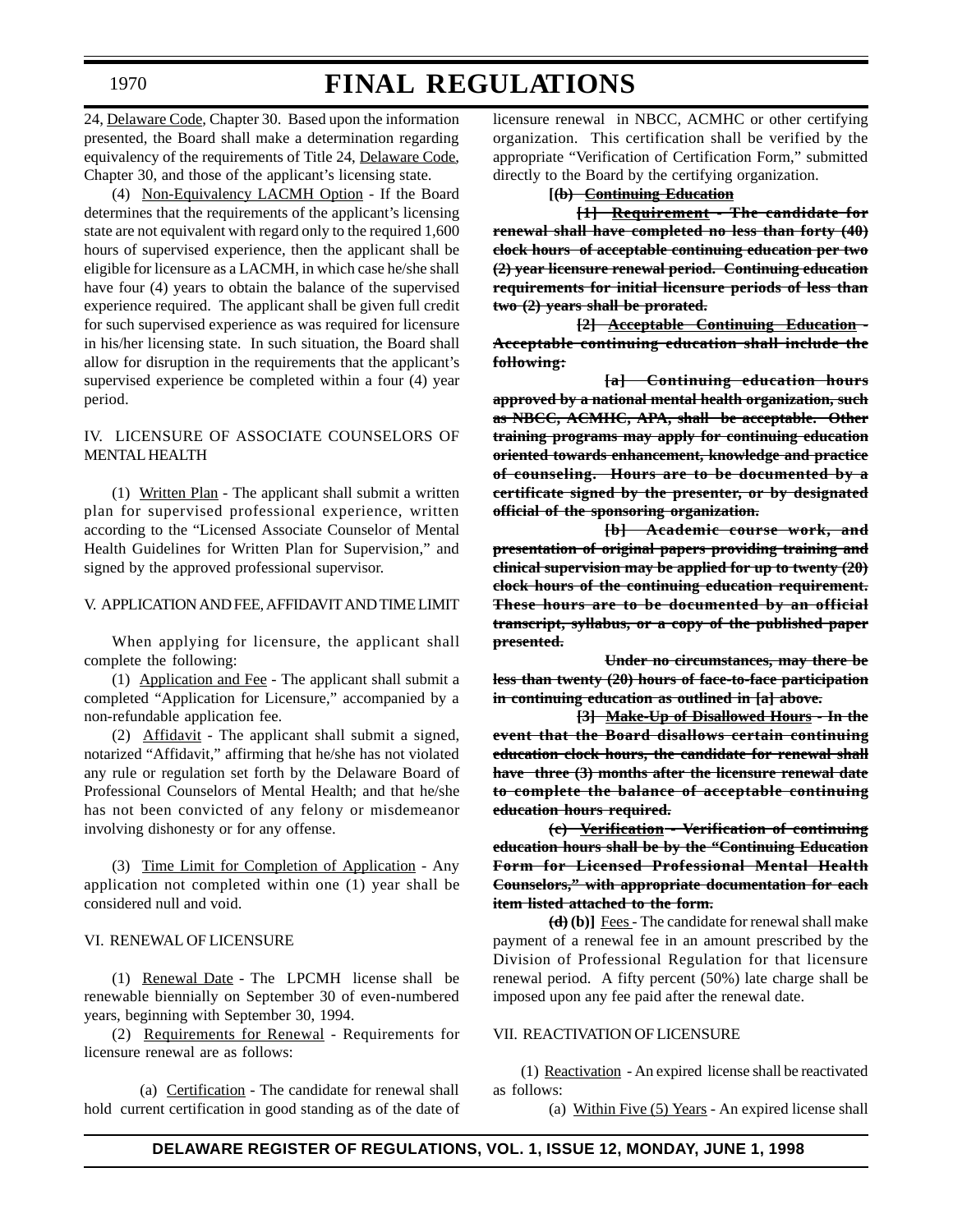24, Delaware Code, Chapter 30. Based upon the information presented, the Board shall make a determination regarding equivalency of the requirements of Title 24, Delaware Code, Chapter 30, and those of the applicant's licensing state.

(4) Non-Equivalency LACMH Option - If the Board determines that the requirements of the applicant's licensing state are not equivalent with regard only to the required 1,600 hours of supervised experience, then the applicant shall be eligible for licensure as a LACMH, in which case he/she shall have four (4) years to obtain the balance of the supervised experience required. The applicant shall be given full credit for such supervised experience as was required for licensure in his/her licensing state. In such situation, the Board shall allow for disruption in the requirements that the applicant's supervised experience be completed within a four (4) year period.

IV. LICENSURE OF ASSOCIATE COUNSELORS OF MENTAL HEALTH

(1) Written Plan - The applicant shall submit a written plan for supervised professional experience, written according to the "Licensed Associate Counselor of Mental Health Guidelines for Written Plan for Supervision," and signed by the approved professional supervisor.

V. APPLICATION AND FEE, AFFIDAVIT AND TIME LIMIT

When applying for licensure, the applicant shall complete the following:

(1) Application and Fee - The applicant shall submit a completed "Application for Licensure," accompanied by a non-refundable application fee.

(2) Affidavit - The applicant shall submit a signed, notarized "Affidavit," affirming that he/she has not violated any rule or regulation set forth by the Delaware Board of Professional Counselors of Mental Health; and that he/she has not been convicted of any felony or misdemeanor involving dishonesty or for any offense.

(3) Time Limit for Completion of Application - Any application not completed within one (1) year shall be considered null and void.

VI. RENEWAL OF LICENSURE

(1) Renewal Date - The LPCMH license shall be renewable biennially on September 30 of even-numbered years, beginning with September 30, 1994.

(2) Requirements for Renewal - Requirements for licensure renewal are as follows:

(a) Certification - The candidate for renewal shall hold current certification in good standing as of the date of licensure renewal in NBCC, ACMHC or other certifying organization. This certification shall be verified by the appropriate "Verification of Certification Form," submitted directly to the Board by the certifying organization.

**[~~(b) Continuing Education~~**

**~~[1] Requirement - The candidate for renewal shall have completed no less than forty (40) clock hours of acceptable continuing education per two (2) year licensure renewal period. Continuing education requirements for initial licensure periods of less than two (2) years shall be prorated.~~**

**~~[2] Acceptable Continuing Education - Acceptable continuing education shall include the following:~~**

**~~[a] Continuing education hours approved by a national mental health organization, such as NBCC, ACMHC, APA, shall be acceptable. Other training programs may apply for continuing education oriented towards enhancement, knowledge and practice of counseling. Hours are to be documented by a certificate signed by the presenter, or by designated official of the sponsoring organization.~~**

**~~[b] Academic course work, and presentation of original papers providing training and clinical supervision may be applied for up to twenty (20) clock hours of the continuing education requirement. These hours are to be documented by an official transcript, syllabus, or a copy of the published paper presented.~~**

**~~Under no circumstances, may there be less than twenty (20) hours of face-to-face participation in continuing education as outlined in [a] above.~~**

**~~[3] Make-Up of Disallowed Hours - In the event that the Board disallows certain continuing education clock hours, the candidate for renewal shall have three (3) months after the licensure renewal date to complete the balance of acceptable continuing education hours required.~~**

**~~(c) Verification - Verification of continuing education hours shall be by the "Continuing Education Form for Licensed Professional Mental Health Counselors," with appropriate documentation for each item listed attached to the form.~~**

**~~(d)~~ (b)]** Fees - The candidate for renewal shall make payment of a renewal fee in an amount prescribed by the Division of Professional Regulation for that licensure renewal period. A fifty percent (50%) late charge shall be imposed upon any fee paid after the renewal date.

VII. REACTIVATION OF LICENSURE

(1) Reactivation - An expired license shall be reactivated as follows:

(a) Within Five (5) Years - An expired license shall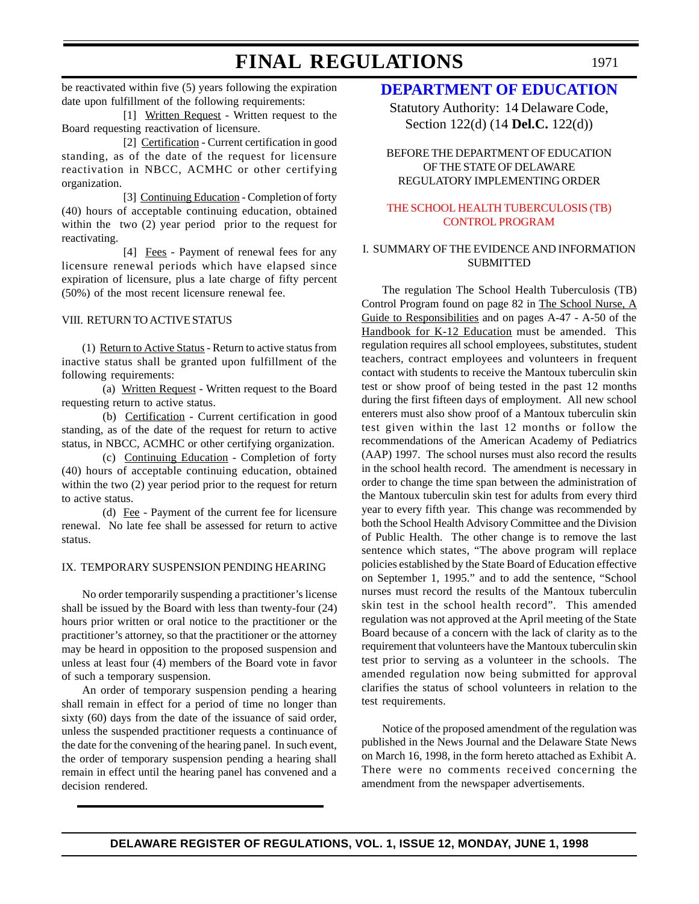be reactivated within five (5) years following the expiration date upon fulfillment of the following requirements:

[1] Written Request - Written request to the Board requesting reactivation of licensure.

[2] Certification - Current certification in good standing, as of the date of the request for licensure reactivation in NBCC, ACMHC or other certifying organization.

[3] Continuing Education - Completion of forty (40) hours of acceptable continuing education, obtained within the two (2) year period prior to the request for reactivating.

[4] Fees - Payment of renewal fees for any licensure renewal periods which have elapsed since expiration of licensure, plus a late charge of fifty percent (50%) of the most recent licensure renewal fee.

VIII. RETURN TO ACTIVE STATUS

(1) Return to Active Status - Return to active status from inactive status shall be granted upon fulfillment of the following requirements:

(a) Written Request - Written request to the Board requesting return to active status.

(b) Certification - Current certification in good standing, as of the date of the request for return to active status, in NBCC, ACMHC or other certifying organization.

(c) Continuing Education - Completion of forty (40) hours of acceptable continuing education, obtained within the two (2) year period prior to the request for return to active status.

(d) Fee - Payment of the current fee for licensure renewal. No late fee shall be assessed for return to active status.

IX. TEMPORARY SUSPENSION PENDING HEARING

No order temporarily suspending a practitioner's license shall be issued by the Board with less than twenty-four (24) hours prior written or oral notice to the practitioner or the practitioner's attorney, so that the practitioner or the attorney may be heard in opposition to the proposed suspension and unless at least four (4) members of the Board vote in favor of such a temporary suspension.

An order of temporary suspension pending a hearing shall remain in effect for a period of time no longer than sixty (60) days from the date of the issuance of said order, unless the suspended practitioner requests a continuance of the date for the convening of the hearing panel. In such event, the order of temporary suspension pending a hearing shall remain in effect until the hearing panel has convened and a decision rendered.

# DEPARTMENT OF EDUCATION

Statutory Authority: 14 Delaware Code, Section 122(d) (14 **Del.C.** 122(d))

BEFORE THE DEPARTMENT OF EDUCATION
OF THE STATE OF DELAWARE
REGULATORY IMPLEMENTING ORDER

THE SCHOOL HEALTH TUBERCULOSIS (TB) CONTROL PROGRAM

I. SUMMARY OF THE EVIDENCE AND INFORMATION SUBMITTED

The regulation The School Health Tuberculosis (TB) Control Program found on page 82 in The School Nurse, A Guide to Responsibilities and on pages A-47 - A-50 of the Handbook for K-12 Education must be amended. This regulation requires all school employees, substitutes, student teachers, contract employees and volunteers in frequent contact with students to receive the Mantoux tuberculin skin test or show proof of being tested in the past 12 months during the first fifteen days of employment. All new school enterers must also show proof of a Mantoux tuberculin skin test given within the last 12 months or follow the recommendations of the American Academy of Pediatrics (AAP) 1997. The school nurses must also record the results in the school health record. The amendment is necessary in order to change the time span between the administration of the Mantoux tuberculin skin test for adults from every third year to every fifth year. This change was recommended by both the School Health Advisory Committee and the Division of Public Health. The other change is to remove the last sentence which states, "The above program will replace policies established by the State Board of Education effective on September 1, 1995." and to add the sentence, "School nurses must record the results of the Mantoux tuberculin skin test in the school health record". This amended regulation was not approved at the April meeting of the State Board because of a concern with the lack of clarity as to the requirement that volunteers have the Mantoux tuberculin skin test prior to serving as a volunteer in the schools. The amended regulation now being submitted for approval clarifies the status of school volunteers in relation to the test requirements.

Notice of the proposed amendment of the regulation was published in the News Journal and the Delaware State News on March 16, 1998, in the form hereto attached as Exhibit A. There were no comments received concerning the amendment from the newspaper advertisements.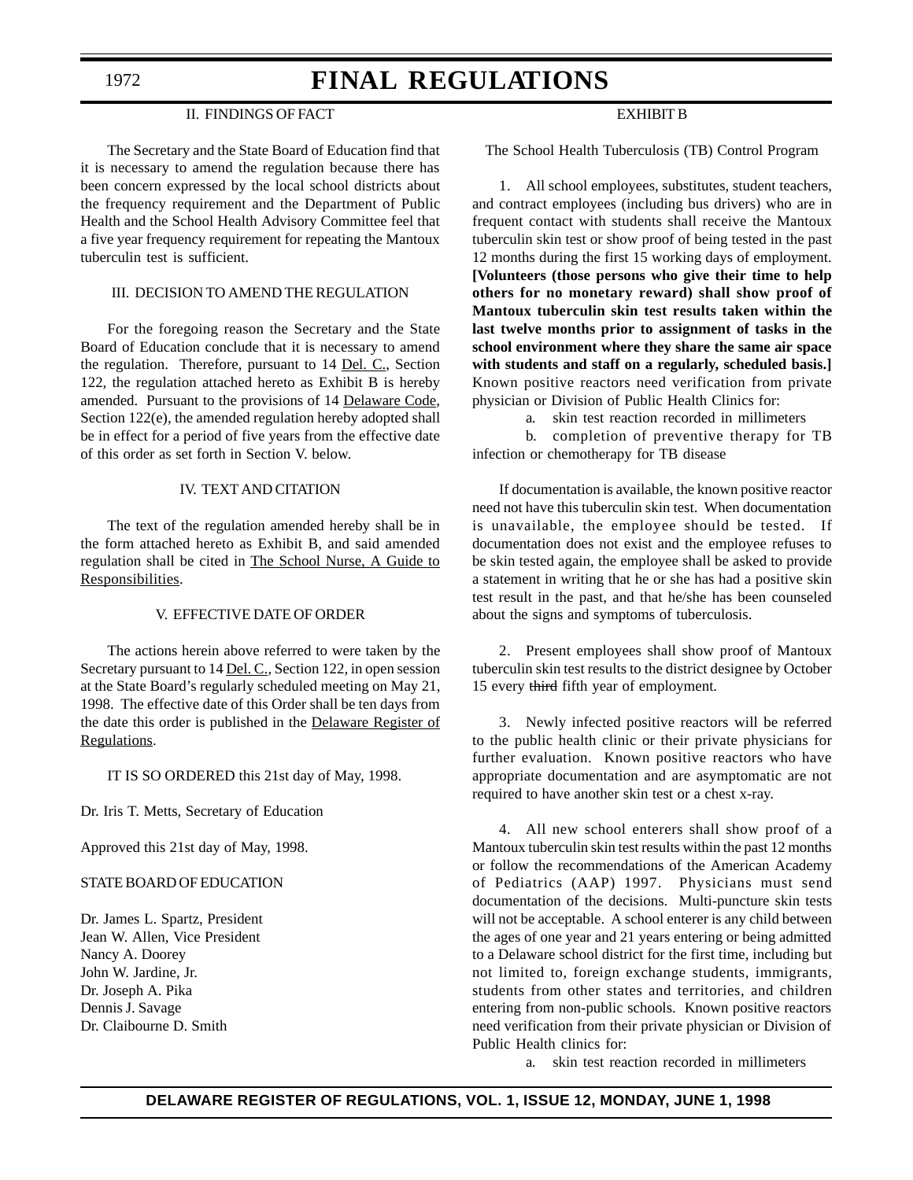II. FINDINGS OF FACT

The Secretary and the State Board of Education find that it is necessary to amend the regulation because there has been concern expressed by the local school districts about the frequency requirement and the Department of Public Health and the School Health Advisory Committee feel that a five year frequency requirement for repeating the Mantoux tuberculin test is sufficient.

III. DECISION TO AMEND THE REGULATION

For the foregoing reason the Secretary and the State Board of Education conclude that it is necessary to amend the regulation. Therefore, pursuant to 14 Del. C., Section 122, the regulation attached hereto as Exhibit B is hereby amended. Pursuant to the provisions of 14 Delaware Code, Section 122(e), the amended regulation hereby adopted shall be in effect for a period of five years from the effective date of this order as set forth in Section V. below.

IV. TEXT AND CITATION

The text of the regulation amended hereby shall be in the form attached hereto as Exhibit B, and said amended regulation shall be cited in The School Nurse, A Guide to Responsibilities.

V. EFFECTIVE DATE OF ORDER

The actions herein above referred to were taken by the Secretary pursuant to 14 Del. C., Section 122, in open session at the State Board's regularly scheduled meeting on May 21, 1998. The effective date of this Order shall be ten days from the date this order is published in the Delaware Register of Regulations.

IT IS SO ORDERED this 21st day of May, 1998.

Dr. Iris T. Metts, Secretary of Education

Approved this 21st day of May, 1998.

STATE BOARD OF EDUCATION

Dr. James L. Spartz, President
Jean W. Allen, Vice President
Nancy A. Doorey
John W. Jardine, Jr.
Dr. Joseph A. Pika
Dennis J. Savage
Dr. Claibourne D. Smith

EXHIBIT B

The School Health Tuberculosis (TB) Control Program

1. All school employees, substitutes, student teachers, and contract employees (including bus drivers) who are in frequent contact with students shall receive the Mantoux tuberculin skin test or show proof of being tested in the past 12 months during the first 15 working days of employment. **[Volunteers (those persons who give their time to help others for no monetary reward) shall show proof of Mantoux tuberculin skin test results taken within the last twelve months prior to assignment of tasks in the school environment where they share the same air space with students and staff on a regularly, scheduled basis.]** Known positive reactors need verification from private physician or Division of Public Health Clinics for:

a. skin test reaction recorded in millimeters

b. completion of preventive therapy for TB infection or chemotherapy for TB disease

If documentation is available, the known positive reactor need not have this tuberculin skin test. When documentation is unavailable, the employee should be tested. If documentation does not exist and the employee refuses to be skin tested again, the employee shall be asked to provide a statement in writing that he or she has had a positive skin test result in the past, and that he/she has been counseled about the signs and symptoms of tuberculosis.

2. Present employees shall show proof of Mantoux tuberculin skin test results to the district designee by October 15 every ~~third~~ fifth year of employment.

3. Newly infected positive reactors will be referred to the public health clinic or their private physicians for further evaluation. Known positive reactors who have appropriate documentation and are asymptomatic are not required to have another skin test or a chest x-ray.

4. All new school enterers shall show proof of a Mantoux tuberculin skin test results within the past 12 months or follow the recommendations of the American Academy of Pediatrics (AAP) 1997. Physicians must send documentation of the decisions. Multi-puncture skin tests will not be acceptable. A school enterer is any child between the ages of one year and 21 years entering or being admitted to a Delaware school district for the first time, including but not limited to, foreign exchange students, immigrants, students from other states and territories, and children entering from non-public schools. Known positive reactors need verification from their private physician or Division of Public Health clinics for:

a. skin test reaction recorded in millimeters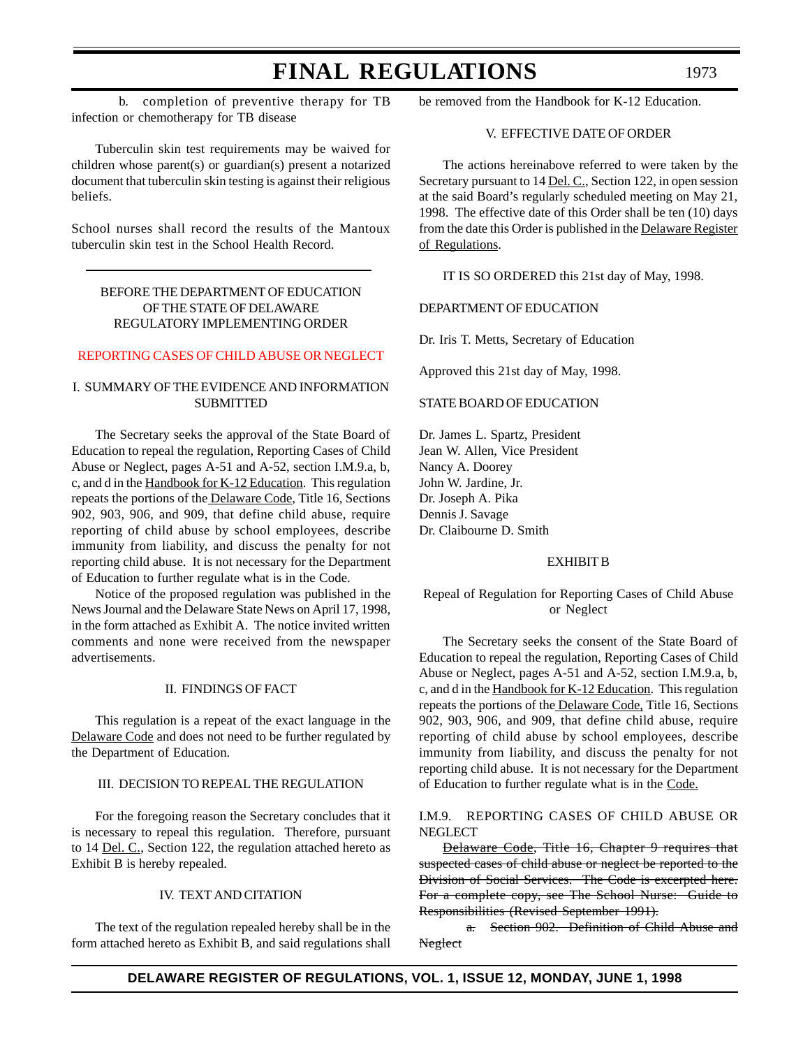b. completion of preventive therapy for TB infection or chemotherapy for TB disease

Tuberculin skin test requirements may be waived for children whose parent(s) or guardian(s) present a notarized document that tuberculin skin testing is against their religious beliefs.

School nurses shall record the results of the Mantoux tuberculin skin test in the School Health Record.

---

BEFORE THE DEPARTMENT OF EDUCATION
OF THE STATE OF DELAWARE
REGULATORY IMPLEMENTING ORDER

REPORTING CASES OF CHILD ABUSE OR NEGLECT

I. SUMMARY OF THE EVIDENCE AND INFORMATION SUBMITTED

The Secretary seeks the approval of the State Board of Education to repeal the regulation, Reporting Cases of Child Abuse or Neglect, pages A-51 and A-52, section I.M.9.a, b, c, and d in the Handbook for K-12 Education. This regulation repeats the portions of the Delaware Code, Title 16, Sections 902, 903, 906, and 909, that define child abuse, require reporting of child abuse by school employees, describe immunity from liability, and discuss the penalty for not reporting child abuse. It is not necessary for the Department of Education to further regulate what is in the Code.

Notice of the proposed regulation was published in the News Journal and the Delaware State News on April 17, 1998, in the form attached as Exhibit A. The notice invited written comments and none were received from the newspaper advertisements.

II. FINDINGS OF FACT

This regulation is a repeat of the exact language in the Delaware Code and does not need to be further regulated by the Department of Education.

III. DECISION TO REPEAL THE REGULATION

For the foregoing reason the Secretary concludes that it is necessary to repeal this regulation. Therefore, pursuant to 14 Del. C., Section 122, the regulation attached hereto as Exhibit B is hereby repealed.

IV. TEXT AND CITATION

The text of the regulation repealed hereby shall be in the form attached hereto as Exhibit B, and said regulations shall be removed from the Handbook for K-12 Education.

V. EFFECTIVE DATE OF ORDER

The actions hereinabove referred to were taken by the Secretary pursuant to 14 Del. C., Section 122, in open session at the said Board's regularly scheduled meeting on May 21, 1998. The effective date of this Order shall be ten (10) days from the date this Order is published in the Delaware Register of Regulations.

IT IS SO ORDERED this 21st day of May, 1998.

DEPARTMENT OF EDUCATION

Dr. Iris T. Metts, Secretary of Education

Approved this 21st day of May, 1998.

STATE BOARD OF EDUCATION

Dr. James L. Spartz, President
Jean W. Allen, Vice President
Nancy A. Doorey
John W. Jardine, Jr.
Dr. Joseph A. Pika
Dennis J. Savage
Dr. Claibourne D. Smith

EXHIBIT B

Repeal of Regulation for Reporting Cases of Child Abuse or Neglect

The Secretary seeks the consent of the State Board of Education to repeal the regulation, Reporting Cases of Child Abuse or Neglect, pages A-51 and A-52, section I.M.9.a, b, c, and d in the Handbook for K-12 Education. This regulation repeats the portions of the Delaware Code, Title 16, Sections 902, 903, 906, and 909, that define child abuse, require reporting of child abuse by school employees, describe immunity from liability, and discuss the penalty for not reporting child abuse. It is not necessary for the Department of Education to further regulate what is in the Code.

I.M.9. REPORTING CASES OF CHILD ABUSE OR NEGLECT

~~Delaware Code, Title 16, Chapter 9 requires that suspected cases of child abuse or neglect be reported to the Division of Social Services. The Code is excerpted here. For a complete copy, see The School Nurse: Guide to Responsibilities (Revised September 1991).~~

~~a. Section 902. Definition of Child Abuse and Neglect~~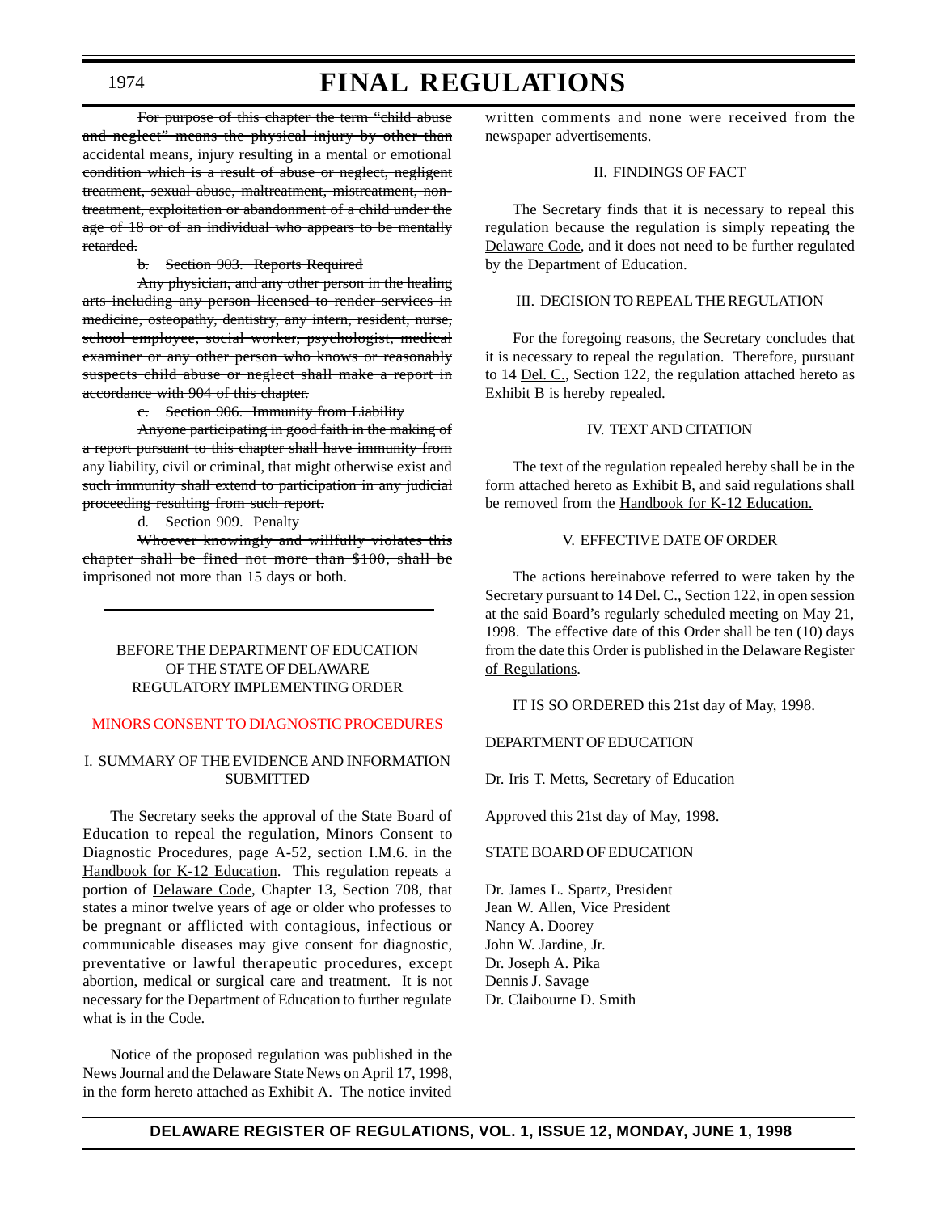~~For purpose of this chapter the term "child abuse and neglect" means the physical injury by other than accidental means, injury resulting in a mental or emotional condition which is a result of abuse or neglect, negligent treatment, sexual abuse, maltreatment, mistreatment, non-treatment, exploitation or abandonment of a child under the age of 18 or of an individual who appears to be mentally retarded.~~

~~b. Section 903. Reports Required~~

~~Any physician, and any other person in the healing arts including any person licensed to render services in medicine, osteopathy, dentistry, any intern, resident, nurse, school employee, social worker, psychologist, medical examiner or any other person who knows or reasonably suspects child abuse or neglect shall make a report in accordance with 904 of this chapter.~~

~~c. Section 906. Immunity from Liability~~

~~Anyone participating in good faith in the making of a report pursuant to this chapter shall have immunity from any liability, civil or criminal, that might otherwise exist and such immunity shall extend to participation in any judicial proceeding resulting from such report.~~

~~d. Section 909. Penalty~~

~~Whoever knowingly and willfully violates this chapter shall be fined not more than $100, shall be imprisoned not more than 15 days or both.~~

---

BEFORE THE DEPARTMENT OF EDUCATION
OF THE STATE OF DELAWARE
REGULATORY IMPLEMENTING ORDER

## MINORS CONSENT TO DIAGNOSTIC PROCEDURES

### I. SUMMARY OF THE EVIDENCE AND INFORMATION SUBMITTED

The Secretary seeks the approval of the State Board of Education to repeal the regulation, Minors Consent to Diagnostic Procedures, page A-52, section I.M.6. in the Handbook for K-12 Education. This regulation repeats a portion of Delaware Code, Chapter 13, Section 708, that states a minor twelve years of age or older who professes to be pregnant or afflicted with contagious, infectious or communicable diseases may give consent for diagnostic, preventative or lawful therapeutic procedures, except abortion, medical or surgical care and treatment. It is not necessary for the Department of Education to further regulate what is in the Code.

Notice of the proposed regulation was published in the News Journal and the Delaware State News on April 17, 1998, in the form hereto attached as Exhibit A. The notice invited written comments and none were received from the newspaper advertisements.

### II. FINDINGS OF FACT

The Secretary finds that it is necessary to repeal this regulation because the regulation is simply repeating the Delaware Code, and it does not need to be further regulated by the Department of Education.

### III. DECISION TO REPEAL THE REGULATION

For the foregoing reasons, the Secretary concludes that it is necessary to repeal the regulation. Therefore, pursuant to 14 Del. C., Section 122, the regulation attached hereto as Exhibit B is hereby repealed.

### IV. TEXT AND CITATION

The text of the regulation repealed hereby shall be in the form attached hereto as Exhibit B, and said regulations shall be removed from the Handbook for K-12 Education.

### V. EFFECTIVE DATE OF ORDER

The actions hereinabove referred to were taken by the Secretary pursuant to 14 Del. C., Section 122, in open session at the said Board's regularly scheduled meeting on May 21, 1998. The effective date of this Order shall be ten (10) days from the date this Order is published in the Delaware Register of Regulations.

IT IS SO ORDERED this 21st day of May, 1998.

DEPARTMENT OF EDUCATION

Dr. Iris T. Metts, Secretary of Education

Approved this 21st day of May, 1998.

STATE BOARD OF EDUCATION

Dr. James L. Spartz, President
Jean W. Allen, Vice President
Nancy A. Doorey
John W. Jardine, Jr.
Dr. Joseph A. Pika
Dennis J. Savage
Dr. Claibourne D. Smith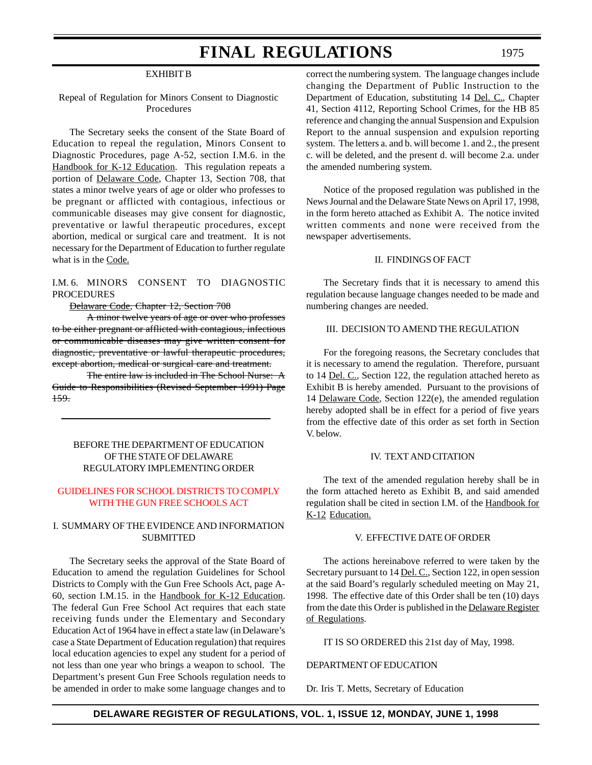EXHIBIT B

Repeal of Regulation for Minors Consent to Diagnostic Procedures

The Secretary seeks the consent of the State Board of Education to repeal the regulation, Minors Consent to Diagnostic Procedures, page A-52, section I.M.6. in the Handbook for K-12 Education. This regulation repeats a portion of Delaware Code, Chapter 13, Section 708, that states a minor twelve years of age or older who professes to be pregnant or afflicted with contagious, infectious or communicable diseases may give consent for diagnostic, preventative or lawful therapeutic procedures, except abortion, medical or surgical care and treatment. It is not necessary for the Department of Education to further regulate what is in the Code.

I.M. 6. MINORS CONSENT TO DIAGNOSTIC PROCEDURES

~~Delaware Code, Chapter 12, Section 708~~

~~A minor twelve years of age or over who professes to be either pregnant or afflicted with contagious, infectious or communicable diseases may give written consent for diagnostic, preventative or lawful therapeutic procedures, except abortion, medical or surgical care and treatment.~~

~~The entire law is included in The School Nurse: A Guide to Responsibilities (Revised September 1991) Page 159.~~

---

BEFORE THE DEPARTMENT OF EDUCATION
OF THE STATE OF DELAWARE
REGULATORY IMPLEMENTING ORDER

GUIDELINES FOR SCHOOL DISTRICTS TO COMPLY WITH THE GUN FREE SCHOOLS ACT

I. SUMMARY OF THE EVIDENCE AND INFORMATION SUBMITTED

The Secretary seeks the approval of the State Board of Education to amend the regulation Guidelines for School Districts to Comply with the Gun Free Schools Act, page A-60, section I.M.15. in the Handbook for K-12 Education. The federal Gun Free School Act requires that each state receiving funds under the Elementary and Secondary Education Act of 1964 have in effect a state law (in Delaware's case a State Department of Education regulation) that requires local education agencies to expel any student for a period of not less than one year who brings a weapon to school. The Department's present Gun Free Schools regulation needs to be amended in order to make some language changes and to correct the numbering system. The language changes include changing the Department of Public Instruction to the Department of Education, substituting 14 Del. C., Chapter 41, Section 4112, Reporting School Crimes, for the HB 85 reference and changing the annual Suspension and Expulsion Report to the annual suspension and expulsion reporting system. The letters a. and b. will become 1. and 2., the present c. will be deleted, and the present d. will become 2.a. under the amended numbering system.

Notice of the proposed regulation was published in the News Journal and the Delaware State News on April 17, 1998, in the form hereto attached as Exhibit A. The notice invited written comments and none were received from the newspaper advertisements.

II. FINDINGS OF FACT

The Secretary finds that it is necessary to amend this regulation because language changes needed to be made and numbering changes are needed.

III. DECISION TO AMEND THE REGULATION

For the foregoing reasons, the Secretary concludes that it is necessary to amend the regulation. Therefore, pursuant to 14 Del. C., Section 122, the regulation attached hereto as Exhibit B is hereby amended. Pursuant to the provisions of 14 Delaware Code, Section 122(e), the amended regulation hereby adopted shall be in effect for a period of five years from the effective date of this order as set forth in Section V. below.

IV. TEXT AND CITATION

The text of the amended regulation hereby shall be in the form attached hereto as Exhibit B, and said amended regulation shall be cited in section I.M. of the Handbook for K-12 Education.

V. EFFECTIVE DATE OF ORDER

The actions hereinabove referred to were taken by the Secretary pursuant to 14 Del. C., Section 122, in open session at the said Board's regularly scheduled meeting on May 21, 1998. The effective date of this Order shall be ten (10) days from the date this Order is published in the Delaware Register of Regulations.

IT IS SO ORDERED this 21st day of May, 1998.

DEPARTMENT OF EDUCATION

Dr. Iris T. Metts, Secretary of Education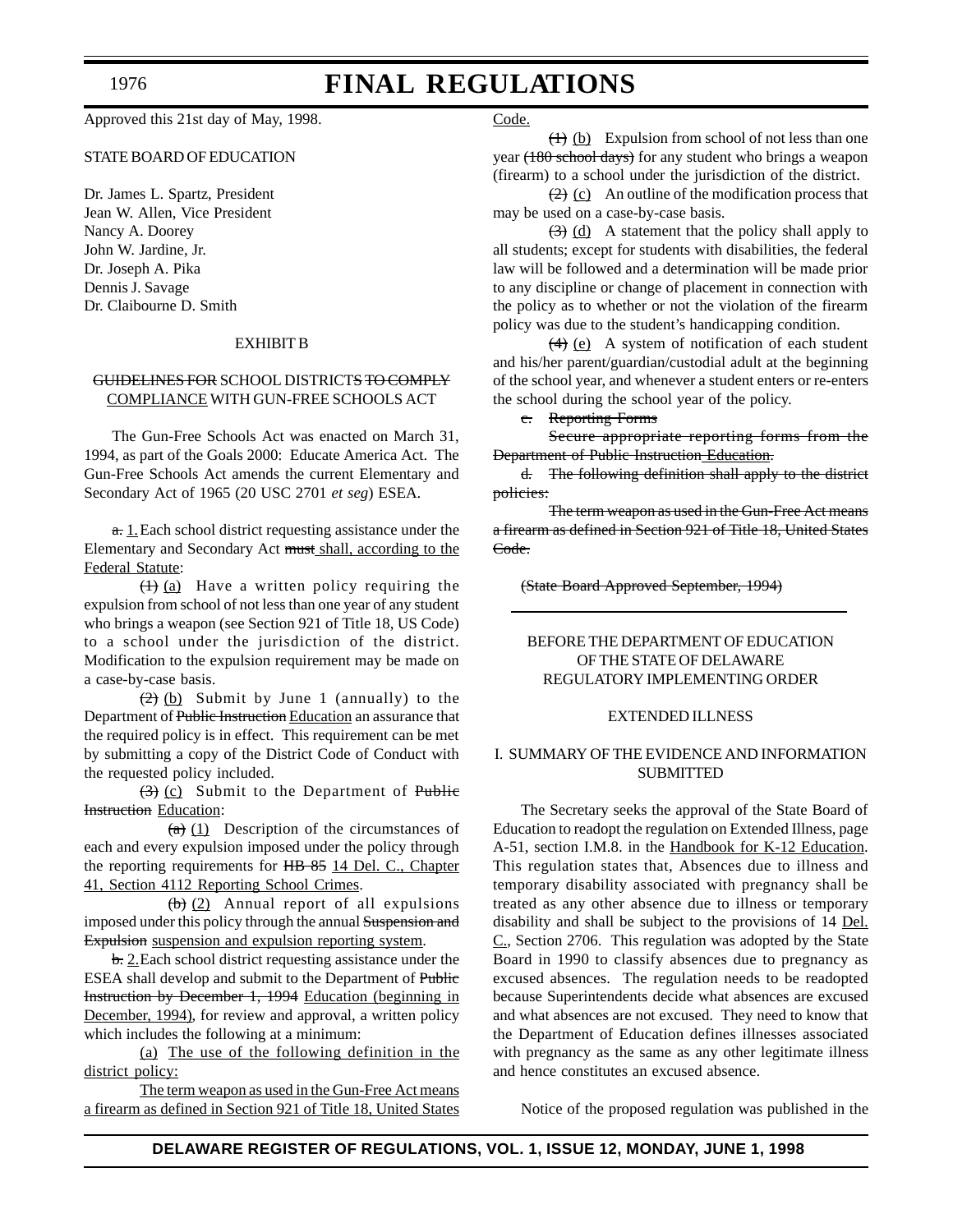Approved this 21st day of May, 1998.

STATE BOARD OF EDUCATION

Dr. James L. Spartz, President
Jean W. Allen, Vice President
Nancy A. Doorey
John W. Jardine, Jr.
Dr. Joseph A. Pika
Dennis J. Savage
Dr. Claibourne D. Smith

EXHIBIT B

~~GUIDELINES FOR~~ SCHOOL DISTRICT~~S TO COMPLY~~ COMPLIANCE WITH GUN-FREE SCHOOLS ACT

The Gun-Free Schools Act was enacted on March 31, 1994, as part of the Goals 2000: Educate America Act. The Gun-Free Schools Act amends the current Elementary and Secondary Act of 1965 (20 USC 2701 *et seg*) ESEA.

~~a.~~ 1. Each school district requesting assistance under the Elementary and Secondary Act ~~must~~ shall, according to the Federal Statute:

~~(1)~~ (a) Have a written policy requiring the expulsion from school of not less than one year of any student who brings a weapon (see Section 921 of Title 18, US Code) to a school under the jurisdiction of the district. Modification to the expulsion requirement may be made on a case-by-case basis.

~~(2)~~ (b) Submit by June 1 (annually) to the Department of ~~Public Instruction~~ Education an assurance that the required policy is in effect. This requirement can be met by submitting a copy of the District Code of Conduct with the requested policy included.

~~(3)~~ (c) Submit to the Department of ~~Public Instruction~~ Education:

~~(a)~~ (1) Description of the circumstances of each and every expulsion imposed under the policy through the reporting requirements for ~~HB 85~~ 14 Del. C., Chapter 41, Section 4112 Reporting School Crimes.

~~(b)~~ (2) Annual report of all expulsions imposed under this policy through the annual ~~Suspension and Expulsion~~ suspension and expulsion reporting system.

~~b.~~ 2. Each school district requesting assistance under the ESEA shall develop and submit to the Department of ~~Public Instruction by December 1, 1994~~ Education (beginning in December, 1994), for review and approval, a written policy which includes the following at a minimum:

(a) The use of the following definition in the district policy:

The term weapon as used in the Gun-Free Act means a firearm as defined in Section 921 of Title 18, United States Code.

~~(1)~~ (b) Expulsion from school of not less than one year ~~(180 school days)~~ for any student who brings a weapon (firearm) to a school under the jurisdiction of the district.

~~(2)~~ (c) An outline of the modification process that may be used on a case-by-case basis.

~~(3)~~ (d) A statement that the policy shall apply to all students; except for students with disabilities, the federal law will be followed and a determination will be made prior to any discipline or change of placement in connection with the policy as to whether or not the violation of the firearm policy was due to the student's handicapping condition.

~~(4)~~ (e) A system of notification of each student and his/her parent/guardian/custodial adult at the beginning of the school year, and whenever a student enters or re-enters the school during the school year of the policy.

~~c. Reporting Forms~~

~~Secure appropriate reporting forms from the Department of Public Instruction Education.~~

~~d. The following definition shall apply to the district policies:~~

~~The term weapon as used in the Gun-Free Act means a firearm as defined in Section 921 of Title 18, United States Code.~~

~~(State Board Approved September, 1994)~~

---

BEFORE THE DEPARTMENT OF EDUCATION
OF THE STATE OF DELAWARE
REGULATORY IMPLEMENTING ORDER

EXTENDED ILLNESS

I. SUMMARY OF THE EVIDENCE AND INFORMATION SUBMITTED

The Secretary seeks the approval of the State Board of Education to readopt the regulation on Extended Illness, page A-51, section I.M.8. in the Handbook for K-12 Education. This regulation states that, Absences due to illness and temporary disability associated with pregnancy shall be treated as any other absence due to illness or temporary disability and shall be subject to the provisions of 14 Del. C., Section 2706. This regulation was adopted by the State Board in 1990 to classify absences due to pregnancy as excused absences. The regulation needs to be readopted because Superintendents decide what absences are excused and what absences are not excused. They need to know that the Department of Education defines illnesses associated with pregnancy as the same as any other legitimate illness and hence constitutes an excused absence.

Notice of the proposed regulation was published in the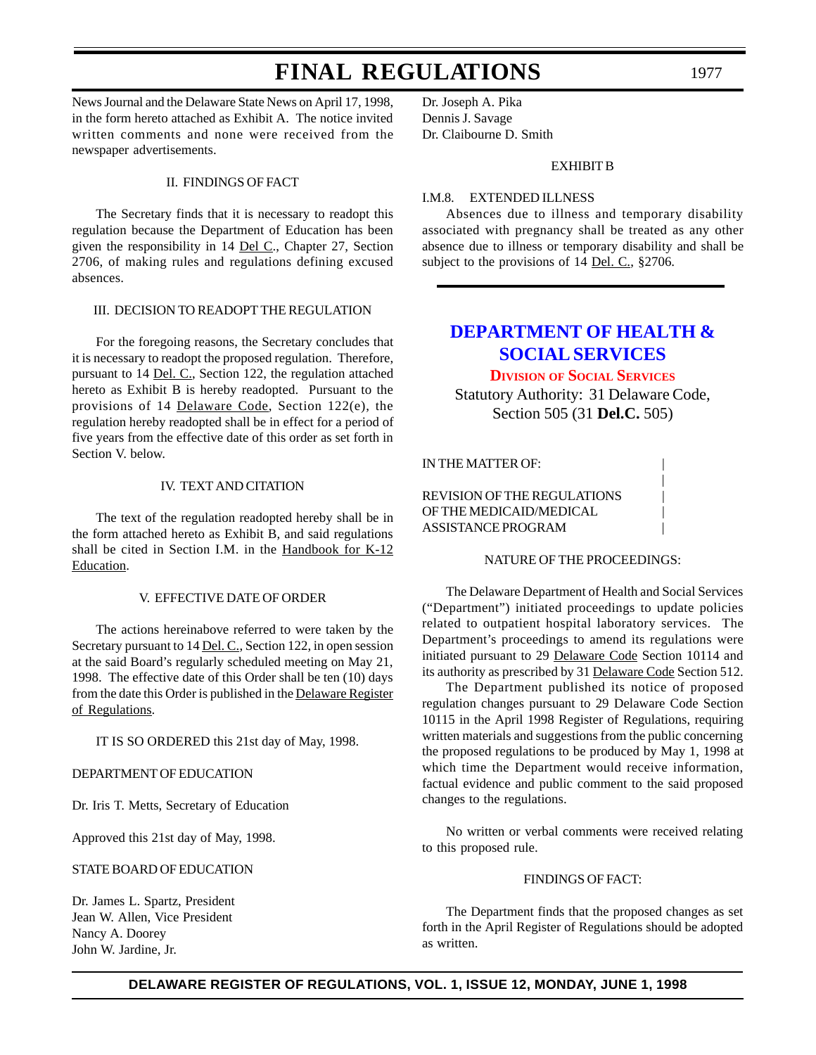News Journal and the Delaware State News on April 17, 1998, in the form hereto attached as Exhibit A. The notice invited written comments and none were received from the newspaper advertisements.

II. FINDINGS OF FACT

The Secretary finds that it is necessary to readopt this regulation because the Department of Education has been given the responsibility in 14 Del C., Chapter 27, Section 2706, of making rules and regulations defining excused absences.

III. DECISION TO READOPT THE REGULATION

For the foregoing reasons, the Secretary concludes that it is necessary to readopt the proposed regulation. Therefore, pursuant to 14 Del. C., Section 122, the regulation attached hereto as Exhibit B is hereby readopted. Pursuant to the provisions of 14 Delaware Code, Section 122(e), the regulation hereby readopted shall be in effect for a period of five years from the effective date of this order as set forth in Section V. below.

IV. TEXT AND CITATION

The text of the regulation readopted hereby shall be in the form attached hereto as Exhibit B, and said regulations shall be cited in Section I.M. in the Handbook for K-12 Education.

V. EFFECTIVE DATE OF ORDER

The actions hereinabove referred to were taken by the Secretary pursuant to 14 Del. C., Section 122, in open session at the said Board's regularly scheduled meeting on May 21, 1998. The effective date of this Order shall be ten (10) days from the date this Order is published in the Delaware Register of Regulations.

IT IS SO ORDERED this 21st day of May, 1998.

DEPARTMENT OF EDUCATION

Dr. Iris T. Metts, Secretary of Education

Approved this 21st day of May, 1998.

STATE BOARD OF EDUCATION

Dr. James L. Spartz, President
Jean W. Allen, Vice President
Nancy A. Doorey
John W. Jardine, Jr.
Dr. Joseph A. Pika
Dennis J. Savage
Dr. Claibourne D. Smith

EXHIBIT B

I.M.8. EXTENDED ILLNESS

Absences due to illness and temporary disability associated with pregnancy shall be treated as any other absence due to illness or temporary disability and shall be subject to the provisions of 14 Del. C., §2706.

## DEPARTMENT OF HEALTH & SOCIAL SERVICES

### Division of Social Services

Statutory Authority: 31 Delaware Code, Section 505 (31 **Del.C.** 505)

IN THE MATTER OF:

REVISION OF THE REGULATIONS OF THE MEDICAID/MEDICAL ASSISTANCE PROGRAM

NATURE OF THE PROCEEDINGS:

The Delaware Department of Health and Social Services ("Department") initiated proceedings to update policies related to outpatient hospital laboratory services. The Department's proceedings to amend its regulations were initiated pursuant to 29 Delaware Code Section 10114 and its authority as prescribed by 31 Delaware Code Section 512.

The Department published its notice of proposed regulation changes pursuant to 29 Delaware Code Section 10115 in the April 1998 Register of Regulations, requiring written materials and suggestions from the public concerning the proposed regulations to be produced by May 1, 1998 at which time the Department would receive information, factual evidence and public comment to the said proposed changes to the regulations.

No written or verbal comments were received relating to this proposed rule.

FINDINGS OF FACT:

The Department finds that the proposed changes as set forth in the April Register of Regulations should be adopted as written.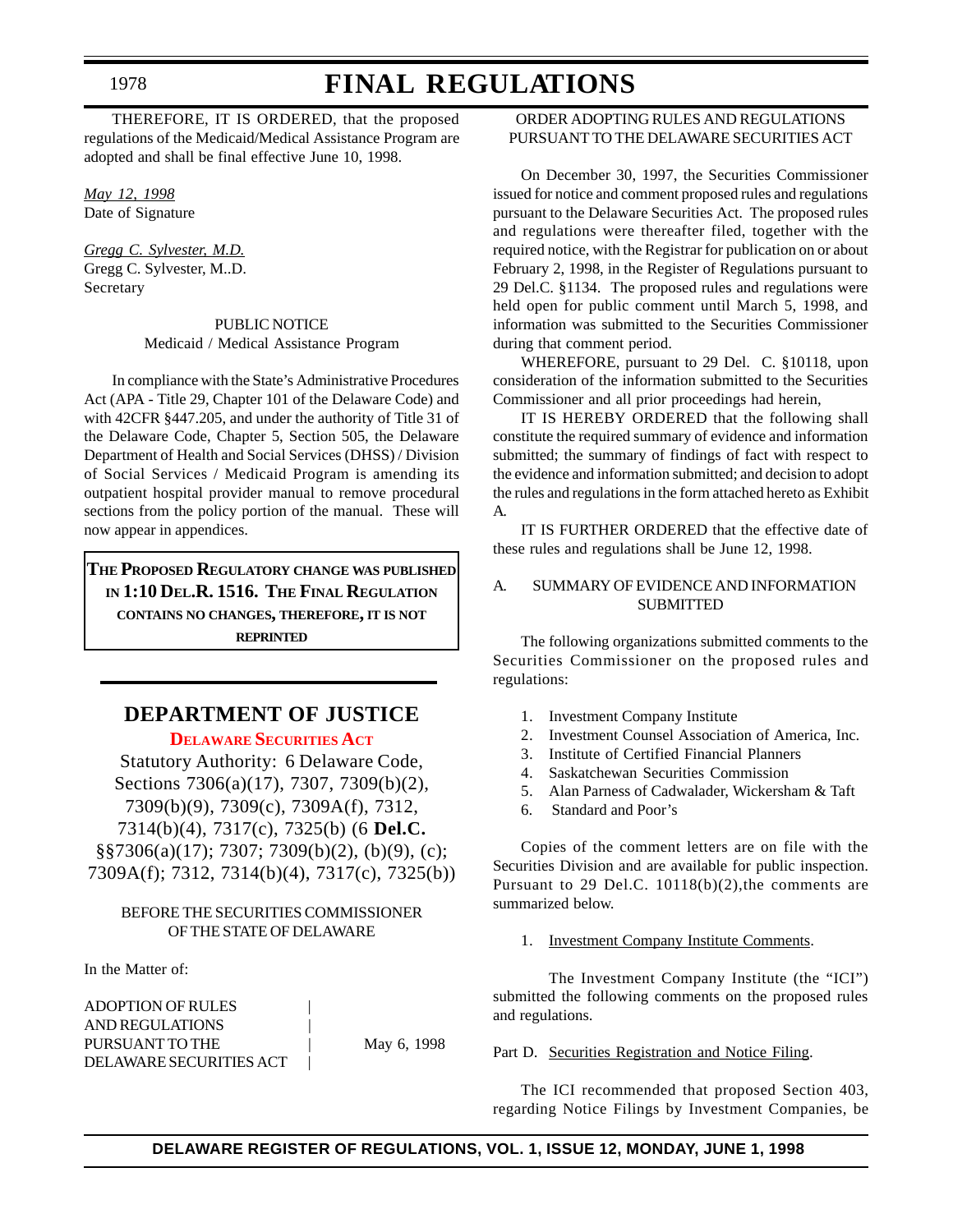THEREFORE, IT IS ORDERED, that the proposed regulations of the Medicaid/Medical Assistance Program are adopted and shall be final effective June 10, 1998.

*May 12, 1998*
Date of Signature

*Gregg C. Sylvester, M.D.*
Gregg C. Sylvester, M..D.
Secretary

PUBLIC NOTICE
Medicaid / Medical Assistance Program

In compliance with the State's Administrative Procedures Act (APA - Title 29, Chapter 101 of the Delaware Code) and with 42CFR §447.205, and under the authority of Title 31 of the Delaware Code, Chapter 5, Section 505, the Delaware Department of Health and Social Services (DHSS) / Division of Social Services / Medicaid Program is amending its outpatient hospital provider manual to remove procedural sections from the policy portion of the manual. These will now appear in appendices.

**THE PROPOSED REGULATORY CHANGE WAS PUBLISHED IN 1:10 DEL.R. 1516. THE FINAL REGULATION CONTAINS NO CHANGES, THEREFORE, IT IS NOT REPRINTED**

## DEPARTMENT OF JUSTICE

### DELAWARE SECURITIES ACT

Statutory Authority: 6 Delaware Code, Sections 7306(a)(17), 7307, 7309(b)(2), 7309(b)(9), 7309(c), 7309A(f), 7312, 7314(b)(4), 7317(c), 7325(b) (6 **Del.C.** §§7306(a)(17); 7307; 7309(b)(2), (b)(9), (c); 7309A(f); 7312, 7314(b)(4), 7317(c), 7325(b))

BEFORE THE SECURITIES COMMISSIONER
OF THE STATE OF DELAWARE

In the Matter of:

ADOPTION OF RULES AND REGULATIONS PURSUANT TO THE DELAWARE SECURITIES ACT | May 6, 1998

ORDER ADOPTING RULES AND REGULATIONS PURSUANT TO THE DELAWARE SECURITIES ACT

On December 30, 1997, the Securities Commissioner issued for notice and comment proposed rules and regulations pursuant to the Delaware Securities Act. The proposed rules and regulations were thereafter filed, together with the required notice, with the Registrar for publication on or about February 2, 1998, in the Register of Regulations pursuant to 29 Del.C. §1134. The proposed rules and regulations were held open for public comment until March 5, 1998, and information was submitted to the Securities Commissioner during that comment period.

WHEREFORE, pursuant to 29 Del. C. §10118, upon consideration of the information submitted to the Securities Commissioner and all prior proceedings had herein,

IT IS HEREBY ORDERED that the following shall constitute the required summary of evidence and information submitted; the summary of findings of fact with respect to the evidence and information submitted; and decision to adopt the rules and regulations in the form attached hereto as Exhibit A.

IT IS FURTHER ORDERED that the effective date of these rules and regulations shall be June 12, 1998.

A. SUMMARY OF EVIDENCE AND INFORMATION SUBMITTED

The following organizations submitted comments to the Securities Commissioner on the proposed rules and regulations:

1. Investment Company Institute
2. Investment Counsel Association of America, Inc.
3. Institute of Certified Financial Planners
4. Saskatchewan Securities Commission
5. Alan Parness of Cadwalader, Wickersham & Taft
6. Standard and Poor's

Copies of the comment letters are on file with the Securities Division and are available for public inspection. Pursuant to 29 Del.C. 10118(b)(2),the comments are summarized below.

1. Investment Company Institute Comments.

The Investment Company Institute (the "ICI") submitted the following comments on the proposed rules and regulations.

Part D. Securities Registration and Notice Filing.

The ICI recommended that proposed Section 403, regarding Notice Filings by Investment Companies, be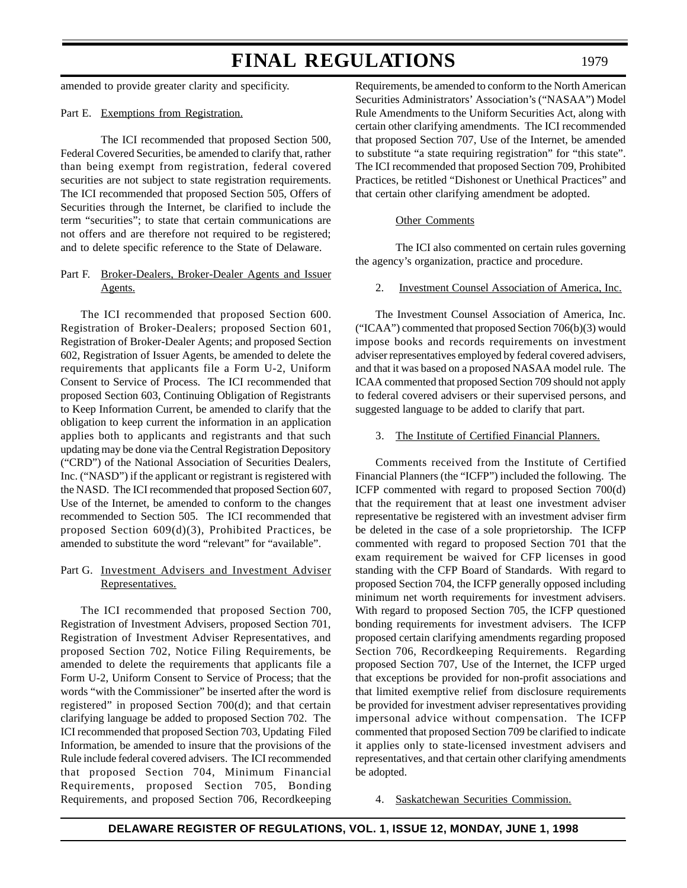amended to provide greater clarity and specificity.

Part E. Exemptions from Registration.

The ICI recommended that proposed Section 500, Federal Covered Securities, be amended to clarify that, rather than being exempt from registration, federal covered securities are not subject to state registration requirements. The ICI recommended that proposed Section 505, Offers of Securities through the Internet, be clarified to include the term "securities"; to state that certain communications are not offers and are therefore not required to be registered; and to delete specific reference to the State of Delaware.

Part F. Broker-Dealers, Broker-Dealer Agents and Issuer Agents.

The ICI recommended that proposed Section 600. Registration of Broker-Dealers; proposed Section 601, Registration of Broker-Dealer Agents; and proposed Section 602, Registration of Issuer Agents, be amended to delete the requirements that applicants file a Form U-2, Uniform Consent to Service of Process. The ICI recommended that proposed Section 603, Continuing Obligation of Registrants to Keep Information Current, be amended to clarify that the obligation to keep current the information in an application applies both to applicants and registrants and that such updating may be done via the Central Registration Depository ("CRD") of the National Association of Securities Dealers, Inc. ("NASD") if the applicant or registrant is registered with the NASD. The ICI recommended that proposed Section 607, Use of the Internet, be amended to conform to the changes recommended to Section 505. The ICI recommended that proposed Section 609(d)(3), Prohibited Practices, be amended to substitute the word "relevant" for "available".

Part G. Investment Advisers and Investment Adviser Representatives.

The ICI recommended that proposed Section 700, Registration of Investment Advisers, proposed Section 701, Registration of Investment Adviser Representatives, and proposed Section 702, Notice Filing Requirements, be amended to delete the requirements that applicants file a Form U-2, Uniform Consent to Service of Process; that the words "with the Commissioner" be inserted after the word is registered" in proposed Section 700(d); and that certain clarifying language be added to proposed Section 702. The ICI recommended that proposed Section 703, Updating Filed Information, be amended to insure that the provisions of the Rule include federal covered advisers. The ICI recommended that proposed Section 704, Minimum Financial Requirements, proposed Section 705, Bonding Requirements, and proposed Section 706, Recordkeeping Requirements, be amended to conform to the North American Securities Administrators' Association's ("NASAA") Model Rule Amendments to the Uniform Securities Act, along with certain other clarifying amendments. The ICI recommended that proposed Section 707, Use of the Internet, be amended to substitute "a state requiring registration" for "this state". The ICI recommended that proposed Section 709, Prohibited Practices, be retitled "Dishonest or Unethical Practices" and that certain other clarifying amendment be adopted.

Other Comments

The ICI also commented on certain rules governing the agency's organization, practice and procedure.

2. Investment Counsel Association of America, Inc.

The Investment Counsel Association of America, Inc. ("ICAA") commented that proposed Section 706(b)(3) would impose books and records requirements on investment adviser representatives employed by federal covered advisers, and that it was based on a proposed NASAA model rule. The ICAA commented that proposed Section 709 should not apply to federal covered advisers or their supervised persons, and suggested language to be added to clarify that part.

3. The Institute of Certified Financial Planners.

Comments received from the Institute of Certified Financial Planners (the "ICFP") included the following. The ICFP commented with regard to proposed Section 700(d) that the requirement that at least one investment adviser representative be registered with an investment adviser firm be deleted in the case of a sole proprietorship. The ICFP commented with regard to proposed Section 701 that the exam requirement be waived for CFP licenses in good standing with the CFP Board of Standards. With regard to proposed Section 704, the ICFP generally opposed including minimum net worth requirements for investment advisers. With regard to proposed Section 705, the ICFP questioned bonding requirements for investment advisers. The ICFP proposed certain clarifying amendments regarding proposed Section 706, Recordkeeping Requirements. Regarding proposed Section 707, Use of the Internet, the ICFP urged that exceptions be provided for non-profit associations and that limited exemptive relief from disclosure requirements be provided for investment adviser representatives providing impersonal advice without compensation. The ICFP commented that proposed Section 709 be clarified to indicate it applies only to state-licensed investment advisers and representatives, and that certain other clarifying amendments be adopted.

4. Saskatchewan Securities Commission.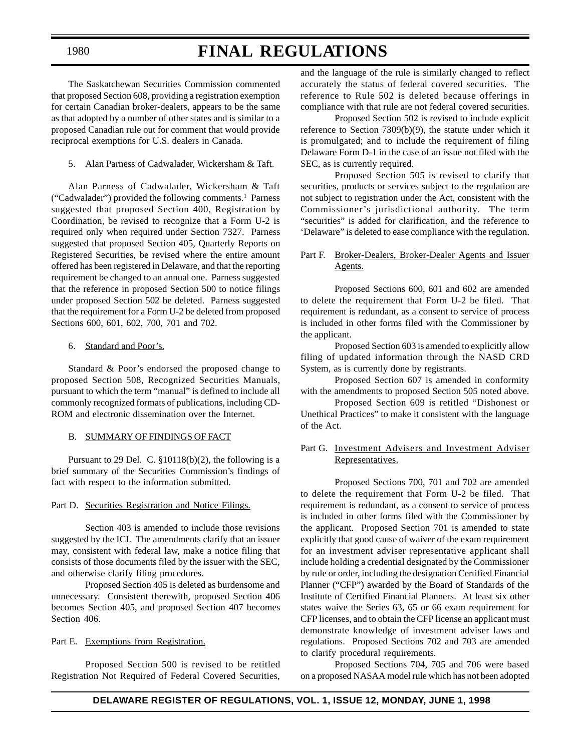The Saskatchewan Securities Commission commented that proposed Section 608, providing a registration exemption for certain Canadian broker-dealers, appears to be the same as that adopted by a number of other states and is similar to a proposed Canadian rule out for comment that would provide reciprocal exemptions for U.S. dealers in Canada.

5. Alan Parness of Cadwalader, Wickersham & Taft.

Alan Parness of Cadwalader, Wickersham & Taft ("Cadwalader") provided the following comments.[1] Parness suggested that proposed Section 400, Registration by Coordination, be revised to recognize that a Form U-2 is required only when required under Section 7327. Parness suggested that proposed Section 405, Quarterly Reports on Registered Securities, be revised where the entire amount offered has been registered in Delaware, and that the reporting requirement be changed to an annual one. Parness suggested that the reference in proposed Section 500 to notice filings under proposed Section 502 be deleted. Parness suggested that the requirement for a Form U-2 be deleted from proposed Sections 600, 601, 602, 700, 701 and 702.

6. Standard and Poor's.

Standard & Poor's endorsed the proposed change to proposed Section 508, Recognized Securities Manuals, pursuant to which the term "manual" is defined to include all commonly recognized formats of publications, including CD-ROM and electronic dissemination over the Internet.

B. SUMMARY OF FINDINGS OF FACT

Pursuant to 29 Del. C. §10118(b)(2), the following is a brief summary of the Securities Commission's findings of fact with respect to the information submitted.

Part D. Securities Registration and Notice Filings.

Section 403 is amended to include those revisions suggested by the ICI. The amendments clarify that an issuer may, consistent with federal law, make a notice filing that consists of those documents filed by the issuer with the SEC, and otherwise clarify filing procedures.

Proposed Section 405 is deleted as burdensome and unnecessary. Consistent therewith, proposed Section 406 becomes Section 405, and proposed Section 407 becomes Section 406.

Part E. Exemptions from Registration.

Proposed Section 500 is revised to be retitled Registration Not Required of Federal Covered Securities, and the language of the rule is similarly changed to reflect accurately the status of federal covered securities. The reference to Rule 502 is deleted because offerings in compliance with that rule are not federal covered securities.

Proposed Section 502 is revised to include explicit reference to Section 7309(b)(9), the statute under which it is promulgated; and to include the requirement of filing Delaware Form D-1 in the case of an issue not filed with the SEC, as is currently required.

Proposed Section 505 is revised to clarify that securities, products or services subject to the regulation are not subject to registration under the Act, consistent with the Commissioner's jurisdictional authority. The term "securities" is added for clarification, and the reference to 'Delaware" is deleted to ease compliance with the regulation.

Part F. Broker-Dealers, Broker-Dealer Agents and Issuer Agents.

Proposed Sections 600, 601 and 602 are amended to delete the requirement that Form U-2 be filed. That requirement is redundant, as a consent to service of process is included in other forms filed with the Commissioner by the applicant.

Proposed Section 603 is amended to explicitly allow filing of updated information through the NASD CRD System, as is currently done by registrants.

Proposed Section 607 is amended in conformity with the amendments to proposed Section 505 noted above.

Proposed Section 609 is retitled "Dishonest or Unethical Practices" to make it consistent with the language of the Act.

Part G. Investment Advisers and Investment Adviser Representatives.

Proposed Sections 700, 701 and 702 are amended to delete the requirement that Form U-2 be filed. That requirement is redundant, as a consent to service of process is included in other forms filed with the Commissioner by the applicant. Proposed Section 701 is amended to state explicitly that good cause of waiver of the exam requirement for an investment adviser representative applicant shall include holding a credential designated by the Commissioner by rule or order, including the designation Certified Financial Planner ("CFP") awarded by the Board of Standards of the Institute of Certified Financial Planners. At least six other states waive the Series 63, 65 or 66 exam requirement for CFP licenses, and to obtain the CFP license an applicant must demonstrate knowledge of investment adviser laws and regulations. Proposed Sections 702 and 703 are amended to clarify procedural requirements.

Proposed Sections 704, 705 and 706 were based on a proposed NASAA model rule which has not been adopted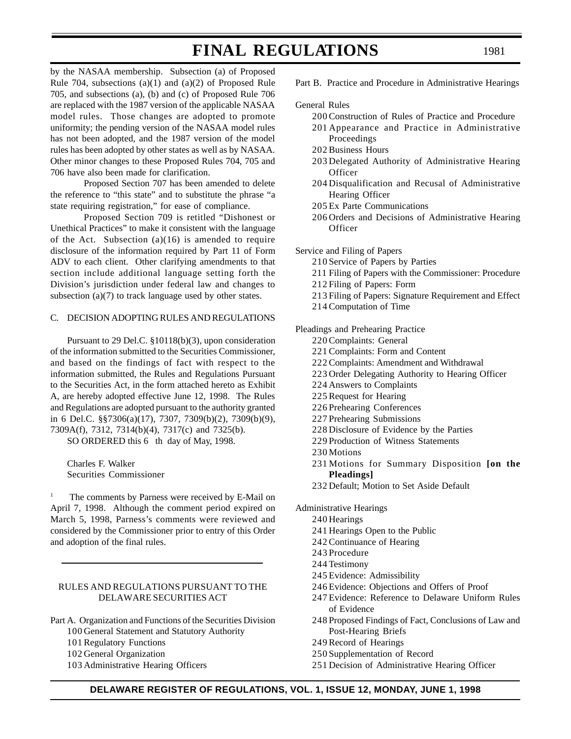by the NASAA membership. Subsection (a) of Proposed Rule 704, subsections (a)(1) and (a)(2) of Proposed Rule 705, and subsections (a), (b) and (c) of Proposed Rule 706 are replaced with the 1987 version of the applicable NASAA model rules. Those changes are adopted to promote uniformity; the pending version of the NASAA model rules has not been adopted, and the 1987 version of the model rules has been adopted by other states as well as by NASAA. Other minor changes to these Proposed Rules 704, 705 and 706 have also been made for clarification.

Proposed Section 707 has been amended to delete the reference to "this state" and to substitute the phrase "a state requiring registration," for ease of compliance.

Proposed Section 709 is retitled "Dishonest or Unethical Practices" to make it consistent with the language of the Act. Subsection (a)(16) is amended to require disclosure of the information required by Part 11 of Form ADV to each client. Other clarifying amendments to that section include additional language setting forth the Division's jurisdiction under federal law and changes to subsection (a)(7) to track language used by other states.

C. DECISION ADOPTING RULES AND REGULATIONS

Pursuant to 29 Del.C. §10118(b)(3), upon consideration of the information submitted to the Securities Commissioner, and based on the findings of fact with respect to the information submitted, the Rules and Regulations Pursuant to the Securities Act, in the form attached hereto as Exhibit A, are hereby adopted effective June 12, 1998. The Rules and Regulations are adopted pursuant to the authority granted in 6 Del.C. §§7306(a)(17), 7307, 7309(b)(2), 7309(b)(9), 7309A(f), 7312, 7314(b)(4), 7317(c) and 7325(b).

SO ORDERED this 6 th day of May, 1998.

Charles F. Walker
Securities Commissioner

[1] The comments by Parness were received by E-Mail on April 7, 1998. Although the comment period expired on March 5, 1998, Parness's comments were reviewed and considered by the Commissioner prior to entry of this Order and adoption of the final rules.

---

RULES AND REGULATIONS PURSUANT TO THE DELAWARE SECURITIES ACT

Part A. Organization and Functions of the Securities Division
- 100 General Statement and Statutory Authority
- 101 Regulatory Functions
- 102 General Organization
- 103 Administrative Hearing Officers

Part B. Practice and Procedure in Administrative Hearings

General Rules
- 200 Construction of Rules of Practice and Procedure
- 201 Appearance and Practice in Administrative Proceedings
- 202 Business Hours
- 203 Delegated Authority of Administrative Hearing Officer
- 204 Disqualification and Recusal of Administrative Hearing Officer
- 205 Ex Parte Communications
- 206 Orders and Decisions of Administrative Hearing Officer

Service and Filing of Papers
- 210 Service of Papers by Parties
- 211 Filing of Papers with the Commissioner: Procedure
- 212 Filing of Papers: Form
- 213 Filing of Papers: Signature Requirement and Effect
- 214 Computation of Time

Pleadings and Prehearing Practice
- 220 Complaints: General
- 221 Complaints: Form and Content
- 222 Complaints: Amendment and Withdrawal
- 223 Order Delegating Authority to Hearing Officer
- 224 Answers to Complaints
- 225 Request for Hearing
- 226 Prehearing Conferences
- 227 Prehearing Submissions
- 228 Disclosure of Evidence by the Parties
- 229 Production of Witness Statements
- 230 Motions
- 231 Motions for Summary Disposition **[on the Pleadings]**
- 232 Default; Motion to Set Aside Default

Administrative Hearings
- 240 Hearings
- 241 Hearings Open to the Public
- 242 Continuance of Hearing
- 243 Procedure
- 244 Testimony
- 245 Evidence: Admissibility
- 246 Evidence: Objections and Offers of Proof
- 247 Evidence: Reference to Delaware Uniform Rules of Evidence
- 248 Proposed Findings of Fact, Conclusions of Law and Post-Hearing Briefs
- 249 Record of Hearings
- 250 Supplementation of Record
- 251 Decision of Administrative Hearing Officer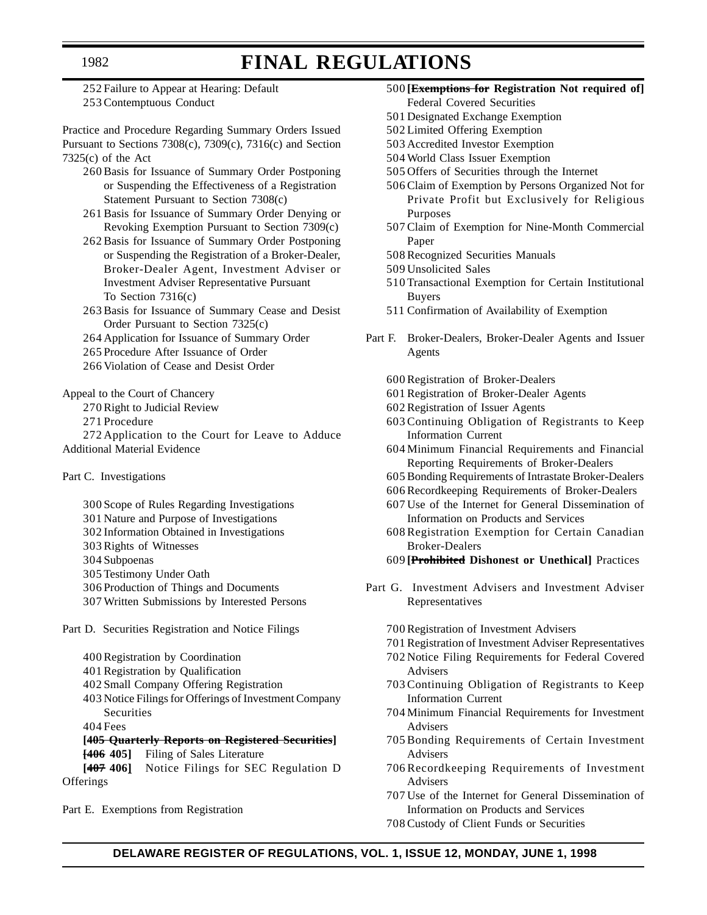252 Failure to Appear at Hearing: Default
253 Contemptuous Conduct

Practice and Procedure Regarding Summary Orders Issued Pursuant to Sections 7308(c), 7309(c), 7316(c) and Section 7325(c) of the Act

260 Basis for Issuance of Summary Order Postponing or Suspending the Effectiveness of a Registration Statement Pursuant to Section 7308(c)
261 Basis for Issuance of Summary Order Denying or Revoking Exemption Pursuant to Section 7309(c)
262 Basis for Issuance of Summary Order Postponing or Suspending the Registration of a Broker-Dealer, Broker-Dealer Agent, Investment Adviser or Investment Adviser Representative Pursuant To Section 7316(c)
263 Basis for Issuance of Summary Cease and Desist Order Pursuant to Section 7325(c)
264 Application for Issuance of Summary Order
265 Procedure After Issuance of Order
266 Violation of Cease and Desist Order

Appeal to the Court of Chancery

270 Right to Judicial Review
271 Procedure
272 Application to the Court for Leave to Adduce Additional Material Evidence

Part C. Investigations

300 Scope of Rules Regarding Investigations
301 Nature and Purpose of Investigations
302 Information Obtained in Investigations
303 Rights of Witnesses
304 Subpoenas
305 Testimony Under Oath
306 Production of Things and Documents
307 Written Submissions by Interested Persons

Part D. Securities Registration and Notice Filings

400 Registration by Coordination
401 Registration by Qualification
402 Small Company Offering Registration
403 Notice Filings for Offerings of Investment Company Securities
404 Fees
**[~~405 Quarterly Reports on Registered Securities~~]**
**[~~406~~ 405]** Filing of Sales Literature
**[~~407~~ 406]** Notice Filings for SEC Regulation D Offerings

Part E. Exemptions from Registration

500 **[~~Exemptions for~~ Registration Not required of]** Federal Covered Securities
501 Designated Exchange Exemption
502 Limited Offering Exemption
503 Accredited Investor Exemption
504 World Class Issuer Exemption
505 Offers of Securities through the Internet
506 Claim of Exemption by Persons Organized Not for Private Profit but Exclusively for Religious Purposes
507 Claim of Exemption for Nine-Month Commercial Paper
508 Recognized Securities Manuals
509 Unsolicited Sales
510 Transactional Exemption for Certain Institutional Buyers
511 Confirmation of Availability of Exemption

Part F. Broker-Dealers, Broker-Dealer Agents and Issuer Agents

600 Registration of Broker-Dealers
601 Registration of Broker-Dealer Agents
602 Registration of Issuer Agents
603 Continuing Obligation of Registrants to Keep Information Current
604 Minimum Financial Requirements and Financial Reporting Requirements of Broker-Dealers
605 Bonding Requirements of Intrastate Broker-Dealers
606 Recordkeeping Requirements of Broker-Dealers
607 Use of the Internet for General Dissemination of Information on Products and Services
608 Registration Exemption for Certain Canadian Broker-Dealers
609 **[~~Prohibited~~ Dishonest or Unethical]** Practices

Part G. Investment Advisers and Investment Adviser Representatives

700 Registration of Investment Advisers
701 Registration of Investment Adviser Representatives
702 Notice Filing Requirements for Federal Covered Advisers
703 Continuing Obligation of Registrants to Keep Information Current
704 Minimum Financial Requirements for Investment Advisers
705 Bonding Requirements of Certain Investment Advisers
706 Recordkeeping Requirements of Investment Advisers
707 Use of the Internet for General Dissemination of Information on Products and Services
708 Custody of Client Funds or Securities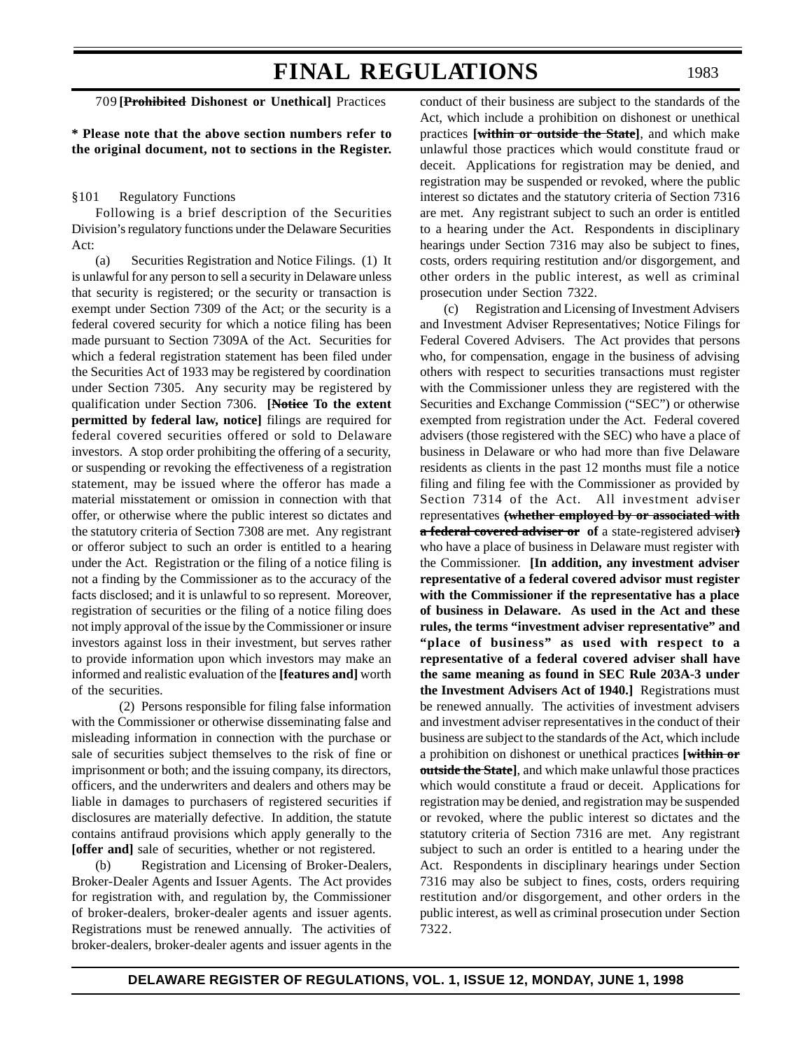709 **[~~Prohibited~~ Dishonest or Unethical]** Practices

**\* Please note that the above section numbers refer to the original document, not to sections in the Register.**

§101 Regulatory Functions

Following is a brief description of the Securities Division's regulatory functions under the Delaware Securities Act:

(a) Securities Registration and Notice Filings. (1) It is unlawful for any person to sell a security in Delaware unless that security is registered; or the security or transaction is exempt under Section 7309 of the Act; or the security is a federal covered security for which a notice filing has been made pursuant to Section 7309A of the Act. Securities for which a federal registration statement has been filed under the Securities Act of 1933 may be registered by coordination under Section 7305. Any security may be registered by qualification under Section 7306. **[~~Notice~~ To the extent permitted by federal law, notice]** filings are required for federal covered securities offered or sold to Delaware investors. A stop order prohibiting the offering of a security, or suspending or revoking the effectiveness of a registration statement, may be issued where the offeror has made a material misstatement or omission in connection with that offer, or otherwise where the public interest so dictates and the statutory criteria of Section 7308 are met. Any registrant or offeror subject to such an order is entitled to a hearing under the Act. Registration or the filing of a notice filing is not a finding by the Commissioner as to the accuracy of the facts disclosed; and it is unlawful to so represent. Moreover, registration of securities or the filing of a notice filing does not imply approval of the issue by the Commissioner or insure investors against loss in their investment, but serves rather to provide information upon which investors may make an informed and realistic evaluation of the **[features and]** worth of the securities.

(2) Persons responsible for filing false information with the Commissioner or otherwise disseminating false and misleading information in connection with the purchase or sale of securities subject themselves to the risk of fine or imprisonment or both; and the issuing company, its directors, officers, and the underwriters and dealers and others may be liable in damages to purchasers of registered securities if disclosures are materially defective. In addition, the statute contains antifraud provisions which apply generally to the **[offer and]** sale of securities, whether or not registered.

(b) Registration and Licensing of Broker-Dealers, Broker-Dealer Agents and Issuer Agents. The Act provides for registration with, and regulation by, the Commissioner of broker-dealers, broker-dealer agents and issuer agents. Registrations must be renewed annually. The activities of broker-dealers, broker-dealer agents and issuer agents in the conduct of their business are subject to the standards of the Act, which include a prohibition on dishonest or unethical practices **[~~within or outside the State~~]**, and which make unlawful those practices which would constitute fraud or deceit. Applications for registration may be denied, and registration may be suspended or revoked, where the public interest so dictates and the statutory criteria of Section 7316 are met. Any registrant subject to such an order is entitled to a hearing under the Act. Respondents in disciplinary hearings under Section 7316 may also be subject to fines, costs, orders requiring restitution and/or disgorgement, and other orders in the public interest, as well as criminal prosecution under Section 7322.

(c) Registration and Licensing of Investment Advisers and Investment Adviser Representatives; Notice Filings for Federal Covered Advisers. The Act provides that persons who, for compensation, engage in the business of advising others with respect to securities transactions must register with the Commissioner unless they are registered with the Securities and Exchange Commission ("SEC") or otherwise exempted from registration under the Act. Federal covered advisers (those registered with the SEC) who have a place of business in Delaware or who had more than five Delaware residents as clients in the past 12 months must file a notice filing and filing fee with the Commissioner as provided by Section 7314 of the Act. All investment adviser representatives **~~(whether employed by or associated with a federal covered adviser or~~ of** a state-registered adviser**~~)~~** who have a place of business in Delaware must register with the Commissioner. **[In addition, any investment adviser representative of a federal covered advisor must register with the Commissioner if the representative has a place of business in Delaware. As used in the Act and these rules, the terms "investment adviser representative" and "place of business" as used with respect to a representative of a federal covered adviser shall have the same meaning as found in SEC Rule 203A-3 under the Investment Advisers Act of 1940.]** Registrations must be renewed annually. The activities of investment advisers and investment adviser representatives in the conduct of their business are subject to the standards of the Act, which include a prohibition on dishonest or unethical practices **[~~within or outside the State~~]**, and which make unlawful those practices which would constitute a fraud or deceit. Applications for registration may be denied, and registration may be suspended or revoked, where the public interest so dictates and the statutory criteria of Section 7316 are met. Any registrant subject to such an order is entitled to a hearing under the Act. Respondents in disciplinary hearings under Section 7316 may also be subject to fines, costs, orders requiring restitution and/or disgorgement, and other orders in the public interest, as well as criminal prosecution under Section 7322.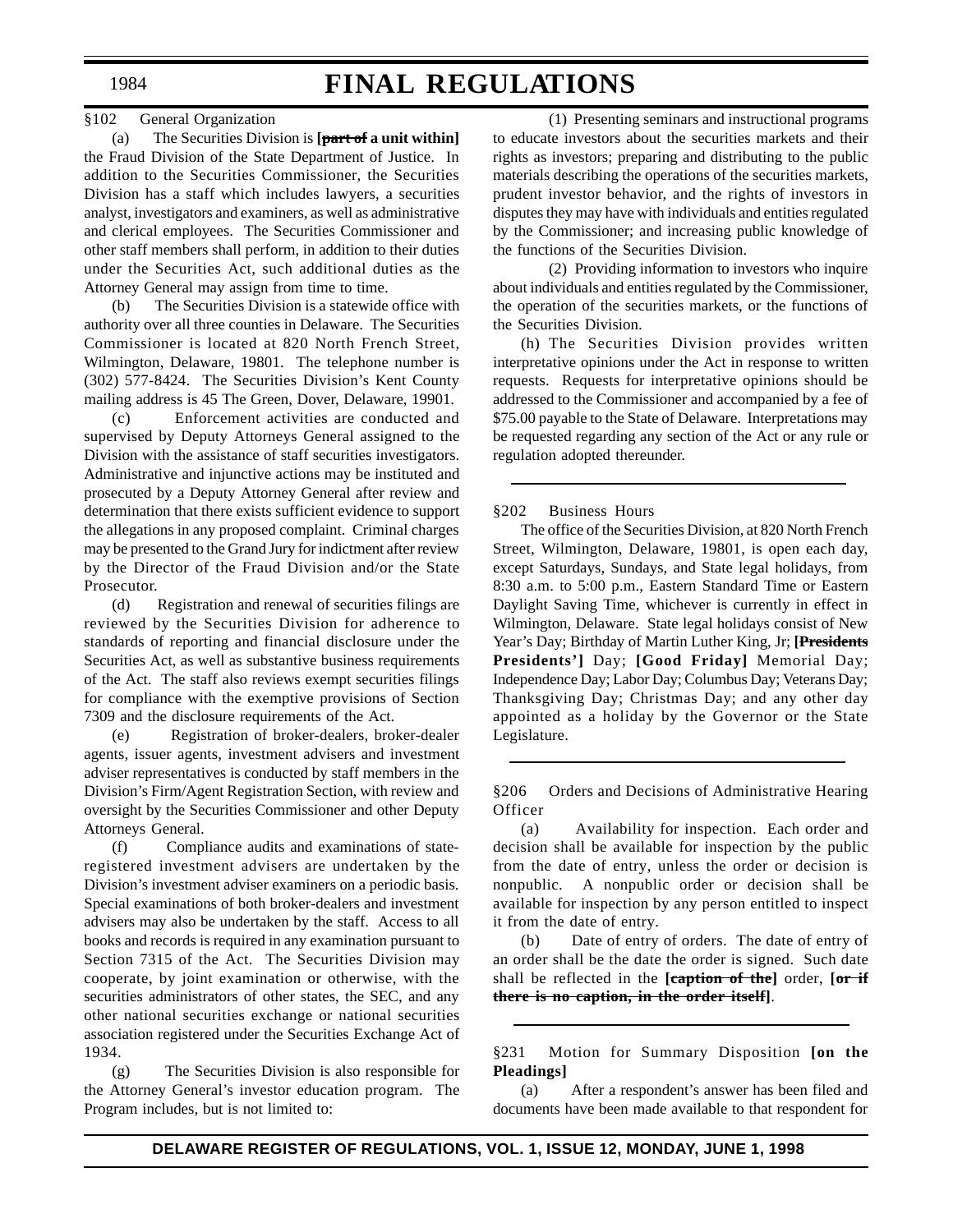§102 General Organization

(a) The Securities Division is **[~~part of~~ a unit within]** the Fraud Division of the State Department of Justice. In addition to the Securities Commissioner, the Securities Division has a staff which includes lawyers, a securities analyst, investigators and examiners, as well as administrative and clerical employees. The Securities Commissioner and other staff members shall perform, in addition to their duties under the Securities Act, such additional duties as the Attorney General may assign from time to time.

(b) The Securities Division is a statewide office with authority over all three counties in Delaware. The Securities Commissioner is located at 820 North French Street, Wilmington, Delaware, 19801. The telephone number is (302) 577-8424. The Securities Division's Kent County mailing address is 45 The Green, Dover, Delaware, 19901.

(c) Enforcement activities are conducted and supervised by Deputy Attorneys General assigned to the Division with the assistance of staff securities investigators. Administrative and injunctive actions may be instituted and prosecuted by a Deputy Attorney General after review and determination that there exists sufficient evidence to support the allegations in any proposed complaint. Criminal charges may be presented to the Grand Jury for indictment after review by the Director of the Fraud Division and/or the State Prosecutor.

(d) Registration and renewal of securities filings are reviewed by the Securities Division for adherence to standards of reporting and financial disclosure under the Securities Act, as well as substantive business requirements of the Act. The staff also reviews exempt securities filings for compliance with the exemptive provisions of Section 7309 and the disclosure requirements of the Act.

(e) Registration of broker-dealers, broker-dealer agents, issuer agents, investment advisers and investment adviser representatives is conducted by staff members in the Division's Firm/Agent Registration Section, with review and oversight by the Securities Commissioner and other Deputy Attorneys General.

(f) Compliance audits and examinations of state-registered investment advisers are undertaken by the Division's investment adviser examiners on a periodic basis. Special examinations of both broker-dealers and investment advisers may also be undertaken by the staff. Access to all books and records is required in any examination pursuant to Section 7315 of the Act. The Securities Division may cooperate, by joint examination or otherwise, with the securities administrators of other states, the SEC, and any other national securities exchange or national securities association registered under the Securities Exchange Act of 1934.

(g) The Securities Division is also responsible for the Attorney General's investor education program. The Program includes, but is not limited to:

(1) Presenting seminars and instructional programs to educate investors about the securities markets and their rights as investors; preparing and distributing to the public materials describing the operations of the securities markets, prudent investor behavior, and the rights of investors in disputes they may have with individuals and entities regulated by the Commissioner; and increasing public knowledge of the functions of the Securities Division.

(2) Providing information to investors who inquire about individuals and entities regulated by the Commissioner, the operation of the securities markets, or the functions of the Securities Division.

(h) The Securities Division provides written interpretative opinions under the Act in response to written requests. Requests for interpretative opinions should be addressed to the Commissioner and accompanied by a fee of $75.00 payable to the State of Delaware. Interpretations may be requested regarding any section of the Act or any rule or regulation adopted thereunder.

---

§202 Business Hours

The office of the Securities Division, at 820 North French Street, Wilmington, Delaware, 19801, is open each day, except Saturdays, Sundays, and State legal holidays, from 8:30 a.m. to 5:00 p.m., Eastern Standard Time or Eastern Daylight Saving Time, whichever is currently in effect in Wilmington, Delaware. State legal holidays consist of New Year's Day; Birthday of Martin Luther King, Jr; **[~~Presidents~~ Presidents']** Day; **[Good Friday]** Memorial Day; Independence Day; Labor Day; Columbus Day; Veterans Day; Thanksgiving Day; Christmas Day; and any other day appointed as a holiday by the Governor or the State Legislature.

---

§206 Orders and Decisions of Administrative Hearing Officer

(a) Availability for inspection. Each order and decision shall be available for inspection by the public from the date of entry, unless the order or decision is nonpublic. A nonpublic order or decision shall be available for inspection by any person entitled to inspect it from the date of entry.

(b) Date of entry of orders. The date of entry of an order shall be the date the order is signed. Such date shall be reflected in the **[~~caption of the~~]** order, **[~~or if there is no caption, in the order itself~~]**.

---

§231 Motion for Summary Disposition **[on the Pleadings]**

(a) After a respondent's answer has been filed and documents have been made available to that respondent for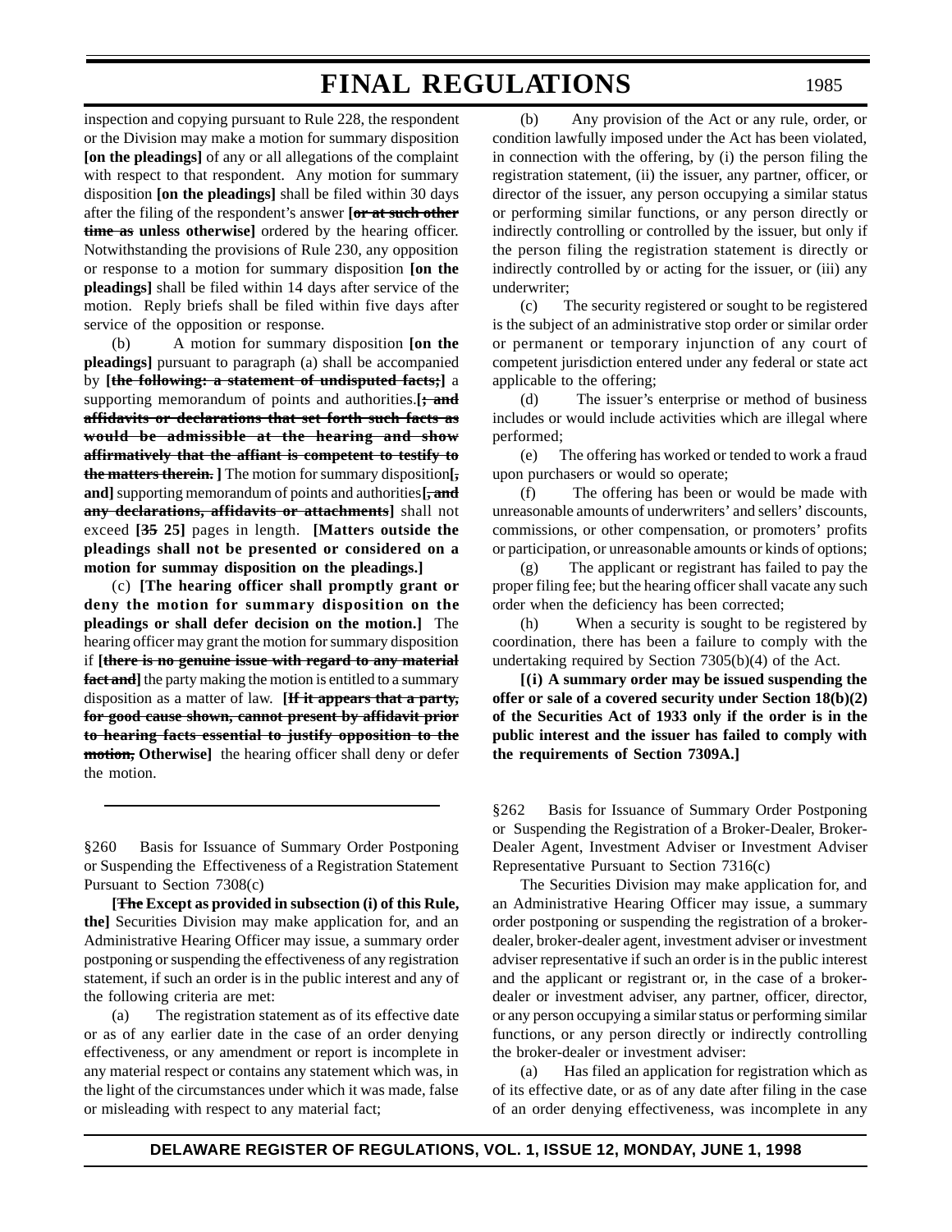inspection and copying pursuant to Rule 228, the respondent or the Division may make a motion for summary disposition **[on the pleadings]** of any or all allegations of the complaint with respect to that respondent. Any motion for summary disposition **[on the pleadings]** shall be filed within 30 days after the filing of the respondent's answer **[~~or at such other time as~~ unless otherwise]** ordered by the hearing officer. Notwithstanding the provisions of Rule 230, any opposition or response to a motion for summary disposition **[on the pleadings]** shall be filed within 14 days after service of the motion. Reply briefs shall be filed within five days after service of the opposition or response.

(b) A motion for summary disposition **[on the pleadings]** pursuant to paragraph (a) shall be accompanied by **[~~the following: a statement of undisputed facts;~~]** a supporting memorandum of points and authorities.**[~~; and affidavits or declarations that set forth such facts as would be admissible at the hearing and show affirmatively that the affiant is competent to testify to the matters therein.~~ ]** The motion for summary disposition**[~~,~~ and]** supporting memorandum of points and authorities**[~~, and any declarations, affidavits or attachments~~]** shall not exceed **[~~35~~ 25]** pages in length. **[Matters outside the pleadings shall not be presented or considered on a motion for summay disposition on the pleadings.]**

(c) **[The hearing officer shall promptly grant or deny the motion for summary disposition on the pleadings or shall defer decision on the motion.]** The hearing officer may grant the motion for summary disposition if **[~~there is no genuine issue with regard to any material fact and~~]** the party making the motion is entitled to a summary disposition as a matter of law. **[~~If it appears that a party, for good cause shown, cannot present by affidavit prior to hearing facts essential to justify opposition to the motion,~~ Otherwise]** the hearing officer shall deny or defer the motion.

---

§260 Basis for Issuance of Summary Order Postponing or Suspending the Effectiveness of a Registration Statement Pursuant to Section 7308(c)

**[~~The~~ Except as provided in subsection (i) of this Rule, the]** Securities Division may make application for, and an Administrative Hearing Officer may issue, a summary order postponing or suspending the effectiveness of any registration statement, if such an order is in the public interest and any of the following criteria are met:

(a) The registration statement as of its effective date or as of any earlier date in the case of an order denying effectiveness, or any amendment or report is incomplete in any material respect or contains any statement which was, in the light of the circumstances under which it was made, false or misleading with respect to any material fact;

(b) Any provision of the Act or any rule, order, or condition lawfully imposed under the Act has been violated, in connection with the offering, by (i) the person filing the registration statement, (ii) the issuer, any partner, officer, or director of the issuer, any person occupying a similar status or performing similar functions, or any person directly or indirectly controlling or controlled by the issuer, but only if the person filing the registration statement is directly or indirectly controlled by or acting for the issuer, or (iii) any underwriter;

(c) The security registered or sought to be registered is the subject of an administrative stop order or similar order or permanent or temporary injunction of any court of competent jurisdiction entered under any federal or state act applicable to the offering;

(d) The issuer's enterprise or method of business includes or would include activities which are illegal where performed;

(e) The offering has worked or tended to work a fraud upon purchasers or would so operate;

(f) The offering has been or would be made with unreasonable amounts of underwriters' and sellers' discounts, commissions, or other compensation, or promoters' profits or participation, or unreasonable amounts or kinds of options;

(g) The applicant or registrant has failed to pay the proper filing fee; but the hearing officer shall vacate any such order when the deficiency has been corrected;

(h) When a security is sought to be registered by coordination, there has been a failure to comply with the undertaking required by Section 7305(b)(4) of the Act.

**[(i) A summary order may be issued suspending the offer or sale of a covered security under Section 18(b)(2) of the Securities Act of 1933 only if the order is in the public interest and the issuer has failed to comply with the requirements of Section 7309A.]**

§262 Basis for Issuance of Summary Order Postponing or Suspending the Registration of a Broker-Dealer, Broker-Dealer Agent, Investment Adviser or Investment Adviser Representative Pursuant to Section 7316(c)

The Securities Division may make application for, and an Administrative Hearing Officer may issue, a summary order postponing or suspending the registration of a broker-dealer, broker-dealer agent, investment adviser or investment adviser representative if such an order is in the public interest and the applicant or registrant or, in the case of a broker-dealer or investment adviser, any partner, officer, director, or any person occupying a similar status or performing similar functions, or any person directly or indirectly controlling the broker-dealer or investment adviser:

(a) Has filed an application for registration which as of its effective date, or as of any date after filing in the case of an order denying effectiveness, was incomplete in any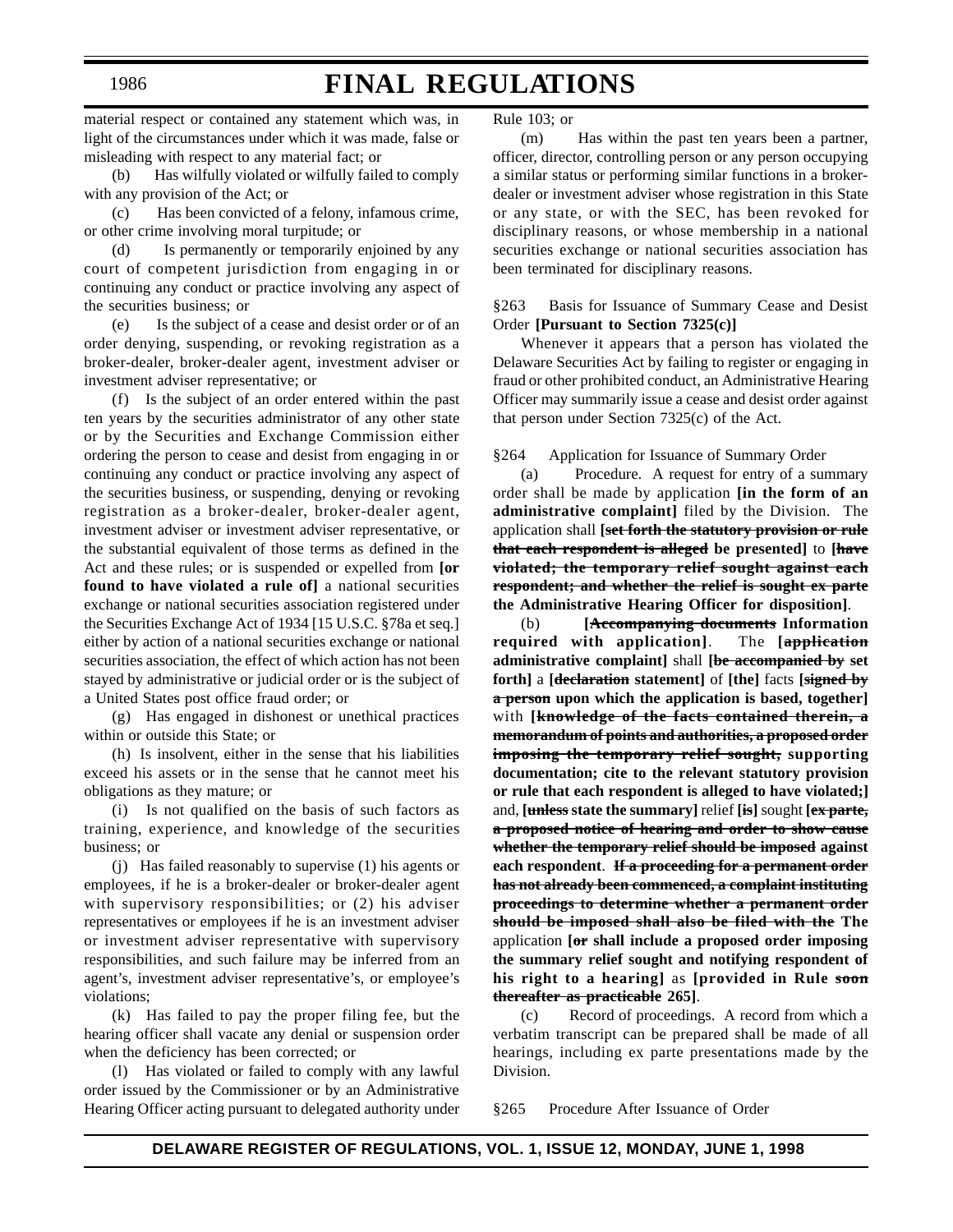material respect or contained any statement which was, in light of the circumstances under which it was made, false or misleading with respect to any material fact; or

(b) Has wilfully violated or wilfully failed to comply with any provision of the Act; or

(c) Has been convicted of a felony, infamous crime, or other crime involving moral turpitude; or

(d) Is permanently or temporarily enjoined by any court of competent jurisdiction from engaging in or continuing any conduct or practice involving any aspect of the securities business; or

(e) Is the subject of a cease and desist order or of an order denying, suspending, or revoking registration as a broker-dealer, broker-dealer agent, investment adviser or investment adviser representative; or

(f) Is the subject of an order entered within the past ten years by the securities administrator of any other state or by the Securities and Exchange Commission either ordering the person to cease and desist from engaging in or continuing any conduct or practice involving any aspect of the securities business, or suspending, denying or revoking registration as a broker-dealer, broker-dealer agent, investment adviser or investment adviser representative, or the substantial equivalent of those terms as defined in the Act and these rules; or is suspended or expelled from **[or found to have violated a rule of]** a national securities exchange or national securities association registered under the Securities Exchange Act of 1934 [15 U.S.C. §78a et seq.] either by action of a national securities exchange or national securities association, the effect of which action has not been stayed by administrative or judicial order or is the subject of a United States post office fraud order; or

(g) Has engaged in dishonest or unethical practices within or outside this State; or

(h) Is insolvent, either in the sense that his liabilities exceed his assets or in the sense that he cannot meet his obligations as they mature; or

(i) Is not qualified on the basis of such factors as training, experience, and knowledge of the securities business; or

(j) Has failed reasonably to supervise (1) his agents or employees, if he is a broker-dealer or broker-dealer agent with supervisory responsibilities; or (2) his adviser representatives or employees if he is an investment adviser or investment adviser representative with supervisory responsibilities, and such failure may be inferred from an agent's, investment adviser representative's, or employee's violations;

(k) Has failed to pay the proper filing fee, but the hearing officer shall vacate any denial or suspension order when the deficiency has been corrected; or

(l) Has violated or failed to comply with any lawful order issued by the Commissioner or by an Administrative Hearing Officer acting pursuant to delegated authority under Rule 103; or

(m) Has within the past ten years been a partner, officer, director, controlling person or any person occupying a similar status or performing similar functions in a broker-dealer or investment adviser whose registration in this State or any state, or with the SEC, has been revoked for disciplinary reasons, or whose membership in a national securities exchange or national securities association has been terminated for disciplinary reasons.

§263 Basis for Issuance of Summary Cease and Desist Order **[Pursuant to Section 7325(c)]**

Whenever it appears that a person has violated the Delaware Securities Act by failing to register or engaging in fraud or other prohibited conduct, an Administrative Hearing Officer may summarily issue a cease and desist order against that person under Section 7325(c) of the Act.

§264 Application for Issuance of Summary Order

(a) Procedure. A request for entry of a summary order shall be made by application **[in the form of an administrative complaint]** filed by the Division. The application shall **[~~set forth the statutory provision or rule that each respondent is alleged~~ be presented]** to **[~~have violated; the temporary relief sought against each respondent; and whether the relief is sought ex parte~~ the Administrative Hearing Officer for disposition]**.

(b) **[~~Accompanying documents~~ Information required with application]**. The **[~~application~~ administrative complaint]** shall **[~~be accompanied by~~ set forth]** a **[~~declaration~~ statement]** of **[the]** facts **[~~signed by a person~~ upon which the application is based, together]** with **[~~knowledge of the facts contained therein, a memorandum of points and authorities, a proposed order imposing the temporary relief sought,~~ supporting documentation; cite to the relevant statutory provision or rule that each respondent is alleged to have violated;]** and, **[~~unless~~ state the summary]** relief **[~~is~~]** sought **[~~ex parte, a proposed notice of hearing and order to show cause whether the temporary relief should be imposed~~ against each respondent]**. ~~**If a proceeding for a permanent order has not already been commenced, a complaint instituting proceedings to determine whether a permanent order should be imposed shall also be filed with the**~~ **The** application **[~~or~~ shall include a proposed order imposing the summary relief sought and notifying respondent of his right to a hearing]** as **[provided in Rule ~~soon thereafter as practicable~~ 265]**.

(c) Record of proceedings. A record from which a verbatim transcript can be prepared shall be made of all hearings, including ex parte presentations made by the Division.

§265 Procedure After Issuance of Order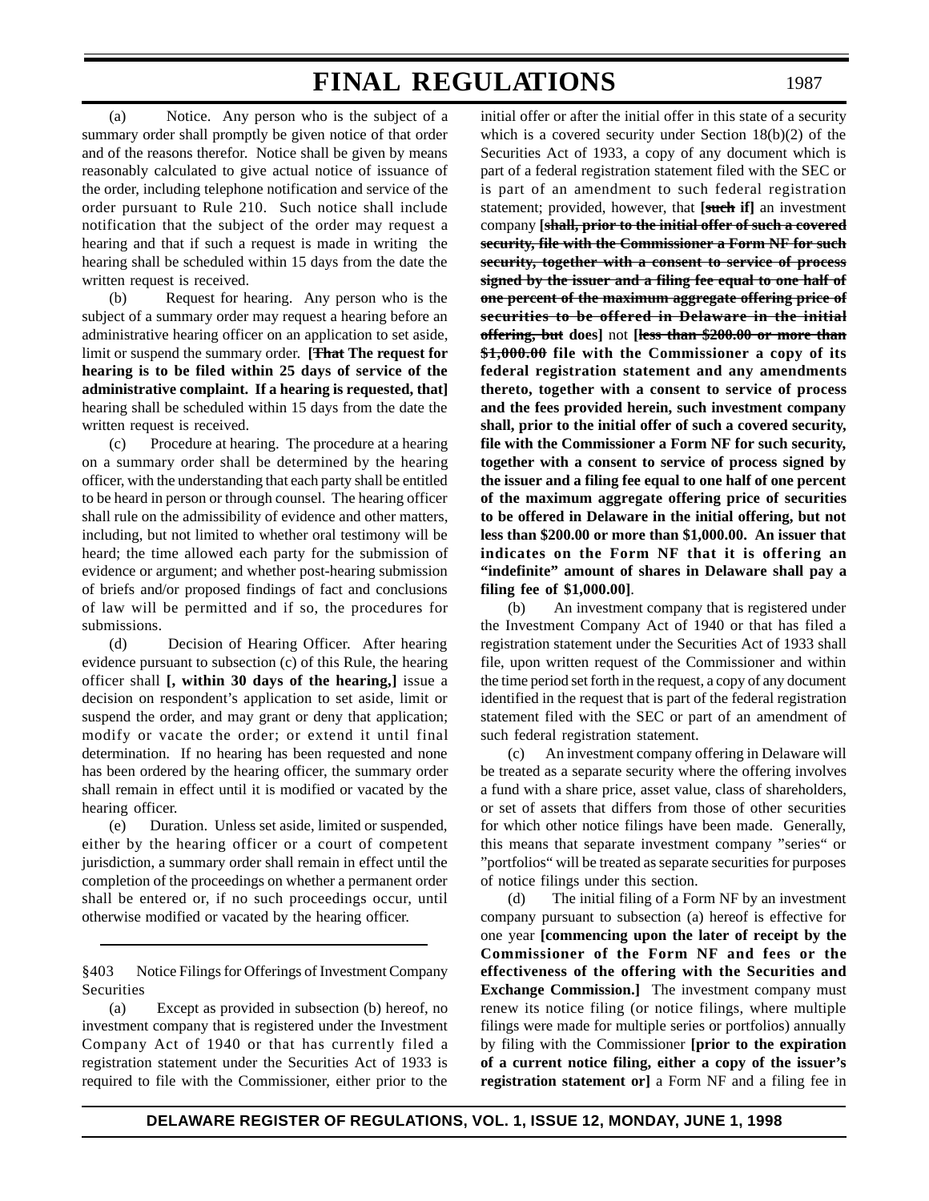(a) Notice. Any person who is the subject of a summary order shall promptly be given notice of that order and of the reasons therefor. Notice shall be given by means reasonably calculated to give actual notice of issuance of the order, including telephone notification and service of the order pursuant to Rule 210. Such notice shall include notification that the subject of the order may request a hearing and that if such a request is made in writing the hearing shall be scheduled within 15 days from the date the written request is received.

(b) Request for hearing. Any person who is the subject of a summary order may request a hearing before an administrative hearing officer on an application to set aside, limit or suspend the summary order. **[~~That~~ The request for hearing is to be filed within 25 days of service of the administrative complaint. If a hearing is requested, that]** hearing shall be scheduled within 15 days from the date the written request is received.

(c) Procedure at hearing. The procedure at a hearing on a summary order shall be determined by the hearing officer, with the understanding that each party shall be entitled to be heard in person or through counsel. The hearing officer shall rule on the admissibility of evidence and other matters, including, but not limited to whether oral testimony will be heard; the time allowed each party for the submission of evidence or argument; and whether post-hearing submission of briefs and/or proposed findings of fact and conclusions of law will be permitted and if so, the procedures for submissions.

(d) Decision of Hearing Officer. After hearing evidence pursuant to subsection (c) of this Rule, the hearing officer shall **[, within 30 days of the hearing,]** issue a decision on respondent's application to set aside, limit or suspend the order, and may grant or deny that application; modify or vacate the order; or extend it until final determination. If no hearing has been requested and none has been ordered by the hearing officer, the summary order shall remain in effect until it is modified or vacated by the hearing officer.

(e) Duration. Unless set aside, limited or suspended, either by the hearing officer or a court of competent jurisdiction, a summary order shall remain in effect until the completion of the proceedings on whether a permanent order shall be entered or, if no such proceedings occur, until otherwise modified or vacated by the hearing officer.

---

§403 Notice Filings for Offerings of Investment Company Securities

(a) Except as provided in subsection (b) hereof, no investment company that is registered under the Investment Company Act of 1940 or that has currently filed a registration statement under the Securities Act of 1933 is required to file with the Commissioner, either prior to the initial offer or after the initial offer in this state of a security which is a covered security under Section 18(b)(2) of the Securities Act of 1933, a copy of any document which is part of a federal registration statement filed with the SEC or is part of an amendment to such federal registration statement; provided, however, that **[~~such~~ if]** an investment company **[~~shall, prior to the initial offer of such a covered security, file with the Commissioner a Form NF for such security, together with a consent to service of process signed by the issuer and a filing fee equal to one half of one percent of the maximum aggregate offering price of securities to be offered in Delaware in the initial offering, but~~ does]** not **[~~less than \$200.00 or more than \$1,000.00~~ file with the Commissioner a copy of its federal registration statement and any amendments thereto, together with a consent to service of process and the fees provided herein, such investment company shall, prior to the initial offer of such a covered security, file with the Commissioner a Form NF for such security, together with a consent to service of process signed by the issuer and a filing fee equal to one half of one percent of the maximum aggregate offering price of securities to be offered in Delaware in the initial offering, but not less than \$200.00 or more than \$1,000.00. An issuer that indicates on the Form NF that it is offering an "indefinite" amount of shares in Delaware shall pay a filing fee of \$1,000.00]**.

(b) An investment company that is registered under the Investment Company Act of 1940 or that has filed a registration statement under the Securities Act of 1933 shall file, upon written request of the Commissioner and within the time period set forth in the request, a copy of any document identified in the request that is part of the federal registration statement filed with the SEC or part of an amendment of such federal registration statement.

(c) An investment company offering in Delaware will be treated as a separate security where the offering involves a fund with a share price, asset value, class of shareholders, or set of assets that differs from those of other securities for which other notice filings have been made. Generally, this means that separate investment company "series" or "portfolios" will be treated as separate securities for purposes of notice filings under this section.

(d) The initial filing of a Form NF by an investment company pursuant to subsection (a) hereof is effective for one year **[commencing upon the later of receipt by the Commissioner of the Form NF and fees or the effectiveness of the offering with the Securities and Exchange Commission.]** The investment company must renew its notice filing (or notice filings, where multiple filings were made for multiple series or portfolios) annually by filing with the Commissioner **[prior to the expiration of a current notice filing, either a copy of the issuer's registration statement or]** a Form NF and a filing fee in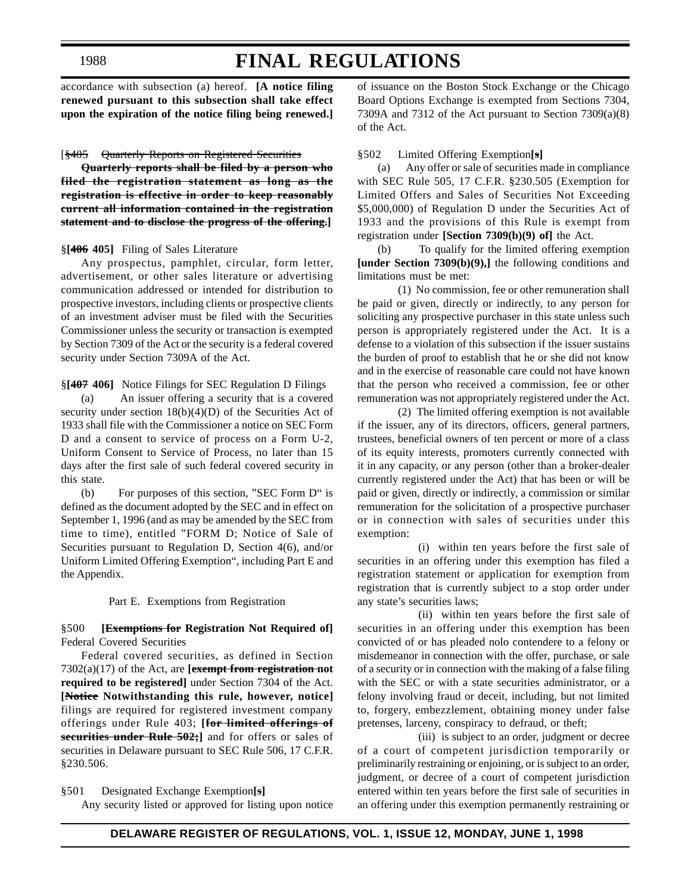accordance with subsection (a) hereof. **[A notice filing renewed pursuant to this subsection shall take effect upon the expiration of the notice filing being renewed.]**

[~~§405 Quarterly Reports on Registered Securities~~

~~**Quarterly reports shall be filed by a person who filed the registration statement as long as the registration is effective in order to keep reasonably current all information contained in the registration statement and to disclose the progress of the offering.**~~]

§**[~~406~~ 405]** Filing of Sales Literature

Any prospectus, pamphlet, circular, form letter, advertisement, or other sales literature or advertising communication addressed or intended for distribution to prospective investors, including clients or prospective clients of an investment adviser must be filed with the Securities Commissioner unless the security or transaction is exempted by Section 7309 of the Act or the security is a federal covered security under Section 7309A of the Act.

§**[~~407~~ 406]** Notice Filings for SEC Regulation D Filings

(a) An issuer offering a security that is a covered security under section 18(b)(4)(D) of the Securities Act of 1933 shall file with the Commissioner a notice on SEC Form D and a consent to service of process on a Form U-2, Uniform Consent to Service of Process, no later than 15 days after the first sale of such federal covered security in this state.

(b) For purposes of this section, "SEC Form D" is defined as the document adopted by the SEC and in effect on September 1, 1996 (and as may be amended by the SEC from time to time), entitled "FORM D; Notice of Sale of Securities pursuant to Regulation D, Section 4(6), and/or Uniform Limited Offering Exemption", including Part E and the Appendix.

Part E. Exemptions from Registration

§500 **[~~Exemptions for~~ Registration Not Required of]** Federal Covered Securities

Federal covered securities, as defined in Section 7302(a)(17) of the Act, are **[~~exempt from registration~~ not required to be registered]** under Section 7304 of the Act. **[~~Notice~~ Notwithstanding this rule, however, notice]** filings are required for registered investment company offerings under Rule 403; **[~~for limited offerings of securities under Rule 502;~~]** and for offers or sales of securities in Delaware pursuant to SEC Rule 506, 17 C.F.R. §230.506.

§501 Designated Exchange Exemption**[s]**

Any security listed or approved for listing upon notice of issuance on the Boston Stock Exchange or the Chicago Board Options Exchange is exempted from Sections 7304, 7309A and 7312 of the Act pursuant to Section 7309(a)(8) of the Act.

§502 Limited Offering Exemption**[~~s~~]**

(a) Any offer or sale of securities made in compliance with SEC Rule 505, 17 C.F.R. §230.505 (Exemption for Limited Offers and Sales of Securities Not Exceeding $5,000,000) of Regulation D under the Securities Act of 1933 and the provisions of this Rule is exempt from registration under **[Section 7309(b)(9) of]** the Act.

(b) To qualify for the limited offering exemption **[under Section 7309(b)(9),]** the following conditions and limitations must be met:

(1) No commission, fee or other remuneration shall be paid or given, directly or indirectly, to any person for soliciting any prospective purchaser in this state unless such person is appropriately registered under the Act. It is a defense to a violation of this subsection if the issuer sustains the burden of proof to establish that he or she did not know and in the exercise of reasonable care could not have known that the person who received a commission, fee or other remuneration was not appropriately registered under the Act.

(2) The limited offering exemption is not available if the issuer, any of its directors, officers, general partners, trustees, beneficial owners of ten percent or more of a class of its equity interests, promoters currently connected with it in any capacity, or any person (other than a broker-dealer currently registered under the Act) that has been or will be paid or given, directly or indirectly, a commission or similar remuneration for the solicitation of a prospective purchaser or in connection with sales of securities under this exemption:

(i) within ten years before the first sale of securities in an offering under this exemption has filed a registration statement or application for exemption from registration that is currently subject to a stop order under any state's securities laws;

(ii) within ten years before the first sale of securities in an offering under this exemption has been convicted of or has pleaded nolo contendere to a felony or misdemeanor in connection with the offer, purchase, or sale of a security or in connection with the making of a false filing with the SEC or with a state securities administrator, or a felony involving fraud or deceit, including, but not limited to, forgery, embezzlement, obtaining money under false pretenses, larceny, conspiracy to defraud, or theft;

(iii) is subject to an order, judgment or decree of a court of competent jurisdiction temporarily or preliminarily restraining or enjoining, or is subject to an order, judgment, or decree of a court of competent jurisdiction entered within ten years before the first sale of securities in an offering under this exemption permanently restraining or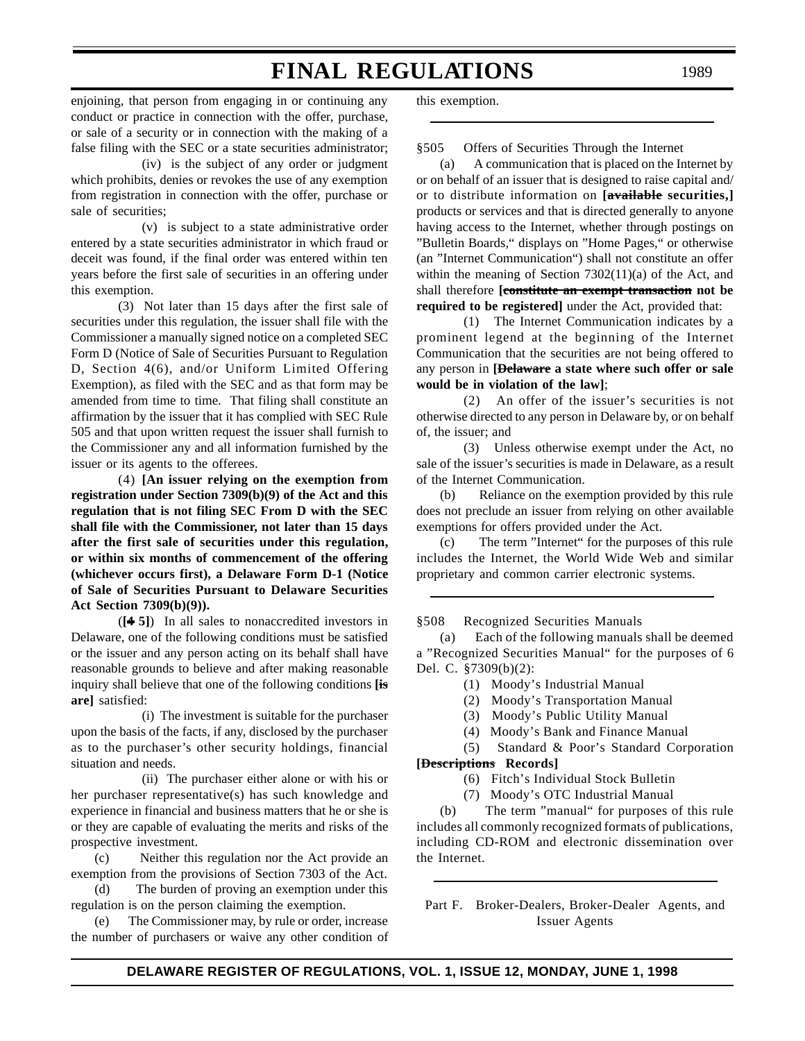enjoining, that person from engaging in or continuing any conduct or practice in connection with the offer, purchase, or sale of a security or in connection with the making of a false filing with the SEC or a state securities administrator;

(iv) is the subject of any order or judgment which prohibits, denies or revokes the use of any exemption from registration in connection with the offer, purchase or sale of securities;

(v) is subject to a state administrative order entered by a state securities administrator in which fraud or deceit was found, if the final order was entered within ten years before the first sale of securities in an offering under this exemption.

(3) Not later than 15 days after the first sale of securities under this regulation, the issuer shall file with the Commissioner a manually signed notice on a completed SEC Form D (Notice of Sale of Securities Pursuant to Regulation D, Section 4(6), and/or Uniform Limited Offering Exemption), as filed with the SEC and as that form may be amended from time to time. That filing shall constitute an affirmation by the issuer that it has complied with SEC Rule 505 and that upon written request the issuer shall furnish to the Commissioner any and all information furnished by the issuer or its agents to the offerees.

(4) **[An issuer relying on the exemption from registration under Section 7309(b)(9) of the Act and this regulation that is not filing SEC From D with the SEC shall file with the Commissioner, not later than 15 days after the first sale of securities under this regulation, or within six months of commencement of the offering (whichever occurs first), a Delaware Form D-1 (Notice of Sale of Securities Pursuant to Delaware Securities Act Section 7309(b)(9)).**

(**[~~4~~ 5]**) In all sales to nonaccredited investors in Delaware, one of the following conditions must be satisfied or the issuer and any person acting on its behalf shall have reasonable grounds to believe and after making reasonable inquiry shall believe that one of the following conditions **[~~is~~ are]** satisfied:

(i) The investment is suitable for the purchaser upon the basis of the facts, if any, disclosed by the purchaser as to the purchaser's other security holdings, financial situation and needs.

(ii) The purchaser either alone or with his or her purchaser representative(s) has such knowledge and experience in financial and business matters that he or she is or they are capable of evaluating the merits and risks of the prospective investment.

(c) Neither this regulation nor the Act provide an exemption from the provisions of Section 7303 of the Act.

(d) The burden of proving an exemption under this regulation is on the person claiming the exemption.

(e) The Commissioner may, by rule or order, increase the number of purchasers or waive any other condition of this exemption.

---

§505 Offers of Securities Through the Internet

(a) A communication that is placed on the Internet by or on behalf of an issuer that is designed to raise capital and/or to distribute information on **[~~available~~ securities,]** products or services and that is directed generally to anyone having access to the Internet, whether through postings on "Bulletin Boards," displays on "Home Pages," or otherwise (an "Internet Communication") shall not constitute an offer within the meaning of Section 7302(11)(a) of the Act, and shall therefore **[~~constitute an exempt transaction~~ not be required to be registered]** under the Act, provided that:

(1) The Internet Communication indicates by a prominent legend at the beginning of the Internet Communication that the securities are not being offered to any person in **[~~Delaware~~ a state where such offer or sale would be in violation of the law]**;

(2) An offer of the issuer's securities is not otherwise directed to any person in Delaware by, or on behalf of, the issuer; and

(3) Unless otherwise exempt under the Act, no sale of the issuer's securities is made in Delaware, as a result of the Internet Communication.

(b) Reliance on the exemption provided by this rule does not preclude an issuer from relying on other available exemptions for offers provided under the Act.

(c) The term "Internet" for the purposes of this rule includes the Internet, the World Wide Web and similar proprietary and common carrier electronic systems.

---

§508 Recognized Securities Manuals

(a) Each of the following manuals shall be deemed a "Recognized Securities Manual" for the purposes of 6 Del. C. §7309(b)(2):

(1) Moody's Industrial Manual

(2) Moody's Transportation Manual

(3) Moody's Public Utility Manual

(4) Moody's Bank and Finance Manual

(5) Standard & Poor's Standard Corporation **[~~Descriptions~~ Records]**

(6) Fitch's Individual Stock Bulletin

(7) Moody's OTC Industrial Manual

(b) The term "manual" for purposes of this rule includes all commonly recognized formats of publications, including CD-ROM and electronic dissemination over the Internet.

---

Part F. Broker-Dealers, Broker-Dealer Agents, and Issuer Agents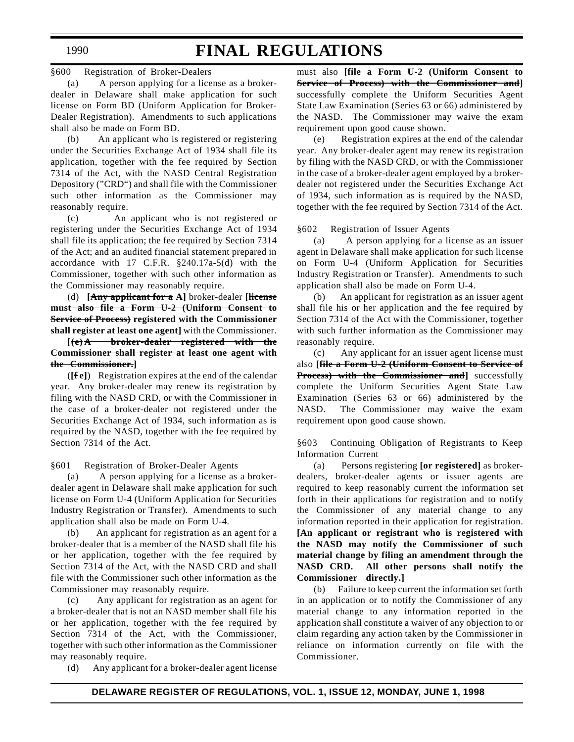§600 Registration of Broker-Dealers

(a) A person applying for a license as a broker-dealer in Delaware shall make application for such license on Form BD (Uniform Application for Broker-Dealer Registration). Amendments to such applications shall also be made on Form BD.

(b) An applicant who is registered or registering under the Securities Exchange Act of 1934 shall file its application, together with the fee required by Section 7314 of the Act, with the NASD Central Registration Depository ("CRD") and shall file with the Commissioner such other information as the Commissioner may reasonably require.

(c) An applicant who is not registered or registering under the Securities Exchange Act of 1934 shall file its application; the fee required by Section 7314 of the Act; and an audited financial statement prepared in accordance with 17 C.F.R. §240.17a-5(d) with the Commissioner, together with such other information as the Commissioner may reasonably require.

(d) **[~~Any applicant for a~~ A]** broker-dealer **[~~license must also file a Form U-2 (Uniform Consent to Service of Process)~~ registered with the Commissioner shall register at least one agent]** with the Commissioner.

**[~~(e) A broker-dealer registered with the Commissioner shall register at least one agent with the Commissioner.~~]**

(**[~~f~~ e]**) Registration expires at the end of the calendar year. Any broker-dealer may renew its registration by filing with the NASD CRD, or with the Commissioner in the case of a broker-dealer not registered under the Securities Exchange Act of 1934, such information as is required by the NASD, together with the fee required by Section 7314 of the Act.

§601 Registration of Broker-Dealer Agents

(a) A person applying for a license as a broker-dealer agent in Delaware shall make application for such license on Form U-4 (Uniform Application for Securities Industry Registration or Transfer). Amendments to such application shall also be made on Form U-4.

(b) An applicant for registration as an agent for a broker-dealer that is a member of the NASD shall file his or her application, together with the fee required by Section 7314 of the Act, with the NASD CRD and shall file with the Commissioner such other information as the Commissioner may reasonably require.

(c) Any applicant for registration as an agent for a broker-dealer that is not an NASD member shall file his or her application, together with the fee required by Section 7314 of the Act, with the Commissioner, together with such other information as the Commissioner may reasonably require.

(d) Any applicant for a broker-dealer agent license must also **[~~file a Form U-2 (Uniform Consent to Service of Process) with the Commissioner and~~]** successfully complete the Uniform Securities Agent State Law Examination (Series 63 or 66) administered by the NASD. The Commissioner may waive the exam requirement upon good cause shown.

(e) Registration expires at the end of the calendar year. Any broker-dealer agent may renew its registration by filing with the NASD CRD, or with the Commissioner in the case of a broker-dealer agent employed by a broker-dealer not registered under the Securities Exchange Act of 1934, such information as is required by the NASD, together with the fee required by Section 7314 of the Act.

§602 Registration of Issuer Agents

(a) A person applying for a license as an issuer agent in Delaware shall make application for such license on Form U-4 (Uniform Application for Securities Industry Registration or Transfer). Amendments to such application shall also be made on Form U-4.

(b) An applicant for registration as an issuer agent shall file his or her application and the fee required by Section 7314 of the Act with the Commissioner, together with such further information as the Commissioner may reasonably require.

(c) Any applicant for an issuer agent license must also **[~~file a Form U-2 (Uniform Consent to Service of Process) with the Commissioner and~~]** successfully complete the Uniform Securities Agent State Law Examination (Series 63 or 66) administered by the NASD. The Commissioner may waive the exam requirement upon good cause shown.

§603 Continuing Obligation of Registrants to Keep Information Current

(a) Persons registering **[or registered]** as broker-dealers, broker-dealer agents or issuer agents are required to keep reasonably current the information set forth in their applications for registration and to notify the Commissioner of any material change to any information reported in their application for registration. **[An applicant or registrant who is registered with the NASD may notify the Commissioner of such material change by filing an amendment through the NASD CRD. All other persons shall notify the Commissioner directly.]**

(b) Failure to keep current the information set forth in an application or to notify the Commissioner of any material change to any information reported in the application shall constitute a waiver of any objection to or claim regarding any action taken by the Commissioner in reliance on information currently on file with the Commissioner.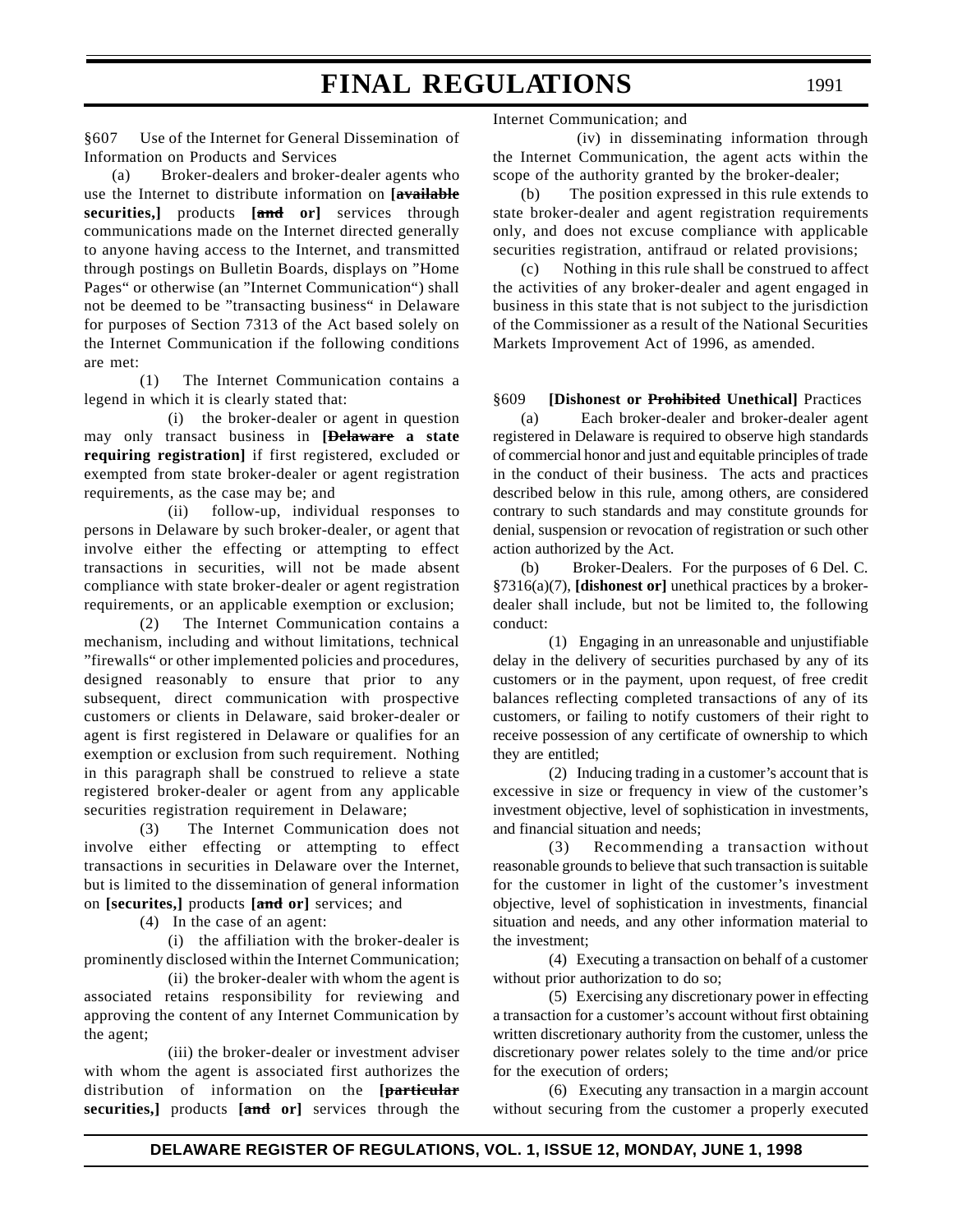§607 Use of the Internet for General Dissemination of Information on Products and Services

(a) Broker-dealers and broker-dealer agents who use the Internet to distribute information on **[~~available securities,~~]** products **[~~and~~ or]** services through communications made on the Internet directed generally to anyone having access to the Internet, and transmitted through postings on Bulletin Boards, displays on "Home Pages" or otherwise (an "Internet Communication") shall not be deemed to be "transacting business" in Delaware for purposes of Section 7313 of the Act based solely on the Internet Communication if the following conditions are met:

(1) The Internet Communication contains a legend in which it is clearly stated that:

(i) the broker-dealer or agent in question may only transact business in **[~~Delaware~~ a state requiring registration]** if first registered, excluded or exempted from state broker-dealer or agent registration requirements, as the case may be; and

(ii) follow-up, individual responses to persons in Delaware by such broker-dealer, or agent that involve either the effecting or attempting to effect transactions in securities, will not be made absent compliance with state broker-dealer or agent registration requirements, or an applicable exemption or exclusion;

(2) The Internet Communication contains a mechanism, including and without limitations, technical "firewalls" or other implemented policies and procedures, designed reasonably to ensure that prior to any subsequent, direct communication with prospective customers or clients in Delaware, said broker-dealer or agent is first registered in Delaware or qualifies for an exemption or exclusion from such requirement. Nothing in this paragraph shall be construed to relieve a state registered broker-dealer or agent from any applicable securities registration requirement in Delaware;

(3) The Internet Communication does not involve either effecting or attempting to effect transactions in securities in Delaware over the Internet, but is limited to the dissemination of general information on **[securites,]** products **[~~and~~ or]** services; and

(4) In the case of an agent:

(i) the affiliation with the broker-dealer is prominently disclosed within the Internet Communication;

(ii) the broker-dealer with whom the agent is associated retains responsibility for reviewing and approving the content of any Internet Communication by the agent;

(iii) the broker-dealer or investment adviser with whom the agent is associated first authorizes the distribution of information on the **[~~particular securities,~~]** products **[~~and~~ or]** services through the Internet Communication; and

(iv) in disseminating information through the Internet Communication, the agent acts within the scope of the authority granted by the broker-dealer;

(b) The position expressed in this rule extends to state broker-dealer and agent registration requirements only, and does not excuse compliance with applicable securities registration, antifraud or related provisions;

(c) Nothing in this rule shall be construed to affect the activities of any broker-dealer and agent engaged in business in this state that is not subject to the jurisdiction of the Commissioner as a result of the National Securities Markets Improvement Act of 1996, as amended.

§609 **[Dishonest or ~~Prohibited~~ Unethical]** Practices

(a) Each broker-dealer and broker-dealer agent registered in Delaware is required to observe high standards of commercial honor and just and equitable principles of trade in the conduct of their business. The acts and practices described below in this rule, among others, are considered contrary to such standards and may constitute grounds for denial, suspension or revocation of registration or such other action authorized by the Act.

(b) Broker-Dealers. For the purposes of 6 Del. C. §7316(a)(7), **[dishonest or]** unethical practices by a broker-dealer shall include, but not be limited to, the following conduct:

(1) Engaging in an unreasonable and unjustifiable delay in the delivery of securities purchased by any of its customers or in the payment, upon request, of free credit balances reflecting completed transactions of any of its customers, or failing to notify customers of their right to receive possession of any certificate of ownership to which they are entitled;

(2) Inducing trading in a customer's account that is excessive in size or frequency in view of the customer's investment objective, level of sophistication in investments, and financial situation and needs;

(3) Recommending a transaction without reasonable grounds to believe that such transaction is suitable for the customer in light of the customer's investment objective, level of sophistication in investments, financial situation and needs, and any other information material to the investment;

(4) Executing a transaction on behalf of a customer without prior authorization to do so;

(5) Exercising any discretionary power in effecting a transaction for a customer's account without first obtaining written discretionary authority from the customer, unless the discretionary power relates solely to the time and/or price for the execution of orders;

(6) Executing any transaction in a margin account without securing from the customer a properly executed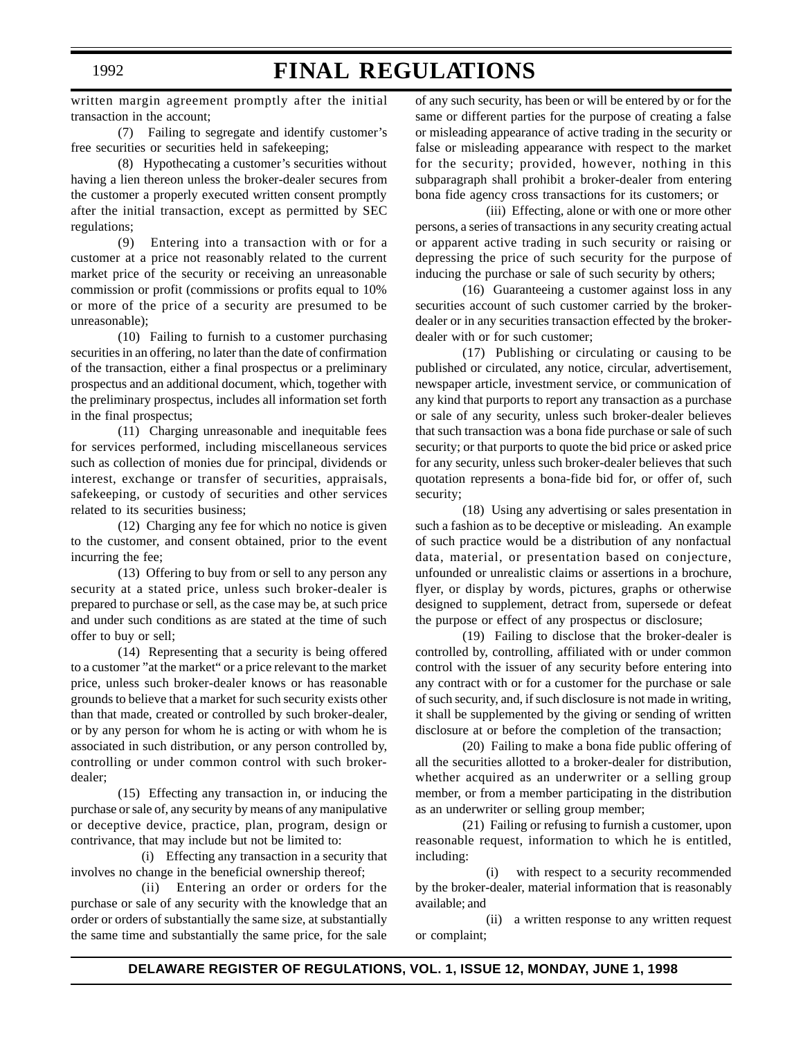written margin agreement promptly after the initial transaction in the account;

(7) Failing to segregate and identify customer's free securities or securities held in safekeeping;

(8) Hypothecating a customer's securities without having a lien thereon unless the broker-dealer secures from the customer a properly executed written consent promptly after the initial transaction, except as permitted by SEC regulations;

(9) Entering into a transaction with or for a customer at a price not reasonably related to the current market price of the security or receiving an unreasonable commission or profit (commissions or profits equal to 10% or more of the price of a security are presumed to be unreasonable);

(10) Failing to furnish to a customer purchasing securities in an offering, no later than the date of confirmation of the transaction, either a final prospectus or a preliminary prospectus and an additional document, which, together with the preliminary prospectus, includes all information set forth in the final prospectus;

(11) Charging unreasonable and inequitable fees for services performed, including miscellaneous services such as collection of monies due for principal, dividends or interest, exchange or transfer of securities, appraisals, safekeeping, or custody of securities and other services related to its securities business;

(12) Charging any fee for which no notice is given to the customer, and consent obtained, prior to the event incurring the fee;

(13) Offering to buy from or sell to any person any security at a stated price, unless such broker-dealer is prepared to purchase or sell, as the case may be, at such price and under such conditions as are stated at the time of such offer to buy or sell;

(14) Representing that a security is being offered to a customer "at the market" or a price relevant to the market price, unless such broker-dealer knows or has reasonable grounds to believe that a market for such security exists other than that made, created or controlled by such broker-dealer, or by any person for whom he is acting or with whom he is associated in such distribution, or any person controlled by, controlling or under common control with such broker-dealer;

(15) Effecting any transaction in, or inducing the purchase or sale of, any security by means of any manipulative or deceptive device, practice, plan, program, design or contrivance, that may include but not be limited to:

(i) Effecting any transaction in a security that involves no change in the beneficial ownership thereof;

(ii) Entering an order or orders for the purchase or sale of any security with the knowledge that an order or orders of substantially the same size, at substantially the same time and substantially the same price, for the sale of any such security, has been or will be entered by or for the same or different parties for the purpose of creating a false or misleading appearance of active trading in the security or false or misleading appearance with respect to the market for the security; provided, however, nothing in this subparagraph shall prohibit a broker-dealer from entering bona fide agency cross transactions for its customers; or

(iii) Effecting, alone or with one or more other persons, a series of transactions in any security creating actual or apparent active trading in such security or raising or depressing the price of such security for the purpose of inducing the purchase or sale of such security by others;

(16) Guaranteeing a customer against loss in any securities account of such customer carried by the broker-dealer or in any securities transaction effected by the broker-dealer with or for such customer;

(17) Publishing or circulating or causing to be published or circulated, any notice, circular, advertisement, newspaper article, investment service, or communication of any kind that purports to report any transaction as a purchase or sale of any security, unless such broker-dealer believes that such transaction was a bona fide purchase or sale of such security; or that purports to quote the bid price or asked price for any security, unless such broker-dealer believes that such quotation represents a bona-fide bid for, or offer of, such security;

(18) Using any advertising or sales presentation in such a fashion as to be deceptive or misleading. An example of such practice would be a distribution of any nonfactual data, material, or presentation based on conjecture, unfounded or unrealistic claims or assertions in a brochure, flyer, or display by words, pictures, graphs or otherwise designed to supplement, detract from, supersede or defeat the purpose or effect of any prospectus or disclosure;

(19) Failing to disclose that the broker-dealer is controlled by, controlling, affiliated with or under common control with the issuer of any security before entering into any contract with or for a customer for the purchase or sale of such security, and, if such disclosure is not made in writing, it shall be supplemented by the giving or sending of written disclosure at or before the completion of the transaction;

(20) Failing to make a bona fide public offering of all the securities allotted to a broker-dealer for distribution, whether acquired as an underwriter or a selling group member, or from a member participating in the distribution as an underwriter or selling group member;

(21) Failing or refusing to furnish a customer, upon reasonable request, information to which he is entitled, including:

(i) with respect to a security recommended by the broker-dealer, material information that is reasonably available; and

(ii) a written response to any written request or complaint;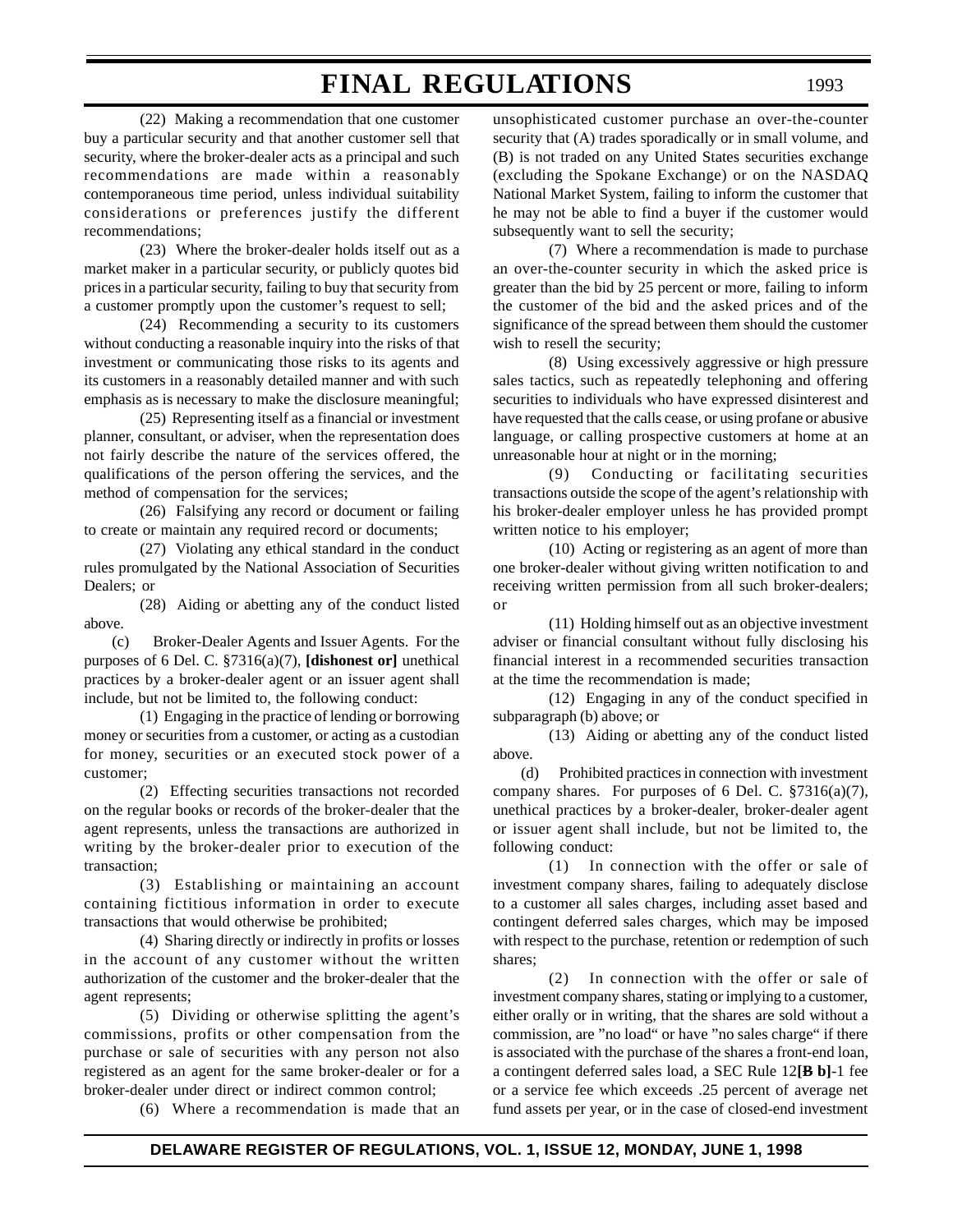(22) Making a recommendation that one customer buy a particular security and that another customer sell that security, where the broker-dealer acts as a principal and such recommendations are made within a reasonably contemporaneous time period, unless individual suitability considerations or preferences justify the different recommendations;

(23) Where the broker-dealer holds itself out as a market maker in a particular security, or publicly quotes bid prices in a particular security, failing to buy that security from a customer promptly upon the customer's request to sell;

(24) Recommending a security to its customers without conducting a reasonable inquiry into the risks of that investment or communicating those risks to its agents and its customers in a reasonably detailed manner and with such emphasis as is necessary to make the disclosure meaningful;

(25) Representing itself as a financial or investment planner, consultant, or adviser, when the representation does not fairly describe the nature of the services offered, the qualifications of the person offering the services, and the method of compensation for the services;

(26) Falsifying any record or document or failing to create or maintain any required record or documents;

(27) Violating any ethical standard in the conduct rules promulgated by the National Association of Securities Dealers; or

(28) Aiding or abetting any of the conduct listed above.

(c) Broker-Dealer Agents and Issuer Agents. For the purposes of 6 Del. C. §7316(a)(7), **[dishonest or]** unethical practices by a broker-dealer agent or an issuer agent shall include, but not be limited to, the following conduct:

(1) Engaging in the practice of lending or borrowing money or securities from a customer, or acting as a custodian for money, securities or an executed stock power of a customer;

(2) Effecting securities transactions not recorded on the regular books or records of the broker-dealer that the agent represents, unless the transactions are authorized in writing by the broker-dealer prior to execution of the transaction;

(3) Establishing or maintaining an account containing fictitious information in order to execute transactions that would otherwise be prohibited;

(4) Sharing directly or indirectly in profits or losses in the account of any customer without the written authorization of the customer and the broker-dealer that the agent represents;

(5) Dividing or otherwise splitting the agent's commissions, profits or other compensation from the purchase or sale of securities with any person not also registered as an agent for the same broker-dealer or for a broker-dealer under direct or indirect common control;

(6) Where a recommendation is made that an unsophisticated customer purchase an over-the-counter security that (A) trades sporadically or in small volume, and (B) is not traded on any United States securities exchange (excluding the Spokane Exchange) or on the NASDAQ National Market System, failing to inform the customer that he may not be able to find a buyer if the customer would subsequently want to sell the security;

(7) Where a recommendation is made to purchase an over-the-counter security in which the asked price is greater than the bid by 25 percent or more, failing to inform the customer of the bid and the asked prices and of the significance of the spread between them should the customer wish to resell the security;

(8) Using excessively aggressive or high pressure sales tactics, such as repeatedly telephoning and offering securities to individuals who have expressed disinterest and have requested that the calls cease, or using profane or abusive language, or calling prospective customers at home at an unreasonable hour at night or in the morning;

(9) Conducting or facilitating securities transactions outside the scope of the agent's relationship with his broker-dealer employer unless he has provided prompt written notice to his employer;

(10) Acting or registering as an agent of more than one broker-dealer without giving written notification to and receiving written permission from all such broker-dealers; or

(11) Holding himself out as an objective investment adviser or financial consultant without fully disclosing his financial interest in a recommended securities transaction at the time the recommendation is made;

(12) Engaging in any of the conduct specified in subparagraph (b) above; or

(13) Aiding or abetting any of the conduct listed above.

(d) Prohibited practices in connection with investment company shares. For purposes of 6 Del. C. §7316(a)(7), unethical practices by a broker-dealer, broker-dealer agent or issuer agent shall include, but not be limited to, the following conduct:

(1) In connection with the offer or sale of investment company shares, failing to adequately disclose to a customer all sales charges, including asset based and contingent deferred sales charges, which may be imposed with respect to the purchase, retention or redemption of such shares;

(2) In connection with the offer or sale of investment company shares, stating or implying to a customer, either orally or in writing, that the shares are sold without a commission, are "no load" or have "no sales charge" if there is associated with the purchase of the shares a front-end loan, a contingent deferred sales load, a SEC Rule 12**[B b]**-1 fee or a service fee which exceeds .25 percent of average net fund assets per year, or in the case of closed-end investment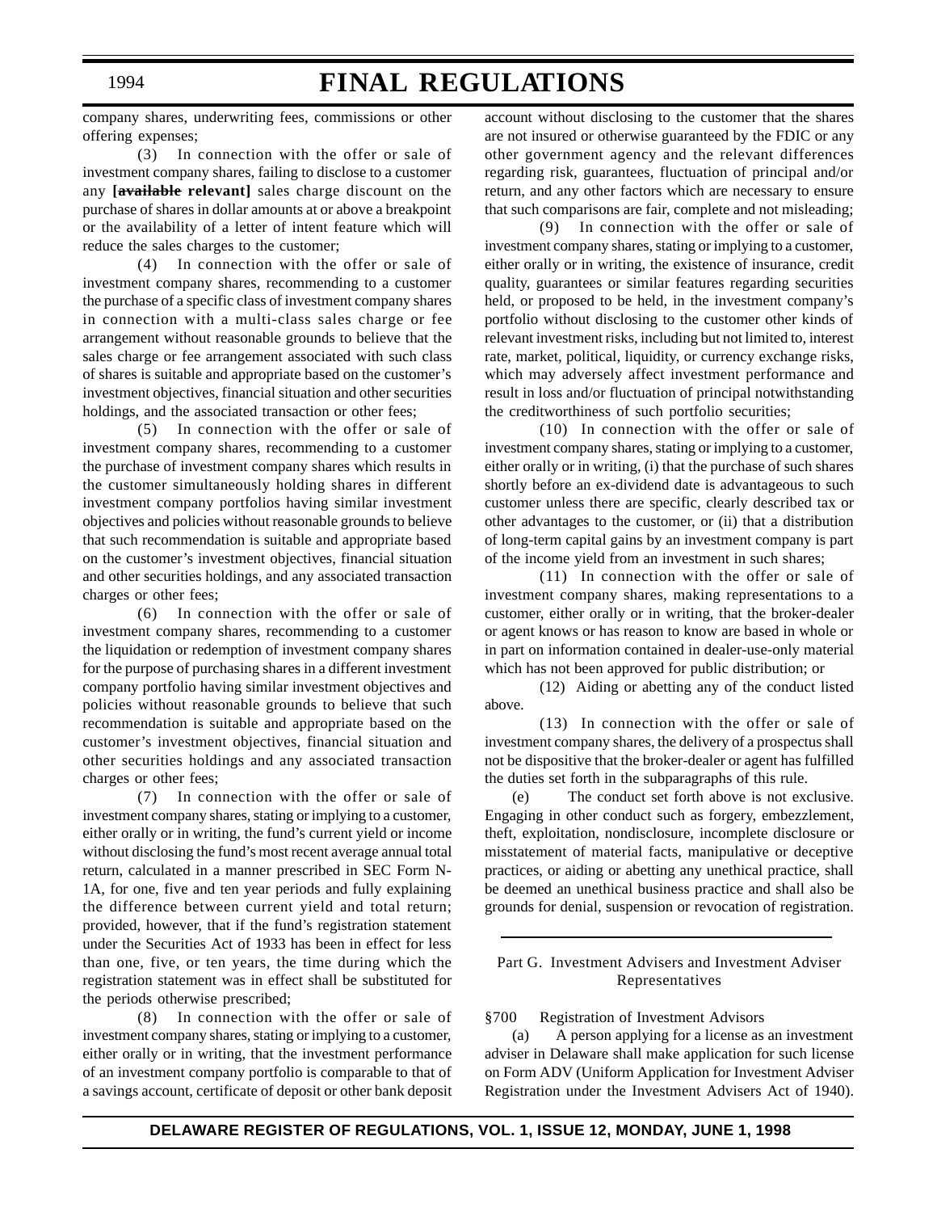company shares, underwriting fees, commissions or other offering expenses;

(3) In connection with the offer or sale of investment company shares, failing to disclose to a customer any **[~~available~~ relevant]** sales charge discount on the purchase of shares in dollar amounts at or above a breakpoint or the availability of a letter of intent feature which will reduce the sales charges to the customer;

(4) In connection with the offer or sale of investment company shares, recommending to a customer the purchase of a specific class of investment company shares in connection with a multi-class sales charge or fee arrangement without reasonable grounds to believe that the sales charge or fee arrangement associated with such class of shares is suitable and appropriate based on the customer's investment objectives, financial situation and other securities holdings, and the associated transaction or other fees;

(5) In connection with the offer or sale of investment company shares, recommending to a customer the purchase of investment company shares which results in the customer simultaneously holding shares in different investment company portfolios having similar investment objectives and policies without reasonable grounds to believe that such recommendation is suitable and appropriate based on the customer's investment objectives, financial situation and other securities holdings, and any associated transaction charges or other fees;

(6) In connection with the offer or sale of investment company shares, recommending to a customer the liquidation or redemption of investment company shares for the purpose of purchasing shares in a different investment company portfolio having similar investment objectives and policies without reasonable grounds to believe that such recommendation is suitable and appropriate based on the customer's investment objectives, financial situation and other securities holdings and any associated transaction charges or other fees;

(7) In connection with the offer or sale of investment company shares, stating or implying to a customer, either orally or in writing, the fund's current yield or income without disclosing the fund's most recent average annual total return, calculated in a manner prescribed in SEC Form N-1A, for one, five and ten year periods and fully explaining the difference between current yield and total return; provided, however, that if the fund's registration statement under the Securities Act of 1933 has been in effect for less than one, five, or ten years, the time during which the registration statement was in effect shall be substituted for the periods otherwise prescribed;

(8) In connection with the offer or sale of investment company shares, stating or implying to a customer, either orally or in writing, that the investment performance of an investment company portfolio is comparable to that of a savings account, certificate of deposit or other bank deposit account without disclosing to the customer that the shares are not insured or otherwise guaranteed by the FDIC or any other government agency and the relevant differences regarding risk, guarantees, fluctuation of principal and/or return, and any other factors which are necessary to ensure that such comparisons are fair, complete and not misleading;

(9) In connection with the offer or sale of investment company shares, stating or implying to a customer, either orally or in writing, the existence of insurance, credit quality, guarantees or similar features regarding securities held, or proposed to be held, in the investment company's portfolio without disclosing to the customer other kinds of relevant investment risks, including but not limited to, interest rate, market, political, liquidity, or currency exchange risks, which may adversely affect investment performance and result in loss and/or fluctuation of principal notwithstanding the creditworthiness of such portfolio securities;

(10) In connection with the offer or sale of investment company shares, stating or implying to a customer, either orally or in writing, (i) that the purchase of such shares shortly before an ex-dividend date is advantageous to such customer unless there are specific, clearly described tax or other advantages to the customer, or (ii) that a distribution of long-term capital gains by an investment company is part of the income yield from an investment in such shares;

(11) In connection with the offer or sale of investment company shares, making representations to a customer, either orally or in writing, that the broker-dealer or agent knows or has reason to know are based in whole or in part on information contained in dealer-use-only material which has not been approved for public distribution; or

(12) Aiding or abetting any of the conduct listed above.

(13) In connection with the offer or sale of investment company shares, the delivery of a prospectus shall not be dispositive that the broker-dealer or agent has fulfilled the duties set forth in the subparagraphs of this rule.

(e) The conduct set forth above is not exclusive. Engaging in other conduct such as forgery, embezzlement, theft, exploitation, nondisclosure, incomplete disclosure or misstatement of material facts, manipulative or deceptive practices, or aiding or abetting any unethical practice, shall be deemed an unethical business practice and shall also be grounds for denial, suspension or revocation of registration.

Part G. Investment Advisers and Investment Adviser Representatives

§700 Registration of Investment Advisors

(a) A person applying for a license as an investment adviser in Delaware shall make application for such license on Form ADV (Uniform Application for Investment Adviser Registration under the Investment Advisers Act of 1940).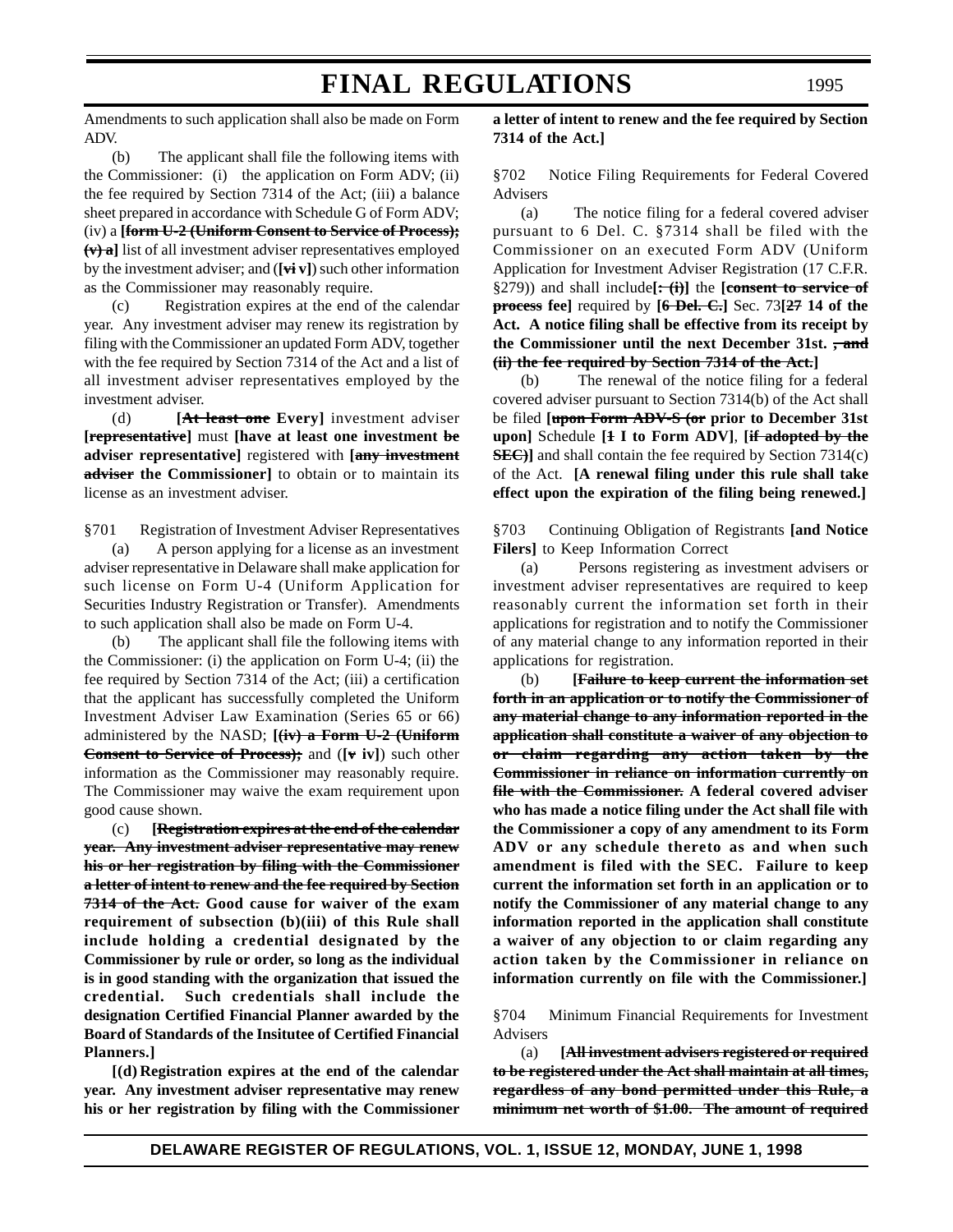Amendments to such application shall also be made on Form ADV.

(b) The applicant shall file the following items with the Commissioner: (i) the application on Form ADV; (ii) the fee required by Section 7314 of the Act; (iii) a balance sheet prepared in accordance with Schedule G of Form ADV; (iv) a **[~~form U-2 (Uniform Consent to Service of Process); (v) a~~]** list of all investment adviser representatives employed by the investment adviser; and (**[~~vi~~ v]**) such other information as the Commissioner may reasonably require.

(c) Registration expires at the end of the calendar year. Any investment adviser may renew its registration by filing with the Commissioner an updated Form ADV, together with the fee required by Section 7314 of the Act and a list of all investment adviser representatives employed by the investment adviser.

(d) **[~~At least one~~ Every]** investment adviser **[~~representative~~]** must **[have at least one investment ~~be~~ adviser representative]** registered with **[~~any investment adviser~~ the Commissioner]** to obtain or to maintain its license as an investment adviser.

§701 Registration of Investment Adviser Representatives

(a) A person applying for a license as an investment adviser representative in Delaware shall make application for such license on Form U-4 (Uniform Application for Securities Industry Registration or Transfer). Amendments to such application shall also be made on Form U-4.

(b) The applicant shall file the following items with the Commissioner: (i) the application on Form U-4; (ii) the fee required by Section 7314 of the Act; (iii) a certification that the applicant has successfully completed the Uniform Investment Adviser Law Examination (Series 65 or 66) administered by the NASD; **[~~(iv) a Form U-2 (Uniform Consent to Service of Process);~~** and (**[~~v~~ iv]**) such other information as the Commissioner may reasonably require. The Commissioner may waive the exam requirement upon good cause shown.

(c) **[~~Registration expires at the end of the calendar year. Any investment adviser representative may renew his or her registration by filing with the Commissioner a letter of intent to renew and the fee required by Section 7314 of the Act.~~ Good cause for waiver of the exam requirement of subsection (b)(iii) of this Rule shall include holding a credential designated by the Commissioner by rule or order, so long as the individual is in good standing with the organization that issued the credential. Such credentials shall include the designation Certified Financial Planner awarded by the Board of Standards of the Insitutee of Certified Financial Planners.]**

**[(d) Registration expires at the end of the calendar year. Any investment adviser representative may renew his or her registration by filing with the Commissioner a letter of intent to renew and the fee required by Section 7314 of the Act.]**

§702 Notice Filing Requirements for Federal Covered Advisers

(a) The notice filing for a federal covered adviser pursuant to 6 Del. C. §7314 shall be filed with the Commissioner on an executed Form ADV (Uniform Application for Investment Adviser Registration (17 C.F.R. §279)) and shall include**[~~: (i)~~]** the **[~~consent to service of process~~ fee]** required by **[~~6 Del. C.~~]** Sec. 73**[~~27~~ 14 of the Act. A notice filing shall be effective from its receipt by the Commissioner until the next December 31st. ~~, and (ii) the fee required by Section 7314 of the Act.~~]**

(b) The renewal of the notice filing for a federal covered adviser pursuant to Section 7314(b) of the Act shall be filed **[~~upon Form ADV-S (or~~ prior to December 31st upon]** Schedule **[~~1~~ I to Form ADV]**, **[~~if adopted by the SEC)~~]** and shall contain the fee required by Section 7314(c) of the Act. **[A renewal filing under this rule shall take effect upon the expiration of the filing being renewed.]**

§703 Continuing Obligation of Registrants **[and Notice Filers]** to Keep Information Correct

(a) Persons registering as investment advisers or investment adviser representatives are required to keep reasonably current the information set forth in their applications for registration and to notify the Commissioner of any material change to any information reported in their applications for registration.

(b) **[~~Failure to keep current the information set forth in an application or to notify the Commissioner of any material change to any information reported in the application shall constitute a waiver of any objection to or claim regarding any action taken by the Commissioner in reliance on information currently on file with the Commissioner.~~ A federal covered adviser who has made a notice filing under the Act shall file with the Commissioner a copy of any amendment to its Form ADV or any schedule thereto as and when such amendment is filed with the SEC. Failure to keep current the information set forth in an application or to notify the Commissioner of any material change to any information reported in the application shall constitute a waiver of any objection to or claim regarding any action taken by the Commissioner in reliance on information currently on file with the Commissioner.]**

§704 Minimum Financial Requirements for Investment Advisers

(a) **[~~All investment advisers registered or required to be registered under the Act shall maintain at all times, regardless of any bond permitted under this Rule, a minimum net worth of $1.00. The amount of required~~**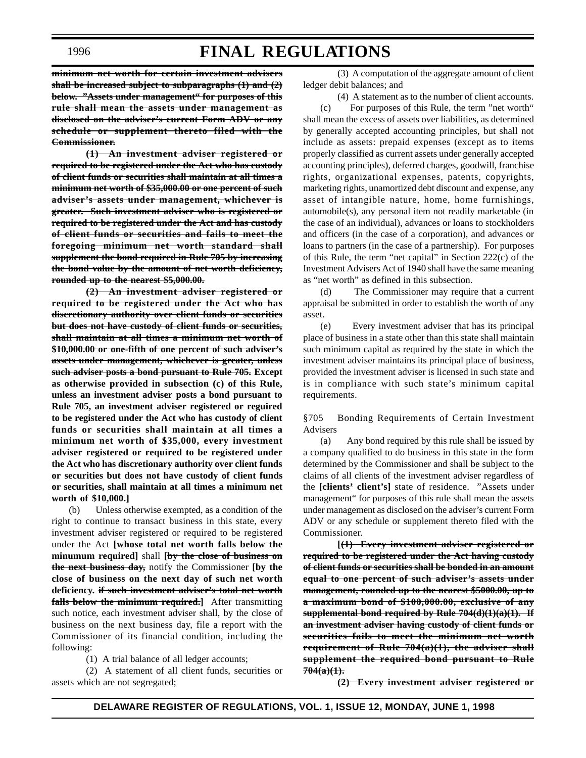**~~minimum net worth for certain investment advisers shall be increased subject to subparagraphs (1) and (2) below. "Assets under management" for purposes of this rule shall mean the assets under management as disclosed on the adviser's current Form ADV or any schedule or supplement thereto filed with the Commissioner.~~**

**~~(1) An investment adviser registered or required to be registered under the Act who has custody of client funds or securities shall maintain at all times a minimum net worth of $35,000.00 or one percent of such adviser's assets under management, whichever is greater. Such investment adviser who is registered or required to be registered under the Act and has custody of client funds or securities and fails to meet the foregoing minimum net worth standard shall supplement the bond required in Rule 705 by increasing the bond value by the amount of net worth deficiency, rounded up to the nearest $5,000.00.~~**

**~~(2) An investment adviser registered or required to be registered under the Act who has discretionary authority over client funds or securities but does not have custody of client funds or securities, shall maintain at all times a minimum net worth of $10,000.00 or one-fifth of one percent of such adviser's assets under management, whichever is greater, unless such adviser posts a bond pursuant to Rule 705.~~ Except as otherwise provided in subsection (c) of this Rule, unless an investment adviser posts a bond pursuant to Rule 705, an investment adviser registered or reguired to be registered under the Act who has custody of client funds or securities shall maintain at all times a minimum net worth of $35,000, every investment adviser registered or required to be registered under the Act who has discretionary authority over client funds or securities but does not have custody of client funds or securities, shall maintain at all times a minimum net worth of $10,000.]**

(b) Unless otherwise exempted, as a condition of the right to continue to transact business in this state, every investment adviser registered or required to be registered under the Act **[whose total net worth falls below the minumum required]** shall **[~~by the close of business on the next business day,~~]** notify the Commissioner **[by the close of business on the next day of such net worth deficiency. ~~if such investment adviser's total net worth falls below the minimum required.~~]** After transmitting such notice, each investment adviser shall, by the close of business on the next business day, file a report with the Commissioner of its financial condition, including the following:

(1) A trial balance of all ledger accounts;

(2) A statement of all client funds, securities or assets which are not segregated;

(3) A computation of the aggregate amount of client ledger debit balances; and

(4) A statement as to the number of client accounts.

(c) For purposes of this Rule, the term "net worth" shall mean the excess of assets over liabilities, as determined by generally accepted accounting principles, but shall not include as assets: prepaid expenses (except as to items properly classified as current assets under generally accepted accounting principles), deferred charges, goodwill, franchise rights, organizational expenses, patents, copyrights, marketing rights, unamortized debt discount and expense, any asset of intangible nature, home, home furnishings, automobile(s), any personal item not readily marketable (in the case of an individual), advances or loans to stockholders and officers (in the case of a corporation), and advances or loans to partners (in the case of a partnership). For purposes of this Rule, the term "net capital" in Section 222(c) of the Investment Advisers Act of 1940 shall have the same meaning as "net worth" as defined in this subsection.

(d) The Commissioner may require that a current appraisal be submitted in order to establish the worth of any asset.

(e) Every investment adviser that has its principal place of business in a state other than this state shall maintain such minimum capital as required by the state in which the investment adviser maintains its principal place of business, provided the investment adviser is licensed in such state and is in compliance with such state's minimum capital requirements.

§705 Bonding Requirements of Certain Investment Advisers

(a) Any bond required by this rule shall be issued by a company qualified to do business in this state in the form determined by the Commissioner and shall be subject to the claims of all clients of the investment adviser regardless of the **[~~clients'~~ client's]** state of residence. "Assets under management" for purposes of this rule shall mean the assets under management as disclosed on the adviser's current Form ADV or any schedule or supplement thereto filed with the Commissioner.

**[~~(1) Every investment adviser registered or required to be registered under the Act having custody of client funds or securities shall be bonded in an amount equal to one percent of such adviser's assets under management, rounded up to the nearest $5000.00, up to a maximum bond of $100,000.00, exclusive of any supplemental bond required by Rule 704(d)(1)(a)(1). If an investment adviser having custody of client funds or securities fails to meet the minimum net worth requirement of Rule 704(a)(1), the adviser shall supplement the required bond pursuant to Rule 704(a)(1).~~**

**~~(2) Every investment adviser registered or~~**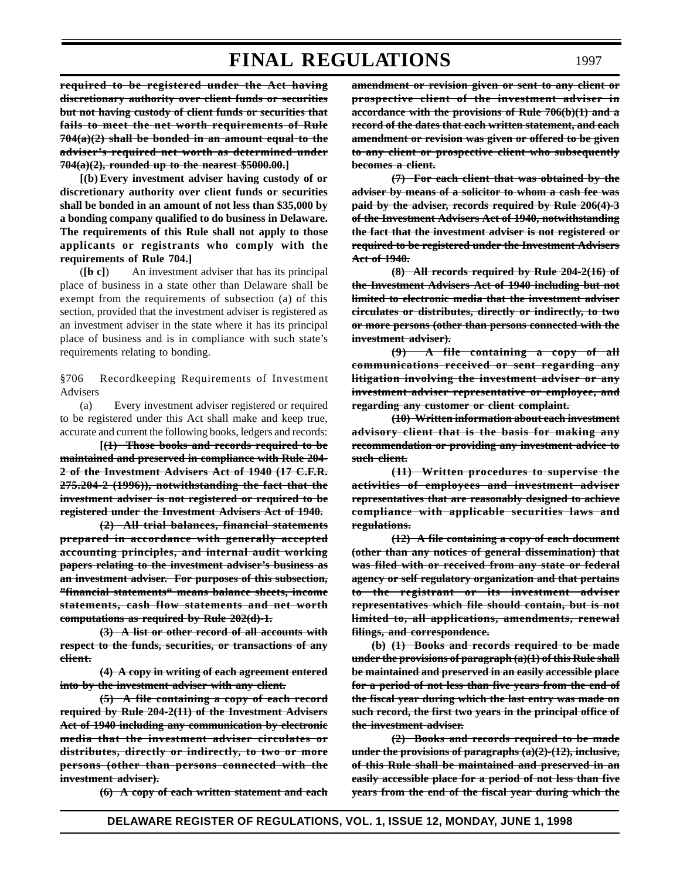**required to be registered under the Act having discretionary authority over client funds or securities but not having custody of client funds or securities that fails to meet the net worth requirements of Rule 704(a)(2) shall be bonded in an amount equal to the adviser's required net worth as determined under 704(a)(2), rounded up to the nearest $5000.00.]**

**[(b) Every investment adviser having custody of or discretionary authority over client funds or securities shall be bonded in an amount of not less than $35,000 by a bonding company qualified to do business in Delaware. The requirements of this Rule shall not apply to those applicants or registrants who comply with the requirements of Rule 704.]**

(**[b c]**) An investment adviser that has its principal place of business in a state other than Delaware shall be exempt from the requirements of subsection (a) of this section, provided that the investment adviser is registered as an investment adviser in the state where it has its principal place of business and is in compliance with such state's requirements relating to bonding.

§706 Recordkeeping Requirements of Investment Advisers

(a) Every investment adviser registered or required to be registered under this Act shall make and keep true, accurate and current the following books, ledgers and records:

**[(1) Those books and records required to be maintained and preserved in compliance with Rule 204-2 of the Investment Advisers Act of 1940 (17 C.F.R. 275.204-2 (1996)), notwithstanding the fact that the investment adviser is not registered or required to be registered under the Investment Advisers Act of 1940.**

**(2) All trial balances, financial statements prepared in accordance with generally accepted accounting principles, and internal audit working papers relating to the investment adviser's business as an investment adviser. For purposes of this subsection, "financial statements" means balance sheets, income statements, cash flow statements and net worth computations as required by Rule 202(d)-1.**

**(3) A list or other record of all accounts with respect to the funds, securities, or transactions of any client.**

**(4) A copy in writing of each agreement entered into by the investment adviser with any client.**

**(5) A file containing a copy of each record required by Rule 204-2(11) of the Investment Advisers Act of 1940 including any communication by electronic media that the investment adviser circulates or distributes, directly or indirectly, to two or more persons (other than persons connected with the investment adviser).**

**(6) A copy of each written statement and each amendment or revision given or sent to any client or prospective client of the investment adviser in accordance with the provisions of Rule 706(b)(1) and a record of the dates that each written statement, and each amendment or revision was given or offered to be given to any client or prospective client who subsequently becomes a client.**

**(7) For each client that was obtained by the adviser by means of a solicitor to whom a cash fee was paid by the adviser, records required by Rule 206(4)-3 of the Investment Advisers Act of 1940, notwithstanding the fact that the investment adviser is not registered or required to be registered under the Investment Advisers Act of 1940.**

**(8) All records required by Rule 204-2(16) of the Investment Advisers Act of 1940 including but not limited to electronic media that the investment adviser circulates or distributes, directly or indirectly, to two or more persons (other than persons connected with the investment adviser).**

**(9) A file containing a copy of all communications received or sent regarding any litigation involving the investment adviser or any investment adviser representative or employee, and regarding any customer or client complaint.**

**(10) Written information about each investment advisory client that is the basis for making any recommendation or providing any investment advice to such client.**

**(11) Written procedures to supervise the activities of employees and investment adviser representatives that are reasonably designed to achieve compliance with applicable securities laws and regulations.**

**(12) A file containing a copy of each document (other than any notices of general dissemination) that was filed with or received from any state or federal agency or self regulatory organization and that pertains to the registrant or its investment adviser representatives which file should contain, but is not limited to, all applications, amendments, renewal filings, and correspondence.**

**(b) (1) Books and records required to be made under the provisions of paragraph (a)(1) of this Rule shall be maintained and preserved in an easily accessible place for a period of not less than five years from the end of the fiscal year during which the last entry was made on such record, the first two years in the principal office of the investment adviser.**

**(2) Books and records required to be made under the provisions of paragraphs (a)(2)-(12), inclusive, of this Rule shall be maintained and preserved in an easily accessible place for a period of not less than five years from the end of the fiscal year during which the**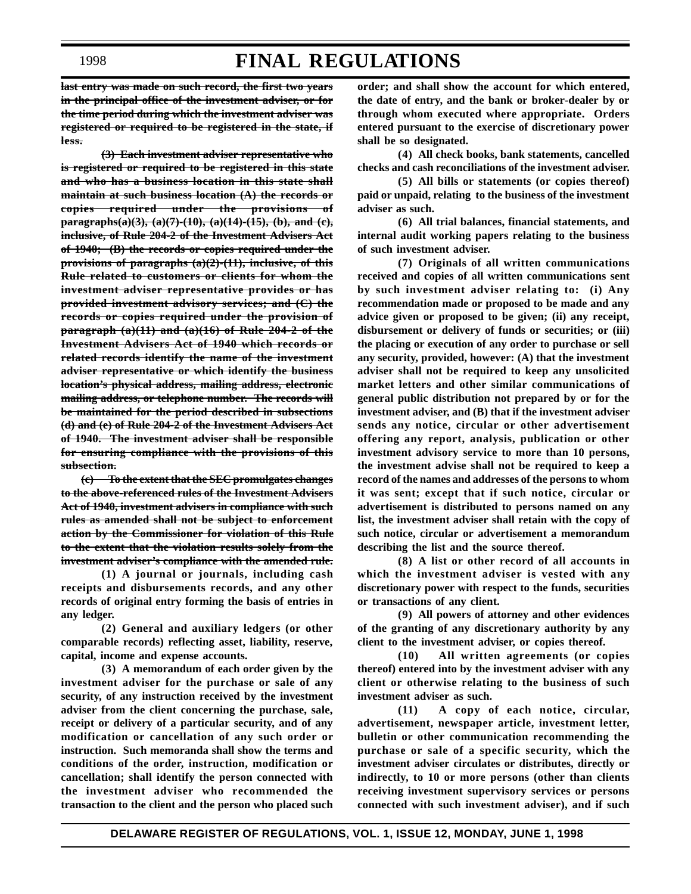~~last entry was made on such record, the first two years in the principal office of the investment adviser, or for the time period during which the investment adviser was registered or required to be registered in the state, if less.~~

~~(3) Each investment adviser representative who is registered or required to be registered in this state and who has a business location in this state shall maintain at such business location (A) the records or copies required under the provisions of paragraphs(a)(3), (a)(7)-(10), (a)(14)-(15), (b), and (c), inclusive, of Rule 204-2 of the Investment Advisers Act of 1940; (B) the records or copies required under the provisions of paragraphs (a)(2)-(11), inclusive, of this Rule related to customers or clients for whom the investment adviser representative provides or has provided investment advisory services; and (C) the records or copies required under the provision of paragraph (a)(11) and (a)(16) of Rule 204-2 of the Investment Advisers Act of 1940 which records or related records identify the name of the investment adviser representative or which identify the business location's physical address, mailing address, electronic mailing address, or telephone number. The records will be maintained for the period described in subsections (d) and (e) of Rule 204-2 of the Investment Advisers Act of 1940. The investment adviser shall be responsible for ensuring compliance with the provisions of this subsection.~~

~~(c) To the extent that the SEC promulgates changes to the above-referenced rules of the Investment Advisers Act of 1940, investment advisers in compliance with such rules as amended shall not be subject to enforcement action by the Commissioner for violation of this Rule to the extent that the violation results solely from the investment adviser's compliance with the amended rule.~~

**(1) A journal or journals, including cash receipts and disbursements records, and any other records of original entry forming the basis of entries in any ledger.**

**(2) General and auxiliary ledgers (or other comparable records) reflecting asset, liability, reserve, capital, income and expense accounts.**

**(3) A memorandum of each order given by the investment adviser for the purchase or sale of any security, of any instruction received by the investment adviser from the client concerning the purchase, sale, receipt or delivery of a particular security, and of any modification or cancellation of any such order or instruction. Such memoranda shall show the terms and conditions of the order, instruction, modification or cancellation; shall identify the person connected with the investment adviser who recommended the transaction to the client and the person who placed such order; and shall show the account for which entered, the date of entry, and the bank or broker-dealer by or through whom executed where appropriate. Orders entered pursuant to the exercise of discretionary power shall be so designated.**

**(4) All check books, bank statements, cancelled checks and cash reconciliations of the investment adviser.**

**(5) All bills or statements (or copies thereof) paid or unpaid, relating to the business of the investment adviser as such.**

**(6) All trial balances, financial statements, and internal audit working papers relating to the business of such investment adviser.**

**(7) Originals of all written communications received and copies of all written communications sent by such investment adviser relating to: (i) Any recommendation made or proposed to be made and any advice given or proposed to be given; (ii) any receipt, disbursement or delivery of funds or securities; or (iii) the placing or execution of any order to purchase or sell any security, provided, however: (A) that the investment adviser shall not be required to keep any unsolicited market letters and other similar communications of general public distribution not prepared by or for the investment adviser, and (B) that if the investment adviser sends any notice, circular or other advertisement offering any report, analysis, publication or other investment advisory service to more than 10 persons, the investment advise shall not be required to keep a record of the names and addresses of the persons to whom it was sent; except that if such notice, circular or advertisement is distributed to persons named on any list, the investment adviser shall retain with the copy of such notice, circular or advertisement a memorandum describing the list and the source thereof.**

**(8) A list or other record of all accounts in which the investment adviser is vested with any discretionary power with respect to the funds, securities or transactions of any client.**

**(9) All powers of attorney and other evidences of the granting of any discretionary authority by any client to the investment adviser, or copies thereof.**

**(10) All written agreements (or copies thereof) entered into by the investment adviser with any client or otherwise relating to the business of such investment adviser as such.**

**(11) A copy of each notice, circular, advertisement, newspaper article, investment letter, bulletin or other communication recommending the purchase or sale of a specific security, which the investment adviser circulates or distributes, directly or indirectly, to 10 or more persons (other than clients receiving investment supervisory services or persons connected with such investment adviser), and if such**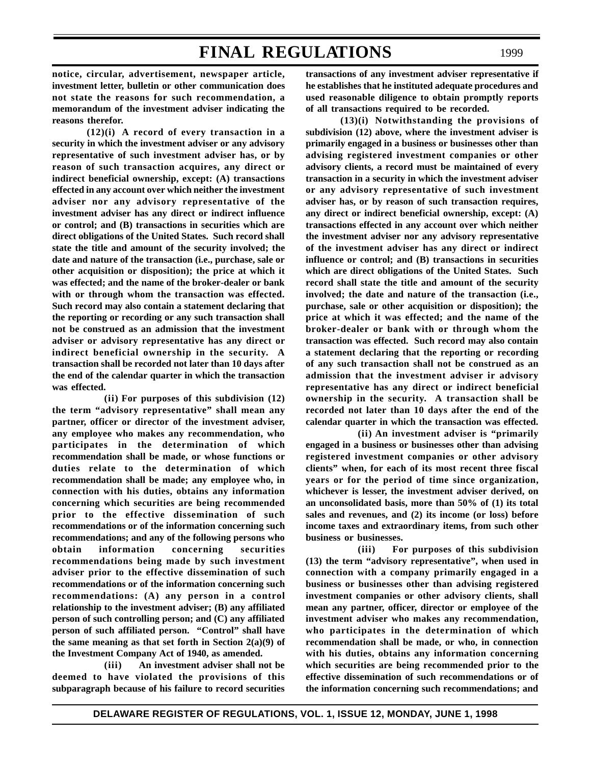**notice, circular, advertisement, newspaper article, investment letter, bulletin or other communication does not state the reasons for such recommendation, a memorandum of the investment adviser indicating the reasons therefor.**

**(12)(i) A record of every transaction in a security in which the investment adviser or any advisory representative of such investment adviser has, or by reason of such transaction acquires, any direct or indirect beneficial ownership, except: (A) transactions effected in any account over which neither the investment adviser nor any advisory representative of the investment adviser has any direct or indirect influence or control; and (B) transactions in securities which are direct obligations of the United States. Such record shall state the title and amount of the security involved; the date and nature of the transaction (i.e., purchase, sale or other acquisition or disposition); the price at which it was effected; and the name of the broker-dealer or bank with or through whom the transaction was effected. Such record may also contain a statement declaring that the reporting or recording or any such transaction shall not be construed as an admission that the investment adviser or advisory representative has any direct or indirect beneficial ownership in the security. A transaction shall be recorded not later than 10 days after the end of the calendar quarter in which the transaction was effected.**

**(ii) For purposes of this subdivision (12) the term "advisory representative" shall mean any partner, officer or director of the investment adviser, any employee who makes any recommendation, who participates in the determination of which recommendation shall be made, or whose functions or duties relate to the determination of which recommendation shall be made; any employee who, in connection with his duties, obtains any information concerning which securities are being recommended prior to the effective dissemination of such recommendations or of the information concerning such recommendations; and any of the following persons who obtain information concerning securities recommendations being made by such investment adviser prior to the effective dissemination of such recommendations or of the information concerning such recommendations: (A) any person in a control relationship to the investment adviser; (B) any affiliated person of such controlling person; and (C) any affiliated person of such affiliated person. "Control" shall have the same meaning as that set forth in Section 2(a)(9) of the Investment Company Act of 1940, as amended.**

**(iii) An investment adviser shall not be deemed to have violated the provisions of this subparagraph because of his failure to record securities transactions of any investment adviser representative if he establishes that he instituted adequate procedures and used reasonable diligence to obtain promptly reports of all transactions required to be recorded.**

**(13)(i) Notwithstanding the provisions of subdivision (12) above, where the investment adviser is primarily engaged in a business or businesses other than advising registered investment companies or other advisory clients, a record must be maintained of every transaction in a security in which the investment adviser or any advisory representative of such investment adviser has, or by reason of such transaction requires, any direct or indirect beneficial ownership, except: (A) transactions effected in any account over which neither the investment adviser nor any advisory representative of the investment adviser has any direct or indirect influence or control; and (B) transactions in securities which are direct obligations of the United States. Such record shall state the title and amount of the security involved; the date and nature of the transaction (i.e., purchase, sale or other acquisition or disposition); the price at which it was effected; and the name of the broker-dealer or bank with or through whom the transaction was effected. Such record may also contain a statement declaring that the reporting or recording of any such transaction shall not be construed as an admission that the investment adviser ir advisory representative has any direct or indirect beneficial ownership in the security. A transaction shall be recorded not later than 10 days after the end of the calendar quarter in which the transaction was effected.**

**(ii) An investment adviser is "primarily engaged in a business or businesses other than advising registered investment companies or other advisory clients" when, for each of its most recent three fiscal years or for the period of time since organization, whichever is lesser, the investment adviser derived, on an unconsolidated basis, more than 50% of (1) its total sales and revenues, and (2) its income (or loss) before income taxes and extraordinary items, from such other business or businesses.**

**(iii) For purposes of this subdivision (13) the term "advisory representative", when used in connection with a company primarily engaged in a business or businesses other than advising registered investment companies or other advisory clients, shall mean any partner, officer, director or employee of the investment adviser who makes any recommendation, who participates in the determination of which recommendation shall be made, or who, in connection with his duties, obtains any information concerning which securities are being recommended prior to the effective dissemination of such recommendations or of the information concerning such recommendations; and**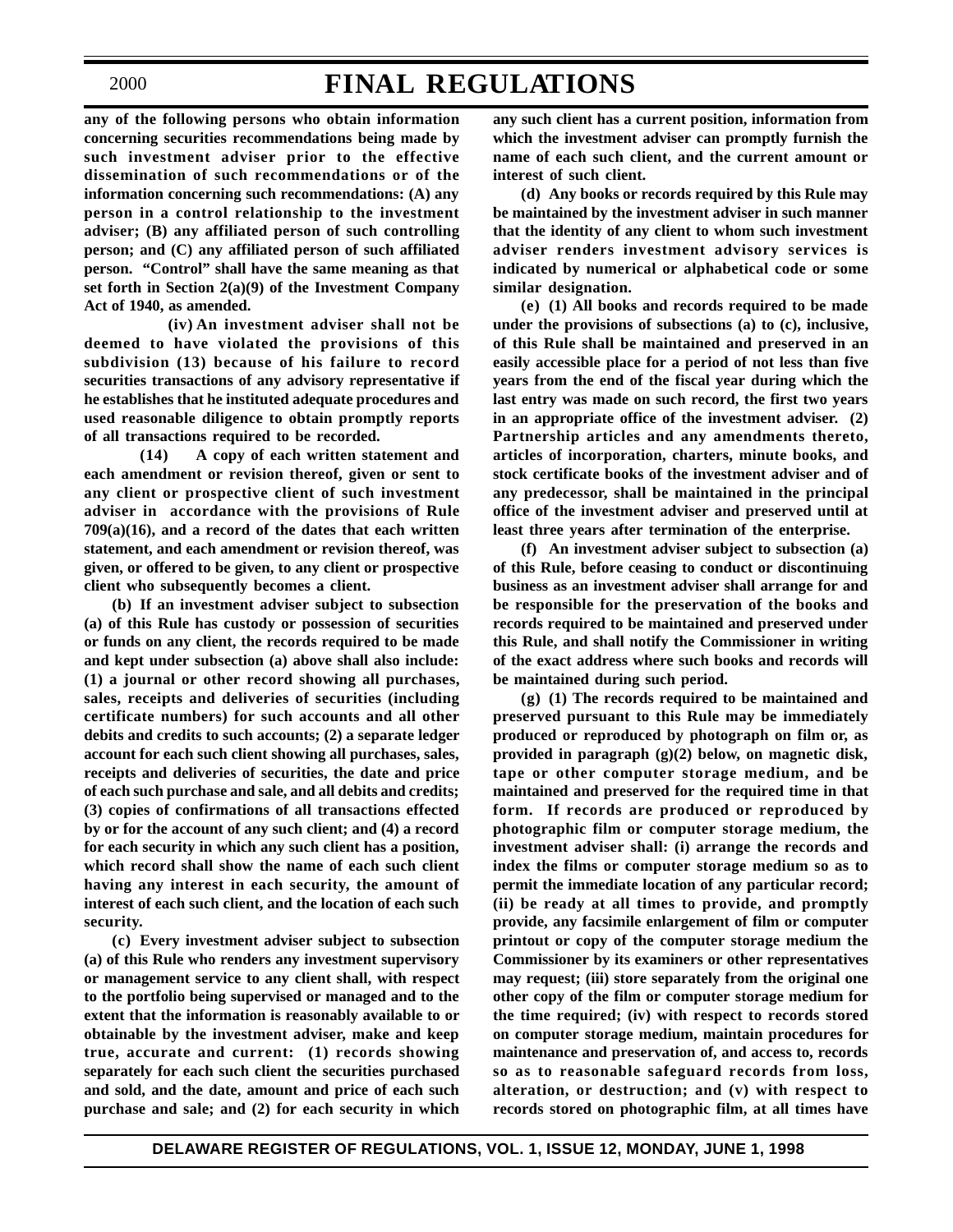**any of the following persons who obtain information concerning securities recommendations being made by such investment adviser prior to the effective dissemination of such recommendations or of the information concerning such recommendations: (A) any person in a control relationship to the investment adviser; (B) any affiliated person of such controlling person; and (C) any affiliated person of such affiliated person. "Control" shall have the same meaning as that set forth in Section 2(a)(9) of the Investment Company Act of 1940, as amended.**

**(iv) An investment adviser shall not be deemed to have violated the provisions of this subdivision (13) because of his failure to record securities transactions of any advisory representative if he establishes that he instituted adequate procedures and used reasonable diligence to obtain promptly reports of all transactions required to be recorded.**

**(14) A copy of each written statement and each amendment or revision thereof, given or sent to any client or prospective client of such investment adviser in accordance with the provisions of Rule 709(a)(16), and a record of the dates that each written statement, and each amendment or revision thereof, was given, or offered to be given, to any client or prospective client who subsequently becomes a client.**

**(b) If an investment adviser subject to subsection (a) of this Rule has custody or possession of securities or funds on any client, the records required to be made and kept under subsection (a) above shall also include: (1) a journal or other record showing all purchases, sales, receipts and deliveries of securities (including certificate numbers) for such accounts and all other debits and credits to such accounts; (2) a separate ledger account for each such client showing all purchases, sales, receipts and deliveries of securities, the date and price of each such purchase and sale, and all debits and credits; (3) copies of confirmations of all transactions effected by or for the account of any such client; and (4) a record for each security in which any such client has a position, which record shall show the name of each such client having any interest in each security, the amount of interest of each such client, and the location of each such security.**

**(c) Every investment adviser subject to subsection (a) of this Rule who renders any investment supervisory or management service to any client shall, with respect to the portfolio being supervised or managed and to the extent that the information is reasonably available to or obtainable by the investment adviser, make and keep true, accurate and current: (1) records showing separately for each such client the securities purchased and sold, and the date, amount and price of each such purchase and sale; and (2) for each security in which any such client has a current position, information from which the investment adviser can promptly furnish the name of each such client, and the current amount or interest of such client.**

**(d) Any books or records required by this Rule may be maintained by the investment adviser in such manner that the identity of any client to whom such investment adviser renders investment advisory services is indicated by numerical or alphabetical code or some similar designation.**

**(e) (1) All books and records required to be made under the provisions of subsections (a) to (c), inclusive, of this Rule shall be maintained and preserved in an easily accessible place for a period of not less than five years from the end of the fiscal year during which the last entry was made on such record, the first two years in an appropriate office of the investment adviser. (2) Partnership articles and any amendments thereto, articles of incorporation, charters, minute books, and stock certificate books of the investment adviser and of any predecessor, shall be maintained in the principal office of the investment adviser and preserved until at least three years after termination of the enterprise.**

**(f) An investment adviser subject to subsection (a) of this Rule, before ceasing to conduct or discontinuing business as an investment adviser shall arrange for and be responsible for the preservation of the books and records required to be maintained and preserved under this Rule, and shall notify the Commissioner in writing of the exact address where such books and records will be maintained during such period.**

**(g) (1) The records required to be maintained and preserved pursuant to this Rule may be immediately produced or reproduced by photograph on film or, as provided in paragraph (g)(2) below, on magnetic disk, tape or other computer storage medium, and be maintained and preserved for the required time in that form. If records are produced or reproduced by photographic film or computer storage medium, the investment adviser shall: (i) arrange the records and index the films or computer storage medium so as to permit the immediate location of any particular record; (ii) be ready at all times to provide, and promptly provide, any facsimile enlargement of film or computer printout or copy of the computer storage medium the Commissioner by its examiners or other representatives may request; (iii) store separately from the original one other copy of the film or computer storage medium for the time required; (iv) with respect to records stored on computer storage medium, maintain procedures for maintenance and preservation of, and access to, records so as to reasonable safeguard records from loss, alteration, or destruction; and (v) with respect to records stored on photographic film, at all times have**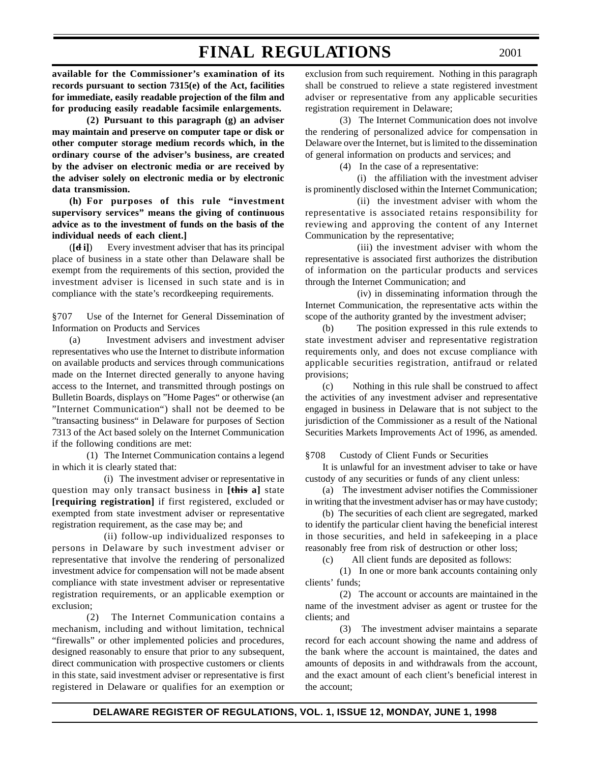**available for the Commissioner's examination of its records pursuant to section 7315(e) of the Act, facilities for immediate, easily readable projection of the film and for producing easily readable facsimile enlargements.**

**(2) Pursuant to this paragraph (g) an adviser may maintain and preserve on computer tape or disk or other computer storage medium records which, in the ordinary course of the adviser's business, are created by the adviser on electronic media or are received by the adviser solely on electronic media or by electronic data transmission.**

**(h) For purposes of this rule "investment supervisory services" means the giving of continuous advice as to the investment of funds on the basis of the individual needs of each client.]**

(**[~~d~~ i]**) Every investment adviser that has its principal place of business in a state other than Delaware shall be exempt from the requirements of this section, provided the investment adviser is licensed in such state and is in compliance with the state's recordkeeping requirements.

§707 Use of the Internet for General Dissemination of Information on Products and Services

(a) Investment advisers and investment adviser representatives who use the Internet to distribute information on available products and services through communications made on the Internet directed generally to anyone having access to the Internet, and transmitted through postings on Bulletin Boards, displays on "Home Pages" or otherwise (an "Internet Communication") shall not be deemed to be "transacting business" in Delaware for purposes of Section 7313 of the Act based solely on the Internet Communication if the following conditions are met:

(1) The Internet Communication contains a legend in which it is clearly stated that:

(i) The investment adviser or representative in question may only transact business in **[~~this~~ a]** state **[requiring registration]** if first registered, excluded or exempted from state investment adviser or representative registration requirement, as the case may be; and

(ii) follow-up individualized responses to persons in Delaware by such investment adviser or representative that involve the rendering of personalized investment advice for compensation will not be made absent compliance with state investment adviser or representative registration requirements, or an applicable exemption or exclusion;

(2) The Internet Communication contains a mechanism, including and without limitation, technical "firewalls" or other implemented policies and procedures, designed reasonably to ensure that prior to any subsequent, direct communication with prospective customers or clients in this state, said investment adviser or representative is first registered in Delaware or qualifies for an exemption or exclusion from such requirement. Nothing in this paragraph shall be construed to relieve a state registered investment adviser or representative from any applicable securities registration requirement in Delaware;

(3) The Internet Communication does not involve the rendering of personalized advice for compensation in Delaware over the Internet, but is limited to the dissemination of general information on products and services; and

(4) In the case of a representative:

(i) the affiliation with the investment adviser is prominently disclosed within the Internet Communication;

(ii) the investment adviser with whom the representative is associated retains responsibility for reviewing and approving the content of any Internet Communication by the representative;

(iii) the investment adviser with whom the representative is associated first authorizes the distribution of information on the particular products and services through the Internet Communication; and

(iv) in disseminating information through the Internet Communication, the representative acts within the scope of the authority granted by the investment adviser;

(b) The position expressed in this rule extends to state investment adviser and representative registration requirements only, and does not excuse compliance with applicable securities registration, antifraud or related provisions;

(c) Nothing in this rule shall be construed to affect the activities of any investment adviser and representative engaged in business in Delaware that is not subject to the jurisdiction of the Commissioner as a result of the National Securities Markets Improvements Act of 1996, as amended.

§708 Custody of Client Funds or Securities

It is unlawful for an investment adviser to take or have custody of any securities or funds of any client unless:

(a) The investment adviser notifies the Commissioner in writing that the investment adviser has or may have custody;

(b) The securities of each client are segregated, marked to identify the particular client having the beneficial interest in those securities, and held in safekeeping in a place reasonably free from risk of destruction or other loss;

(c) All client funds are deposited as follows:

(1) In one or more bank accounts containing only clients' funds;

(2) The account or accounts are maintained in the name of the investment adviser as agent or trustee for the clients; and

(3) The investment adviser maintains a separate record for each account showing the name and address of the bank where the account is maintained, the dates and amounts of deposits in and withdrawals from the account, and the exact amount of each client's beneficial interest in the account;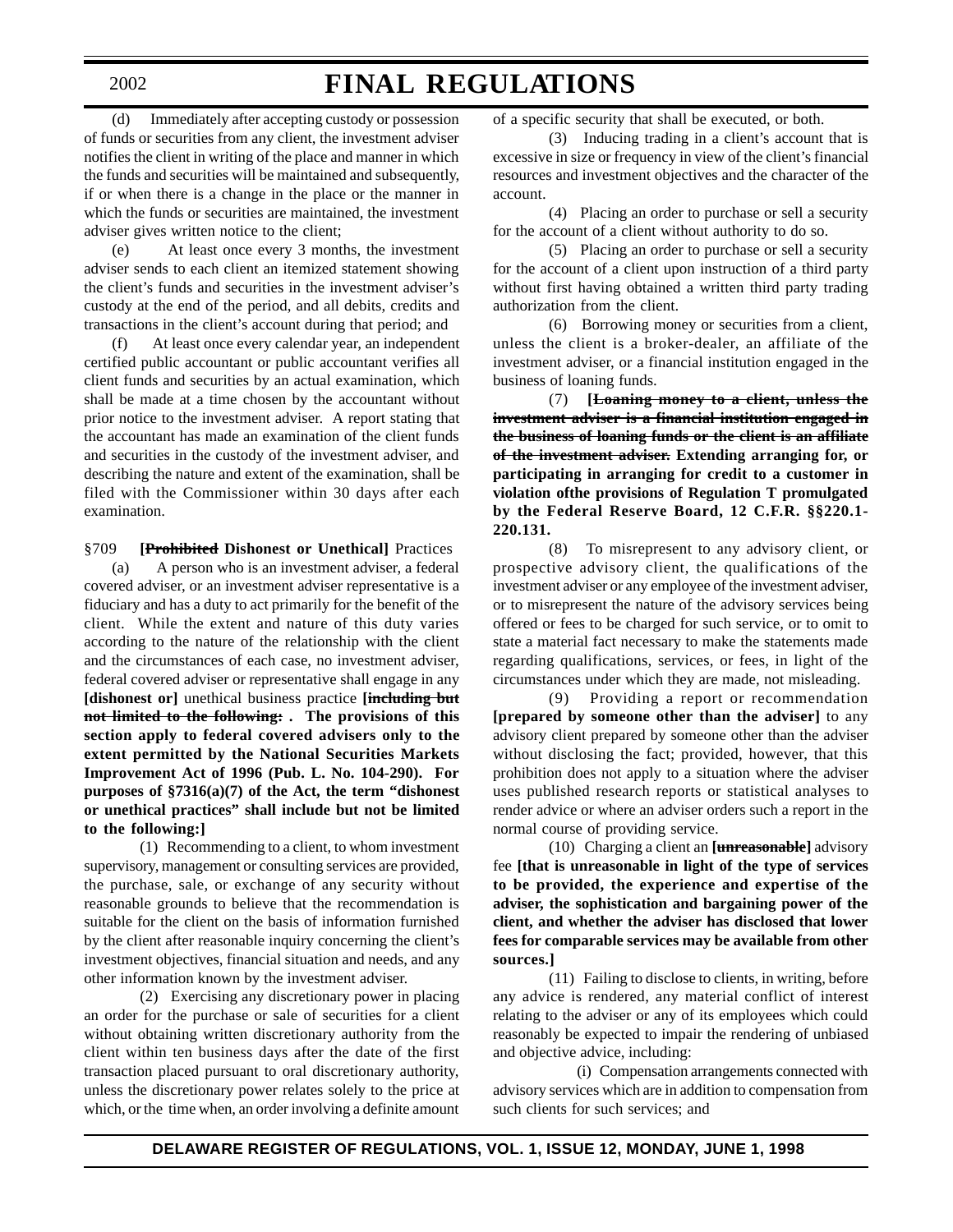(d) Immediately after accepting custody or possession of funds or securities from any client, the investment adviser notifies the client in writing of the place and manner in which the funds and securities will be maintained and subsequently, if or when there is a change in the place or the manner in which the funds or securities are maintained, the investment adviser gives written notice to the client;

(e) At least once every 3 months, the investment adviser sends to each client an itemized statement showing the client's funds and securities in the investment adviser's custody at the end of the period, and all debits, credits and transactions in the client's account during that period; and

(f) At least once every calendar year, an independent certified public accountant or public accountant verifies all client funds and securities by an actual examination, which shall be made at a time chosen by the accountant without prior notice to the investment adviser. A report stating that the accountant has made an examination of the client funds and securities in the custody of the investment adviser, and describing the nature and extent of the examination, shall be filed with the Commissioner within 30 days after each examination.

§709 **[~~Prohibited~~ Dishonest or Unethical]** Practices

(a) A person who is an investment adviser, a federal covered adviser, or an investment adviser representative is a fiduciary and has a duty to act primarily for the benefit of the client. While the extent and nature of this duty varies according to the nature of the relationship with the client and the circumstances of each case, no investment adviser, federal covered adviser or representative shall engage in any **[dishonest or]** unethical business practice **[~~including but not limited to the following:~~ . The provisions of this section apply to federal covered advisers only to the extent permitted by the National Securities Markets Improvement Act of 1996 (Pub. L. No. 104-290). For purposes of §7316(a)(7) of the Act, the term "dishonest or unethical practices" shall include but not be limited to the following:]**

(1) Recommending to a client, to whom investment supervisory, management or consulting services are provided, the purchase, sale, or exchange of any security without reasonable grounds to believe that the recommendation is suitable for the client on the basis of information furnished by the client after reasonable inquiry concerning the client's investment objectives, financial situation and needs, and any other information known by the investment adviser.

(2) Exercising any discretionary power in placing an order for the purchase or sale of securities for a client without obtaining written discretionary authority from the client within ten business days after the date of the first transaction placed pursuant to oral discretionary authority, unless the discretionary power relates solely to the price at which, or the time when, an order involving a definite amount of a specific security that shall be executed, or both.

(3) Inducing trading in a client's account that is excessive in size or frequency in view of the client's financial resources and investment objectives and the character of the account.

(4) Placing an order to purchase or sell a security for the account of a client without authority to do so.

(5) Placing an order to purchase or sell a security for the account of a client upon instruction of a third party without first having obtained a written third party trading authorization from the client.

(6) Borrowing money or securities from a client, unless the client is a broker-dealer, an affiliate of the investment adviser, or a financial institution engaged in the business of loaning funds.

(7) **[~~Loaning money to a client, unless the investment adviser is a financial institution engaged in the business of loaning funds or the client is an affiliate of the investment adviser.~~ Extending arranging for, or participating in arranging for credit to a customer in violation ofthe provisions of Regulation T promulgated by the Federal Reserve Board, 12 C.F.R. §§220.1-220.131.**

(8) To misrepresent to any advisory client, or prospective advisory client, the qualifications of the investment adviser or any employee of the investment adviser, or to misrepresent the nature of the advisory services being offered or fees to be charged for such service, or to omit to state a material fact necessary to make the statements made regarding qualifications, services, or fees, in light of the circumstances under which they are made, not misleading.

(9) Providing a report or recommendation **[prepared by someone other than the adviser]** to any advisory client prepared by someone other than the adviser without disclosing the fact; provided, however, that this prohibition does not apply to a situation where the adviser uses published research reports or statistical analyses to render advice or where an adviser orders such a report in the normal course of providing service.

(10) Charging a client an **[~~unreasonable~~]** advisory fee **[that is unreasonable in light of the type of services to be provided, the experience and expertise of the adviser, the sophistication and bargaining power of the client, and whether the adviser has disclosed that lower fees for comparable services may be available from other sources.]**

(11) Failing to disclose to clients, in writing, before any advice is rendered, any material conflict of interest relating to the adviser or any of its employees which could reasonably be expected to impair the rendering of unbiased and objective advice, including:

(i) Compensation arrangements connected with advisory services which are in addition to compensation from such clients for such services; and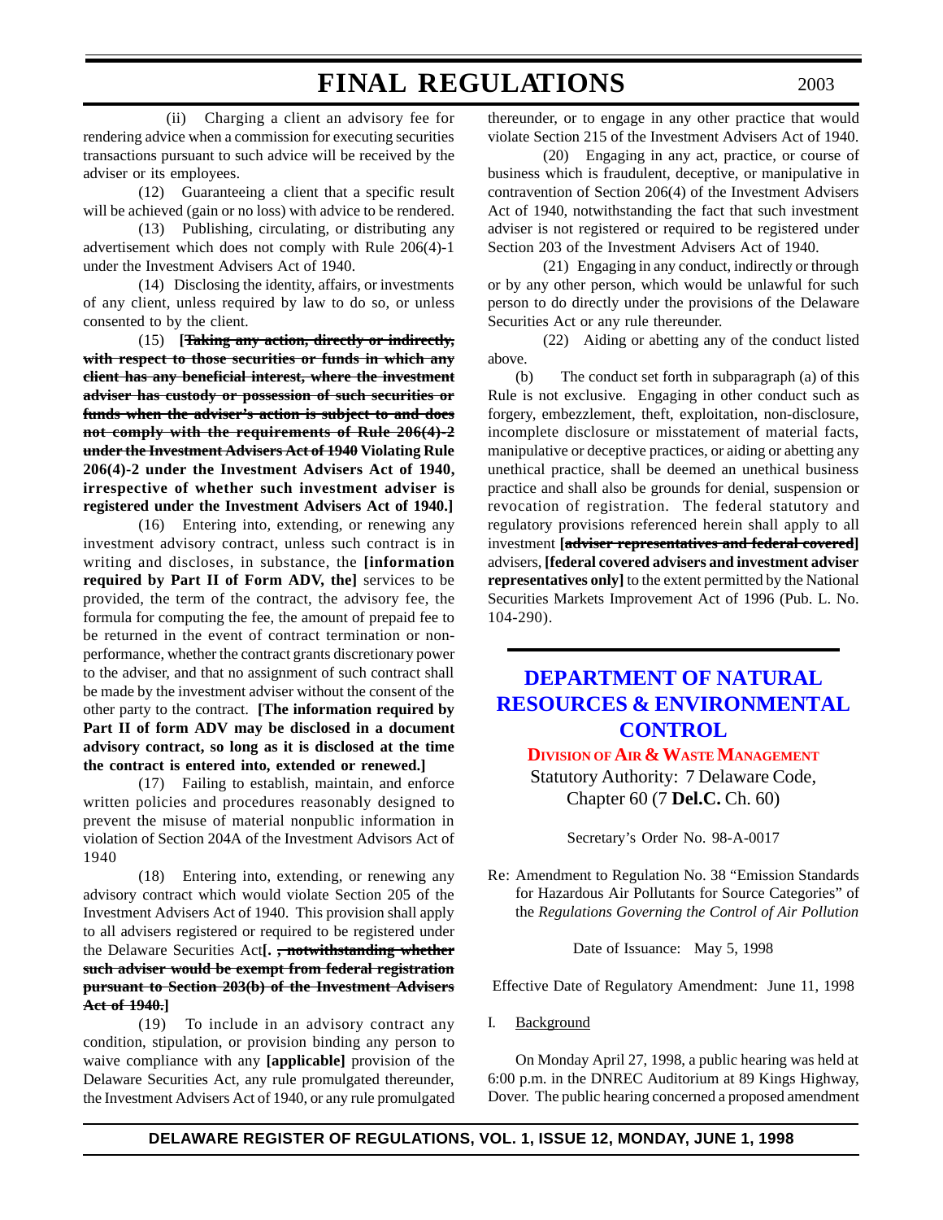(ii) Charging a client an advisory fee for rendering advice when a commission for executing securities transactions pursuant to such advice will be received by the adviser or its employees.

(12) Guaranteeing a client that a specific result will be achieved (gain or no loss) with advice to be rendered.

(13) Publishing, circulating, or distributing any advertisement which does not comply with Rule 206(4)-1 under the Investment Advisers Act of 1940.

(14) Disclosing the identity, affairs, or investments of any client, unless required by law to do so, or unless consented to by the client.

(15) **[~~Taking any action, directly or indirectly, with respect to those securities or funds in which any client has any beneficial interest, where the investment adviser has custody or possession of such securities or funds when the adviser's action is subject to and does not comply with the requirements of Rule 206(4)-2 under the Investment Advisers Act of 1940~~ Violating Rule 206(4)-2 under the Investment Advisers Act of 1940, irrespective of whether such investment adviser is registered under the Investment Advisers Act of 1940.]**

(16) Entering into, extending, or renewing any investment advisory contract, unless such contract is in writing and discloses, in substance, the **[information required by Part II of Form ADV, the]** services to be provided, the term of the contract, the advisory fee, the formula for computing the fee, the amount of prepaid fee to be returned in the event of contract termination or non-performance, whether the contract grants discretionary power to the adviser, and that no assignment of such contract shall be made by the investment adviser without the consent of the other party to the contract. **[The information required by Part II of form ADV may be disclosed in a document advisory contract, so long as it is disclosed at the time the contract is entered into, extended or renewed.]**

(17) Failing to establish, maintain, and enforce written policies and procedures reasonably designed to prevent the misuse of material nonpublic information in violation of Section 204A of the Investment Advisors Act of 1940

(18) Entering into, extending, or renewing any advisory contract which would violate Section 205 of the Investment Advisers Act of 1940. This provision shall apply to all advisers registered or required to be registered under the Delaware Securities Act**[. ~~, notwithstanding whether such adviser would be exempt from federal registration pursuant to Section 203(b) of the Investment Advisers Act of 1940.~~]**

(19) To include in an advisory contract any condition, stipulation, or provision binding any person to waive compliance with any **[applicable]** provision of the Delaware Securities Act, any rule promulgated thereunder, the Investment Advisers Act of 1940, or any rule promulgated thereunder, or to engage in any other practice that would violate Section 215 of the Investment Advisers Act of 1940.

(20) Engaging in any act, practice, or course of business which is fraudulent, deceptive, or manipulative in contravention of Section 206(4) of the Investment Advisers Act of 1940, notwithstanding the fact that such investment adviser is not registered or required to be registered under Section 203 of the Investment Advisers Act of 1940.

(21) Engaging in any conduct, indirectly or through or by any other person, which would be unlawful for such person to do directly under the provisions of the Delaware Securities Act or any rule thereunder.

(22) Aiding or abetting any of the conduct listed above.

(b) The conduct set forth in subparagraph (a) of this Rule is not exclusive. Engaging in other conduct such as forgery, embezzlement, theft, exploitation, non-disclosure, incomplete disclosure or misstatement of material facts, manipulative or deceptive practices, or aiding or abetting any unethical practice, shall be deemed an unethical business practice and shall also be grounds for denial, suspension or revocation of registration. The federal statutory and regulatory provisions referenced herein shall apply to all investment **[~~adviser representatives and federal covered~~]** advisers, **[federal covered advisers and investment adviser representatives only]** to the extent permitted by the National Securities Markets Improvement Act of 1996 (Pub. L. No. 104-290).

# DEPARTMENT OF NATURAL RESOURCES & ENVIRONMENTAL CONTROL

## DIVISION OF AIR & WASTE MANAGEMENT

Statutory Authority: 7 Delaware Code, Chapter 60 (7 **Del.C.** Ch. 60)

Secretary's Order No. 98-A-0017

Re: Amendment to Regulation No. 38 "Emission Standards for Hazardous Air Pollutants for Source Categories" of the *Regulations Governing the Control of Air Pollution*

Date of Issuance: May 5, 1998

Effective Date of Regulatory Amendment: June 11, 1998

I. Background

On Monday April 27, 1998, a public hearing was held at 6:00 p.m. in the DNREC Auditorium at 89 Kings Highway, Dover. The public hearing concerned a proposed amendment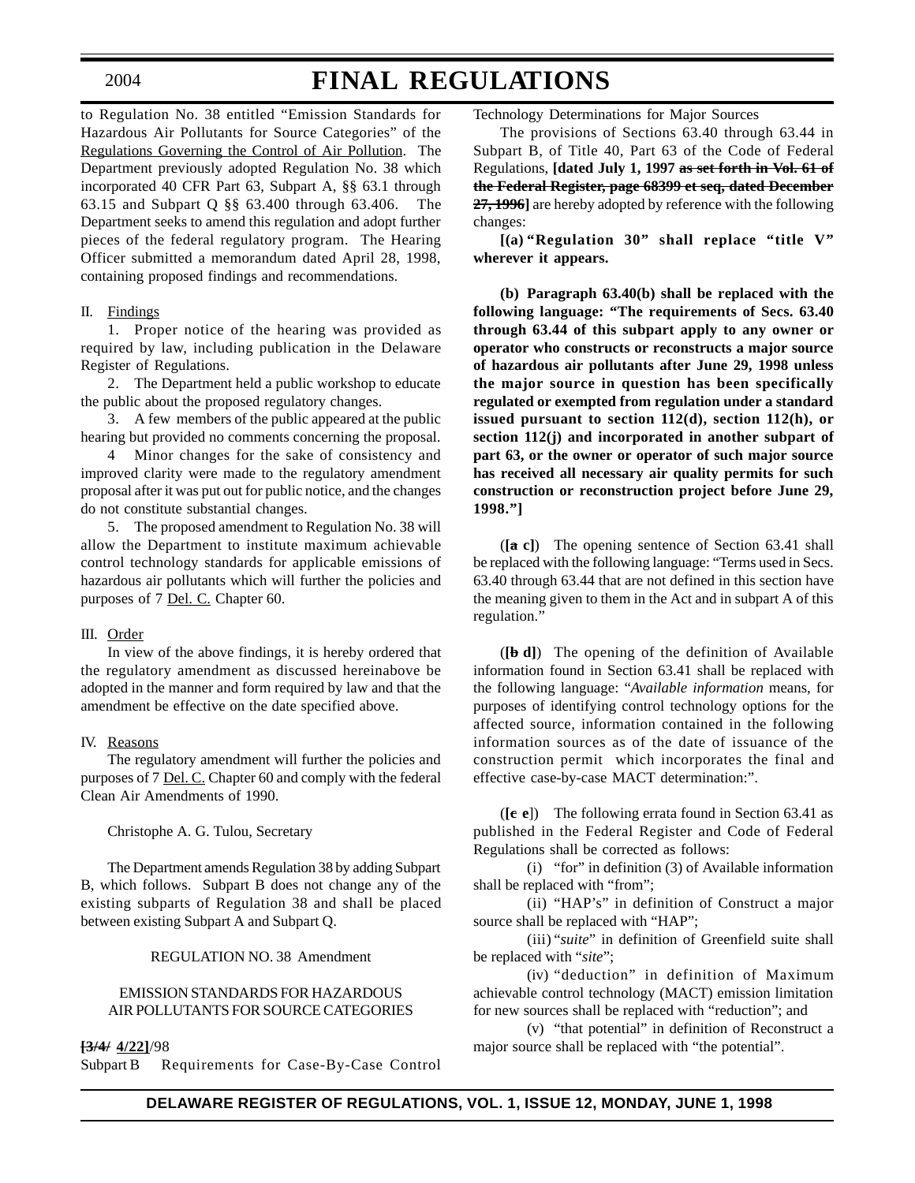to Regulation No. 38 entitled "Emission Standards for Hazardous Air Pollutants for Source Categories" of the Regulations Governing the Control of Air Pollution. The Department previously adopted Regulation No. 38 which incorporated 40 CFR Part 63, Subpart A, §§ 63.1 through 63.15 and Subpart Q §§ 63.400 through 63.406. The Department seeks to amend this regulation and adopt further pieces of the federal regulatory program. The Hearing Officer submitted a memorandum dated April 28, 1998, containing proposed findings and recommendations.

II. Findings

1. Proper notice of the hearing was provided as required by law, including publication in the Delaware Register of Regulations.

2. The Department held a public workshop to educate the public about the proposed regulatory changes.

3. A few members of the public appeared at the public hearing but provided no comments concerning the proposal.

4 Minor changes for the sake of consistency and improved clarity were made to the regulatory amendment proposal after it was put out for public notice, and the changes do not constitute substantial changes.

5. The proposed amendment to Regulation No. 38 will allow the Department to institute maximum achievable control technology standards for applicable emissions of hazardous air pollutants which will further the policies and purposes of 7 Del. C. Chapter 60.

III. Order

In view of the above findings, it is hereby ordered that the regulatory amendment as discussed hereinabove be adopted in the manner and form required by law and that the amendment be effective on the date specified above.

IV. Reasons

The regulatory amendment will further the policies and purposes of 7 Del. C. Chapter 60 and comply with the federal Clean Air Amendments of 1990.

Christophe A. G. Tulou, Secretary

The Department amends Regulation 38 by adding Subpart B, which follows. Subpart B does not change any of the existing subparts of Regulation 38 and shall be placed between existing Subpart A and Subpart Q.

REGULATION NO. 38 Amendment

EMISSION STANDARDS FOR HAZARDOUS AIR POLLUTANTS FOR SOURCE CATEGORIES

**[~~3/4/~~ 4/22]**/98

Subpart B Requirements for Case-By-Case Control Technology Determinations for Major Sources

The provisions of Sections 63.40 through 63.44 in Subpart B, of Title 40, Part 63 of the Code of Federal Regulations, **[dated July 1, 1997 ~~as set forth in Vol. 61 of the Federal Register, page 68399 et seq, dated December 27, 1996~~]** are hereby adopted by reference with the following changes:

**[(a) "Regulation 30" shall replace "title V" wherever it appears.**

**(b) Paragraph 63.40(b) shall be replaced with the following language: "The requirements of Secs. 63.40 through 63.44 of this subpart apply to any owner or operator who constructs or reconstructs a major source of hazardous air pollutants after June 29, 1998 unless the major source in question has been specifically regulated or exempted from regulation under a standard issued pursuant to section 112(d), section 112(h), or section 112(j) and incorporated in another subpart of part 63, or the owner or operator of such major source has received all necessary air quality permits for such construction or reconstruction project before June 29, 1998."]**

(**[~~a~~ c]**) The opening sentence of Section 63.41 shall be replaced with the following language: "Terms used in Secs. 63.40 through 63.44 that are not defined in this section have the meaning given to them in the Act and in subpart A of this regulation."

(**[~~b~~ d]**) The opening of the definition of Available information found in Section 63.41 shall be replaced with the following language: "*Available information* means, for purposes of identifying control technology options for the affected source, information contained in the following information sources as of the date of issuance of the construction permit which incorporates the final and effective case-by-case MACT determination:".

(**[~~c~~ e]**) The following errata found in Section 63.41 as published in the Federal Register and Code of Federal Regulations shall be corrected as follows:

(i) "for" in definition (3) of Available information shall be replaced with "from";

(ii) "HAP's" in definition of Construct a major source shall be replaced with "HAP";

(iii) "*suite*" in definition of Greenfield suite shall be replaced with "*site*";

(iv) "deduction" in definition of Maximum achievable control technology (MACT) emission limitation for new sources shall be replaced with "reduction"; and

(v) "that potential" in definition of Reconstruct a major source shall be replaced with "the potential".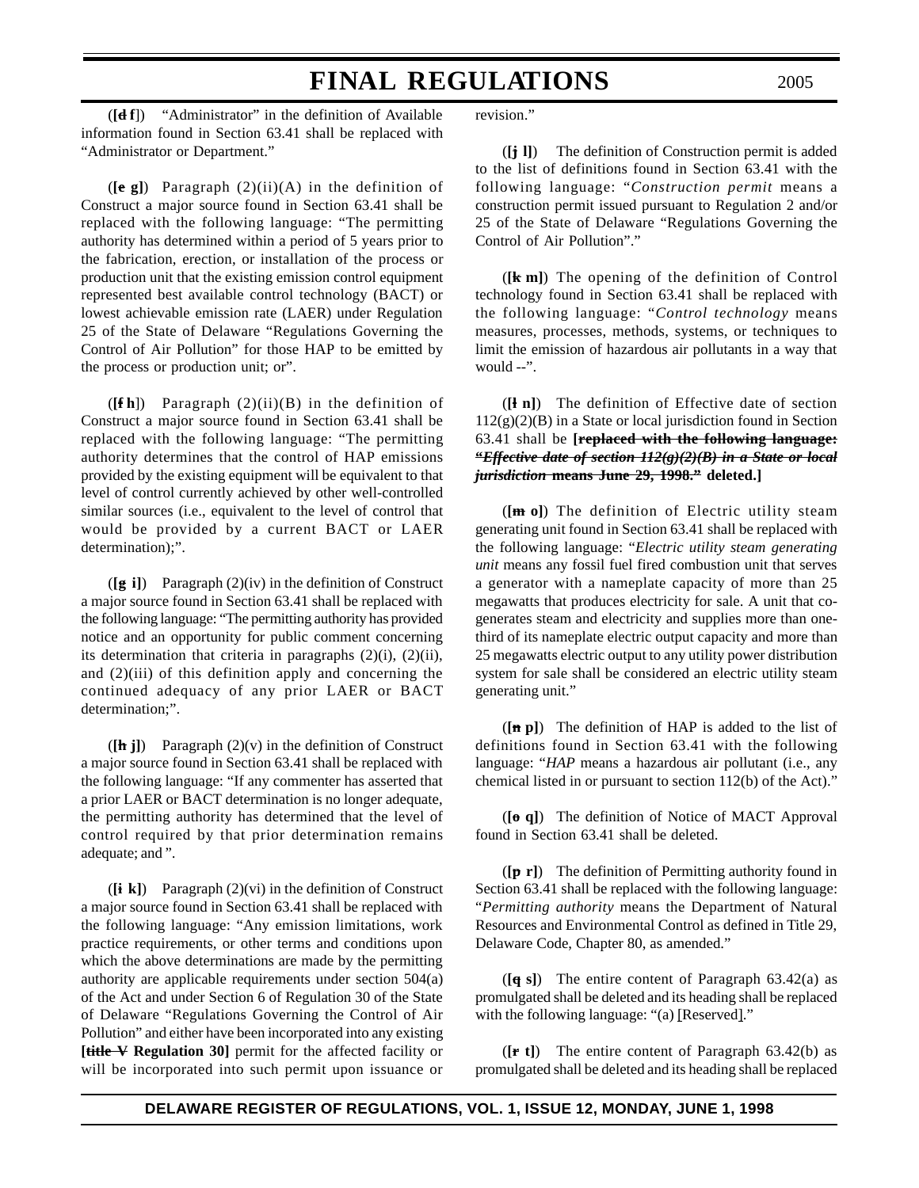([~~d~~ f]) "Administrator" in the definition of Available information found in Section 63.41 shall be replaced with "Administrator or Department."

([~~e~~ g]) Paragraph (2)(ii)(A) in the definition of Construct a major source found in Section 63.41 shall be replaced with the following language: "The permitting authority has determined within a period of 5 years prior to the fabrication, erection, or installation of the process or production unit that the existing emission control equipment represented best available control technology (BACT) or lowest achievable emission rate (LAER) under Regulation 25 of the State of Delaware "Regulations Governing the Control of Air Pollution" for those HAP to be emitted by the process or production unit; or".

([~~f~~ h]) Paragraph (2)(ii)(B) in the definition of Construct a major source found in Section 63.41 shall be replaced with the following language: "The permitting authority determines that the control of HAP emissions provided by the existing equipment will be equivalent to that level of control currently achieved by other well-controlled similar sources (i.e., equivalent to the level of control that would be provided by a current BACT or LAER determination);".

([~~g~~ i]) Paragraph (2)(iv) in the definition of Construct a major source found in Section 63.41 shall be replaced with the following language: "The permitting authority has provided notice and an opportunity for public comment concerning its determination that criteria in paragraphs (2)(i), (2)(ii), and (2)(iii) of this definition apply and concerning the continued adequacy of any prior LAER or BACT determination;".

([~~h~~ j]) Paragraph (2)(v) in the definition of Construct a major source found in Section 63.41 shall be replaced with the following language: "If any commenter has asserted that a prior LAER or BACT determination is no longer adequate, the permitting authority has determined that the level of control required by that prior determination remains adequate; and ".

([~~i~~ k]) Paragraph (2)(vi) in the definition of Construct a major source found in Section 63.41 shall be replaced with the following language: "Any emission limitations, work practice requirements, or other terms and conditions upon which the above determinations are made by the permitting authority are applicable requirements under section 504(a) of the Act and under Section 6 of Regulation 30 of the State of Delaware "Regulations Governing the Control of Air Pollution" and either have been incorporated into any existing **[~~title V~~ Regulation 30]** permit for the affected facility or will be incorporated into such permit upon issuance or revision."

([~~j~~ l]) The definition of Construction permit is added to the list of definitions found in Section 63.41 with the following language: "*Construction permit* means a construction permit issued pursuant to Regulation 2 and/or 25 of the State of Delaware "Regulations Governing the Control of Air Pollution"."

([~~k~~ m]) The opening of the definition of Control technology found in Section 63.41 shall be replaced with the following language: "*Control technology* means measures, processes, methods, systems, or techniques to limit the emission of hazardous air pollutants in a way that would --".

([~~l~~ n]) The definition of Effective date of section 112(g)(2)(B) in a State or local jurisdiction found in Section 63.41 shall be **[~~replaced with the following language: "*Effective date of section 112(g)(2)(B) in a State or local jurisdiction* means June 29, 1998."~~ deleted.]**

([~~m~~ o]) The definition of Electric utility steam generating unit found in Section 63.41 shall be replaced with the following language: "*Electric utility steam generating unit* means any fossil fuel fired combustion unit that serves a generator with a nameplate capacity of more than 25 megawatts that produces electricity for sale. A unit that co-generates steam and electricity and supplies more than one-third of its nameplate electric output capacity and more than 25 megawatts electric output to any utility power distribution system for sale shall be considered an electric utility steam generating unit."

([~~n~~ p]) The definition of HAP is added to the list of definitions found in Section 63.41 with the following language: "*HAP* means a hazardous air pollutant (i.e., any chemical listed in or pursuant to section 112(b) of the Act)."

([~~o~~ q]) The definition of Notice of MACT Approval found in Section 63.41 shall be deleted.

([~~p~~ r]) The definition of Permitting authority found in Section 63.41 shall be replaced with the following language: "*Permitting authority* means the Department of Natural Resources and Environmental Control as defined in Title 29, Delaware Code, Chapter 80, as amended."

([~~q~~ s]) The entire content of Paragraph 63.42(a) as promulgated shall be deleted and its heading shall be replaced with the following language: "(a) [Reserved]."

([~~r~~ t]) The entire content of Paragraph 63.42(b) as promulgated shall be deleted and its heading shall be replaced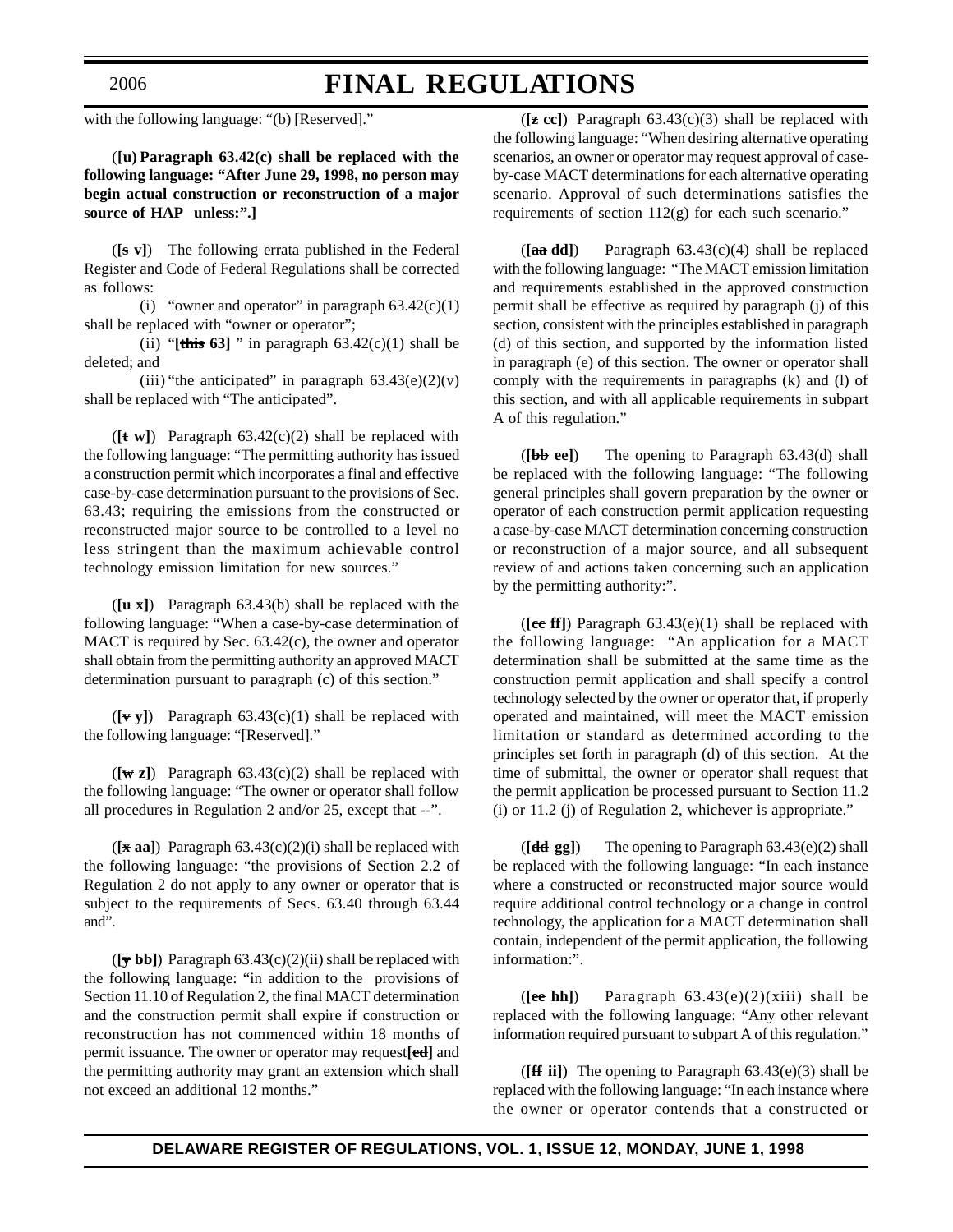with the following language: "(b) [Reserved]."

(**[u) Paragraph 63.42(c) shall be replaced with the following language: "After June 29, 1998, no person may begin actual construction or reconstruction of a major source of HAP unless:".]**

(**[~~s~~ v]**) The following errata published in the Federal Register and Code of Federal Regulations shall be corrected as follows:

(i) "owner and operator" in paragraph 63.42(c)(1) shall be replaced with "owner or operator";

(ii) "**[~~this~~ 63]** " in paragraph 63.42(c)(1) shall be deleted; and

(iii) "the anticipated" in paragraph 63.43(e)(2)(v) shall be replaced with "The anticipated".

(**[~~t~~ w]**) Paragraph 63.42(c)(2) shall be replaced with the following language: "The permitting authority has issued a construction permit which incorporates a final and effective case-by-case determination pursuant to the provisions of Sec. 63.43; requiring the emissions from the constructed or reconstructed major source to be controlled to a level no less stringent than the maximum achievable control technology emission limitation for new sources."

(**[~~u~~ x]**) Paragraph 63.43(b) shall be replaced with the following language: "When a case-by-case determination of MACT is required by Sec. 63.42(c), the owner and operator shall obtain from the permitting authority an approved MACT determination pursuant to paragraph (c) of this section."

(**[~~v~~ y]**) Paragraph 63.43(c)(1) shall be replaced with the following language: "[Reserved]."

(**[~~w~~ z]**) Paragraph 63.43(c)(2) shall be replaced with the following language: "The owner or operator shall follow all procedures in Regulation 2 and/or 25, except that --".

(**[~~x~~ aa]**) Paragraph 63.43(c)(2)(i) shall be replaced with the following language: "the provisions of Section 2.2 of Regulation 2 do not apply to any owner or operator that is subject to the requirements of Secs. 63.40 through 63.44 and".

(**[~~y~~ bb]**) Paragraph 63.43(c)(2)(ii) shall be replaced with the following language: "in addition to the provisions of Section 11.10 of Regulation 2, the final MACT determination and the construction permit shall expire if construction or reconstruction has not commenced within 18 months of permit issuance. The owner or operator may request**[~~ed~~]** and the permitting authority may grant an extension which shall not exceed an additional 12 months."

(**[~~z~~ cc]**) Paragraph 63.43(c)(3) shall be replaced with the following language: "When desiring alternative operating scenarios, an owner or operator may request approval of case-by-case MACT determinations for each alternative operating scenario. Approval of such determinations satisfies the requirements of section 112(g) for each such scenario."

(**[~~aa~~ dd]**) Paragraph 63.43(c)(4) shall be replaced with the following language: "The MACT emission limitation and requirements established in the approved construction permit shall be effective as required by paragraph (j) of this section, consistent with the principles established in paragraph (d) of this section, and supported by the information listed in paragraph (e) of this section. The owner or operator shall comply with the requirements in paragraphs (k) and (l) of this section, and with all applicable requirements in subpart A of this regulation."

(**[~~bb~~ ee]**) The opening to Paragraph 63.43(d) shall be replaced with the following language: "The following general principles shall govern preparation by the owner or operator of each construction permit application requesting a case-by-case MACT determination concerning construction or reconstruction of a major source, and all subsequent review of and actions taken concerning such an application by the permitting authority:".

(**[~~cc~~ ff]**) Paragraph 63.43(e)(1) shall be replaced with the following language: "An application for a MACT determination shall be submitted at the same time as the construction permit application and shall specify a control technology selected by the owner or operator that, if properly operated and maintained, will meet the MACT emission limitation or standard as determined according to the principles set forth in paragraph (d) of this section. At the time of submittal, the owner or operator shall request that the permit application be processed pursuant to Section 11.2 (i) or 11.2 (j) of Regulation 2, whichever is appropriate."

(**[~~dd~~ gg]**) The opening to Paragraph 63.43(e)(2) shall be replaced with the following language: "In each instance where a constructed or reconstructed major source would require additional control technology or a change in control technology, the application for a MACT determination shall contain, independent of the permit application, the following information:".

(**[~~ee~~ hh]**) Paragraph 63.43(e)(2)(xiii) shall be replaced with the following language: "Any other relevant information required pursuant to subpart A of this regulation."

(**[~~ff~~ ii]**) The opening to Paragraph 63.43(e)(3) shall be replaced with the following language: "In each instance where the owner or operator contends that a constructed or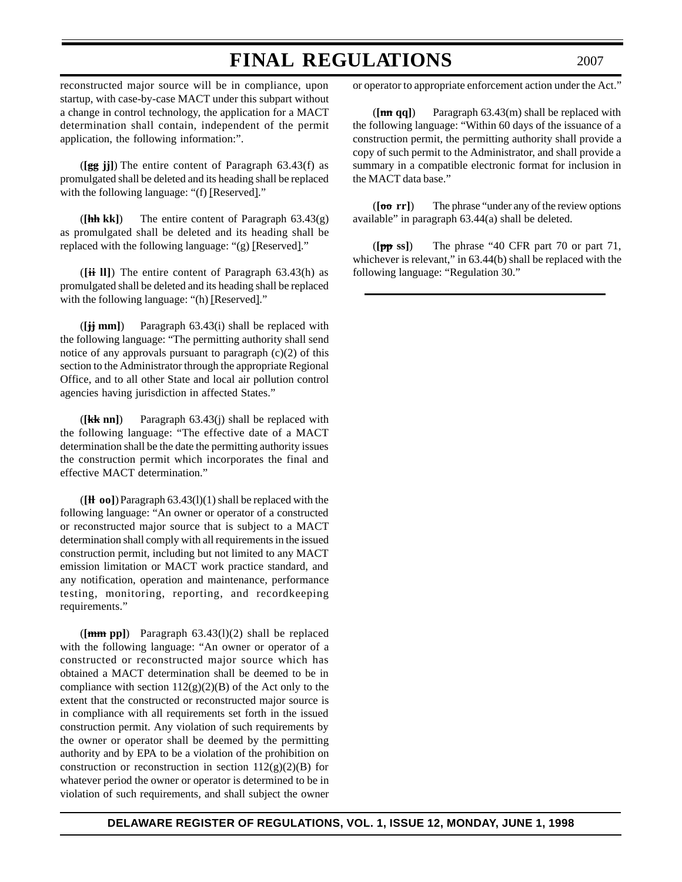reconstructed major source will be in compliance, upon startup, with case-by-case MACT under this subpart without a change in control technology, the application for a MACT determination shall contain, independent of the permit application, the following information:".

(**[~~gg~~ jj]**) The entire content of Paragraph 63.43(f) as promulgated shall be deleted and its heading shall be replaced with the following language: "(f) [Reserved]."

(**[~~hh~~ kk]**) The entire content of Paragraph 63.43(g) as promulgated shall be deleted and its heading shall be replaced with the following language: "(g) [Reserved]."

(**[~~ii~~ ll]**) The entire content of Paragraph 63.43(h) as promulgated shall be deleted and its heading shall be replaced with the following language: "(h) [Reserved]."

(**[~~jj~~ mm]**) Paragraph 63.43(i) shall be replaced with the following language: "The permitting authority shall send notice of any approvals pursuant to paragraph (c)(2) of this section to the Administrator through the appropriate Regional Office, and to all other State and local air pollution control agencies having jurisdiction in affected States."

(**[~~kk~~ nn]**) Paragraph 63.43(j) shall be replaced with the following language: "The effective date of a MACT determination shall be the date the permitting authority issues the construction permit which incorporates the final and effective MACT determination."

(**[~~ll~~ oo]**) Paragraph 63.43(l)(1) shall be replaced with the following language: "An owner or operator of a constructed or reconstructed major source that is subject to a MACT determination shall comply with all requirements in the issued construction permit, including but not limited to any MACT emission limitation or MACT work practice standard, and any notification, operation and maintenance, performance testing, monitoring, reporting, and recordkeeping requirements."

(**[~~mm~~ pp]**) Paragraph 63.43(l)(2) shall be replaced with the following language: "An owner or operator of a constructed or reconstructed major source which has obtained a MACT determination shall be deemed to be in compliance with section 112(g)(2)(B) of the Act only to the extent that the constructed or reconstructed major source is in compliance with all requirements set forth in the issued construction permit. Any violation of such requirements by the owner or operator shall be deemed by the permitting authority and by EPA to be a violation of the prohibition on construction or reconstruction in section 112(g)(2)(B) for whatever period the owner or operator is determined to be in violation of such requirements, and shall subject the owner or operator to appropriate enforcement action under the Act."

(**[~~nn~~ qq]**) Paragraph 63.43(m) shall be replaced with the following language: "Within 60 days of the issuance of a construction permit, the permitting authority shall provide a copy of such permit to the Administrator, and shall provide a summary in a compatible electronic format for inclusion in the MACT data base."

(**[~~oo~~ rr]**) The phrase "under any of the review options available" in paragraph 63.44(a) shall be deleted.

(**[~~pp~~ ss]**) The phrase "40 CFR part 70 or part 71, whichever is relevant," in 63.44(b) shall be replaced with the following language: "Regulation 30."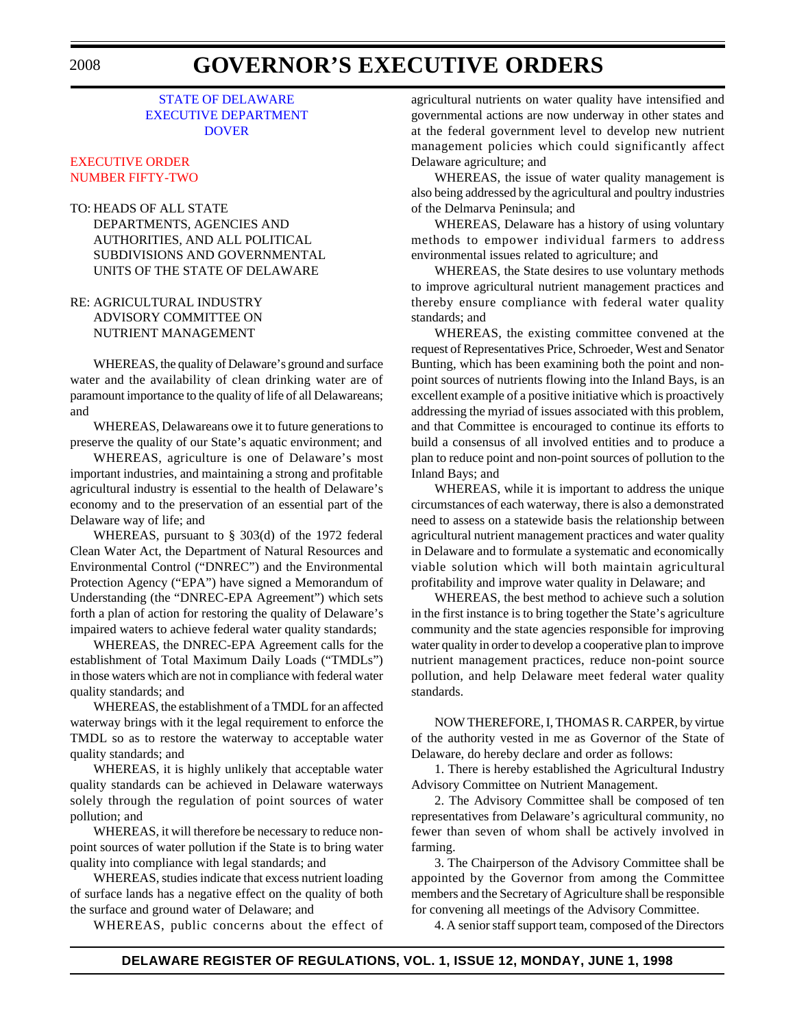STATE OF DELAWARE
EXECUTIVE DEPARTMENT
DOVER

EXECUTIVE ORDER
NUMBER FIFTY-TWO

TO: HEADS OF ALL STATE DEPARTMENTS, AGENCIES AND AUTHORITIES, AND ALL POLITICAL SUBDIVISIONS AND GOVERNMENTAL UNITS OF THE STATE OF DELAWARE

RE: AGRICULTURAL INDUSTRY ADVISORY COMMITTEE ON NUTRIENT MANAGEMENT

WHEREAS, the quality of Delaware's ground and surface water and the availability of clean drinking water are of paramount importance to the quality of life of all Delawareans; and

WHEREAS, Delawareans owe it to future generations to preserve the quality of our State's aquatic environment; and

WHEREAS, agriculture is one of Delaware's most important industries, and maintaining a strong and profitable agricultural industry is essential to the health of Delaware's economy and to the preservation of an essential part of the Delaware way of life; and

WHEREAS, pursuant to § 303(d) of the 1972 federal Clean Water Act, the Department of Natural Resources and Environmental Control ("DNREC") and the Environmental Protection Agency ("EPA") have signed a Memorandum of Understanding (the "DNREC-EPA Agreement") which sets forth a plan of action for restoring the quality of Delaware's impaired waters to achieve federal water quality standards;

WHEREAS, the DNREC-EPA Agreement calls for the establishment of Total Maximum Daily Loads ("TMDLs") in those waters which are not in compliance with federal water quality standards; and

WHEREAS, the establishment of a TMDL for an affected waterway brings with it the legal requirement to enforce the TMDL so as to restore the waterway to acceptable water quality standards; and

WHEREAS, it is highly unlikely that acceptable water quality standards can be achieved in Delaware waterways solely through the regulation of point sources of water pollution; and

WHEREAS, it will therefore be necessary to reduce non-point sources of water pollution if the State is to bring water quality into compliance with legal standards; and

WHEREAS, studies indicate that excess nutrient loading of surface lands has a negative effect on the quality of both the surface and ground water of Delaware; and

WHEREAS, public concerns about the effect of agricultural nutrients on water quality have intensified and governmental actions are now underway in other states and at the federal government level to develop new nutrient management policies which could significantly affect Delaware agriculture; and

WHEREAS, the issue of water quality management is also being addressed by the agricultural and poultry industries of the Delmarva Peninsula; and

WHEREAS, Delaware has a history of using voluntary methods to empower individual farmers to address environmental issues related to agriculture; and

WHEREAS, the State desires to use voluntary methods to improve agricultural nutrient management practices and thereby ensure compliance with federal water quality standards; and

WHEREAS, the existing committee convened at the request of Representatives Price, Schroeder, West and Senator Bunting, which has been examining both the point and non-point sources of nutrients flowing into the Inland Bays, is an excellent example of a positive initiative which is proactively addressing the myriad of issues associated with this problem, and that Committee is encouraged to continue its efforts to build a consensus of all involved entities and to produce a plan to reduce point and non-point sources of pollution to the Inland Bays; and

WHEREAS, while it is important to address the unique circumstances of each waterway, there is also a demonstrated need to assess on a statewide basis the relationship between agricultural nutrient management practices and water quality in Delaware and to formulate a systematic and economically viable solution which will both maintain agricultural profitability and improve water quality in Delaware; and

WHEREAS, the best method to achieve such a solution in the first instance is to bring together the State's agriculture community and the state agencies responsible for improving water quality in order to develop a cooperative plan to improve nutrient management practices, reduce non-point source pollution, and help Delaware meet federal water quality standards.

NOW THEREFORE, I, THOMAS R. CARPER, by virtue of the authority vested in me as Governor of the State of Delaware, do hereby declare and order as follows:

1. There is hereby established the Agricultural Industry Advisory Committee on Nutrient Management.

2. The Advisory Committee shall be composed of ten representatives from Delaware's agricultural community, no fewer than seven of whom shall be actively involved in farming.

3. The Chairperson of the Advisory Committee shall be appointed by the Governor from among the Committee members and the Secretary of Agriculture shall be responsible for convening all meetings of the Advisory Committee.

4. A senior staff support team, composed of the Directors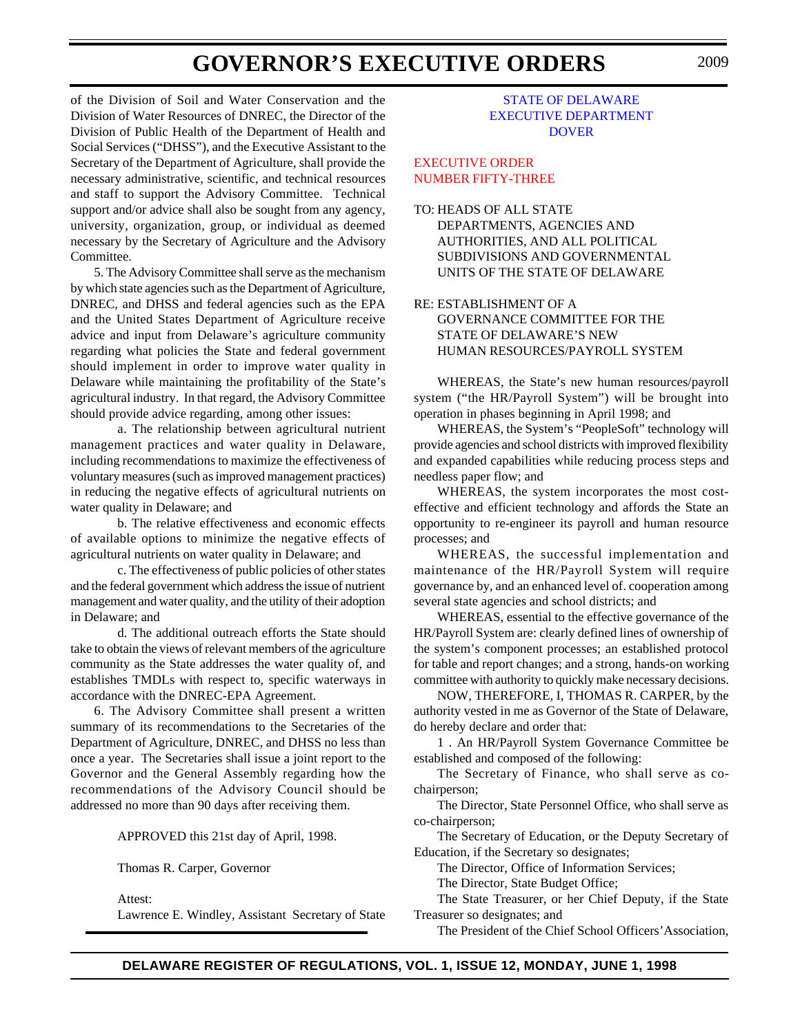of the Division of Soil and Water Conservation and the Division of Water Resources of DNREC, the Director of the Division of Public Health of the Department of Health and Social Services ("DHSS"), and the Executive Assistant to the Secretary of the Department of Agriculture, shall provide the necessary administrative, scientific, and technical resources and staff to support the Advisory Committee. Technical support and/or advice shall also be sought from any agency, university, organization, group, or individual as deemed necessary by the Secretary of Agriculture and the Advisory Committee.

5. The Advisory Committee shall serve as the mechanism by which state agencies such as the Department of Agriculture, DNREC, and DHSS and federal agencies such as the EPA and the United States Department of Agriculture receive advice and input from Delaware's agriculture community regarding what policies the State and federal government should implement in order to improve water quality in Delaware while maintaining the profitability of the State's agricultural industry. In that regard, the Advisory Committee should provide advice regarding, among other issues:

a. The relationship between agricultural nutrient management practices and water quality in Delaware, including recommendations to maximize the effectiveness of voluntary measures (such as improved management practices) in reducing the negative effects of agricultural nutrients on water quality in Delaware; and

b. The relative effectiveness and economic effects of available options to minimize the negative effects of agricultural nutrients on water quality in Delaware; and

c. The effectiveness of public policies of other states and the federal government which address the issue of nutrient management and water quality, and the utility of their adoption in Delaware; and

d. The additional outreach efforts the State should take to obtain the views of relevant members of the agriculture community as the State addresses the water quality of, and establishes TMDLs with respect to, specific waterways in accordance with the DNREC-EPA Agreement.

6. The Advisory Committee shall present a written summary of its recommendations to the Secretaries of the Department of Agriculture, DNREC, and DHSS no less than once a year. The Secretaries shall issue a joint report to the Governor and the General Assembly regarding how the recommendations of the Advisory Council should be addressed no more than 90 days after receiving them.

APPROVED this 21st day of April, 1998.

Thomas R. Carper, Governor

Attest:
Lawrence E. Windley, Assistant Secretary of State

STATE OF DELAWARE
EXECUTIVE DEPARTMENT
DOVER

## EXECUTIVE ORDER NUMBER FIFTY-THREE

TO: HEADS OF ALL STATE DEPARTMENTS, AGENCIES AND AUTHORITIES, AND ALL POLITICAL SUBDIVISIONS AND GOVERNMENTAL UNITS OF THE STATE OF DELAWARE

RE: ESTABLISHMENT OF A GOVERNANCE COMMITTEE FOR THE STATE OF DELAWARE'S NEW HUMAN RESOURCES/PAYROLL SYSTEM

WHEREAS, the State's new human resources/payroll system ("the HR/Payroll System") will be brought into operation in phases beginning in April 1998; and

WHEREAS, the System's "PeopleSoft" technology will provide agencies and school districts with improved flexibility and expanded capabilities while reducing process steps and needless paper flow; and

WHEREAS, the system incorporates the most cost-effective and efficient technology and affords the State an opportunity to re-engineer its payroll and human resource processes; and

WHEREAS, the successful implementation and maintenance of the HR/Payroll System will require governance by, and an enhanced level of. cooperation among several state agencies and school districts; and

WHEREAS, essential to the effective governance of the HR/Payroll System are: clearly defined lines of ownership of the system's component processes; an established protocol for table and report changes; and a strong, hands-on working committee with authority to quickly make necessary decisions.

NOW, THEREFORE, I, THOMAS R. CARPER, by the authority vested in me as Governor of the State of Delaware, do hereby declare and order that:

1 . An HR/Payroll System Governance Committee be established and composed of the following:

The Secretary of Finance, who shall serve as co-chairperson;

The Director, State Personnel Office, who shall serve as co-chairperson;

The Secretary of Education, or the Deputy Secretary of Education, if the Secretary so designates;

The Director, Office of Information Services;

The Director, State Budget Office;

The State Treasurer, or her Chief Deputy, if the State Treasurer so designates; and

The President of the Chief School Officers' Association,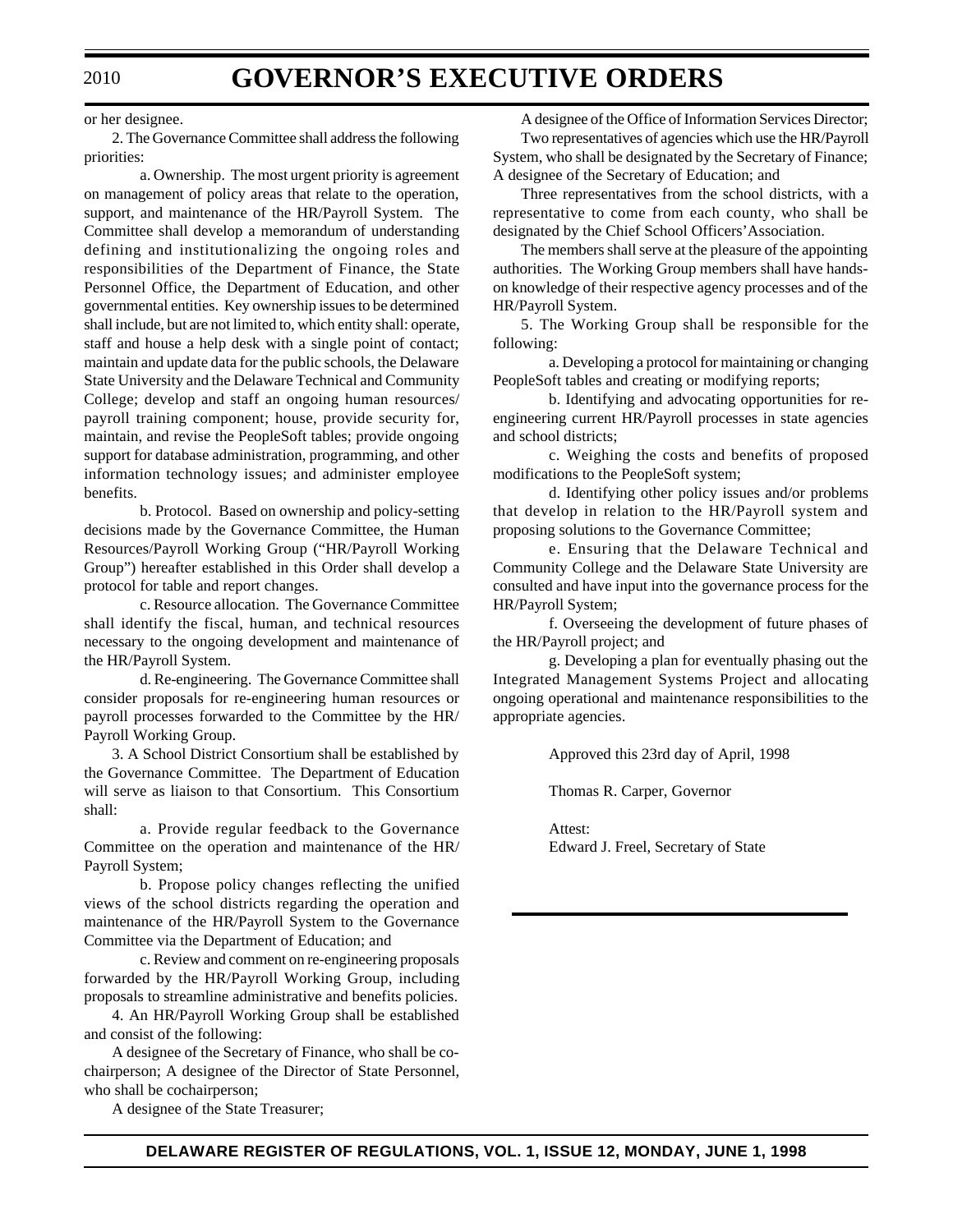or her designee.

2. The Governance Committee shall address the following priorities:

a. Ownership. The most urgent priority is agreement on management of policy areas that relate to the operation, support, and maintenance of the HR/Payroll System. The Committee shall develop a memorandum of understanding defining and institutionalizing the ongoing roles and responsibilities of the Department of Finance, the State Personnel Office, the Department of Education, and other governmental entities. Key ownership issues to be determined shall include, but are not limited to, which entity shall: operate, staff and house a help desk with a single point of contact; maintain and update data for the public schools, the Delaware State University and the Delaware Technical and Community College; develop and staff an ongoing human resources/payroll training component; house, provide security for, maintain, and revise the PeopleSoft tables; provide ongoing support for database administration, programming, and other information technology issues; and administer employee benefits.

b. Protocol. Based on ownership and policy-setting decisions made by the Governance Committee, the Human Resources/Payroll Working Group ("HR/Payroll Working Group") hereafter established in this Order shall develop a protocol for table and report changes.

c. Resource allocation. The Governance Committee shall identify the fiscal, human, and technical resources necessary to the ongoing development and maintenance of the HR/Payroll System.

d. Re-engineering. The Governance Committee shall consider proposals for re-engineering human resources or payroll processes forwarded to the Committee by the HR/Payroll Working Group.

3. A School District Consortium shall be established by the Governance Committee. The Department of Education will serve as liaison to that Consortium. This Consortium shall:

a. Provide regular feedback to the Governance Committee on the operation and maintenance of the HR/Payroll System;

b. Propose policy changes reflecting the unified views of the school districts regarding the operation and maintenance of the HR/Payroll System to the Governance Committee via the Department of Education; and

c. Review and comment on re-engineering proposals forwarded by the HR/Payroll Working Group, including proposals to streamline administrative and benefits policies.

4. An HR/Payroll Working Group shall be established and consist of the following:

A designee of the Secretary of Finance, who shall be co-chairperson; A designee of the Director of State Personnel, who shall be cochairperson;

A designee of the State Treasurer;

A designee of the Office of Information Services Director;

Two representatives of agencies which use the HR/Payroll System, who shall be designated by the Secretary of Finance; A designee of the Secretary of Education; and

Three representatives from the school districts, with a representative to come from each county, who shall be designated by the Chief School Officers' Association.

The members shall serve at the pleasure of the appointing authorities. The Working Group members shall have hands-on knowledge of their respective agency processes and of the HR/Payroll System.

5. The Working Group shall be responsible for the following:

a. Developing a protocol for maintaining or changing PeopleSoft tables and creating or modifying reports;

b. Identifying and advocating opportunities for re-engineering current HR/Payroll processes in state agencies and school districts;

c. Weighing the costs and benefits of proposed modifications to the PeopleSoft system;

d. Identifying other policy issues and/or problems that develop in relation to the HR/Payroll system and proposing solutions to the Governance Committee;

e. Ensuring that the Delaware Technical and Community College and the Delaware State University are consulted and have input into the governance process for the HR/Payroll System;

f. Overseeing the development of future phases of the HR/Payroll project; and

g. Developing a plan for eventually phasing out the Integrated Management Systems Project and allocating ongoing operational and maintenance responsibilities to the appropriate agencies.

Approved this 23rd day of April, 1998

Thomas R. Carper, Governor

Attest:
Edward J. Freel, Secretary of State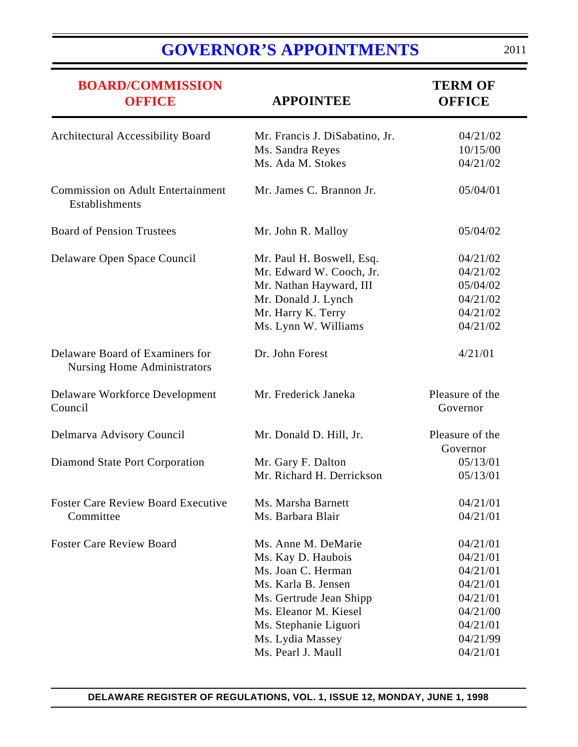# GOVERNOR'S APPOINTMENTS

| BOARD/COMMISSION OFFICE | APPOINTEE | TERM OF OFFICE |
|---|---|---|
| Architectural Accessibility Board | Mr. Francis J. DiSabatino, Jr. | 04/21/02 |
| | Ms. Sandra Reyes | 10/15/00 |
| | Ms. Ada M. Stokes | 04/21/02 |
| Commission on Adult Entertainment Establishments | Mr. James C. Brannon Jr. | 05/04/01 |
| Board of Pension Trustees | Mr. John R. Malloy | 05/04/02 |
| Delaware Open Space Council | Mr. Paul H. Boswell, Esq. | 04/21/02 |
| | Mr. Edward W. Cooch, Jr. | 04/21/02 |
| | Mr. Nathan Hayward, III | 05/04/02 |
| | Mr. Donald J. Lynch | 04/21/02 |
| | Mr. Harry K. Terry | 04/21/02 |
| | Ms. Lynn W. Williams | 04/21/02 |
| Delaware Board of Examiners for Nursing Home Administrators | Dr. John Forest | 4/21/01 |
| Delaware Workforce Development Council | Mr. Frederick Janeka | Pleasure of the Governor |
| Delmarva Advisory Council | Mr. Donald D. Hill, Jr. | Pleasure of the Governor |
| Diamond State Port Corporation | Mr. Gary F. Dalton | 05/13/01 |
| | Mr. Richard H. Derrickson | 05/13/01 |
| Foster Care Review Board Executive Committee | Ms. Marsha Barnett | 04/21/01 |
| | Ms. Barbara Blair | 04/21/01 |
| Foster Care Review Board | Ms. Anne M. DeMarie | 04/21/01 |
| | Ms. Kay D. Haubois | 04/21/01 |
| | Ms. Joan C. Herman | 04/21/01 |
| | Ms. Karla B. Jensen | 04/21/01 |
| | Ms. Gertrude Jean Shipp | 04/21/01 |
| | Ms. Eleanor M. Kiesel | 04/21/00 |
| | Ms. Stephanie Liguori | 04/21/01 |
| | Ms. Lydia Massey | 04/21/99 |
| | Ms. Pearl J. Maull | 04/21/01 |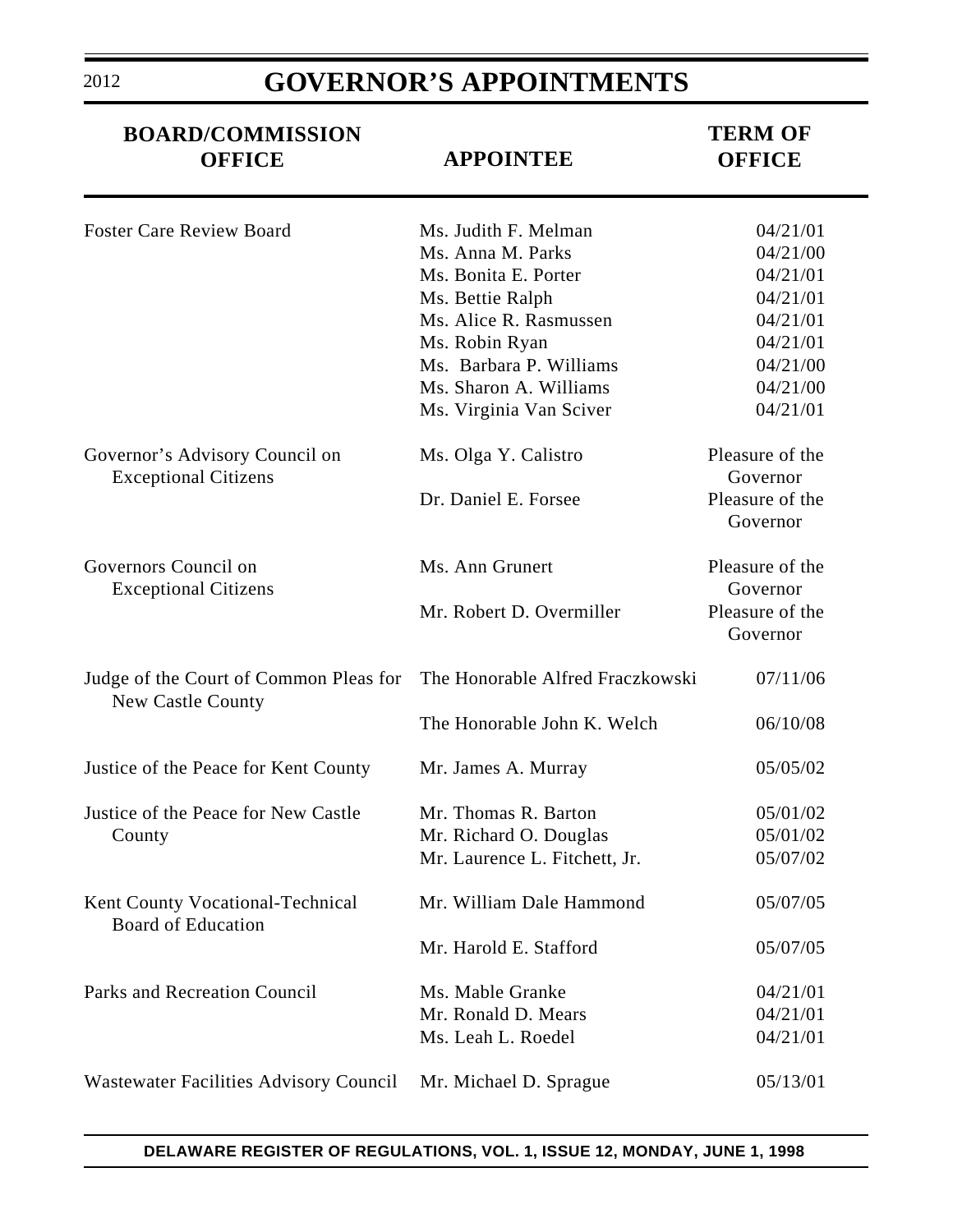# GOVERNOR'S APPOINTMENTS

| BOARD/COMMISSION OFFICE | APPOINTEE | TERM OF OFFICE |
|---|---|---|
| Foster Care Review Board | Ms. Judith F. Melman | 04/21/01 |
| | Ms. Anna M. Parks | 04/21/00 |
| | Ms. Bonita E. Porter | 04/21/01 |
| | Ms. Bettie Ralph | 04/21/01 |
| | Ms. Alice R. Rasmussen | 04/21/01 |
| | Ms. Robin Ryan | 04/21/01 |
| | Ms. Barbara P. Williams | 04/21/00 |
| | Ms. Sharon A. Williams | 04/21/00 |
| | Ms. Virginia Van Sciver | 04/21/01 |
| Governor's Advisory Council on Exceptional Citizens | Ms. Olga Y. Calistro | Pleasure of the Governor |
| | Dr. Daniel E. Forsee | Pleasure of the Governor |
| Governors Council on Exceptional Citizens | Ms. Ann Grunert | Pleasure of the Governor |
| | Mr. Robert D. Overmiller | Pleasure of the Governor |
| Judge of the Court of Common Pleas for New Castle County | The Honorable Alfred Fraczkowski | 07/11/06 |
| | The Honorable John K. Welch | 06/10/08 |
| Justice of the Peace for Kent County | Mr. James A. Murray | 05/05/02 |
| Justice of the Peace for New Castle County | Mr. Thomas R. Barton | 05/01/02 |
| | Mr. Richard O. Douglas | 05/01/02 |
| | Mr. Laurence L. Fitchett, Jr. | 05/07/02 |
| Kent County Vocational-Technical Board of Education | Mr. William Dale Hammond | 05/07/05 |
| | Mr. Harold E. Stafford | 05/07/05 |
| Parks and Recreation Council | Ms. Mable Granke | 04/21/01 |
| | Mr. Ronald D. Mears | 04/21/01 |
| | Ms. Leah L. Roedel | 04/21/01 |
| Wastewater Facilities Advisory Council | Mr. Michael D. Sprague | 05/13/01 |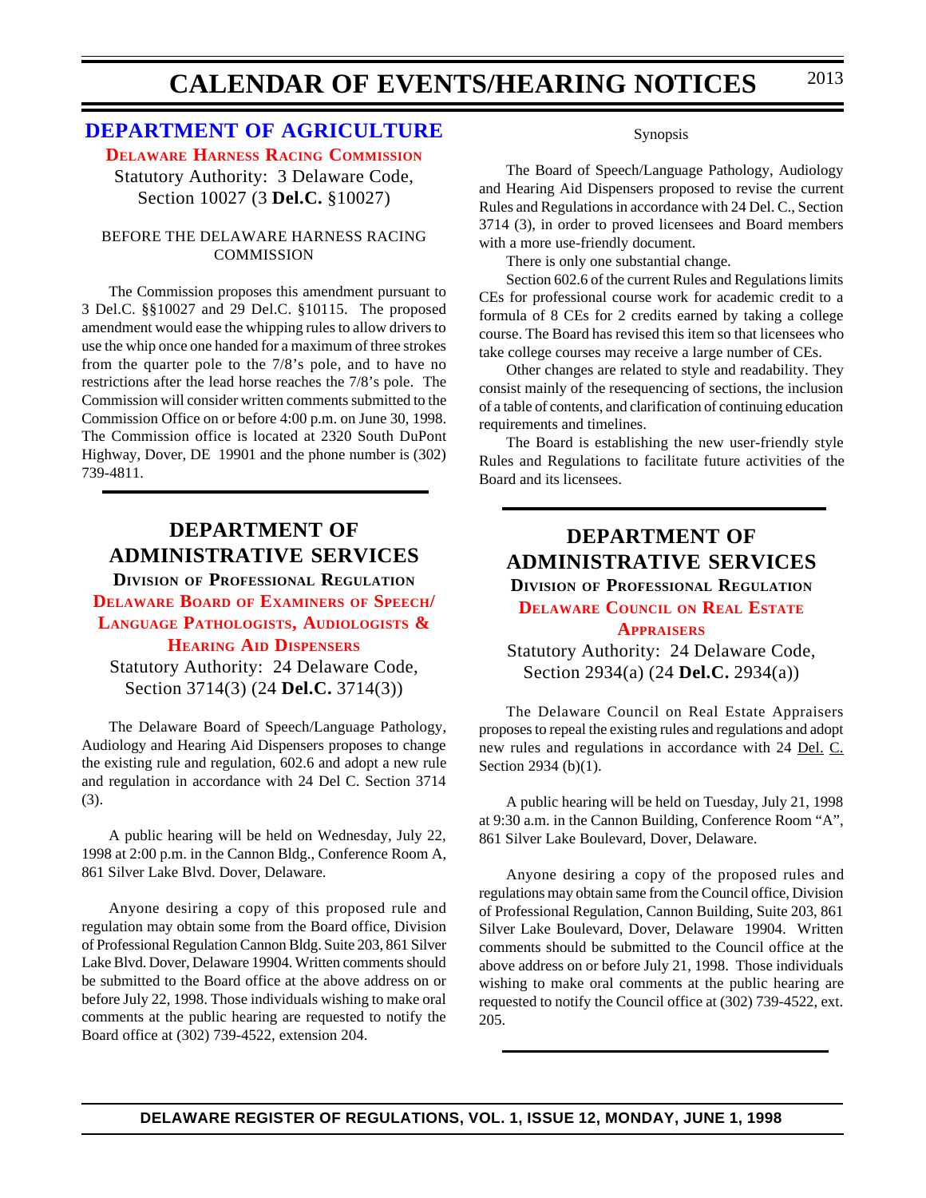# CALENDAR OF EVENTS/HEARING NOTICES

## DEPARTMENT OF AGRICULTURE

### Delaware Harness Racing Commission

Statutory Authority: 3 Delaware Code, Section 10027 (3 **Del.C.** §10027)

BEFORE THE DELAWARE HARNESS RACING COMMISSION

The Commission proposes this amendment pursuant to 3 Del.C. §§10027 and 29 Del.C. §10115. The proposed amendment would ease the whipping rules to allow drivers to use the whip once one handed for a maximum of three strokes from the quarter pole to the 7/8's pole, and to have no restrictions after the lead horse reaches the 7/8's pole. The Commission will consider written comments submitted to the Commission Office on or before 4:00 p.m. on June 30, 1998. The Commission office is located at 2320 South DuPont Highway, Dover, DE 19901 and the phone number is (302) 739-4811.

## DEPARTMENT OF ADMINISTRATIVE SERVICES

### Division of Professional Regulation

### Delaware Board of Examiners of Speech/Language Pathologists, Audiologists & Hearing Aid Dispensers

Statutory Authority: 24 Delaware Code, Section 3714(3) (24 **Del.C.** 3714(3))

The Delaware Board of Speech/Language Pathology, Audiology and Hearing Aid Dispensers proposes to change the existing rule and regulation, 602.6 and adopt a new rule and regulation in accordance with 24 Del C. Section 3714 (3).

A public hearing will be held on Wednesday, July 22, 1998 at 2:00 p.m. in the Cannon Bldg., Conference Room A, 861 Silver Lake Blvd. Dover, Delaware.

Anyone desiring a copy of this proposed rule and regulation may obtain some from the Board office, Division of Professional Regulation Cannon Bldg. Suite 203, 861 Silver Lake Blvd. Dover, Delaware 19904. Written comments should be submitted to the Board office at the above address on or before July 22, 1998. Those individuals wishing to make oral comments at the public hearing are requested to notify the Board office at (302) 739-4522, extension 204.

Synopsis

The Board of Speech/Language Pathology, Audiology and Hearing Aid Dispensers proposed to revise the current Rules and Regulations in accordance with 24 Del. C., Section 3714 (3), in order to proved licensees and Board members with a more use-friendly document.

There is only one substantial change.

Section 602.6 of the current Rules and Regulations limits CEs for professional course work for academic credit to a formula of 8 CEs for 2 credits earned by taking a college course. The Board has revised this item so that licensees who take college courses may receive a large number of CEs.

Other changes are related to style and readability. They consist mainly of the resequencing of sections, the inclusion of a table of contents, and clarification of continuing education requirements and timelines.

The Board is establishing the new user-friendly style Rules and Regulations to facilitate future activities of the Board and its licensees.

## DEPARTMENT OF ADMINISTRATIVE SERVICES

### Division of Professional Regulation

### Delaware Council on Real Estate Appraisers

Statutory Authority: 24 Delaware Code, Section 2934(a) (24 **Del.C.** 2934(a))

The Delaware Council on Real Estate Appraisers proposes to repeal the existing rules and regulations and adopt new rules and regulations in accordance with 24 Del. C. Section 2934 (b)(1).

A public hearing will be held on Tuesday, July 21, 1998 at 9:30 a.m. in the Cannon Building, Conference Room "A", 861 Silver Lake Boulevard, Dover, Delaware.

Anyone desiring a copy of the proposed rules and regulations may obtain same from the Council office, Division of Professional Regulation, Cannon Building, Suite 203, 861 Silver Lake Boulevard, Dover, Delaware 19904. Written comments should be submitted to the Council office at the above address on or before July 21, 1998. Those individuals wishing to make oral comments at the public hearing are requested to notify the Council office at (302) 739-4522, ext. 205.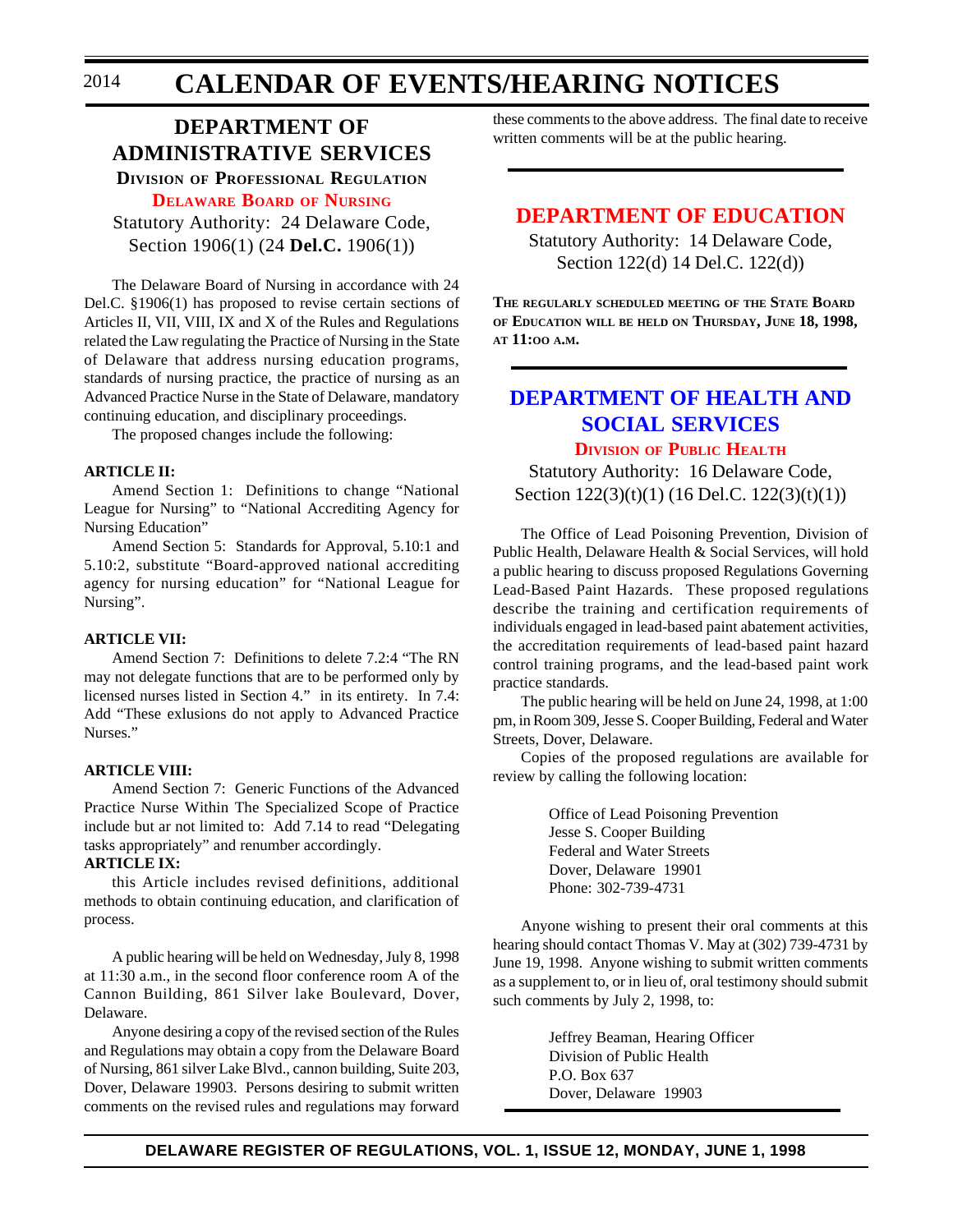# CALENDAR OF EVENTS/HEARING NOTICES

## DEPARTMENT OF ADMINISTRATIVE SERVICES

### Division of Professional Regulation

### Delaware Board of Nursing

Statutory Authority: 24 Delaware Code, Section 1906(1) (24 **Del.C.** 1906(1))

The Delaware Board of Nursing in accordance with 24 Del.C. §1906(1) has proposed to revise certain sections of Articles II, VII, VIII, IX and X of the Rules and Regulations related the Law regulating the Practice of Nursing in the State of Delaware that address nursing education programs, standards of nursing practice, the practice of nursing as an Advanced Practice Nurse in the State of Delaware, mandatory continuing education, and disciplinary proceedings.

The proposed changes include the following:

**ARTICLE II:**

Amend Section 1: Definitions to change "National League for Nursing" to "National Accrediting Agency for Nursing Education"

Amend Section 5: Standards for Approval, 5.10:1 and 5.10:2, substitute "Board-approved national accrediting agency for nursing education" for "National League for Nursing".

**ARTICLE VII:**

Amend Section 7: Definitions to delete 7.2:4 "The RN may not delegate functions that are to be performed only by licensed nurses listed in Section 4." in its entirety. In 7.4: Add "These exlusions do not apply to Advanced Practice Nurses."

**ARTICLE VIII:**

Amend Section 7: Generic Functions of the Advanced Practice Nurse Within The Specialized Scope of Practice include but ar not limited to: Add 7.14 to read "Delegating tasks appropriately" and renumber accordingly.

**ARTICLE IX:**

this Article includes revised definitions, additional methods to obtain continuing education, and clarification of process.

A public hearing will be held on Wednesday, July 8, 1998 at 11:30 a.m., in the second floor conference room A of the Cannon Building, 861 Silver lake Boulevard, Dover, Delaware.

Anyone desiring a copy of the revised section of the Rules and Regulations may obtain a copy from the Delaware Board of Nursing, 861 silver Lake Blvd., cannon building, Suite 203, Dover, Delaware 19903. Persons desiring to submit written comments on the revised rules and regulations may forward these comments to the above address. The final date to receive written comments will be at the public hearing.

---

## DEPARTMENT OF EDUCATION

Statutory Authority: 14 Delaware Code, Section 122(d) 14 Del.C. 122(d))

**The regularly scheduled meeting of the State Board of Education will be held on Thursday, June 18, 1998, at 11:oo a.m.**

---

## DEPARTMENT OF HEALTH AND SOCIAL SERVICES

### Division of Public Health

Statutory Authority: 16 Delaware Code, Section 122(3)(t)(1) (16 Del.C. 122(3)(t)(1))

The Office of Lead Poisoning Prevention, Division of Public Health, Delaware Health & Social Services, will hold a public hearing to discuss proposed Regulations Governing Lead-Based Paint Hazards. These proposed regulations describe the training and certification requirements of individuals engaged in lead-based paint abatement activities, the accreditation requirements of lead-based paint hazard control training programs, and the lead-based paint work practice standards.

The public hearing will be held on June 24, 1998, at 1:00 pm, in Room 309, Jesse S. Cooper Building, Federal and Water Streets, Dover, Delaware.

Copies of the proposed regulations are available for review by calling the following location:

Office of Lead Poisoning Prevention
Jesse S. Cooper Building
Federal and Water Streets
Dover, Delaware 19901
Phone: 302-739-4731

Anyone wishing to present their oral comments at this hearing should contact Thomas V. May at (302) 739-4731 by June 19, 1998. Anyone wishing to submit written comments as a supplement to, or in lieu of, oral testimony should submit such comments by July 2, 1998, to:

Jeffrey Beaman, Hearing Officer
Division of Public Health
P.O. Box 637
Dover, Delaware 19903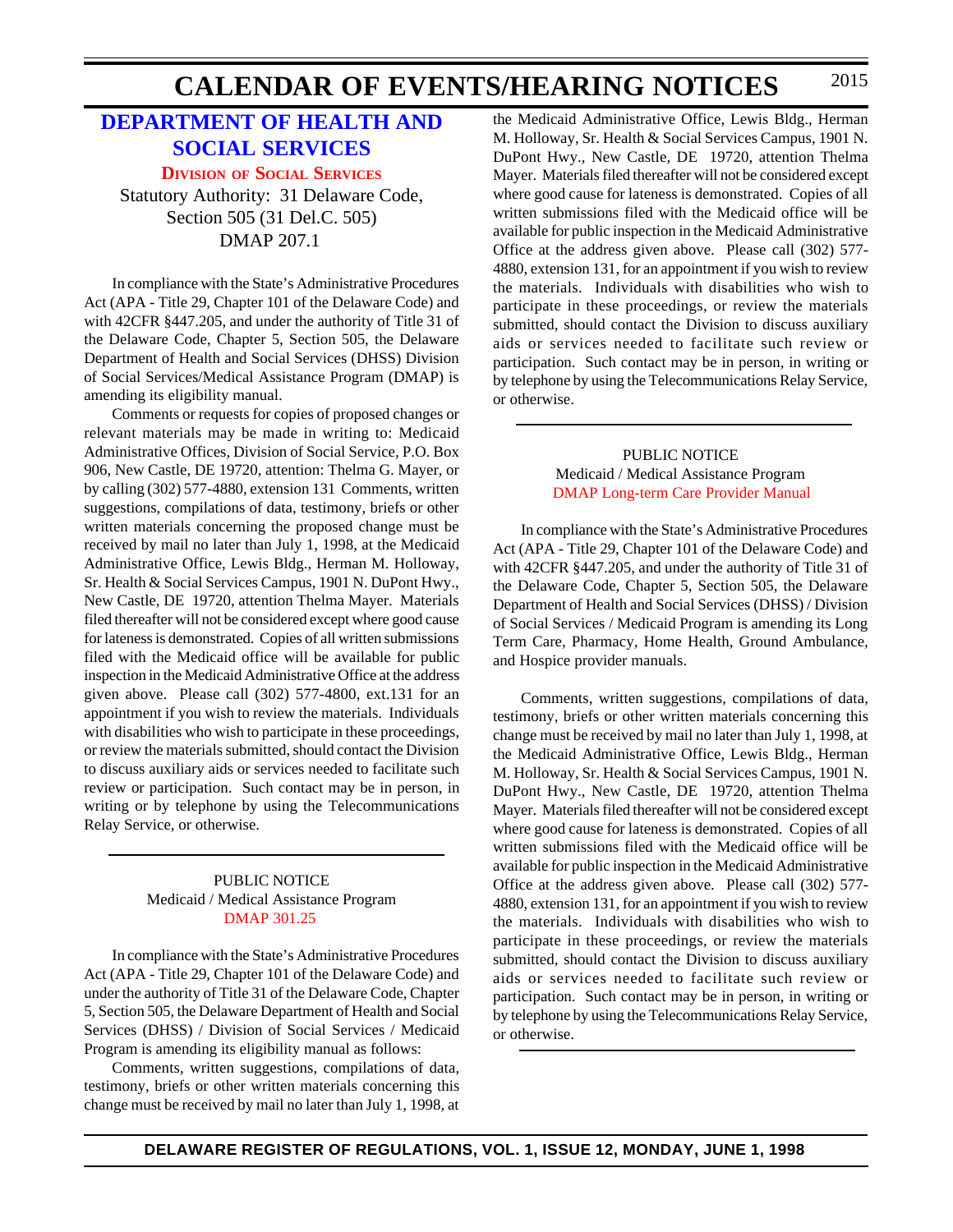# CALENDAR OF EVENTS/HEARING NOTICES

## DEPARTMENT OF HEALTH AND SOCIAL SERVICES

### DIVISION OF SOCIAL SERVICES

Statutory Authority: 31 Delaware Code, Section 505 (31 Del.C. 505)
DMAP 207.1

In compliance with the State's Administrative Procedures Act (APA - Title 29, Chapter 101 of the Delaware Code) and with 42CFR §447.205, and under the authority of Title 31 of the Delaware Code, Chapter 5, Section 505, the Delaware Department of Health and Social Services (DHSS) Division of Social Services/Medical Assistance Program (DMAP) is amending its eligibility manual.

Comments or requests for copies of proposed changes or relevant materials may be made in writing to: Medicaid Administrative Offices, Division of Social Service, P.O. Box 906, New Castle, DE 19720, attention: Thelma G. Mayer, or by calling (302) 577-4880, extension 131 Comments, written suggestions, compilations of data, testimony, briefs or other written materials concerning the proposed change must be received by mail no later than July 1, 1998, at the Medicaid Administrative Office, Lewis Bldg., Herman M. Holloway, Sr. Health & Social Services Campus, 1901 N. DuPont Hwy., New Castle, DE 19720, attention Thelma Mayer. Materials filed thereafter will not be considered except where good cause for lateness is demonstrated. Copies of all written submissions filed with the Medicaid office will be available for public inspection in the Medicaid Administrative Office at the address given above. Please call (302) 577-4800, ext.131 for an appointment if you wish to review the materials. Individuals with disabilities who wish to participate in these proceedings, or review the materials submitted, should contact the Division to discuss auxiliary aids or services needed to facilitate such review or participation. Such contact may be in person, in writing or by telephone by using the Telecommunications Relay Service, or otherwise.

---

PUBLIC NOTICE
Medicaid / Medical Assistance Program
DMAP 301.25

In compliance with the State's Administrative Procedures Act (APA - Title 29, Chapter 101 of the Delaware Code) and under the authority of Title 31 of the Delaware Code, Chapter 5, Section 505, the Delaware Department of Health and Social Services (DHSS) / Division of Social Services / Medicaid Program is amending its eligibility manual as follows:

Comments, written suggestions, compilations of data, testimony, briefs or other written materials concerning this change must be received by mail no later than July 1, 1998, at the Medicaid Administrative Office, Lewis Bldg., Herman M. Holloway, Sr. Health & Social Services Campus, 1901 N. DuPont Hwy., New Castle, DE 19720, attention Thelma Mayer. Materials filed thereafter will not be considered except where good cause for lateness is demonstrated. Copies of all written submissions filed with the Medicaid office will be available for public inspection in the Medicaid Administrative Office at the address given above. Please call (302) 577-4880, extension 131, for an appointment if you wish to review the materials. Individuals with disabilities who wish to participate in these proceedings, or review the materials submitted, should contact the Division to discuss auxiliary aids or services needed to facilitate such review or participation. Such contact may be in person, in writing or by telephone by using the Telecommunications Relay Service, or otherwise.

---

PUBLIC NOTICE
Medicaid / Medical Assistance Program
DMAP Long-term Care Provider Manual

In compliance with the State's Administrative Procedures Act (APA - Title 29, Chapter 101 of the Delaware Code) and with 42CFR §447.205, and under the authority of Title 31 of the Delaware Code, Chapter 5, Section 505, the Delaware Department of Health and Social Services (DHSS) / Division of Social Services / Medicaid Program is amending its Long Term Care, Pharmacy, Home Health, Ground Ambulance, and Hospice provider manuals.

Comments, written suggestions, compilations of data, testimony, briefs or other written materials concerning this change must be received by mail no later than July 1, 1998, at the Medicaid Administrative Office, Lewis Bldg., Herman M. Holloway, Sr. Health & Social Services Campus, 1901 N. DuPont Hwy., New Castle, DE 19720, attention Thelma Mayer. Materials filed thereafter will not be considered except where good cause for lateness is demonstrated. Copies of all written submissions filed with the Medicaid office will be available for public inspection in the Medicaid Administrative Office at the address given above. Please call (302) 577-4880, extension 131, for an appointment if you wish to review the materials. Individuals with disabilities who wish to participate in these proceedings, or review the materials submitted, should contact the Division to discuss auxiliary aids or services needed to facilitate such review or participation. Such contact may be in person, in writing or by telephone by using the Telecommunications Relay Service, or otherwise.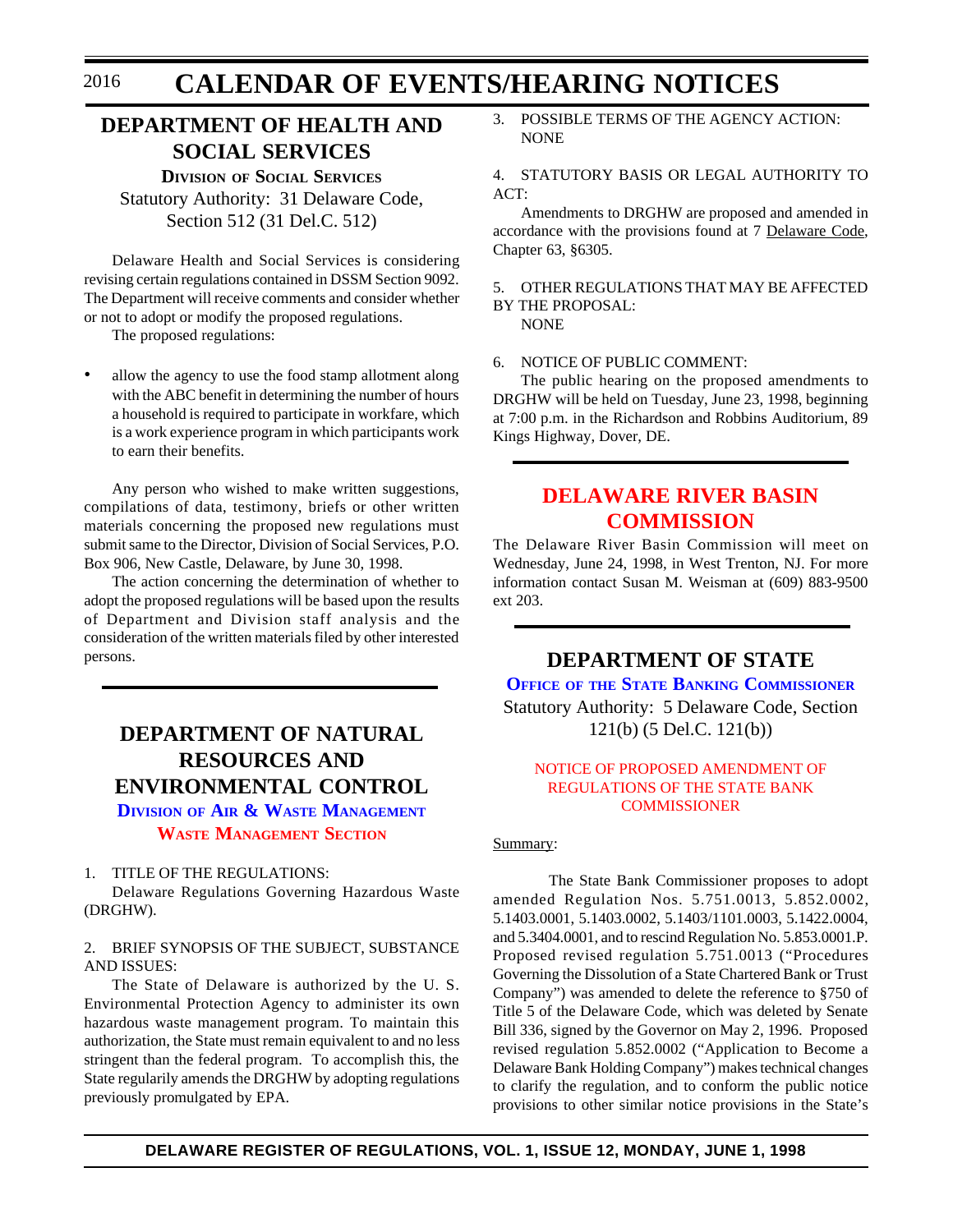# CALENDAR OF EVENTS/HEARING NOTICES

## DEPARTMENT OF HEALTH AND SOCIAL SERVICES

### Division of Social Services

Statutory Authority: 31 Delaware Code, Section 512 (31 Del.C. 512)

Delaware Health and Social Services is considering revising certain regulations contained in DSSM Section 9092. The Department will receive comments and consider whether or not to adopt or modify the proposed regulations.

The proposed regulations:

- allow the agency to use the food stamp allotment along with the ABC benefit in determining the number of hours a household is required to participate in workfare, which is a work experience program in which participants work to earn their benefits.

Any person who wished to make written suggestions, compilations of data, testimony, briefs or other written materials concerning the proposed new regulations must submit same to the Director, Division of Social Services, P.O. Box 906, New Castle, Delaware, by June 30, 1998.

The action concerning the determination of whether to adopt the proposed regulations will be based upon the results of Department and Division staff analysis and the consideration of the written materials filed by other interested persons.

## DEPARTMENT OF NATURAL RESOURCES AND ENVIRONMENTAL CONTROL

### Division of Air & Waste Management

### Waste Management Section

1. TITLE OF THE REGULATIONS:

Delaware Regulations Governing Hazardous Waste (DRGHW).

2. BRIEF SYNOPSIS OF THE SUBJECT, SUBSTANCE AND ISSUES:

The State of Delaware is authorized by the U. S. Environmental Protection Agency to administer its own hazardous waste management program. To maintain this authorization, the State must remain equivalent to and no less stringent than the federal program. To accomplish this, the State regularly amends the DRGHW by adopting regulations previously promulgated by EPA.

3. POSSIBLE TERMS OF THE AGENCY ACTION:

NONE

4. STATUTORY BASIS OR LEGAL AUTHORITY TO ACT:

Amendments to DRGHW are proposed and amended in accordance with the provisions found at 7 Delaware Code, Chapter 63, §6305.

5. OTHER REGULATIONS THAT MAY BE AFFECTED BY THE PROPOSAL:

NONE

6. NOTICE OF PUBLIC COMMENT:

The public hearing on the proposed amendments to DRGHW will be held on Tuesday, June 23, 1998, beginning at 7:00 p.m. in the Richardson and Robbins Auditorium, 89 Kings Highway, Dover, DE.

## DELAWARE RIVER BASIN COMMISSION

The Delaware River Basin Commission will meet on Wednesday, June 24, 1998, in West Trenton, NJ. For more information contact Susan M. Weisman at (609) 883-9500 ext 203.

## DEPARTMENT OF STATE

### Office of the State Banking Commissioner

Statutory Authority: 5 Delaware Code, Section 121(b) (5 Del.C. 121(b))

NOTICE OF PROPOSED AMENDMENT OF REGULATIONS OF THE STATE BANK COMMISSIONER

Summary:

The State Bank Commissioner proposes to adopt amended Regulation Nos. 5.751.0013, 5.852.0002, 5.1403.0001, 5.1403.0002, 5.1403/1101.0003, 5.1422.0004, and 5.3404.0001, and to rescind Regulation No. 5.853.0001.P. Proposed revised regulation 5.751.0013 ("Procedures Governing the Dissolution of a State Chartered Bank or Trust Company") was amended to delete the reference to §750 of Title 5 of the Delaware Code, which was deleted by Senate Bill 336, signed by the Governor on May 2, 1996. Proposed revised regulation 5.852.0002 ("Application to Become a Delaware Bank Holding Company") makes technical changes to clarify the regulation, and to conform the public notice provisions to other similar notice provisions in the State's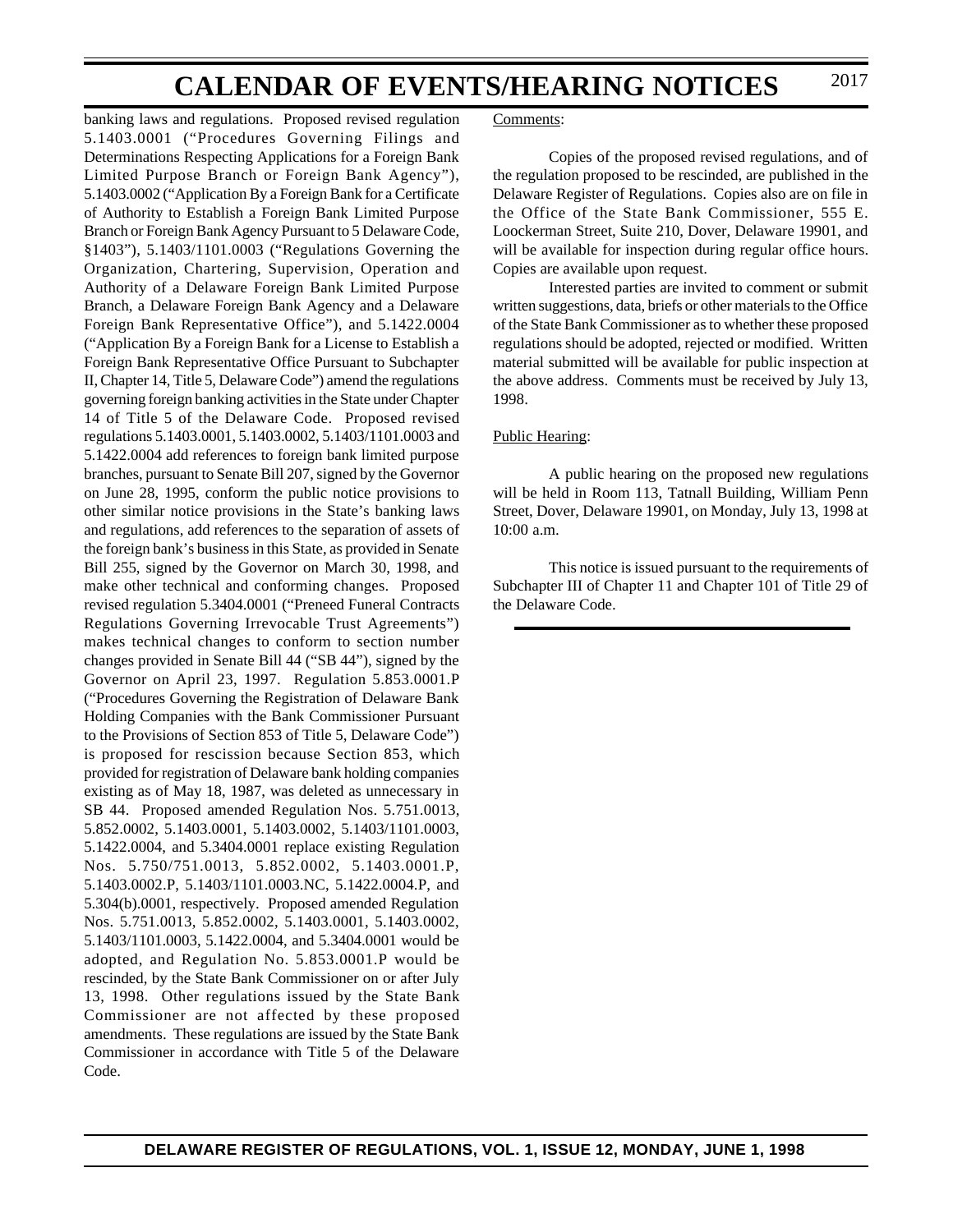banking laws and regulations. Proposed revised regulation 5.1403.0001 ("Procedures Governing Filings and Determinations Respecting Applications for a Foreign Bank Limited Purpose Branch or Foreign Bank Agency"), 5.1403.0002 ("Application By a Foreign Bank for a Certificate of Authority to Establish a Foreign Bank Limited Purpose Branch or Foreign Bank Agency Pursuant to 5 Delaware Code, §1403"), 5.1403/1101.0003 ("Regulations Governing the Organization, Chartering, Supervision, Operation and Authority of a Delaware Foreign Bank Limited Purpose Branch, a Delaware Foreign Bank Agency and a Delaware Foreign Bank Representative Office"), and 5.1422.0004 ("Application By a Foreign Bank for a License to Establish a Foreign Bank Representative Office Pursuant to Subchapter II, Chapter 14, Title 5, Delaware Code") amend the regulations governing foreign banking activities in the State under Chapter 14 of Title 5 of the Delaware Code. Proposed revised regulations 5.1403.0001, 5.1403.0002, 5.1403/1101.0003 and 5.1422.0004 add references to foreign bank limited purpose branches, pursuant to Senate Bill 207, signed by the Governor on June 28, 1995, conform the public notice provisions to other similar notice provisions in the State's banking laws and regulations, add references to the separation of assets of the foreign bank's business in this State, as provided in Senate Bill 255, signed by the Governor on March 30, 1998, and make other technical and conforming changes. Proposed revised regulation 5.3404.0001 ("Preneed Funeral Contracts Regulations Governing Irrevocable Trust Agreements") makes technical changes to conform to section number changes provided in Senate Bill 44 ("SB 44"), signed by the Governor on April 23, 1997. Regulation 5.853.0001.P ("Procedures Governing the Registration of Delaware Bank Holding Companies with the Bank Commissioner Pursuant to the Provisions of Section 853 of Title 5, Delaware Code") is proposed for rescission because Section 853, which provided for registration of Delaware bank holding companies existing as of May 18, 1987, was deleted as unnecessary in SB 44. Proposed amended Regulation Nos. 5.751.0013, 5.852.0002, 5.1403.0001, 5.1403.0002, 5.1403/1101.0003, 5.1422.0004, and 5.3404.0001 replace existing Regulation Nos. 5.750/751.0013, 5.852.0002, 5.1403.0001.P, 5.1403.0002.P, 5.1403/1101.0003.NC, 5.1422.0004.P, and 5.304(b).0001, respectively. Proposed amended Regulation Nos. 5.751.0013, 5.852.0002, 5.1403.0001, 5.1403.0002, 5.1403/1101.0003, 5.1422.0004, and 5.3404.0001 would be adopted, and Regulation No. 5.853.0001.P would be rescinded, by the State Bank Commissioner on or after July 13, 1998. Other regulations issued by the State Bank Commissioner are not affected by these proposed amendments. These regulations are issued by the State Bank Commissioner in accordance with Title 5 of the Delaware Code.

Comments:

Copies of the proposed revised regulations, and of the regulation proposed to be rescinded, are published in the Delaware Register of Regulations. Copies also are on file in the Office of the State Bank Commissioner, 555 E. Loockerman Street, Suite 210, Dover, Delaware 19901, and will be available for inspection during regular office hours. Copies are available upon request.

Interested parties are invited to comment or submit written suggestions, data, briefs or other materials to the Office of the State Bank Commissioner as to whether these proposed regulations should be adopted, rejected or modified. Written material submitted will be available for public inspection at the above address. Comments must be received by July 13, 1998.

Public Hearing:

A public hearing on the proposed new regulations will be held in Room 113, Tatnall Building, William Penn Street, Dover, Delaware 19901, on Monday, July 13, 1998 at 10:00 a.m.

This notice is issued pursuant to the requirements of Subchapter III of Chapter 11 and Chapter 101 of Title 29 of the Delaware Code.